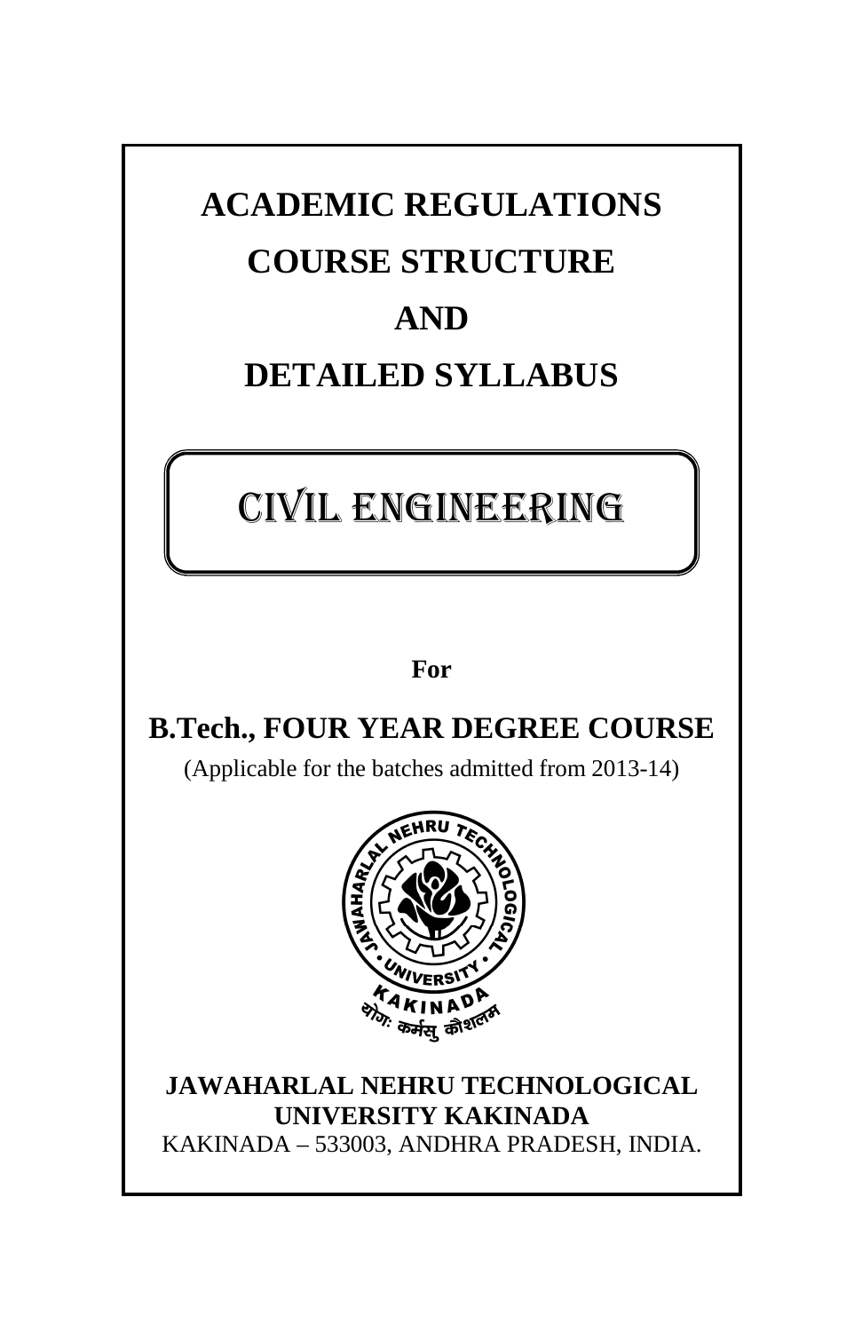# ACADEMIC REGULATIONS

# COURSE STRUCTURE

# AND

# DETAILED SYLLABUS

## CIVIL ENGINEERING

**For**

## B.Tech., FOUR YEAR DEGREE COURSE

(Applicable for the batches admitted from 2013-14)

**JAWAHARLAL NEHRU TECHNOLOGICAL UNIVERSITY KAKINADA**

KAKINADA – 533003, ANDHRA PRADESH, INDIA.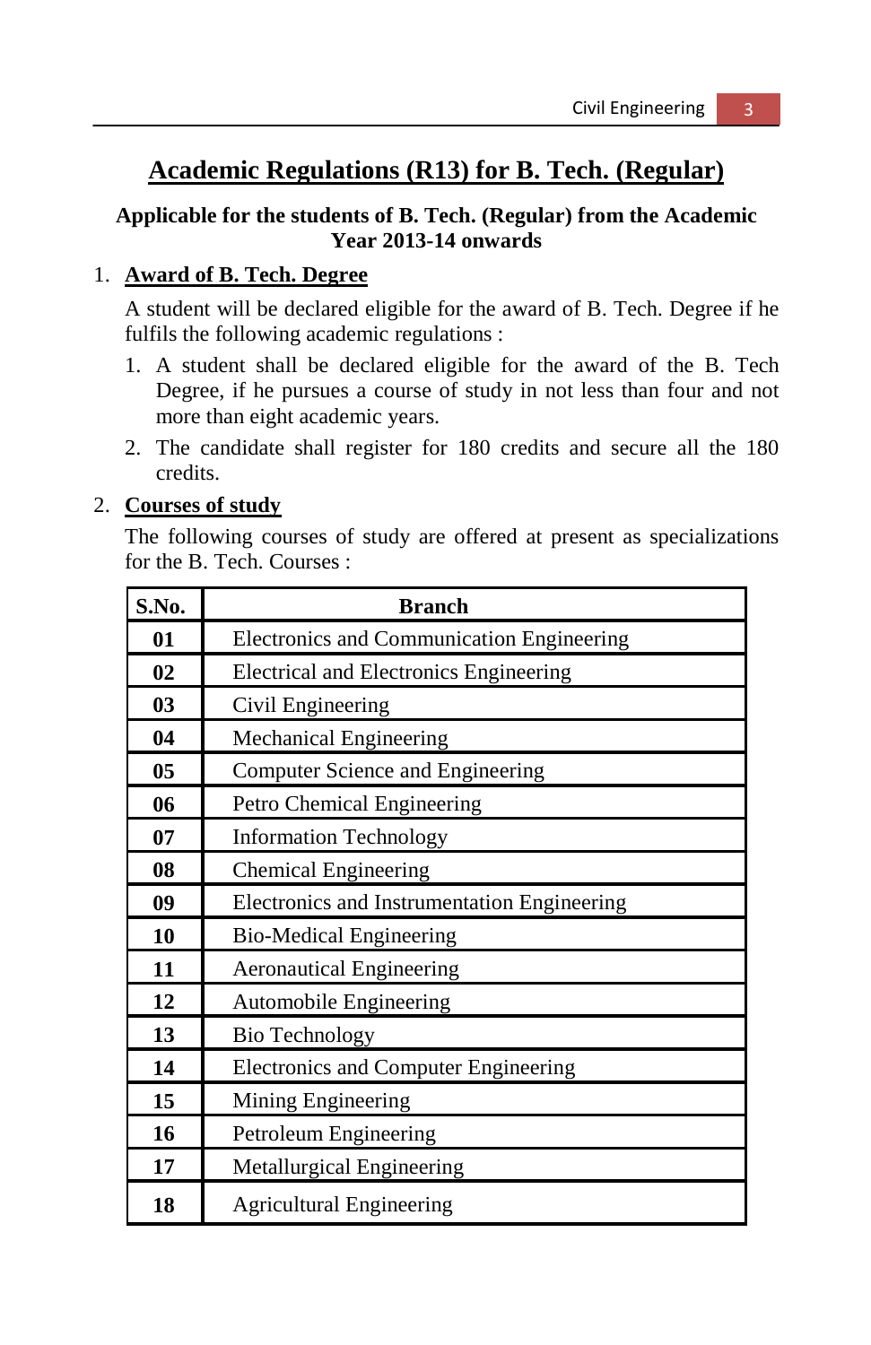# Academic Regulations (R13) for B. Tech. (Regular)

**Applicable for the students of B. Tech. (Regular) from the Academic Year 2013-14 onwards**

1. **Award of B. Tech. Degree**

   A student will be declared eligible for the award of B. Tech. Degree if he fulfils the following academic regulations :

   1. A student shall be declared eligible for the award of the B. Tech Degree, if he pursues a course of study in not less than four and not more than eight academic years.
   2. The candidate shall register for 180 credits and secure all the 180 credits.

2. **Courses of study**

   The following courses of study are offered at present as specializations for the B. Tech. Courses :

| S.No. | Branch |
|---|---|
| 01 | Electronics and Communication Engineering |
| 02 | Electrical and Electronics Engineering |
| 03 | Civil Engineering |
| 04 | Mechanical Engineering |
| 05 | Computer Science and Engineering |
| 06 | Petro Chemical Engineering |
| 07 | Information Technology |
| 08 | Chemical Engineering |
| 09 | Electronics and Instrumentation Engineering |
| 10 | Bio-Medical Engineering |
| 11 | Aeronautical Engineering |
| 12 | Automobile Engineering |
| 13 | Bio Technology |
| 14 | Electronics and Computer Engineering |
| 15 | Mining Engineering |
| 16 | Petroleum Engineering |
| 17 | Metallurgical Engineering |
| 18 | Agricultural Engineering |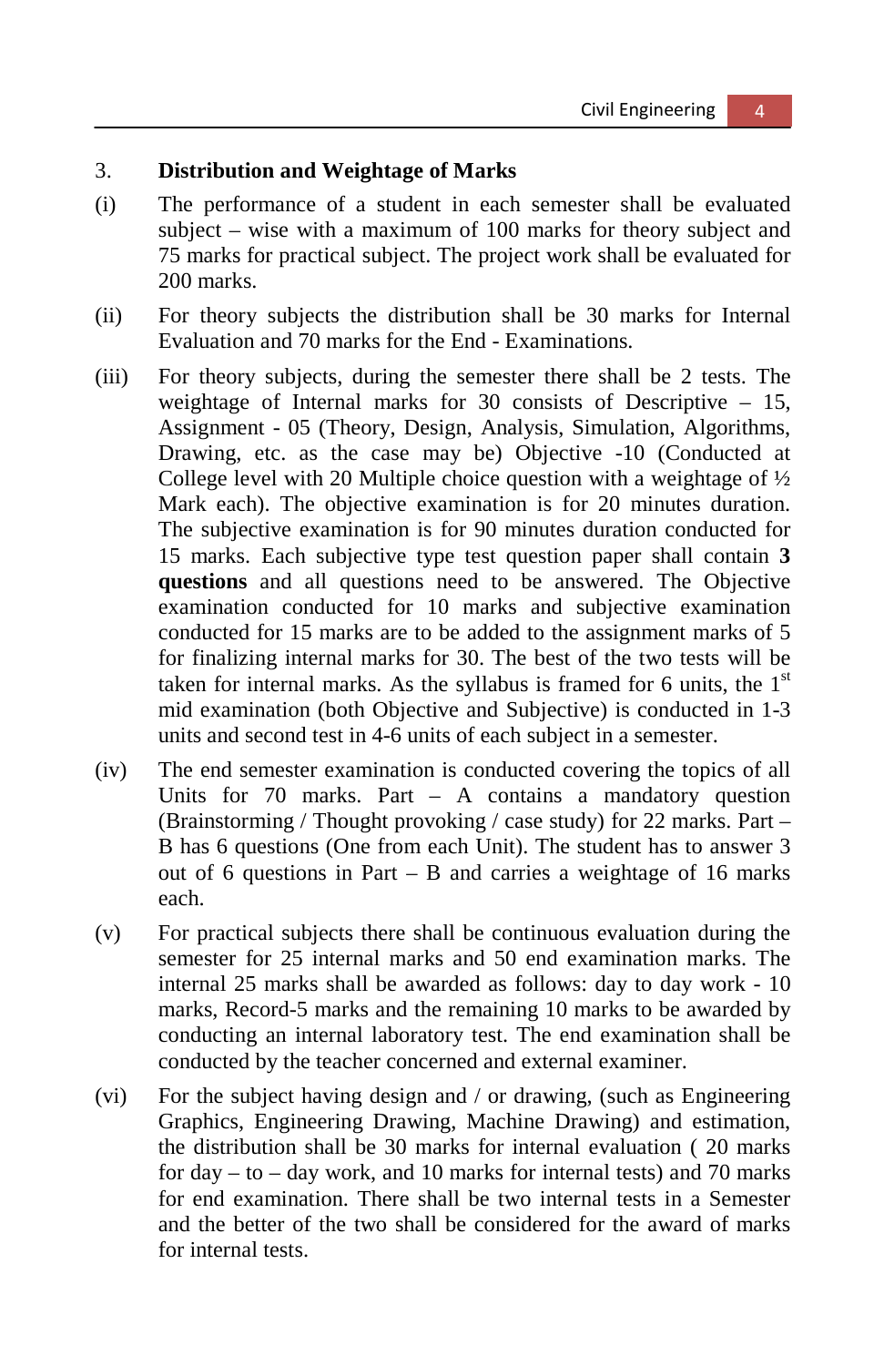## 3. Distribution and Weightage of Marks

(i) The performance of a student in each semester shall be evaluated subject – wise with a maximum of 100 marks for theory subject and 75 marks for practical subject. The project work shall be evaluated for 200 marks.

(ii) For theory subjects the distribution shall be 30 marks for Internal Evaluation and 70 marks for the End - Examinations.

(iii) For theory subjects, during the semester there shall be 2 tests. The weightage of Internal marks for 30 consists of Descriptive – 15, Assignment - 05 (Theory, Design, Analysis, Simulation, Algorithms, Drawing, etc. as the case may be) Objective -10 (Conducted at College level with 20 Multiple choice question with a weightage of ½ Mark each). The objective examination is for 20 minutes duration. The subjective examination is for 90 minutes duration conducted for 15 marks. Each subjective type test question paper shall contain **3 questions** and all questions need to be answered. The Objective examination conducted for 10 marks and subjective examination conducted for 15 marks are to be added to the assignment marks of 5 for finalizing internal marks for 30. The best of the two tests will be taken for internal marks. As the syllabus is framed for 6 units, the 1st mid examination (both Objective and Subjective) is conducted in 1-3 units and second test in 4-6 units of each subject in a semester.

(iv) The end semester examination is conducted covering the topics of all Units for 70 marks. Part – A contains a mandatory question (Brainstorming / Thought provoking / case study) for 22 marks. Part – B has 6 questions (One from each Unit). The student has to answer 3 out of 6 questions in Part – B and carries a weightage of 16 marks each.

(v) For practical subjects there shall be continuous evaluation during the semester for 25 internal marks and 50 end examination marks. The internal 25 marks shall be awarded as follows: day to day work - 10 marks, Record-5 marks and the remaining 10 marks to be awarded by conducting an internal laboratory test. The end examination shall be conducted by the teacher concerned and external examiner.

(vi) For the subject having design and / or drawing, (such as Engineering Graphics, Engineering Drawing, Machine Drawing) and estimation, the distribution shall be 30 marks for internal evaluation ( 20 marks for day – to – day work, and 10 marks for internal tests) and 70 marks for end examination. There shall be two internal tests in a Semester and the better of the two shall be considered for the award of marks for internal tests.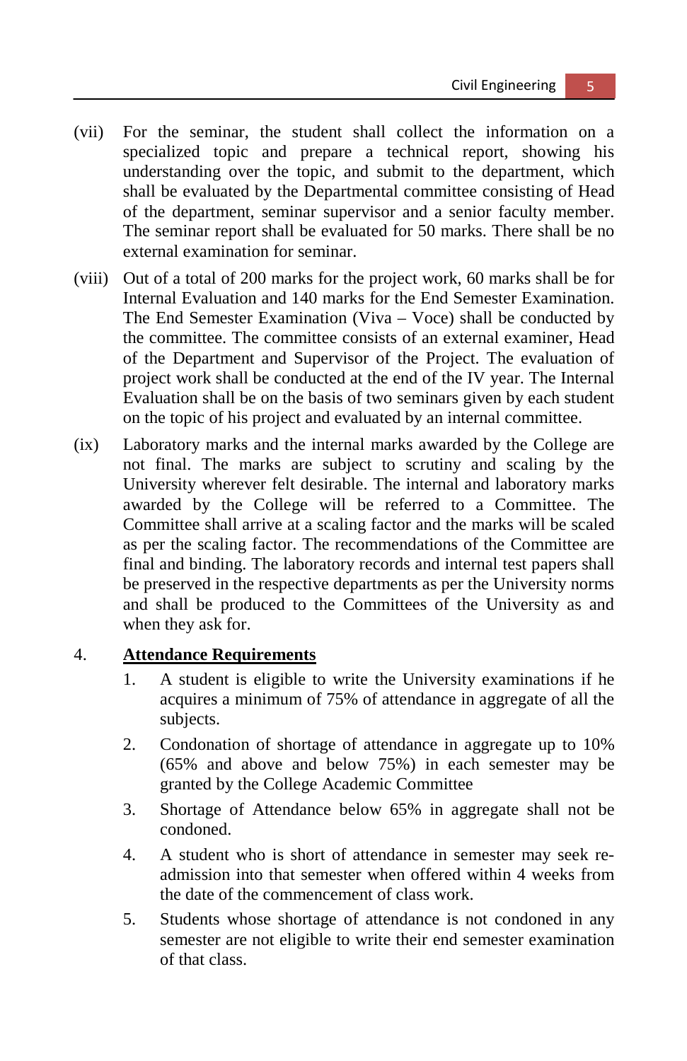(vii) For the seminar, the student shall collect the information on a specialized topic and prepare a technical report, showing his understanding over the topic, and submit to the department, which shall be evaluated by the Departmental committee consisting of Head of the department, seminar supervisor and a senior faculty member. The seminar report shall be evaluated for 50 marks. There shall be no external examination for seminar.

(viii) Out of a total of 200 marks for the project work, 60 marks shall be for Internal Evaluation and 140 marks for the End Semester Examination. The End Semester Examination (Viva – Voce) shall be conducted by the committee. The committee consists of an external examiner, Head of the Department and Supervisor of the Project. The evaluation of project work shall be conducted at the end of the IV year. The Internal Evaluation shall be on the basis of two seminars given by each student on the topic of his project and evaluated by an internal committee.

(ix) Laboratory marks and the internal marks awarded by the College are not final. The marks are subject to scrutiny and scaling by the University wherever felt desirable. The internal and laboratory marks awarded by the College will be referred to a Committee. The Committee shall arrive at a scaling factor and the marks will be scaled as per the scaling factor. The recommendations of the Committee are final and binding. The laboratory records and internal test papers shall be preserved in the respective departments as per the University norms and shall be produced to the Committees of the University as and when they ask for.

## 4. <u>**Attendance Requirements**</u>

1. A student is eligible to write the University examinations if he acquires a minimum of 75% of attendance in aggregate of all the subjects.
2. Condonation of shortage of attendance in aggregate up to 10% (65% and above and below 75%) in each semester may be granted by the College Academic Committee
3. Shortage of Attendance below 65% in aggregate shall not be condoned.
4. A student who is short of attendance in semester may seek re-admission into that semester when offered within 4 weeks from the date of the commencement of class work.
5. Students whose shortage of attendance is not condoned in any semester are not eligible to write their end semester examination of that class.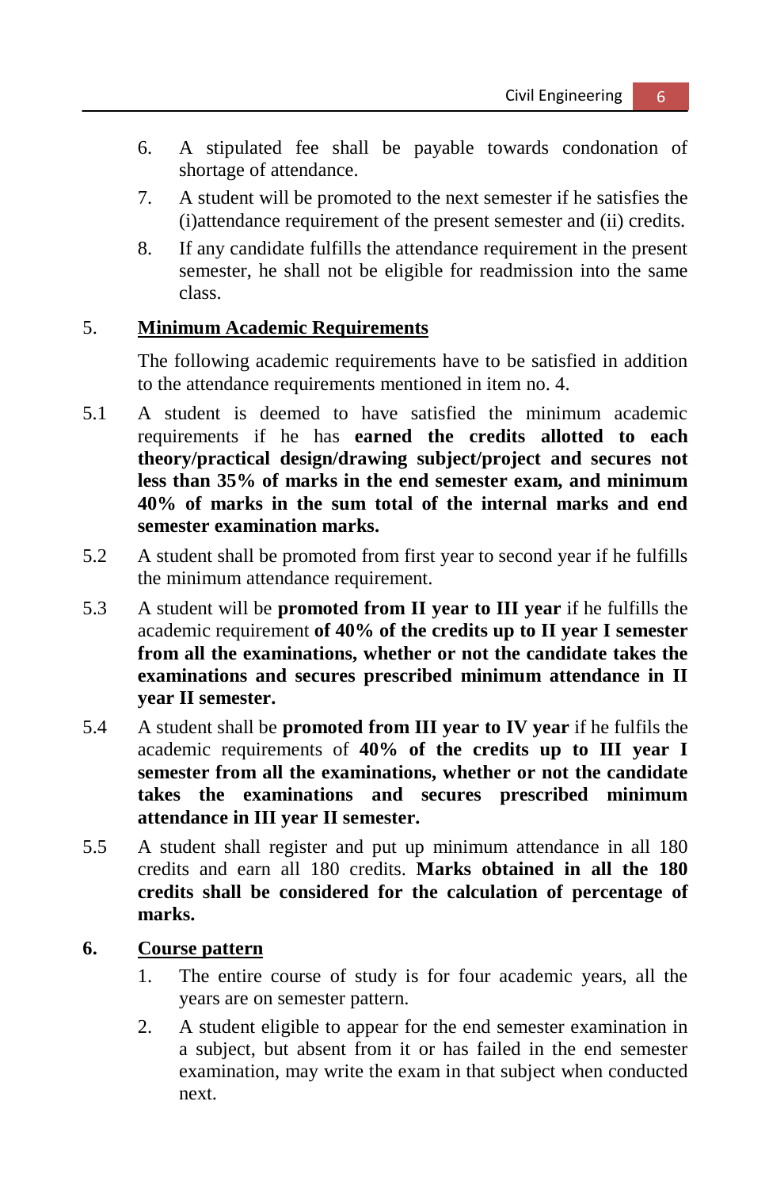6. A stipulated fee shall be payable towards condonation of shortage of attendance.
7. A student will be promoted to the next semester if he satisfies the (i)attendance requirement of the present semester and (ii) credits.
8. If any candidate fulfills the attendance requirement in the present semester, he shall not be eligible for readmission into the same class.

## 5. Minimum Academic Requirements

The following academic requirements have to be satisfied in addition to the attendance requirements mentioned in item no. 4.

5.1 A student is deemed to have satisfied the minimum academic requirements if he has **earned the credits allotted to each theory/practical design/drawing subject/project and secures not less than 35% of marks in the end semester exam, and minimum 40% of marks in the sum total of the internal marks and end semester examination marks.**

5.2 A student shall be promoted from first year to second year if he fulfills the minimum attendance requirement.

5.3 A student will be **promoted from II year to III year** if he fulfills the academic requirement **of 40% of the credits up to II year I semester from all the examinations, whether or not the candidate takes the examinations and secures prescribed minimum attendance in II year II semester.**

5.4 A student shall be **promoted from III year to IV year** if he fulfils the academic requirements of **40% of the credits up to III year I semester from all the examinations, whether or not the candidate takes the examinations and secures prescribed minimum attendance in III year II semester.**

5.5 A student shall register and put up minimum attendance in all 180 credits and earn all 180 credits. **Marks obtained in all the 180 credits shall be considered for the calculation of percentage of marks.**

## 6. Course pattern

1. The entire course of study is for four academic years, all the years are on semester pattern.
2. A student eligible to appear for the end semester examination in a subject, but absent from it or has failed in the end semester examination, may write the exam in that subject when conducted next.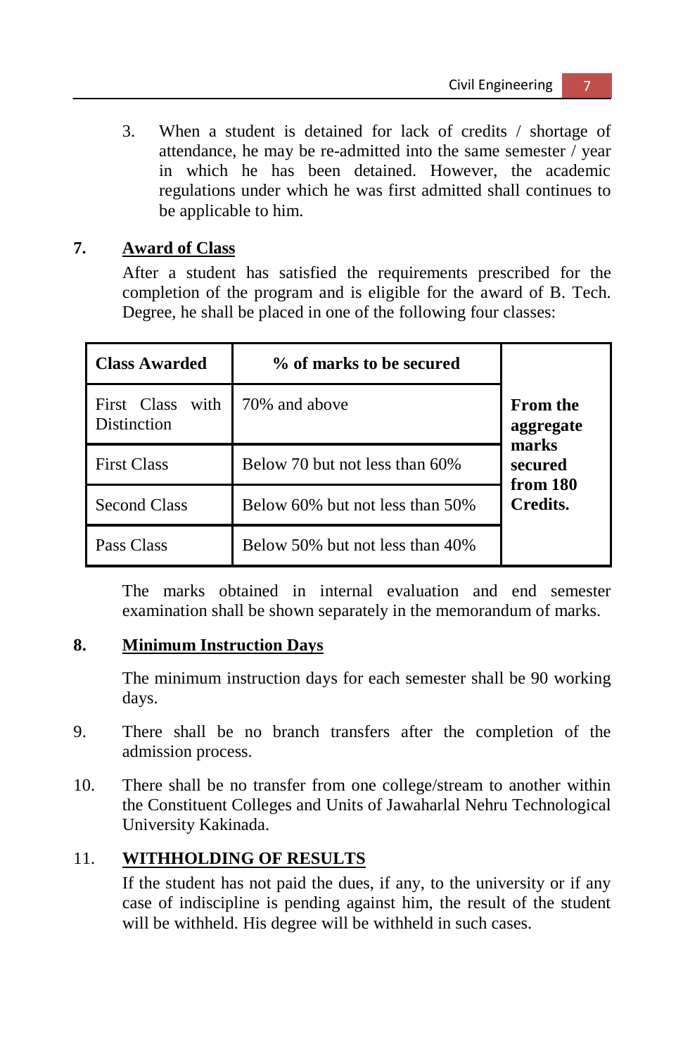3. When a student is detained for lack of credits / shortage of attendance, he may be re-admitted into the same semester / year in which he has been detained. However, the academic regulations under which he was first admitted shall continues to be applicable to him.

## 7. Award of Class

After a student has satisfied the requirements prescribed for the completion of the program and is eligible for the award of B. Tech. Degree, he shall be placed in one of the following four classes:

| Class Awarded | % of marks to be secured | |
|---|---|---|
| First Class with Distinction | 70% and above | **From the aggregate marks secured from 180 Credits.** |
| First Class | Below 70 but not less than 60% | |
| Second Class | Below 60% but not less than 50% | |
| Pass Class | Below 50% but not less than 40% | |

The marks obtained in internal evaluation and end semester examination shall be shown separately in the memorandum of marks.

## 8. Minimum Instruction Days

The minimum instruction days for each semester shall be 90 working days.

9. There shall be no branch transfers after the completion of the admission process.

10. There shall be no transfer from one college/stream to another within the Constituent Colleges and Units of Jawaharlal Nehru Technological University Kakinada.

## 11. WITHHOLDING OF RESULTS

If the student has not paid the dues, if any, to the university or if any case of indiscipline is pending against him, the result of the student will be withheld. His degree will be withheld in such cases.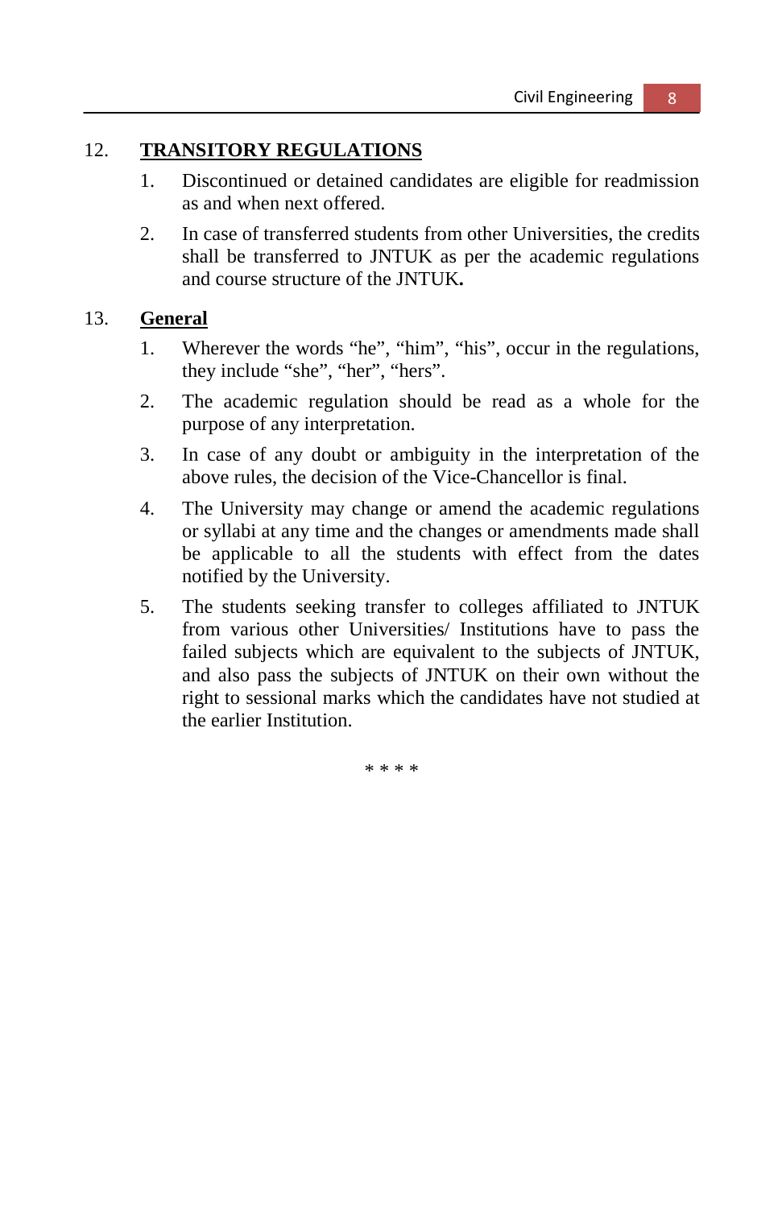## 12. **TRANSITORY REGULATIONS**

1. Discontinued or detained candidates are eligible for readmission as and when next offered.
2. In case of transferred students from other Universities, the credits shall be transferred to JNTUK as per the academic regulations and course structure of the JNTUK**.**

## 13. **General**

1. Wherever the words "he", "him", "his", occur in the regulations, they include "she", "her", "hers".
2. The academic regulation should be read as a whole for the purpose of any interpretation.
3. In case of any doubt or ambiguity in the interpretation of the above rules, the decision of the Vice-Chancellor is final.
4. The University may change or amend the academic regulations or syllabi at any time and the changes or amendments made shall be applicable to all the students with effect from the dates notified by the University.
5. The students seeking transfer to colleges affiliated to JNTUK from various other Universities/ Institutions have to pass the failed subjects which are equivalent to the subjects of JNTUK, and also pass the subjects of JNTUK on their own without the right to sessional marks which the candidates have not studied at the earlier Institution.

* * * *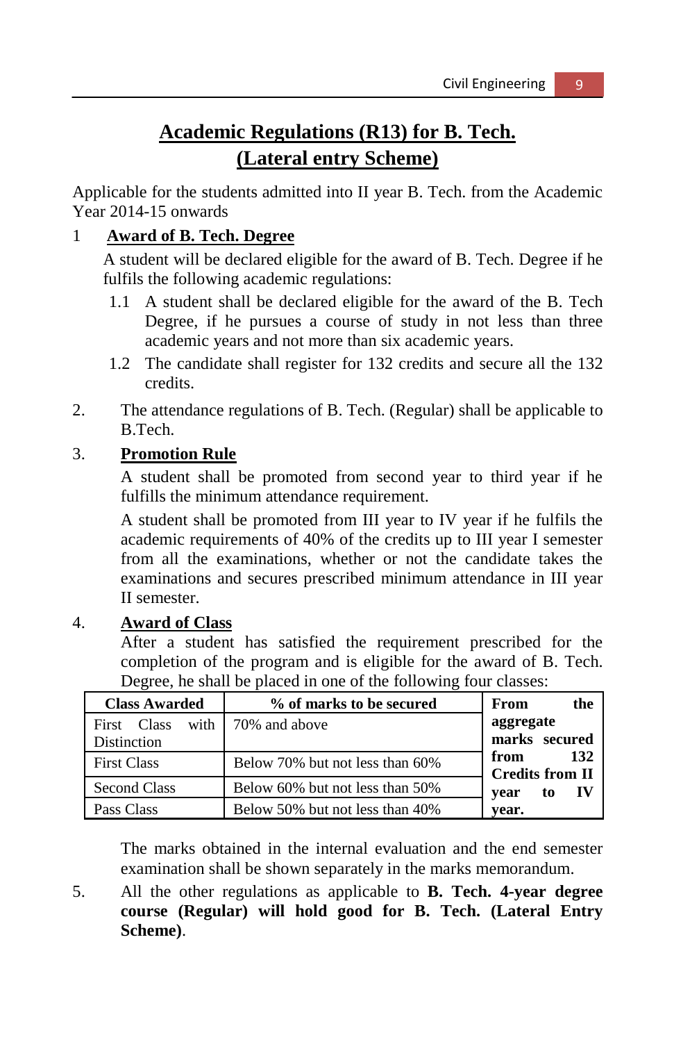# Academic Regulations (R13) for B. Tech. (Lateral entry Scheme)

Applicable for the students admitted into II year B. Tech. from the Academic Year 2014-15 onwards

1 **Award of B. Tech. Degree**

A student will be declared eligible for the award of B. Tech. Degree if he fulfils the following academic regulations:

1.1 A student shall be declared eligible for the award of the B. Tech Degree, if he pursues a course of study in not less than three academic years and not more than six academic years.

1.2 The candidate shall register for 132 credits and secure all the 132 credits.

2. The attendance regulations of B. Tech. (Regular) shall be applicable to B.Tech.

3. **Promotion Rule**

A student shall be promoted from second year to third year if he fulfills the minimum attendance requirement.

A student shall be promoted from III year to IV year if he fulfils the academic requirements of 40% of the credits up to III year I semester from all the examinations, whether or not the candidate takes the examinations and secures prescribed minimum attendance in III year II semester.

4. **Award of Class**

After a student has satisfied the requirement prescribed for the completion of the program and is eligible for the award of B. Tech. Degree, he shall be placed in one of the following four classes:

| Class Awarded | % of marks to be secured | |
|---|---|---|
| First Class with Distinction | 70% and above | **From the aggregate marks secured from 132 Credits from II year to IV year.** |
| First Class | Below 70% but not less than 60% | |
| Second Class | Below 60% but not less than 50% | |
| Pass Class | Below 50% but not less than 40% | |

The marks obtained in the internal evaluation and the end semester examination shall be shown separately in the marks memorandum.

5. All the other regulations as applicable to **B. Tech. 4-year degree course (Regular) will hold good for B. Tech. (Lateral Entry Scheme)**.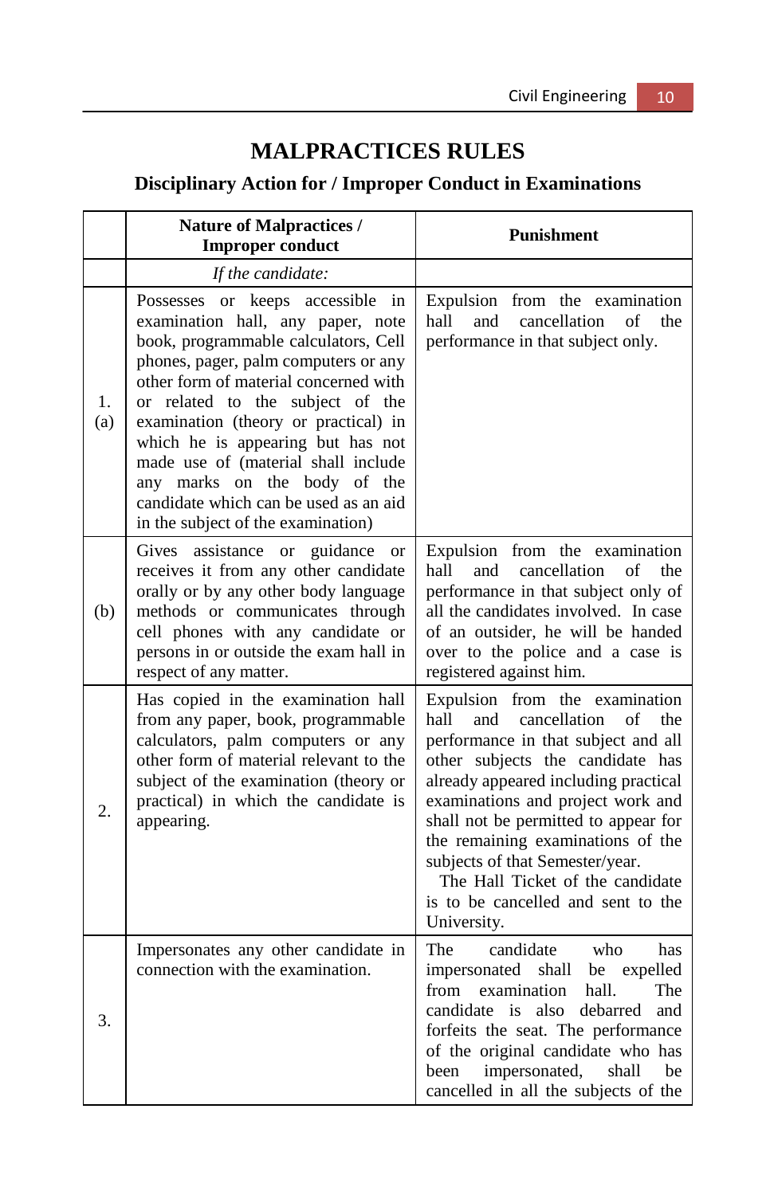# MALPRACTICES RULES

## Disciplinary Action for / Improper Conduct in Examinations

| | Nature of Malpractices / Improper conduct | Punishment |
|---|---|---|
| | *If the candidate:* | |
| 1. (a) | Possesses or keeps accessible in examination hall, any paper, note book, programmable calculators, Cell phones, pager, palm computers or any other form of material concerned with or related to the subject of the examination (theory or practical) in which he is appearing but has not made use of (material shall include any marks on the body of the candidate which can be used as an aid in the subject of the examination) | Expulsion from the examination hall and cancellation of the performance in that subject only. |
| (b) | Gives assistance or guidance or receives it from any other candidate orally or by any other body language methods or communicates through cell phones with any candidate or persons in or outside the exam hall in respect of any matter. | Expulsion from the examination hall and cancellation of the performance in that subject only of all the candidates involved. In case of an outsider, he will be handed over to the police and a case is registered against him. |
| 2. | Has copied in the examination hall from any paper, book, programmable calculators, palm computers or any other form of material relevant to the subject of the examination (theory or practical) in which the candidate is appearing. | Expulsion from the examination hall and cancellation of the performance in that subject and all other subjects the candidate has already appeared including practical examinations and project work and shall not be permitted to appear for the remaining examinations of the subjects of that Semester/year. The Hall Ticket of the candidate is to be cancelled and sent to the University. |
| 3. | Impersonates any other candidate in connection with the examination. | The candidate who has impersonated shall be expelled from examination hall. The candidate is also debarred and forfeits the seat. The performance of the original candidate who has been impersonated, shall be cancelled in all the subjects of the |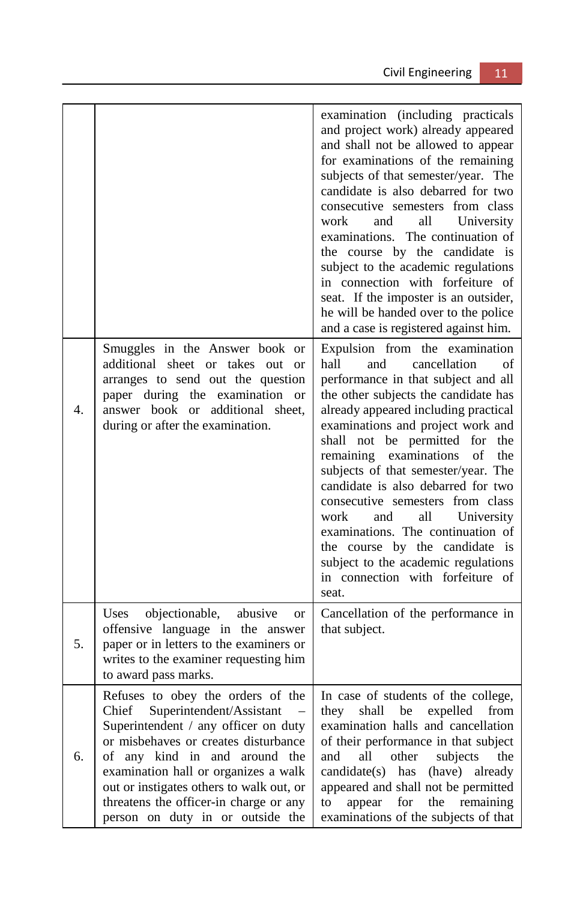| | | |
|---|---|---|
| | | examination (including practicals and project work) already appeared and shall not be allowed to appear for examinations of the remaining subjects of that semester/year. The candidate is also debarred for two consecutive semesters from class work and all University examinations. The continuation of the course by the candidate is subject to the academic regulations in connection with forfeiture of seat. If the imposter is an outsider, he will be handed over to the police and a case is registered against him. |
| 4. | Smuggles in the Answer book or additional sheet or takes out or arranges to send out the question paper during the examination or answer book or additional sheet, during or after the examination. | Expulsion from the examination hall and cancellation of performance in that subject and all the other subjects the candidate has already appeared including practical examinations and project work and shall not be permitted for the remaining examinations of the subjects of that semester/year. The candidate is also debarred for two consecutive semesters from class work and all University examinations. The continuation of the course by the candidate is subject to the academic regulations in connection with forfeiture of seat. |
| 5. | Uses objectionable, abusive or offensive language in the answer paper or in letters to the examiners or writes to the examiner requesting him to award pass marks. | Cancellation of the performance in that subject. |
| 6. | Refuses to obey the orders of the Chief Superintendent/Assistant – Superintendent / any officer on duty or misbehaves or creates disturbance of any kind in and around the examination hall or organizes a walk out or instigates others to walk out, or threatens the officer-in charge or any person on duty in or outside the | In case of students of the college, they shall be expelled from examination halls and cancellation of their performance in that subject and all other subjects the candidate(s) has (have) already appeared and shall not be permitted to appear for the remaining examinations of the subjects of that |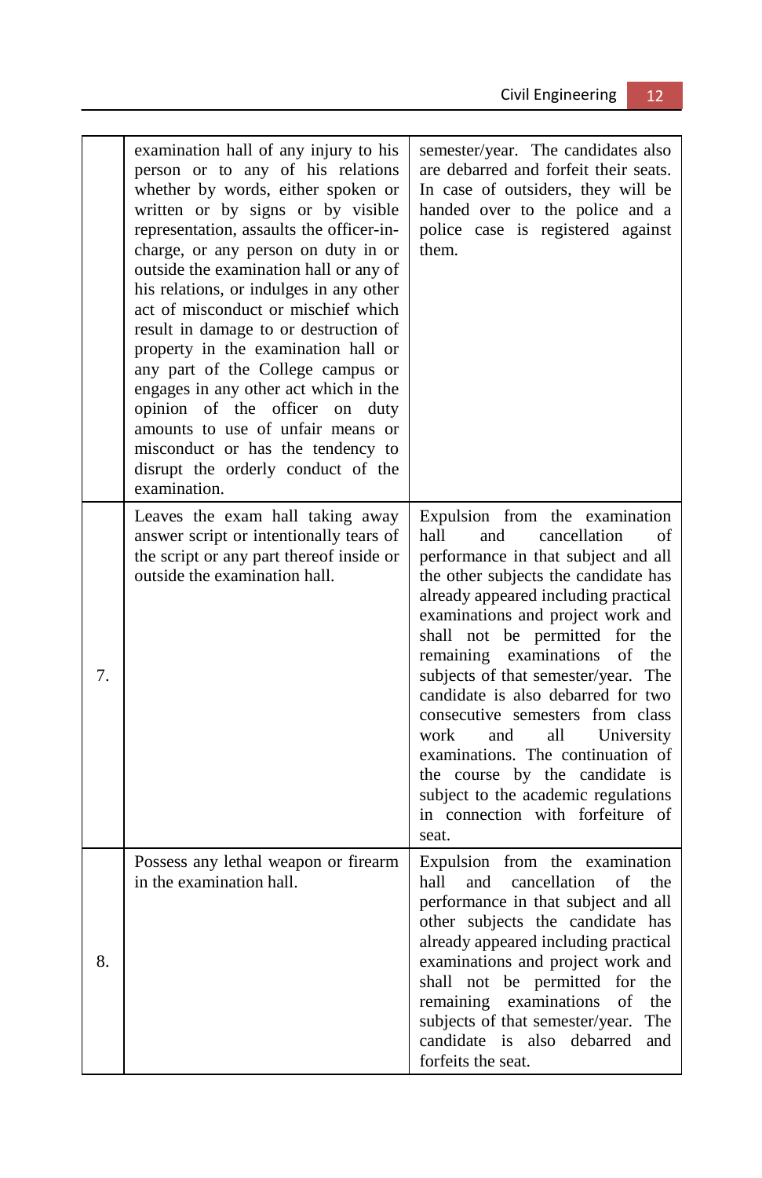| | | |
|---|---|---|
| | examination hall of any injury to his person or to any of his relations whether by words, either spoken or written or by signs or by visible representation, assaults the officer-in-charge, or any person on duty in or outside the examination hall or any of his relations, or indulges in any other act of misconduct or mischief which result in damage to or destruction of property in the examination hall or any part of the College campus or engages in any other act which in the opinion of the officer on duty amounts to use of unfair means or misconduct or has the tendency to disrupt the orderly conduct of the examination. | semester/year. The candidates also are debarred and forfeit their seats. In case of outsiders, they will be handed over to the police and a police case is registered against them. |
| 7. | Leaves the exam hall taking away answer script or intentionally tears of the script or any part thereof inside or outside the examination hall. | Expulsion from the examination hall and cancellation of performance in that subject and all the other subjects the candidate has already appeared including practical examinations and project work and shall not be permitted for the remaining examinations of the subjects of that semester/year. The candidate is also debarred for two consecutive semesters from class work and all University examinations. The continuation of the course by the candidate is subject to the academic regulations in connection with forfeiture of seat. |
| 8. | Possess any lethal weapon or firearm in the examination hall. | Expulsion from the examination hall and cancellation of the performance in that subject and all other subjects the candidate has already appeared including practical examinations and project work and shall not be permitted for the remaining examinations of the subjects of that semester/year. The candidate is also debarred and forfeits the seat. |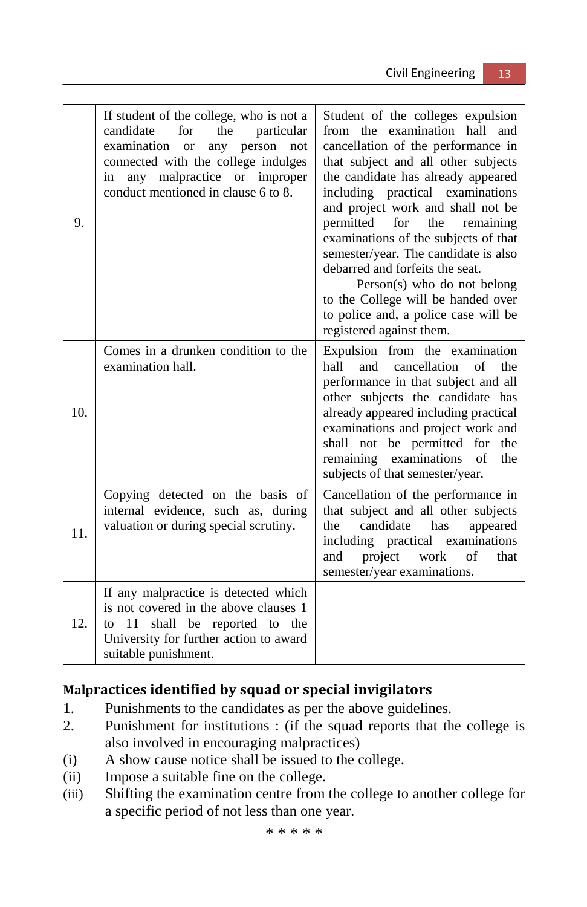| | | |
|---|---|---|
| 9. | If student of the college, who is not a candidate for the particular examination or any person not connected with the college indulges in any malpractice or improper conduct mentioned in clause 6 to 8. | Student of the colleges expulsion from the examination hall and cancellation of the performance in that subject and all other subjects the candidate has already appeared including practical examinations and project work and shall not be permitted for the remaining examinations of the subjects of that semester/year. The candidate is also debarred and forfeits the seat.<br>Person(s) who do not belong to the College will be handed over to police and, a police case will be registered against them. |
| 10. | Comes in a drunken condition to the examination hall. | Expulsion from the examination hall and cancellation of the performance in that subject and all other subjects the candidate has already appeared including practical examinations and project work and shall not be permitted for the remaining examinations of the subjects of that semester/year. |
| 11. | Copying detected on the basis of internal evidence, such as, during valuation or during special scrutiny. | Cancellation of the performance in that subject and all other subjects the candidate has appeared including practical examinations and project work of that semester/year examinations. |
| 12. | If any malpractice is detected which is not covered in the above clauses 1 to 11 shall be reported to the University for further action to award suitable punishment. | |

### Malpractices identified by squad or special invigilators

1. Punishments to the candidates as per the above guidelines.
2. Punishment for institutions : (if the squad reports that the college is also involved in encouraging malpractices)

(i) A show cause notice shall be issued to the college.

(ii) Impose a suitable fine on the college.

(iii) Shifting the examination centre from the college to another college for a specific period of not less than one year.

* * * * *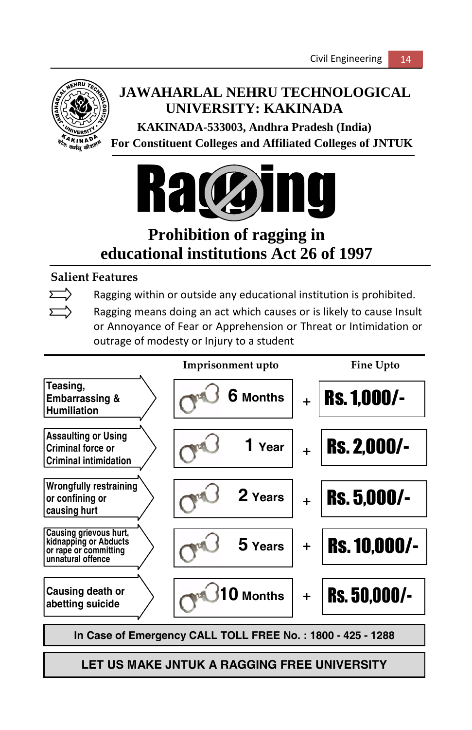# JAWAHARLAL NEHRU TECHNOLOGICAL UNIVERSITY: KAKINADA

**KAKINADA-533003, Andhra Pradesh (India)**

**For Constituent Colleges and Affiliated Colleges of JNTUK**

# Ragging

## Prohibition of ragging in educational institutions Act 26 of 1997

### Salient Features

- Ragging within or outside any educational institution is prohibited.
- Ragging means doing an act which causes or is likely to cause Insult or Annoyance of Fear or Apprehension or Threat or Intimidation or outrage of modesty or Injury to a student

| | Imprisonment upto | | Fine Upto |
|---|---|---|---|
| Teasing, Embarrassing & Humiliation | 6 Months | + | Rs. 1,000/- |
| Assaulting or Using Criminal force or Criminal intimidation | 1 Year | + | Rs. 2,000/- |
| Wrongfully restraining or confining or causing hurt | 2 Years | + | Rs. 5,000/- |
| Causing grievous hurt, kidnapping or Abducts or rape or committing unnatural offence | 5 Years | + | Rs. 10,000/- |
| Causing death or abetting suicide | 10 Months | + | Rs. 50,000/- |

**In Case of Emergency CALL TOLL FREE No. : 1800 - 425 - 1288**

**LET US MAKE JNTUK A RAGGING FREE UNIVERSITY**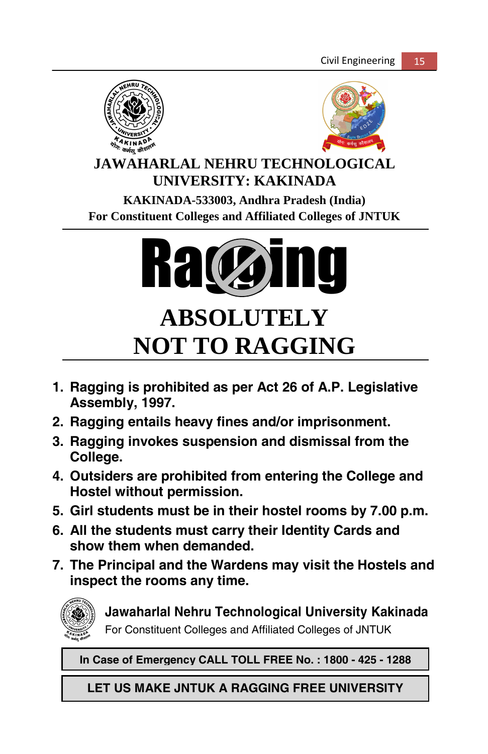# JAWAHARLAL NEHRU TECHNOLOGICAL UNIVERSITY: KAKINADA

**KAKINADA-533003, Andhra Pradesh (India)**

**For Constituent Colleges and Affiliated Colleges of JNTUK**

# Ragging

# ABSOLUTELY NOT TO RAGGING

1. **Ragging is prohibited as per Act 26 of A.P. Legislative Assembly, 1997.**
2. **Ragging entails heavy fines and/or imprisonment.**
3. **Ragging invokes suspension and dismissal from the College.**
4. **Outsiders are prohibited from entering the College and Hostel without permission.**
5. **Girl students must be in their hostel rooms by 7.00 p.m.**
6. **All the students must carry their Identity Cards and show them when demanded.**
7. **The Principal and the Wardens may visit the Hostels and inspect the rooms any time.**

**Jawaharlal Nehru Technological University Kakinada**

For Constituent Colleges and Affiliated Colleges of JNTUK

**In Case of Emergency CALL TOLL FREE No. : 1800 - 425 - 1288**

**LET US MAKE JNTUK A RAGGING FREE UNIVERSITY**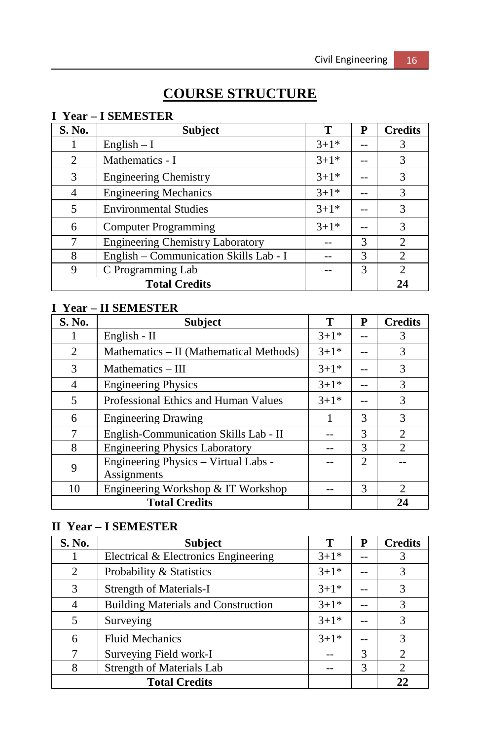# COURSE STRUCTURE

**I Year – I SEMESTER**

| S. No. | Subject | T | P | Credits |
|---|---|---|---|---|
| 1 | English – I | 3+1* | -- | 3 |
| 2 | Mathematics - I | 3+1* | -- | 3 |
| 3 | Engineering Chemistry | 3+1* | -- | 3 |
| 4 | Engineering Mechanics | 3+1* | -- | 3 |
| 5 | Environmental Studies | 3+1* | -- | 3 |
| 6 | Computer Programming | 3+1* | -- | 3 |
| 7 | Engineering Chemistry Laboratory | -- | 3 | 2 |
| 8 | English – Communication Skills Lab - I | -- | 3 | 2 |
| 9 | C Programming Lab | -- | 3 | 2 |
| | **Total Credits** | | | **24** |

**I Year – II SEMESTER**

| S. No. | Subject | T | P | Credits |
|---|---|---|---|---|
| 1 | English - II | 3+1* | -- | 3 |
| 2 | Mathematics – II (Mathematical Methods) | 3+1* | -- | 3 |
| 3 | Mathematics – III | 3+1* | -- | 3 |
| 4 | Engineering Physics | 3+1* | -- | 3 |
| 5 | Professional Ethics and Human Values | 3+1* | -- | 3 |
| 6 | Engineering Drawing | 1 | 3 | 3 |
| 7 | English-Communication Skills Lab - II | -- | 3 | 2 |
| 8 | Engineering Physics Laboratory | -- | 3 | 2 |
| 9 | Engineering Physics – Virtual Labs - Assignments | -- | 2 | -- |
| 10 | Engineering Workshop & IT Workshop | -- | 3 | 2 |
| | **Total Credits** | | | **24** |

**II Year – I SEMESTER**

| S. No. | Subject | T | P | Credits |
|---|---|---|---|---|
| 1 | Electrical & Electronics Engineering | 3+1* | -- | 3 |
| 2 | Probability & Statistics | 3+1* | -- | 3 |
| 3 | Strength of Materials-I | 3+1* | -- | 3 |
| 4 | Building Materials and Construction | 3+1* | -- | 3 |
| 5 | Surveying | 3+1* | -- | 3 |
| 6 | Fluid Mechanics | 3+1* | -- | 3 |
| 7 | Surveying Field work-I | -- | 3 | 2 |
| 8 | Strength of Materials Lab | -- | 3 | 2 |
| | **Total Credits** | | | **22** |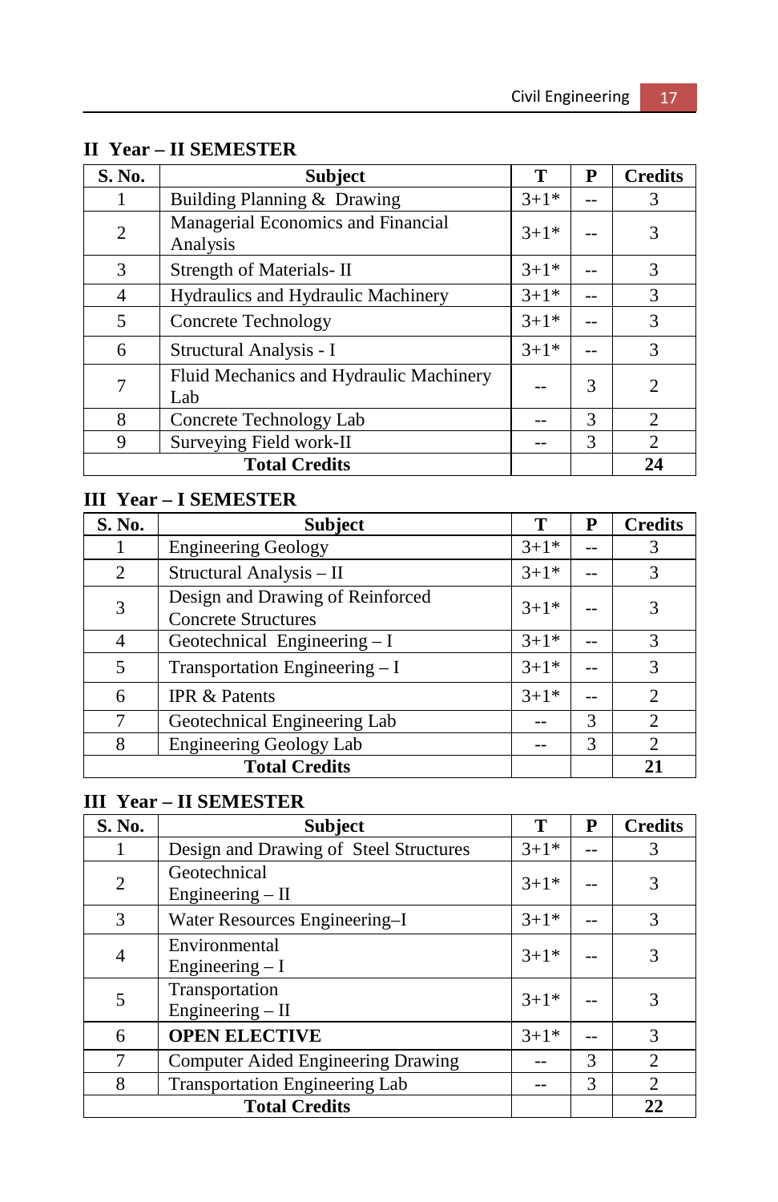## II Year – II SEMESTER

| S. No. | Subject | T | P | Credits |
|---|---|---|---|---|
| 1 | Building Planning & Drawing | 3+1* | -- | 3 |
| 2 | Managerial Economics and Financial Analysis | 3+1* | -- | 3 |
| 3 | Strength of Materials- II | 3+1* | -- | 3 |
| 4 | Hydraulics and Hydraulic Machinery | 3+1* | -- | 3 |
| 5 | Concrete Technology | 3+1* | -- | 3 |
| 6 | Structural Analysis - I | 3+1* | -- | 3 |
| 7 | Fluid Mechanics and Hydraulic Machinery Lab | -- | 3 | 2 |
| 8 | Concrete Technology Lab | -- | 3 | 2 |
| 9 | Surveying Field work-II | -- | 3 | 2 |
| | **Total Credits** | | | **24** |

## III Year – I SEMESTER

| S. No. | Subject | T | P | Credits |
|---|---|---|---|---|
| 1 | Engineering Geology | 3+1* | -- | 3 |
| 2 | Structural Analysis – II | 3+1* | -- | 3 |
| 3 | Design and Drawing of Reinforced Concrete Structures | 3+1* | -- | 3 |
| 4 | Geotechnical Engineering – I | 3+1* | -- | 3 |
| 5 | Transportation Engineering – I | 3+1* | -- | 3 |
| 6 | IPR & Patents | 3+1* | -- | 2 |
| 7 | Geotechnical Engineering Lab | -- | 3 | 2 |
| 8 | Engineering Geology Lab | -- | 3 | 2 |
| | **Total Credits** | | | **21** |

## III Year – II SEMESTER

| S. No. | Subject | T | P | Credits |
|---|---|---|---|---|
| 1 | Design and Drawing of Steel Structures | 3+1* | -- | 3 |
| 2 | Geotechnical Engineering – II | 3+1* | -- | 3 |
| 3 | Water Resources Engineering–I | 3+1* | -- | 3 |
| 4 | Environmental Engineering – I | 3+1* | -- | 3 |
| 5 | Transportation Engineering – II | 3+1* | -- | 3 |
| 6 | **OPEN ELECTIVE** | 3+1* | -- | 3 |
| 7 | Computer Aided Engineering Drawing | -- | 3 | 2 |
| 8 | Transportation Engineering Lab | -- | 3 | 2 |
| | **Total Credits** | | | **22** |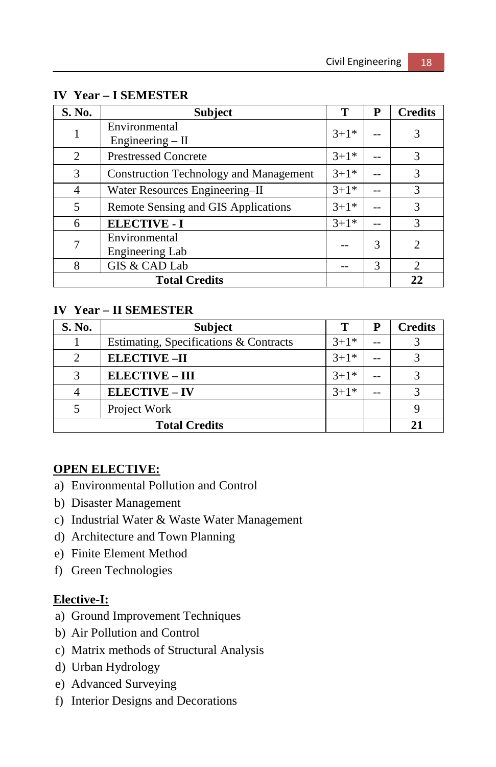### IV Year – I SEMESTER

| S. No. | Subject | T | P | Credits |
|---|---|---|---|---|
| 1 | Environmental Engineering – II | 3+1* | -- | 3 |
| 2 | Prestressed Concrete | 3+1* | -- | 3 |
| 3 | Construction Technology and Management | 3+1* | -- | 3 |
| 4 | Water Resources Engineering–II | 3+1* | -- | 3 |
| 5 | Remote Sensing and GIS Applications | 3+1* | -- | 3 |
| 6 | **ELECTIVE - I** | 3+1* | -- | 3 |
| 7 | Environmental Engineering Lab | -- | 3 | 2 |
| 8 | GIS & CAD Lab | -- | 3 | 2 |
| | **Total Credits** | | | **22** |

### IV Year – II SEMESTER

| S. No. | Subject | T | P | Credits |
|---|---|---|---|---|
| 1 | Estimating, Specifications & Contracts | 3+1* | -- | 3 |
| 2 | **ELECTIVE –II** | 3+1* | -- | 3 |
| 3 | **ELECTIVE – III** | 3+1* | -- | 3 |
| 4 | **ELECTIVE – IV** | 3+1* | -- | 3 |
| 5 | Project Work | | | 9 |
| | **Total Credits** | | | **21** |

**OPEN ELECTIVE:**

a) Environmental Pollution and Control
b) Disaster Management
c) Industrial Water & Waste Water Management
d) Architecture and Town Planning
e) Finite Element Method
f) Green Technologies

**Elective-I:**

a) Ground Improvement Techniques
b) Air Pollution and Control
c) Matrix methods of Structural Analysis
d) Urban Hydrology
e) Advanced Surveying
f) Interior Designs and Decorations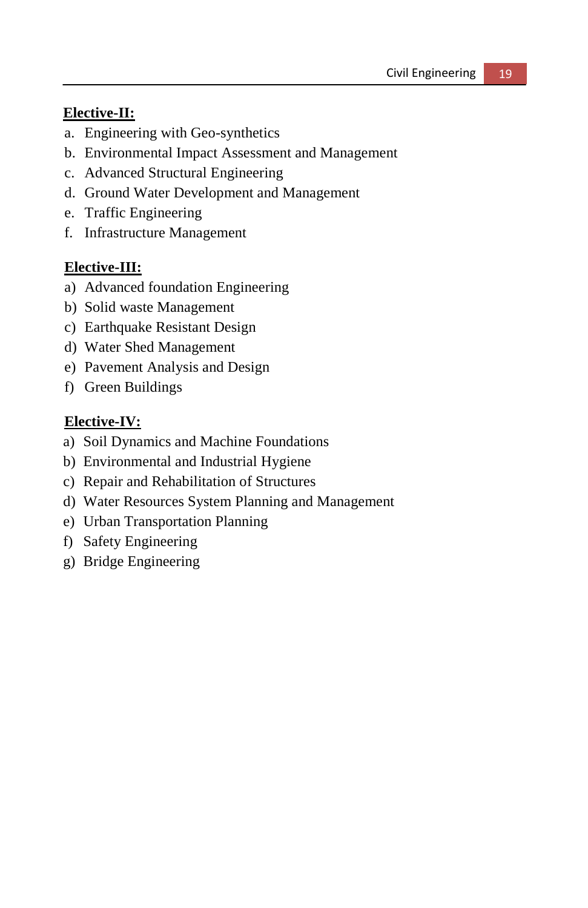**Elective-II:**

a. Engineering with Geo-synthetics
b. Environmental Impact Assessment and Management
c. Advanced Structural Engineering
d. Ground Water Development and Management
e. Traffic Engineering
f. Infrastructure Management

**Elective-III:**

a) Advanced foundation Engineering
b) Solid waste Management
c) Earthquake Resistant Design
d) Water Shed Management
e) Pavement Analysis and Design
f) Green Buildings

**Elective-IV:**

a) Soil Dynamics and Machine Foundations
b) Environmental and Industrial Hygiene
c) Repair and Rehabilitation of Structures
d) Water Resources System Planning and Management
e) Urban Transportation Planning
f) Safety Engineering
g) Bridge Engineering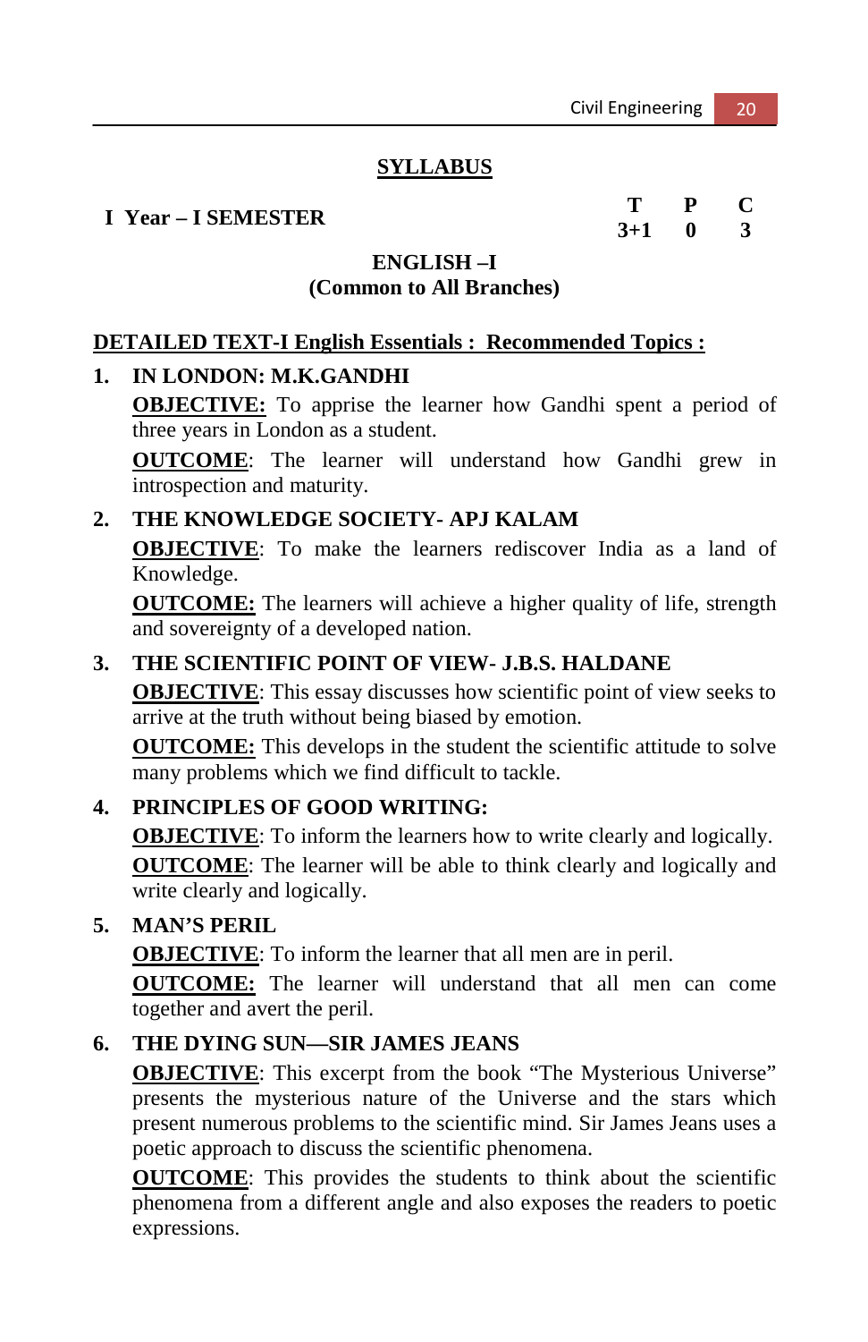## SYLLABUS

**I Year – I SEMESTER**

| | T | P | C |
|---|---|---|---|
| | 3+1 | 0 | 3 |

### ENGLISH –I
### (Common to All Branches)

**DETAILED TEXT-I English Essentials : Recommended Topics :**

1. **IN LONDON: M.K.GANDHI**

   **OBJECTIVE:** To apprise the learner how Gandhi spent a period of three years in London as a student.

   **OUTCOME**: The learner will understand how Gandhi grew in introspection and maturity.

2. **THE KNOWLEDGE SOCIETY- APJ KALAM**

   **OBJECTIVE**: To make the learners rediscover India as a land of Knowledge.

   **OUTCOME:** The learners will achieve a higher quality of life, strength and sovereignty of a developed nation.

3. **THE SCIENTIFIC POINT OF VIEW- J.B.S. HALDANE**

   **OBJECTIVE**: This essay discusses how scientific point of view seeks to arrive at the truth without being biased by emotion.

   **OUTCOME:** This develops in the student the scientific attitude to solve many problems which we find difficult to tackle.

4. **PRINCIPLES OF GOOD WRITING:**

   **OBJECTIVE**: To inform the learners how to write clearly and logically.

   **OUTCOME**: The learner will be able to think clearly and logically and write clearly and logically.

5. **MAN'S PERIL**

   **OBJECTIVE**: To inform the learner that all men are in peril.

   **OUTCOME:** The learner will understand that all men can come together and avert the peril.

6. **THE DYING SUN—SIR JAMES JEANS**

   **OBJECTIVE**: This excerpt from the book "The Mysterious Universe" presents the mysterious nature of the Universe and the stars which present numerous problems to the scientific mind. Sir James Jeans uses a poetic approach to discuss the scientific phenomena.

   **OUTCOME**: This provides the students to think about the scientific phenomena from a different angle and also exposes the readers to poetic expressions.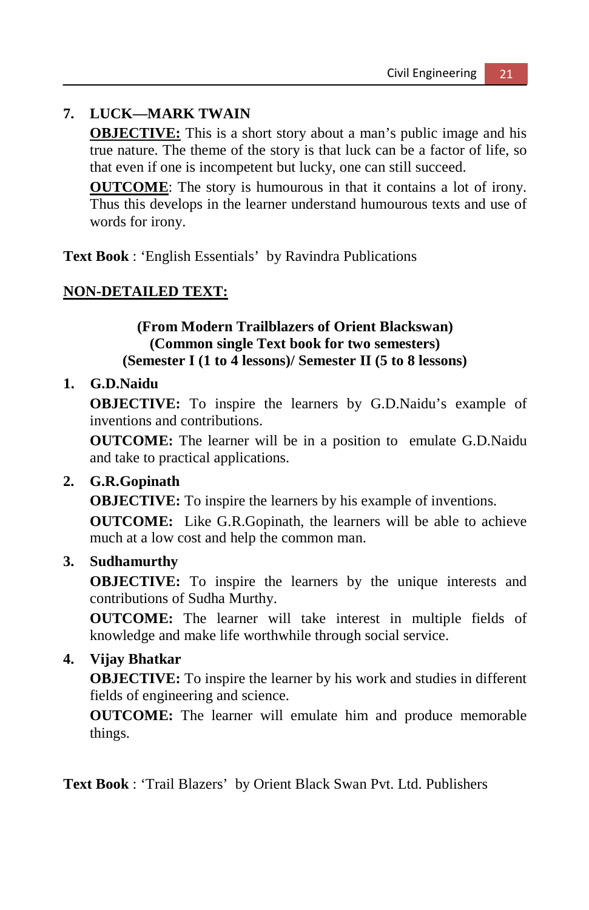7. **LUCK—MARK TWAIN**

   **<u>OBJECTIVE:</u>** This is a short story about a man's public image and his true nature. The theme of the story is that luck can be a factor of life, so that even if one is incompetent but lucky, one can still succeed.

   **<u>OUTCOME</u>**: The story is humourous in that it contains a lot of irony. Thus this develops in the learner understand humourous texts and use of words for irony.

**Text Book** : 'English Essentials' by Ravindra Publications

**<u>NON-DETAILED TEXT:</u>**

**(From Modern Trailblazers of Orient Blackswan)**
**(Common single Text book for two semesters)**
**(Semester I (1 to 4 lessons)/ Semester II (5 to 8 lessons)**

1. **G.D.Naidu**

   **OBJECTIVE:** To inspire the learners by G.D.Naidu's example of inventions and contributions.

   **OUTCOME:** The learner will be in a position to emulate G.D.Naidu and take to practical applications.

2. **G.R.Gopinath**

   **OBJECTIVE:** To inspire the learners by his example of inventions.

   **OUTCOME:** Like G.R.Gopinath, the learners will be able to achieve much at a low cost and help the common man.

3. **Sudhamurthy**

   **OBJECTIVE:** To inspire the learners by the unique interests and contributions of Sudha Murthy.

   **OUTCOME:** The learner will take interest in multiple fields of knowledge and make life worthwhile through social service.

4. **Vijay Bhatkar**

   **OBJECTIVE:** To inspire the learner by his work and studies in different fields of engineering and science.

   **OUTCOME:** The learner will emulate him and produce memorable things.

**Text Book** : 'Trail Blazers' by Orient Black Swan Pvt. Ltd. Publishers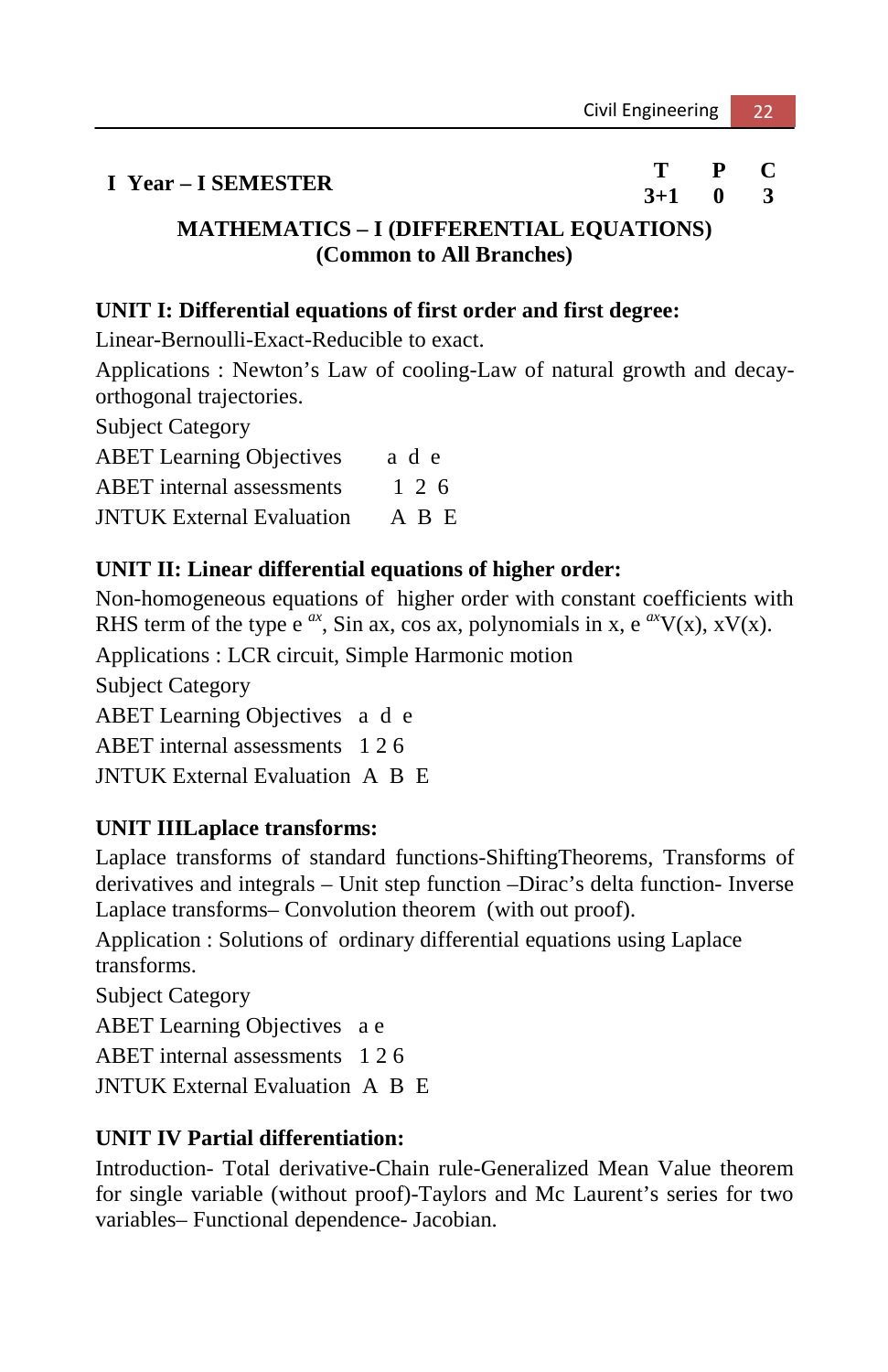**I Year – I SEMESTER**

| T | P | C |
|---|---|---|
| 3+1 | 0 | 3 |

## MATHEMATICS – I (DIFFERENTIAL EQUATIONS)
### (Common to All Branches)

**UNIT I: Differential equations of first order and first degree:**

Linear-Bernoulli-Exact-Reducible to exact.

Applications : Newton's Law of cooling-Law of natural growth and decay-orthogonal trajectories.

Subject Category

ABET Learning Objectives a d e

ABET internal assessments 1 2 6

JNTUK External Evaluation A B E

**UNIT II: Linear differential equations of higher order:**

Non-homogeneous equations of higher order with constant coefficients with RHS term of the type $e^{ax}$, Sin ax, cos ax, polynomials in x, $e^{ax}V(x)$, xV(x).

Applications : LCR circuit, Simple Harmonic motion

Subject Category

ABET Learning Objectives a d e

ABET internal assessments 1 2 6

JNTUK External Evaluation A B E

**UNIT IIILaplace transforms:**

Laplace transforms of standard functions-ShiftingTheorems, Transforms of derivatives and integrals – Unit step function –Dirac's delta function- Inverse Laplace transforms– Convolution theorem (with out proof).

Application : Solutions of ordinary differential equations using Laplace transforms.

Subject Category

ABET Learning Objectives a e

ABET internal assessments 1 2 6

JNTUK External Evaluation A B E

**UNIT IV Partial differentiation:**

Introduction- Total derivative-Chain rule-Generalized Mean Value theorem for single variable (without proof)-Taylors and Mc Laurent's series for two variables– Functional dependence- Jacobian.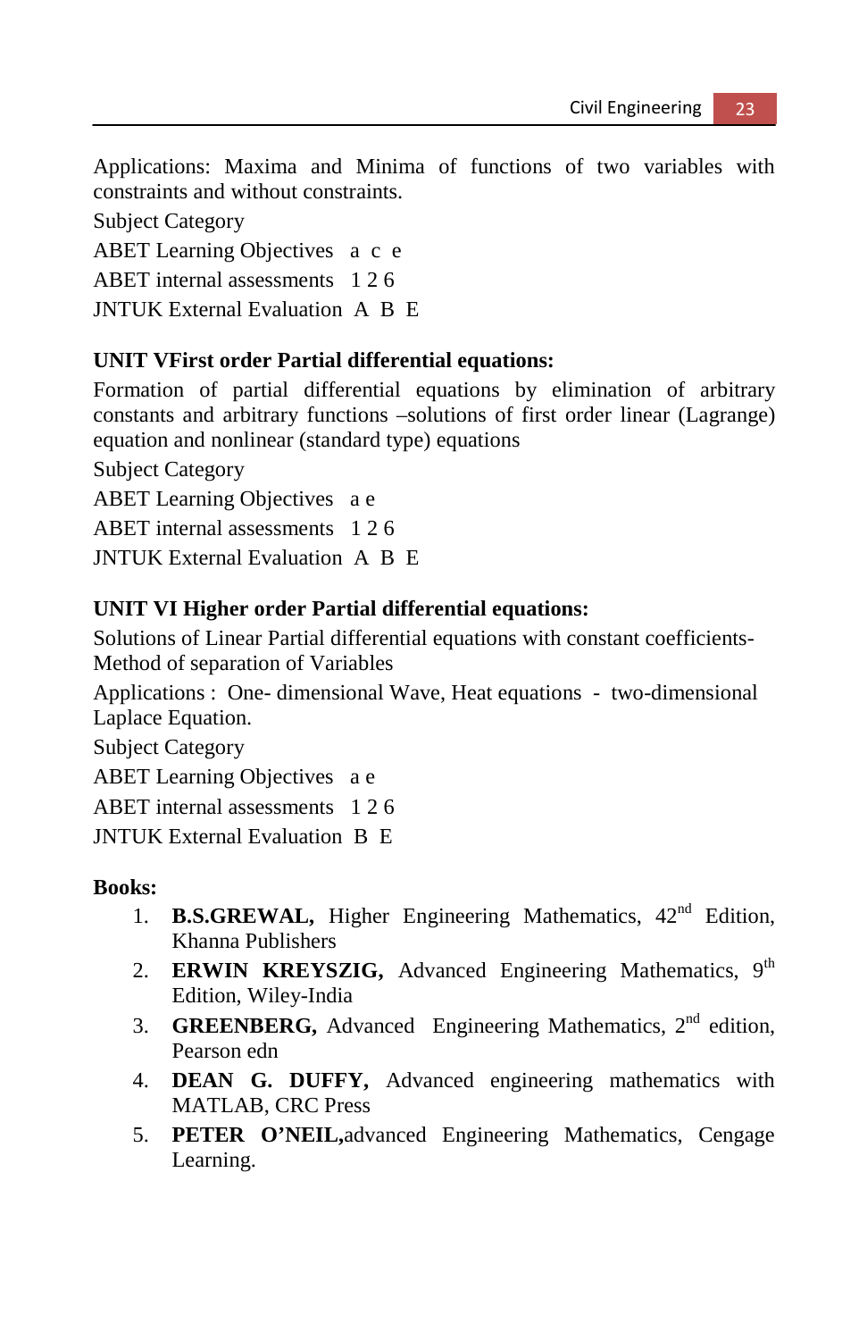Applications: Maxima and Minima of functions of two variables with constraints and without constraints.

Subject Category

ABET Learning Objectives a c e

ABET internal assessments 1 2 6

JNTUK External Evaluation A B E

**UNIT VFirst order Partial differential equations:**

Formation of partial differential equations by elimination of arbitrary constants and arbitrary functions –solutions of first order linear (Lagrange) equation and nonlinear (standard type) equations

Subject Category

ABET Learning Objectives a e

ABET internal assessments 1 2 6

JNTUK External Evaluation A B E

**UNIT VI Higher order Partial differential equations:**

Solutions of Linear Partial differential equations with constant coefficients- Method of separation of Variables

Applications : One- dimensional Wave, Heat equations - two-dimensional Laplace Equation.

Subject Category

ABET Learning Objectives a e

ABET internal assessments 1 2 6

JNTUK External Evaluation B E

**Books:**

1. **B.S.GREWAL,** Higher Engineering Mathematics, 42nd Edition, Khanna Publishers
2. **ERWIN KREYSZIG,** Advanced Engineering Mathematics, 9th Edition, Wiley-India
3. **GREENBERG,** Advanced Engineering Mathematics, 2nd edition, Pearson edn
4. **DEAN G. DUFFY,** Advanced engineering mathematics with MATLAB, CRC Press
5. **PETER O'NEIL,**advanced Engineering Mathematics, Cengage Learning.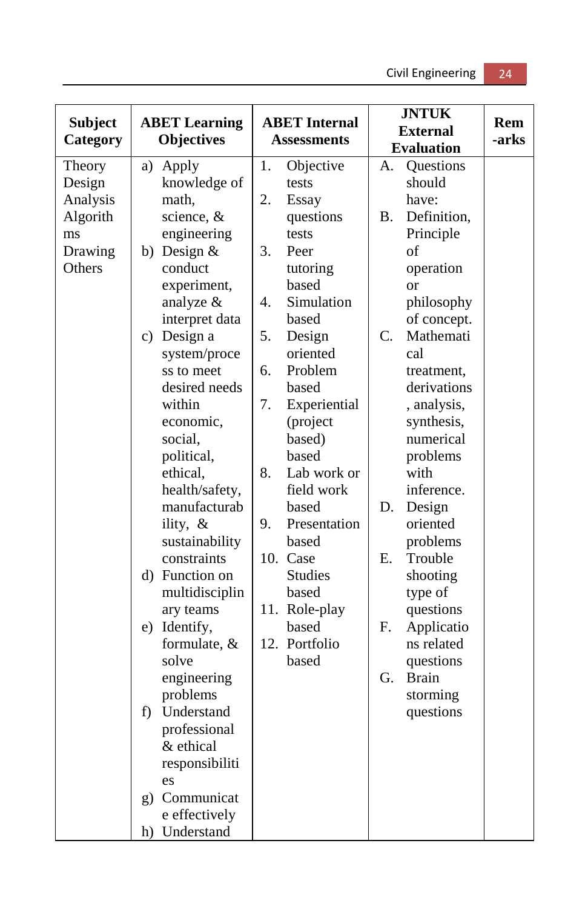| Subject Category | ABET Learning Objectives | ABET Internal Assessments | JNTUK External Evaluation | Rem-arks |
|---|---|---|---|---|
| Theory<br>Design<br>Analysis<br>Algorithms<br>Drawing<br>Others | a) Apply knowledge of math, science, & engineering<br>b) Design & conduct experiment, analyze & interpret data<br>c) Design a system/process to meet desired needs within economic, social, political, ethical, health/safety, manufacturability, & sustainability constraints<br>d) Function on multidisciplinary teams<br>e) Identify, formulate, & solve engineering problems<br>f) Understand professional & ethical responsibilities<br>g) Communicate effectively<br>h) Understand | 1. Objective tests<br>2. Essay questions tests<br>3. Peer tutoring based<br>4. Simulation based<br>5. Design oriented<br>6. Problem based<br>7. Experiential (project based) based<br>8. Lab work or field work based<br>9. Presentation based<br>10. Case Studies based<br>11. Role-play based<br>12. Portfolio based | A. Questions should have:<br>B. Definition, Principle of operation or philosophy of concept.<br>C. Mathematical treatment, derivations, analysis, synthesis, numerical problems with inference.<br>D. Design oriented problems<br>E. Trouble shooting type of questions<br>F. Applications related questions<br>G. Brain storming questions | |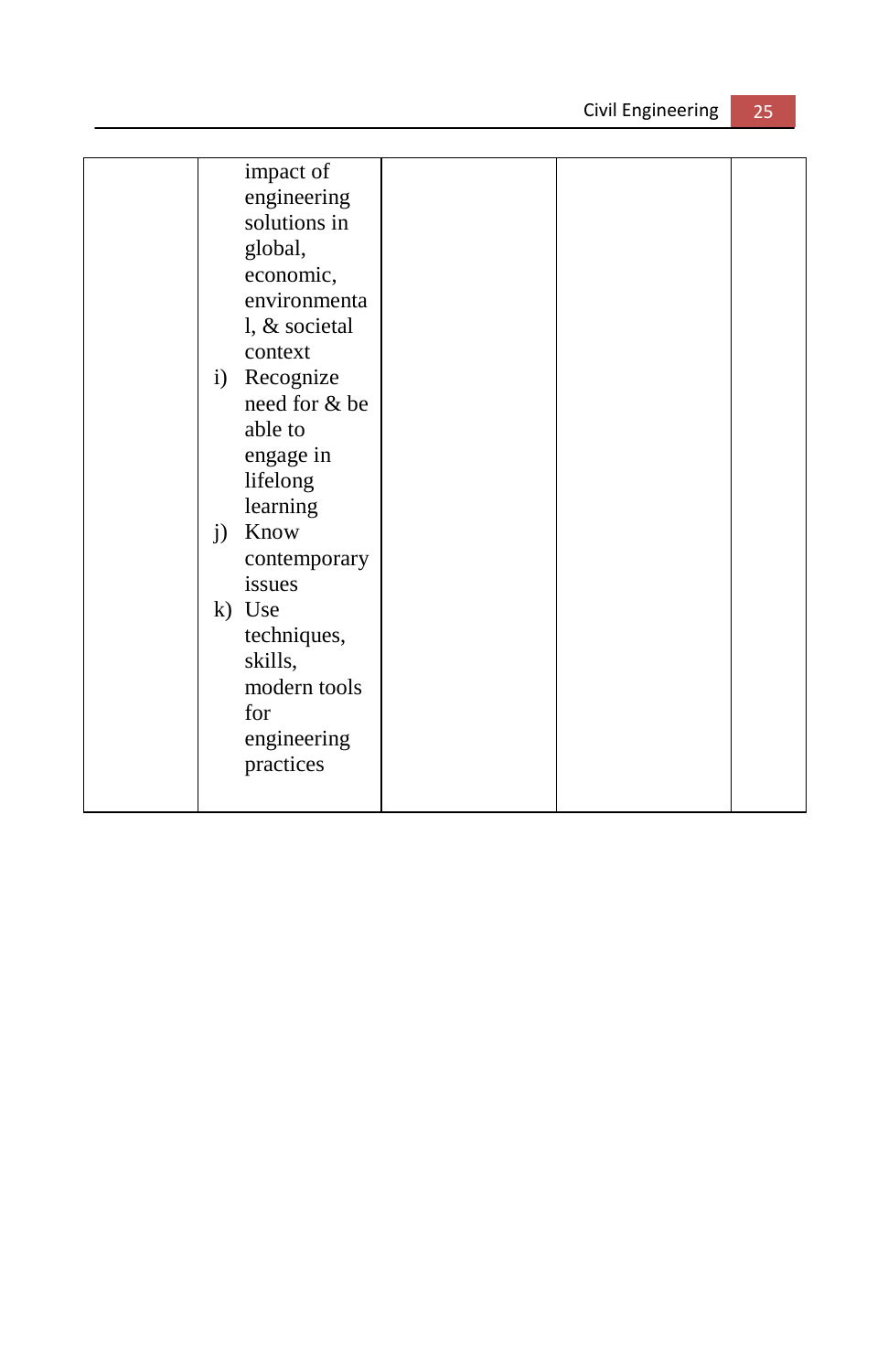| | | | | |
|---|---|---|---|---|
| | impact of engineering solutions in global, economic, environmental, & societal context<br>i) Recognize need for & be able to engage in lifelong learning<br>j) Know contemporary issues<br>k) Use techniques, skills, modern tools for engineering practices | | | |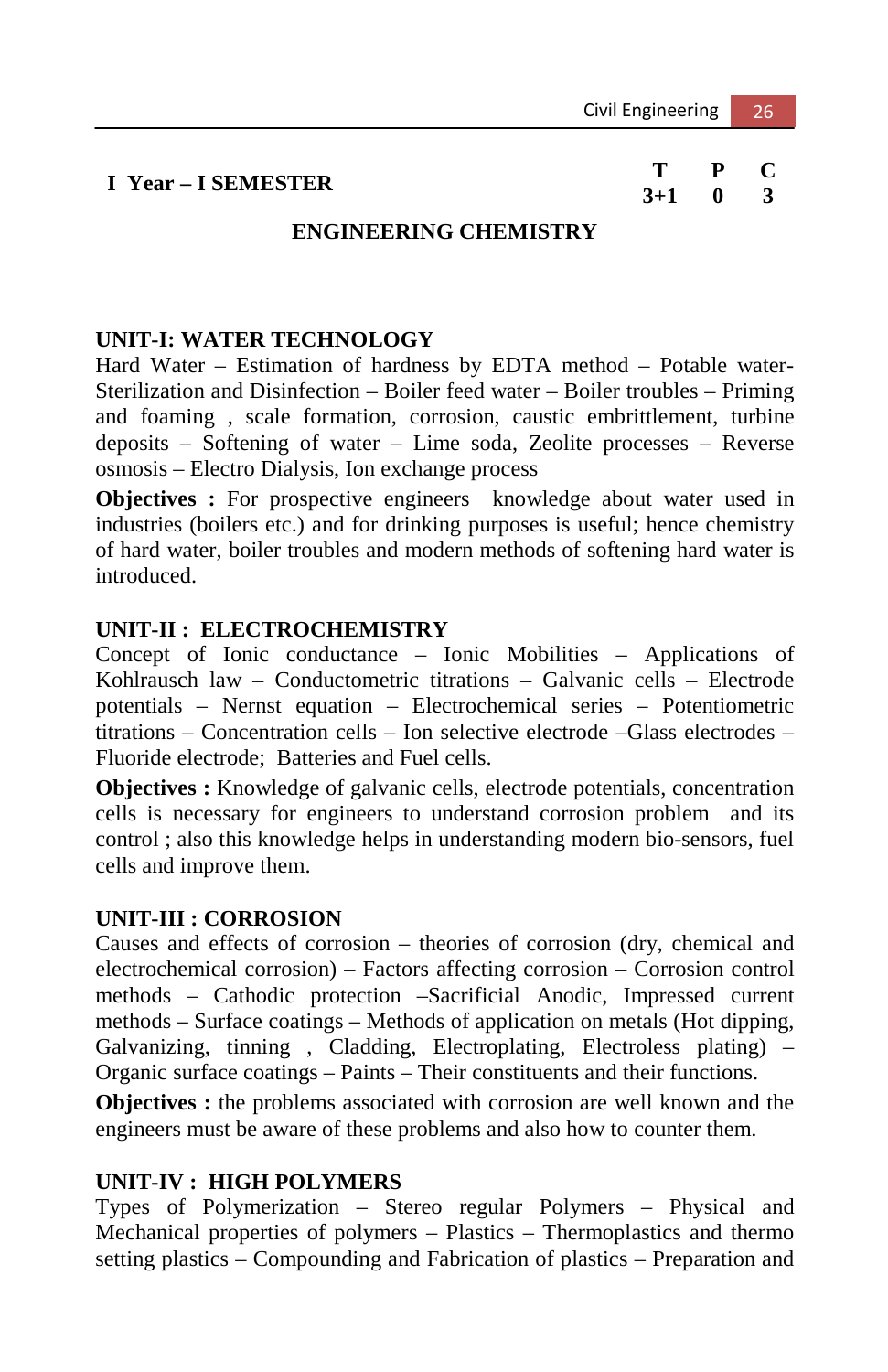**I Year – I SEMESTER**

| T | P | C |
|---|---|---|
| 3+1 | 0 | 3 |

## ENGINEERING CHEMISTRY

### UNIT-I: WATER TECHNOLOGY

Hard Water – Estimation of hardness by EDTA method – Potable water-Sterilization and Disinfection – Boiler feed water – Boiler troubles – Priming and foaming , scale formation, corrosion, caustic embrittlement, turbine deposits – Softening of water – Lime soda, Zeolite processes – Reverse osmosis – Electro Dialysis, Ion exchange process

**Objectives :** For prospective engineers knowledge about water used in industries (boilers etc.) and for drinking purposes is useful; hence chemistry of hard water, boiler troubles and modern methods of softening hard water is introduced.

### UNIT-II : ELECTROCHEMISTRY

Concept of Ionic conductance – Ionic Mobilities – Applications of Kohlrausch law – Conductometric titrations – Galvanic cells – Electrode potentials – Nernst equation – Electrochemical series – Potentiometric titrations – Concentration cells – Ion selective electrode –Glass electrodes – Fluoride electrode; Batteries and Fuel cells.

**Objectives :** Knowledge of galvanic cells, electrode potentials, concentration cells is necessary for engineers to understand corrosion problem and its control ; also this knowledge helps in understanding modern bio-sensors, fuel cells and improve them.

### UNIT-III : CORROSION

Causes and effects of corrosion – theories of corrosion (dry, chemical and electrochemical corrosion) – Factors affecting corrosion – Corrosion control methods – Cathodic protection –Sacrificial Anodic, Impressed current methods – Surface coatings – Methods of application on metals (Hot dipping, Galvanizing, tinning , Cladding, Electroplating, Electroless plating) – Organic surface coatings – Paints – Their constituents and their functions.

**Objectives :** the problems associated with corrosion are well known and the engineers must be aware of these problems and also how to counter them.

### UNIT-IV : HIGH POLYMERS

Types of Polymerization – Stereo regular Polymers – Physical and Mechanical properties of polymers – Plastics – Thermoplastics and thermo setting plastics – Compounding and Fabrication of plastics – Preparation and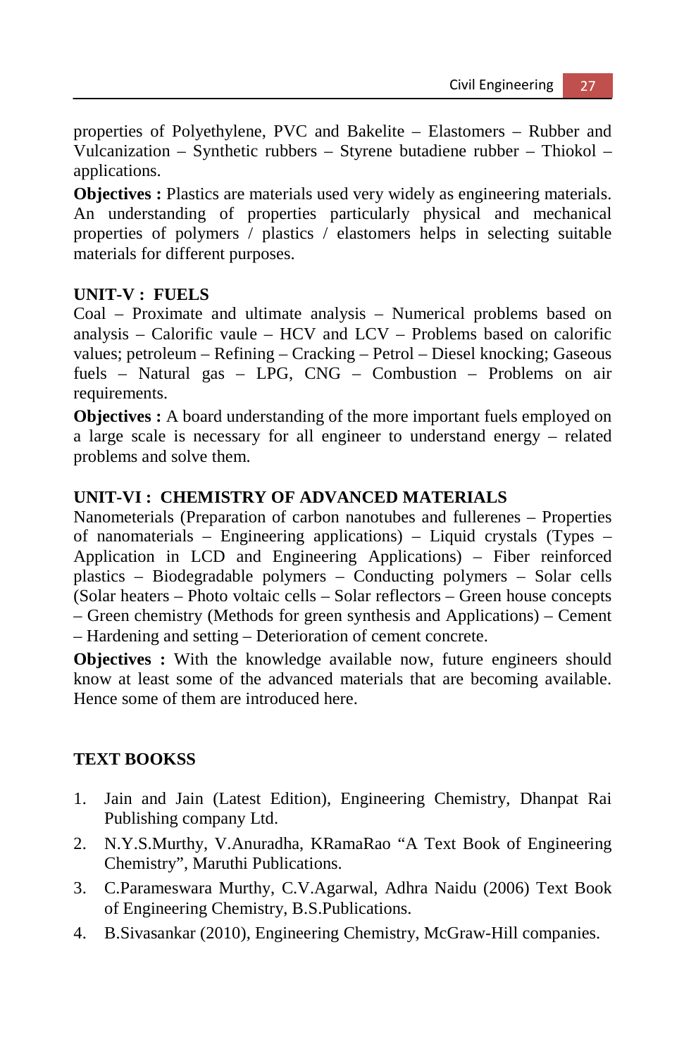properties of Polyethylene, PVC and Bakelite – Elastomers – Rubber and Vulcanization – Synthetic rubbers – Styrene butadiene rubber – Thiokol – applications.

**Objectives :** Plastics are materials used very widely as engineering materials. An understanding of properties particularly physical and mechanical properties of polymers / plastics / elastomers helps in selecting suitable materials for different purposes.

**UNIT-V : FUELS**

Coal – Proximate and ultimate analysis – Numerical problems based on analysis – Calorific vaule – HCV and LCV – Problems based on calorific values; petroleum – Refining – Cracking – Petrol – Diesel knocking; Gaseous fuels – Natural gas – LPG, CNG – Combustion – Problems on air requirements.

**Objectives :** A board understanding of the more important fuels employed on a large scale is necessary for all engineer to understand energy – related problems and solve them.

**UNIT-VI : CHEMISTRY OF ADVANCED MATERIALS**

Nanomaterials (Preparation of carbon nanotubes and fullerenes – Properties of nanomaterials – Engineering applications) – Liquid crystals (Types – Application in LCD and Engineering Applications) – Fiber reinforced plastics – Biodegradable polymers – Conducting polymers – Solar cells (Solar heaters – Photo voltaic cells – Solar reflectors – Green house concepts – Green chemistry (Methods for green synthesis and Applications) – Cement – Hardening and setting – Deterioration of cement concrete.

**Objectives :** With the knowledge available now, future engineers should know at least some of the advanced materials that are becoming available. Hence some of them are introduced here.

**TEXT BOOKSS**

1. Jain and Jain (Latest Edition), Engineering Chemistry, Dhanpat Rai Publishing company Ltd.
2. N.Y.S.Murthy, V.Anuradha, KRamaRao “A Text Book of Engineering Chemistry”, Maruthi Publications.
3. C.Parameswara Murthy, C.V.Agarwal, Adhra Naidu (2006) Text Book of Engineering Chemistry, B.S.Publications.
4. B.Sivasankar (2010), Engineering Chemistry, McGraw-Hill companies.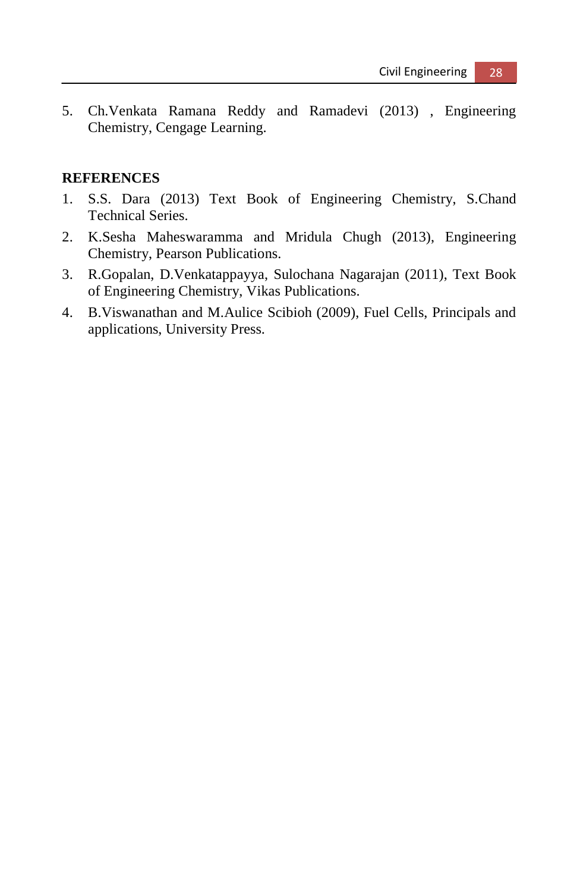5. Ch.Venkata Ramana Reddy and Ramadevi (2013) , Engineering Chemistry, Cengage Learning.

**REFERENCES**

1. S.S. Dara (2013) Text Book of Engineering Chemistry, S.Chand Technical Series.
2. K.Sesha Maheswaramma and Mridula Chugh (2013), Engineering Chemistry, Pearson Publications.
3. R.Gopalan, D.Venkatappayya, Sulochana Nagarajan (2011), Text Book of Engineering Chemistry, Vikas Publications.
4. B.Viswanathan and M.Aulice Scibioh (2009), Fuel Cells, Principals and applications, University Press.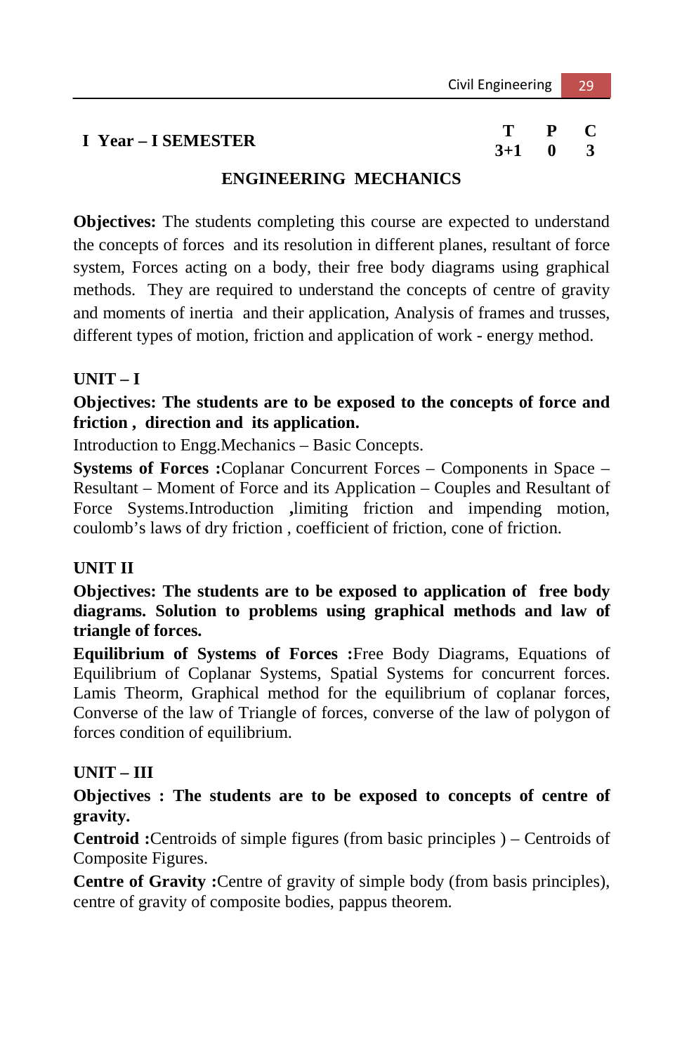**I Year – I SEMESTER**

| T | P | C |
|---|---|---|
| 3+1 | 0 | 3 |

## ENGINEERING MECHANICS

**Objectives:** The students completing this course are expected to understand the concepts of forces and its resolution in different planes, resultant of force system, Forces acting on a body, their free body diagrams using graphical methods. They are required to understand the concepts of centre of gravity and moments of inertia and their application, Analysis of frames and trusses, different types of motion, friction and application of work - energy method.

### UNIT – I

**Objectives: The students are to be exposed to the concepts of force and friction , direction and its application.**

Introduction to Engg.Mechanics – Basic Concepts.

**Systems of Forces :**Coplanar Concurrent Forces – Components in Space – Resultant – Moment of Force and its Application – Couples and Resultant of Force Systems.Introduction ,limiting friction and impending motion, coulomb's laws of dry friction , coefficient of friction, cone of friction.

### UNIT II

**Objectives: The students are to be exposed to application of free body diagrams. Solution to problems using graphical methods and law of triangle of forces.**

**Equilibrium of Systems of Forces :**Free Body Diagrams, Equations of Equilibrium of Coplanar Systems, Spatial Systems for concurrent forces. Lamis Theorm, Graphical method for the equilibrium of coplanar forces, Converse of the law of Triangle of forces, converse of the law of polygon of forces condition of equilibrium.

### UNIT – III

**Objectives : The students are to be exposed to concepts of centre of gravity.**

**Centroid :**Centroids of simple figures (from basic principles ) – Centroids of Composite Figures.

**Centre of Gravity :**Centre of gravity of simple body (from basis principles), centre of gravity of composite bodies, pappus theorem.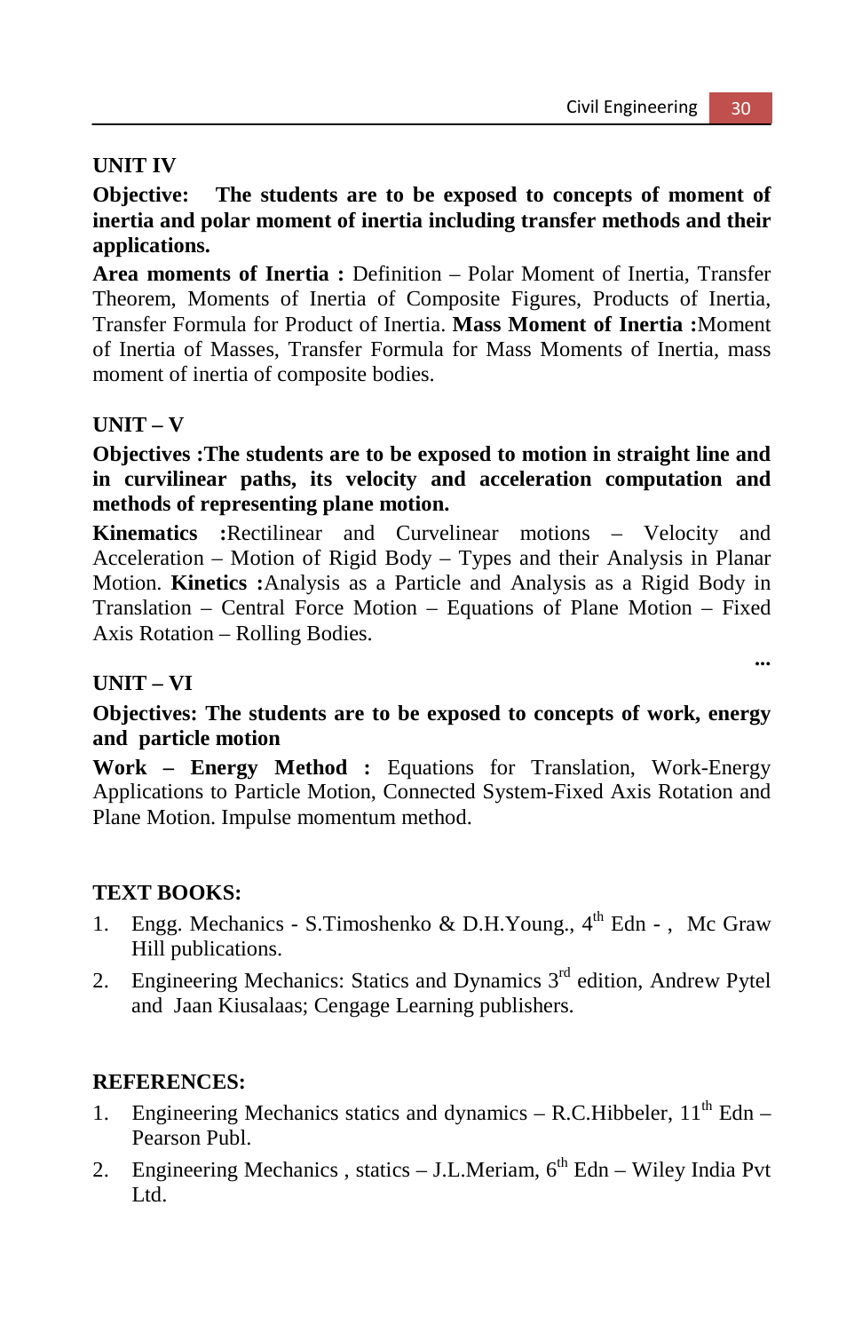### UNIT IV

**Objective: The students are to be exposed to concepts of moment of inertia and polar moment of inertia including transfer methods and their applications.**

**Area moments of Inertia :** Definition – Polar Moment of Inertia, Transfer Theorem, Moments of Inertia of Composite Figures, Products of Inertia, Transfer Formula for Product of Inertia. **Mass Moment of Inertia :**Moment of Inertia of Masses, Transfer Formula for Mass Moments of Inertia, mass moment of inertia of composite bodies.

### UNIT – V

**Objectives :The students are to be exposed to motion in straight line and in curvilinear paths, its velocity and acceleration computation and methods of representing plane motion.**

**Kinematics :**Rectilinear and Curvelinear motions – Velocity and Acceleration – Motion of Rigid Body – Types and their Analysis in Planar Motion. **Kinetics :**Analysis as a Particle and Analysis as a Rigid Body in Translation – Central Force Motion – Equations of Plane Motion – Fixed Axis Rotation – Rolling Bodies.

...

### UNIT – VI

**Objectives: The students are to be exposed to concepts of work, energy and particle motion**

**Work – Energy Method :** Equations for Translation, Work-Energy Applications to Particle Motion, Connected System-Fixed Axis Rotation and Plane Motion. Impulse momentum method.

### TEXT BOOKS:

1. Engg. Mechanics - S.Timoshenko & D.H.Young., 4th Edn - , Mc Graw Hill publications.
2. Engineering Mechanics: Statics and Dynamics 3rd edition, Andrew Pytel and Jaan Kiusalaas; Cengage Learning publishers.

### REFERENCES:

1. Engineering Mechanics statics and dynamics – R.C.Hibbeler, 11th Edn – Pearson Publ.
2. Engineering Mechanics , statics – J.L.Meriam, 6th Edn – Wiley India Pvt Ltd.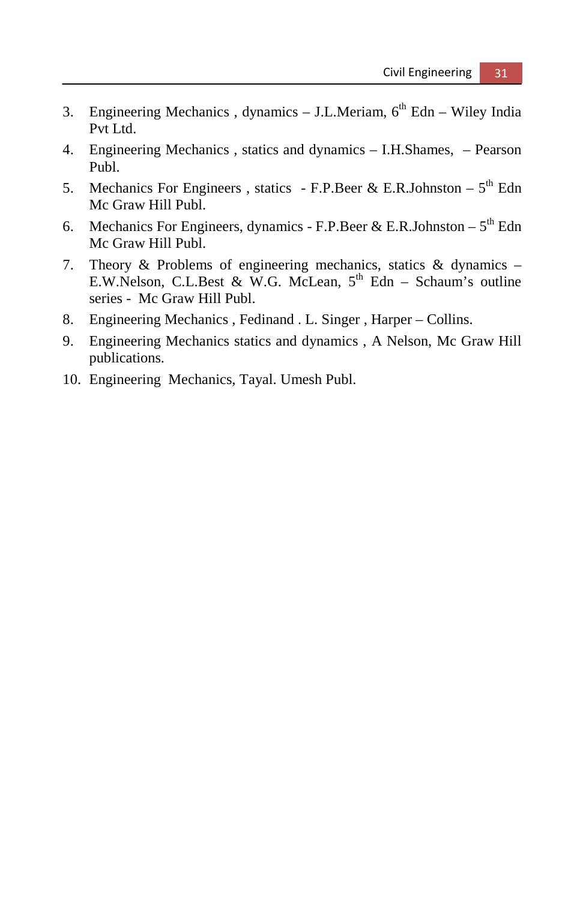3. Engineering Mechanics , dynamics – J.L.Meriam, 6th Edn – Wiley India Pvt Ltd.
4. Engineering Mechanics , statics and dynamics – I.H.Shames, – Pearson Publ.
5. Mechanics For Engineers , statics - F.P.Beer & E.R.Johnston – 5th Edn Mc Graw Hill Publ.
6. Mechanics For Engineers, dynamics - F.P.Beer & E.R.Johnston – 5th Edn Mc Graw Hill Publ.
7. Theory & Problems of engineering mechanics, statics & dynamics – E.W.Nelson, C.L.Best & W.G. McLean, 5th Edn – Schaum's outline series - Mc Graw Hill Publ.
8. Engineering Mechanics , Fedinand . L. Singer , Harper – Collins.
9. Engineering Mechanics statics and dynamics , A Nelson, Mc Graw Hill publications.
10. Engineering Mechanics, Tayal. Umesh Publ.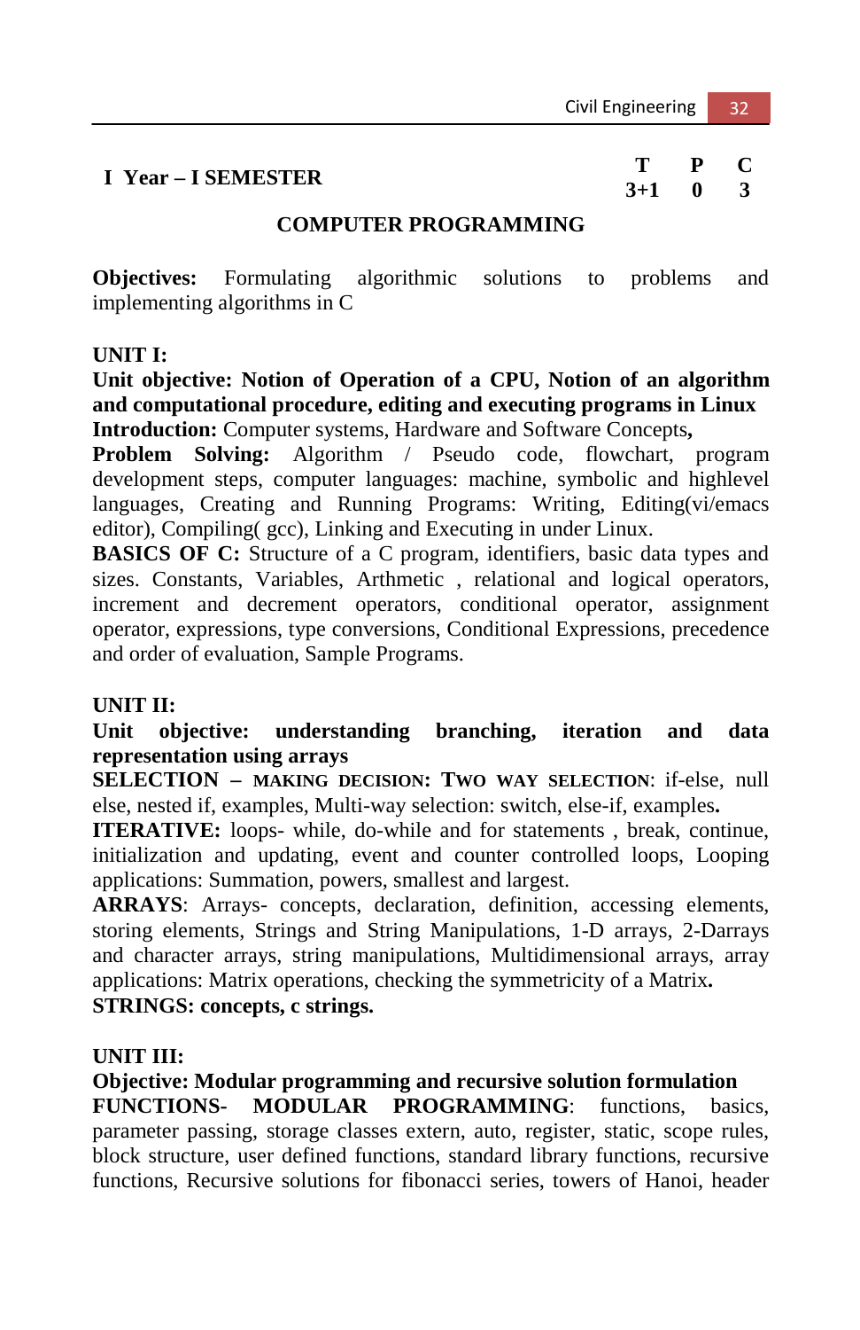| I Year – I SEMESTER | T | P | C |
|---|---|---|---|
| | 3+1 | 0 | 3 |

## COMPUTER PROGRAMMING

**Objectives:** Formulating algorithmic solutions to problems and implementing algorithms in C

**UNIT I:**

**Unit objective: Notion of Operation of a CPU, Notion of an algorithm and computational procedure, editing and executing programs in Linux**

**Introduction:** Computer systems, Hardware and Software Concepts**,**

**Problem Solving:** Algorithm / Pseudo code, flowchart, program development steps, computer languages: machine, symbolic and highlevel languages, Creating and Running Programs: Writing, Editing(vi/emacs editor), Compiling( gcc), Linking and Executing in under Linux.

**BASICS OF C:** Structure of a C program, identifiers, basic data types and sizes. Constants, Variables, Arthmetic , relational and logical operators, increment and decrement operators, conditional operator, assignment operator, expressions, type conversions, Conditional Expressions, precedence and order of evaluation, Sample Programs.

**UNIT II:**

**Unit objective: understanding branching, iteration and data representation using arrays**

**SELECTION – MAKING DECISION: TWO WAY SELECTION**: if-else, null else, nested if, examples, Multi-way selection: switch, else-if, examples**.**

**ITERATIVE:** loops- while, do-while and for statements , break, continue, initialization and updating, event and counter controlled loops, Looping applications: Summation, powers, smallest and largest.

**ARRAYS**: Arrays- concepts, declaration, definition, accessing elements, storing elements, Strings and String Manipulations, 1-D arrays, 2-Darrays and character arrays, string manipulations, Multidimensional arrays, array applications: Matrix operations, checking the symmetricity of a Matrix**.**

**STRINGS: concepts, c strings.**

**UNIT III:**

**Objective: Modular programming and recursive solution formulation**

**FUNCTIONS- MODULAR PROGRAMMING**: functions, basics, parameter passing, storage classes extern, auto, register, static, scope rules, block structure, user defined functions, standard library functions, recursive functions, Recursive solutions for fibonacci series, towers of Hanoi, header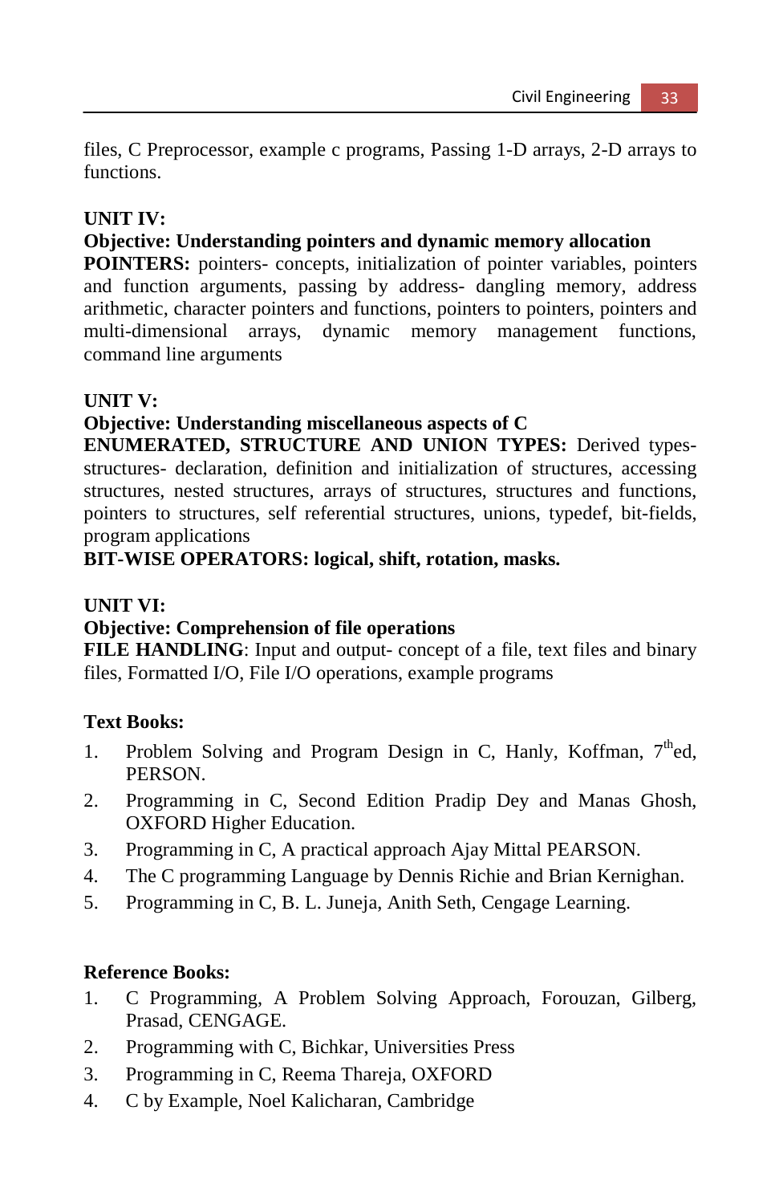files, C Preprocessor, example c programs, Passing 1-D arrays, 2-D arrays to functions.

**UNIT IV:**

**Objective: Understanding pointers and dynamic memory allocation**

**POINTERS:** pointers- concepts, initialization of pointer variables, pointers and function arguments, passing by address- dangling memory, address arithmetic, character pointers and functions, pointers to pointers, pointers and multi-dimensional arrays, dynamic memory management functions, command line arguments

**UNIT V:**

**Objective: Understanding miscellaneous aspects of C**

**ENUMERATED, STRUCTURE AND UNION TYPES:** Derived types- structures- declaration, definition and initialization of structures, accessing structures, nested structures, arrays of structures, structures and functions, pointers to structures, self referential structures, unions, typedef, bit-fields, program applications

**BIT-WISE OPERATORS: logical, shift, rotation, masks.**

**UNIT VI:**

**Objective: Comprehension of file operations**

**FILE HANDLING**: Input and output- concept of a file, text files and binary files, Formatted I/O, File I/O operations, example programs

**Text Books:**

1. Problem Solving and Program Design in C, Hanly, Koffman, 7$^{th}$ed, PERSON.
2. Programming in C, Second Edition Pradip Dey and Manas Ghosh, OXFORD Higher Education.
3. Programming in C, A practical approach Ajay Mittal PEARSON.
4. The C programming Language by Dennis Richie and Brian Kernighan.
5. Programming in C, B. L. Juneja, Anith Seth, Cengage Learning.

**Reference Books:**

1. C Programming, A Problem Solving Approach, Forouzan, Gilberg, Prasad, CENGAGE.
2. Programming with C, Bichkar, Universities Press
3. Programming in C, Reema Thareja, OXFORD
4. C by Example, Noel Kalicharan, Cambridge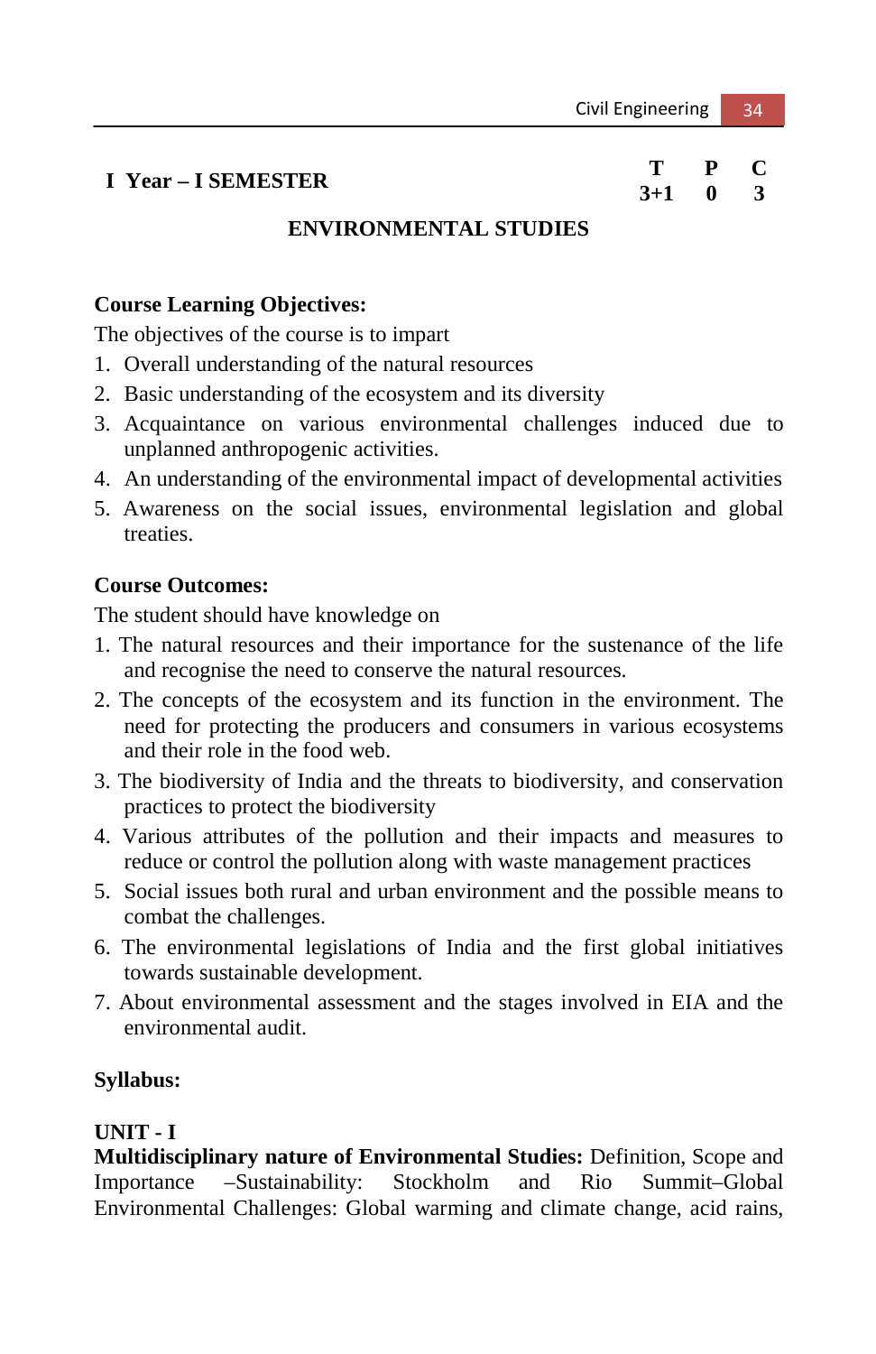**I Year – I SEMESTER**

| T | P | C |
|---|---|---|
| 3+1 | 0 | 3 |

## ENVIRONMENTAL STUDIES

**Course Learning Objectives:**

The objectives of the course is to impart

1. Overall understanding of the natural resources
2. Basic understanding of the ecosystem and its diversity
3. Acquaintance on various environmental challenges induced due to unplanned anthropogenic activities.
4. An understanding of the environmental impact of developmental activities
5. Awareness on the social issues, environmental legislation and global treaties.

**Course Outcomes:**

The student should have knowledge on

1. The natural resources and their importance for the sustenance of the life and recognise the need to conserve the natural resources.
2. The concepts of the ecosystem and its function in the environment. The need for protecting the producers and consumers in various ecosystems and their role in the food web.
3. The biodiversity of India and the threats to biodiversity, and conservation practices to protect the biodiversity
4. Various attributes of the pollution and their impacts and measures to reduce or control the pollution along with waste management practices
5. Social issues both rural and urban environment and the possible means to combat the challenges.
6. The environmental legislations of India and the first global initiatives towards sustainable development.
7. About environmental assessment and the stages involved in EIA and the environmental audit.

**Syllabus:**

**UNIT - I**

**Multidisciplinary nature of Environmental Studies:** Definition, Scope and Importance –Sustainability: Stockholm and Rio Summit–Global Environmental Challenges: Global warming and climate change, acid rains,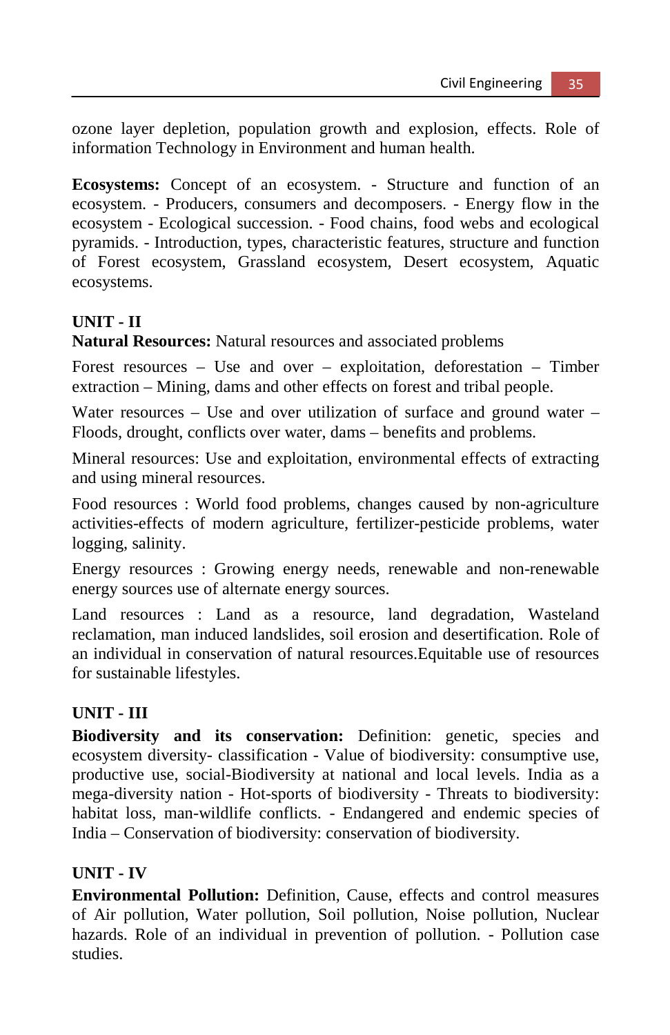ozone layer depletion, population growth and explosion, effects. Role of information Technology in Environment and human health.

**Ecosystems:** Concept of an ecosystem. - Structure and function of an ecosystem. - Producers, consumers and decomposers. - Energy flow in the ecosystem - Ecological succession. - Food chains, food webs and ecological pyramids. - Introduction, types, characteristic features, structure and function of Forest ecosystem, Grassland ecosystem, Desert ecosystem, Aquatic ecosystems.

**UNIT - II**

**Natural Resources:** Natural resources and associated problems

Forest resources – Use and over – exploitation, deforestation – Timber extraction – Mining, dams and other effects on forest and tribal people.

Water resources – Use and over utilization of surface and ground water – Floods, drought, conflicts over water, dams – benefits and problems.

Mineral resources: Use and exploitation, environmental effects of extracting and using mineral resources.

Food resources : World food problems, changes caused by non-agriculture activities-effects of modern agriculture, fertilizer-pesticide problems, water logging, salinity.

Energy resources : Growing energy needs, renewable and non-renewable energy sources use of alternate energy sources.

Land resources : Land as a resource, land degradation, Wasteland reclamation, man induced landslides, soil erosion and desertification. Role of an individual in conservation of natural resources.Equitable use of resources for sustainable lifestyles.

**UNIT - III**

**Biodiversity and its conservation:** Definition: genetic, species and ecosystem diversity- classification - Value of biodiversity: consumptive use, productive use, social-Biodiversity at national and local levels. India as a mega-diversity nation - Hot-sports of biodiversity - Threats to biodiversity: habitat loss, man-wildlife conflicts. - Endangered and endemic species of India – Conservation of biodiversity: conservation of biodiversity.

**UNIT - IV**

**Environmental Pollution:** Definition, Cause, effects and control measures of Air pollution, Water pollution, Soil pollution, Noise pollution, Nuclear hazards. Role of an individual in prevention of pollution. - Pollution case studies.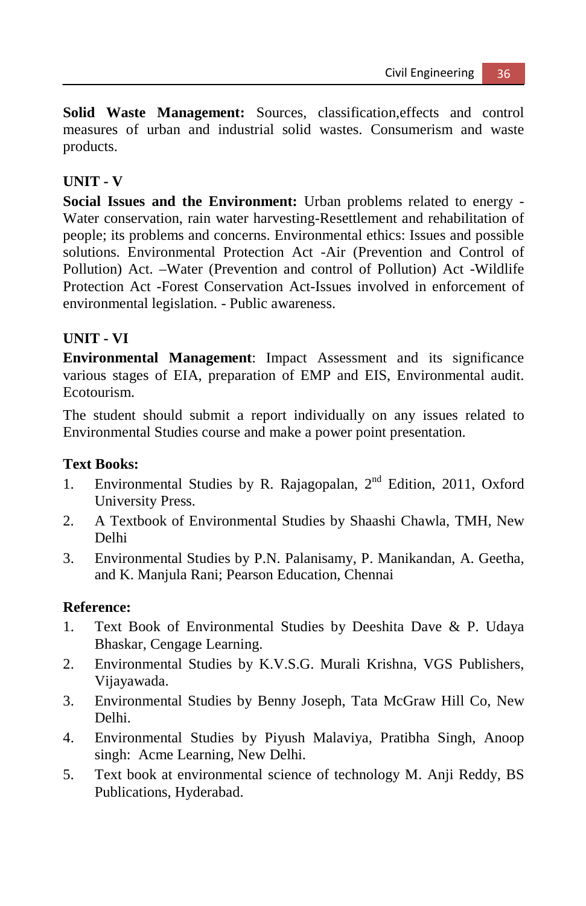**Solid Waste Management:** Sources, classification,effects and control measures of urban and industrial solid wastes. Consumerism and waste products.

**UNIT - V**

**Social Issues and the Environment:** Urban problems related to energy - Water conservation, rain water harvesting-Resettlement and rehabilitation of people; its problems and concerns. Environmental ethics: Issues and possible solutions. Environmental Protection Act -Air (Prevention and Control of Pollution) Act. –Water (Prevention and control of Pollution) Act -Wildlife Protection Act -Forest Conservation Act-Issues involved in enforcement of environmental legislation. - Public awareness.

**UNIT - VI**

**Environmental Management**: Impact Assessment and its significance various stages of EIA, preparation of EMP and EIS, Environmental audit. Ecotourism.

The student should submit a report individually on any issues related to Environmental Studies course and make a power point presentation.

**Text Books:**

1. Environmental Studies by R. Rajagopalan, 2nd Edition, 2011, Oxford University Press.
2. A Textbook of Environmental Studies by Shaashi Chawla, TMH, New Delhi
3. Environmental Studies by P.N. Palanisamy, P. Manikandan, A. Geetha, and K. Manjula Rani; Pearson Education, Chennai

**Reference:**

1. Text Book of Environmental Studies by Deeshita Dave & P. Udaya Bhaskar, Cengage Learning.
2. Environmental Studies by K.V.S.G. Murali Krishna, VGS Publishers, Vijayawada.
3. Environmental Studies by Benny Joseph, Tata McGraw Hill Co, New Delhi.
4. Environmental Studies by Piyush Malaviya, Pratibha Singh, Anoop singh: Acme Learning, New Delhi.
5. Text book at environmental science of technology M. Anji Reddy, BS Publications, Hyderabad.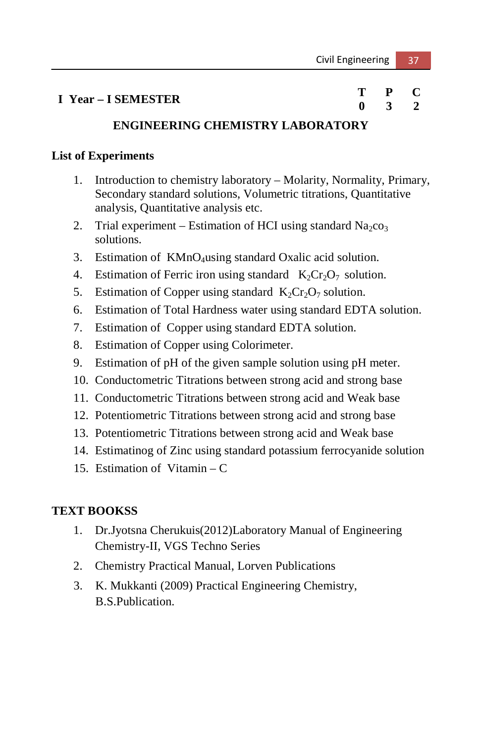**I Year – I SEMESTER**

| T | P | C |
|---|---|---|
| 0 | 3 | 2 |

## ENGINEERING CHEMISTRY LABORATORY

### List of Experiments

1. Introduction to chemistry laboratory – Molarity, Normality, Primary, Secondary standard solutions, Volumetric titrations, Quantitative analysis, Quantitative analysis etc.
2. Trial experiment – Estimation of HCI using standard $Na_2co_3$ solutions.
3. Estimation of $KMnO_4$using standard Oxalic acid solution.
4. Estimation of Ferric iron using standard $K_2Cr_2O_7$ solution.
5. Estimation of Copper using standard $K_2Cr_2O_7$ solution.
6. Estimation of Total Hardness water using standard EDTA solution.
7. Estimation of Copper using standard EDTA solution.
8. Estimation of Copper using Colorimeter.
9. Estimation of pH of the given sample solution using pH meter.
10. Conductometric Titrations between strong acid and strong base
11. Conductometric Titrations between strong acid and Weak base
12. Potentiometric Titrations between strong acid and strong base
13. Potentiometric Titrations between strong acid and Weak base
14. Estimatinog of Zinc using standard potassium ferrocyanide solution
15. Estimation of Vitamin – C

### TEXT BOOKSS

1. Dr.Jyotsna Cherukuis(2012)Laboratory Manual of Engineering Chemistry-II, VGS Techno Series
2. Chemistry Practical Manual, Lorven Publications
3. K. Mukkanti (2009) Practical Engineering Chemistry, B.S.Publication.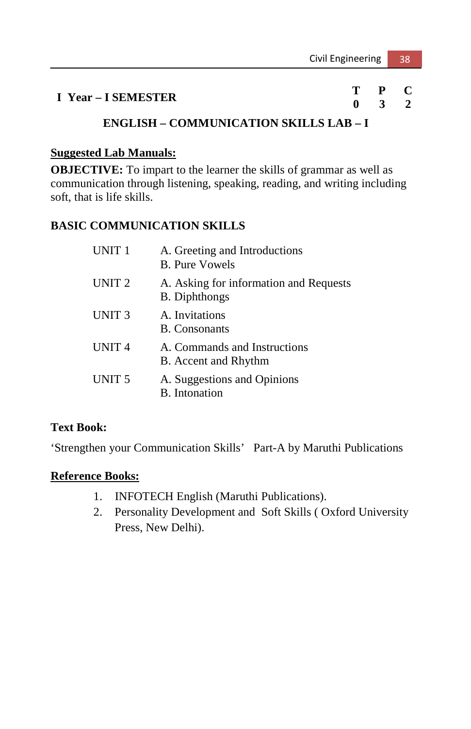| I Year – I SEMESTER | T | P | C |
| --- | --- | --- | --- |
| | 0 | 3 | 2 |

## ENGLISH – COMMUNICATION SKILLS LAB – I

**Suggested Lab Manuals:**

**OBJECTIVE:** To impart to the learner the skills of grammar as well as communication through listening, speaking, reading, and writing including soft, that is life skills.

### BASIC COMMUNICATION SKILLS

| | |
| --- | --- |
| UNIT 1 | A. Greeting and Introductions<br>B. Pure Vowels |
| UNIT 2 | A. Asking for information and Requests<br>B. Diphthongs |
| UNIT 3 | A. Invitations<br>B. Consonants |
| UNIT 4 | A. Commands and Instructions<br>B. Accent and Rhythm |
| UNIT 5 | A. Suggestions and Opinions<br>B. Intonation |

**Text Book:**

'Strengthen your Communication Skills' Part-A by Maruthi Publications

**Reference Books:**

1. INFOTECH English (Maruthi Publications).
2. Personality Development and Soft Skills ( Oxford University Press, New Delhi).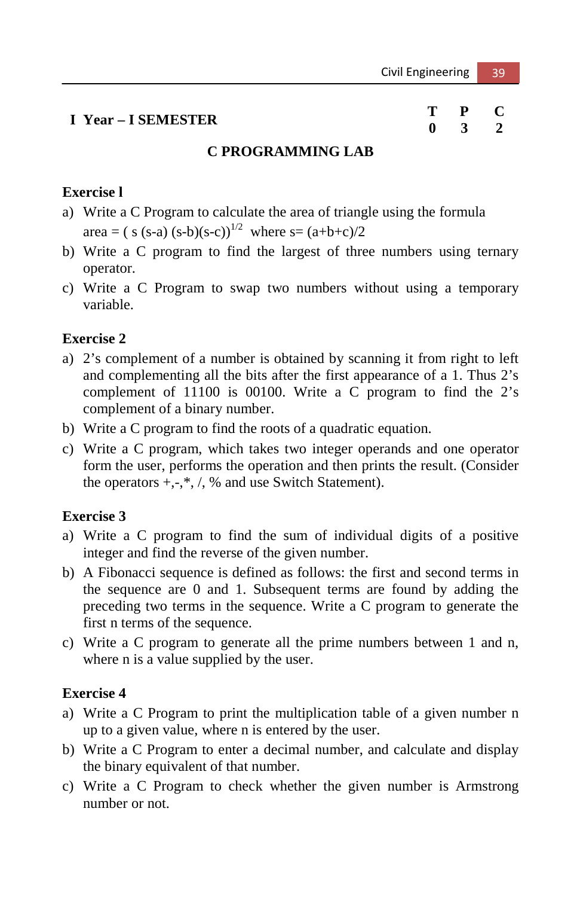**I Year – I SEMESTER**

| T | P | C |
|---|---|---|
| 0 | 3 | 2 |

## C PROGRAMMING LAB

### Exercise l

a) Write a C Program to calculate the area of triangle using the formula area = $( s (s-a) (s-b)(s-c))^{1/2}$ where s= (a+b+c)/2

b) Write a C program to find the largest of three numbers using ternary operator.

c) Write a C Program to swap two numbers without using a temporary variable.

### Exercise 2

a) 2's complement of a number is obtained by scanning it from right to left and complementing all the bits after the first appearance of a 1. Thus 2's complement of 11100 is 00100. Write a C program to find the 2's complement of a binary number.

b) Write a C program to find the roots of a quadratic equation.

c) Write a C program, which takes two integer operands and one operator form the user, performs the operation and then prints the result. (Consider the operators +,-,*, /, % and use Switch Statement).

### Exercise 3

a) Write a C program to find the sum of individual digits of a positive integer and find the reverse of the given number.

b) A Fibonacci sequence is defined as follows: the first and second terms in the sequence are 0 and 1. Subsequent terms are found by adding the preceding two terms in the sequence. Write a C program to generate the first n terms of the sequence.

c) Write a C program to generate all the prime numbers between 1 and n, where n is a value supplied by the user.

### Exercise 4

a) Write a C Program to print the multiplication table of a given number n up to a given value, where n is entered by the user.

b) Write a C Program to enter a decimal number, and calculate and display the binary equivalent of that number.

c) Write a C Program to check whether the given number is Armstrong number or not.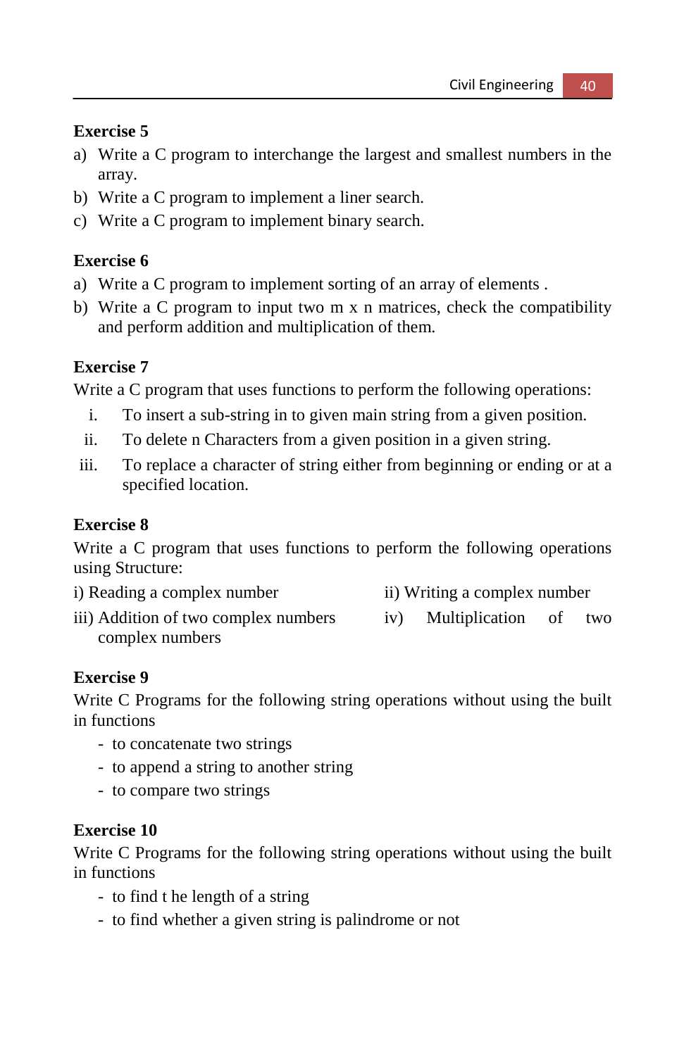**Exercise 5**

a) Write a C program to interchange the largest and smallest numbers in the array.

b) Write a C program to implement a liner search.

c) Write a C program to implement binary search.

**Exercise 6**

a) Write a C program to implement sorting of an array of elements .

b) Write a C program to input two m x n matrices, check the compatibility and perform addition and multiplication of them.

**Exercise 7**

Write a C program that uses functions to perform the following operations:

i. To insert a sub-string in to given main string from a given position.

ii. To delete n Characters from a given position in a given string.

iii. To replace a character of string either from beginning or ending or at a specified location.

**Exercise 8**

Write a C program that uses functions to perform the following operations using Structure:

i) Reading a complex number

ii) Writing a complex number

iii) Addition of two complex numbers

iv) Multiplication of two complex numbers

**Exercise 9**

Write C Programs for the following string operations without using the built in functions

- to concatenate two strings
- to append a string to another string
- to compare two strings

**Exercise 10**

Write C Programs for the following string operations without using the built in functions

- to find t he length of a string
- to find whether a given string is palindrome or not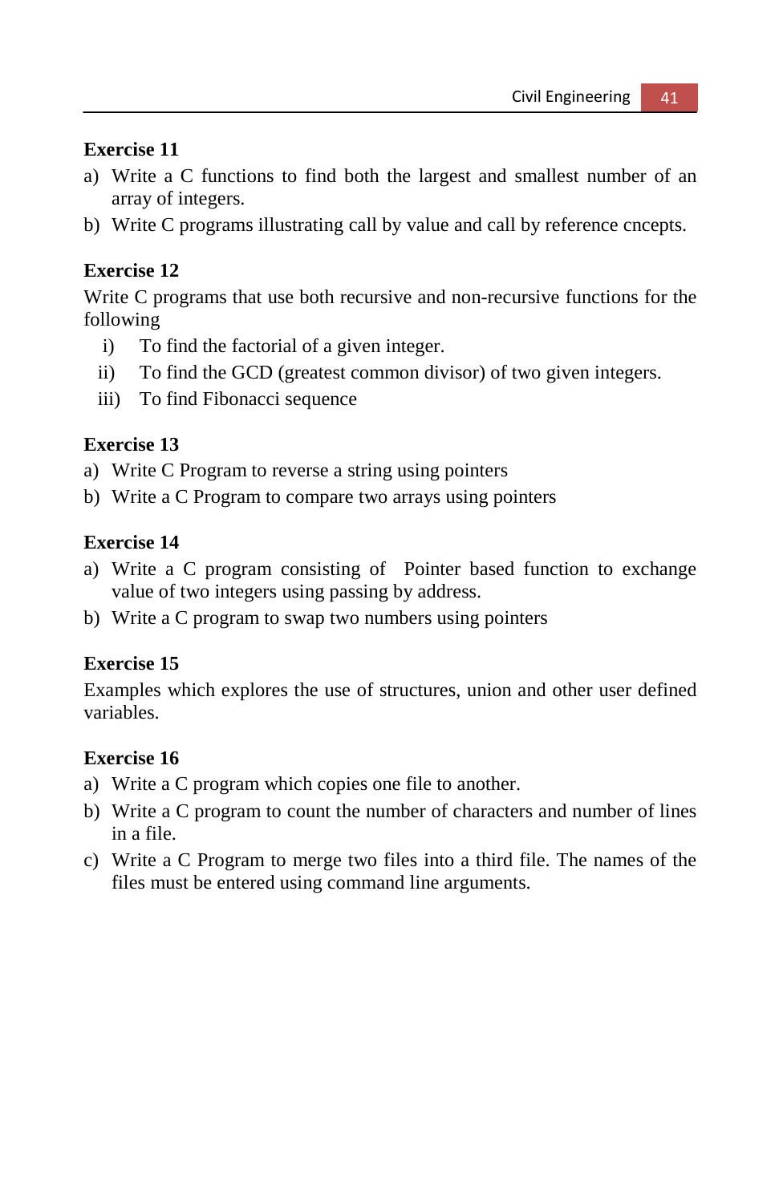**Exercise 11**

a) Write a C functions to find both the largest and smallest number of an array of integers.
b) Write C programs illustrating call by value and call by reference cncepts.

**Exercise 12**

Write C programs that use both recursive and non-recursive functions for the following

i) To find the factorial of a given integer.
ii) To find the GCD (greatest common divisor) of two given integers.
iii) To find Fibonacci sequence

**Exercise 13**

a) Write C Program to reverse a string using pointers
b) Write a C Program to compare two arrays using pointers

**Exercise 14**

a) Write a C program consisting of Pointer based function to exchange value of two integers using passing by address.
b) Write a C program to swap two numbers using pointers

**Exercise 15**

Examples which explores the use of structures, union and other user defined variables.

**Exercise 16**

a) Write a C program which copies one file to another.
b) Write a C program to count the number of characters and number of lines in a file.
c) Write a C Program to merge two files into a third file. The names of the files must be entered using command line arguments.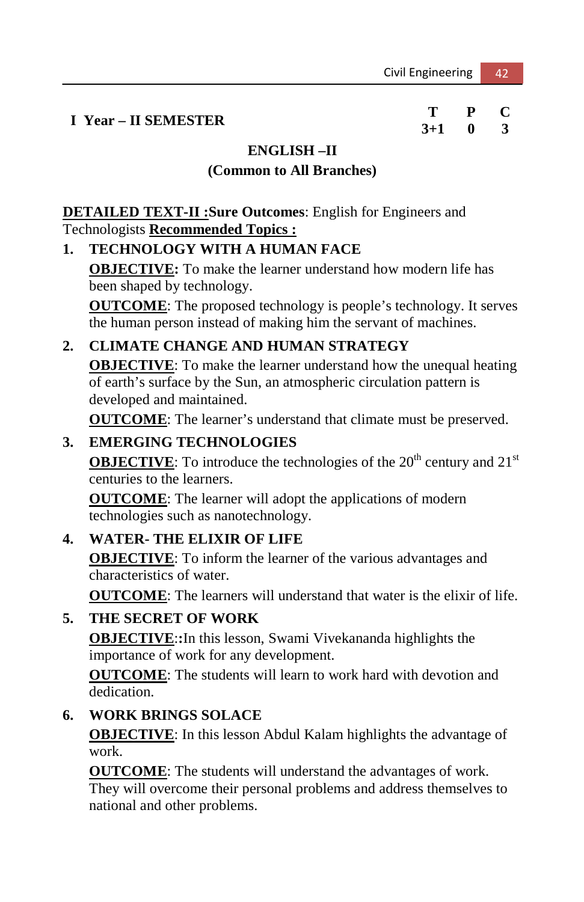**I Year – II SEMESTER**

| T | P | C |
|---|---|---|
| 3+1 | 0 | 3 |

## ENGLISH –II
### (Common to All Branches)

**DETAILED TEXT-II :Sure Outcomes**: English for Engineers and Technologists **Recommended Topics :**

1. **TECHNOLOGY WITH A HUMAN FACE**

   **OBJECTIVE:** To make the learner understand how modern life has been shaped by technology.

   **OUTCOME**: The proposed technology is people's technology. It serves the human person instead of making him the servant of machines.

2. **CLIMATE CHANGE AND HUMAN STRATEGY**

   **OBJECTIVE**: To make the learner understand how the unequal heating of earth's surface by the Sun, an atmospheric circulation pattern is developed and maintained.

   **OUTCOME**: The learner's understand that climate must be preserved.

3. **EMERGING TECHNOLOGIES**

   **OBJECTIVE**: To introduce the technologies of the 20th century and 21st centuries to the learners.

   **OUTCOME**: The learner will adopt the applications of modern technologies such as nanotechnology.

4. **WATER- THE ELIXIR OF LIFE**

   **OBJECTIVE**: To inform the learner of the various advantages and characteristics of water.

   **OUTCOME**: The learners will understand that water is the elixir of life.

5. **THE SECRET OF WORK**

   **OBJECTIVE**::In this lesson, Swami Vivekananda highlights the importance of work for any development.

   **OUTCOME**: The students will learn to work hard with devotion and dedication.

6. **WORK BRINGS SOLACE**

   **OBJECTIVE**: In this lesson Abdul Kalam highlights the advantage of work.

   **OUTCOME**: The students will understand the advantages of work. They will overcome their personal problems and address themselves to national and other problems.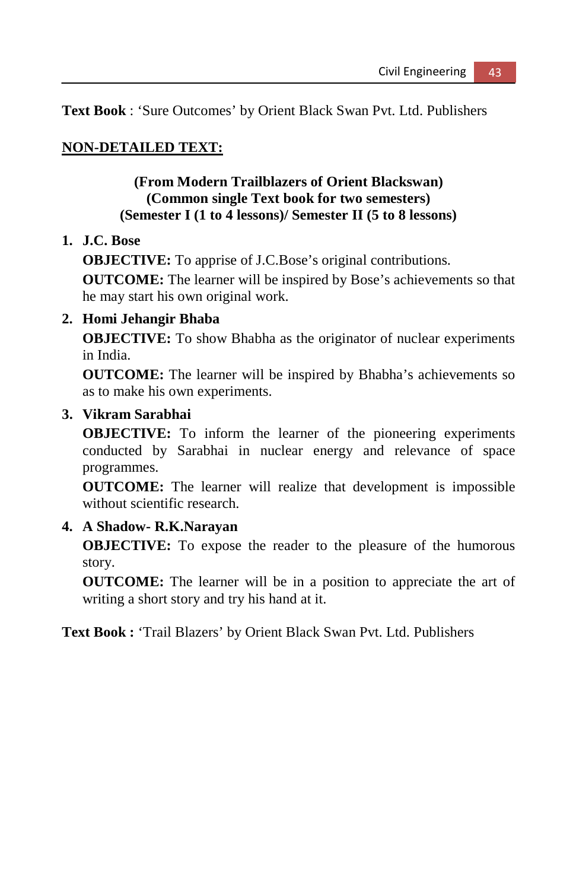**Text Book** : 'Sure Outcomes' by Orient Black Swan Pvt. Ltd. Publishers

## NON-DETAILED TEXT:

**(From Modern Trailblazers of Orient Blackswan)**
**(Common single Text book for two semesters)**
**(Semester I (1 to 4 lessons)/ Semester II (5 to 8 lessons)**

1. **J.C. Bose**

   **OBJECTIVE:** To apprise of J.C.Bose's original contributions.

   **OUTCOME:** The learner will be inspired by Bose's achievements so that he may start his own original work.

2. **Homi Jehangir Bhaba**

   **OBJECTIVE:** To show Bhabha as the originator of nuclear experiments in India.

   **OUTCOME:** The learner will be inspired by Bhabha's achievements so as to make his own experiments.

3. **Vikram Sarabhai**

   **OBJECTIVE:** To inform the learner of the pioneering experiments conducted by Sarabhai in nuclear energy and relevance of space programmes.

   **OUTCOME:** The learner will realize that development is impossible without scientific research.

4. **A Shadow- R.K.Narayan**

   **OBJECTIVE:** To expose the reader to the pleasure of the humorous story.

   **OUTCOME:** The learner will be in a position to appreciate the art of writing a short story and try his hand at it.

**Text Book :** 'Trail Blazers' by Orient Black Swan Pvt. Ltd. Publishers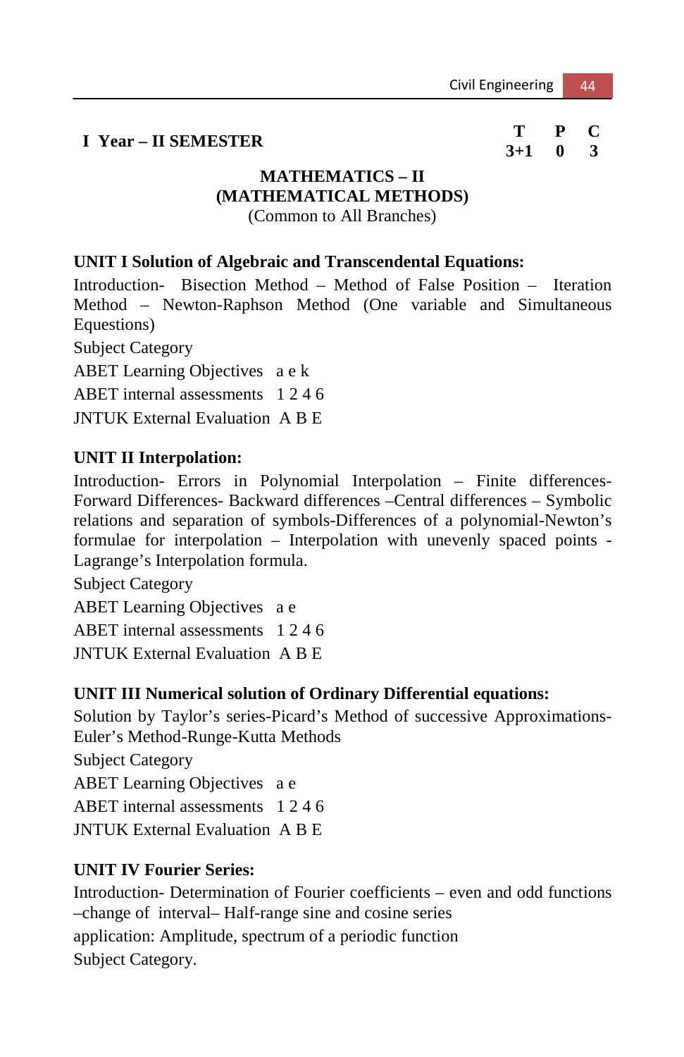**I Year – II SEMESTER**

| T | P | C |
|---|---|---|
| 3+1 | 0 | 3 |

## MATHEMATICS – II
## (MATHEMATICAL METHODS)

(Common to All Branches)

### UNIT I Solution of Algebraic and Transcendental Equations:

Introduction- Bisection Method – Method of False Position – Iteration Method – Newton-Raphson Method (One variable and Simultaneous Equestions)

Subject Category

ABET Learning Objectives a e k

ABET internal assessments 1 2 4 6

JNTUK External Evaluation A B E

### UNIT II Interpolation:

Introduction- Errors in Polynomial Interpolation – Finite differences-Forward Differences- Backward differences –Central differences – Symbolic relations and separation of symbols-Differences of a polynomial-Newton's formulae for interpolation – Interpolation with unevenly spaced points - Lagrange's Interpolation formula.

Subject Category

ABET Learning Objectives a e

ABET internal assessments 1 2 4 6

JNTUK External Evaluation A B E

### UNIT III Numerical solution of Ordinary Differential equations:

Solution by Taylor's series-Picard's Method of successive Approximations-Euler's Method-Runge-Kutta Methods

Subject Category

ABET Learning Objectives a e

ABET internal assessments 1 2 4 6

JNTUK External Evaluation A B E

### UNIT IV Fourier Series:

Introduction- Determination of Fourier coefficients – even and odd functions –change of interval– Half-range sine and cosine series

application: Amplitude, spectrum of a periodic function

Subject Category.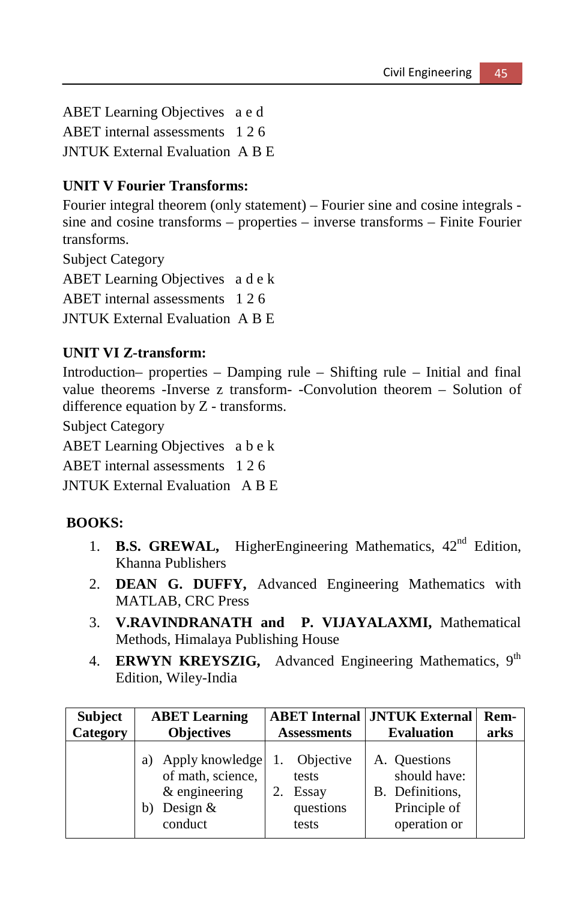ABET Learning Objectives a e d
ABET internal assessments 1 2 6
JNTUK External Evaluation A B E

**UNIT V Fourier Transforms:**

Fourier integral theorem (only statement) – Fourier sine and cosine integrals - sine and cosine transforms – properties – inverse transforms – Finite Fourier transforms.

Subject Category
ABET Learning Objectives a d e k
ABET internal assessments 1 2 6
JNTUK External Evaluation A B E

**UNIT VI Z-transform:**

Introduction– properties – Damping rule – Shifting rule – Initial and final value theorems -Inverse z transform- -Convolution theorem – Solution of difference equation by Z - transforms.

Subject Category
ABET Learning Objectives a b e k
ABET internal assessments 1 2 6
JNTUK External Evaluation A B E

**BOOKS:**

1. **B.S. GREWAL,** HigherEngineering Mathematics, 42nd Edition, Khanna Publishers
2. **DEAN G. DUFFY,** Advanced Engineering Mathematics with MATLAB, CRC Press
3. **V.RAVINDRANATH and P. VIJAYALAXMI,** Mathematical Methods, Himalaya Publishing House
4. **ERWYN KREYSZIG,** Advanced Engineering Mathematics, 9th Edition, Wiley-India

| Subject Category | ABET Learning Objectives | ABET Internal Assessments | JNTUK External Evaluation | Remarks |
|---|---|---|---|---|
| | a) Apply knowledge of math, science, & engineering<br>b) Design & conduct | 1. Objective tests<br>2. Essay questions tests | A. Questions should have:<br>B. Definitions, Principle of operation or | |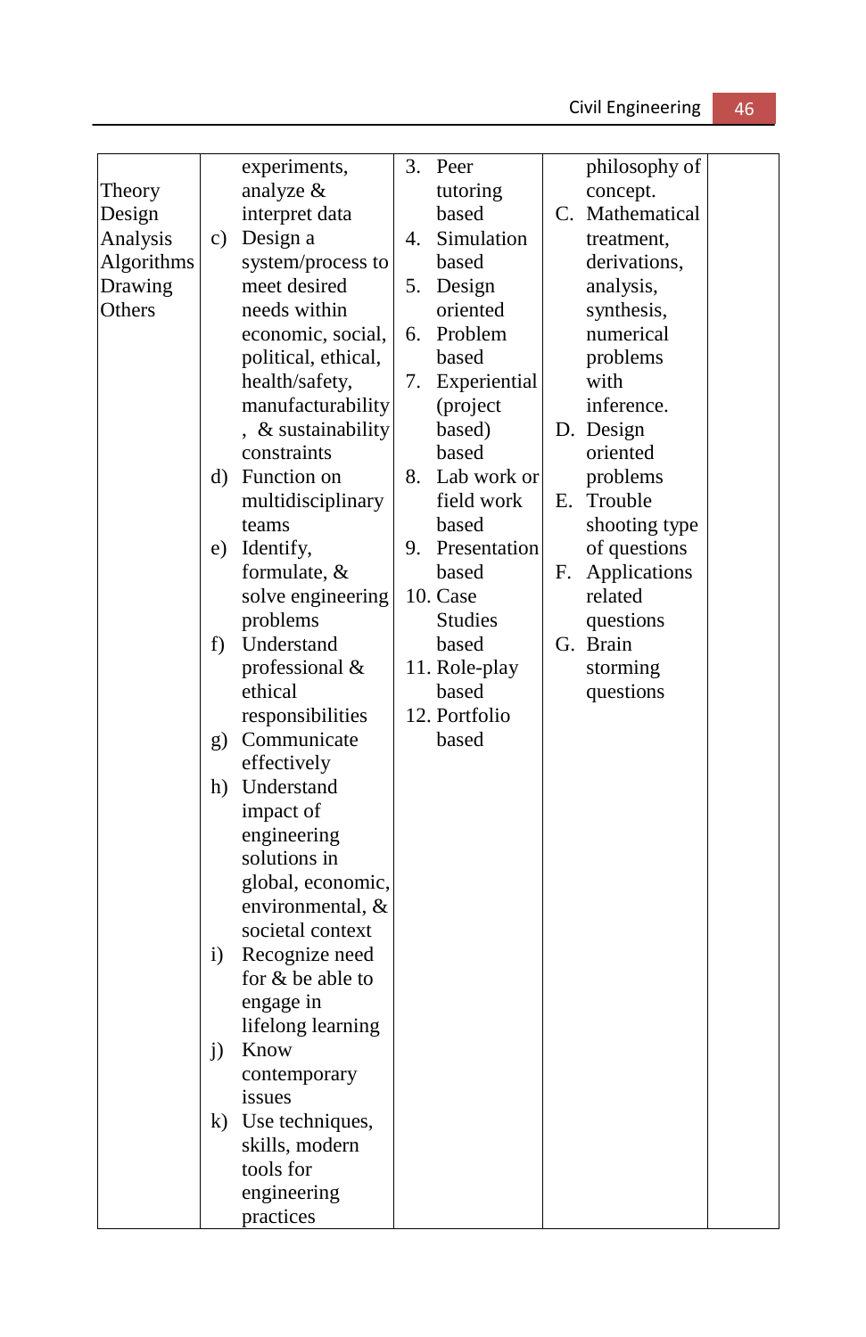| | | | | |
|---|---|---|---|---|
| Theory<br>Design<br>Analysis<br>Algorithms<br>Drawing<br>Others | experiments, analyze & interpret data<br>c) Design a system/process to meet desired needs within economic, social, political, ethical, health/safety, manufacturability, & sustainability constraints<br>d) Function on multidisciplinary teams<br>e) Identify, formulate, & solve engineering problems<br>f) Understand professional & ethical responsibilities<br>g) Communicate effectively<br>h) Understand impact of engineering solutions in global, economic, environmental, & societal context<br>i) Recognize need for & be able to engage in lifelong learning<br>j) Know contemporary issues<br>k) Use techniques, skills, modern tools for engineering practices | 3. Peer tutoring based<br>4. Simulation based<br>5. Design oriented<br>6. Problem based<br>7. Experiential (project based) based<br>8. Lab work or field work based<br>9. Presentation based<br>10. Case Studies based<br>11. Role-play based<br>12. Portfolio based | philosophy of concept.<br>C. Mathematical treatment, derivations, analysis, synthesis, numerical problems with inference.<br>D. Design oriented problems<br>E. Trouble shooting type of questions<br>F. Applications related questions<br>G. Brain storming questions | |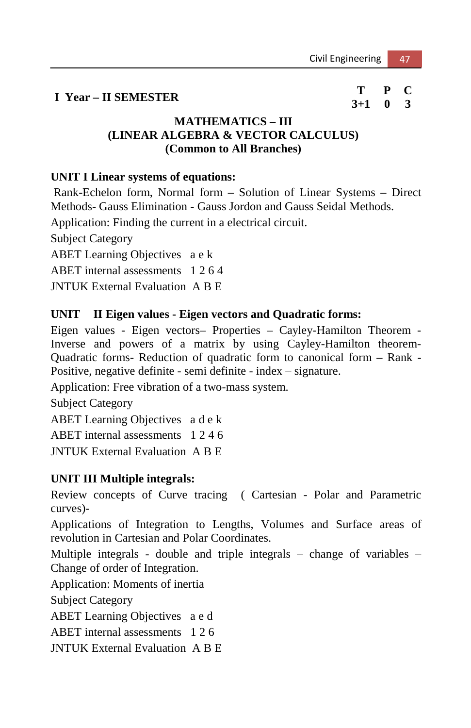**I Year – II SEMESTER**

| T | P | C |
|---|---|---|
| 3+1 | 0 | 3 |

## MATHEMATICS – III
## (LINEAR ALGEBRA & VECTOR CALCULUS)
## (Common to All Branches)

### UNIT I Linear systems of equations:

Rank-Echelon form, Normal form – Solution of Linear Systems – Direct Methods- Gauss Elimination - Gauss Jordon and Gauss Seidal Methods.

Application: Finding the current in a electrical circuit.

Subject Category

ABET Learning Objectives a e k

ABET internal assessments 1 2 6 4

JNTUK External Evaluation A B E

### UNIT II Eigen values - Eigen vectors and Quadratic forms:

Eigen values - Eigen vectors– Properties – Cayley-Hamilton Theorem - Inverse and powers of a matrix by using Cayley-Hamilton theorem- Quadratic forms- Reduction of quadratic form to canonical form – Rank - Positive, negative definite - semi definite - index – signature.

Application: Free vibration of a two-mass system.

Subject Category

ABET Learning Objectives a d e k

ABET internal assessments 1 2 4 6

JNTUK External Evaluation A B E

### UNIT III Multiple integrals:

Review concepts of Curve tracing ( Cartesian - Polar and Parametric curves)-

Applications of Integration to Lengths, Volumes and Surface areas of revolution in Cartesian and Polar Coordinates.

Multiple integrals - double and triple integrals – change of variables – Change of order of Integration.

Application: Moments of inertia

Subject Category

ABET Learning Objectives a e d

ABET internal assessments 1 2 6

JNTUK External Evaluation A B E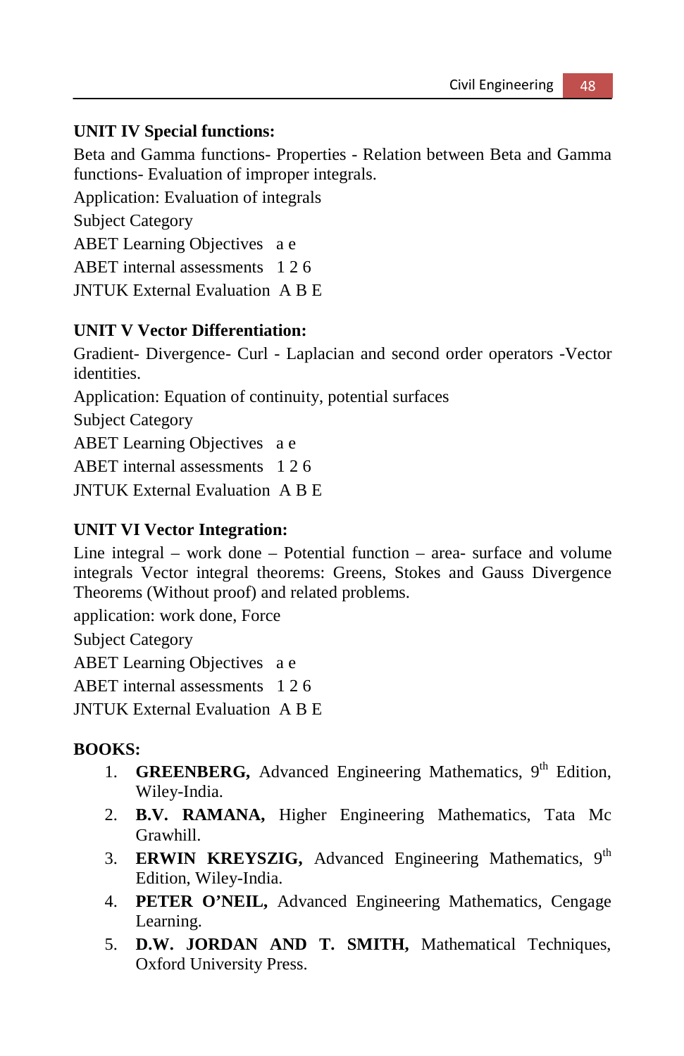**UNIT IV Special functions:**

Beta and Gamma functions- Properties - Relation between Beta and Gamma functions- Evaluation of improper integrals.

Application: Evaluation of integrals

Subject Category

ABET Learning Objectives a e

ABET internal assessments 1 2 6

JNTUK External Evaluation A B E

**UNIT V Vector Differentiation:**

Gradient- Divergence- Curl - Laplacian and second order operators -Vector identities.

Application: Equation of continuity, potential surfaces

Subject Category

ABET Learning Objectives a e

ABET internal assessments 1 2 6

JNTUK External Evaluation A B E

**UNIT VI Vector Integration:**

Line integral – work done – Potential function – area- surface and volume integrals Vector integral theorems: Greens, Stokes and Gauss Divergence Theorems (Without proof) and related problems.

application: work done, Force

Subject Category

ABET Learning Objectives a e

ABET internal assessments 1 2 6

JNTUK External Evaluation A B E

**BOOKS:**

1. **GREENBERG,** Advanced Engineering Mathematics, 9th Edition, Wiley-India.
2. **B.V. RAMANA,** Higher Engineering Mathematics, Tata Mc Grawhill.
3. **ERWIN KREYSZIG,** Advanced Engineering Mathematics, 9th Edition, Wiley-India.
4. **PETER O'NEIL,** Advanced Engineering Mathematics, Cengage Learning.
5. **D.W. JORDAN AND T. SMITH,** Mathematical Techniques, Oxford University Press.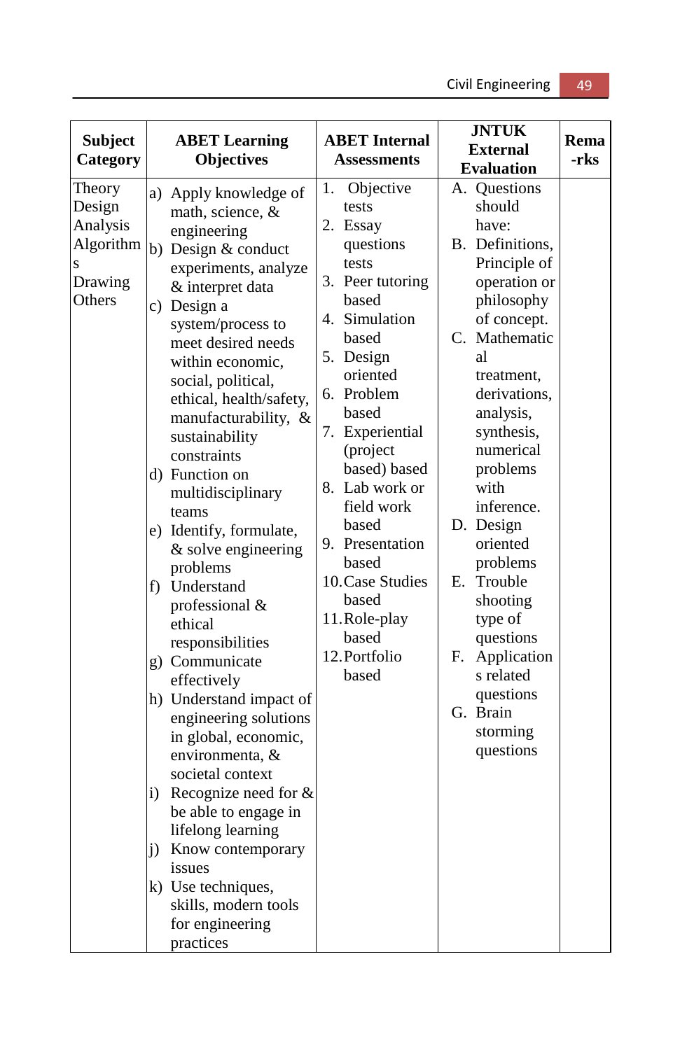| Subject Category | ABET Learning Objectives | ABET Internal Assessments | JNTUK External Evaluation | Rema-rks |
|---|---|---|---|---|
| Theory<br>Design<br>Analysis<br>Algorithms<br>Drawing<br>Others | a) Apply knowledge of math, science, & engineering<br>b) Design & conduct experiments, analyze & interpret data<br>c) Design a system/process to meet desired needs within economic, social, political, ethical, health/safety, manufacturability, & sustainability constraints<br>d) Function on multidisciplinary teams<br>e) Identify, formulate, & solve engineering problems<br>f) Understand professional & ethical responsibilities<br>g) Communicate effectively<br>h) Understand impact of engineering solutions in global, economic, environmenta, & societal context<br>i) Recognize need for & be able to engage in lifelong learning<br>j) Know contemporary issues<br>k) Use techniques, skills, modern tools for engineering practices | 1. Objective tests<br>2. Essay questions tests<br>3. Peer tutoring based<br>4. Simulation based<br>5. Design oriented<br>6. Problem based<br>7. Experiential (project based) based<br>8. Lab work or field work based<br>9. Presentation based<br>10. Case Studies based<br>11. Role-play based<br>12. Portfolio based | A. Questions should have:<br>B. Definitions, Principle of operation or philosophy of concept.<br>C. Mathematical treatment, derivations, analysis, synthesis, numerical problems with inference.<br>D. Design oriented problems<br>E. Trouble shooting type of questions<br>F. Applications related questions<br>G. Brain storming questions | |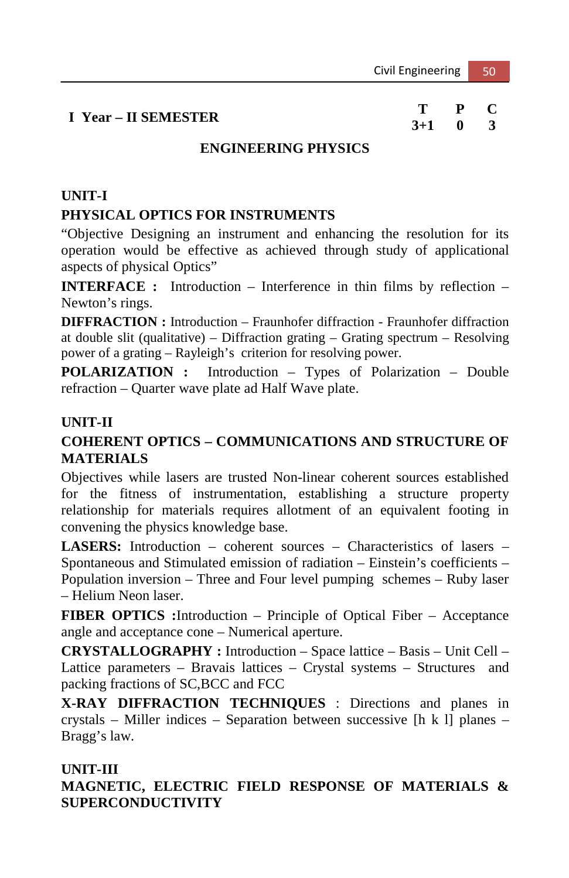**I Year – II SEMESTER**

| | T | P | C |
|---|---|---|---|
| | 3+1 | 0 | 3 |

## ENGINEERING PHYSICS

### UNIT-I

### PHYSICAL OPTICS FOR INSTRUMENTS

“Objective Designing an instrument and enhancing the resolution for its operation would be effective as achieved through study of applicational aspects of physical Optics”

**INTERFACE :** Introduction – Interference in thin films by reflection – Newton’s rings.

**DIFFRACTION :** Introduction – Fraunhofer diffraction - Fraunhofer diffraction at double slit (qualitative) – Diffraction grating – Grating spectrum – Resolving power of a grating – Rayleigh’s criterion for resolving power.

**POLARIZATION :** Introduction – Types of Polarization – Double refraction – Quarter wave plate ad Half Wave plate.

### UNIT-II

### COHERENT OPTICS – COMMUNICATIONS AND STRUCTURE OF MATERIALS

Objectives while lasers are trusted Non-linear coherent sources established for the fitness of instrumentation, establishing a structure property relationship for materials requires allotment of an equivalent footing in convening the physics knowledge base.

**LASERS:** Introduction – coherent sources – Characteristics of lasers – Spontaneous and Stimulated emission of radiation – Einstein’s coefficients – Population inversion – Three and Four level pumping schemes – Ruby laser – Helium Neon laser.

**FIBER OPTICS :**Introduction – Principle of Optical Fiber – Acceptance angle and acceptance cone – Numerical aperture.

**CRYSTALLOGRAPHY :** Introduction – Space lattice – Basis – Unit Cell – Lattice parameters – Bravais lattices – Crystal systems – Structures and packing fractions of SC,BCC and FCC

**X-RAY DIFFRACTION TECHNIQUES** : Directions and planes in crystals – Miller indices – Separation between successive [h k l] planes – Bragg’s law.

### UNIT-III

### MAGNETIC, ELECTRIC FIELD RESPONSE OF MATERIALS & SUPERCONDUCTIVITY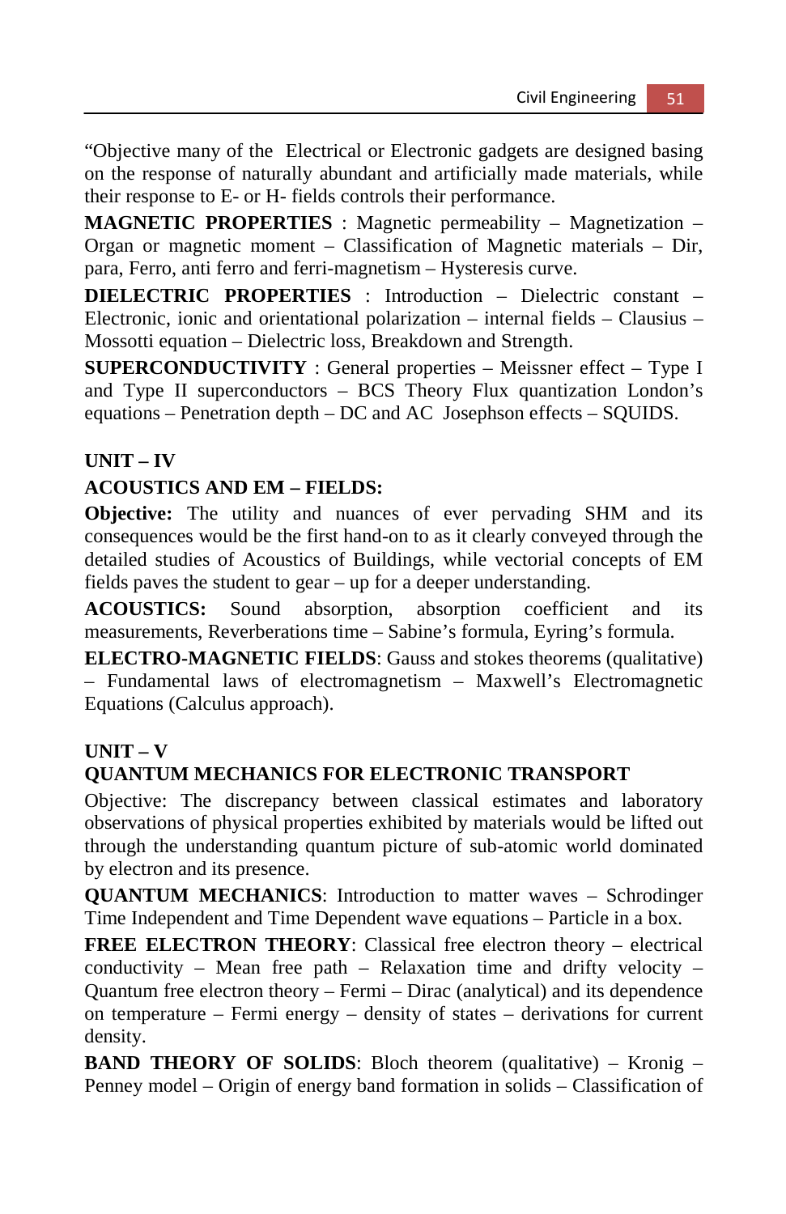"Objective many of the Electrical or Electronic gadgets are designed basing on the response of naturally abundant and artificially made materials, while their response to E- or H- fields controls their performance.

**MAGNETIC PROPERTIES** : Magnetic permeability – Magnetization – Organ or magnetic moment – Classification of Magnetic materials – Dir, para, Ferro, anti ferro and ferri-magnetism – Hysteresis curve.

**DIELECTRIC PROPERTIES** : Introduction – Dielectric constant – Electronic, ionic and orientational polarization – internal fields – Clausius – Mossotti equation – Dielectric loss, Breakdown and Strength.

**SUPERCONDUCTIVITY** : General properties – Meissner effect – Type I and Type II superconductors – BCS Theory Flux quantization London's equations – Penetration depth – DC and AC Josephson effects – SQUIDS.

## UNIT – IV

### ACOUSTICS AND EM – FIELDS:

**Objective:** The utility and nuances of ever pervading SHM and its consequences would be the first hand-on to as it clearly conveyed through the detailed studies of Acoustics of Buildings, while vectorial concepts of EM fields paves the student to gear – up for a deeper understanding.

**ACOUSTICS:** Sound absorption, absorption coefficient and its measurements, Reverberations time – Sabine's formula, Eyring's formula.

**ELECTRO-MAGNETIC FIELDS**: Gauss and stokes theorems (qualitative) – Fundamental laws of electromagnetism – Maxwell's Electromagnetic Equations (Calculus approach).

## UNIT – V

### QUANTUM MECHANICS FOR ELECTRONIC TRANSPORT

Objective: The discrepancy between classical estimates and laboratory observations of physical properties exhibited by materials would be lifted out through the understanding quantum picture of sub-atomic world dominated by electron and its presence.

**QUANTUM MECHANICS**: Introduction to matter waves – Schrodinger Time Independent and Time Dependent wave equations – Particle in a box.

**FREE ELECTRON THEORY**: Classical free electron theory – electrical conductivity – Mean free path – Relaxation time and drifty velocity – Quantum free electron theory – Fermi – Dirac (analytical) and its dependence on temperature – Fermi energy – density of states – derivations for current density.

**BAND THEORY OF SOLIDS**: Bloch theorem (qualitative) – Kronig – Penney model – Origin of energy band formation in solids – Classification of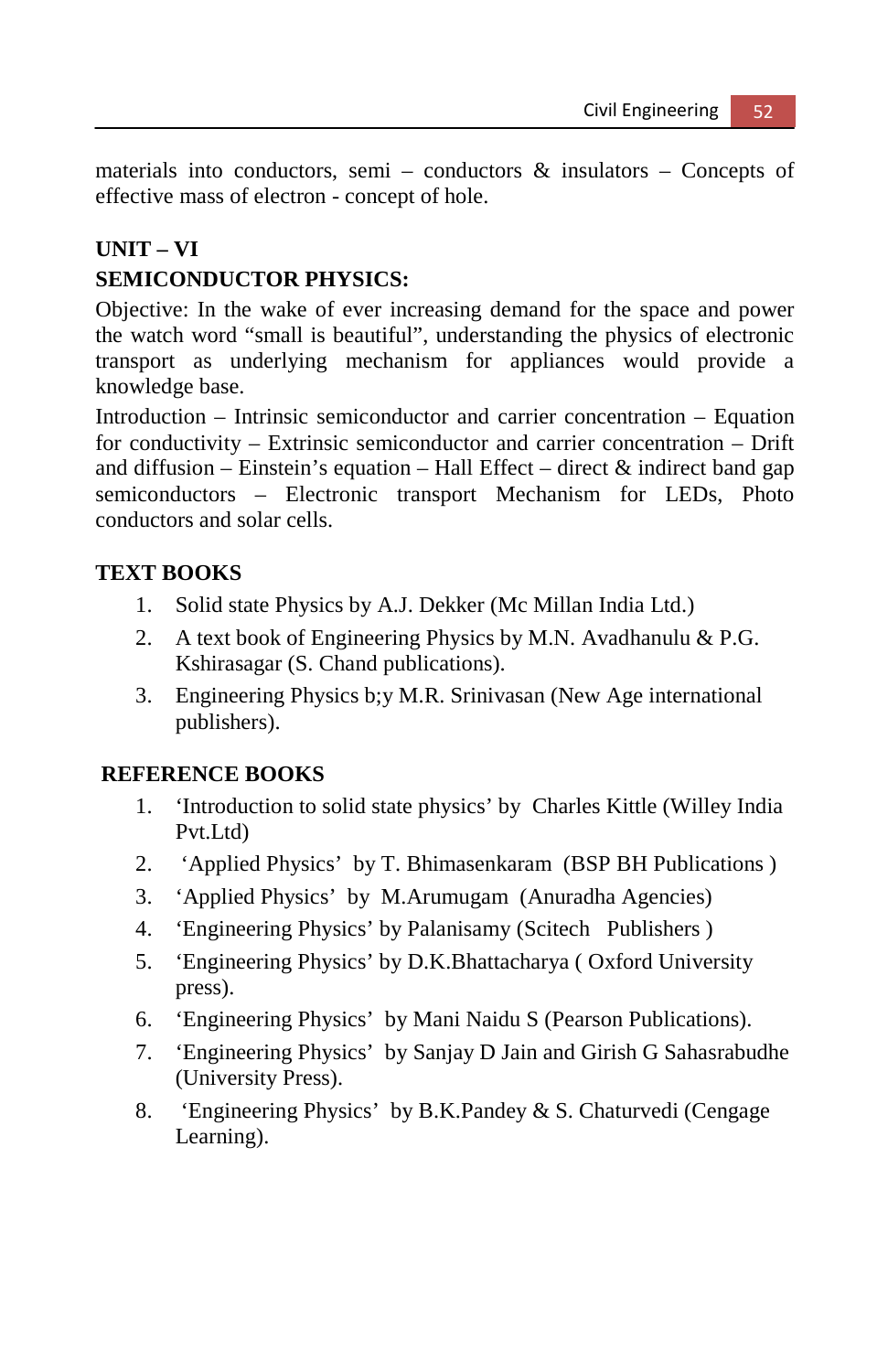materials into conductors, semi – conductors & insulators – Concepts of effective mass of electron - concept of hole.

**UNIT – VI**

**SEMICONDUCTOR PHYSICS:**

Objective: In the wake of ever increasing demand for the space and power the watch word "small is beautiful", understanding the physics of electronic transport as underlying mechanism for appliances would provide a knowledge base.

Introduction – Intrinsic semiconductor and carrier concentration – Equation for conductivity – Extrinsic semiconductor and carrier concentration – Drift and diffusion – Einstein's equation – Hall Effect – direct & indirect band gap semiconductors – Electronic transport Mechanism for LEDs, Photo conductors and solar cells.

**TEXT BOOKS**

1. Solid state Physics by A.J. Dekker (Mc Millan India Ltd.)
2. A text book of Engineering Physics by M.N. Avadhanulu & P.G. Kshirasagar (S. Chand publications).
3. Engineering Physics b;y M.R. Srinivasan (New Age international publishers).

**REFERENCE BOOKS**

1. 'Introduction to solid state physics' by Charles Kittle (Willey India Pvt.Ltd)
2. 'Applied Physics' by T. Bhimasenkaram (BSP BH Publications )
3. 'Applied Physics' by M.Arumugam (Anuradha Agencies)
4. 'Engineering Physics' by Palanisamy (Scitech Publishers )
5. 'Engineering Physics' by D.K.Bhattacharya ( Oxford University press).
6. 'Engineering Physics' by Mani Naidu S (Pearson Publications).
7. 'Engineering Physics' by Sanjay D Jain and Girish G Sahasrabudhe (University Press).
8. 'Engineering Physics' by B.K.Pandey & S. Chaturvedi (Cengage Learning).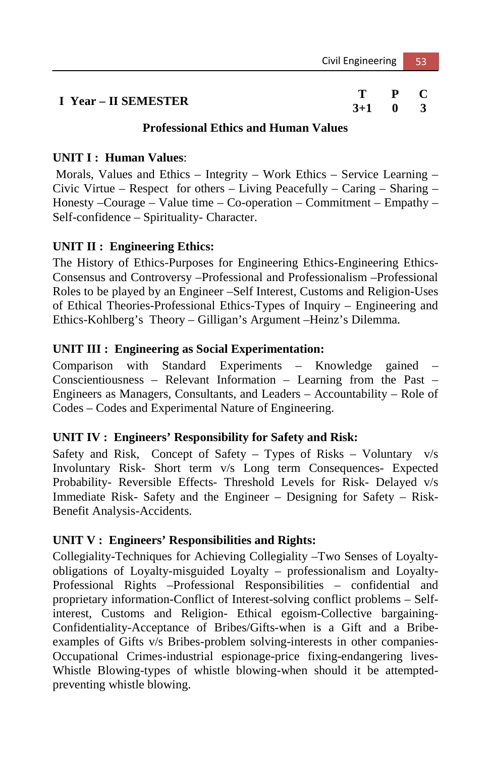**I Year – II SEMESTER**

| | T | P | C |
|---|---|---|---|
| | 3+1 | 0 | 3 |

## Professional Ethics and Human Values

**UNIT I : Human Values**:

Morals, Values and Ethics – Integrity – Work Ethics – Service Learning – Civic Virtue – Respect for others – Living Peacefully – Caring – Sharing – Honesty –Courage – Value time – Co-operation – Commitment – Empathy – Self-confidence – Spirituality- Character.

**UNIT II : Engineering Ethics:**

The History of Ethics-Purposes for Engineering Ethics-Engineering Ethics-Consensus and Controversy –Professional and Professionalism –Professional Roles to be played by an Engineer –Self Interest, Customs and Religion-Uses of Ethical Theories-Professional Ethics-Types of Inquiry – Engineering and Ethics-Kohlberg's Theory – Gilligan's Argument –Heinz's Dilemma.

**UNIT III : Engineering as Social Experimentation:**

Comparison with Standard Experiments – Knowledge gained – Conscientiousness – Relevant Information – Learning from the Past – Engineers as Managers, Consultants, and Leaders – Accountability – Role of Codes – Codes and Experimental Nature of Engineering.

**UNIT IV : Engineers' Responsibility for Safety and Risk:**

Safety and Risk, Concept of Safety – Types of Risks – Voluntary v/s Involuntary Risk- Short term v/s Long term Consequences- Expected Probability- Reversible Effects- Threshold Levels for Risk- Delayed v/s Immediate Risk- Safety and the Engineer – Designing for Safety – Risk-Benefit Analysis-Accidents.

**UNIT V : Engineers' Responsibilities and Rights:**

Collegiality-Techniques for Achieving Collegiality –Two Senses of Loyalty-obligations of Loyalty-misguided Loyalty – professionalism and Loyalty-Professional Rights –Professional Responsibilities – confidential and proprietary information-Conflict of Interest-solving conflict problems – Self-interest, Customs and Religion- Ethical egoism-Collective bargaining-Confidentiality-Acceptance of Bribes/Gifts-when is a Gift and a Bribe-examples of Gifts v/s Bribes-problem solving-interests in other companies-Occupational Crimes-industrial espionage-price fixing-endangering lives-Whistle Blowing-types of whistle blowing-when should it be attempted-preventing whistle blowing.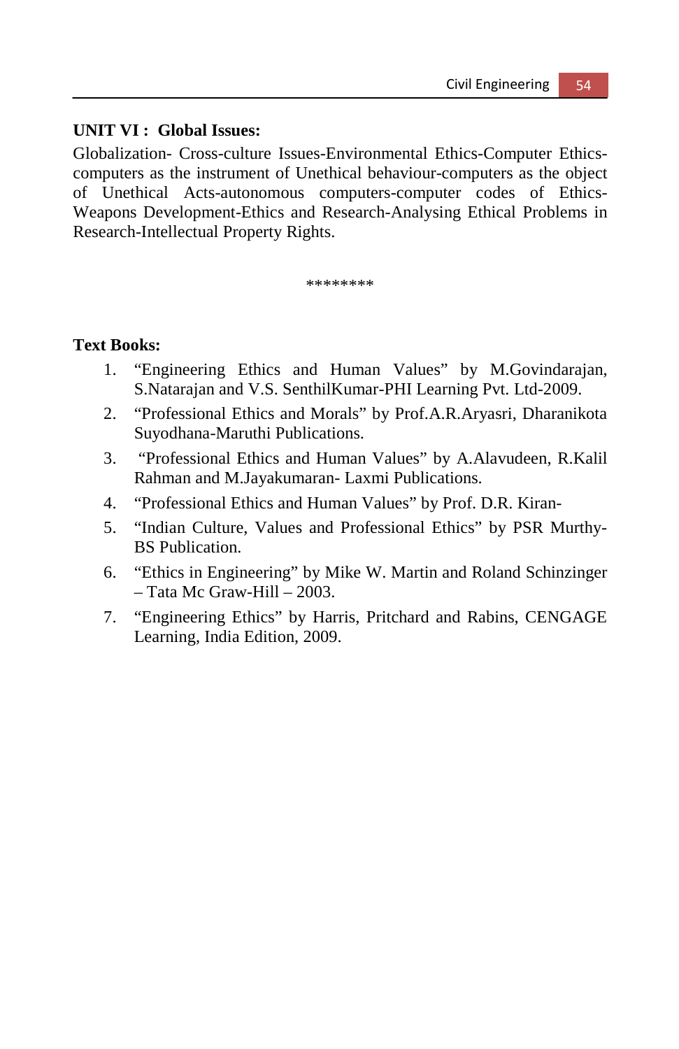**UNIT VI : Global Issues:**

Globalization- Cross-culture Issues-Environmental Ethics-Computer Ethics-computers as the instrument of Unethical behaviour-computers as the object of Unethical Acts-autonomous computers-computer codes of Ethics-Weapons Development-Ethics and Research-Analysing Ethical Problems in Research-Intellectual Property Rights.

********

**Text Books:**

1. "Engineering Ethics and Human Values" by M.Govindarajan, S.Natarajan and V.S. SenthilKumar-PHI Learning Pvt. Ltd-2009.
2. "Professional Ethics and Morals" by Prof.A.R.Aryasri, Dharanikota Suyodhana-Maruthi Publications.
3. "Professional Ethics and Human Values" by A.Alavudeen, R.Kalil Rahman and M.Jayakumaran- Laxmi Publications.
4. "Professional Ethics and Human Values" by Prof. D.R. Kiran-
5. "Indian Culture, Values and Professional Ethics" by PSR Murthy-BS Publication.
6. "Ethics in Engineering" by Mike W. Martin and Roland Schinzinger – Tata Mc Graw-Hill – 2003.
7. "Engineering Ethics" by Harris, Pritchard and Rabins, CENGAGE Learning, India Edition, 2009.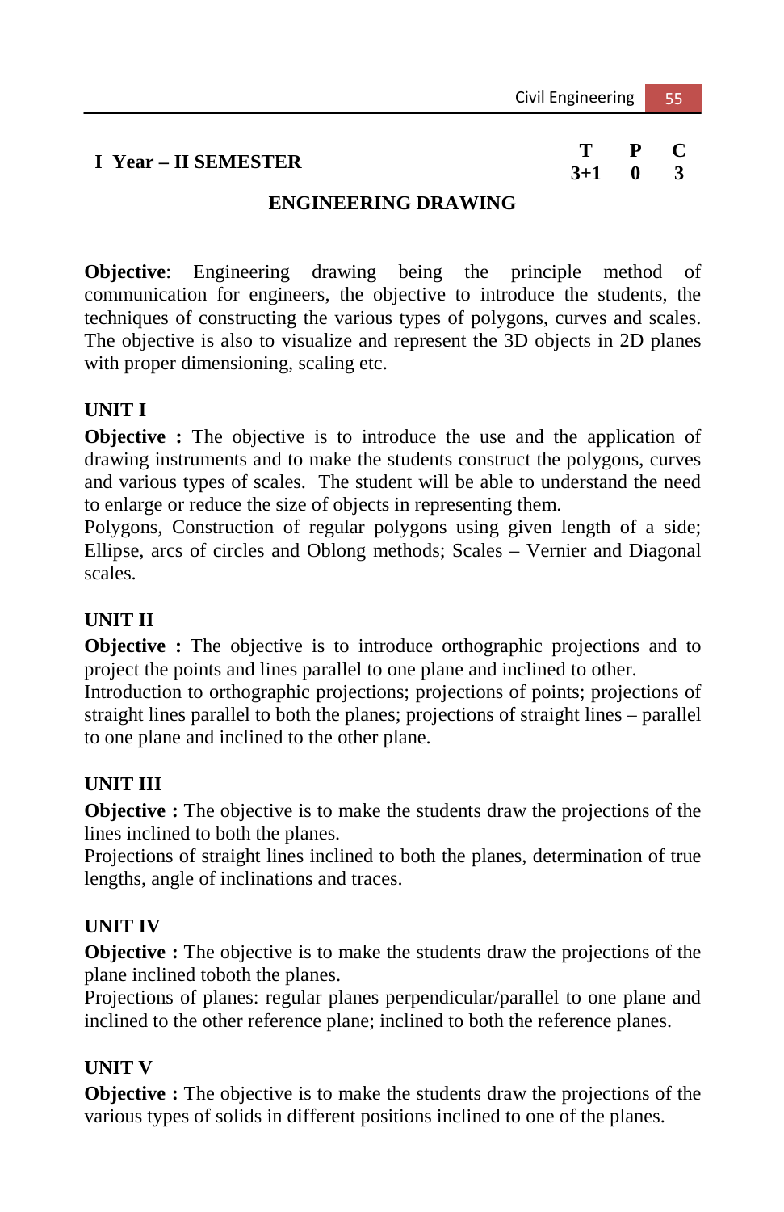**I Year – II SEMESTER**

| T | P | C |
|---|---|---|
| 3+1 | 0 | 3 |

## ENGINEERING DRAWING

**Objective**: Engineering drawing being the principle method of communication for engineers, the objective to introduce the students, the techniques of constructing the various types of polygons, curves and scales. The objective is also to visualize and represent the 3D objects in 2D planes with proper dimensioning, scaling etc.

### UNIT I

**Objective :** The objective is to introduce the use and the application of drawing instruments and to make the students construct the polygons, curves and various types of scales. The student will be able to understand the need to enlarge or reduce the size of objects in representing them.

Polygons, Construction of regular polygons using given length of a side; Ellipse, arcs of circles and Oblong methods; Scales – Vernier and Diagonal scales.

### UNIT II

**Objective :** The objective is to introduce orthographic projections and to project the points and lines parallel to one plane and inclined to other.

Introduction to orthographic projections; projections of points; projections of straight lines parallel to both the planes; projections of straight lines – parallel to one plane and inclined to the other plane.

### UNIT III

**Objective :** The objective is to make the students draw the projections of the lines inclined to both the planes.

Projections of straight lines inclined to both the planes, determination of true lengths, angle of inclinations and traces.

### UNIT IV

**Objective :** The objective is to make the students draw the projections of the plane inclined toboth the planes.

Projections of planes: regular planes perpendicular/parallel to one plane and inclined to the other reference plane; inclined to both the reference planes.

### UNIT V

**Objective :** The objective is to make the students draw the projections of the various types of solids in different positions inclined to one of the planes.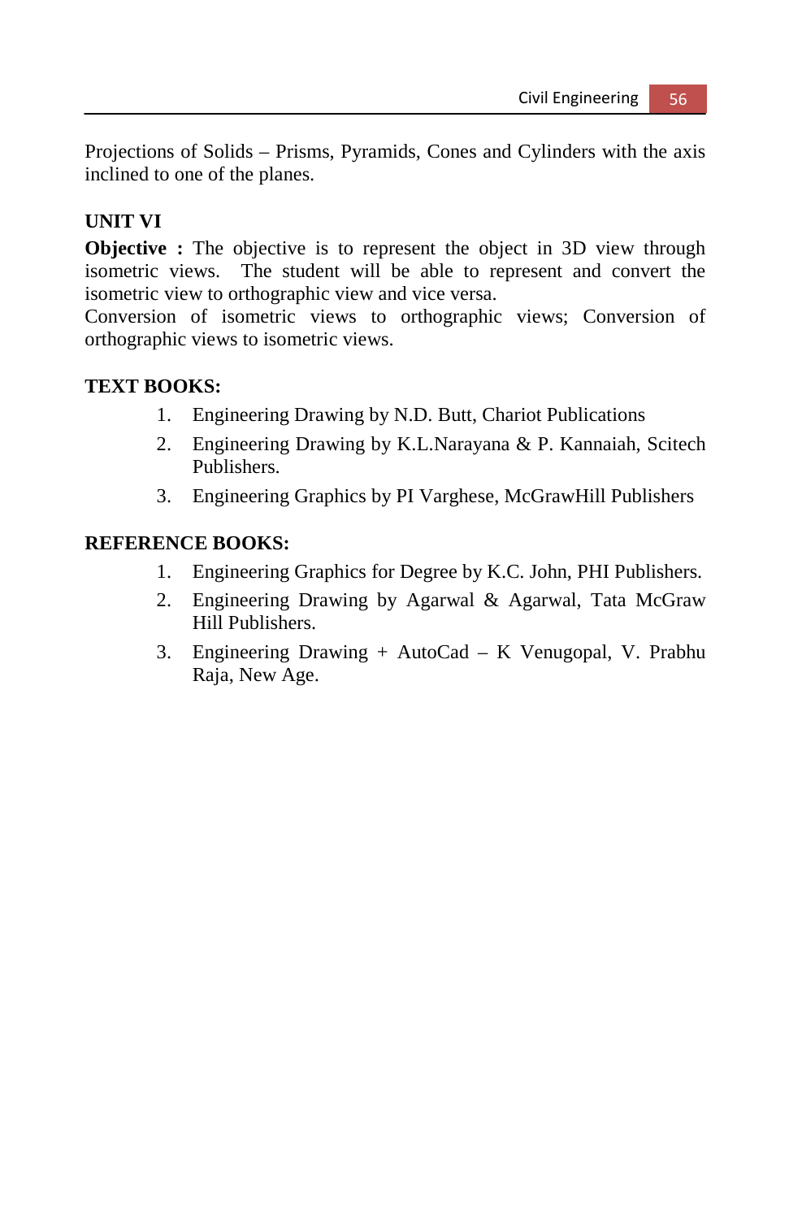Projections of Solids – Prisms, Pyramids, Cones and Cylinders with the axis inclined to one of the planes.

## UNIT VI

**Objective :** The objective is to represent the object in 3D view through isometric views. The student will be able to represent and convert the isometric view to orthographic view and vice versa.

Conversion of isometric views to orthographic views; Conversion of orthographic views to isometric views.

## TEXT BOOKS:

1. Engineering Drawing by N.D. Butt, Chariot Publications
2. Engineering Drawing by K.L.Narayana & P. Kannaiah, Scitech Publishers.
3. Engineering Graphics by PI Varghese, McGrawHill Publishers

## REFERENCE BOOKS:

1. Engineering Graphics for Degree by K.C. John, PHI Publishers.
2. Engineering Drawing by Agarwal & Agarwal, Tata McGraw Hill Publishers.
3. Engineering Drawing + AutoCad – K Venugopal, V. Prabhu Raja, New Age.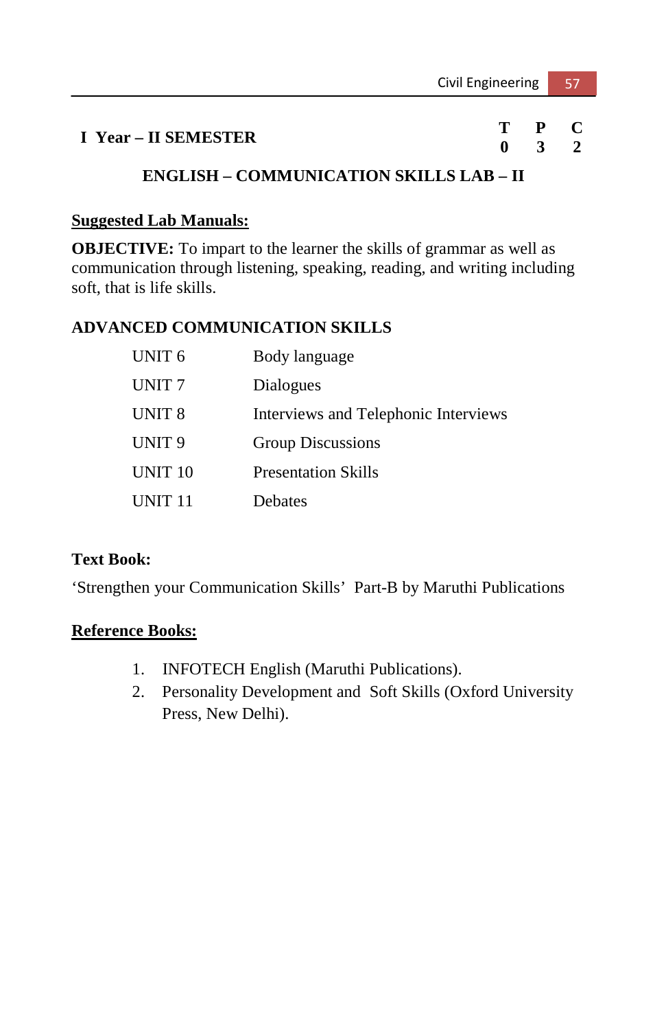**I Year – II SEMESTER**

| T | P | C |
|---|---|---|
| 0 | 3 | 2 |

## ENGLISH – COMMUNICATION SKILLS LAB – II

**Suggested Lab Manuals:**

**OBJECTIVE:** To impart to the learner the skills of grammar as well as communication through listening, speaking, reading, and writing including soft, that is life skills.

### ADVANCED COMMUNICATION SKILLS

| | |
|---|---|
| UNIT 6 | Body language |
| UNIT 7 | Dialogues |
| UNIT 8 | Interviews and Telephonic Interviews |
| UNIT 9 | Group Discussions |
| UNIT 10 | Presentation Skills |
| UNIT 11 | Debates |

**Text Book:**

'Strengthen your Communication Skills' Part-B by Maruthi Publications

**Reference Books:**

1. INFOTECH English (Maruthi Publications).
2. Personality Development and Soft Skills (Oxford University Press, New Delhi).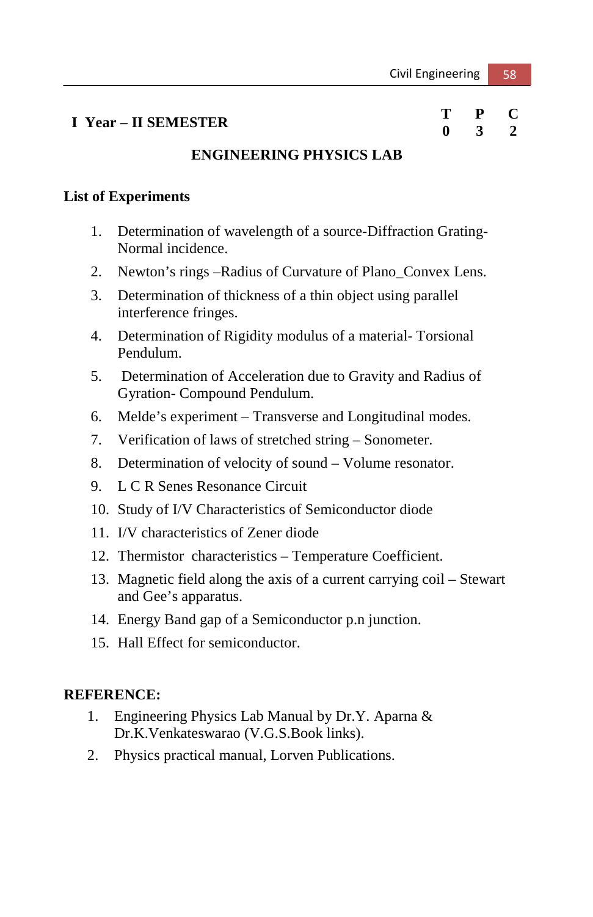**I Year – II SEMESTER**

| T | P | C |
|---|---|---|
| 0 | 3 | 2 |

## ENGINEERING PHYSICS LAB

**List of Experiments**

1. Determination of wavelength of a source-Diffraction Grating-Normal incidence.
2. Newton's rings –Radius of Curvature of Plano_Convex Lens.
3. Determination of thickness of a thin object using parallel interference fringes.
4. Determination of Rigidity modulus of a material- Torsional Pendulum.
5. Determination of Acceleration due to Gravity and Radius of Gyration- Compound Pendulum.
6. Melde's experiment – Transverse and Longitudinal modes.
7. Verification of laws of stretched string – Sonometer.
8. Determination of velocity of sound – Volume resonator.
9. L C R Senes Resonance Circuit
10. Study of I/V Characteristics of Semiconductor diode
11. I/V characteristics of Zener diode
12. Thermistor characteristics – Temperature Coefficient.
13. Magnetic field along the axis of a current carrying coil – Stewart and Gee's apparatus.
14. Energy Band gap of a Semiconductor p.n junction.
15. Hall Effect for semiconductor.

**REFERENCE:**

1. Engineering Physics Lab Manual by Dr.Y. Aparna & Dr.K.Venkateswarao (V.G.S.Book links).
2. Physics practical manual, Lorven Publications.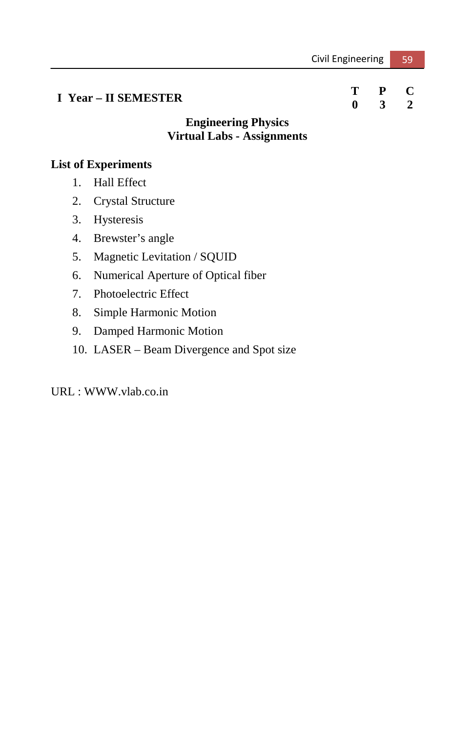**I Year – II SEMESTER**

| T | P | C |
|---|---|---|
| 0 | 3 | 2 |

## Engineering Physics
## Virtual Labs - Assignments

**List of Experiments**

1. Hall Effect
2. Crystal Structure
3. Hysteresis
4. Brewster's angle
5. Magnetic Levitation / SQUID
6. Numerical Aperture of Optical fiber
7. Photoelectric Effect
8. Simple Harmonic Motion
9. Damped Harmonic Motion
10. LASER – Beam Divergence and Spot size

URL : WWW.vlab.co.in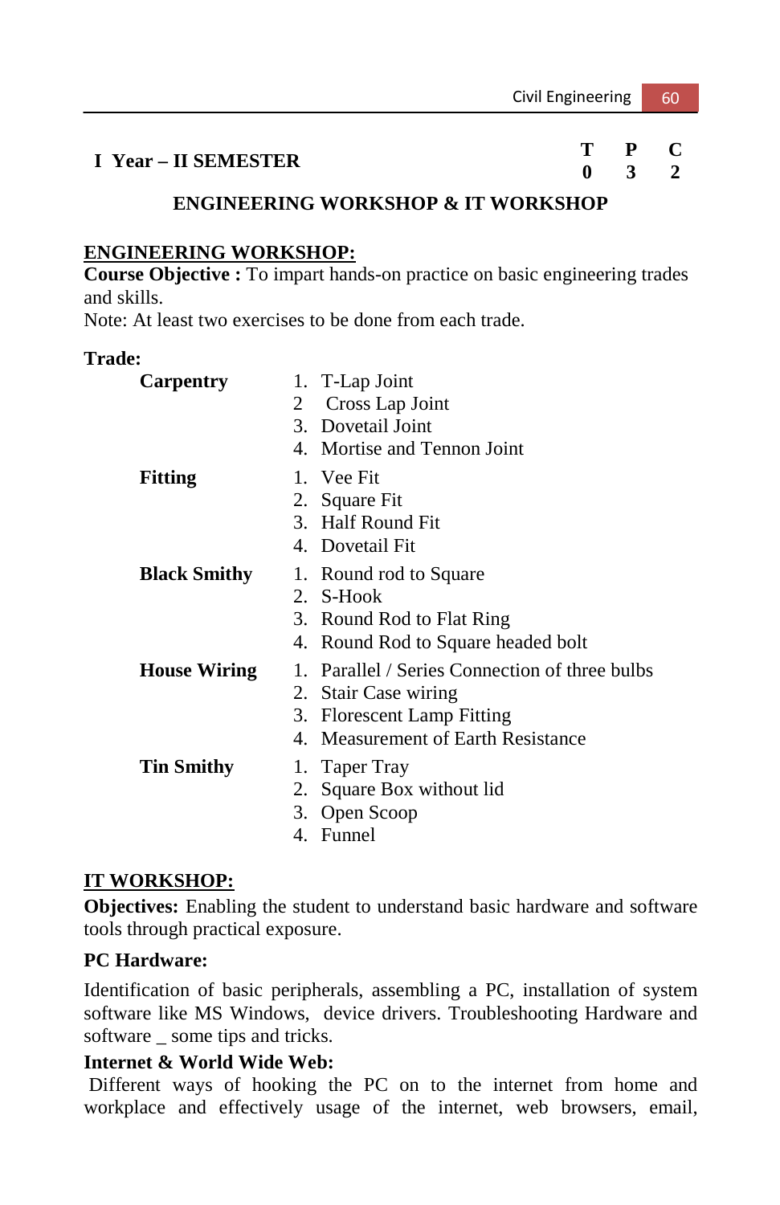**I Year – II SEMESTER**

| T | P | C |
|---|---|---|
| 0 | 3 | 2 |

## ENGINEERING WORKSHOP & IT WORKSHOP

### ENGINEERING WORKSHOP:

**Course Objective :** To impart hands-on practice on basic engineering trades and skills.

Note: At least two exercises to be done from each trade.

**Trade:**

**Carpentry**

1. T-Lap Joint
2. Cross Lap Joint
3. Dovetail Joint
4. Mortise and Tennon Joint

**Fitting**

1. Vee Fit
2. Square Fit
3. Half Round Fit
4. Dovetail Fit

**Black Smithy**

1. Round rod to Square
2. S-Hook
3. Round Rod to Flat Ring
4. Round Rod to Square headed bolt

**House Wiring**

1. Parallel / Series Connection of three bulbs
2. Stair Case wiring
3. Florescent Lamp Fitting
4. Measurement of Earth Resistance

**Tin Smithy**

1. Taper Tray
2. Square Box without lid
3. Open Scoop
4. Funnel

### IT WORKSHOP:

**Objectives:** Enabling the student to understand basic hardware and software tools through practical exposure.

**PC Hardware:**

Identification of basic peripherals, assembling a PC, installation of system software like MS Windows, device drivers. Troubleshooting Hardware and software _ some tips and tricks.

**Internet & World Wide Web:**

Different ways of hooking the PC on to the internet from home and workplace and effectively usage of the internet, web browsers, email,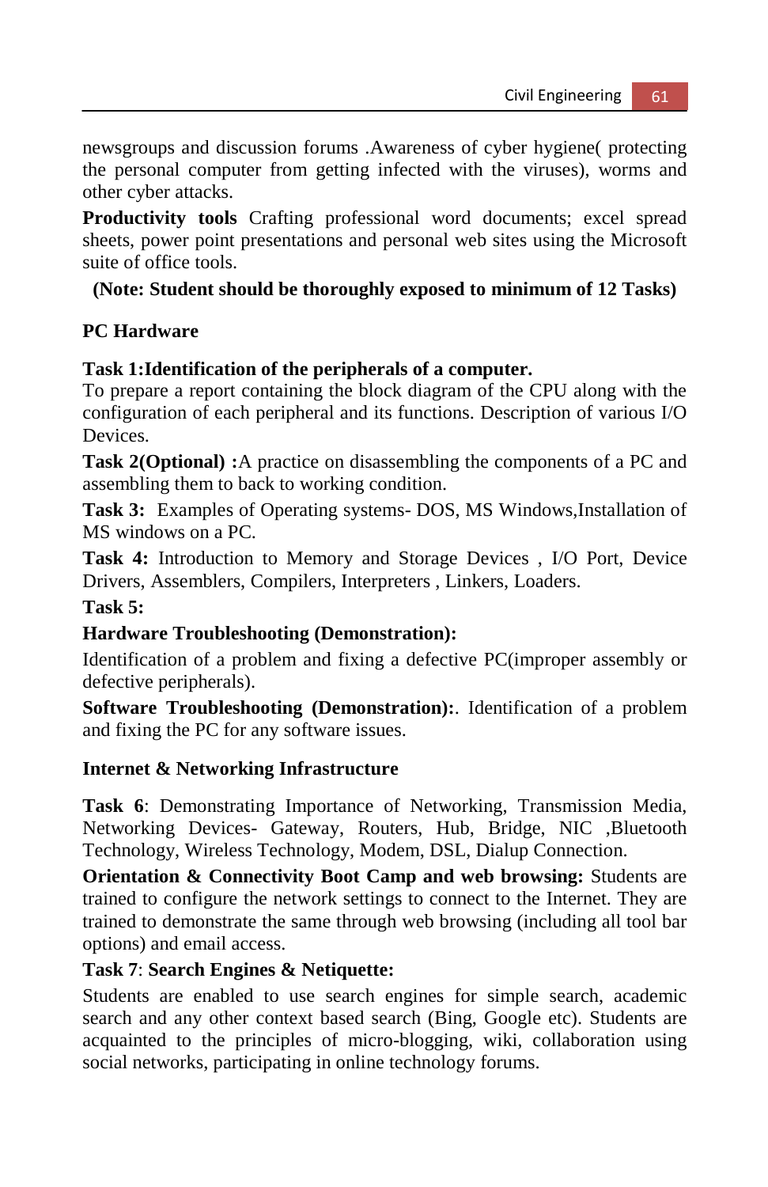newsgroups and discussion forums .Awareness of cyber hygiene( protecting the personal computer from getting infected with the viruses), worms and other cyber attacks.

**Productivity tools** Crafting professional word documents; excel spread sheets, power point presentations and personal web sites using the Microsoft suite of office tools.

**(Note: Student should be thoroughly exposed to minimum of 12 Tasks)**

**PC Hardware**

**Task 1:Identification of the peripherals of a computer.**
To prepare a report containing the block diagram of the CPU along with the configuration of each peripheral and its functions. Description of various I/O Devices.

**Task 2(Optional) :**A practice on disassembling the components of a PC and assembling them to back to working condition.

**Task 3:** Examples of Operating systems- DOS, MS Windows,Installation of MS windows on a PC.

**Task 4:** Introduction to Memory and Storage Devices , I/O Port, Device Drivers, Assemblers, Compilers, Interpreters , Linkers, Loaders.

**Task 5:**

**Hardware Troubleshooting (Demonstration):**

Identification of a problem and fixing a defective PC(improper assembly or defective peripherals).

**Software Troubleshooting (Demonstration):**. Identification of a problem and fixing the PC for any software issues.

**Internet & Networking Infrastructure**

**Task 6**: Demonstrating Importance of Networking, Transmission Media, Networking Devices- Gateway, Routers, Hub, Bridge, NIC ,Bluetooth Technology, Wireless Technology, Modem, DSL, Dialup Connection.

**Orientation & Connectivity Boot Camp and web browsing:** Students are trained to configure the network settings to connect to the Internet. They are trained to demonstrate the same through web browsing (including all tool bar options) and email access.

**Task 7**: **Search Engines & Netiquette:**

Students are enabled to use search engines for simple search, academic search and any other context based search (Bing, Google etc). Students are acquainted to the principles of micro-blogging, wiki, collaboration using social networks, participating in online technology forums.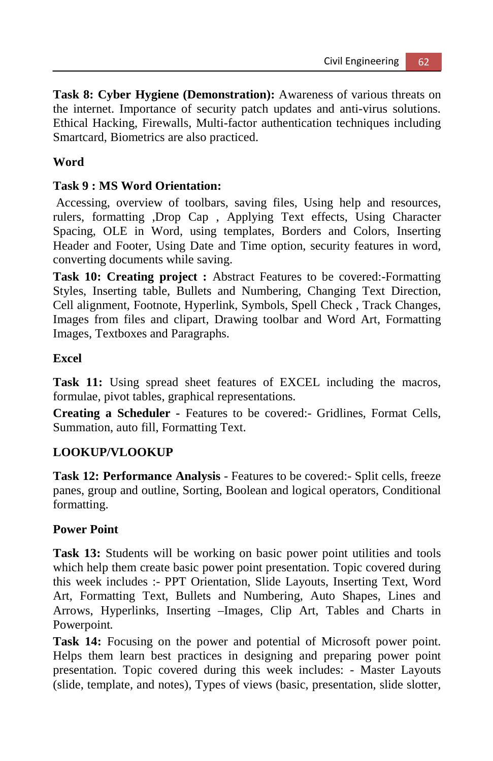**Task 8: Cyber Hygiene (Demonstration):** Awareness of various threats on the internet. Importance of security patch updates and anti-virus solutions. Ethical Hacking, Firewalls, Multi-factor authentication techniques including Smartcard, Biometrics are also practiced.

**Word**

**Task 9 : MS Word Orientation:**

Accessing, overview of toolbars, saving files, Using help and resources, rulers, formatting ,Drop Cap , Applying Text effects, Using Character Spacing, OLE in Word, using templates, Borders and Colors, Inserting Header and Footer, Using Date and Time option, security features in word, converting documents while saving.

**Task 10: Creating project :** Abstract Features to be covered:-Formatting Styles, Inserting table, Bullets and Numbering, Changing Text Direction, Cell alignment, Footnote, Hyperlink, Symbols, Spell Check , Track Changes, Images from files and clipart, Drawing toolbar and Word Art, Formatting Images, Textboxes and Paragraphs.

**Excel**

**Task 11:** Using spread sheet features of EXCEL including the macros, formulae, pivot tables, graphical representations.

**Creating a Scheduler -** Features to be covered:- Gridlines, Format Cells, Summation, auto fill, Formatting Text.

**LOOKUP/VLOOKUP**

**Task 12: Performance Analysis** - Features to be covered:- Split cells, freeze panes, group and outline, Sorting, Boolean and logical operators, Conditional formatting.

**Power Point**

**Task 13:** Students will be working on basic power point utilities and tools which help them create basic power point presentation. Topic covered during this week includes :- PPT Orientation, Slide Layouts, Inserting Text, Word Art, Formatting Text, Bullets and Numbering, Auto Shapes, Lines and Arrows, Hyperlinks, Inserting –Images, Clip Art, Tables and Charts in Powerpoint.

**Task 14:** Focusing on the power and potential of Microsoft power point. Helps them learn best practices in designing and preparing power point presentation. Topic covered during this week includes: - Master Layouts (slide, template, and notes), Types of views (basic, presentation, slide slotter,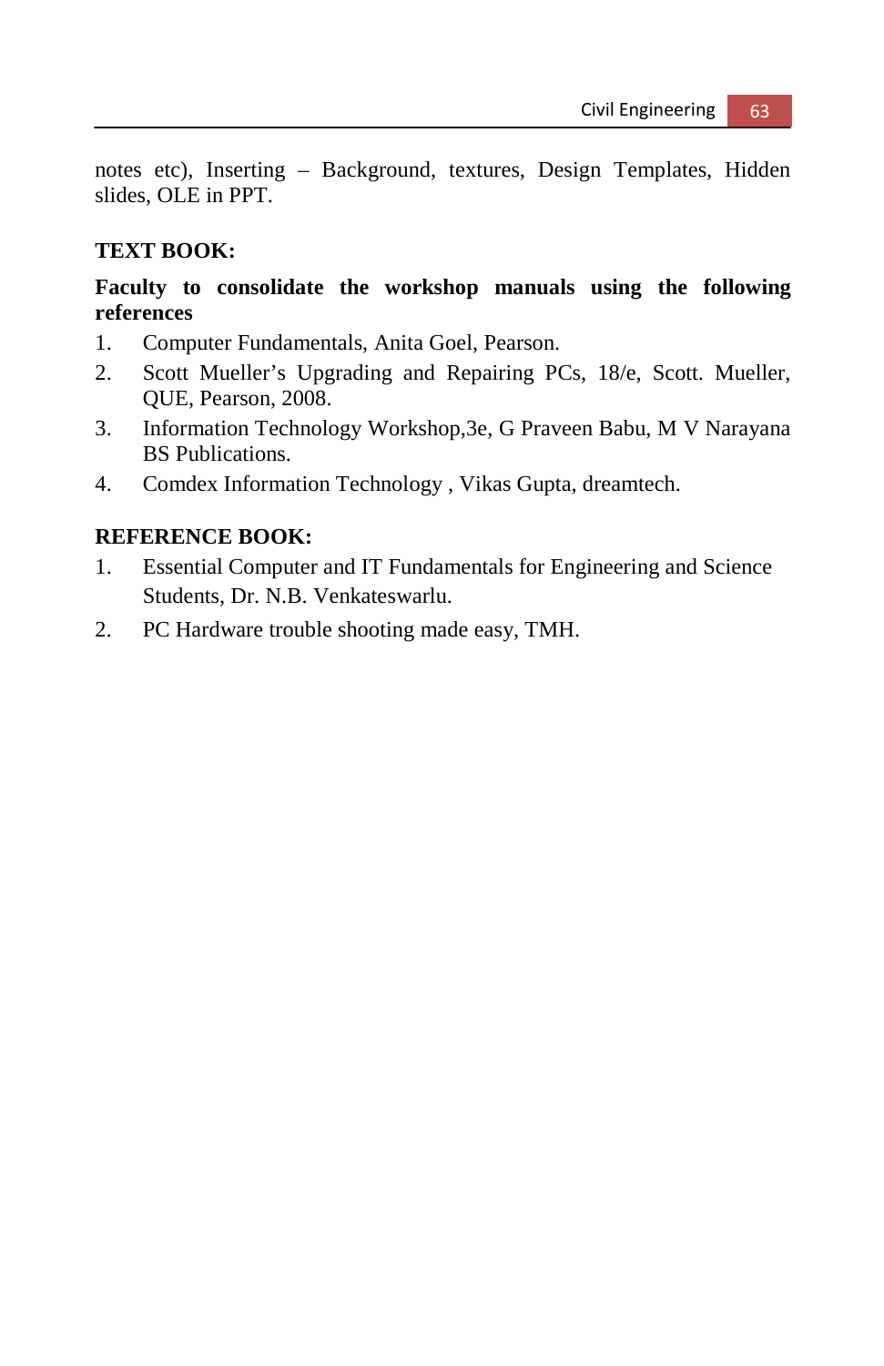notes etc), Inserting – Background, textures, Design Templates, Hidden slides, OLE in PPT.

**TEXT BOOK:**

**Faculty to consolidate the workshop manuals using the following references**

1. Computer Fundamentals, Anita Goel, Pearson.
2. Scott Mueller's Upgrading and Repairing PCs, 18/e, Scott. Mueller, QUE, Pearson, 2008.
3. Information Technology Workshop,3e, G Praveen Babu, M V Narayana BS Publications.
4. Comdex Information Technology , Vikas Gupta, dreamtech.

**REFERENCE BOOK:**

1. Essential Computer and IT Fundamentals for Engineering and Science Students, Dr. N.B. Venkateswarlu.
2. PC Hardware trouble shooting made easy, TMH.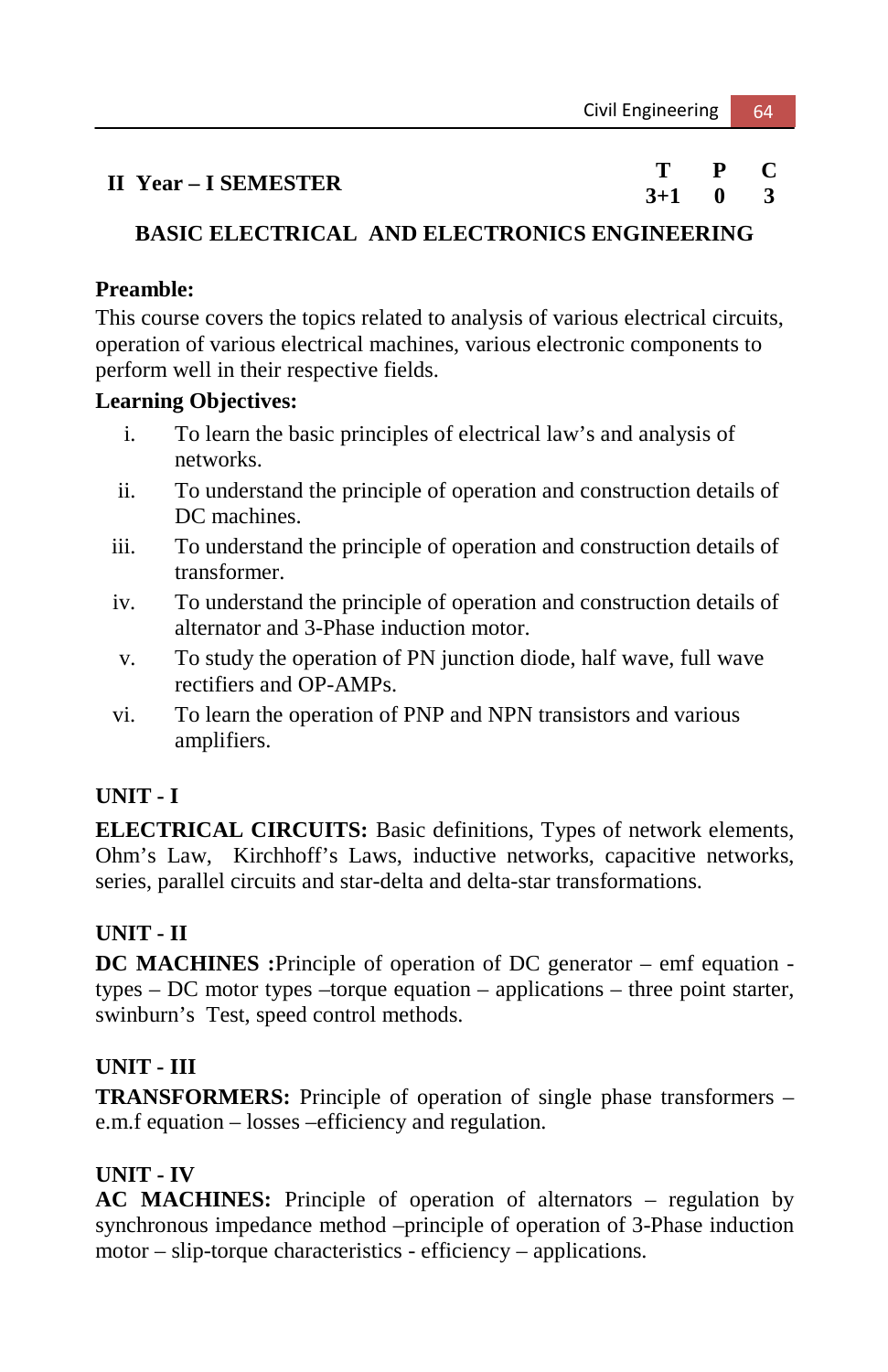**II Year – I SEMESTER**

| T | P | C |
|---|---|---|
| 3+1 | 0 | 3 |

## BASIC ELECTRICAL AND ELECTRONICS ENGINEERING

**Preamble:**

This course covers the topics related to analysis of various electrical circuits, operation of various electrical machines, various electronic components to perform well in their respective fields.

**Learning Objectives:**

i. To learn the basic principles of electrical law's and analysis of networks.
ii. To understand the principle of operation and construction details of DC machines.
iii. To understand the principle of operation and construction details of transformer.
iv. To understand the principle of operation and construction details of alternator and 3-Phase induction motor.
v. To study the operation of PN junction diode, half wave, full wave rectifiers and OP-AMPs.
vi. To learn the operation of PNP and NPN transistors and various amplifiers.

### UNIT - I

**ELECTRICAL CIRCUITS:** Basic definitions, Types of network elements, Ohm's Law, Kirchhoff's Laws, inductive networks, capacitive networks, series, parallel circuits and star-delta and delta-star transformations.

### UNIT - II

**DC MACHINES :**Principle of operation of DC generator – emf equation - types – DC motor types –torque equation – applications – three point starter, swinburn's Test, speed control methods.

### UNIT - III

**TRANSFORMERS:** Principle of operation of single phase transformers – e.m.f equation – losses –efficiency and regulation.

### UNIT - IV

**AC MACHINES:** Principle of operation of alternators – regulation by synchronous impedance method –principle of operation of 3-Phase induction motor – slip-torque characteristics - efficiency – applications.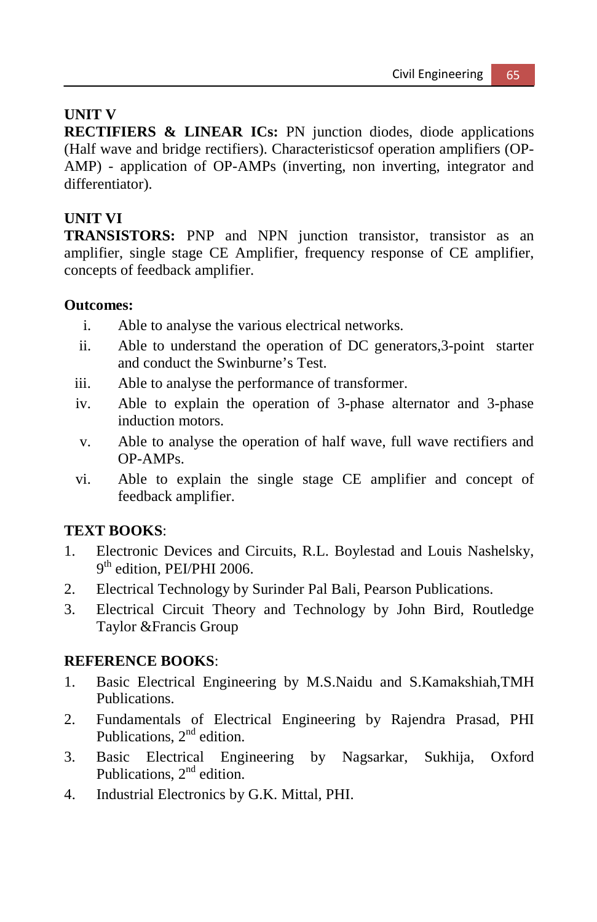### UNIT V

**RECTIFIERS & LINEAR ICs:** PN junction diodes, diode applications (Half wave and bridge rectifiers). Characteristicsof operation amplifiers (OP-AMP) - application of OP-AMPs (inverting, non inverting, integrator and differentiator).

### UNIT VI

**TRANSISTORS:** PNP and NPN junction transistor, transistor as an amplifier, single stage CE Amplifier, frequency response of CE amplifier, concepts of feedback amplifier.

**Outcomes:**

- i. Able to analyse the various electrical networks.
- ii. Able to understand the operation of DC generators,3-point starter and conduct the Swinburne's Test.
- iii. Able to analyse the performance of transformer.
- iv. Able to explain the operation of 3-phase alternator and 3-phase induction motors.
- v. Able to analyse the operation of half wave, full wave rectifiers and OP-AMPs.
- vi. Able to explain the single stage CE amplifier and concept of feedback amplifier.

**TEXT BOOKS**:

1. Electronic Devices and Circuits, R.L. Boylestad and Louis Nashelsky, 9th edition, PEI/PHI 2006.
2. Electrical Technology by Surinder Pal Bali, Pearson Publications.
3. Electrical Circuit Theory and Technology by John Bird, Routledge Taylor &Francis Group

**REFERENCE BOOKS**:

1. Basic Electrical Engineering by M.S.Naidu and S.Kamakshiah,TMH Publications.
2. Fundamentals of Electrical Engineering by Rajendra Prasad, PHI Publications, 2nd edition.
3. Basic Electrical Engineering by Nagsarkar, Sukhija, Oxford Publications, 2nd edition.
4. Industrial Electronics by G.K. Mittal, PHI.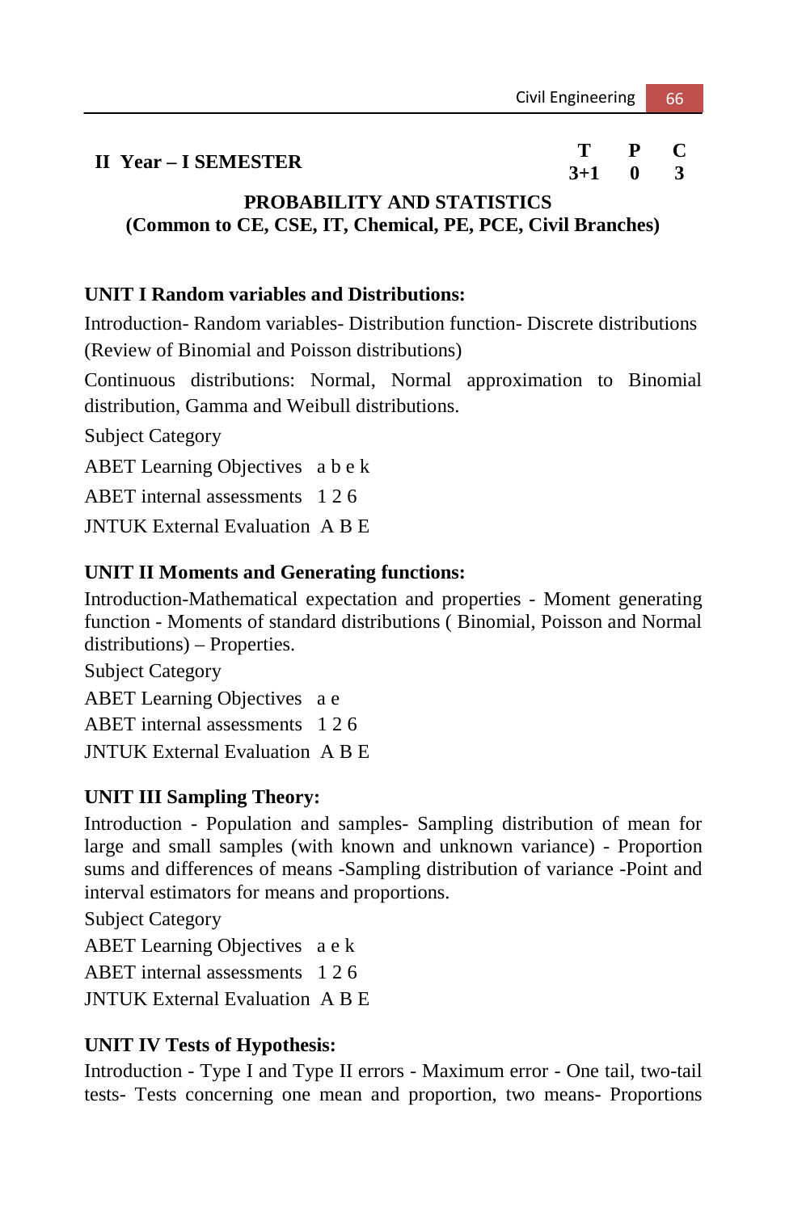**II Year – I SEMESTER**

| T | P | C |
|---|---|---|
| 3+1 | 0 | 3 |

## PROBABILITY AND STATISTICS
### (Common to CE, CSE, IT, Chemical, PE, PCE, Civil Branches)

### UNIT I Random variables and Distributions:

Introduction- Random variables- Distribution function- Discrete distributions (Review of Binomial and Poisson distributions)

Continuous distributions: Normal, Normal approximation to Binomial distribution, Gamma and Weibull distributions.

Subject Category

ABET Learning Objectives a b e k

ABET internal assessments 1 2 6

JNTUK External Evaluation A B E

### UNIT II Moments and Generating functions:

Introduction-Mathematical expectation and properties - Moment generating function - Moments of standard distributions ( Binomial, Poisson and Normal distributions) – Properties.

Subject Category

ABET Learning Objectives a e

ABET internal assessments 1 2 6

JNTUK External Evaluation A B E

### UNIT III Sampling Theory:

Introduction - Population and samples- Sampling distribution of mean for large and small samples (with known and unknown variance) - Proportion sums and differences of means -Sampling distribution of variance -Point and interval estimators for means and proportions.

Subject Category

ABET Learning Objectives a e k

ABET internal assessments 1 2 6

JNTUK External Evaluation A B E

### UNIT IV Tests of Hypothesis:

Introduction - Type I and Type II errors - Maximum error - One tail, two-tail tests- Tests concerning one mean and proportion, two means- Proportions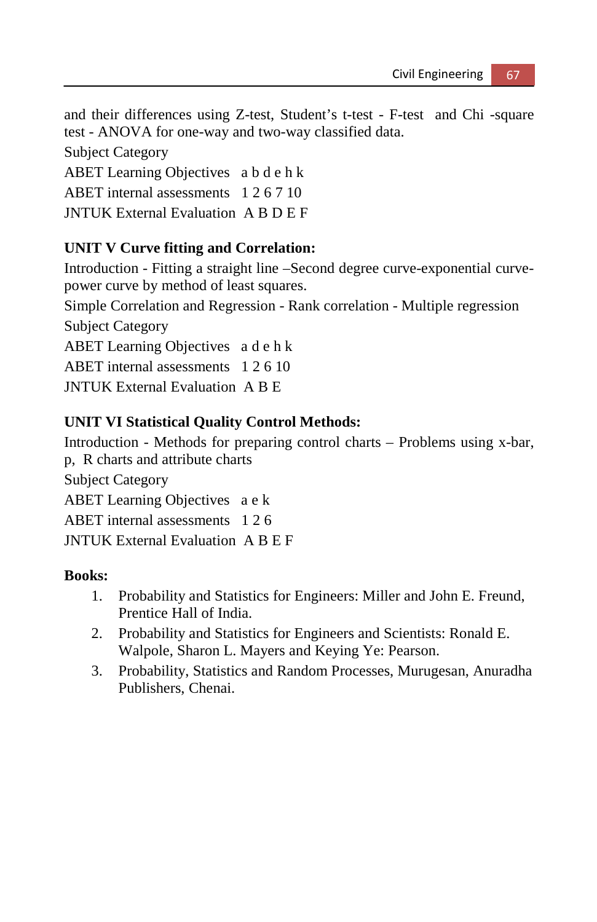and their differences using Z-test, Student's t-test - F-test and Chi -square test - ANOVA for one-way and two-way classified data.

Subject Category

ABET Learning Objectives a b d e h k

ABET internal assessments 1 2 6 7 10

JNTUK External Evaluation A B D E F

**UNIT V Curve fitting and Correlation:**

Introduction - Fitting a straight line –Second degree curve-exponential curve-power curve by method of least squares.

Simple Correlation and Regression - Rank correlation - Multiple regression

Subject Category

ABET Learning Objectives a d e h k

ABET internal assessments 1 2 6 10

JNTUK External Evaluation A B E

**UNIT VI Statistical Quality Control Methods:**

Introduction - Methods for preparing control charts – Problems using x-bar, p, R charts and attribute charts

Subject Category

ABET Learning Objectives a e k

ABET internal assessments 1 2 6

JNTUK External Evaluation A B E F

**Books:**

1. Probability and Statistics for Engineers: Miller and John E. Freund, Prentice Hall of India.
2. Probability and Statistics for Engineers and Scientists: Ronald E. Walpole, Sharon L. Mayers and Keying Ye: Pearson.
3. Probability, Statistics and Random Processes, Murugesan, Anuradha Publishers, Chenai.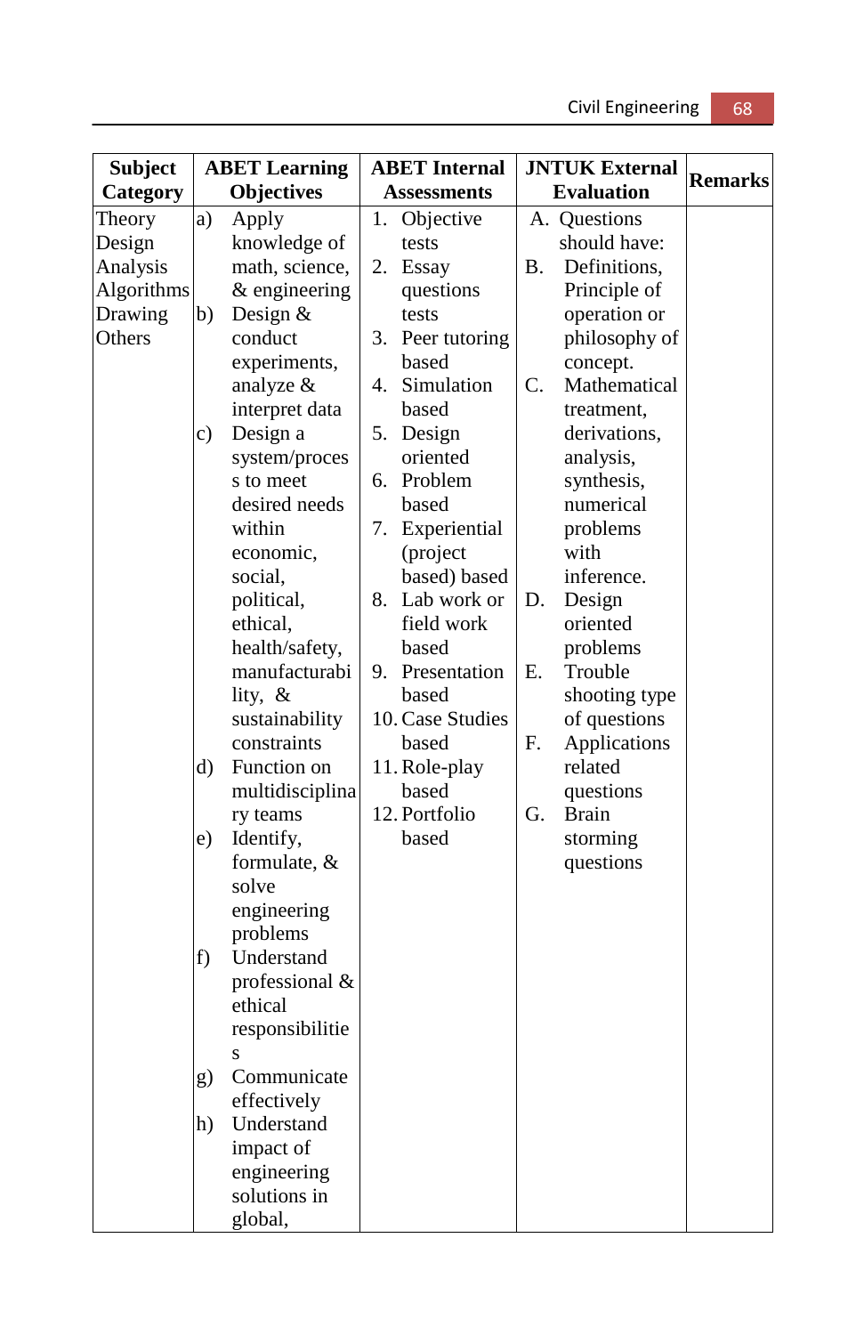| Subject Category | ABET Learning Objectives | ABET Internal Assessments | JNTUK External Evaluation | Remarks |
|---|---|---|---|---|
| Theory<br>Design<br>Analysis<br>Algorithms<br>Drawing<br>Others | a) Apply knowledge of math, science, & engineering<br>b) Design & conduct experiments, analyze & interpret data<br>c) Design a system/process to meet desired needs within economic, social, political, ethical, health/safety, manufacturability, & sustainability constraints<br>d) Function on multidisciplinary teams<br>e) Identify, formulate, & solve engineering problems<br>f) Understand professional & ethical responsibilities<br>g) Communicate effectively<br>h) Understand impact of engineering solutions in global, | 1. Objective tests<br>2. Essay questions tests<br>3. Peer tutoring based<br>4. Simulation based<br>5. Design oriented<br>6. Problem based<br>7. Experiential (project based) based<br>8. Lab work or field work based<br>9. Presentation based<br>10. Case Studies based<br>11. Role-play based<br>12. Portfolio based | A. Questions should have:<br>B. Definitions, Principle of operation or philosophy of concept.<br>C. Mathematical treatment, derivations, analysis, synthesis, numerical problems with inference.<br>D. Design oriented problems<br>E. Trouble shooting type of questions<br>F. Applications related questions<br>G. Brain storming questions | |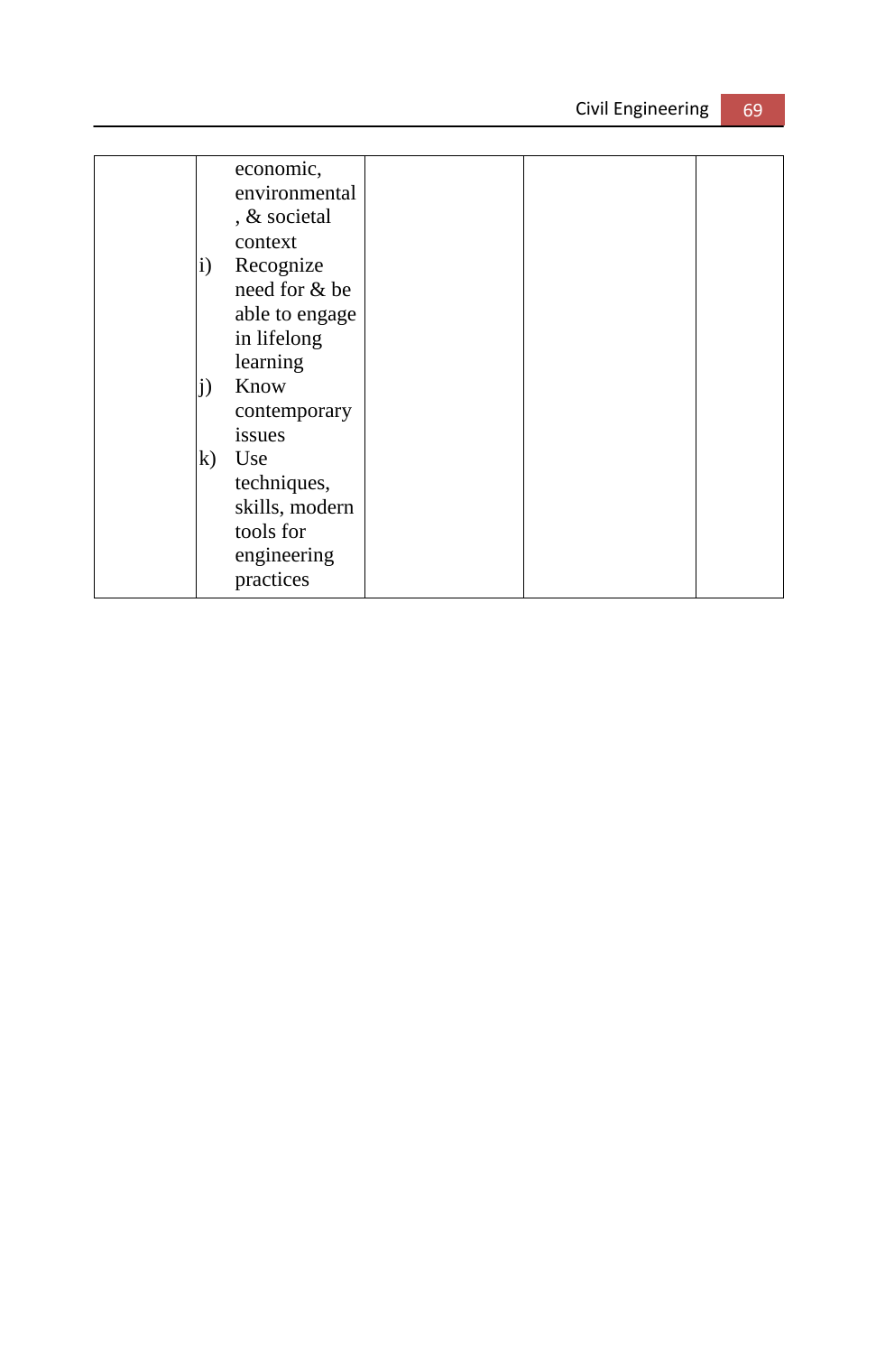| | | | | |
|---|---|---|---|---|
| | economic, environmental, & societal context<br>i) Recognize need for & be able to engage in lifelong learning<br>j) Know contemporary issues<br>k) Use techniques, skills, modern tools for engineering practices | | | |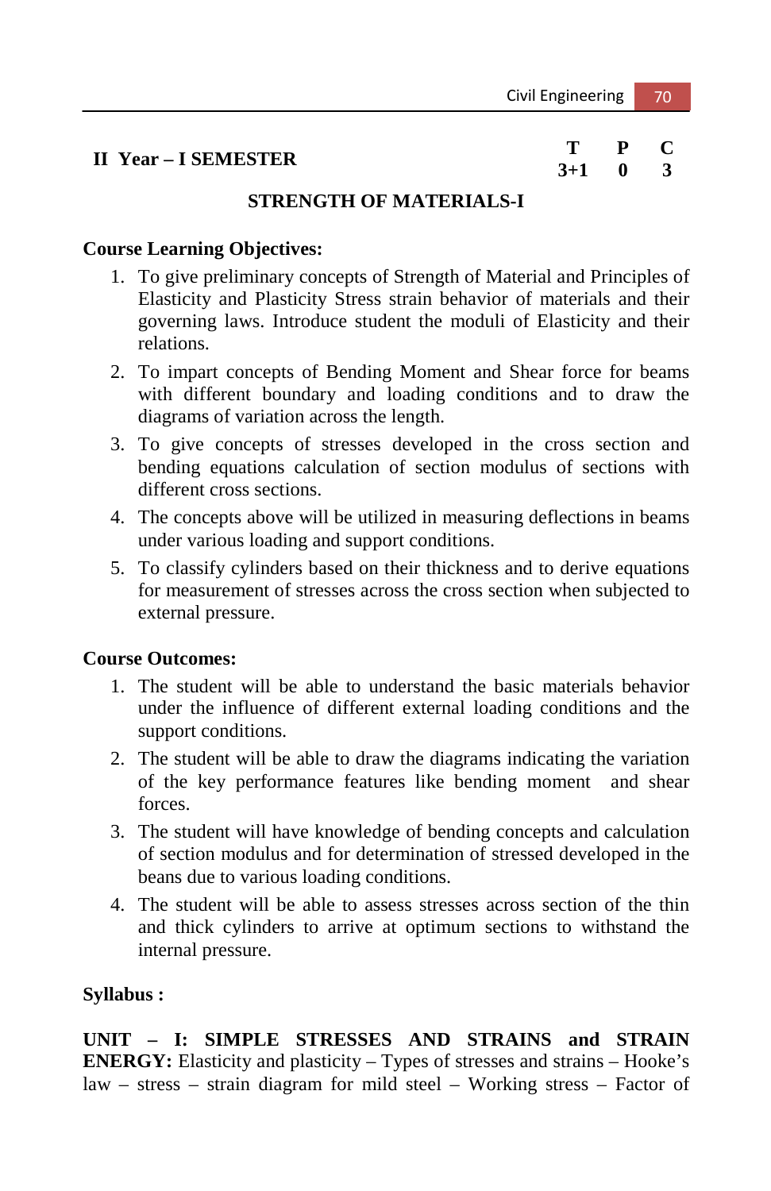**II Year – I SEMESTER**

| T | P | C |
|---|---|---|
| 3+1 | 0 | 3 |

## STRENGTH OF MATERIALS-I

**Course Learning Objectives:**

1. To give preliminary concepts of Strength of Material and Principles of Elasticity and Plasticity Stress strain behavior of materials and their governing laws. Introduce student the moduli of Elasticity and their relations.
2. To impart concepts of Bending Moment and Shear force for beams with different boundary and loading conditions and to draw the diagrams of variation across the length.
3. To give concepts of stresses developed in the cross section and bending equations calculation of section modulus of sections with different cross sections.
4. The concepts above will be utilized in measuring deflections in beams under various loading and support conditions.
5. To classify cylinders based on their thickness and to derive equations for measurement of stresses across the cross section when subjected to external pressure.

**Course Outcomes:**

1. The student will be able to understand the basic materials behavior under the influence of different external loading conditions and the support conditions.
2. The student will be able to draw the diagrams indicating the variation of the key performance features like bending moment and shear forces.
3. The student will have knowledge of bending concepts and calculation of section modulus and for determination of stressed developed in the beans due to various loading conditions.
4. The student will be able to assess stresses across section of the thin and thick cylinders to arrive at optimum sections to withstand the internal pressure.

**Syllabus :**

**UNIT – I: SIMPLE STRESSES AND STRAINS and STRAIN ENERGY:** Elasticity and plasticity – Types of stresses and strains – Hooke's law – stress – strain diagram for mild steel – Working stress – Factor of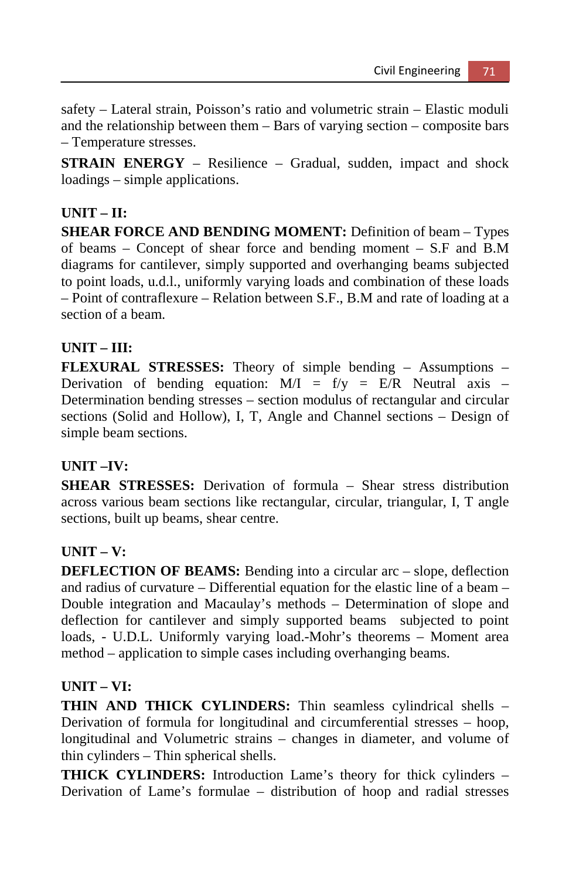safety – Lateral strain, Poisson's ratio and volumetric strain – Elastic moduli and the relationship between them – Bars of varying section – composite bars – Temperature stresses.

**STRAIN ENERGY** – Resilience – Gradual, sudden, impact and shock loadings – simple applications.

**UNIT – II:**

**SHEAR FORCE AND BENDING MOMENT:** Definition of beam – Types of beams – Concept of shear force and bending moment – S.F and B.M diagrams for cantilever, simply supported and overhanging beams subjected to point loads, u.d.l., uniformly varying loads and combination of these loads – Point of contraflexure – Relation between S.F., B.M and rate of loading at a section of a beam.

**UNIT – III:**

**FLEXURAL STRESSES:** Theory of simple bending – Assumptions – Derivation of bending equation: $M/I = f/y = E/R$ Neutral axis – Determination bending stresses – section modulus of rectangular and circular sections (Solid and Hollow), I, T, Angle and Channel sections – Design of simple beam sections.

**UNIT –IV:**

**SHEAR STRESSES:** Derivation of formula – Shear stress distribution across various beam sections like rectangular, circular, triangular, I, T angle sections, built up beams, shear centre.

**UNIT – V:**

**DEFLECTION OF BEAMS:** Bending into a circular arc – slope, deflection and radius of curvature – Differential equation for the elastic line of a beam – Double integration and Macaulay's methods – Determination of slope and deflection for cantilever and simply supported beams subjected to point loads, - U.D.L. Uniformly varying load.-Mohr's theorems – Moment area method – application to simple cases including overhanging beams.

**UNIT – VI:**

**THIN AND THICK CYLINDERS:** Thin seamless cylindrical shells – Derivation of formula for longitudinal and circumferential stresses – hoop, longitudinal and Volumetric strains – changes in diameter, and volume of thin cylinders – Thin spherical shells.

**THICK CYLINDERS:** Introduction Lame's theory for thick cylinders – Derivation of Lame's formulae – distribution of hoop and radial stresses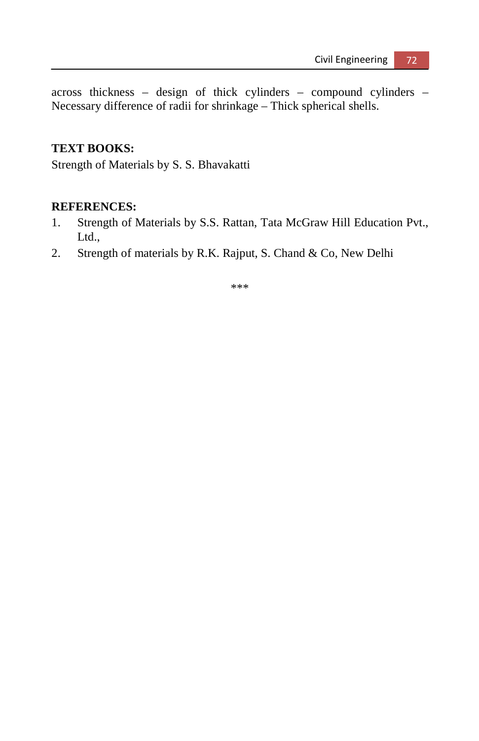across thickness – design of thick cylinders – compound cylinders – Necessary difference of radii for shrinkage – Thick spherical shells.

**TEXT BOOKS:**

Strength of Materials by S. S. Bhavakatti

**REFERENCES:**

1. Strength of Materials by S.S. Rattan, Tata McGraw Hill Education Pvt., Ltd.,
2. Strength of materials by R.K. Rajput, S. Chand & Co, New Delhi

***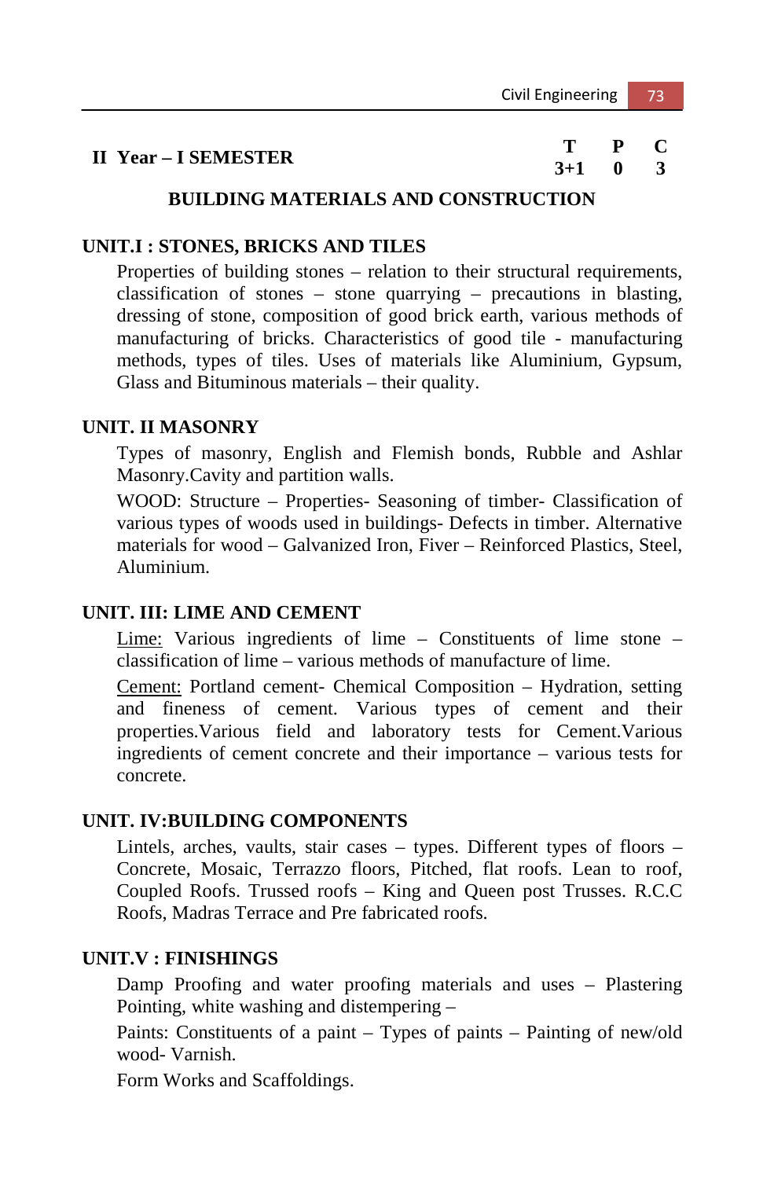**II Year – I SEMESTER**

| | T | P | C |
|---|---|---|---|
| | 3+1 | 0 | 3 |

## BUILDING MATERIALS AND CONSTRUCTION

### UNIT.I : STONES, BRICKS AND TILES

Properties of building stones – relation to their structural requirements, classification of stones – stone quarrying – precautions in blasting, dressing of stone, composition of good brick earth, various methods of manufacturing of bricks. Characteristics of good tile - manufacturing methods, types of tiles. Uses of materials like Aluminium, Gypsum, Glass and Bituminous materials – their quality.

### UNIT. II MASONRY

Types of masonry, English and Flemish bonds, Rubble and Ashlar Masonry.Cavity and partition walls.

WOOD: Structure – Properties- Seasoning of timber- Classification of various types of woods used in buildings- Defects in timber. Alternative materials for wood – Galvanized Iron, Fiver – Reinforced Plastics, Steel, Aluminium.

### UNIT. III: LIME AND CEMENT

Lime: Various ingredients of lime – Constituents of lime stone – classification of lime – various methods of manufacture of lime.

Cement: Portland cement- Chemical Composition – Hydration, setting and fineness of cement. Various types of cement and their properties.Various field and laboratory tests for Cement.Various ingredients of cement concrete and their importance – various tests for concrete.

### UNIT. IV:BUILDING COMPONENTS

Lintels, arches, vaults, stair cases – types. Different types of floors – Concrete, Mosaic, Terrazzo floors, Pitched, flat roofs. Lean to roof, Coupled Roofs. Trussed roofs – King and Queen post Trusses. R.C.C Roofs, Madras Terrace and Pre fabricated roofs.

### UNIT.V : FINISHINGS

Damp Proofing and water proofing materials and uses – Plastering Pointing, white washing and distempering –

Paints: Constituents of a paint – Types of paints – Painting of new/old wood- Varnish.

Form Works and Scaffoldings.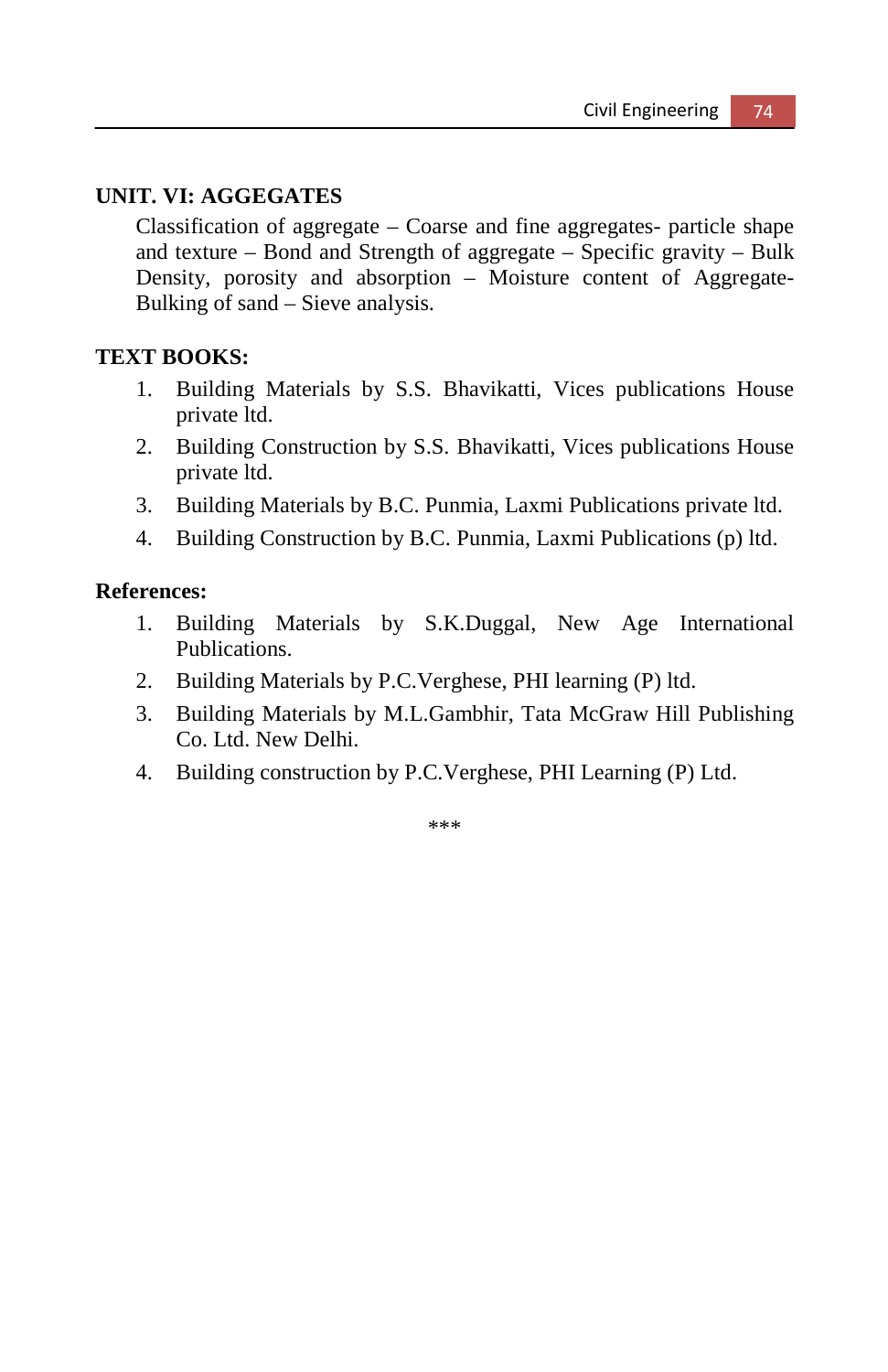**UNIT. VI: AGGEGATES**

Classification of aggregate – Coarse and fine aggregates- particle shape and texture – Bond and Strength of aggregate – Specific gravity – Bulk Density, porosity and absorption – Moisture content of Aggregate-Bulking of sand – Sieve analysis.

**TEXT BOOKS:**

1. Building Materials by S.S. Bhavikatti, Vices publications House private ltd.
2. Building Construction by S.S. Bhavikatti, Vices publications House private ltd.
3. Building Materials by B.C. Punmia, Laxmi Publications private ltd.
4. Building Construction by B.C. Punmia, Laxmi Publications (p) ltd.

**References:**

1. Building Materials by S.K.Duggal, New Age International Publications.
2. Building Materials by P.C.Verghese, PHI learning (P) ltd.
3. Building Materials by M.L.Gambhir, Tata McGraw Hill Publishing Co. Ltd. New Delhi.
4. Building construction by P.C.Verghese, PHI Learning (P) Ltd.

***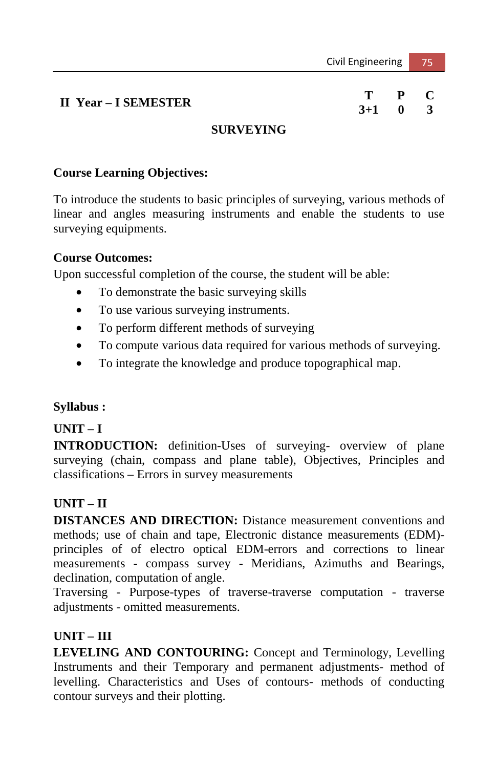**II Year – I SEMESTER**

| T | P | C |
|---|---|---|
| 3+1 | 0 | 3 |

## SURVEYING

### Course Learning Objectives:

To introduce the students to basic principles of surveying, various methods of linear and angles measuring instruments and enable the students to use surveying equipments.

### Course Outcomes:

Upon successful completion of the course, the student will be able:

- To demonstrate the basic surveying skills
- To use various surveying instruments.
- To perform different methods of surveying
- To compute various data required for various methods of surveying.
- To integrate the knowledge and produce topographical map.

### Syllabus :

**UNIT – I**

**INTRODUCTION:** definition-Uses of surveying- overview of plane surveying (chain, compass and plane table), Objectives, Principles and classifications – Errors in survey measurements

**UNIT – II**

**DISTANCES AND DIRECTION:** Distance measurement conventions and methods; use of chain and tape, Electronic distance measurements (EDM)- principles of of electro optical EDM-errors and corrections to linear measurements - compass survey - Meridians, Azimuths and Bearings, declination, computation of angle.

Traversing - Purpose-types of traverse-traverse computation - traverse adjustments - omitted measurements.

**UNIT – III**

**LEVELING AND CONTOURING:** Concept and Terminology, Levelling Instruments and their Temporary and permanent adjustments- method of levelling. Characteristics and Uses of contours- methods of conducting contour surveys and their plotting.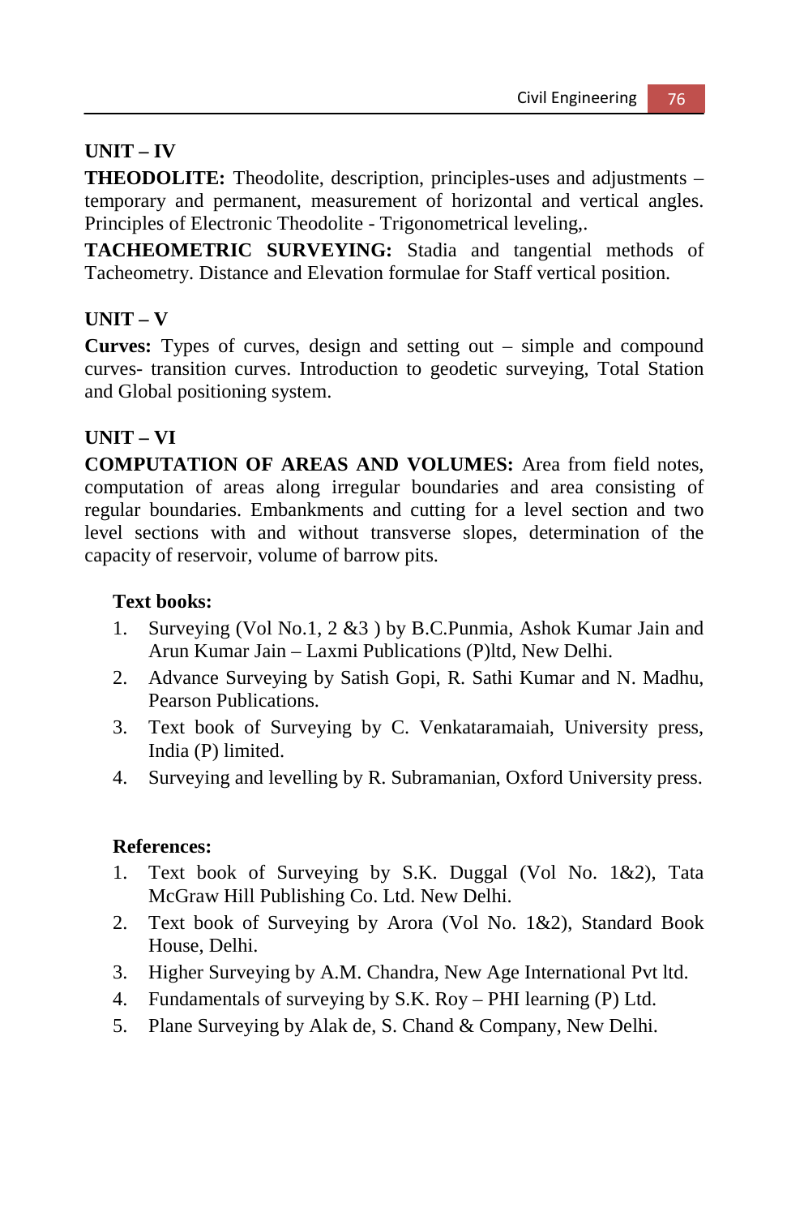## UNIT – IV

**THEODOLITE:** Theodolite, description, principles-uses and adjustments – temporary and permanent, measurement of horizontal and vertical angles. Principles of Electronic Theodolite - Trigonometrical leveling,.

**TACHEOMETRIC SURVEYING:** Stadia and tangential methods of Tacheometry. Distance and Elevation formulae for Staff vertical position.

## UNIT – V

**Curves:** Types of curves, design and setting out – simple and compound curves- transition curves. Introduction to geodetic surveying, Total Station and Global positioning system.

## UNIT – VI

**COMPUTATION OF AREAS AND VOLUMES:** Area from field notes, computation of areas along irregular boundaries and area consisting of regular boundaries. Embankments and cutting for a level section and two level sections with and without transverse slopes, determination of the capacity of reservoir, volume of barrow pits.

**Text books:**

1. Surveying (Vol No.1, 2 &3 ) by B.C.Punmia, Ashok Kumar Jain and Arun Kumar Jain – Laxmi Publications (P)ltd, New Delhi.
2. Advance Surveying by Satish Gopi, R. Sathi Kumar and N. Madhu, Pearson Publications.
3. Text book of Surveying by C. Venkataramaiah, University press, India (P) limited.
4. Surveying and levelling by R. Subramanian, Oxford University press.

**References:**

1. Text book of Surveying by S.K. Duggal (Vol No. 1&2), Tata McGraw Hill Publishing Co. Ltd. New Delhi.
2. Text book of Surveying by Arora (Vol No. 1&2), Standard Book House, Delhi.
3. Higher Surveying by A.M. Chandra, New Age International Pvt ltd.
4. Fundamentals of surveying by S.K. Roy – PHI learning (P) Ltd.
5. Plane Surveying by Alak de, S. Chand & Company, New Delhi.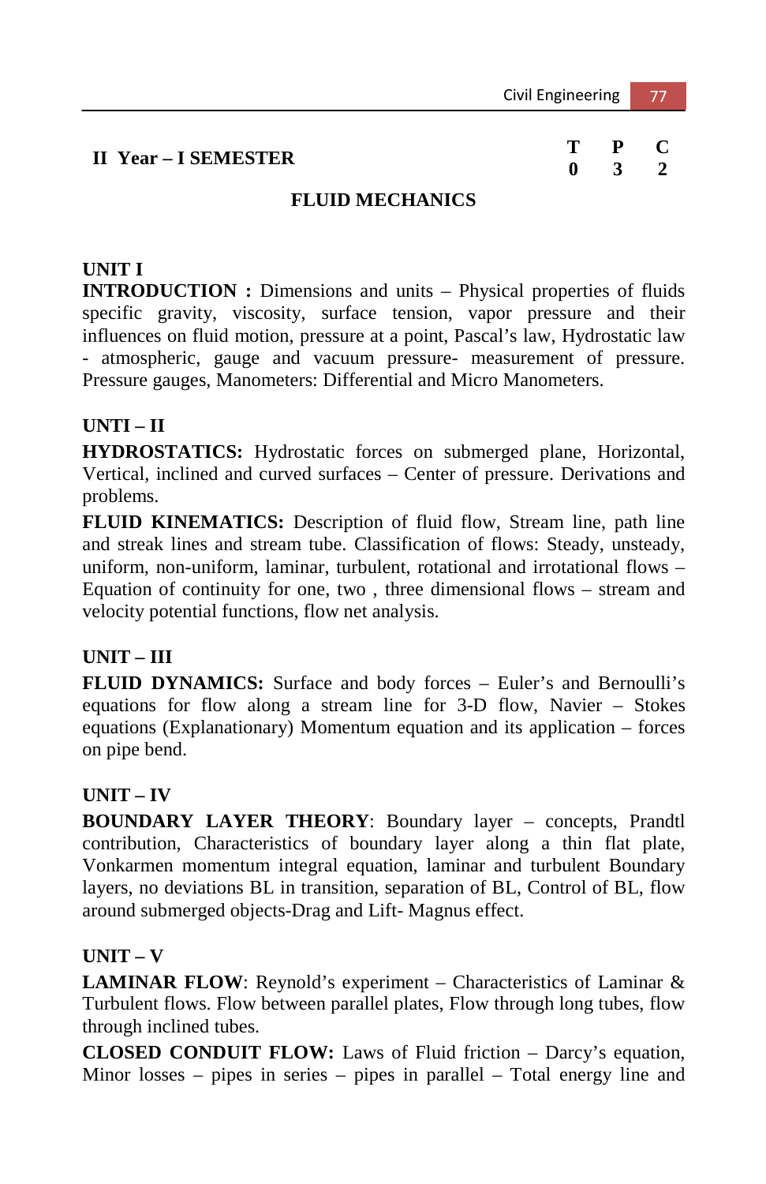**II Year – I SEMESTER**

| T | P | C |
|---|---|---|
| 0 | 3 | 2 |

# FLUID MECHANICS

**UNIT I**

**INTRODUCTION :** Dimensions and units – Physical properties of fluids specific gravity, viscosity, surface tension, vapor pressure and their influences on fluid motion, pressure at a point, Pascal's law, Hydrostatic law - atmospheric, gauge and vacuum pressure- measurement of pressure. Pressure gauges, Manometers: Differential and Micro Manometers.

**UNTI – II**

**HYDROSTATICS:** Hydrostatic forces on submerged plane, Horizontal, Vertical, inclined and curved surfaces – Center of pressure. Derivations and problems.

**FLUID KINEMATICS:** Description of fluid flow, Stream line, path line and streak lines and stream tube. Classification of flows: Steady, unsteady, uniform, non-uniform, laminar, turbulent, rotational and irrotational flows – Equation of continuity for one, two , three dimensional flows – stream and velocity potential functions, flow net analysis.

**UNIT – III**

**FLUID DYNAMICS:** Surface and body forces – Euler's and Bernoulli's equations for flow along a stream line for 3-D flow, Navier – Stokes equations (Explanatory) Momentum equation and its application – forces on pipe bend.

**UNIT – IV**

**BOUNDARY LAYER THEORY**: Boundary layer – concepts, Prandtl contribution, Characteristics of boundary layer along a thin flat plate, Vonkarmen momentum integral equation, laminar and turbulent Boundary layers, no deviations BL in transition, separation of BL, Control of BL, flow around submerged objects-Drag and Lift- Magnus effect.

**UNIT – V**

**LAMINAR FLOW**: Reynold's experiment – Characteristics of Laminar & Turbulent flows. Flow between parallel plates, Flow through long tubes, flow through inclined tubes.

**CLOSED CONDUIT FLOW:** Laws of Fluid friction – Darcy's equation, Minor losses – pipes in series – pipes in parallel – Total energy line and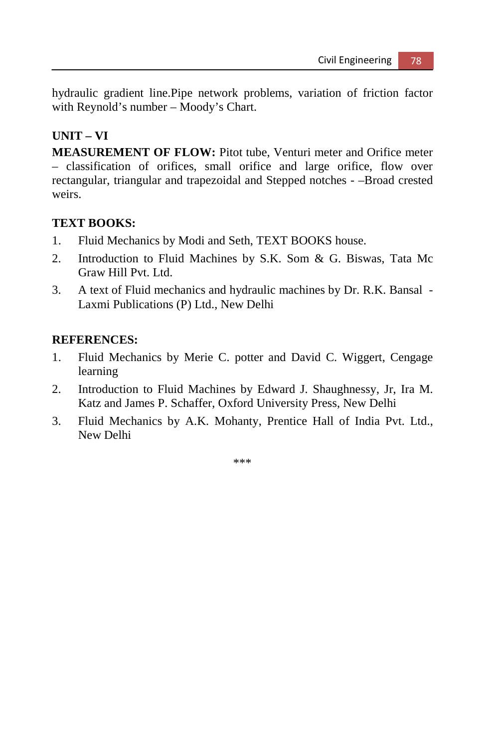hydraulic gradient line.Pipe network problems, variation of friction factor with Reynold's number – Moody's Chart.

**UNIT – VI**

**MEASUREMENT OF FLOW:** Pitot tube, Venturi meter and Orifice meter – classification of orifices, small orifice and large orifice, flow over rectangular, triangular and trapezoidal and Stepped notches - –Broad crested weirs.

**TEXT BOOKS:**

1. Fluid Mechanics by Modi and Seth, TEXT BOOKS house.
2. Introduction to Fluid Machines by S.K. Som & G. Biswas, Tata Mc Graw Hill Pvt. Ltd.
3. A text of Fluid mechanics and hydraulic machines by Dr. R.K. Bansal - Laxmi Publications (P) Ltd., New Delhi

**REFERENCES:**

1. Fluid Mechanics by Merie C. potter and David C. Wiggert, Cengage learning
2. Introduction to Fluid Machines by Edward J. Shaughnessy, Jr, Ira M. Katz and James P. Schaffer, Oxford University Press, New Delhi
3. Fluid Mechanics by A.K. Mohanty, Prentice Hall of India Pvt. Ltd., New Delhi

***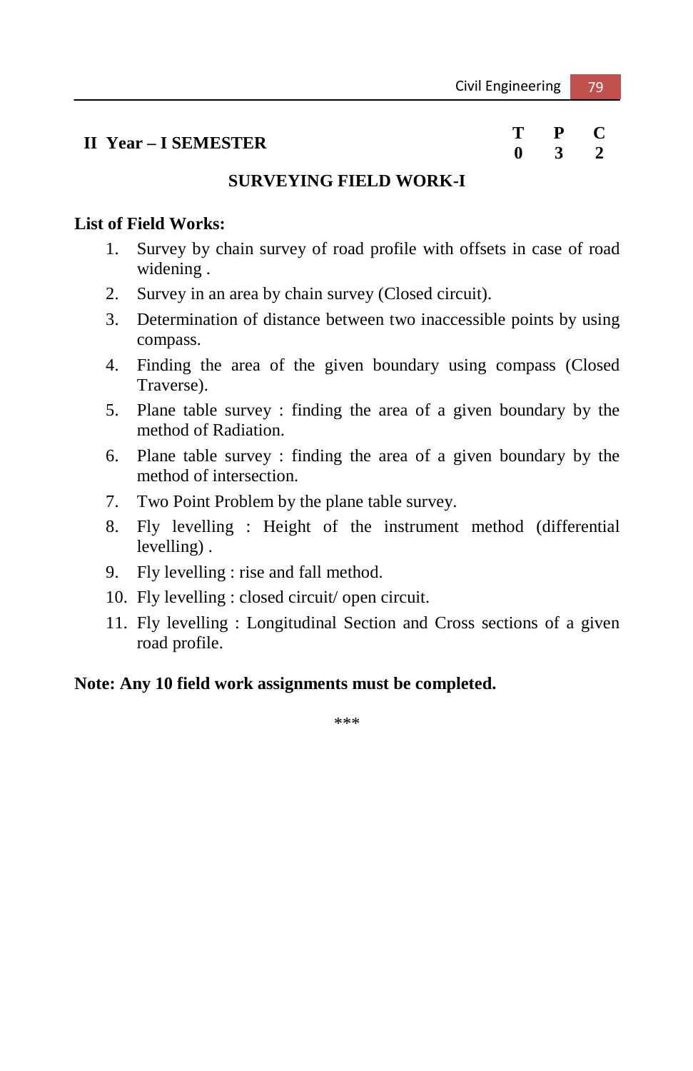**II Year – I SEMESTER**

| T | P | C |
|---|---|---|
| 0 | 3 | 2 |

## SURVEYING FIELD WORK-I

**List of Field Works:**

1. Survey by chain survey of road profile with offsets in case of road widening .
2. Survey in an area by chain survey (Closed circuit).
3. Determination of distance between two inaccessible points by using compass.
4. Finding the area of the given boundary using compass (Closed Traverse).
5. Plane table survey : finding the area of a given boundary by the method of Radiation.
6. Plane table survey : finding the area of a given boundary by the method of intersection.
7. Two Point Problem by the plane table survey.
8. Fly levelling : Height of the instrument method (differential levelling) .
9. Fly levelling : rise and fall method.
10. Fly levelling : closed circuit/ open circuit.
11. Fly levelling : Longitudinal Section and Cross sections of a given road profile.

**Note: Any 10 field work assignments must be completed.**

***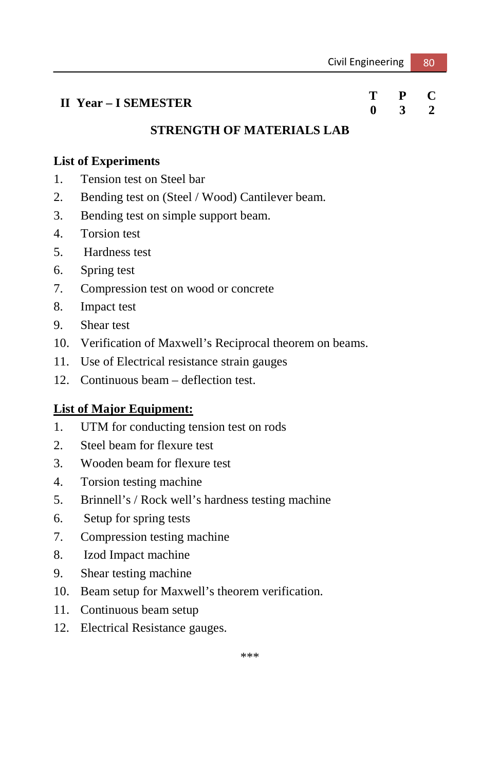**II Year – I SEMESTER**

| T | P | C |
|---|---|---|
| 0 | 3 | 2 |

## STRENGTH OF MATERIALS LAB

**List of Experiments**

1. Tension test on Steel bar
2. Bending test on (Steel / Wood) Cantilever beam.
3. Bending test on simple support beam.
4. Torsion test
5. Hardness test
6. Spring test
7. Compression test on wood or concrete
8. Impact test
9. Shear test
10. Verification of Maxwell's Reciprocal theorem on beams.
11. Use of Electrical resistance strain gauges
12. Continuous beam – deflection test.

**List of Major Equipment:**

1. UTM for conducting tension test on rods
2. Steel beam for flexure test
3. Wooden beam for flexure test
4. Torsion testing machine
5. Brinnell's / Rock well's hardness testing machine
6. Setup for spring tests
7. Compression testing machine
8. Izod Impact machine
9. Shear testing machine
10. Beam setup for Maxwell's theorem verification.
11. Continuous beam setup
12. Electrical Resistance gauges.

***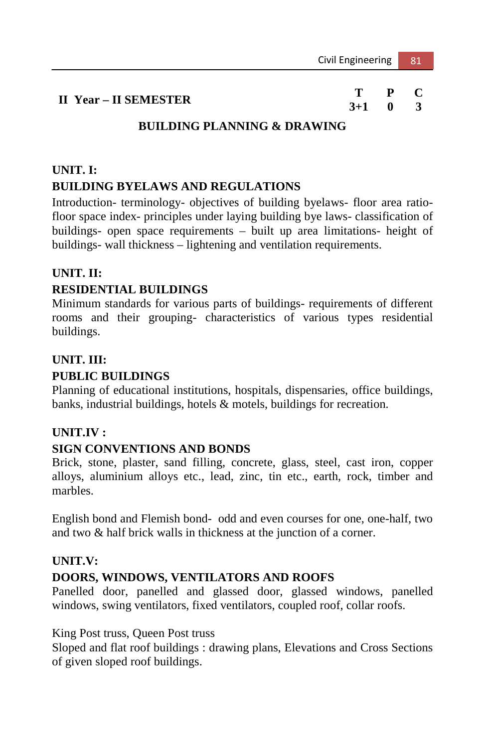**II Year – II SEMESTER**

| T | P | C |
|---|---|---|
| 3+1 | 0 | 3 |

## BUILDING PLANNING & DRAWING

**UNIT. I:**

**BUILDING BYELAWS AND REGULATIONS**

Introduction- terminology- objectives of building byelaws- floor area ratio- floor space index- principles under laying building bye laws- classification of buildings- open space requirements – built up area limitations- height of buildings- wall thickness – lightening and ventilation requirements.

**UNIT. II:**

**RESIDENTIAL BUILDINGS**

Minimum standards for various parts of buildings- requirements of different rooms and their grouping- characteristics of various types residential buildings.

**UNIT. III:**

**PUBLIC BUILDINGS**

Planning of educational institutions, hospitals, dispensaries, office buildings, banks, industrial buildings, hotels & motels, buildings for recreation.

**UNIT.IV :**

**SIGN CONVENTIONS AND BONDS**

Brick, stone, plaster, sand filling, concrete, glass, steel, cast iron, copper alloys, aluminium alloys etc., lead, zinc, tin etc., earth, rock, timber and marbles.

English bond and Flemish bond- odd and even courses for one, one-half, two and two & half brick walls in thickness at the junction of a corner.

**UNIT.V:**

**DOORS, WINDOWS, VENTILATORS AND ROOFS**

Panelled door, panelled and glassed door, glassed windows, panelled windows, swing ventilators, fixed ventilators, coupled roof, collar roofs.

King Post truss, Queen Post truss

Sloped and flat roof buildings : drawing plans, Elevations and Cross Sections of given sloped roof buildings.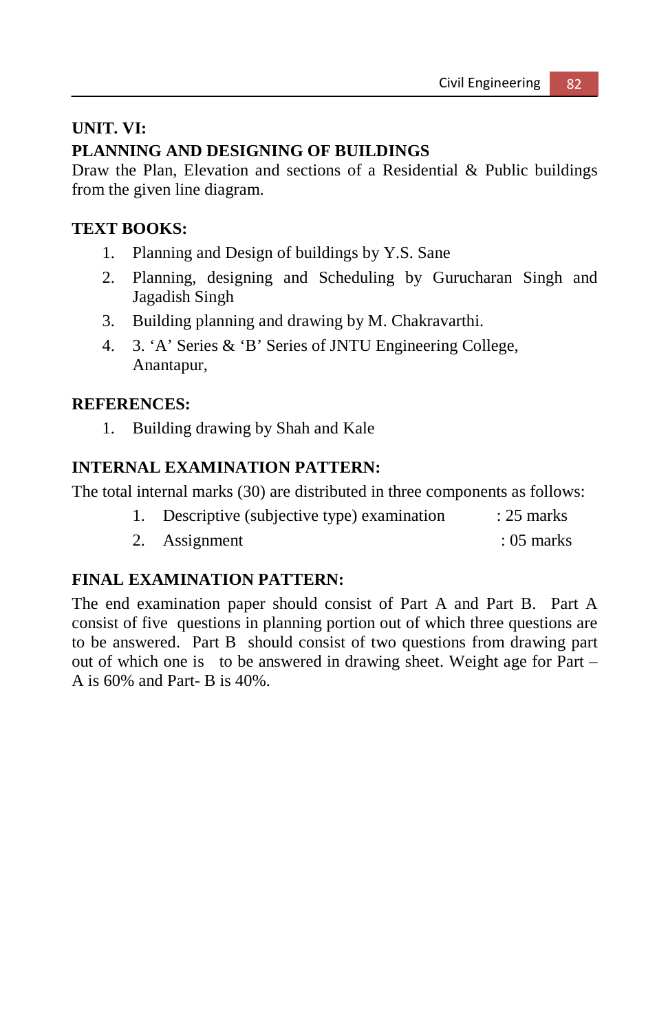**UNIT. VI:**

**PLANNING AND DESIGNING OF BUILDINGS**

Draw the Plan, Elevation and sections of a Residential & Public buildings from the given line diagram.

**TEXT BOOKS:**

1. Planning and Design of buildings by Y.S. Sane
2. Planning, designing and Scheduling by Gurucharan Singh and Jagadish Singh
3. Building planning and drawing by M. Chakravarthi.
4. 3. 'A' Series & 'B' Series of JNTU Engineering College, Anantapur,

**REFERENCES:**

1. Building drawing by Shah and Kale

**INTERNAL EXAMINATION PATTERN:**

The total internal marks (30) are distributed in three components as follows:

1. Descriptive (subjective type) examination : 25 marks
2. Assignment : 05 marks

**FINAL EXAMINATION PATTERN:**

The end examination paper should consist of Part A and Part B. Part A consist of five questions in planning portion out of which three questions are to be answered. Part B should consist of two questions from drawing part out of which one is to be answered in drawing sheet. Weight age for Part – A is 60% and Part- B is 40%.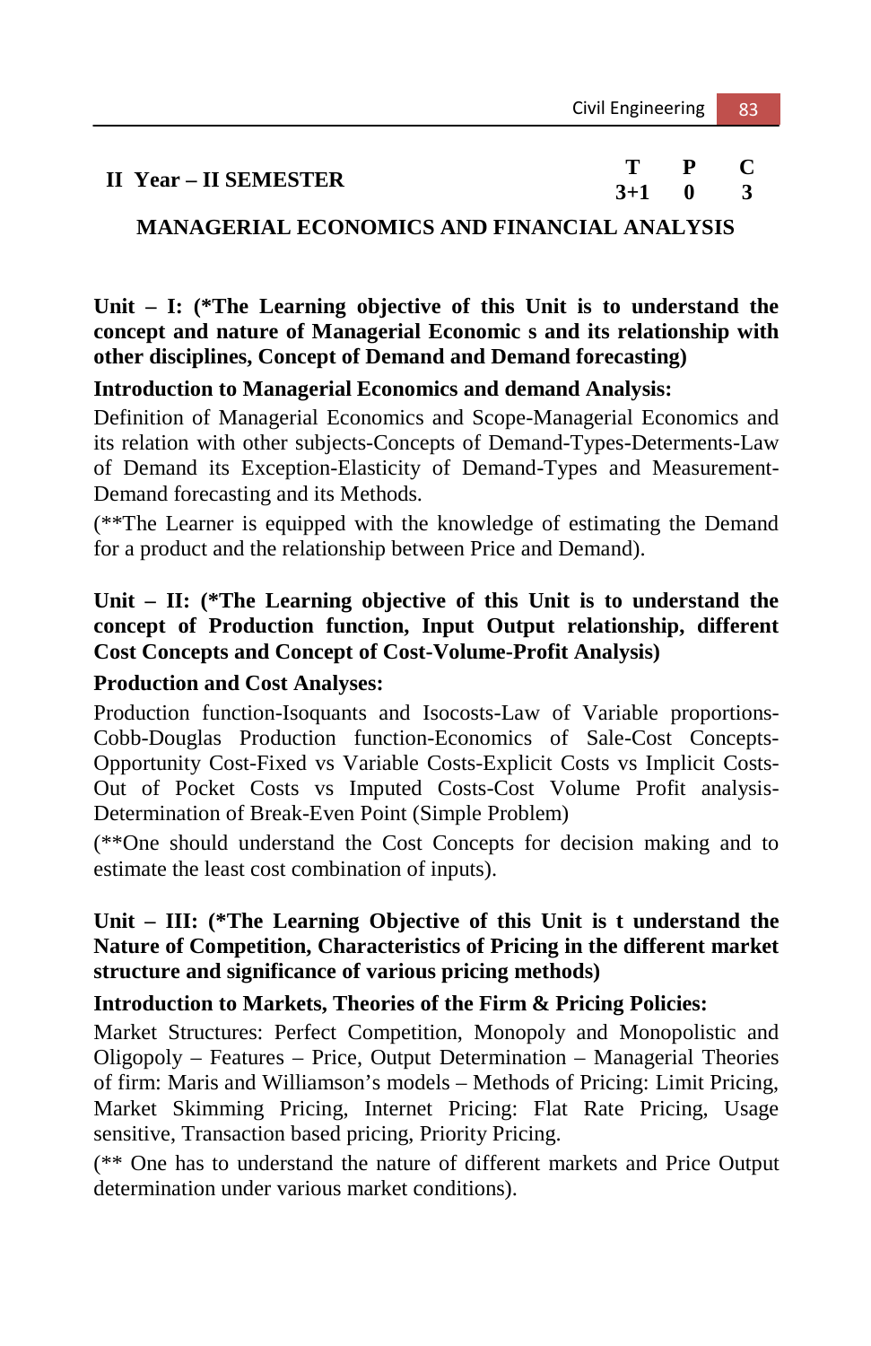**II Year – II SEMESTER**

| | T | P | C |
|---|---|---|---|
| | 3+1 | 0 | 3 |

## MANAGERIAL ECONOMICS AND FINANCIAL ANALYSIS

**Unit – I: (*The Learning objective of this Unit is to understand the concept and nature of Managerial Economic s and its relationship with other disciplines, Concept of Demand and Demand forecasting)**

**Introduction to Managerial Economics and demand Analysis:**

Definition of Managerial Economics and Scope-Managerial Economics and its relation with other subjects-Concepts of Demand-Types-Determents-Law of Demand its Exception-Elasticity of Demand-Types and Measurement-Demand forecasting and its Methods.

(**The Learner is equipped with the knowledge of estimating the Demand for a product and the relationship between Price and Demand).

**Unit – II: (*The Learning objective of this Unit is to understand the concept of Production function, Input Output relationship, different Cost Concepts and Concept of Cost-Volume-Profit Analysis)**

**Production and Cost Analyses:**

Production function-Isoquants and Isocosts-Law of Variable proportions-Cobb-Douglas Production function-Economics of Sale-Cost Concepts-Opportunity Cost-Fixed vs Variable Costs-Explicit Costs vs Implicit Costs-Out of Pocket Costs vs Imputed Costs-Cost Volume Profit analysis-Determination of Break-Even Point (Simple Problem)

(**One should understand the Cost Concepts for decision making and to estimate the least cost combination of inputs).

**Unit – III: (*The Learning Objective of this Unit is t understand the Nature of Competition, Characteristics of Pricing in the different market structure and significance of various pricing methods)**

**Introduction to Markets, Theories of the Firm & Pricing Policies:**

Market Structures: Perfect Competition, Monopoly and Monopolistic and Oligopoly – Features – Price, Output Determination – Managerial Theories of firm: Maris and Williamson's models – Methods of Pricing: Limit Pricing, Market Skimming Pricing, Internet Pricing: Flat Rate Pricing, Usage sensitive, Transaction based pricing, Priority Pricing.

(** One has to understand the nature of different markets and Price Output determination under various market conditions).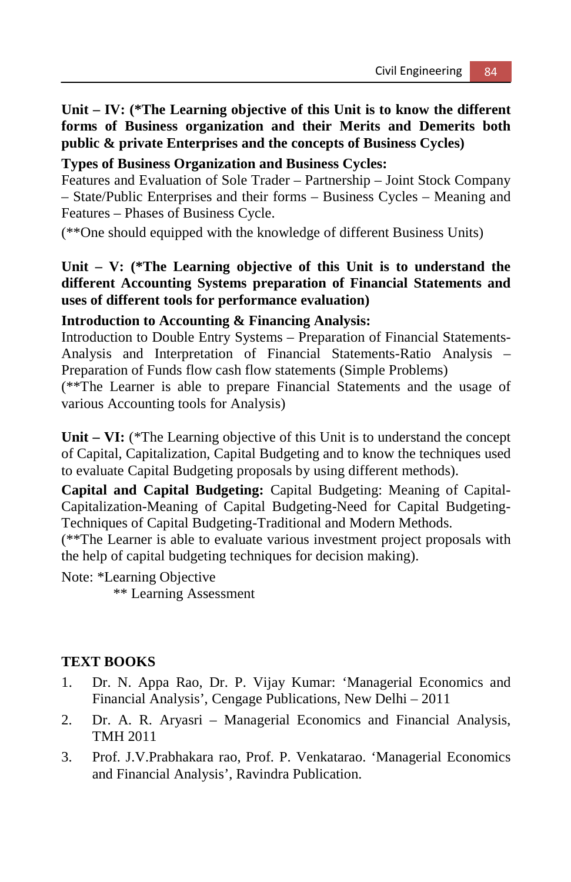**Unit – IV: (*The Learning objective of this Unit is to know the different forms of Business organization and their Merits and Demerits both public & private Enterprises and the concepts of Business Cycles)**

**Types of Business Organization and Business Cycles:**

Features and Evaluation of Sole Trader – Partnership – Joint Stock Company – State/Public Enterprises and their forms – Business Cycles – Meaning and Features – Phases of Business Cycle.

(**One should equipped with the knowledge of different Business Units)

**Unit – V: (*The Learning objective of this Unit is to understand the different Accounting Systems preparation of Financial Statements and uses of different tools for performance evaluation)**

**Introduction to Accounting & Financing Analysis:**

Introduction to Double Entry Systems – Preparation of Financial Statements-Analysis and Interpretation of Financial Statements-Ratio Analysis – Preparation of Funds flow cash flow statements (Simple Problems)

(**The Learner is able to prepare Financial Statements and the usage of various Accounting tools for Analysis)

**Unit – VI:** (*The Learning objective of this Unit is to understand the concept of Capital, Capitalization, Capital Budgeting and to know the techniques used to evaluate Capital Budgeting proposals by using different methods).

**Capital and Capital Budgeting:** Capital Budgeting: Meaning of Capital-Capitalization-Meaning of Capital Budgeting-Need for Capital Budgeting-Techniques of Capital Budgeting-Traditional and Modern Methods.

(**The Learner is able to evaluate various investment project proposals with the help of capital budgeting techniques for decision making).

Note: *Learning Objective

** Learning Assessment

**TEXT BOOKS**

1. Dr. N. Appa Rao, Dr. P. Vijay Kumar: 'Managerial Economics and Financial Analysis', Cengage Publications, New Delhi – 2011
2. Dr. A. R. Aryasri – Managerial Economics and Financial Analysis, TMH 2011
3. Prof. J.V.Prabhakara rao, Prof. P. Venkatarao. 'Managerial Economics and Financial Analysis', Ravindra Publication.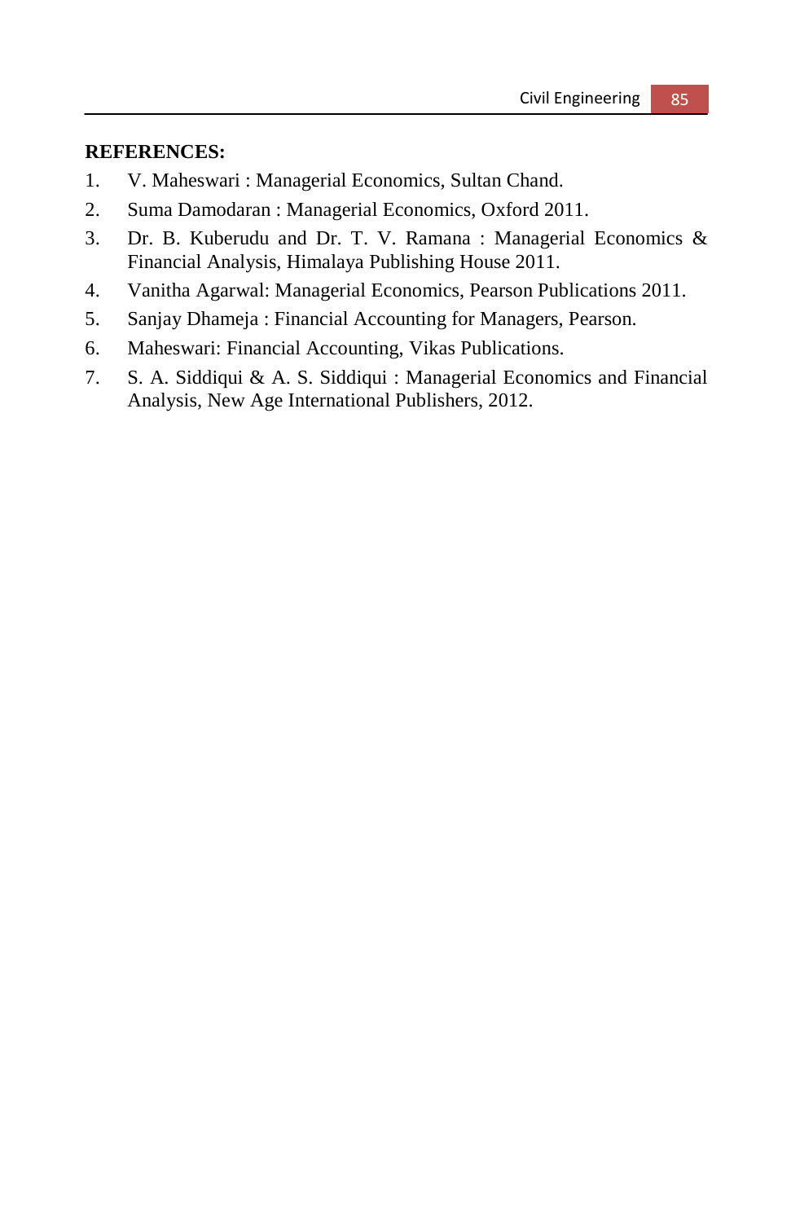**REFERENCES:**

1. V. Maheswari : Managerial Economics, Sultan Chand.
2. Suma Damodaran : Managerial Economics, Oxford 2011.
3. Dr. B. Kuberudu and Dr. T. V. Ramana : Managerial Economics & Financial Analysis, Himalaya Publishing House 2011.
4. Vanitha Agarwal: Managerial Economics, Pearson Publications 2011.
5. Sanjay Dhameja : Financial Accounting for Managers, Pearson.
6. Maheswari: Financial Accounting, Vikas Publications.
7. S. A. Siddiqui & A. S. Siddiqui : Managerial Economics and Financial Analysis, New Age International Publishers, 2012.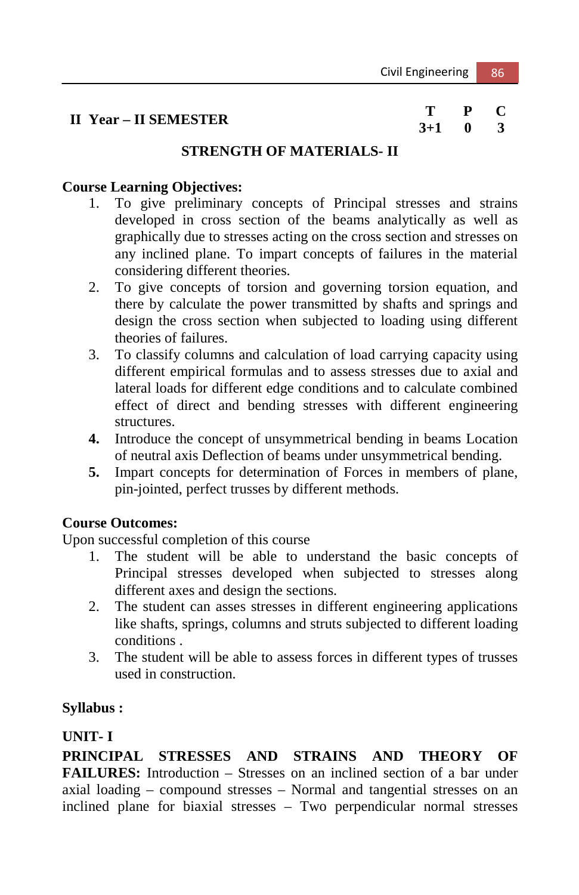**II Year – II SEMESTER**

| T | P | C |
|---|---|---|
| 3+1 | 0 | 3 |

## STRENGTH OF MATERIALS- II

**Course Learning Objectives:**

1. To give preliminary concepts of Principal stresses and strains developed in cross section of the beams analytically as well as graphically due to stresses acting on the cross section and stresses on any inclined plane. To impart concepts of failures in the material considering different theories.
2. To give concepts of torsion and governing torsion equation, and there by calculate the power transmitted by shafts and springs and design the cross section when subjected to loading using different theories of failures.
3. To classify columns and calculation of load carrying capacity using different empirical formulas and to assess stresses due to axial and lateral loads for different edge conditions and to calculate combined effect of direct and bending stresses with different engineering structures.
4. Introduce the concept of unsymmetrical bending in beams Location of neutral axis Deflection of beams under unsymmetrical bending.
5. Impart concepts for determination of Forces in members of plane, pin-jointed, perfect trusses by different methods.

**Course Outcomes:**

Upon successful completion of this course

1. The student will be able to understand the basic concepts of Principal stresses developed when subjected to stresses along different axes and design the sections.
2. The student can asses stresses in different engineering applications like shafts, springs, columns and struts subjected to different loading conditions .
3. The student will be able to assess forces in different types of trusses used in construction.

**Syllabus :**

**UNIT- I**

**PRINCIPAL STRESSES AND STRAINS AND THEORY OF FAILURES:** Introduction – Stresses on an inclined section of a bar under axial loading – compound stresses – Normal and tangential stresses on an inclined plane for biaxial stresses – Two perpendicular normal stresses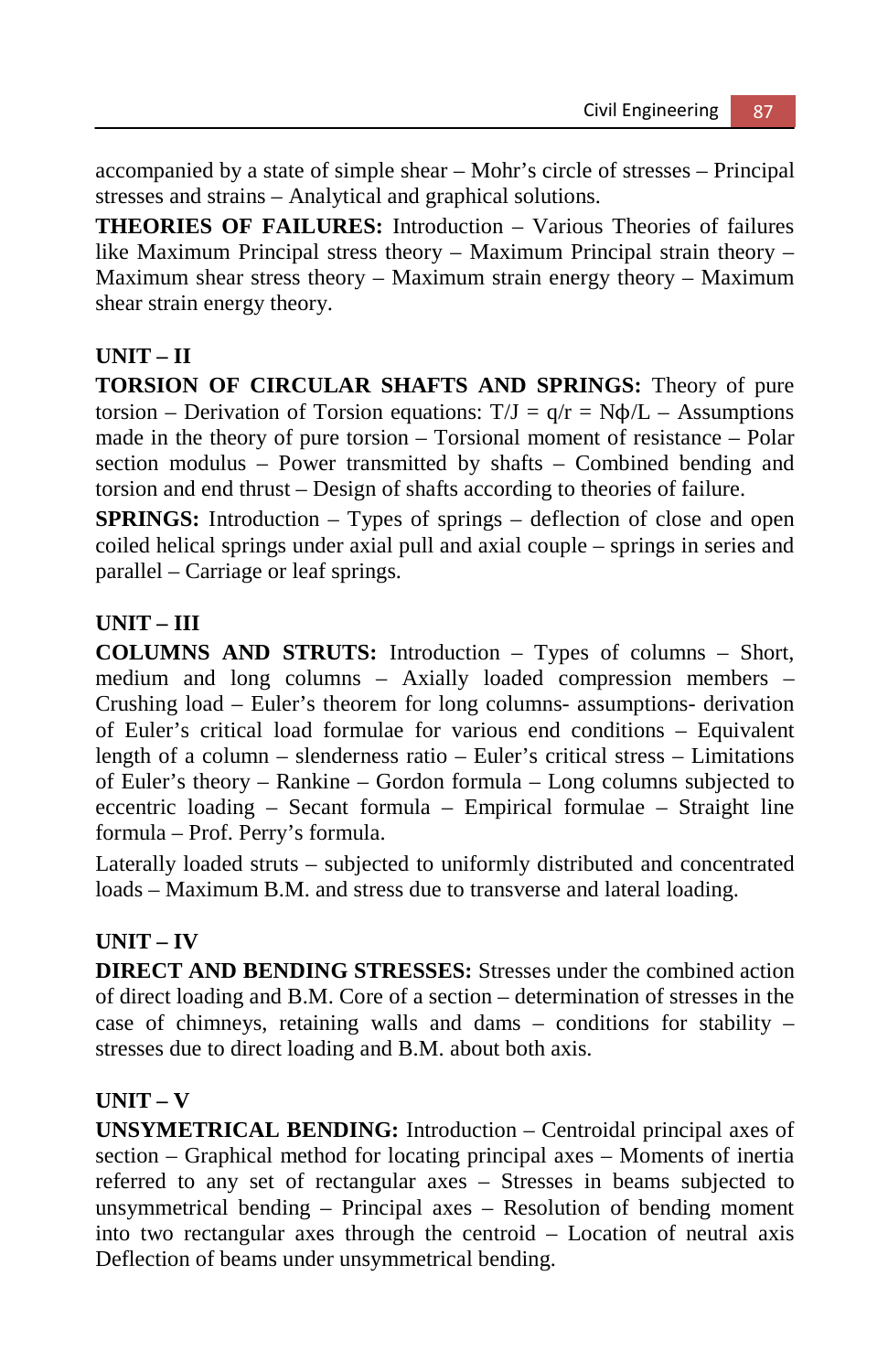accompanied by a state of simple shear – Mohr's circle of stresses – Principal stresses and strains – Analytical and graphical solutions.

**THEORIES OF FAILURES:** Introduction – Various Theories of failures like Maximum Principal stress theory – Maximum Principal strain theory – Maximum shear stress theory – Maximum strain energy theory – Maximum shear strain energy theory.

## UNIT – II

**TORSION OF CIRCULAR SHAFTS AND SPRINGS:** Theory of pure torsion – Derivation of Torsion equations: $T/J = q/r = N\phi/L$ – Assumptions made in the theory of pure torsion – Torsional moment of resistance – Polar section modulus – Power transmitted by shafts – Combined bending and torsion and end thrust – Design of shafts according to theories of failure.

**SPRINGS:** Introduction – Types of springs – deflection of close and open coiled helical springs under axial pull and axial couple – springs in series and parallel – Carriage or leaf springs.

## UNIT – III

**COLUMNS AND STRUTS:** Introduction – Types of columns – Short, medium and long columns – Axially loaded compression members – Crushing load – Euler's theorem for long columns- assumptions- derivation of Euler's critical load formulae for various end conditions – Equivalent length of a column – slenderness ratio – Euler's critical stress – Limitations of Euler's theory – Rankine – Gordon formula – Long columns subjected to eccentric loading – Secant formula – Empirical formulae – Straight line formula – Prof. Perry's formula.

Laterally loaded struts – subjected to uniformly distributed and concentrated loads – Maximum B.M. and stress due to transverse and lateral loading.

## UNIT – IV

**DIRECT AND BENDING STRESSES:** Stresses under the combined action of direct loading and B.M. Core of a section – determination of stresses in the case of chimneys, retaining walls and dams – conditions for stability – stresses due to direct loading and B.M. about both axis.

## UNIT – V

**UNSYMETRICAL BENDING:** Introduction – Centroidal principal axes of section – Graphical method for locating principal axes – Moments of inertia referred to any set of rectangular axes – Stresses in beams subjected to unsymmetrical bending – Principal axes – Resolution of bending moment into two rectangular axes through the centroid – Location of neutral axis Deflection of beams under unsymmetrical bending.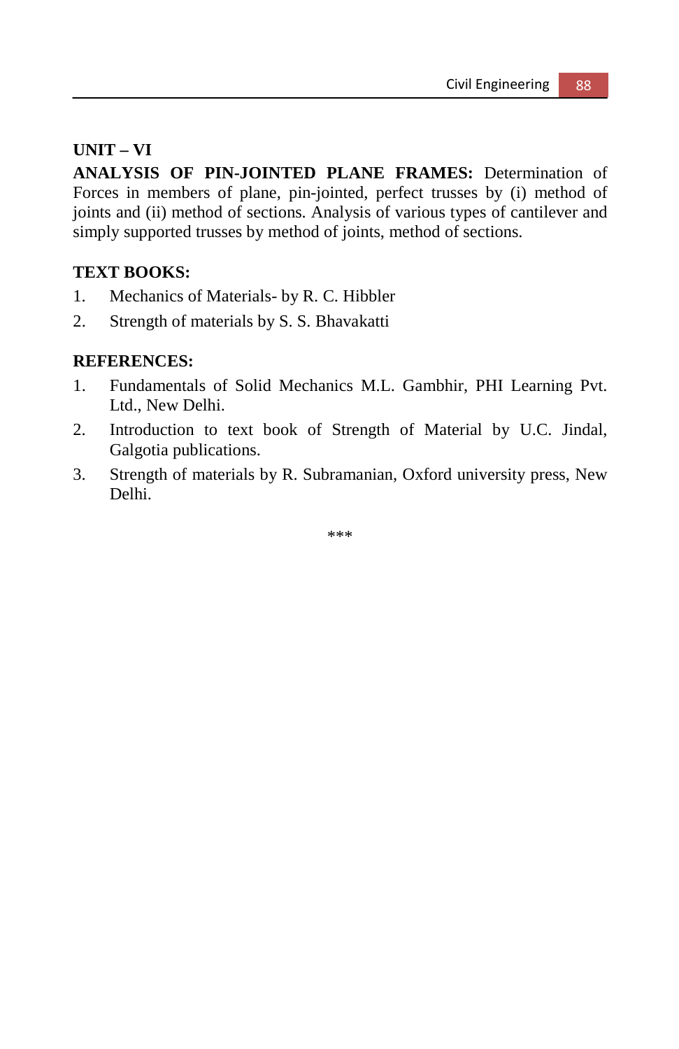## UNIT – VI

**ANALYSIS OF PIN-JOINTED PLANE FRAMES:** Determination of Forces in members of plane, pin-jointed, perfect trusses by (i) method of joints and (ii) method of sections. Analysis of various types of cantilever and simply supported trusses by method of joints, method of sections.

## TEXT BOOKS:

1. Mechanics of Materials- by R. C. Hibbler
2. Strength of materials by S. S. Bhavakatti

## REFERENCES:

1. Fundamentals of Solid Mechanics M.L. Gambhir, PHI Learning Pvt. Ltd., New Delhi.
2. Introduction to text book of Strength of Material by U.C. Jindal, Galgotia publications.
3. Strength of materials by R. Subramanian, Oxford university press, New Delhi.

***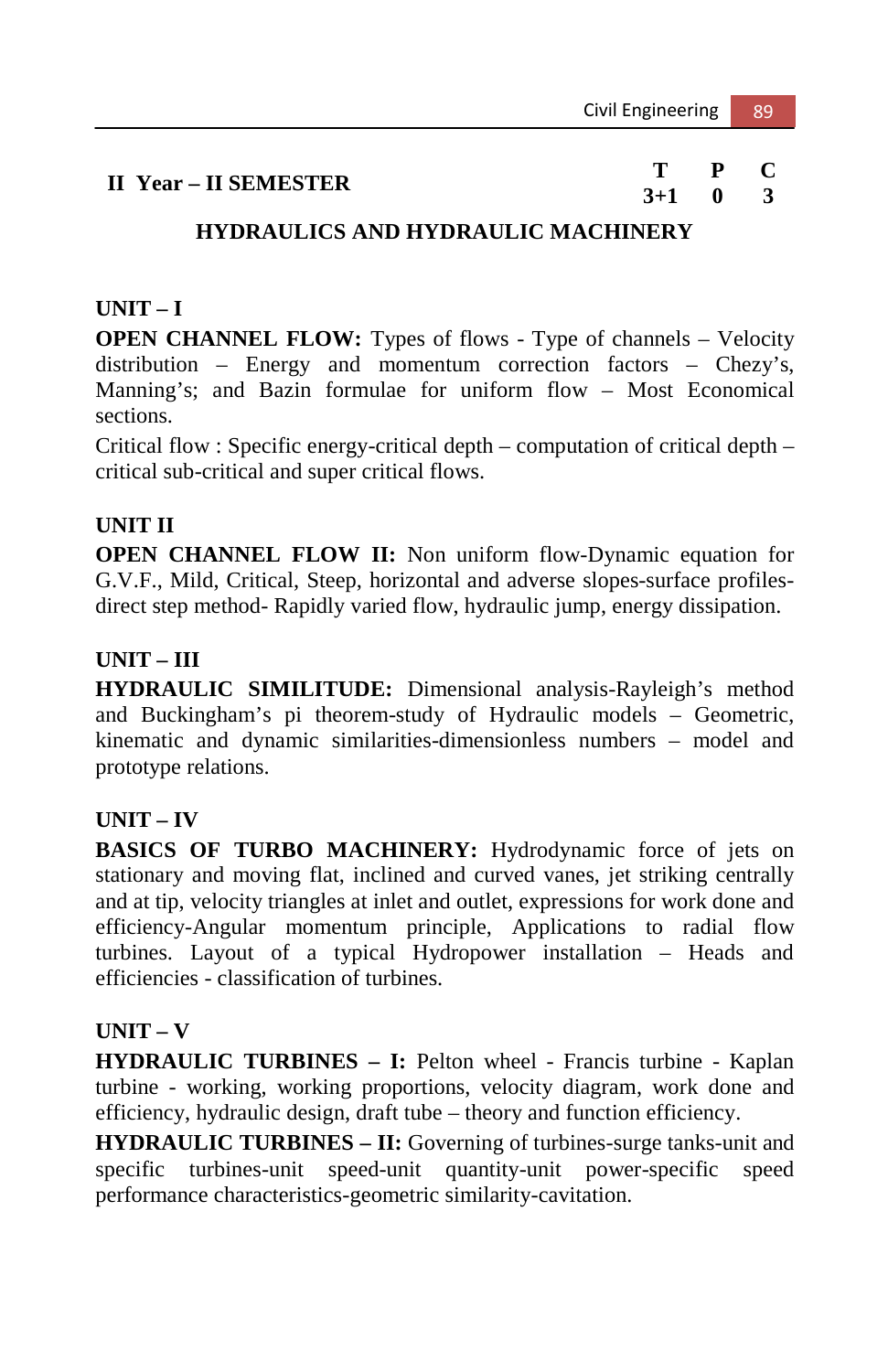**II Year – II SEMESTER**

| | T | P | C |
|---|---|---|---|
| | 3+1 | 0 | 3 |

## HYDRAULICS AND HYDRAULIC MACHINERY

### UNIT – I

**OPEN CHANNEL FLOW:** Types of flows - Type of channels – Velocity distribution – Energy and momentum correction factors – Chezy's, Manning's; and Bazin formulae for uniform flow – Most Economical sections.

Critical flow : Specific energy-critical depth – computation of critical depth – critical sub-critical and super critical flows.

### UNIT II

**OPEN CHANNEL FLOW II:** Non uniform flow-Dynamic equation for G.V.F., Mild, Critical, Steep, horizontal and adverse slopes-surface profiles-direct step method- Rapidly varied flow, hydraulic jump, energy dissipation.

### UNIT – III

**HYDRAULIC SIMILITUDE:** Dimensional analysis-Rayleigh's method and Buckingham's pi theorem-study of Hydraulic models – Geometric, kinematic and dynamic similarities-dimensionless numbers – model and prototype relations.

### UNIT – IV

**BASICS OF TURBO MACHINERY:** Hydrodynamic force of jets on stationary and moving flat, inclined and curved vanes, jet striking centrally and at tip, velocity triangles at inlet and outlet, expressions for work done and efficiency-Angular momentum principle, Applications to radial flow turbines. Layout of a typical Hydropower installation – Heads and efficiencies - classification of turbines.

### UNIT – V

**HYDRAULIC TURBINES – I:** Pelton wheel - Francis turbine - Kaplan turbine - working, working proportions, velocity diagram, work done and efficiency, hydraulic design, draft tube – theory and function efficiency.

**HYDRAULIC TURBINES – II:** Governing of turbines-surge tanks-unit and specific turbines-unit speed-unit quantity-unit power-specific speed performance characteristics-geometric similarity-cavitation.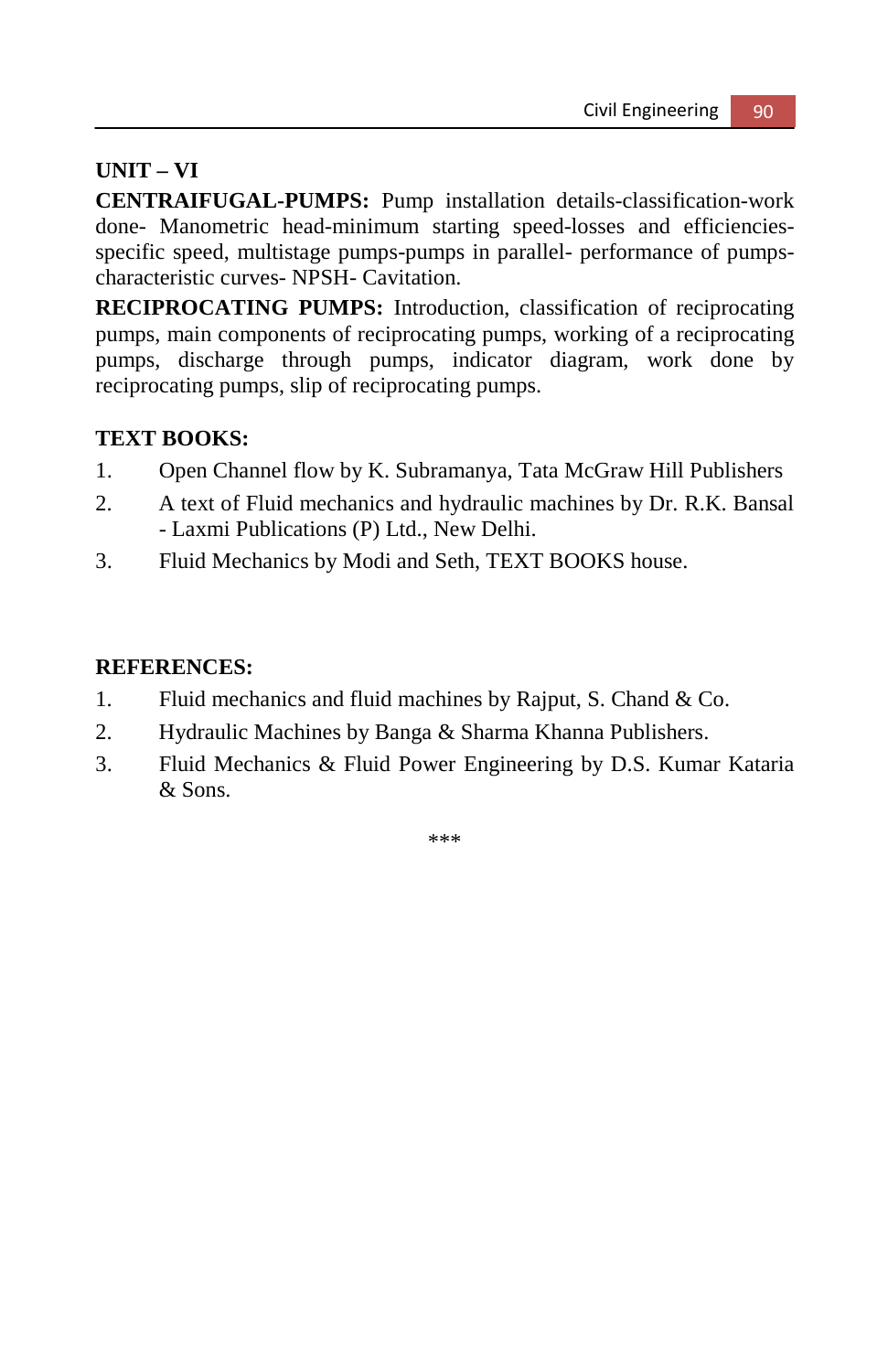## UNIT – VI

**CENTRAIFUGAL-PUMPS:** Pump installation details-classification-work done- Manometric head-minimum starting speed-losses and efficiencies-specific speed, multistage pumps-pumps in parallel- performance of pumps-characteristic curves- NPSH- Cavitation.

**RECIPROCATING PUMPS:** Introduction, classification of reciprocating pumps, main components of reciprocating pumps, working of a reciprocating pumps, discharge through pumps, indicator diagram, work done by reciprocating pumps, slip of reciprocating pumps.

### TEXT BOOKS:

1. Open Channel flow by K. Subramanya, Tata McGraw Hill Publishers
2. A text of Fluid mechanics and hydraulic machines by Dr. R.K. Bansal - Laxmi Publications (P) Ltd., New Delhi.
3. Fluid Mechanics by Modi and Seth, TEXT BOOKS house.

### REFERENCES:

1. Fluid mechanics and fluid machines by Rajput, S. Chand & Co.
2. Hydraulic Machines by Banga & Sharma Khanna Publishers.
3. Fluid Mechanics & Fluid Power Engineering by D.S. Kumar Kataria & Sons.

***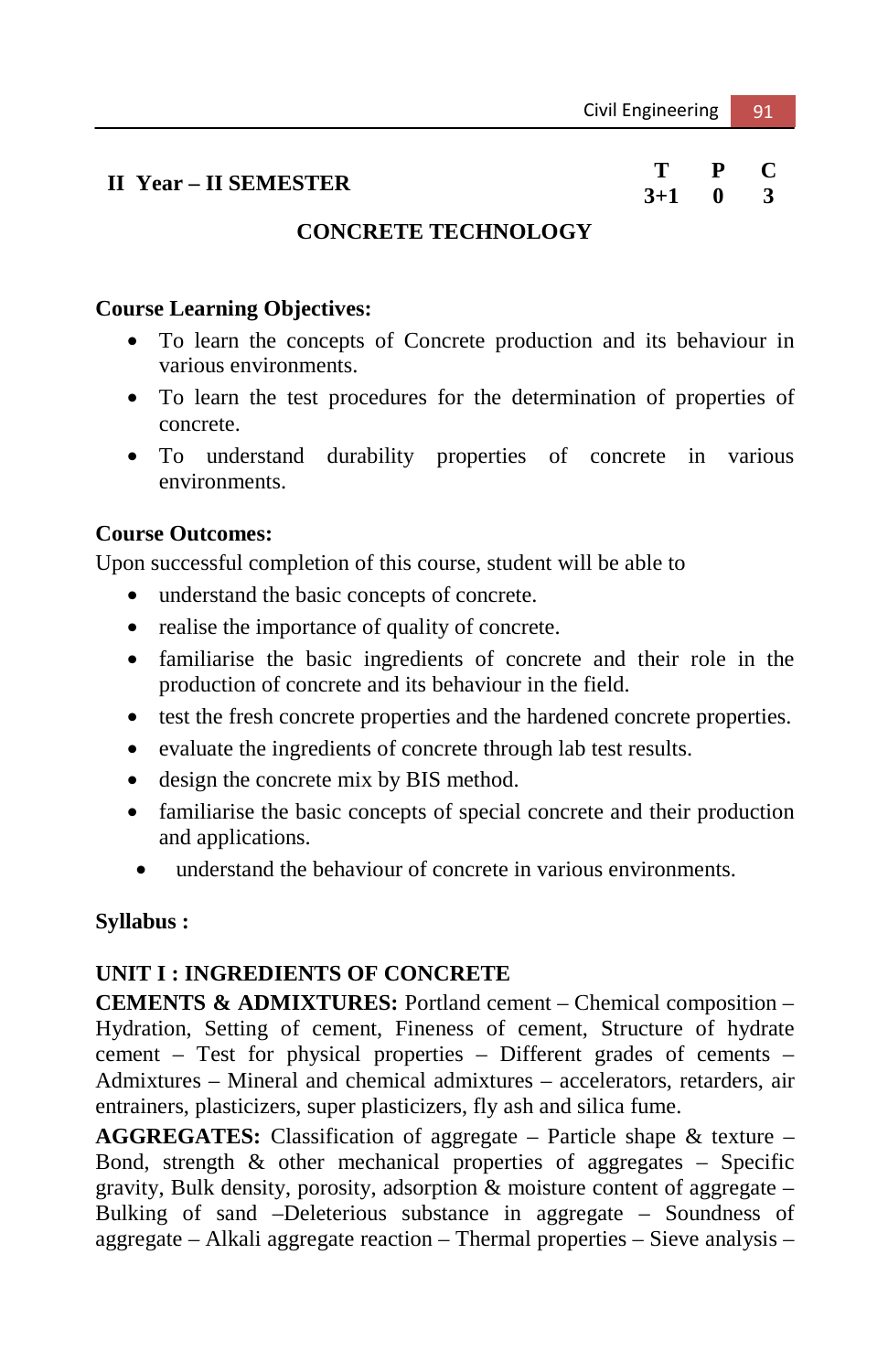**II Year – II SEMESTER**

| T | P | C |
|---|---|---|
| 3+1 | 0 | 3 |

# CONCRETE TECHNOLOGY

**Course Learning Objectives:**

- To learn the concepts of Concrete production and its behaviour in various environments.
- To learn the test procedures for the determination of properties of concrete.
- To understand durability properties of concrete in various environments.

**Course Outcomes:**

Upon successful completion of this course, student will be able to

- understand the basic concepts of concrete.
- realise the importance of quality of concrete.
- familiarise the basic ingredients of concrete and their role in the production of concrete and its behaviour in the field.
- test the fresh concrete properties and the hardened concrete properties.
- evaluate the ingredients of concrete through lab test results.
- design the concrete mix by BIS method.
- familiarise the basic concepts of special concrete and their production and applications.
- understand the behaviour of concrete in various environments.

**Syllabus :**

**UNIT I : INGREDIENTS OF CONCRETE**

**CEMENTS & ADMIXTURES:** Portland cement – Chemical composition – Hydration, Setting of cement, Fineness of cement, Structure of hydrate cement – Test for physical properties – Different grades of cements – Admixtures – Mineral and chemical admixtures – accelerators, retarders, air entrainers, plasticizers, super plasticizers, fly ash and silica fume.

**AGGREGATES:** Classification of aggregate – Particle shape & texture – Bond, strength & other mechanical properties of aggregates – Specific gravity, Bulk density, porosity, adsorption & moisture content of aggregate – Bulking of sand –Deleterious substance in aggregate – Soundness of aggregate – Alkali aggregate reaction – Thermal properties – Sieve analysis –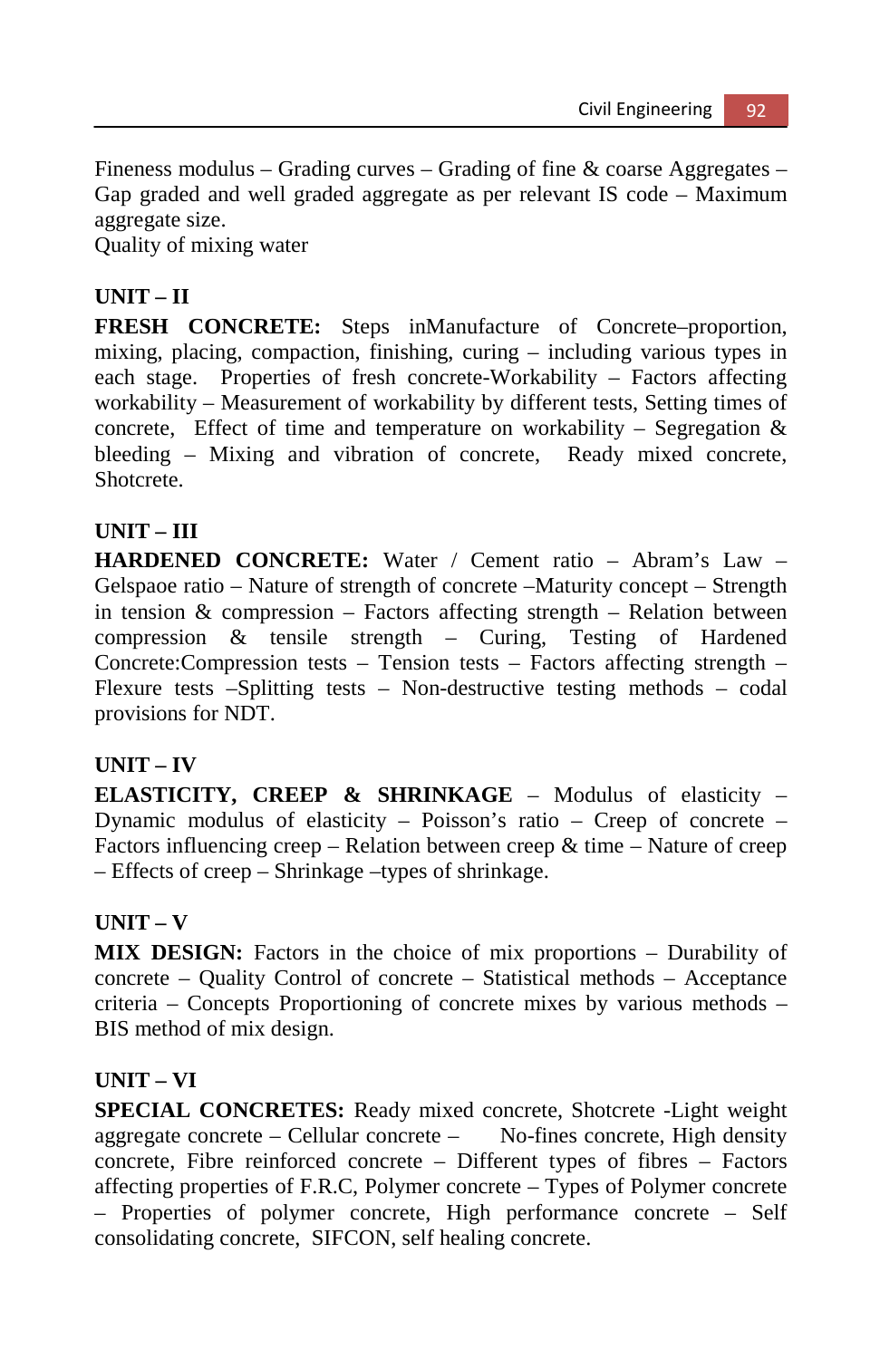Fineness modulus – Grading curves – Grading of fine & coarse Aggregates – Gap graded and well graded aggregate as per relevant IS code – Maximum aggregate size.

Quality of mixing water

**UNIT – II**

**FRESH CONCRETE:** Steps inManufacture of Concrete–proportion, mixing, placing, compaction, finishing, curing – including various types in each stage. Properties of fresh concrete-Workability – Factors affecting workability – Measurement of workability by different tests, Setting times of concrete, Effect of time and temperature on workability – Segregation & bleeding – Mixing and vibration of concrete, Ready mixed concrete, Shotcrete.

**UNIT – III**

**HARDENED CONCRETE:** Water / Cement ratio – Abram's Law – Gelspaoe ratio – Nature of strength of concrete –Maturity concept – Strength in tension & compression – Factors affecting strength – Relation between compression & tensile strength – Curing, Testing of Hardened Concrete:Compression tests – Tension tests – Factors affecting strength – Flexure tests –Splitting tests – Non-destructive testing methods – codal provisions for NDT.

**UNIT – IV**

**ELASTICITY, CREEP & SHRINKAGE** – Modulus of elasticity – Dynamic modulus of elasticity – Poisson's ratio – Creep of concrete – Factors influencing creep – Relation between creep & time – Nature of creep – Effects of creep – Shrinkage –types of shrinkage.

**UNIT – V**

**MIX DESIGN:** Factors in the choice of mix proportions – Durability of concrete – Quality Control of concrete – Statistical methods – Acceptance criteria – Concepts Proportioning of concrete mixes by various methods – BIS method of mix design.

**UNIT – VI**

**SPECIAL CONCRETES:** Ready mixed concrete, Shotcrete -Light weight aggregate concrete – Cellular concrete – No-fines concrete, High density concrete, Fibre reinforced concrete – Different types of fibres – Factors affecting properties of F.R.C, Polymer concrete – Types of Polymer concrete – Properties of polymer concrete, High performance concrete – Self consolidating concrete, SIFCON, self healing concrete.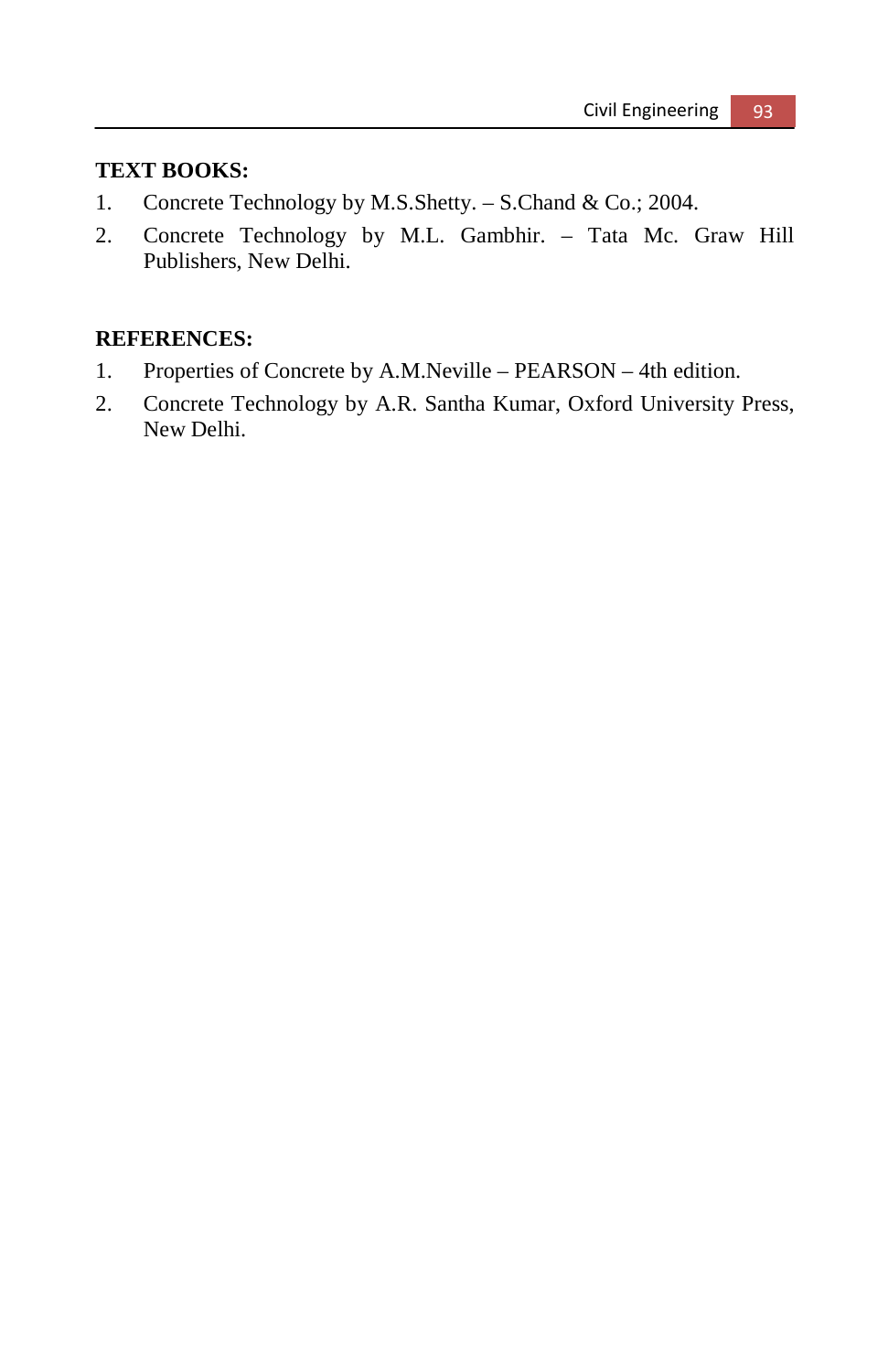**TEXT BOOKS:**

1. Concrete Technology by M.S.Shetty. – S.Chand & Co.; 2004.
2. Concrete Technology by M.L. Gambhir. – Tata Mc. Graw Hill Publishers, New Delhi.

**REFERENCES:**

1. Properties of Concrete by A.M.Neville – PEARSON – 4th edition.
2. Concrete Technology by A.R. Santha Kumar, Oxford University Press, New Delhi.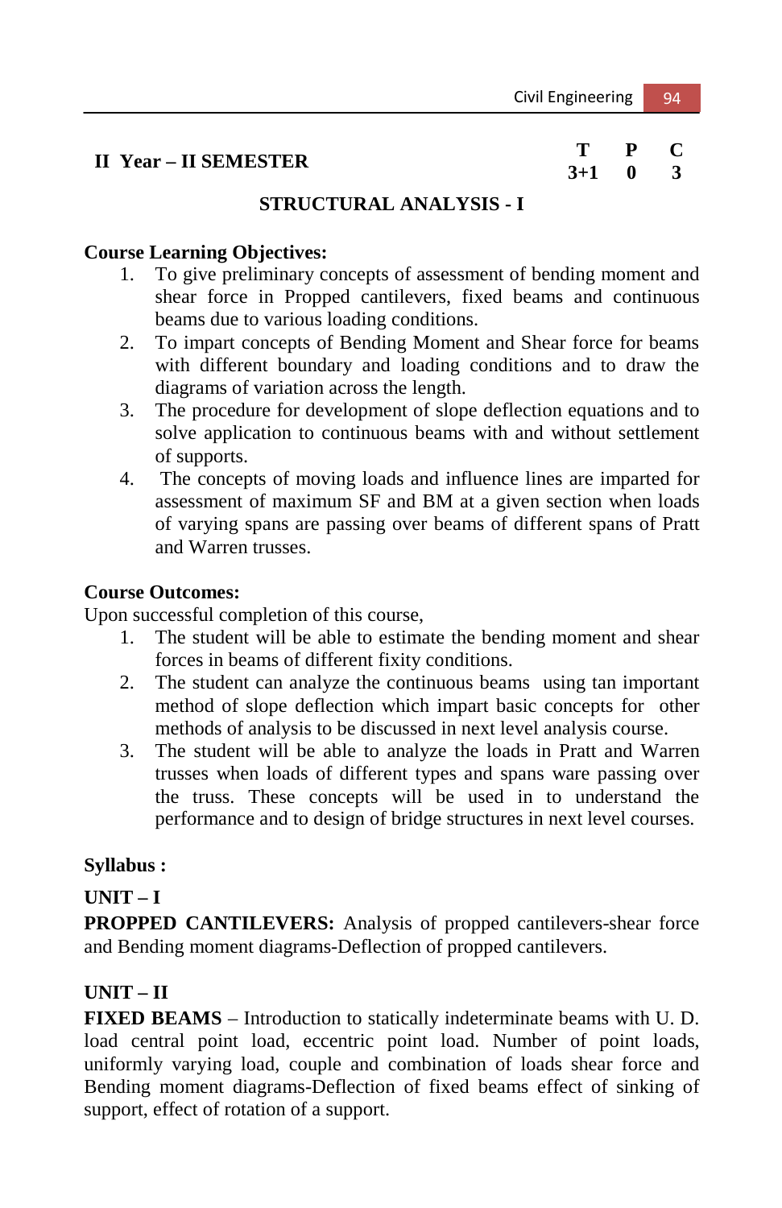**II Year – II SEMESTER**

| T | P | C |
|---|---|---|
| 3+1 | 0 | 3 |

## STRUCTURAL ANALYSIS - I

**Course Learning Objectives:**

1. To give preliminary concepts of assessment of bending moment and shear force in Propped cantilevers, fixed beams and continuous beams due to various loading conditions.
2. To impart concepts of Bending Moment and Shear force for beams with different boundary and loading conditions and to draw the diagrams of variation across the length.
3. The procedure for development of slope deflection equations and to solve application to continuous beams with and without settlement of supports.
4. The concepts of moving loads and influence lines are imparted for assessment of maximum SF and BM at a given section when loads of varying spans are passing over beams of different spans of Pratt and Warren trusses.

**Course Outcomes:**

Upon successful completion of this course,

1. The student will be able to estimate the bending moment and shear forces in beams of different fixity conditions.
2. The student can analyze the continuous beams using tan important method of slope deflection which impart basic concepts for other methods of analysis to be discussed in next level analysis course.
3. The student will be able to analyze the loads in Pratt and Warren trusses when loads of different types and spans ware passing over the truss. These concepts will be used in to understand the performance and to design of bridge structures in next level courses.

**Syllabus :**

**UNIT – I**

**PROPPED CANTILEVERS:** Analysis of propped cantilevers-shear force and Bending moment diagrams-Deflection of propped cantilevers.

**UNIT – II**

**FIXED BEAMS** – Introduction to statically indeterminate beams with U. D. load central point load, eccentric point load. Number of point loads, uniformly varying load, couple and combination of loads shear force and Bending moment diagrams-Deflection of fixed beams effect of sinking of support, effect of rotation of a support.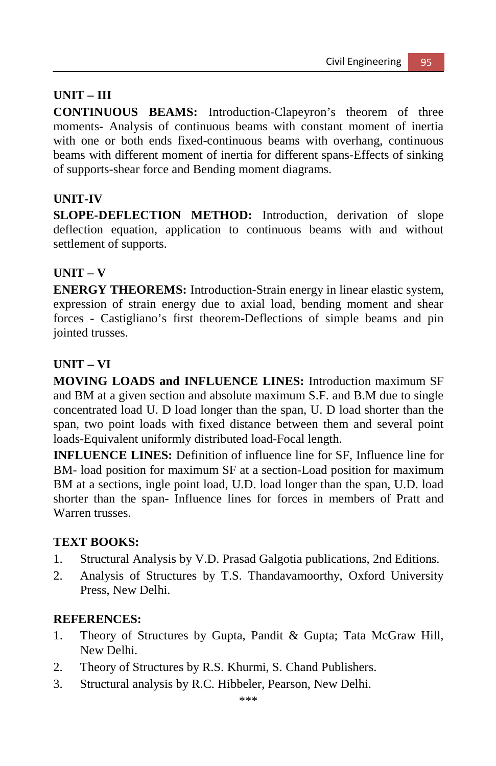## UNIT – III

**CONTINUOUS BEAMS:** Introduction-Clapeyron's theorem of three moments- Analysis of continuous beams with constant moment of inertia with one or both ends fixed-continuous beams with overhang, continuous beams with different moment of inertia for different spans-Effects of sinking of supports-shear force and Bending moment diagrams.

## UNIT-IV

**SLOPE-DEFLECTION METHOD:** Introduction, derivation of slope deflection equation, application to continuous beams with and without settlement of supports.

## UNIT – V

**ENERGY THEOREMS:** Introduction-Strain energy in linear elastic system, expression of strain energy due to axial load, bending moment and shear forces - Castigliano's first theorem-Deflections of simple beams and pin jointed trusses.

## UNIT – VI

**MOVING LOADS and INFLUENCE LINES:** Introduction maximum SF and BM at a given section and absolute maximum S.F. and B.M due to single concentrated load U. D load longer than the span, U. D load shorter than the span, two point loads with fixed distance between them and several point loads-Equivalent uniformly distributed load-Focal length.

**INFLUENCE LINES:** Definition of influence line for SF, Influence line for BM- load position for maximum SF at a section-Load position for maximum BM at a sections, ingle point load, U.D. load longer than the span, U.D. load shorter than the span- Influence lines for forces in members of Pratt and Warren trusses.

## TEXT BOOKS:

1. Structural Analysis by V.D. Prasad Galgotia publications, 2nd Editions.
2. Analysis of Structures by T.S. Thandavamoorthy, Oxford University Press, New Delhi.

## REFERENCES:

1. Theory of Structures by Gupta, Pandit & Gupta; Tata McGraw Hill, New Delhi.
2. Theory of Structures by R.S. Khurmi, S. Chand Publishers.
3. Structural analysis by R.C. Hibbeler, Pearson, New Delhi.

***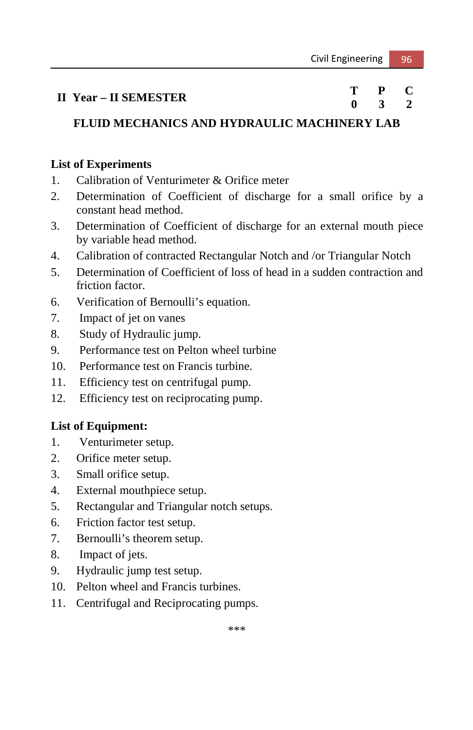**II Year – II SEMESTER**

| T | P | C |
|---|---|---|
| 0 | 3 | 2 |

## FLUID MECHANICS AND HYDRAULIC MACHINERY LAB

**List of Experiments**

1. Calibration of Venturimeter & Orifice meter
2. Determination of Coefficient of discharge for a small orifice by a constant head method.
3. Determination of Coefficient of discharge for an external mouth piece by variable head method.
4. Calibration of contracted Rectangular Notch and /or Triangular Notch
5. Determination of Coefficient of loss of head in a sudden contraction and friction factor.
6. Verification of Bernoulli's equation.
7. Impact of jet on vanes
8. Study of Hydraulic jump.
9. Performance test on Pelton wheel turbine
10. Performance test on Francis turbine.
11. Efficiency test on centrifugal pump.
12. Efficiency test on reciprocating pump.

**List of Equipment:**

1. Venturimeter setup.
2. Orifice meter setup.
3. Small orifice setup.
4. External mouthpiece setup.
5. Rectangular and Triangular notch setups.
6. Friction factor test setup.
7. Bernoulli's theorem setup.
8. Impact of jets.
9. Hydraulic jump test setup.
10. Pelton wheel and Francis turbines.
11. Centrifugal and Reciprocating pumps.

***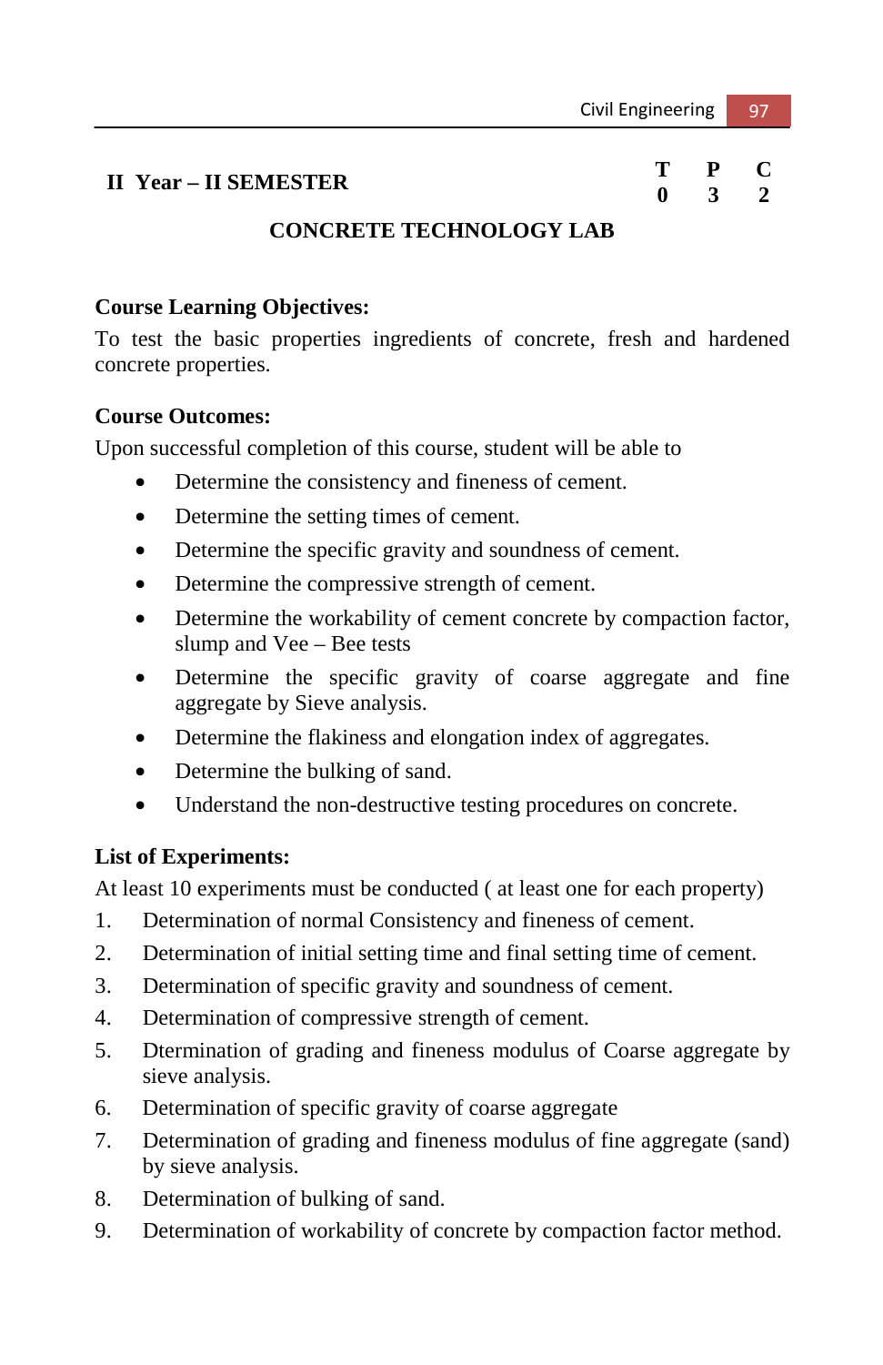**II Year – II SEMESTER**

| T | P | C |
|---|---|---|
| 0 | 3 | 2 |

## CONCRETE TECHNOLOGY LAB

**Course Learning Objectives:**

To test the basic properties ingredients of concrete, fresh and hardened concrete properties.

**Course Outcomes:**

Upon successful completion of this course, student will be able to

- Determine the consistency and fineness of cement.
- Determine the setting times of cement.
- Determine the specific gravity and soundness of cement.
- Determine the compressive strength of cement.
- Determine the workability of cement concrete by compaction factor, slump and Vee – Bee tests
- Determine the specific gravity of coarse aggregate and fine aggregate by Sieve analysis.
- Determine the flakiness and elongation index of aggregates.
- Determine the bulking of sand.
- Understand the non-destructive testing procedures on concrete.

**List of Experiments:**

At least 10 experiments must be conducted ( at least one for each property)

1. Determination of normal Consistency and fineness of cement.
2. Determination of initial setting time and final setting time of cement.
3. Determination of specific gravity and soundness of cement.
4. Determination of compressive strength of cement.
5. Dtermination of grading and fineness modulus of Coarse aggregate by sieve analysis.
6. Determination of specific gravity of coarse aggregate
7. Determination of grading and fineness modulus of fine aggregate (sand) by sieve analysis.
8. Determination of bulking of sand.
9. Determination of workability of concrete by compaction factor method.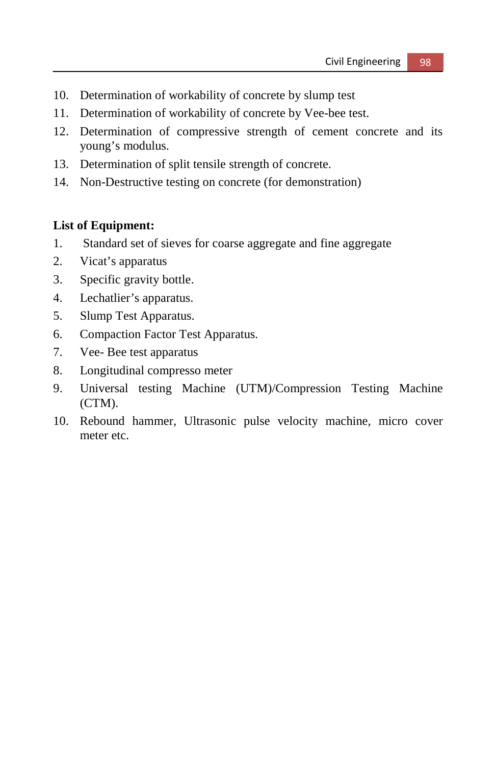10. Determination of workability of concrete by slump test
11. Determination of workability of concrete by Vee-bee test.
12. Determination of compressive strength of cement concrete and its young's modulus.
13. Determination of split tensile strength of concrete.
14. Non-Destructive testing on concrete (for demonstration)

**List of Equipment:**

1. Standard set of sieves for coarse aggregate and fine aggregate
2. Vicat's apparatus
3. Specific gravity bottle.
4. Lechatlier's apparatus.
5. Slump Test Apparatus.
6. Compaction Factor Test Apparatus.
7. Vee- Bee test apparatus
8. Longitudinal compresso meter
9. Universal testing Machine (UTM)/Compression Testing Machine (CTM).
10. Rebound hammer, Ultrasonic pulse velocity machine, micro cover meter etc.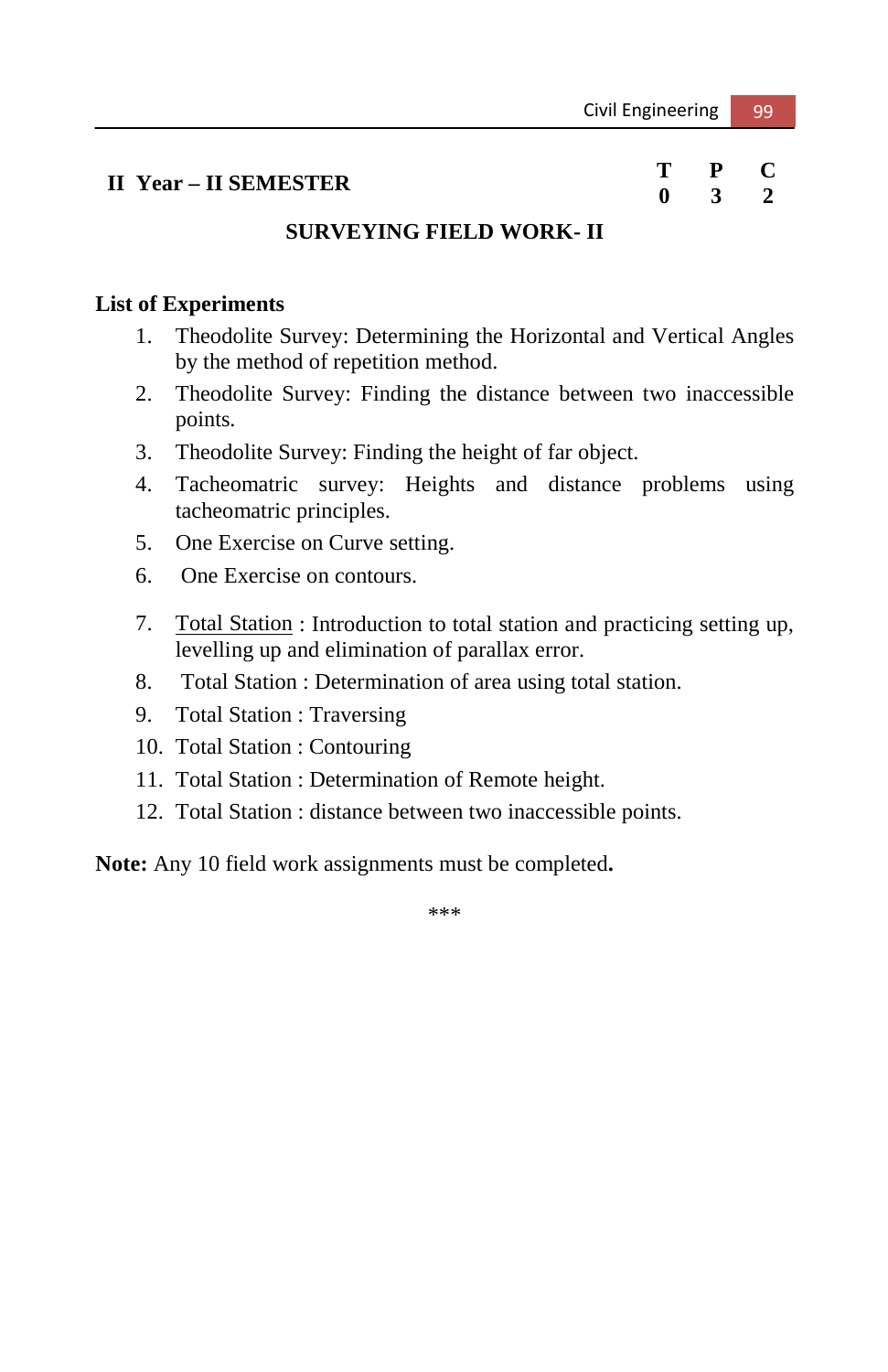**II Year – II SEMESTER**

| T | P | C |
|---|---|---|
| 0 | 3 | 2 |

## SURVEYING FIELD WORK- II

### List of Experiments

1. Theodolite Survey: Determining the Horizontal and Vertical Angles by the method of repetition method.
2. Theodolite Survey: Finding the distance between two inaccessible points.
3. Theodolite Survey: Finding the height of far object.
4. Tacheomatric survey: Heights and distance problems using tacheomatric principles.
5. One Exercise on Curve setting.
6. One Exercise on contours.
7. Total Station : Introduction to total station and practicing setting up, levelling up and elimination of parallax error.
8. Total Station : Determination of area using total station.
9. Total Station : Traversing
10. Total Station : Contouring
11. Total Station : Determination of Remote height.
12. Total Station : distance between two inaccessible points.

**Note:** Any 10 field work assignments must be completed**.**

***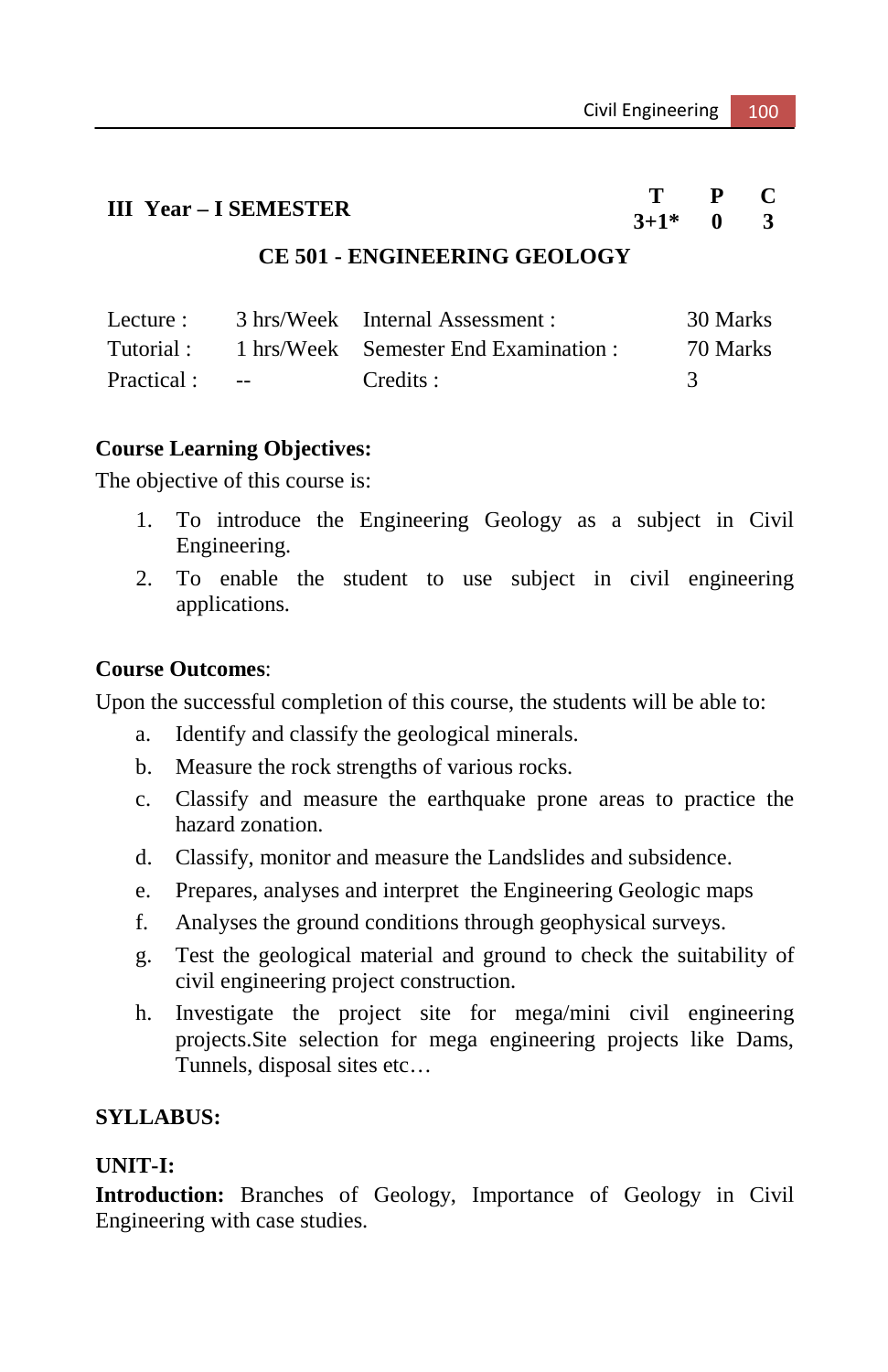| III Year – I SEMESTER | T | P | C |
|---|---|---|---|
| | 3+1* | 0 | 3 |

## CE 501 - ENGINEERING GEOLOGY

| | | | |
|---|---|---|---|
| Lecture : | 3 hrs/Week | Internal Assessment : | 30 Marks |
| Tutorial : | 1 hrs/Week | Semester End Examination : | 70 Marks |
| Practical : | -- | Credits : | 3 |

**Course Learning Objectives:**

The objective of this course is:

1. To introduce the Engineering Geology as a subject in Civil Engineering.
2. To enable the student to use subject in civil engineering applications.

**Course Outcomes**:

Upon the successful completion of this course, the students will be able to:

a. Identify and classify the geological minerals.
b. Measure the rock strengths of various rocks.
c. Classify and measure the earthquake prone areas to practice the hazard zonation.
d. Classify, monitor and measure the Landslides and subsidence.
e. Prepares, analyses and interpret the Engineering Geologic maps
f. Analyses the ground conditions through geophysical surveys.
g. Test the geological material and ground to check the suitability of civil engineering project construction.
h. Investigate the project site for mega/mini civil engineering projects.Site selection for mega engineering projects like Dams, Tunnels, disposal sites etc…

**SYLLABUS:**

**UNIT-I:**

**Introduction:** Branches of Geology, Importance of Geology in Civil Engineering with case studies.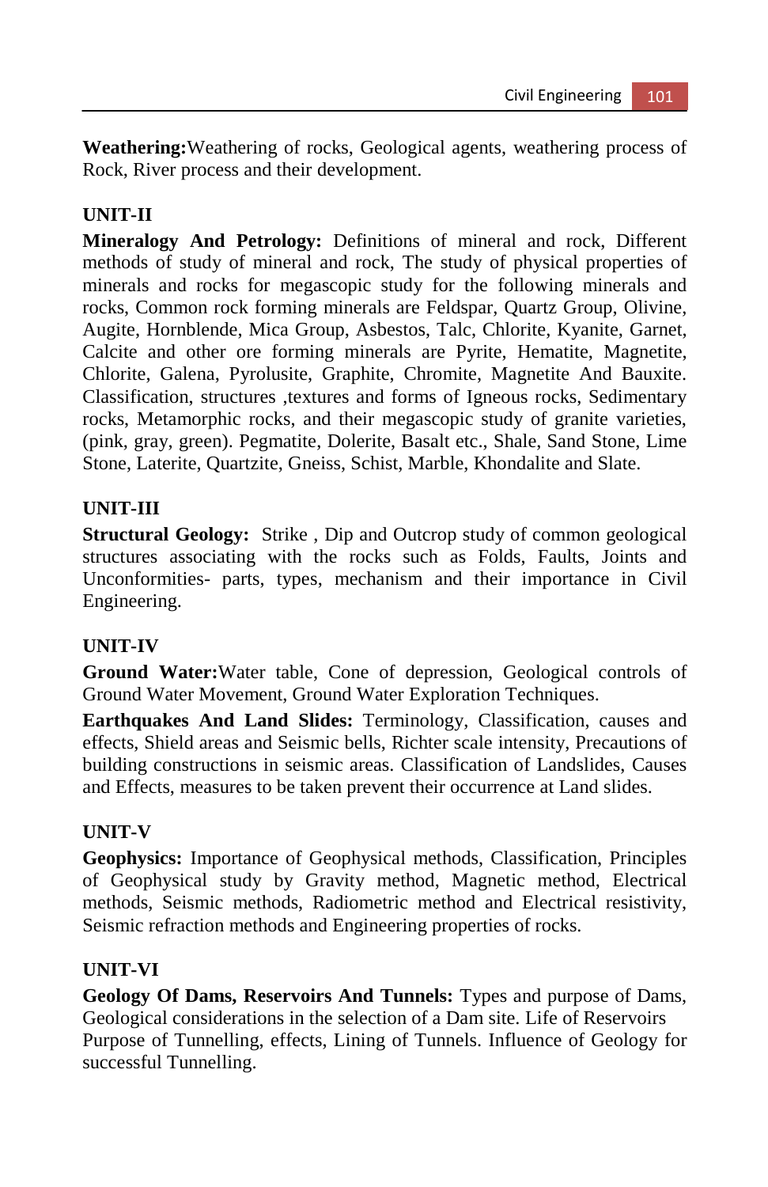**Weathering:**Weathering of rocks, Geological agents, weathering process of Rock, River process and their development.

### UNIT-II

**Mineralogy And Petrology:** Definitions of mineral and rock, Different methods of study of mineral and rock, The study of physical properties of minerals and rocks for megascopic study for the following minerals and rocks, Common rock forming minerals are Feldspar, Quartz Group, Olivine, Augite, Hornblende, Mica Group, Asbestos, Talc, Chlorite, Kyanite, Garnet, Calcite and other ore forming minerals are Pyrite, Hematite, Magnetite, Chlorite, Galena, Pyrolusite, Graphite, Chromite, Magnetite And Bauxite. Classification, structures ,textures and forms of Igneous rocks, Sedimentary rocks, Metamorphic rocks, and their megascopic study of granite varieties, (pink, gray, green). Pegmatite, Dolerite, Basalt etc., Shale, Sand Stone, Lime Stone, Laterite, Quartzite, Gneiss, Schist, Marble, Khondalite and Slate.

### UNIT-III

**Structural Geology:** Strike , Dip and Outcrop study of common geological structures associating with the rocks such as Folds, Faults, Joints and Unconformities- parts, types, mechanism and their importance in Civil Engineering.

### UNIT-IV

**Ground Water:**Water table, Cone of depression, Geological controls of Ground Water Movement, Ground Water Exploration Techniques.

**Earthquakes And Land Slides:** Terminology, Classification, causes and effects, Shield areas and Seismic bells, Richter scale intensity, Precautions of building constructions in seismic areas. Classification of Landslides, Causes and Effects, measures to be taken prevent their occurrence at Land slides.

### UNIT-V

**Geophysics:** Importance of Geophysical methods, Classification, Principles of Geophysical study by Gravity method, Magnetic method, Electrical methods, Seismic methods, Radiometric method and Electrical resistivity, Seismic refraction methods and Engineering properties of rocks.

### UNIT-VI

**Geology Of Dams, Reservoirs And Tunnels:** Types and purpose of Dams, Geological considerations in the selection of a Dam site. Life of Reservoirs Purpose of Tunnelling, effects, Lining of Tunnels. Influence of Geology for successful Tunnelling.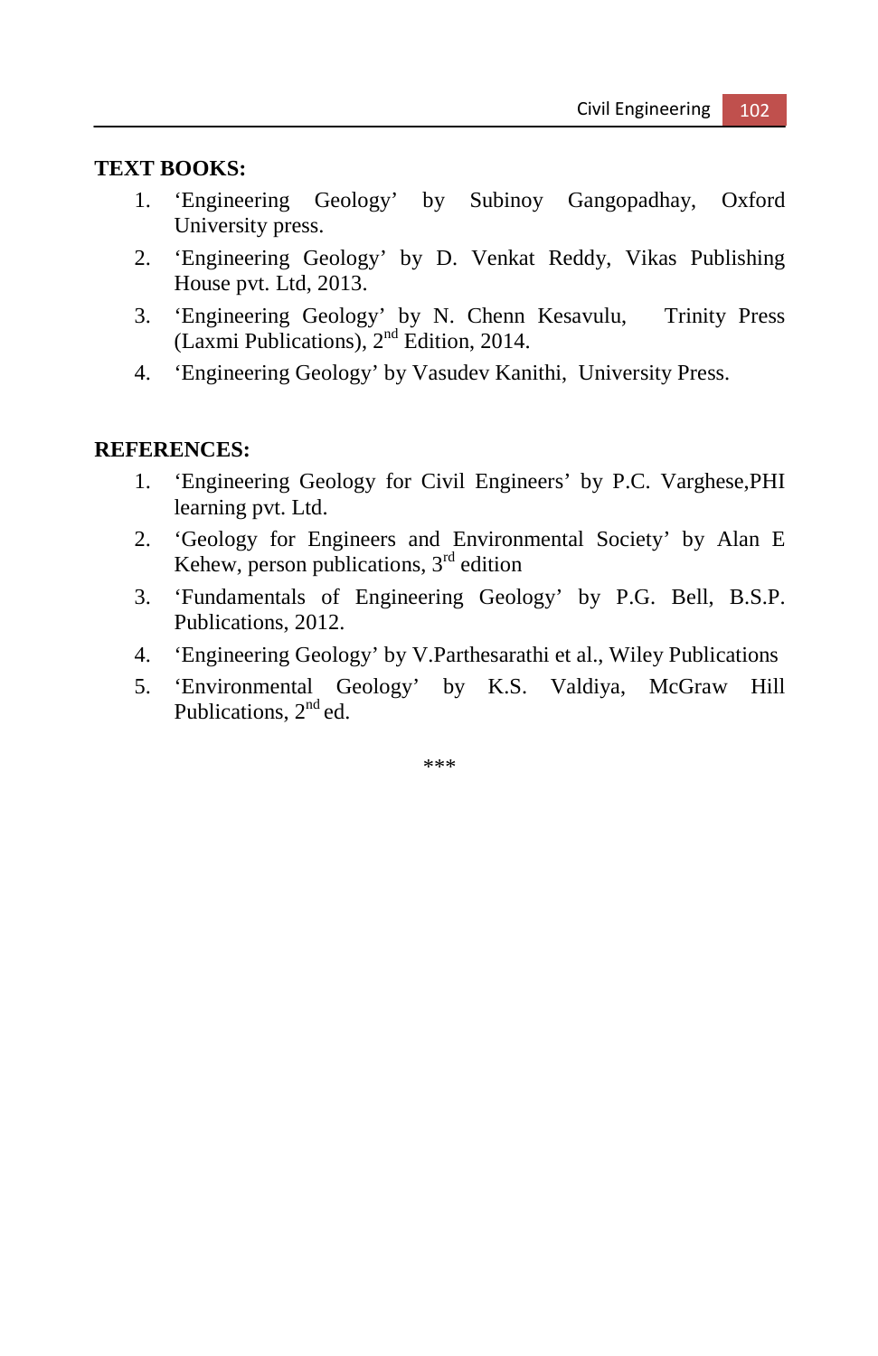**TEXT BOOKS:**

1. 'Engineering Geology' by Subinoy Gangopadhay, Oxford University press.
2. 'Engineering Geology' by D. Venkat Reddy, Vikas Publishing House pvt. Ltd, 2013.
3. 'Engineering Geology' by N. Chenn Kesavulu, Trinity Press (Laxmi Publications), 2nd Edition, 2014.
4. 'Engineering Geology' by Vasudev Kanithi, University Press.

**REFERENCES:**

1. 'Engineering Geology for Civil Engineers' by P.C. Varghese,PHI learning pvt. Ltd.
2. 'Geology for Engineers and Environmental Society' by Alan E Kehew, person publications, 3rd edition
3. 'Fundamentals of Engineering Geology' by P.G. Bell, B.S.P. Publications, 2012.
4. 'Engineering Geology' by V.Parthesarathi et al., Wiley Publications
5. 'Environmental Geology' by K.S. Valdiya, McGraw Hill Publications, 2nd ed.

***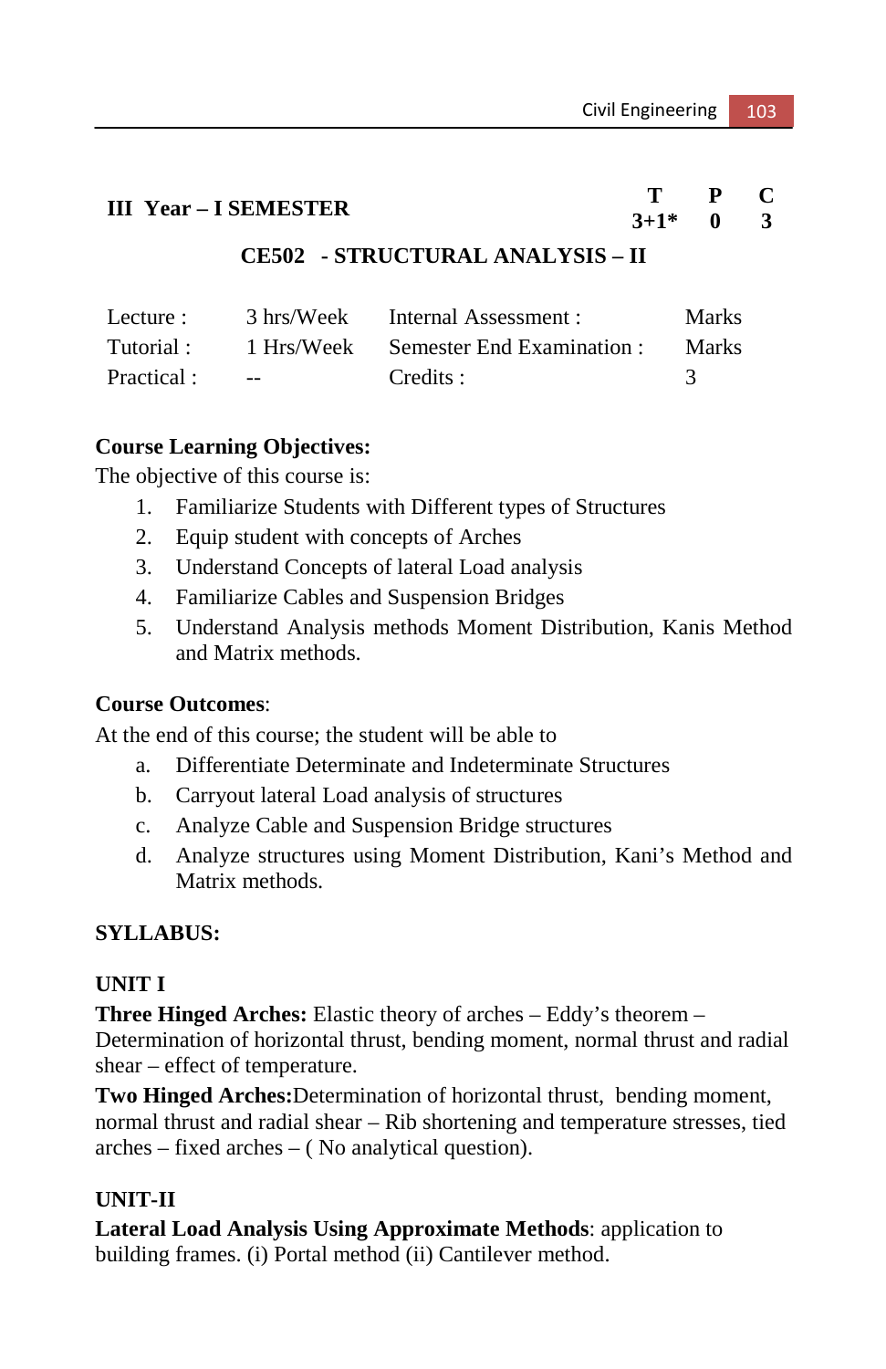**III Year – I SEMESTER**

| T | P | C |
|---|---|---|
| 3+1* | 0 | 3 |

## CE502 - STRUCTURAL ANALYSIS – II

| | | | |
|---|---|---|---|
| Lecture : | 3 hrs/Week | Internal Assessment : | Marks |
| Tutorial : | 1 Hrs/Week | Semester End Examination : | Marks |
| Practical : | -- | Credits : | 3 |

**Course Learning Objectives:**

The objective of this course is:

1. Familiarize Students with Different types of Structures
2. Equip student with concepts of Arches
3. Understand Concepts of lateral Load analysis
4. Familiarize Cables and Suspension Bridges
5. Understand Analysis methods Moment Distribution, Kanis Method and Matrix methods.

**Course Outcomes**:

At the end of this course; the student will be able to

a. Differentiate Determinate and Indeterminate Structures
b. Carryout lateral Load analysis of structures
c. Analyze Cable and Suspension Bridge structures
d. Analyze structures using Moment Distribution, Kani's Method and Matrix methods.

**SYLLABUS:**

**UNIT I**

**Three Hinged Arches:** Elastic theory of arches – Eddy's theorem – Determination of horizontal thrust, bending moment, normal thrust and radial shear – effect of temperature.

**Two Hinged Arches:**Determination of horizontal thrust, bending moment, normal thrust and radial shear – Rib shortening and temperature stresses, tied arches – fixed arches – ( No analytical question).

**UNIT-II**

**Lateral Load Analysis Using Approximate Methods**: application to building frames. (i) Portal method (ii) Cantilever method.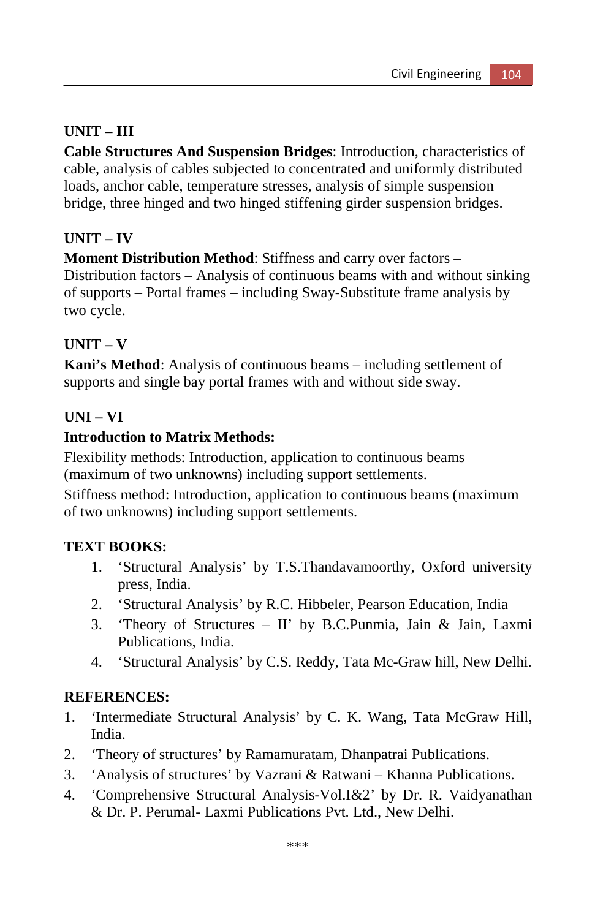## UNIT – III

**Cable Structures And Suspension Bridges**: Introduction, characteristics of cable, analysis of cables subjected to concentrated and uniformly distributed loads, anchor cable, temperature stresses, analysis of simple suspension bridge, three hinged and two hinged stiffening girder suspension bridges.

## UNIT – IV

**Moment Distribution Method**: Stiffness and carry over factors – Distribution factors – Analysis of continuous beams with and without sinking of supports – Portal frames – including Sway-Substitute frame analysis by two cycle.

## UNIT – V

**Kani's Method**: Analysis of continuous beams – including settlement of supports and single bay portal frames with and without side sway.

## UNI – VI

**Introduction to Matrix Methods:**

Flexibility methods: Introduction, application to continuous beams (maximum of two unknowns) including support settlements.

Stiffness method: Introduction, application to continuous beams (maximum of two unknowns) including support settlements.

## TEXT BOOKS:

1. 'Structural Analysis' by T.S.Thandavamoorthy, Oxford university press, India.
2. 'Structural Analysis' by R.C. Hibbeler, Pearson Education, India
3. 'Theory of Structures – II' by B.C.Punmia, Jain & Jain, Laxmi Publications, India.
4. 'Structural Analysis' by C.S. Reddy, Tata Mc-Graw hill, New Delhi.

## REFERENCES:

1. 'Intermediate Structural Analysis' by C. K. Wang, Tata McGraw Hill, India.
2. 'Theory of structures' by Ramamuratam, Dhanpatrai Publications.
3. 'Analysis of structures' by Vazrani & Ratwani – Khanna Publications.
4. 'Comprehensive Structural Analysis-Vol.I&2' by Dr. R. Vaidyanathan & Dr. P. Perumal- Laxmi Publications Pvt. Ltd., New Delhi.

***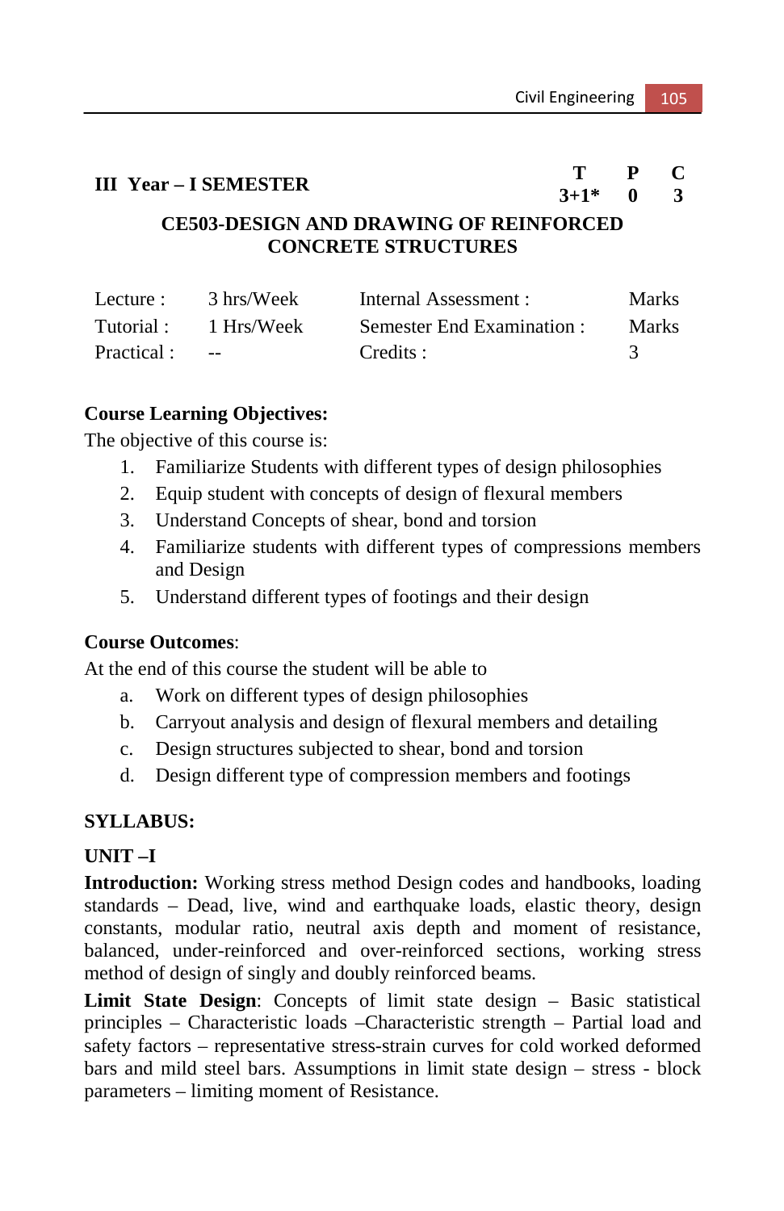| III Year – I SEMESTER | T | P | C |
|---|---|---|---|
| | 3+1* | 0 | 3 |

## CE503-DESIGN AND DRAWING OF REINFORCED CONCRETE STRUCTURES

| Lecture : | 3 hrs/Week | Internal Assessment : | Marks |
|---|---|---|---|
| Tutorial : | 1 Hrs/Week | Semester End Examination : | Marks |
| Practical : | -- | Credits : | 3 |

**Course Learning Objectives:**

The objective of this course is:

1. Familiarize Students with different types of design philosophies
2. Equip student with concepts of design of flexural members
3. Understand Concepts of shear, bond and torsion
4. Familiarize students with different types of compressions members and Design
5. Understand different types of footings and their design

**Course Outcomes**:

At the end of this course the student will be able to

a. Work on different types of design philosophies
b. Carryout analysis and design of flexural members and detailing
c. Design structures subjected to shear, bond and torsion
d. Design different type of compression members and footings

**SYLLABUS:**

**UNIT –I**

**Introduction:** Working stress method Design codes and handbooks, loading standards – Dead, live, wind and earthquake loads, elastic theory, design constants, modular ratio, neutral axis depth and moment of resistance, balanced, under-reinforced and over-reinforced sections, working stress method of design of singly and doubly reinforced beams.

**Limit State Design**: Concepts of limit state design – Basic statistical principles – Characteristic loads –Characteristic strength – Partial load and safety factors – representative stress-strain curves for cold worked deformed bars and mild steel bars. Assumptions in limit state design – stress - block parameters – limiting moment of Resistance.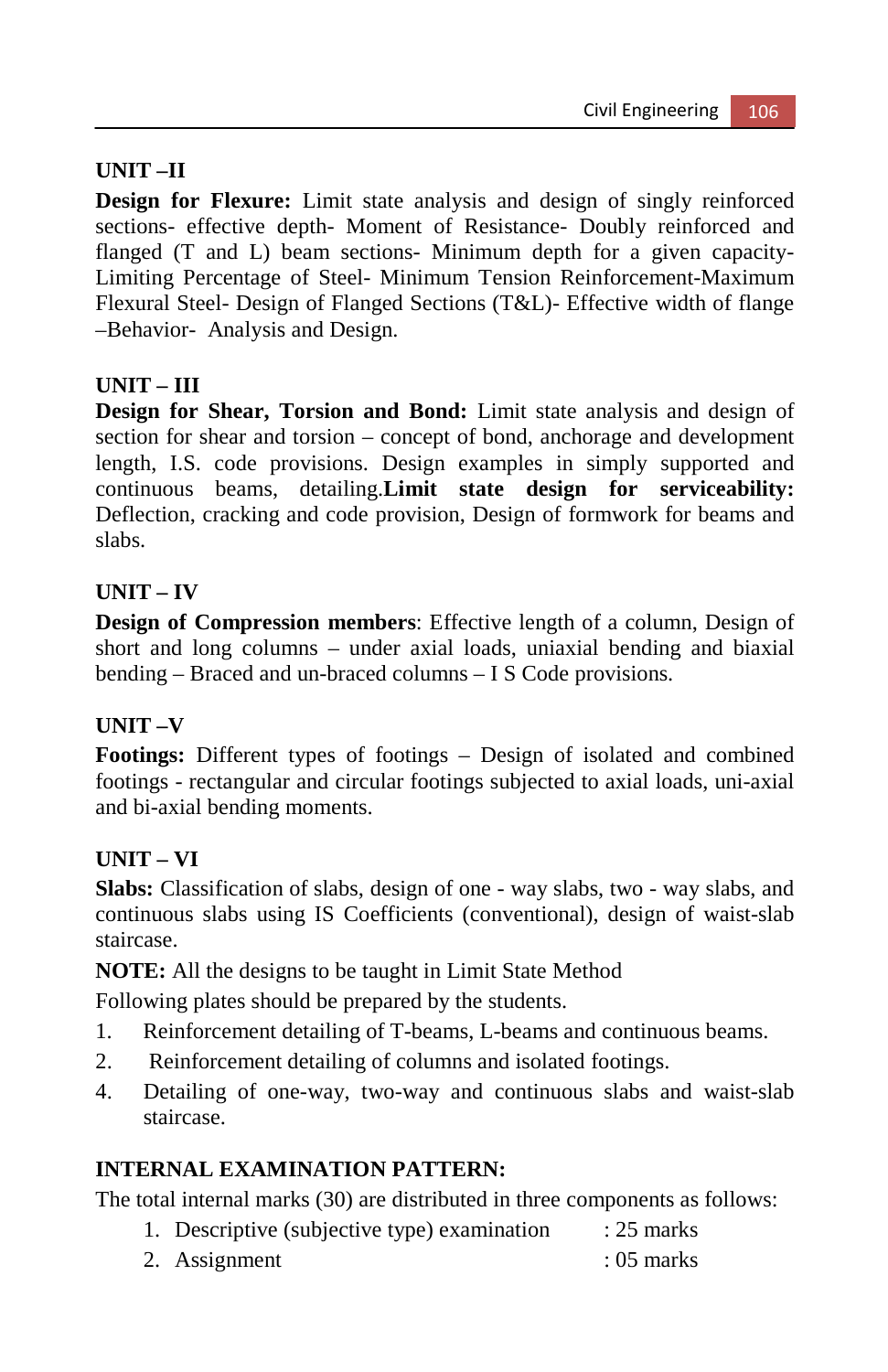### UNIT –II

**Design for Flexure:** Limit state analysis and design of singly reinforced sections- effective depth- Moment of Resistance- Doubly reinforced and flanged (T and L) beam sections- Minimum depth for a given capacity-Limiting Percentage of Steel- Minimum Tension Reinforcement-Maximum Flexural Steel- Design of Flanged Sections (T&L)- Effective width of flange –Behavior- Analysis and Design.

### UNIT – III

**Design for Shear, Torsion and Bond:** Limit state analysis and design of section for shear and torsion – concept of bond, anchorage and development length, I.S. code provisions. Design examples in simply supported and continuous beams, detailing.**Limit state design for serviceability:** Deflection, cracking and code provision, Design of formwork for beams and slabs.

### UNIT – IV

**Design of Compression members**: Effective length of a column, Design of short and long columns – under axial loads, uniaxial bending and biaxial bending – Braced and un-braced columns – I S Code provisions.

### UNIT –V

**Footings:** Different types of footings – Design of isolated and combined footings - rectangular and circular footings subjected to axial loads, uni-axial and bi-axial bending moments.

### UNIT – VI

**Slabs:** Classification of slabs, design of one - way slabs, two - way slabs, and continuous slabs using IS Coefficients (conventional), design of waist-slab staircase.

**NOTE:** All the designs to be taught in Limit State Method

Following plates should be prepared by the students.

1. Reinforcement detailing of T-beams, L-beams and continuous beams.
2. Reinforcement detailing of columns and isolated footings.
4. Detailing of one-way, two-way and continuous slabs and waist-slab staircase.

### INTERNAL EXAMINATION PATTERN:

The total internal marks (30) are distributed in three components as follows:

1. Descriptive (subjective type) examination : 25 marks
2. Assignment : 05 marks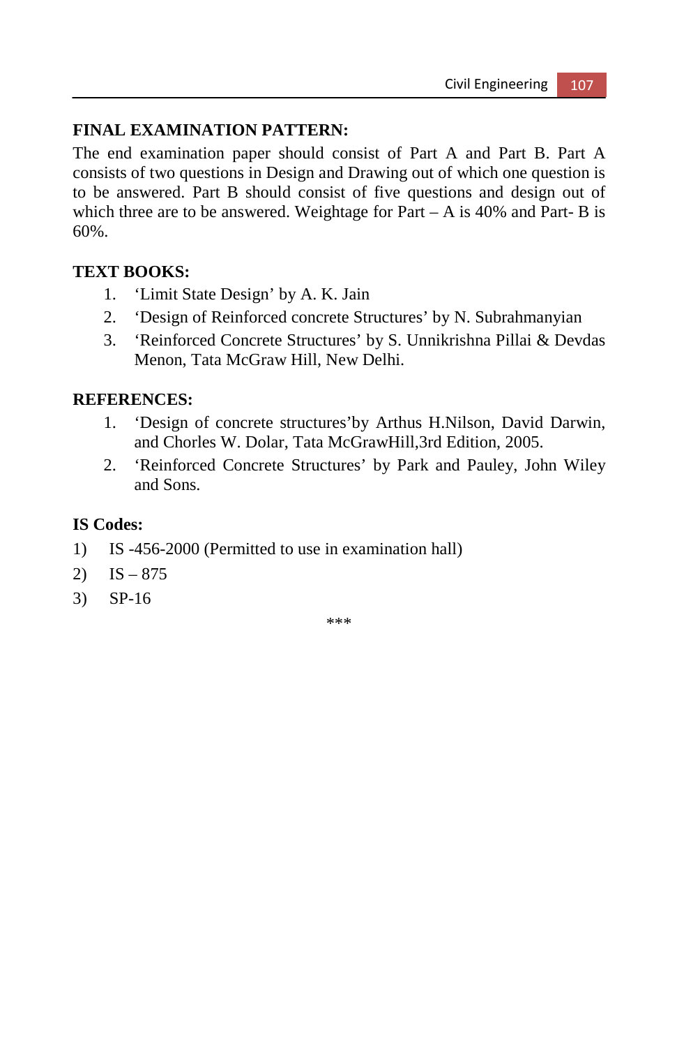**FINAL EXAMINATION PATTERN:**

The end examination paper should consist of Part A and Part B. Part A consists of two questions in Design and Drawing out of which one question is to be answered. Part B should consist of five questions and design out of which three are to be answered. Weightage for Part – A is 40% and Part- B is 60%.

**TEXT BOOKS:**

1. 'Limit State Design' by A. K. Jain
2. 'Design of Reinforced concrete Structures' by N. Subrahmanyian
3. 'Reinforced Concrete Structures' by S. Unnikrishna Pillai & Devdas Menon, Tata McGraw Hill, New Delhi.

**REFERENCES:**

1. 'Design of concrete structures'by Arthus H.Nilson, David Darwin, and Chorles W. Dolar, Tata McGrawHill,3rd Edition, 2005.
2. 'Reinforced Concrete Structures' by Park and Pauley, John Wiley and Sons.

**IS Codes:**

1) IS -456-2000 (Permitted to use in examination hall)
2) IS – 875
3) SP-16

***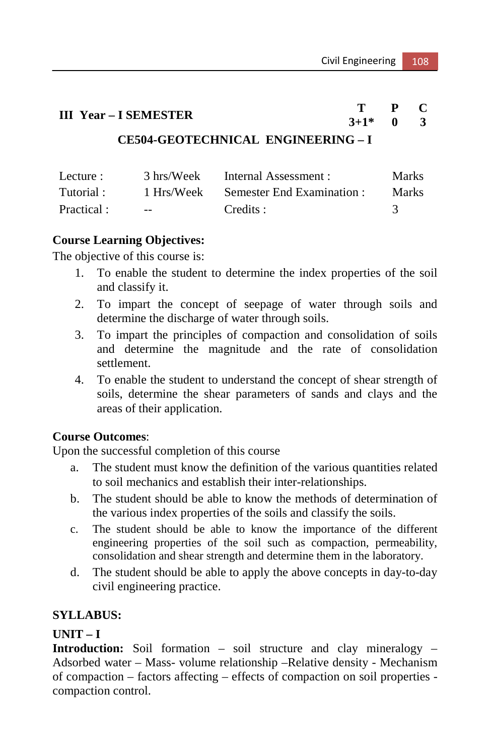| | | T | P | C |
|---|---|---|---|---|
| **III Year – I SEMESTER** | | **3+1*** | **0** | **3** |

## CE504-GEOTECHNICAL ENGINEERING – I

| | | | |
|---|---|---|---|
| Lecture : | 3 hrs/Week | Internal Assessment : | Marks |
| Tutorial : | 1 Hrs/Week | Semester End Examination : | Marks |
| Practical : | -- | Credits : | 3 |

**Course Learning Objectives:**

The objective of this course is:

1. To enable the student to determine the index properties of the soil and classify it.
2. To impart the concept of seepage of water through soils and determine the discharge of water through soils.
3. To impart the principles of compaction and consolidation of soils and determine the magnitude and the rate of consolidation settlement.
4. To enable the student to understand the concept of shear strength of soils, determine the shear parameters of sands and clays and the areas of their application.

**Course Outcomes**:

Upon the successful completion of this course

a. The student must know the definition of the various quantities related to soil mechanics and establish their inter-relationships.
b. The student should be able to know the methods of determination of the various index properties of the soils and classify the soils.
c. The student should be able to know the importance of the different engineering properties of the soil such as compaction, permeability, consolidation and shear strength and determine them in the laboratory.
d. The student should be able to apply the above concepts in day-to-day civil engineering practice.

**SYLLABUS:**

**UNIT – I**

**Introduction:** Soil formation – soil structure and clay mineralogy – Adsorbed water – Mass- volume relationship –Relative density - Mechanism of compaction – factors affecting – effects of compaction on soil properties - compaction control.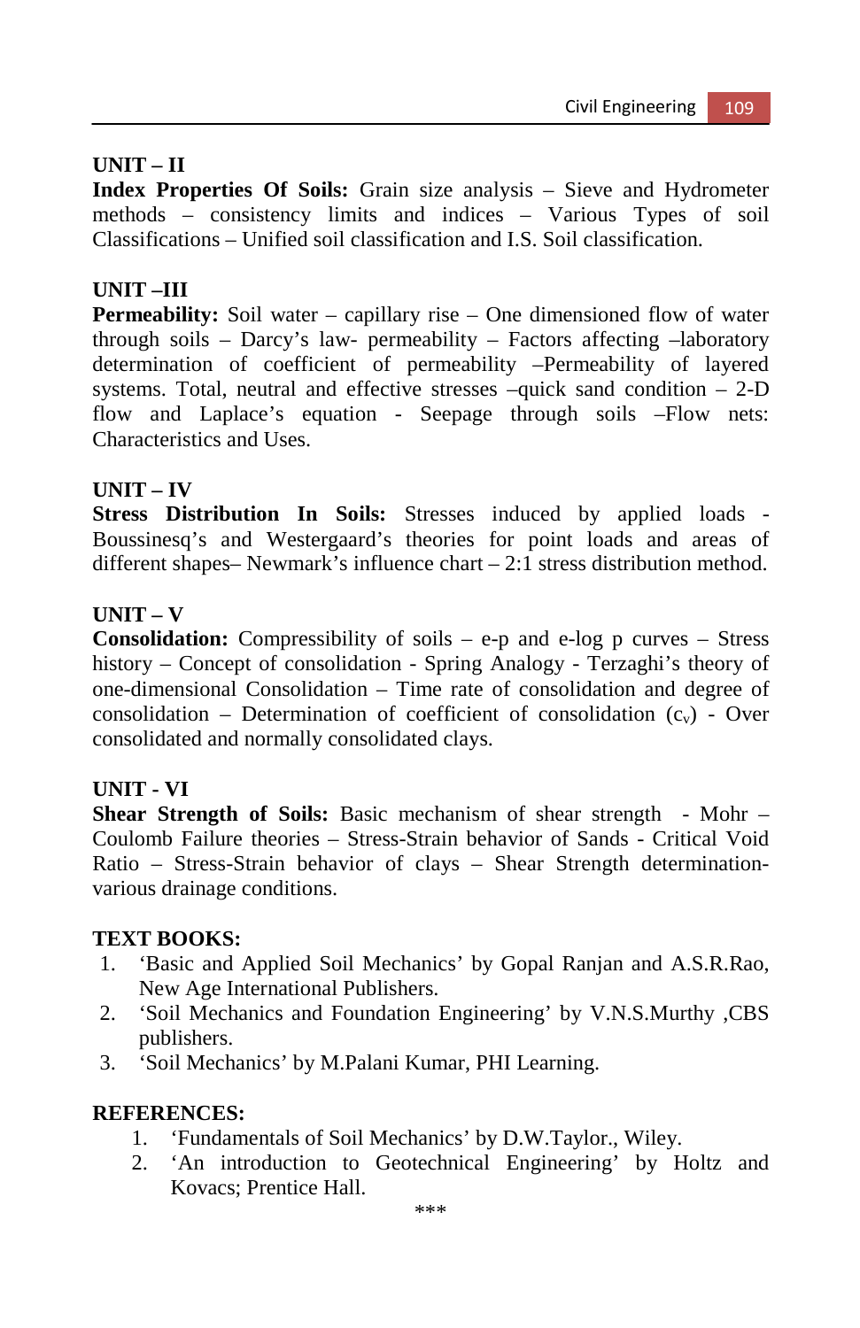**UNIT – II**

**Index Properties Of Soils:** Grain size analysis – Sieve and Hydrometer methods – consistency limits and indices – Various Types of soil Classifications – Unified soil classification and I.S. Soil classification.

**UNIT –III**

**Permeability:** Soil water – capillary rise – One dimensioned flow of water through soils – Darcy's law- permeability – Factors affecting –laboratory determination of coefficient of permeability –Permeability of layered systems. Total, neutral and effective stresses –quick sand condition – 2-D flow and Laplace's equation - Seepage through soils –Flow nets: Characteristics and Uses.

**UNIT – IV**

**Stress Distribution In Soils:** Stresses induced by applied loads - Boussinesq's and Westergaard's theories for point loads and areas of different shapes– Newmark's influence chart – 2:1 stress distribution method.

**UNIT – V**

**Consolidation:** Compressibility of soils – e-p and e-log p curves – Stress history – Concept of consolidation - Spring Analogy - Terzaghi's theory of one-dimensional Consolidation – Time rate of consolidation and degree of consolidation – Determination of coefficient of consolidation ($c_v$) - Over consolidated and normally consolidated clays.

**UNIT - VI**

**Shear Strength of Soils:** Basic mechanism of shear strength - Mohr – Coulomb Failure theories – Stress-Strain behavior of Sands - Critical Void Ratio – Stress-Strain behavior of clays – Shear Strength determination- various drainage conditions.

**TEXT BOOKS:**

1. 'Basic and Applied Soil Mechanics' by Gopal Ranjan and A.S.R.Rao, New Age International Publishers.
2. 'Soil Mechanics and Foundation Engineering' by V.N.S.Murthy ,CBS publishers.
3. 'Soil Mechanics' by M.Palani Kumar, PHI Learning.

**REFERENCES:**

1. 'Fundamentals of Soil Mechanics' by D.W.Taylor., Wiley.
2. 'An introduction to Geotechnical Engineering' by Holtz and Kovacs; Prentice Hall.

***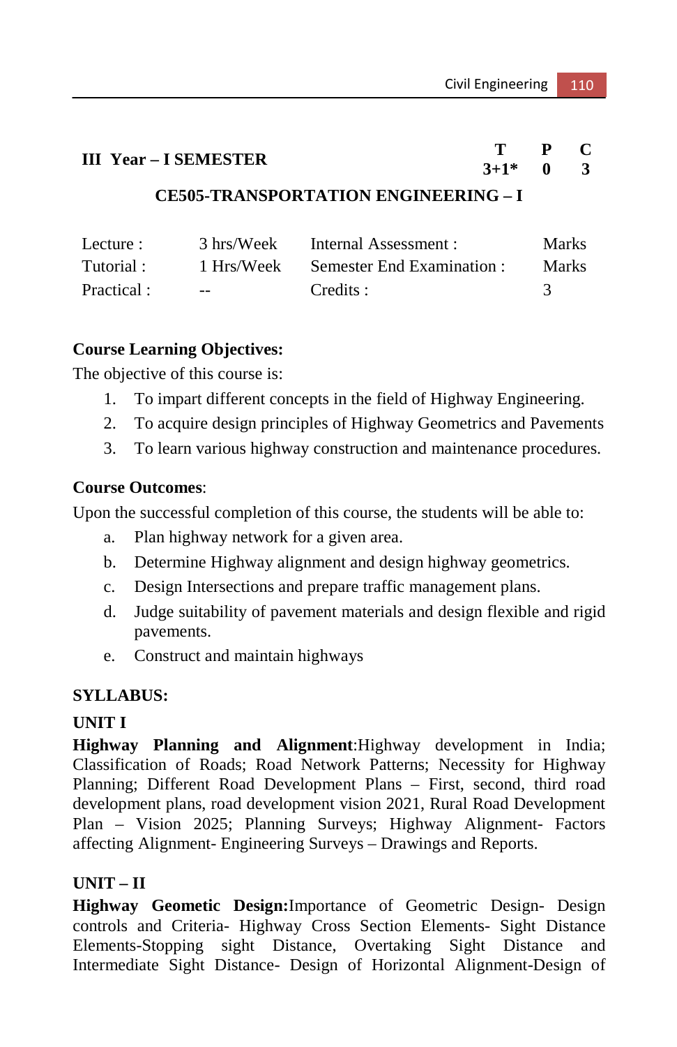| III Year – I SEMESTER | T | P | C |
|---|---|---|---|
| | 3+1* | 0 | 3 |

## CE505-TRANSPORTATION ENGINEERING – I

| | | | |
|---|---|---|---|
| Lecture : | 3 hrs/Week | Internal Assessment : | Marks |
| Tutorial : | 1 Hrs/Week | Semester End Examination : | Marks |
| Practical : | -- | Credits : | 3 |

**Course Learning Objectives:**

The objective of this course is:

1. To impart different concepts in the field of Highway Engineering.
2. To acquire design principles of Highway Geometrics and Pavements
3. To learn various highway construction and maintenance procedures.

**Course Outcomes**:

Upon the successful completion of this course, the students will be able to:

a. Plan highway network for a given area.
b. Determine Highway alignment and design highway geometrics.
c. Design Intersections and prepare traffic management plans.
d. Judge suitability of pavement materials and design flexible and rigid pavements.
e. Construct and maintain highways

**SYLLABUS:**

**UNIT I**

**Highway Planning and Alignment**:Highway development in India; Classification of Roads; Road Network Patterns; Necessity for Highway Planning; Different Road Development Plans – First, second, third road development plans, road development vision 2021, Rural Road Development Plan – Vision 2025; Planning Surveys; Highway Alignment- Factors affecting Alignment- Engineering Surveys – Drawings and Reports.

**UNIT – II**

**Highway Geometic Design:**Importance of Geometric Design- Design controls and Criteria- Highway Cross Section Elements- Sight Distance Elements-Stopping sight Distance, Overtaking Sight Distance and Intermediate Sight Distance- Design of Horizontal Alignment-Design of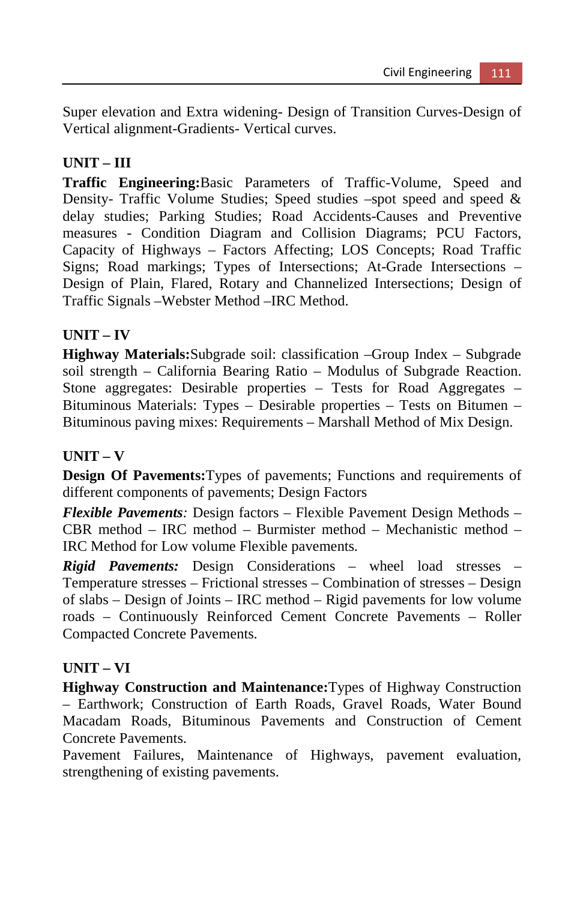Super elevation and Extra widening- Design of Transition Curves-Design of Vertical alignment-Gradients- Vertical curves.

## UNIT – III

**Traffic Engineering:**Basic Parameters of Traffic-Volume, Speed and Density- Traffic Volume Studies; Speed studies –spot speed and speed & delay studies; Parking Studies; Road Accidents-Causes and Preventive measures - Condition Diagram and Collision Diagrams; PCU Factors, Capacity of Highways – Factors Affecting; LOS Concepts; Road Traffic Signs; Road markings; Types of Intersections; At-Grade Intersections – Design of Plain, Flared, Rotary and Channelized Intersections; Design of Traffic Signals –Webster Method –IRC Method.

## UNIT – IV

**Highway Materials:**Subgrade soil: classification –Group Index – Subgrade soil strength – California Bearing Ratio – Modulus of Subgrade Reaction. Stone aggregates: Desirable properties – Tests for Road Aggregates – Bituminous Materials: Types – Desirable properties – Tests on Bitumen – Bituminous paving mixes: Requirements – Marshall Method of Mix Design.

## UNIT – V

**Design Of Pavements:**Types of pavements; Functions and requirements of different components of pavements; Design Factors

***Flexible Pavements**: Design factors – Flexible Pavement Design Methods – CBR method – IRC method – Burmister method – Mechanistic method – IRC Method for Low volume Flexible pavements.

***Rigid Pavements:*** Design Considerations – wheel load stresses – Temperature stresses – Frictional stresses – Combination of stresses – Design of slabs – Design of Joints – IRC method – Rigid pavements for low volume roads – Continuously Reinforced Cement Concrete Pavements – Roller Compacted Concrete Pavements.

## UNIT – VI

**Highway Construction and Maintenance:**Types of Highway Construction – Earthwork; Construction of Earth Roads, Gravel Roads, Water Bound Macadam Roads, Bituminous Pavements and Construction of Cement Concrete Pavements.

Pavement Failures, Maintenance of Highways, pavement evaluation, strengthening of existing pavements.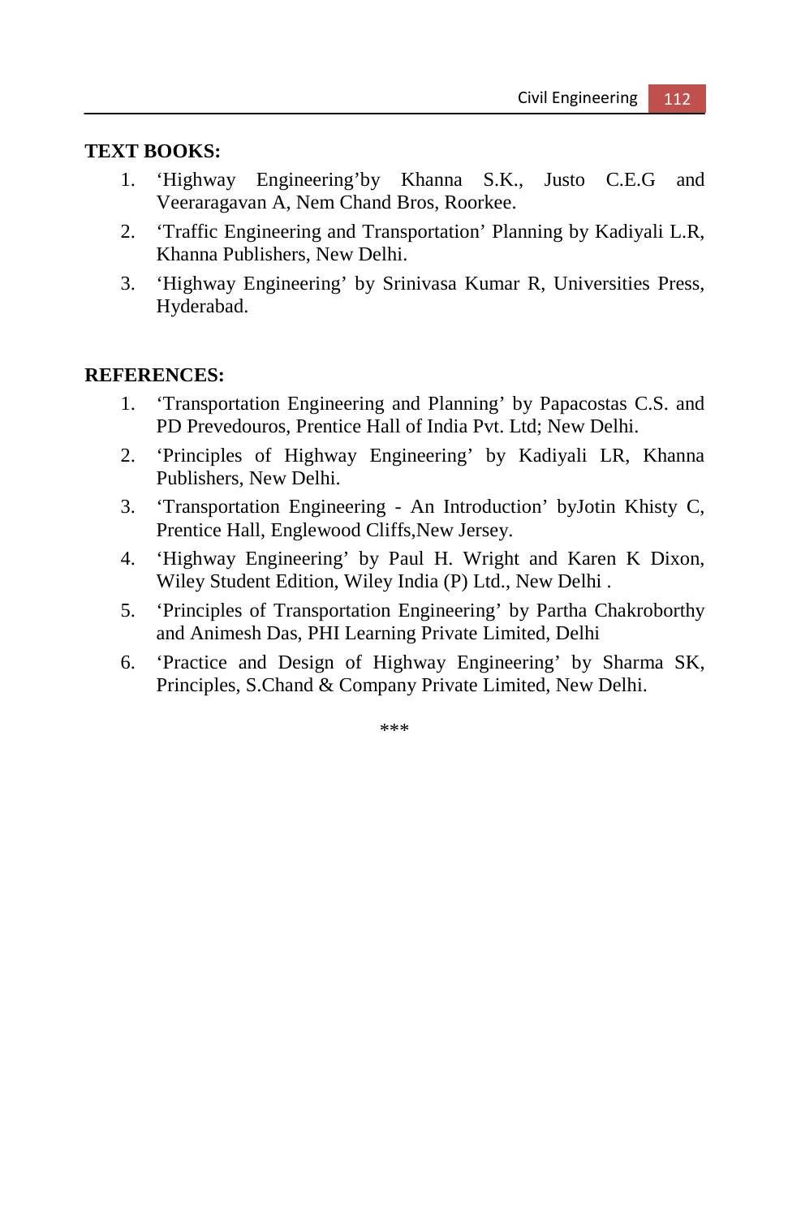**TEXT BOOKS:**

1. 'Highway Engineering'by Khanna S.K., Justo C.E.G and Veeraragavan A, Nem Chand Bros, Roorkee.
2. 'Traffic Engineering and Transportation' Planning by Kadiyali L.R, Khanna Publishers, New Delhi.
3. 'Highway Engineering' by Srinivasa Kumar R, Universities Press, Hyderabad.

**REFERENCES:**

1. 'Transportation Engineering and Planning' by Papacostas C.S. and PD Prevedouros, Prentice Hall of India Pvt. Ltd; New Delhi.
2. 'Principles of Highway Engineering' by Kadiyali LR, Khanna Publishers, New Delhi.
3. 'Transportation Engineering - An Introduction' byJotin Khisty C, Prentice Hall, Englewood Cliffs,New Jersey.
4. 'Highway Engineering' by Paul H. Wright and Karen K Dixon, Wiley Student Edition, Wiley India (P) Ltd., New Delhi .
5. 'Principles of Transportation Engineering' by Partha Chakroborthy and Animesh Das, PHI Learning Private Limited, Delhi
6. 'Practice and Design of Highway Engineering' by Sharma SK, Principles, S.Chand & Company Private Limited, New Delhi.

***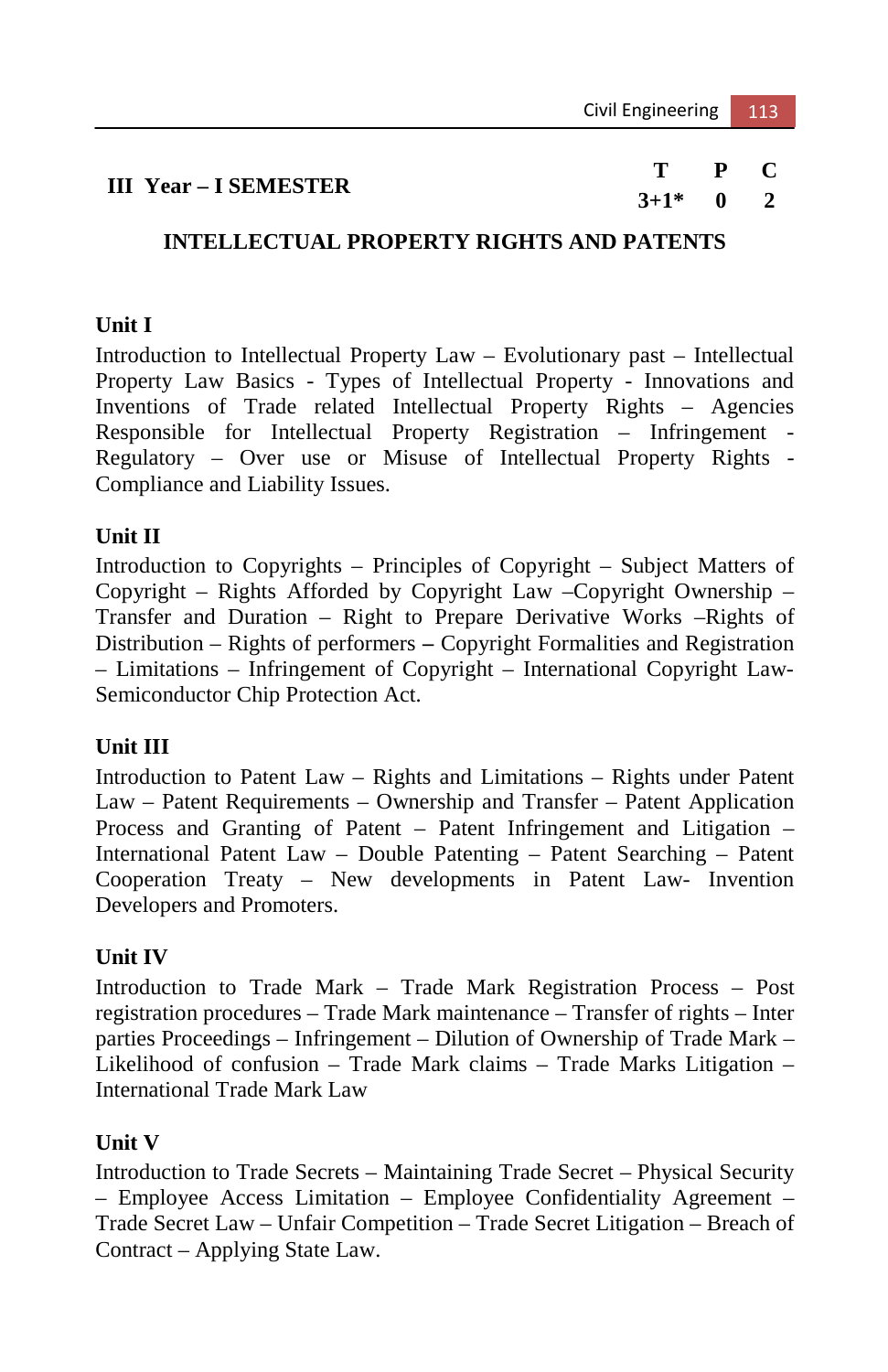**III Year – I SEMESTER**

| | T | P | C |
|---|---|---|---|
| | 3+1* | 0 | 2 |

## INTELLECTUAL PROPERTY RIGHTS AND PATENTS

### Unit I

Introduction to Intellectual Property Law – Evolutionary past – Intellectual Property Law Basics - Types of Intellectual Property - Innovations and Inventions of Trade related Intellectual Property Rights – Agencies Responsible for Intellectual Property Registration – Infringement - Regulatory – Over use or Misuse of Intellectual Property Rights - Compliance and Liability Issues.

### Unit II

Introduction to Copyrights – Principles of Copyright – Subject Matters of Copyright – Rights Afforded by Copyright Law –Copyright Ownership – Transfer and Duration – Right to Prepare Derivative Works –Rights of Distribution – Rights of performers – Copyright Formalities and Registration – Limitations – Infringement of Copyright – International Copyright Law-Semiconductor Chip Protection Act.

### Unit III

Introduction to Patent Law – Rights and Limitations – Rights under Patent Law – Patent Requirements – Ownership and Transfer – Patent Application Process and Granting of Patent – Patent Infringement and Litigation – International Patent Law – Double Patenting – Patent Searching – Patent Cooperation Treaty – New developments in Patent Law- Invention Developers and Promoters.

### Unit IV

Introduction to Trade Mark – Trade Mark Registration Process – Post registration procedures – Trade Mark maintenance – Transfer of rights – Inter parties Proceedings – Infringement – Dilution of Ownership of Trade Mark – Likelihood of confusion – Trade Mark claims – Trade Marks Litigation – International Trade Mark Law

### Unit V

Introduction to Trade Secrets – Maintaining Trade Secret – Physical Security – Employee Access Limitation – Employee Confidentiality Agreement – Trade Secret Law – Unfair Competition – Trade Secret Litigation – Breach of Contract – Applying State Law.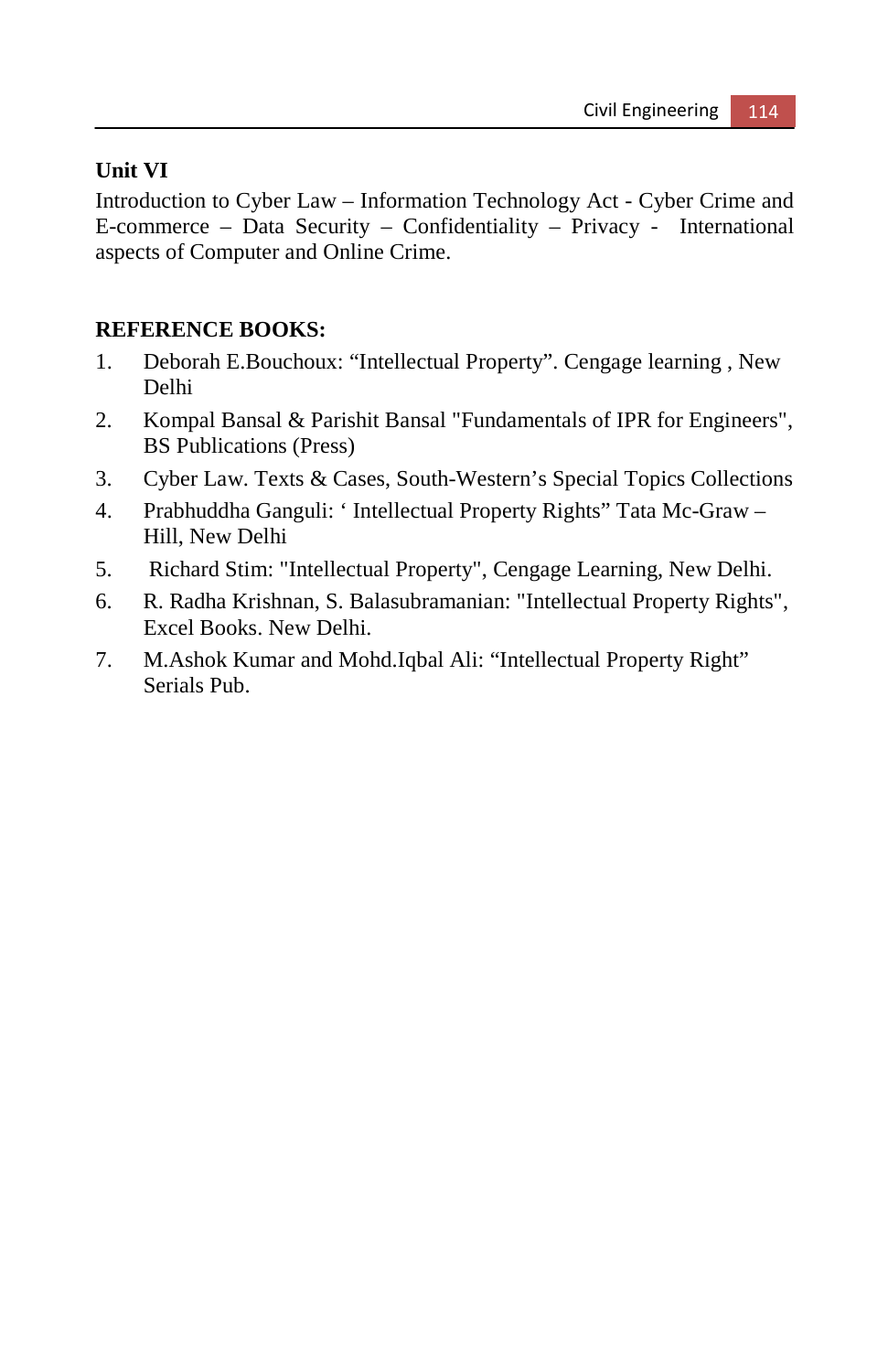**Unit VI**

Introduction to Cyber Law – Information Technology Act - Cyber Crime and E-commerce – Data Security – Confidentiality – Privacy - International aspects of Computer and Online Crime.

**REFERENCE BOOKS:**

1. Deborah E.Bouchoux: "Intellectual Property". Cengage learning , New Delhi
2. Kompal Bansal & Parishit Bansal "Fundamentals of IPR for Engineers", BS Publications (Press)
3. Cyber Law. Texts & Cases, South-Western's Special Topics Collections
4. Prabhuddha Ganguli: ' Intellectual Property Rights" Tata Mc-Graw – Hill, New Delhi
5. Richard Stim: "Intellectual Property", Cengage Learning, New Delhi.
6. R. Radha Krishnan, S. Balasubramanian: "Intellectual Property Rights", Excel Books. New Delhi.
7. M.Ashok Kumar and Mohd.Iqbal Ali: "Intellectual Property Right" Serials Pub.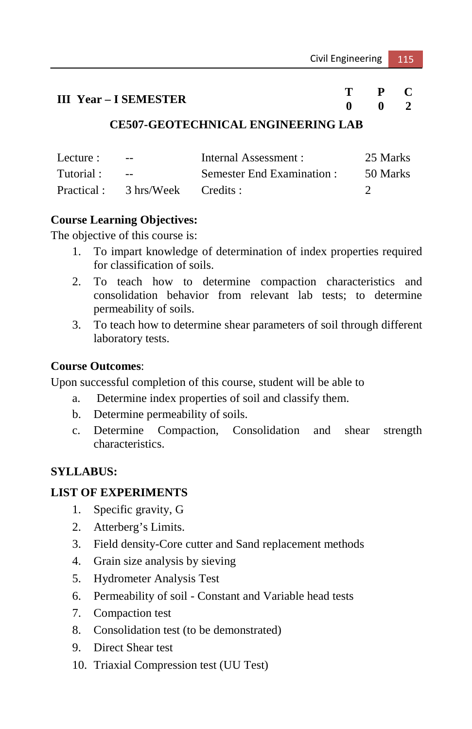**III Year – I SEMESTER**

| T | P | C |
|---|---|---|
| 0 | 0 | 2 |

## CE507-GEOTECHNICAL ENGINEERING LAB

| | | | |
|---|---|---|---|
| Lecture : | -- | Internal Assessment : | 25 Marks |
| Tutorial : | -- | Semester End Examination : | 50 Marks |
| Practical : | 3 hrs/Week | Credits : | 2 |

**Course Learning Objectives:**

The objective of this course is:

1. To impart knowledge of determination of index properties required for classification of soils.
2. To teach how to determine compaction characteristics and consolidation behavior from relevant lab tests; to determine permeability of soils.
3. To teach how to determine shear parameters of soil through different laboratory tests.

**Course Outcomes**:

Upon successful completion of this course, student will be able to

a. Determine index properties of soil and classify them.
b. Determine permeability of soils.
c. Determine Compaction, Consolidation and shear strength characteristics.

**SYLLABUS:**

**LIST OF EXPERIMENTS**

1. Specific gravity, G
2. Atterberg's Limits.
3. Field density-Core cutter and Sand replacement methods
4. Grain size analysis by sieving
5. Hydrometer Analysis Test
6. Permeability of soil - Constant and Variable head tests
7. Compaction test
8. Consolidation test (to be demonstrated)
9. Direct Shear test
10. Triaxial Compression test (UU Test)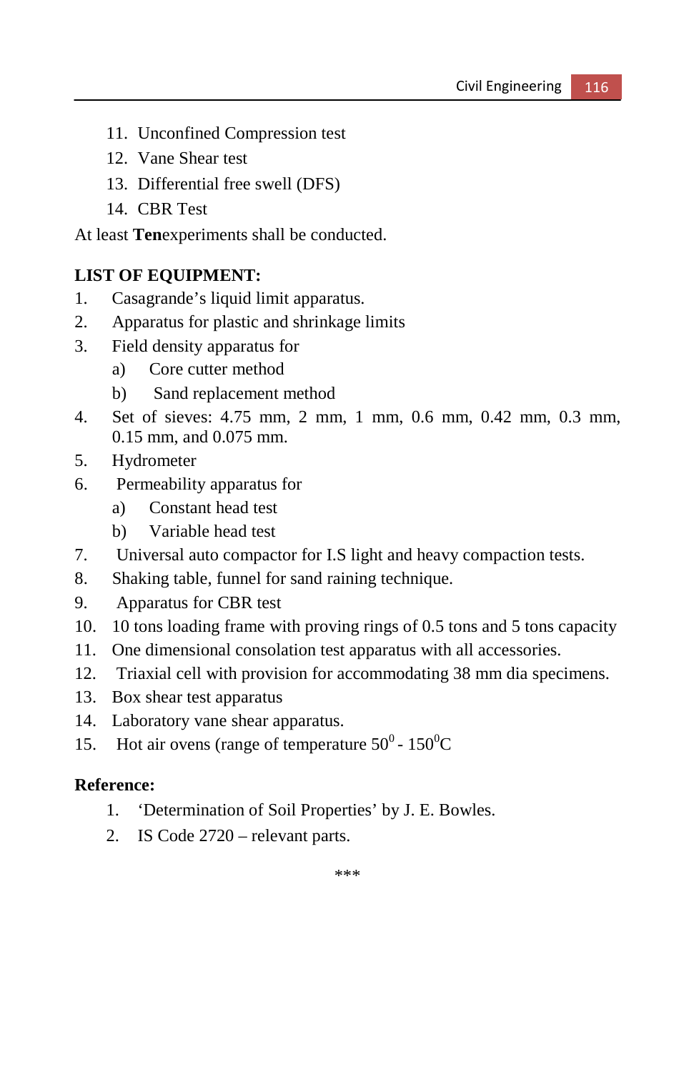11. Unconfined Compression test
12. Vane Shear test
13. Differential free swell (DFS)
14. CBR Test

At least **Ten**experiments shall be conducted.

**LIST OF EQUIPMENT:**

1. Casagrande's liquid limit apparatus.
2. Apparatus for plastic and shrinkage limits
3. Field density apparatus for
   a) Core cutter method
   b) Sand replacement method
4. Set of sieves: 4.75 mm, 2 mm, 1 mm, 0.6 mm, 0.42 mm, 0.3 mm, 0.15 mm, and 0.075 mm.
5. Hydrometer
6. Permeability apparatus for
   a) Constant head test
   b) Variable head test
7. Universal auto compactor for I.S light and heavy compaction tests.
8. Shaking table, funnel for sand raining technique.
9. Apparatus for CBR test
10. 10 tons loading frame with proving rings of 0.5 tons and 5 tons capacity
11. One dimensional consolation test apparatus with all accessories.
12. Triaxial cell with provision for accommodating 38 mm dia specimens.
13. Box shear test apparatus
14. Laboratory vane shear apparatus.
15. Hot air ovens (range of temperature $50^0$ - $150^0$C

**Reference:**

1. 'Determination of Soil Properties' by J. E. Bowles.
2. IS Code 2720 – relevant parts.

***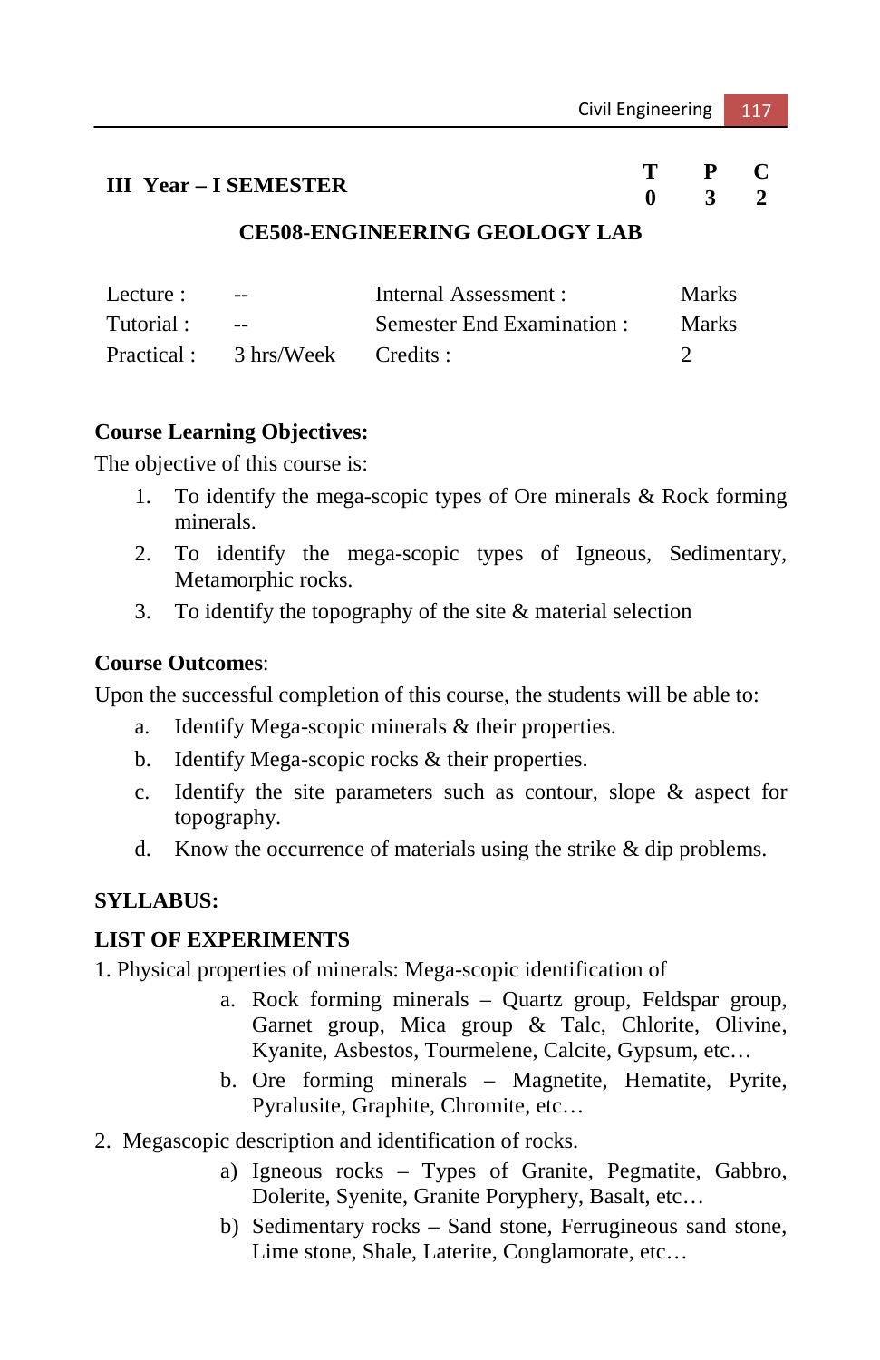**III Year – I SEMESTER**

| T | P | C |
|---|---|---|
| 0 | 3 | 2 |

## CE508-ENGINEERING GEOLOGY LAB

| | | | |
|---|---|---|---|
| Lecture : | -- | Internal Assessment : | Marks |
| Tutorial : | -- | Semester End Examination : | Marks |
| Practical : | 3 hrs/Week | Credits : | 2 |

**Course Learning Objectives:**

The objective of this course is:

1. To identify the mega-scopic types of Ore minerals & Rock forming minerals.
2. To identify the mega-scopic types of Igneous, Sedimentary, Metamorphic rocks.
3. To identify the topography of the site & material selection

**Course Outcomes**:

Upon the successful completion of this course, the students will be able to:

a. Identify Mega-scopic minerals & their properties.
b. Identify Mega-scopic rocks & their properties.
c. Identify the site parameters such as contour, slope & aspect for topography.
d. Know the occurrence of materials using the strike & dip problems.

**SYLLABUS:**

**LIST OF EXPERIMENTS**

1. Physical properties of minerals: Mega-scopic identification of
   a. Rock forming minerals – Quartz group, Feldspar group, Garnet group, Mica group & Talc, Chlorite, Olivine, Kyanite, Asbestos, Tourmelene, Calcite, Gypsum, etc…
   b. Ore forming minerals – Magnetite, Hematite, Pyrite, Pyralusite, Graphite, Chromite, etc…
2. Megascopic description and identification of rocks.
   a) Igneous rocks – Types of Granite, Pegmatite, Gabbro, Dolerite, Syenite, Granite Poryphery, Basalt, etc…
   b) Sedimentary rocks – Sand stone, Ferrugineous sand stone, Lime stone, Shale, Laterite, Conglamorate, etc…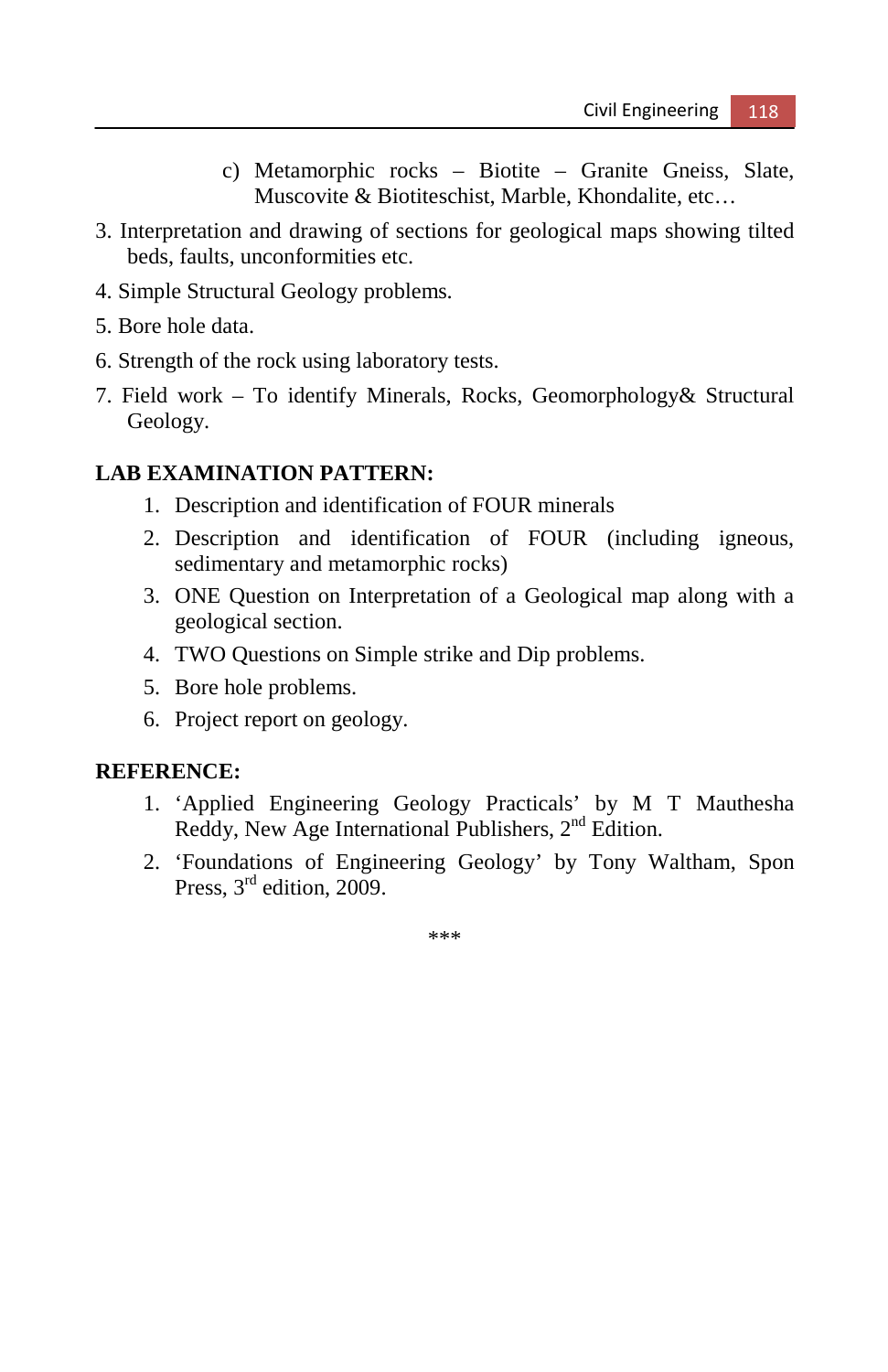c) Metamorphic rocks – Biotite – Granite Gneiss, Slate, Muscovite & Biotiteschist, Marble, Khondalite, etc…

3. Interpretation and drawing of sections for geological maps showing tilted beds, faults, unconformities etc.
4. Simple Structural Geology problems.
5. Bore hole data.
6. Strength of the rock using laboratory tests.
7. Field work – To identify Minerals, Rocks, Geomorphology& Structural Geology.

**LAB EXAMINATION PATTERN:**

1. Description and identification of FOUR minerals
2. Description and identification of FOUR (including igneous, sedimentary and metamorphic rocks)
3. ONE Question on Interpretation of a Geological map along with a geological section.
4. TWO Questions on Simple strike and Dip problems.
5. Bore hole problems.
6. Project report on geology.

**REFERENCE:**

1. 'Applied Engineering Geology Practicals' by M T Mauthesha Reddy, New Age International Publishers, 2nd Edition.
2. 'Foundations of Engineering Geology' by Tony Waltham, Spon Press, 3rd edition, 2009.

***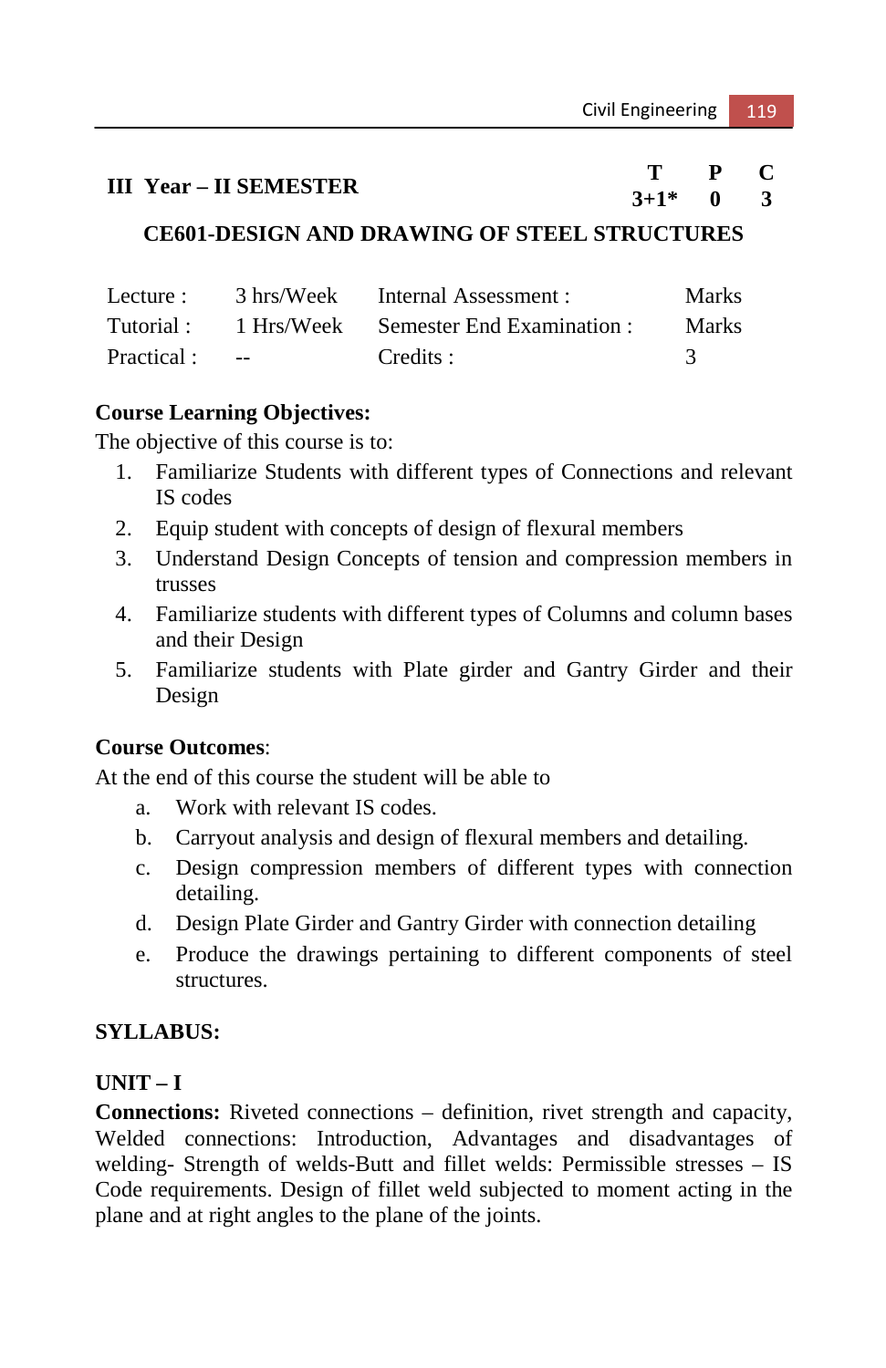**III Year – II SEMESTER**

| | T | P | C |
|---|---|---|---|
| | 3+1* | 0 | 3 |

## CE601-DESIGN AND DRAWING OF STEEL STRUCTURES

| | | | |
|---|---|---|---|
| Lecture : | 3 hrs/Week | Internal Assessment : | Marks |
| Tutorial : | 1 Hrs/Week | Semester End Examination : | Marks |
| Practical : | -- | Credits : | 3 |

**Course Learning Objectives:**

The objective of this course is to:

1. Familiarize Students with different types of Connections and relevant IS codes
2. Equip student with concepts of design of flexural members
3. Understand Design Concepts of tension and compression members in trusses
4. Familiarize students with different types of Columns and column bases and their Design
5. Familiarize students with Plate girder and Gantry Girder and their Design

**Course Outcomes**:

At the end of this course the student will be able to

a. Work with relevant IS codes.
b. Carryout analysis and design of flexural members and detailing.
c. Design compression members of different types with connection detailing.
d. Design Plate Girder and Gantry Girder with connection detailing
e. Produce the drawings pertaining to different components of steel structures.

**SYLLABUS:**

**UNIT – I**

**Connections:** Riveted connections – definition, rivet strength and capacity, Welded connections: Introduction, Advantages and disadvantages of welding- Strength of welds-Butt and fillet welds: Permissible stresses – IS Code requirements. Design of fillet weld subjected to moment acting in the plane and at right angles to the plane of the joints.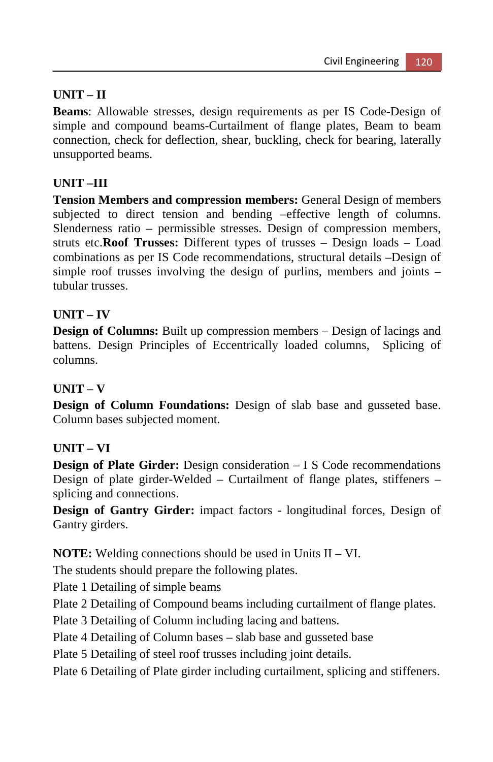### UNIT – II

**Beams**: Allowable stresses, design requirements as per IS Code-Design of simple and compound beams-Curtailment of flange plates, Beam to beam connection, check for deflection, shear, buckling, check for bearing, laterally unsupported beams.

### UNIT –III

**Tension Members and compression members:** General Design of members subjected to direct tension and bending –effective length of columns. Slenderness ratio – permissible stresses. Design of compression members, struts etc.**Roof Trusses:** Different types of trusses – Design loads – Load combinations as per IS Code recommendations, structural details –Design of simple roof trusses involving the design of purlins, members and joints – tubular trusses.

### UNIT – IV

**Design of Columns:** Built up compression members – Design of lacings and battens. Design Principles of Eccentrically loaded columns, Splicing of columns.

### UNIT – V

**Design of Column Foundations:** Design of slab base and gusseted base. Column bases subjected moment.

### UNIT – VI

**Design of Plate Girder:** Design consideration – I S Code recommendations Design of plate girder-Welded – Curtailment of flange plates, stiffeners – splicing and connections.

**Design of Gantry Girder:** impact factors - longitudinal forces, Design of Gantry girders.

**NOTE:** Welding connections should be used in Units II – VI.

The students should prepare the following plates.

Plate 1 Detailing of simple beams

Plate 2 Detailing of Compound beams including curtailment of flange plates.

Plate 3 Detailing of Column including lacing and battens.

Plate 4 Detailing of Column bases – slab base and gusseted base

Plate 5 Detailing of steel roof trusses including joint details.

Plate 6 Detailing of Plate girder including curtailment, splicing and stiffeners.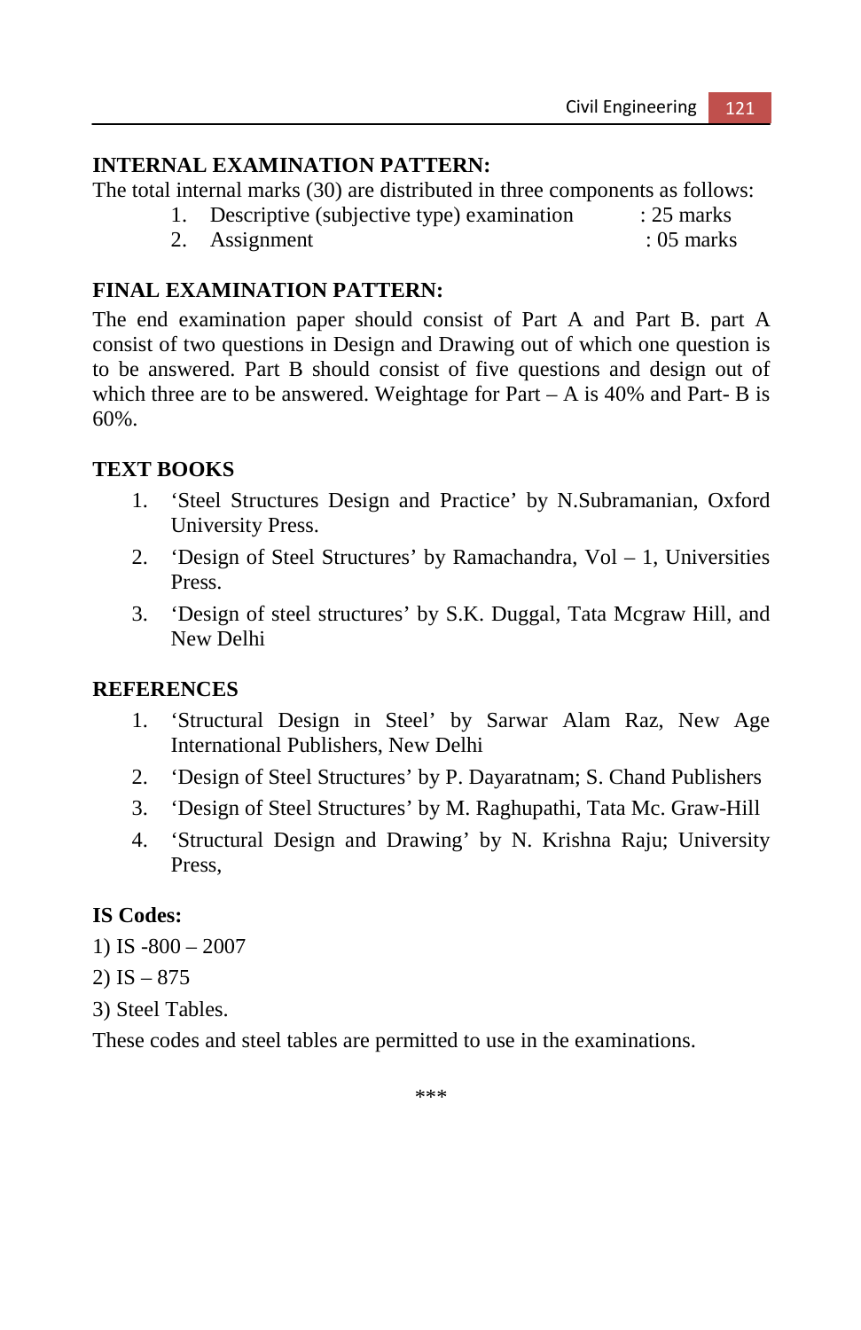**INTERNAL EXAMINATION PATTERN:**

The total internal marks (30) are distributed in three components as follows:

1. Descriptive (subjective type) examination : 25 marks
2. Assignment : 05 marks

**FINAL EXAMINATION PATTERN:**

The end examination paper should consist of Part A and Part B. part A consist of two questions in Design and Drawing out of which one question is to be answered. Part B should consist of five questions and design out of which three are to be answered. Weightage for Part – A is 40% and Part- B is 60%.

**TEXT BOOKS**

1. 'Steel Structures Design and Practice' by N.Subramanian, Oxford University Press.
2. 'Design of Steel Structures' by Ramachandra, Vol – 1, Universities Press.
3. 'Design of steel structures' by S.K. Duggal, Tata Mcgraw Hill, and New Delhi

**REFERENCES**

1. 'Structural Design in Steel' by Sarwar Alam Raz, New Age International Publishers, New Delhi
2. 'Design of Steel Structures' by P. Dayaratnam; S. Chand Publishers
3. 'Design of Steel Structures' by M. Raghupathi, Tata Mc. Graw-Hill
4. 'Structural Design and Drawing' by N. Krishna Raju; University Press,

**IS Codes:**

1) IS -800 – 2007

2) IS – 875

3) Steel Tables.

These codes and steel tables are permitted to use in the examinations.

***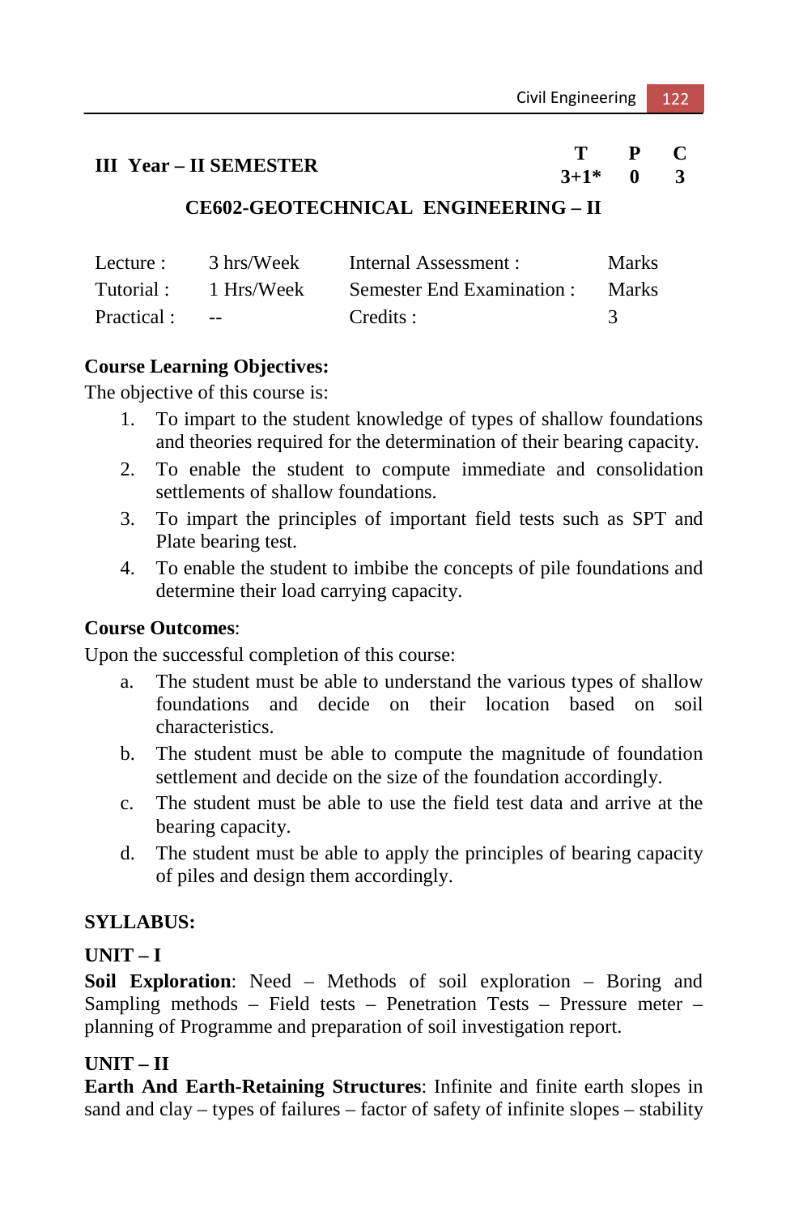**III Year – II SEMESTER**

| T | P | C |
|---|---|---|
| 3+1* | 0 | 3 |

## CE602-GEOTECHNICAL ENGINEERING – II

| | | | |
|---|---|---|---|
| Lecture : | 3 hrs/Week | Internal Assessment : | Marks |
| Tutorial : | 1 Hrs/Week | Semester End Examination : | Marks |
| Practical : | -- | Credits : | 3 |

**Course Learning Objectives:**

The objective of this course is:

1. To impart to the student knowledge of types of shallow foundations and theories required for the determination of their bearing capacity.
2. To enable the student to compute immediate and consolidation settlements of shallow foundations.
3. To impart the principles of important field tests such as SPT and Plate bearing test.
4. To enable the student to imbibe the concepts of pile foundations and determine their load carrying capacity.

**Course Outcomes**:

Upon the successful completion of this course:

a. The student must be able to understand the various types of shallow foundations and decide on their location based on soil characteristics.

b. The student must be able to compute the magnitude of foundation settlement and decide on the size of the foundation accordingly.

c. The student must be able to use the field test data and arrive at the bearing capacity.

d. The student must be able to apply the principles of bearing capacity of piles and design them accordingly.

**SYLLABUS:**

**UNIT – I**

**Soil Exploration**: Need – Methods of soil exploration – Boring and Sampling methods – Field tests – Penetration Tests – Pressure meter – planning of Programme and preparation of soil investigation report.

**UNIT – II**

**Earth And Earth-Retaining Structures**: Infinite and finite earth slopes in sand and clay – types of failures – factor of safety of infinite slopes – stability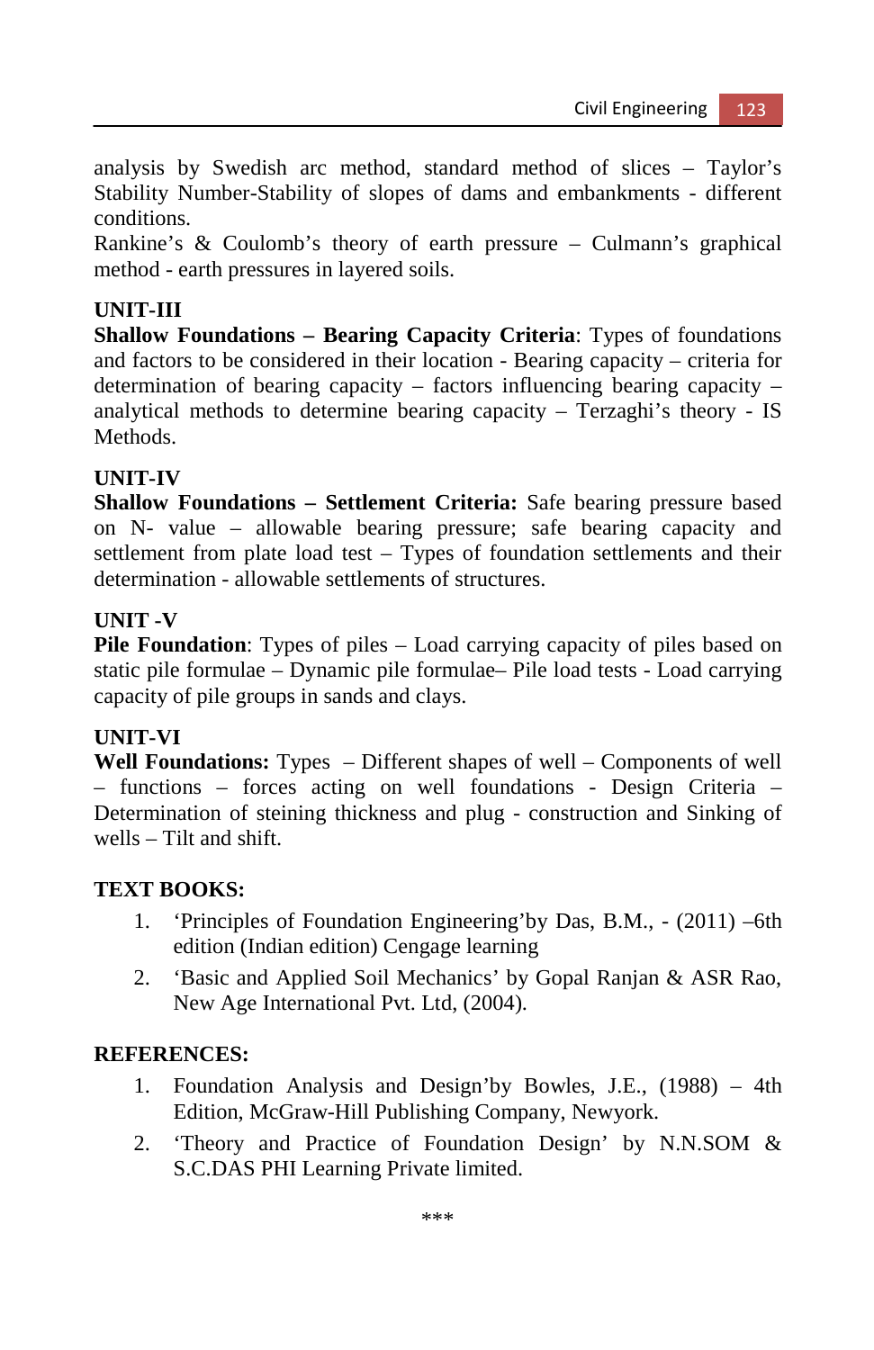analysis by Swedish arc method, standard method of slices – Taylor's Stability Number-Stability of slopes of dams and embankments - different conditions.

Rankine's & Coulomb's theory of earth pressure – Culmann's graphical method - earth pressures in layered soils.

**UNIT-III**

**Shallow Foundations – Bearing Capacity Criteria**: Types of foundations and factors to be considered in their location - Bearing capacity – criteria for determination of bearing capacity – factors influencing bearing capacity – analytical methods to determine bearing capacity – Terzaghi's theory - IS Methods.

**UNIT-IV**

**Shallow Foundations – Settlement Criteria:** Safe bearing pressure based on N- value – allowable bearing pressure; safe bearing capacity and settlement from plate load test – Types of foundation settlements and their determination - allowable settlements of structures.

**UNIT -V**

**Pile Foundation**: Types of piles – Load carrying capacity of piles based on static pile formulae – Dynamic pile formulae– Pile load tests - Load carrying capacity of pile groups in sands and clays.

**UNIT-VI**

**Well Foundations:** Types – Different shapes of well – Components of well – functions – forces acting on well foundations - Design Criteria – Determination of steining thickness and plug - construction and Sinking of wells – Tilt and shift.

**TEXT BOOKS:**

1. 'Principles of Foundation Engineering'by Das, B.M., - (2011) –6th edition (Indian edition) Cengage learning
2. 'Basic and Applied Soil Mechanics' by Gopal Ranjan & ASR Rao, New Age International Pvt. Ltd, (2004).

**REFERENCES:**

1. Foundation Analysis and Design'by Bowles, J.E., (1988) – 4th Edition, McGraw-Hill Publishing Company, Newyork.
2. 'Theory and Practice of Foundation Design' by N.N.SOM & S.C.DAS PHI Learning Private limited.

\*\*\*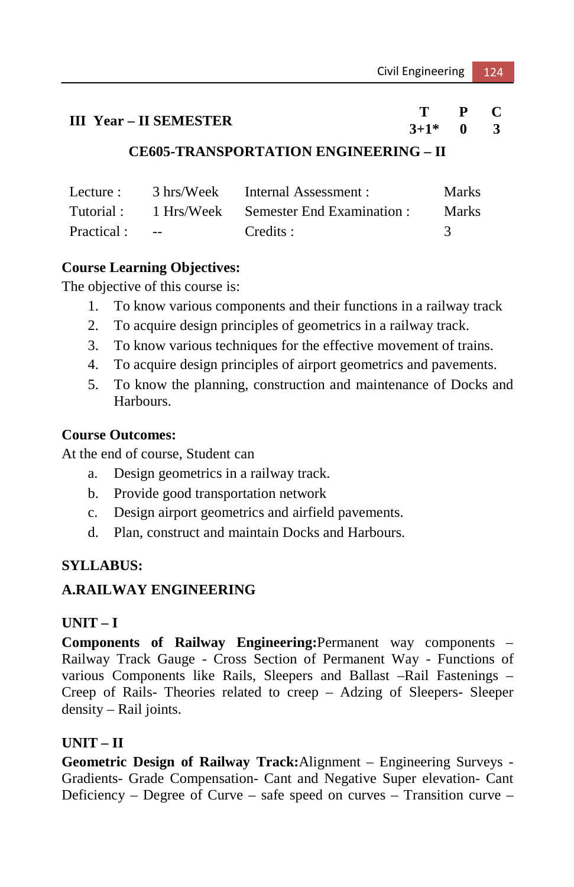**III Year – II SEMESTER**

| | T | P | C |
|---|---|---|---|
| | 3+1* | 0 | 3 |

**CE605-TRANSPORTATION ENGINEERING – II**

| | | | |
|---|---|---|---|
| Lecture : | 3 hrs/Week | Internal Assessment : | Marks |
| Tutorial : | 1 Hrs/Week | Semester End Examination : | Marks |
| Practical : | -- | Credits : | 3 |

**Course Learning Objectives:**

The objective of this course is:

1. To know various components and their functions in a railway track
2. To acquire design principles of geometrics in a railway track.
3. To know various techniques for the effective movement of trains.
4. To acquire design principles of airport geometrics and pavements.
5. To know the planning, construction and maintenance of Docks and Harbours.

**Course Outcomes:**

At the end of course, Student can

a. Design geometrics in a railway track.
b. Provide good transportation network
c. Design airport geometrics and airfield pavements.
d. Plan, construct and maintain Docks and Harbours.

**SYLLABUS:**

**A.RAILWAY ENGINEERING**

**UNIT – I**

**Components of Railway Engineering:**Permanent way components – Railway Track Gauge - Cross Section of Permanent Way - Functions of various Components like Rails, Sleepers and Ballast –Rail Fastenings – Creep of Rails- Theories related to creep – Adzing of Sleepers- Sleeper density – Rail joints.

**UNIT – II**

**Geometric Design of Railway Track:**Alignment – Engineering Surveys - Gradients- Grade Compensation- Cant and Negative Super elevation- Cant Deficiency – Degree of Curve – safe speed on curves – Transition curve –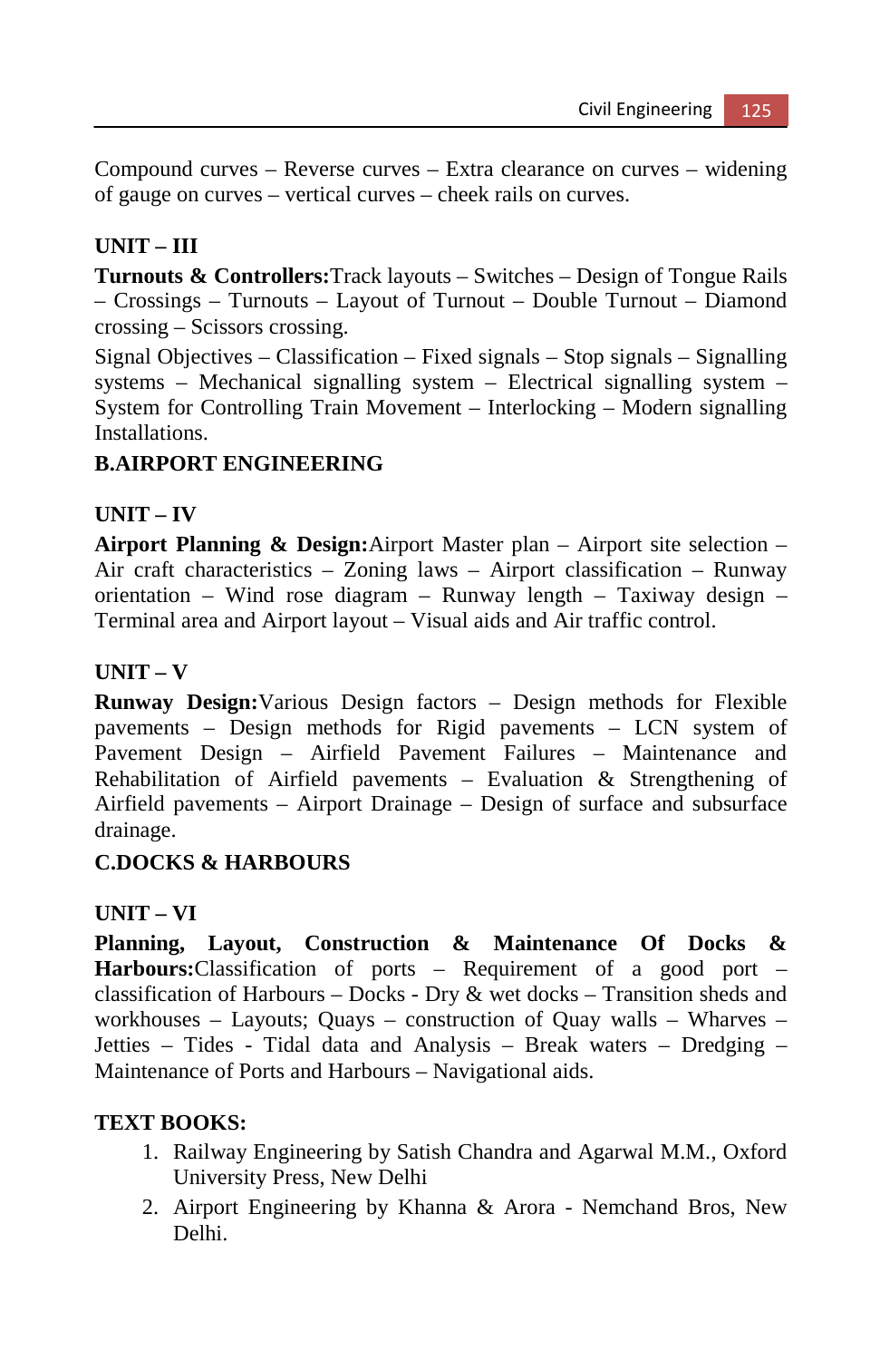Compound curves – Reverse curves – Extra clearance on curves – widening of gauge on curves – vertical curves – cheek rails on curves.

**UNIT – III**

**Turnouts & Controllers:**Track layouts – Switches – Design of Tongue Rails – Crossings – Turnouts – Layout of Turnout – Double Turnout – Diamond crossing – Scissors crossing.

Signal Objectives – Classification – Fixed signals – Stop signals – Signalling systems – Mechanical signalling system – Electrical signalling system – System for Controlling Train Movement – Interlocking – Modern signalling Installations.

**B.AIRPORT ENGINEERING**

**UNIT – IV**

**Airport Planning & Design:**Airport Master plan – Airport site selection – Air craft characteristics – Zoning laws – Airport classification – Runway orientation – Wind rose diagram – Runway length – Taxiway design – Terminal area and Airport layout – Visual aids and Air traffic control.

**UNIT – V**

**Runway Design:**Various Design factors – Design methods for Flexible pavements – Design methods for Rigid pavements – LCN system of Pavement Design – Airfield Pavement Failures – Maintenance and Rehabilitation of Airfield pavements – Evaluation & Strengthening of Airfield pavements – Airport Drainage – Design of surface and subsurface drainage.

**C.DOCKS & HARBOURS**

**UNIT – VI**

**Planning, Layout, Construction & Maintenance Of Docks & Harbours:**Classification of ports – Requirement of a good port – classification of Harbours – Docks - Dry & wet docks – Transition sheds and workhouses – Layouts; Quays – construction of Quay walls – Wharves – Jetties – Tides - Tidal data and Analysis – Break waters – Dredging – Maintenance of Ports and Harbours – Navigational aids.

**TEXT BOOKS:**

1. Railway Engineering by Satish Chandra and Agarwal M.M., Oxford University Press, New Delhi
2. Airport Engineering by Khanna & Arora - Nemchand Bros, New Delhi.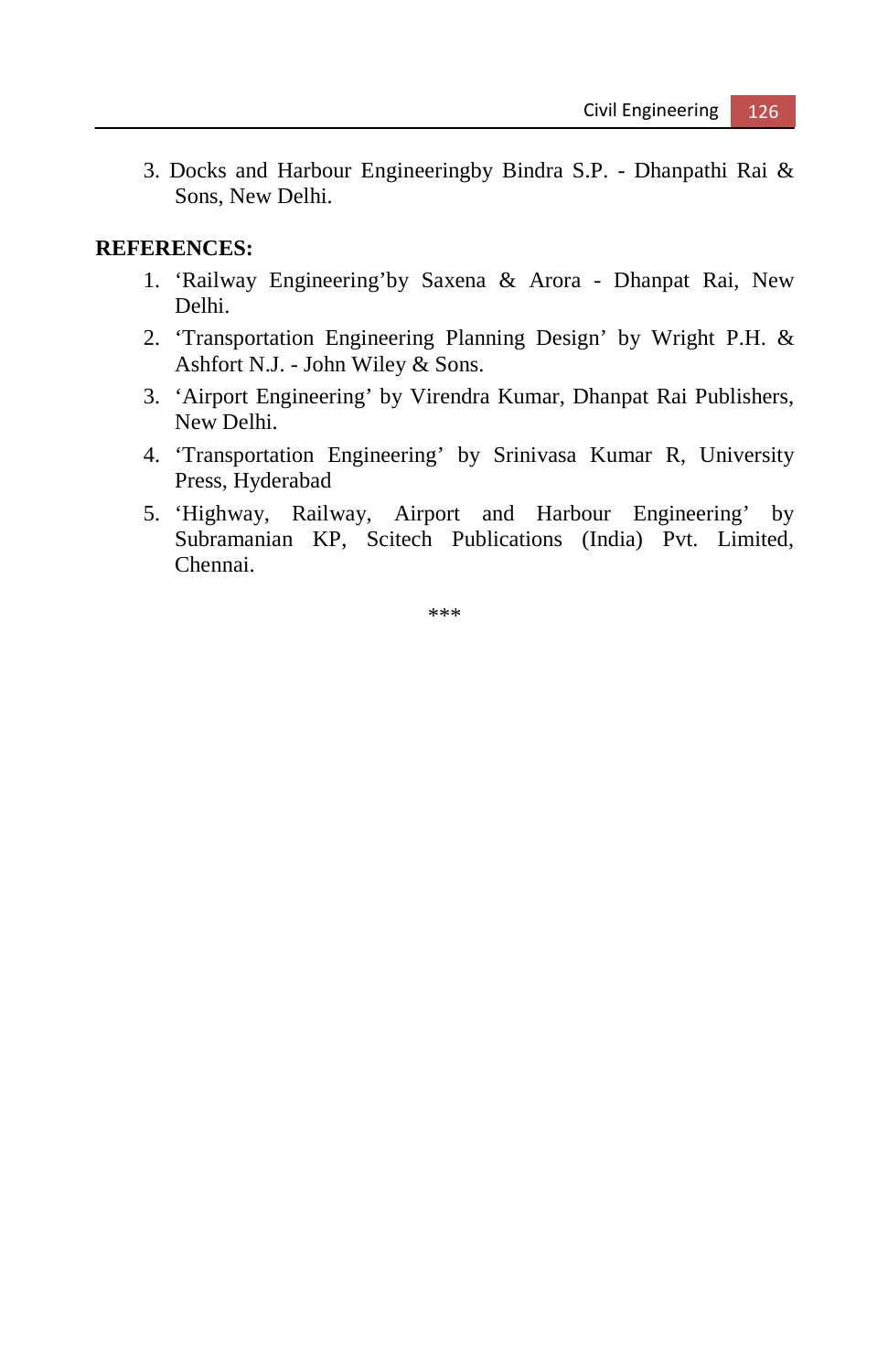3. Docks and Harbour Engineeringby Bindra S.P. - Dhanpathi Rai & Sons, New Delhi.

**REFERENCES:**

1. 'Railway Engineering'by Saxena & Arora - Dhanpat Rai, New Delhi.
2. 'Transportation Engineering Planning Design' by Wright P.H. & Ashfort N.J. - John Wiley & Sons.
3. 'Airport Engineering' by Virendra Kumar, Dhanpat Rai Publishers, New Delhi.
4. 'Transportation Engineering' by Srinivasa Kumar R, University Press, Hyderabad
5. 'Highway, Railway, Airport and Harbour Engineering' by Subramanian KP, Scitech Publications (India) Pvt. Limited, Chennai.

***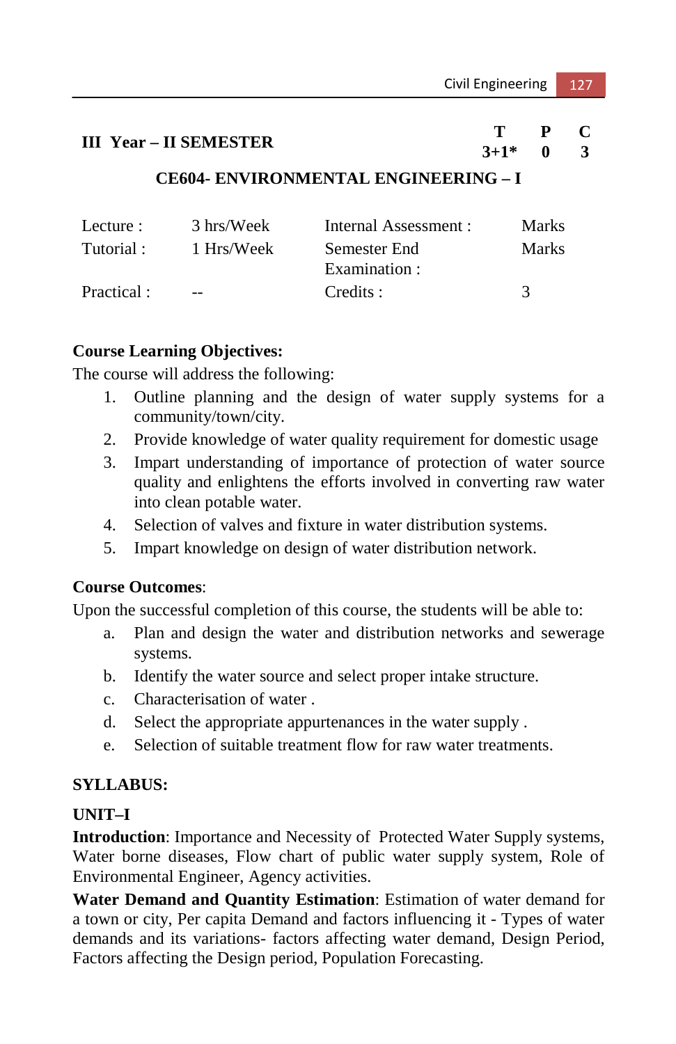**III Year – II SEMESTER**

| T | P | C |
|---|---|---|
| 3+1* | 0 | 3 |

## CE604- ENVIRONMENTAL ENGINEERING – I

| | | | |
|---|---|---|---|
| Lecture : | 3 hrs/Week | Internal Assessment : | Marks |
| Tutorial : | 1 Hrs/Week | Semester End Examination : | Marks |
| Practical : | -- | Credits : | 3 |

**Course Learning Objectives:**

The course will address the following:

1. Outline planning and the design of water supply systems for a community/town/city.
2. Provide knowledge of water quality requirement for domestic usage
3. Impart understanding of importance of protection of water source quality and enlightens the efforts involved in converting raw water into clean potable water.
4. Selection of valves and fixture in water distribution systems.
5. Impart knowledge on design of water distribution network.

**Course Outcomes**:

Upon the successful completion of this course, the students will be able to:

a. Plan and design the water and distribution networks and sewerage systems.
b. Identify the water source and select proper intake structure.
c. Characterisation of water .
d. Select the appropriate appurtenances in the water supply .
e. Selection of suitable treatment flow for raw water treatments.

**SYLLABUS:**

**UNIT–I**

**Introduction**: Importance and Necessity of Protected Water Supply systems, Water borne diseases, Flow chart of public water supply system, Role of Environmental Engineer, Agency activities.

**Water Demand and Quantity Estimation**: Estimation of water demand for a town or city, Per capita Demand and factors influencing it - Types of water demands and its variations- factors affecting water demand, Design Period, Factors affecting the Design period, Population Forecasting.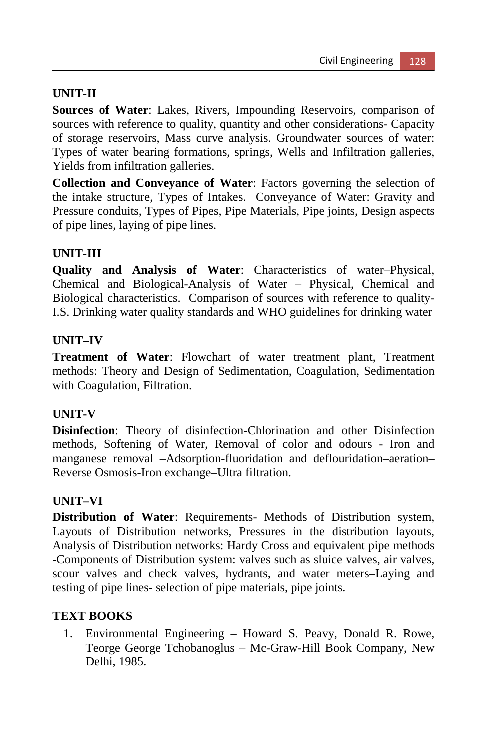## UNIT-II

**Sources of Water**: Lakes, Rivers, Impounding Reservoirs, comparison of sources with reference to quality, quantity and other considerations- Capacity of storage reservoirs, Mass curve analysis. Groundwater sources of water: Types of water bearing formations, springs, Wells and Infiltration galleries, Yields from infiltration galleries.

**Collection and Conveyance of Water**: Factors governing the selection of the intake structure, Types of Intakes. Conveyance of Water: Gravity and Pressure conduits, Types of Pipes, Pipe Materials, Pipe joints, Design aspects of pipe lines, laying of pipe lines.

## UNIT-III

**Quality and Analysis of Water**: Characteristics of water–Physical, Chemical and Biological-Analysis of Water – Physical, Chemical and Biological characteristics. Comparison of sources with reference to quality- I.S. Drinking water quality standards and WHO guidelines for drinking water

## UNIT–IV

**Treatment of Water**: Flowchart of water treatment plant, Treatment methods: Theory and Design of Sedimentation, Coagulation, Sedimentation with Coagulation, Filtration.

## UNIT-V

**Disinfection**: Theory of disinfection-Chlorination and other Disinfection methods, Softening of Water, Removal of color and odours - Iron and manganese removal –Adsorption-fluoridation and deflouridation–aeration–Reverse Osmosis-Iron exchange–Ultra filtration.

## UNIT–VI

**Distribution of Water**: Requirements- Methods of Distribution system, Layouts of Distribution networks, Pressures in the distribution layouts, Analysis of Distribution networks: Hardy Cross and equivalent pipe methods -Components of Distribution system: valves such as sluice valves, air valves, scour valves and check valves, hydrants, and water meters–Laying and testing of pipe lines- selection of pipe materials, pipe joints.

## TEXT BOOKS

1. Environmental Engineering – Howard S. Peavy, Donald R. Rowe, Teorge George Tchobanoglus – Mc-Graw-Hill Book Company, New Delhi, 1985.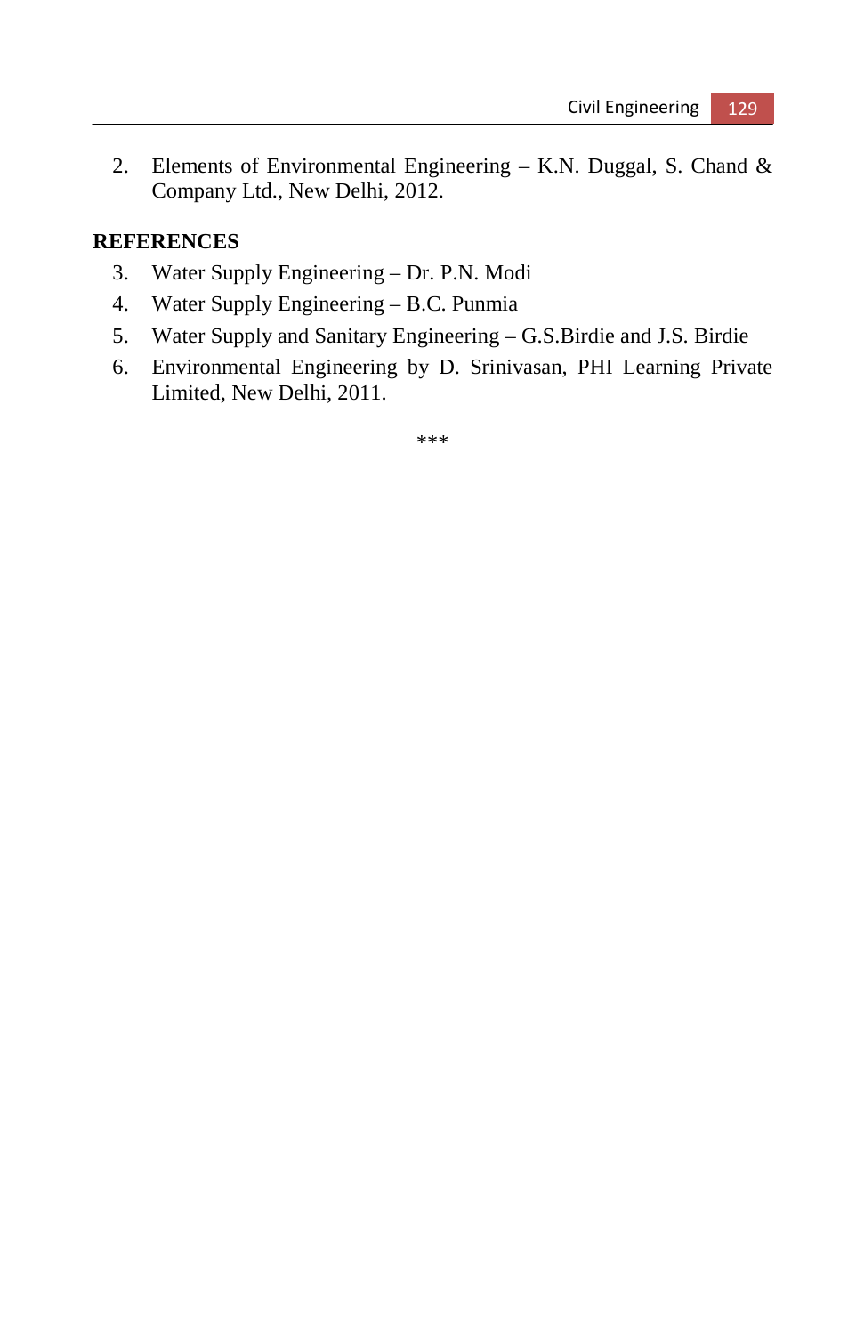2. Elements of Environmental Engineering – K.N. Duggal, S. Chand & Company Ltd., New Delhi, 2012.

**REFERENCES**

3. Water Supply Engineering – Dr. P.N. Modi
4. Water Supply Engineering – B.C. Punmia
5. Water Supply and Sanitary Engineering – G.S.Birdie and J.S. Birdie
6. Environmental Engineering by D. Srinivasan, PHI Learning Private Limited, New Delhi, 2011.

***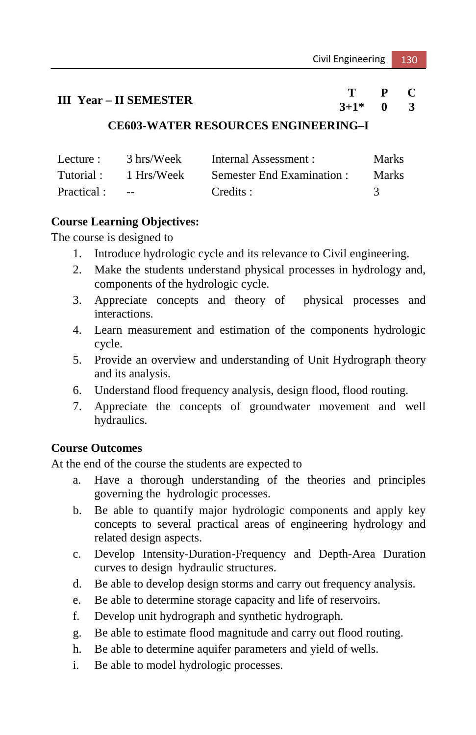**III Year – II SEMESTER**

| T | P | C |
|---|---|---|
| 3+1* | 0 | 3 |

## CE603-WATER RESOURCES ENGINEERING–I

| | | | |
|---|---|---|---|
| Lecture : | 3 hrs/Week | Internal Assessment : | Marks |
| Tutorial : | 1 Hrs/Week | Semester End Examination : | Marks |
| Practical : | -- | Credits : | 3 |

### Course Learning Objectives:

The course is designed to

1. Introduce hydrologic cycle and its relevance to Civil engineering.
2. Make the students understand physical processes in hydrology and, components of the hydrologic cycle.
3. Appreciate concepts and theory of physical processes and interactions.
4. Learn measurement and estimation of the components hydrologic cycle.
5. Provide an overview and understanding of Unit Hydrograph theory and its analysis.
6. Understand flood frequency analysis, design flood, flood routing.
7. Appreciate the concepts of groundwater movement and well hydraulics.

### Course Outcomes

At the end of the course the students are expected to

a. Have a thorough understanding of the theories and principles governing the hydrologic processes.
b. Be able to quantify major hydrologic components and apply key concepts to several practical areas of engineering hydrology and related design aspects.
c. Develop Intensity-Duration-Frequency and Depth-Area Duration curves to design hydraulic structures.
d. Be able to develop design storms and carry out frequency analysis.
e. Be able to determine storage capacity and life of reservoirs.
f. Develop unit hydrograph and synthetic hydrograph.
g. Be able to estimate flood magnitude and carry out flood routing.
h. Be able to determine aquifer parameters and yield of wells.
i. Be able to model hydrologic processes.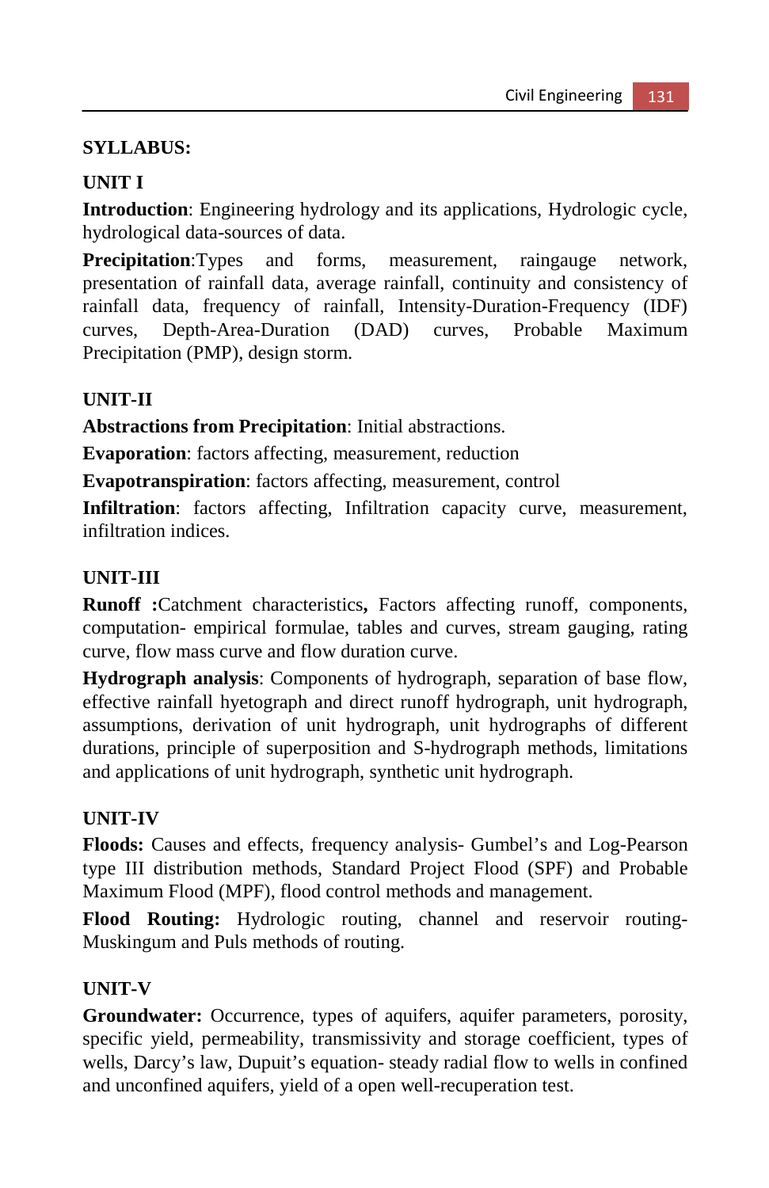## SYLLABUS:

### UNIT I

**Introduction**: Engineering hydrology and its applications, Hydrologic cycle, hydrological data-sources of data.

**Precipitation**:Types and forms, measurement, raingauge network, presentation of rainfall data, average rainfall, continuity and consistency of rainfall data, frequency of rainfall, Intensity-Duration-Frequency (IDF) curves, Depth-Area-Duration (DAD) curves, Probable Maximum Precipitation (PMP), design storm.

### UNIT-II

**Abstractions from Precipitation**: Initial abstractions.

**Evaporation**: factors affecting, measurement, reduction

**Evapotranspiration**: factors affecting, measurement, control

**Infiltration**: factors affecting, Infiltration capacity curve, measurement, infiltration indices.

### UNIT-III

**Runoff :**Catchment characteristics**,** Factors affecting runoff, components, computation- empirical formulae, tables and curves, stream gauging, rating curve, flow mass curve and flow duration curve.

**Hydrograph analysis**: Components of hydrograph, separation of base flow, effective rainfall hyetograph and direct runoff hydrograph, unit hydrograph, assumptions, derivation of unit hydrograph, unit hydrographs of different durations, principle of superposition and S-hydrograph methods, limitations and applications of unit hydrograph, synthetic unit hydrograph.

### UNIT-IV

**Floods:** Causes and effects, frequency analysis- Gumbel's and Log-Pearson type III distribution methods, Standard Project Flood (SPF) and Probable Maximum Flood (MPF), flood control methods and management.

**Flood Routing:** Hydrologic routing, channel and reservoir routing-Muskingum and Puls methods of routing.

### UNIT-V

**Groundwater:** Occurrence, types of aquifers, aquifer parameters, porosity, specific yield, permeability, transmissivity and storage coefficient, types of wells, Darcy's law, Dupuit's equation- steady radial flow to wells in confined and unconfined aquifers, yield of a open well-recuperation test.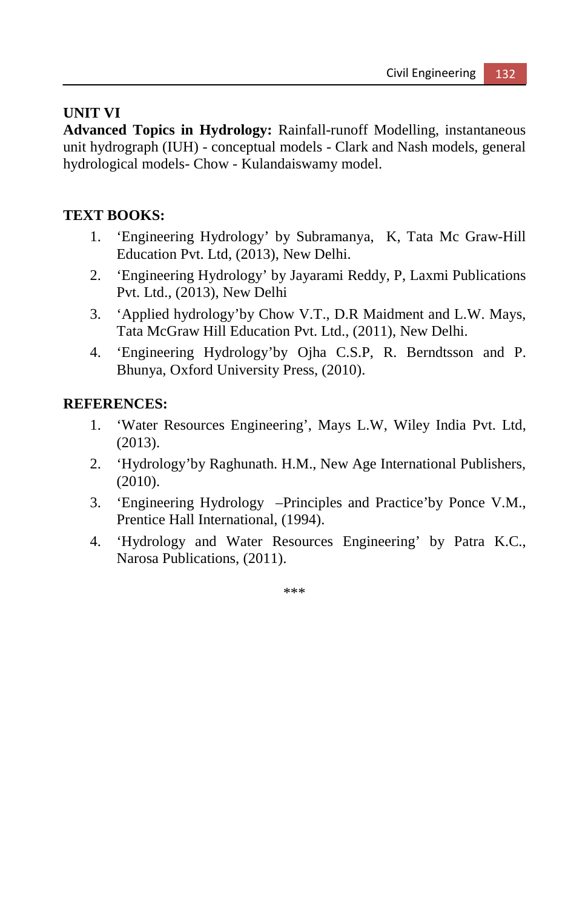**UNIT VI**

**Advanced Topics in Hydrology:** Rainfall-runoff Modelling, instantaneous unit hydrograph (IUH) - conceptual models - Clark and Nash models, general hydrological models- Chow - Kulandaiswamy model.

**TEXT BOOKS:**

1. 'Engineering Hydrology' by Subramanya, K, Tata Mc Graw-Hill Education Pvt. Ltd, (2013), New Delhi.
2. 'Engineering Hydrology' by Jayarami Reddy, P, Laxmi Publications Pvt. Ltd., (2013), New Delhi
3. 'Applied hydrology'by Chow V.T., D.R Maidment and L.W. Mays, Tata McGraw Hill Education Pvt. Ltd., (2011), New Delhi.
4. 'Engineering Hydrology'by Ojha C.S.P, R. Berndtsson and P. Bhunya, Oxford University Press, (2010).

**REFERENCES:**

1. 'Water Resources Engineering', Mays L.W, Wiley India Pvt. Ltd, (2013).
2. 'Hydrology'by Raghunath. H.M., New Age International Publishers, (2010).
3. 'Engineering Hydrology –Principles and Practice'by Ponce V.M., Prentice Hall International, (1994).
4. 'Hydrology and Water Resources Engineering' by Patra K.C., Narosa Publications, (2011).

***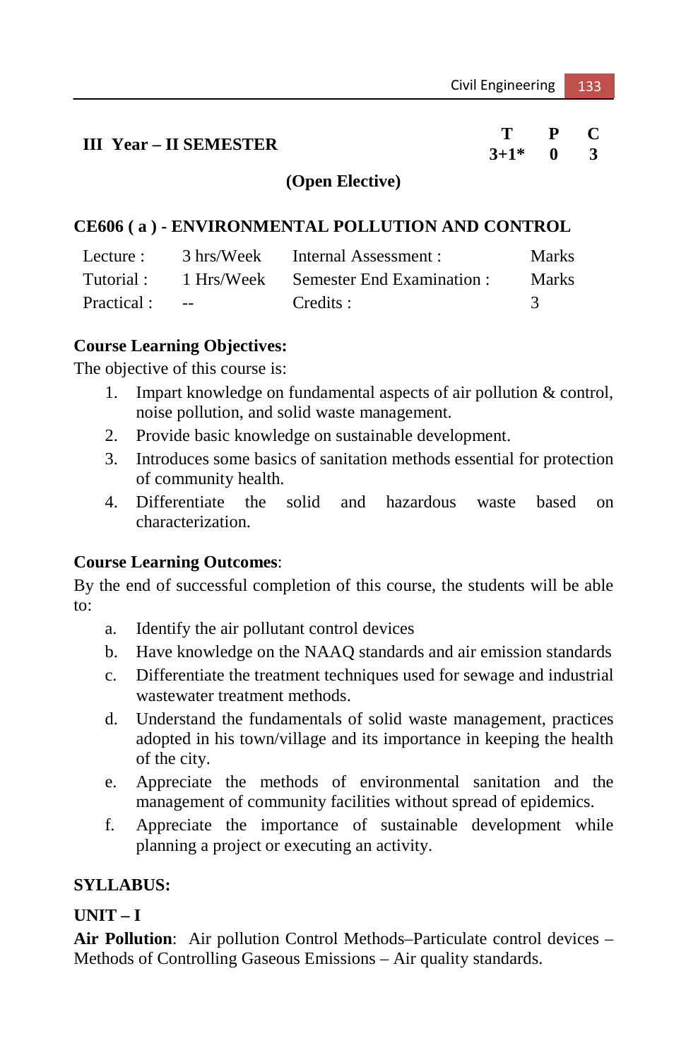**III Year – II SEMESTER**

| | T | P | C |
|---|---|---|---|
| | 3+1* | 0 | 3 |

**(Open Elective)**

## CE606 ( a ) - ENVIRONMENTAL POLLUTION AND CONTROL

| | | | |
|---|---|---|---|
| Lecture : | 3 hrs/Week | Internal Assessment : | Marks |
| Tutorial : | 1 Hrs/Week | Semester End Examination : | Marks |
| Practical : | -- | Credits : | 3 |

### Course Learning Objectives:

The objective of this course is:

1. Impart knowledge on fundamental aspects of air pollution & control, noise pollution, and solid waste management.
2. Provide basic knowledge on sustainable development.
3. Introduces some basics of sanitation methods essential for protection of community health.
4. Differentiate the solid and hazardous waste based on characterization.

### Course Learning Outcomes:

By the end of successful completion of this course, the students will be able to:

a. Identify the air pollutant control devices
b. Have knowledge on the NAAQ standards and air emission standards
c. Differentiate the treatment techniques used for sewage and industrial wastewater treatment methods.
d. Understand the fundamentals of solid waste management, practices adopted in his town/village and its importance in keeping the health of the city.
e. Appreciate the methods of environmental sanitation and the management of community facilities without spread of epidemics.
f. Appreciate the importance of sustainable development while planning a project or executing an activity.

### SYLLABUS:

### UNIT – I

**Air Pollution**: Air pollution Control Methods–Particulate control devices – Methods of Controlling Gaseous Emissions – Air quality standards.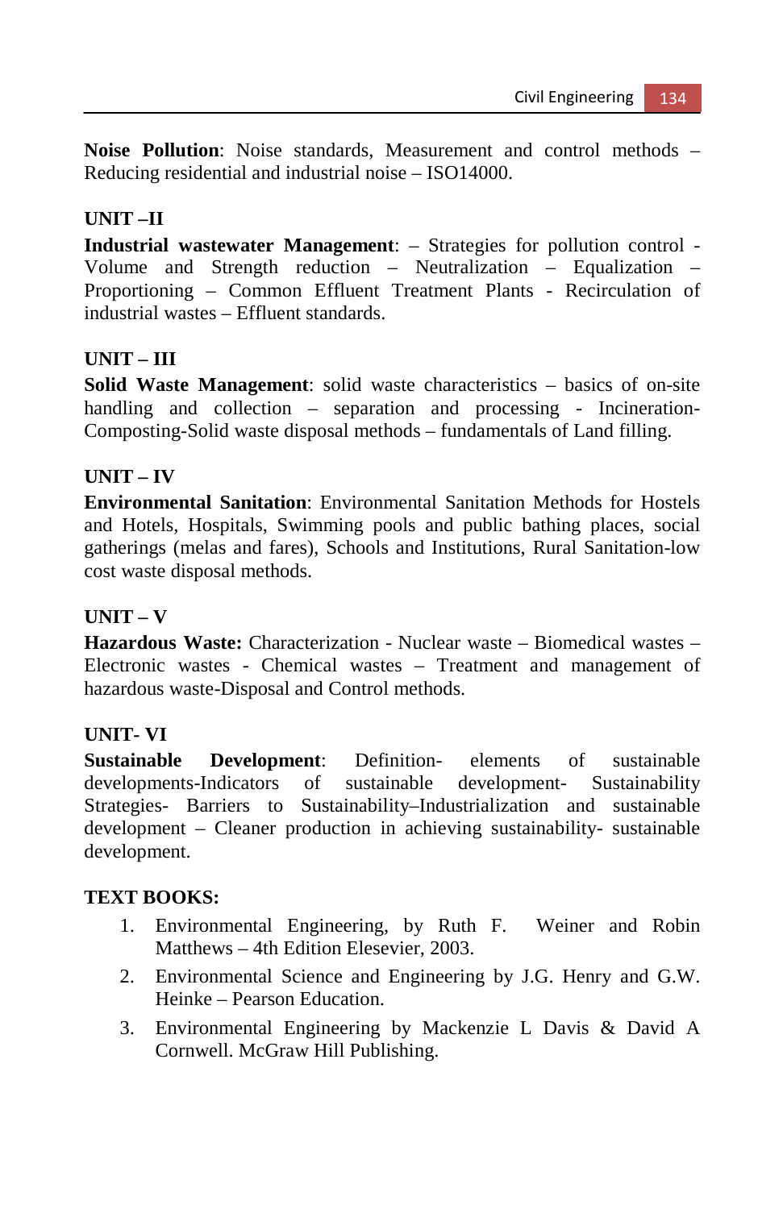**Noise Pollution**: Noise standards, Measurement and control methods – Reducing residential and industrial noise – ISO14000.

## UNIT –II

**Industrial wastewater Management**: – Strategies for pollution control - Volume and Strength reduction – Neutralization – Equalization – Proportioning – Common Effluent Treatment Plants - Recirculation of industrial wastes – Effluent standards.

## UNIT – III

**Solid Waste Management**: solid waste characteristics – basics of on-site handling and collection – separation and processing - Incineration-Composting-Solid waste disposal methods – fundamentals of Land filling.

## UNIT – IV

**Environmental Sanitation**: Environmental Sanitation Methods for Hostels and Hotels, Hospitals, Swimming pools and public bathing places, social gatherings (melas and fares), Schools and Institutions, Rural Sanitation-low cost waste disposal methods.

## UNIT – V

**Hazardous Waste:** Characterization - Nuclear waste – Biomedical wastes – Electronic wastes - Chemical wastes – Treatment and management of hazardous waste-Disposal and Control methods.

## UNIT- VI

**Sustainable Development**: Definition- elements of sustainable developments-Indicators of sustainable development- Sustainability Strategies- Barriers to Sustainability–Industrialization and sustainable development – Cleaner production in achieving sustainability- sustainable development.

## TEXT BOOKS:

1. Environmental Engineering, by Ruth F. Weiner and Robin Matthews – 4th Edition Elesevier, 2003.
2. Environmental Science and Engineering by J.G. Henry and G.W. Heinke – Pearson Education.
3. Environmental Engineering by Mackenzie L Davis & David A Cornwell. McGraw Hill Publishing.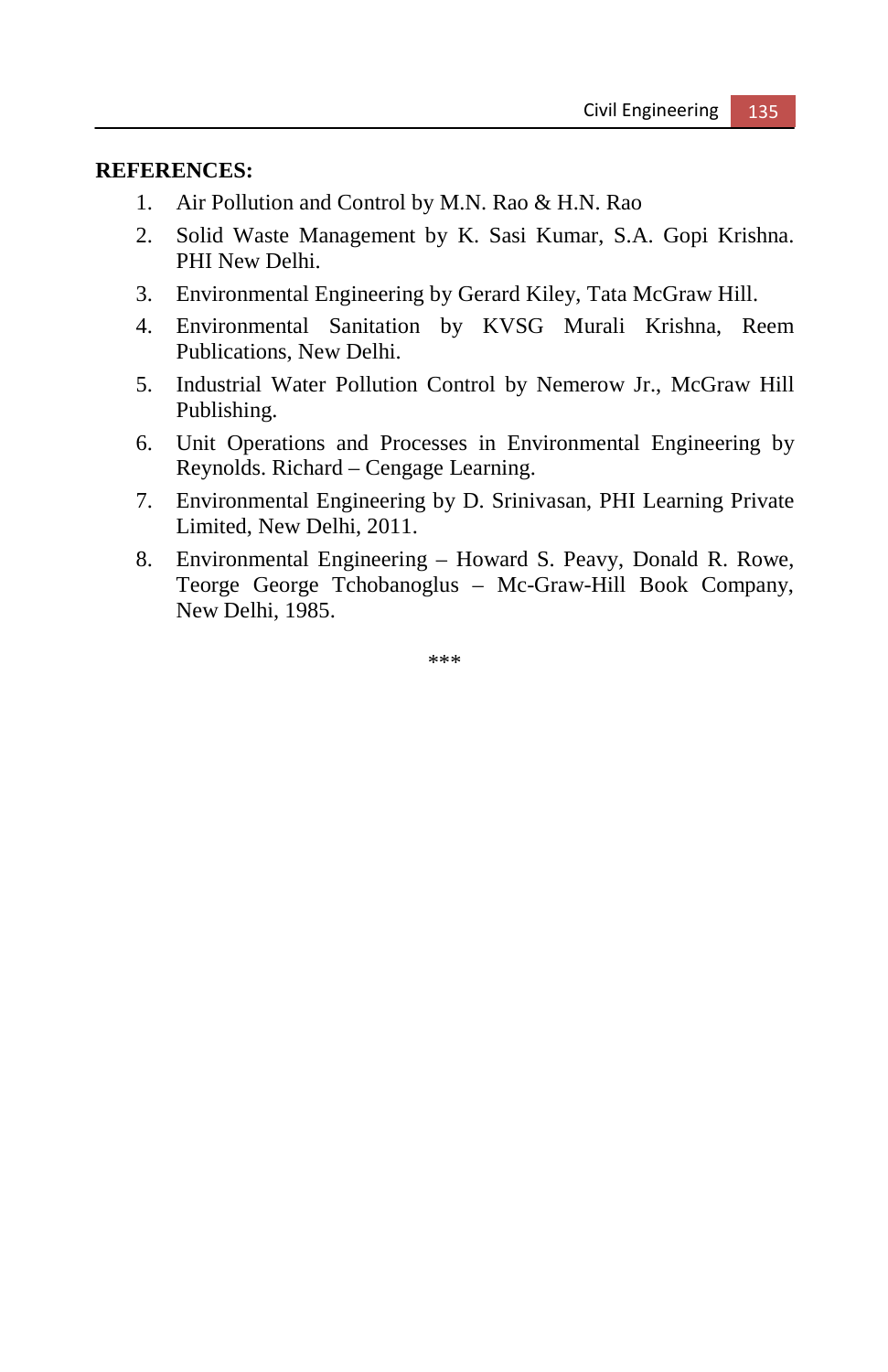**REFERENCES:**

1. Air Pollution and Control by M.N. Rao & H.N. Rao
2. Solid Waste Management by K. Sasi Kumar, S.A. Gopi Krishna. PHI New Delhi.
3. Environmental Engineering by Gerard Kiley, Tata McGraw Hill.
4. Environmental Sanitation by KVSG Murali Krishna, Reem Publications, New Delhi.
5. Industrial Water Pollution Control by Nemerow Jr., McGraw Hill Publishing.
6. Unit Operations and Processes in Environmental Engineering by Reynolds. Richard – Cengage Learning.
7. Environmental Engineering by D. Srinivasan, PHI Learning Private Limited, New Delhi, 2011.
8. Environmental Engineering – Howard S. Peavy, Donald R. Rowe, Teorge George Tchobanoglus – Mc-Graw-Hill Book Company, New Delhi, 1985.

***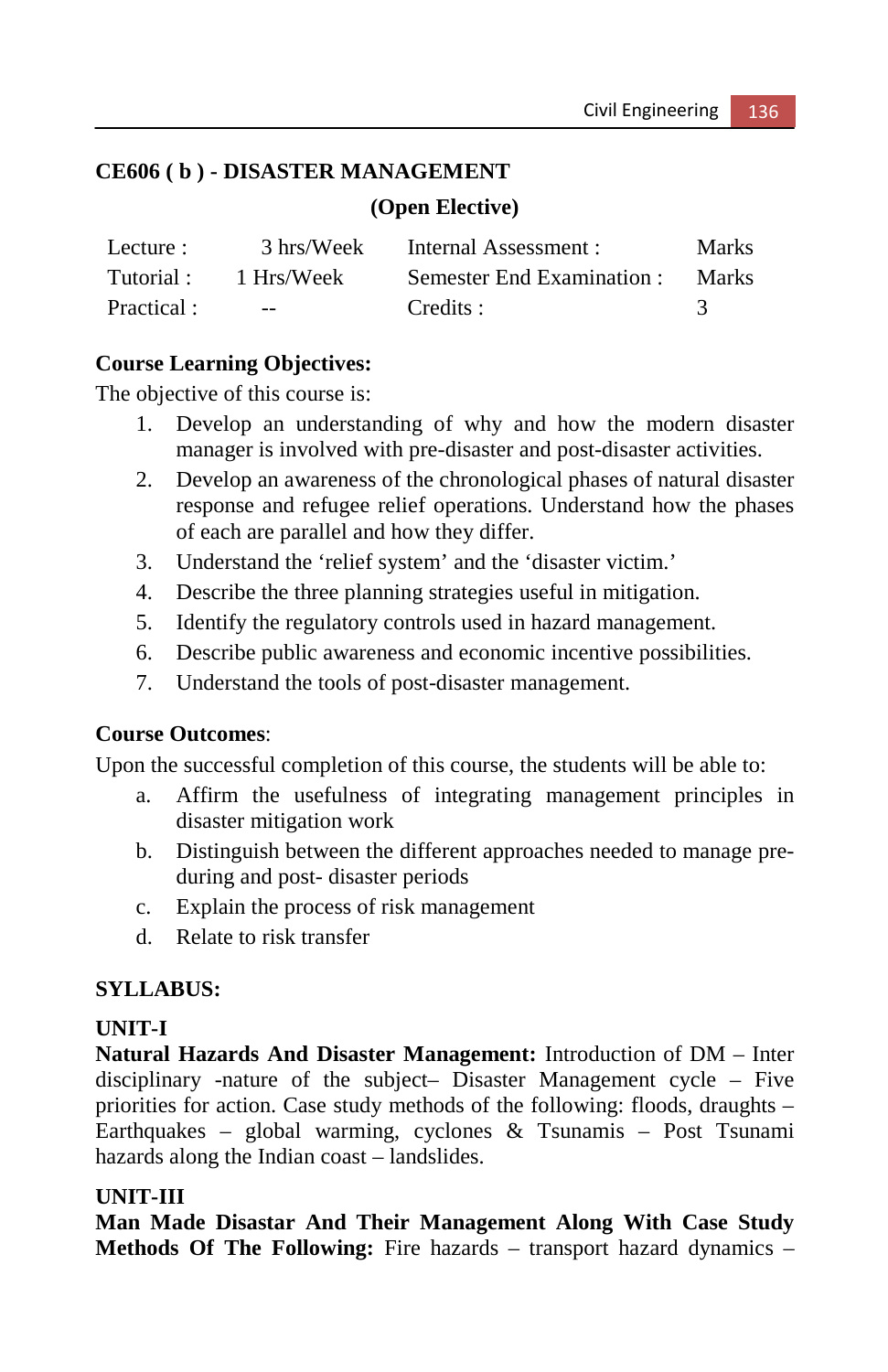**CE606 ( b ) - DISASTER MANAGEMENT**

**(Open Elective)**

| | | | |
|---|---|---|---|
| Lecture : | 3 hrs/Week | Internal Assessment : | Marks |
| Tutorial : | 1 Hrs/Week | Semester End Examination : | Marks |
| Practical : | -- | Credits : | 3 |

**Course Learning Objectives:**

The objective of this course is:

1. Develop an understanding of why and how the modern disaster manager is involved with pre-disaster and post-disaster activities.
2. Develop an awareness of the chronological phases of natural disaster response and refugee relief operations. Understand how the phases of each are parallel and how they differ.
3. Understand the 'relief system' and the 'disaster victim.'
4. Describe the three planning strategies useful in mitigation.
5. Identify the regulatory controls used in hazard management.
6. Describe public awareness and economic incentive possibilities.
7. Understand the tools of post-disaster management.

**Course Outcomes**:

Upon the successful completion of this course, the students will be able to:

a. Affirm the usefulness of integrating management principles in disaster mitigation work
b. Distinguish between the different approaches needed to manage pre-during and post- disaster periods
c. Explain the process of risk management
d. Relate to risk transfer

**SYLLABUS:**

**UNIT-I**

**Natural Hazards And Disaster Management:** Introduction of DM – Inter disciplinary -nature of the subject– Disaster Management cycle – Five priorities for action. Case study methods of the following: floods, draughts – Earthquakes – global warming, cyclones & Tsunamis – Post Tsunami hazards along the Indian coast – landslides.

**UNIT-III**

**Man Made Disastar And Their Management Along With Case Study Methods Of The Following:** Fire hazards – transport hazard dynamics –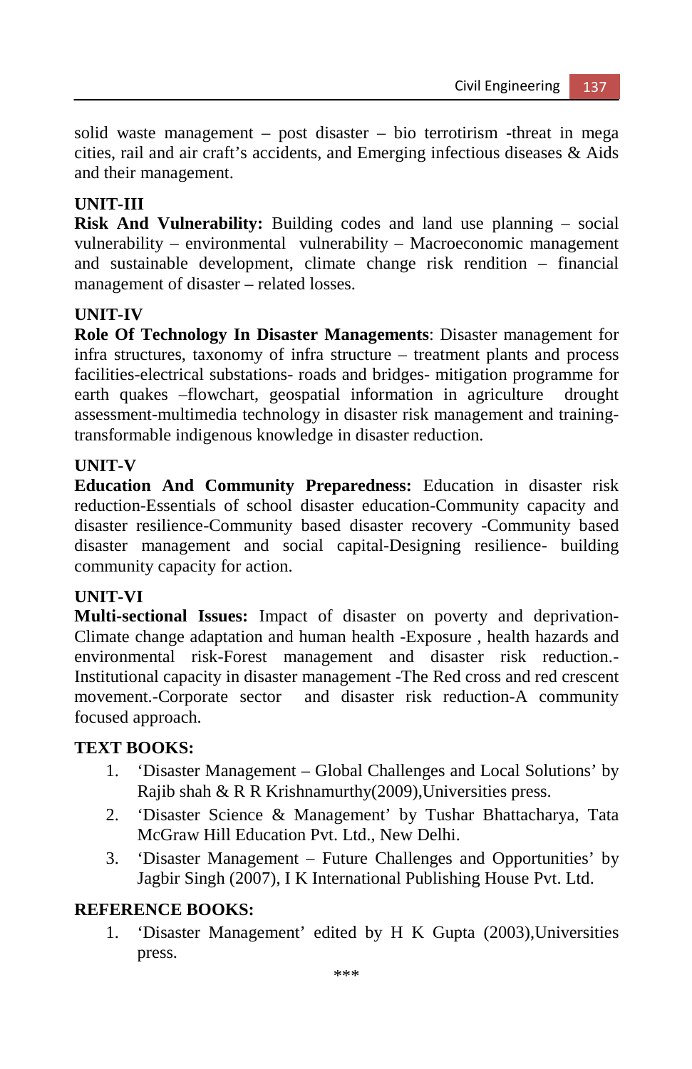solid waste management – post disaster – bio terrotirism -threat in mega cities, rail and air craft's accidents, and Emerging infectious diseases & Aids and their management.

**UNIT-III**

**Risk And Vulnerability:** Building codes and land use planning – social vulnerability – environmental vulnerability – Macroeconomic management and sustainable development, climate change risk rendition – financial management of disaster – related losses.

**UNIT-IV**

**Role Of Technology In Disaster Managements**: Disaster management for infra structures, taxonomy of infra structure – treatment plants and process facilities-electrical substations- roads and bridges- mitigation programme for earth quakes –flowchart, geospatial information in agriculture drought assessment-multimedia technology in disaster risk management and training-transformable indigenous knowledge in disaster reduction.

**UNIT-V**

**Education And Community Preparedness:** Education in disaster risk reduction-Essentials of school disaster education-Community capacity and disaster resilience-Community based disaster recovery -Community based disaster management and social capital-Designing resilience- building community capacity for action.

**UNIT-VI**

**Multi-sectional Issues:** Impact of disaster on poverty and deprivation-Climate change adaptation and human health -Exposure , health hazards and environmental risk-Forest management and disaster risk reduction.-Institutional capacity in disaster management -The Red cross and red crescent movement.-Corporate sector and disaster risk reduction-A community focused approach.

**TEXT BOOKS:**

1. 'Disaster Management – Global Challenges and Local Solutions' by Rajib shah & R R Krishnamurthy(2009),Universities press.
2. 'Disaster Science & Management' by Tushar Bhattacharya, Tata McGraw Hill Education Pvt. Ltd., New Delhi.
3. 'Disaster Management – Future Challenges and Opportunities' by Jagbir Singh (2007), I K International Publishing House Pvt. Ltd.

**REFERENCE BOOKS:**

1. 'Disaster Management' edited by H K Gupta (2003),Universities press.

***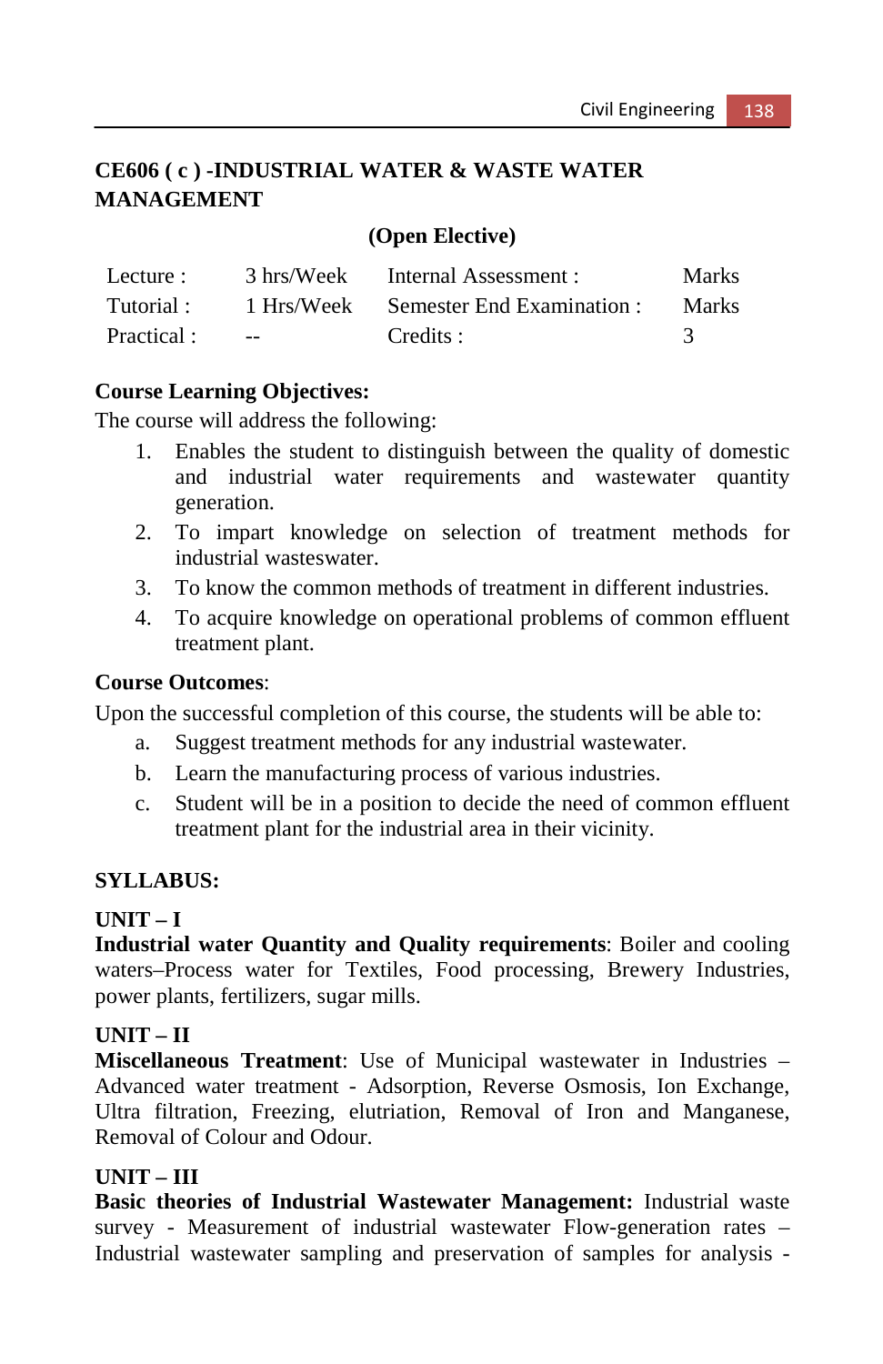## CE606 ( c ) -INDUSTRIAL WATER & WASTE WATER MANAGEMENT

**(Open Elective)**

| | | | |
|---|---|---|---|
| Lecture : | 3 hrs/Week | Internal Assessment : | Marks |
| Tutorial : | 1 Hrs/Week | Semester End Examination : | Marks |
| Practical : | -- | Credits : | 3 |

**Course Learning Objectives:**

The course will address the following:

1. Enables the student to distinguish between the quality of domestic and industrial water requirements and wastewater quantity generation.
2. To impart knowledge on selection of treatment methods for industrial wasteswater.
3. To know the common methods of treatment in different industries.
4. To acquire knowledge on operational problems of common effluent treatment plant.

**Course Outcomes**:

Upon the successful completion of this course, the students will be able to:

a. Suggest treatment methods for any industrial wastewater.
b. Learn the manufacturing process of various industries.
c. Student will be in a position to decide the need of common effluent treatment plant for the industrial area in their vicinity.

**SYLLABUS:**

**UNIT – I**

**Industrial water Quantity and Quality requirements**: Boiler and cooling waters–Process water for Textiles, Food processing, Brewery Industries, power plants, fertilizers, sugar mills.

**UNIT – II**

**Miscellaneous Treatment**: Use of Municipal wastewater in Industries – Advanced water treatment - Adsorption, Reverse Osmosis, Ion Exchange, Ultra filtration, Freezing, elutriation, Removal of Iron and Manganese, Removal of Colour and Odour.

**UNIT – III**

**Basic theories of Industrial Wastewater Management:** Industrial waste survey - Measurement of industrial wastewater Flow-generation rates – Industrial wastewater sampling and preservation of samples for analysis -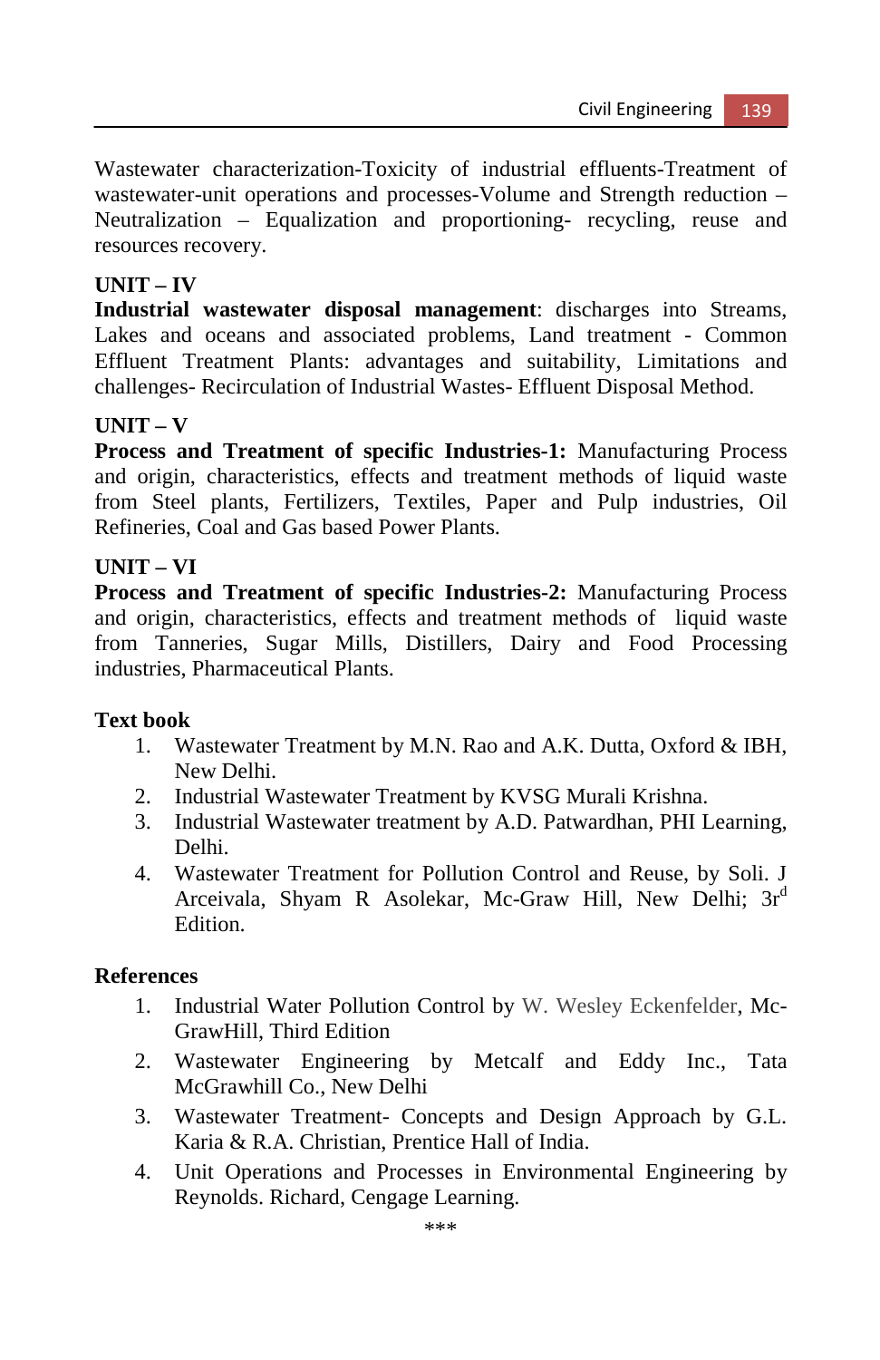Wastewater characterization-Toxicity of industrial effluents-Treatment of wastewater-unit operations and processes-Volume and Strength reduction – Neutralization – Equalization and proportioning- recycling, reuse and resources recovery.

**UNIT – IV**

**Industrial wastewater disposal management**: discharges into Streams, Lakes and oceans and associated problems, Land treatment - Common Effluent Treatment Plants: advantages and suitability, Limitations and challenges- Recirculation of Industrial Wastes- Effluent Disposal Method.

**UNIT – V**

**Process and Treatment of specific Industries-1:** Manufacturing Process and origin, characteristics, effects and treatment methods of liquid waste from Steel plants, Fertilizers, Textiles, Paper and Pulp industries, Oil Refineries, Coal and Gas based Power Plants.

**UNIT – VI**

**Process and Treatment of specific Industries-2:** Manufacturing Process and origin, characteristics, effects and treatment methods of liquid waste from Tanneries, Sugar Mills, Distillers, Dairy and Food Processing industries, Pharmaceutical Plants.

**Text book**

1. Wastewater Treatment by M.N. Rao and A.K. Dutta, Oxford & IBH, New Delhi.
2. Industrial Wastewater Treatment by KVSG Murali Krishna.
3. Industrial Wastewater treatment by A.D. Patwardhan, PHI Learning, Delhi.
4. Wastewater Treatment for Pollution Control and Reuse, by Soli. J Arceivala, Shyam R Asolekar, Mc-Graw Hill, New Delhi; 3rd Edition.

**References**

1. Industrial Water Pollution Control by W. Wesley Eckenfelder, Mc-GrawHill, Third Edition
2. Wastewater Engineering by Metcalf and Eddy Inc., Tata McGrawhill Co., New Delhi
3. Wastewater Treatment- Concepts and Design Approach by G.L. Karia & R.A. Christian, Prentice Hall of India.
4. Unit Operations and Processes in Environmental Engineering by Reynolds. Richard, Cengage Learning.

***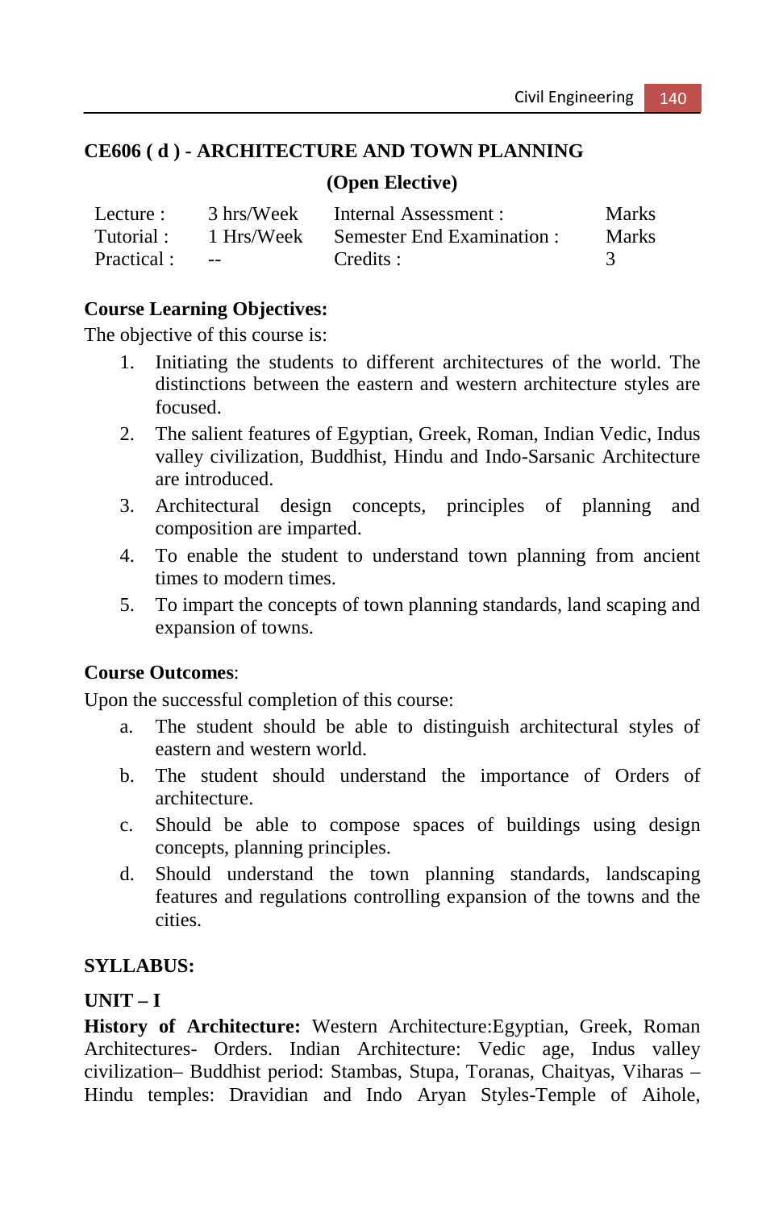## CE606 ( d ) - ARCHITECTURE AND TOWN PLANNING

**(Open Elective)**

| | | | |
|---|---|---|---|
| Lecture : | 3 hrs/Week | Internal Assessment : | Marks |
| Tutorial : | 1 Hrs/Week | Semester End Examination : | Marks |
| Practical : | -- | Credits : | 3 |

**Course Learning Objectives:**

The objective of this course is:

1. Initiating the students to different architectures of the world. The distinctions between the eastern and western architecture styles are focused.
2. The salient features of Egyptian, Greek, Roman, Indian Vedic, Indus valley civilization, Buddhist, Hindu and Indo-Sarsanic Architecture are introduced.
3. Architectural design concepts, principles of planning and composition are imparted.
4. To enable the student to understand town planning from ancient times to modern times.
5. To impart the concepts of town planning standards, land scaping and expansion of towns.

**Course Outcomes**:

Upon the successful completion of this course:

a. The student should be able to distinguish architectural styles of eastern and western world.
b. The student should understand the importance of Orders of architecture.
c. Should be able to compose spaces of buildings using design concepts, planning principles.
d. Should understand the town planning standards, landscaping features and regulations controlling expansion of the towns and the cities.

**SYLLABUS:**

**UNIT – I**

**History of Architecture:** Western Architecture:Egyptian, Greek, Roman Architectures- Orders. Indian Architecture: Vedic age, Indus valley civilization– Buddhist period: Stambas, Stupa, Toranas, Chaityas, Viharas – Hindu temples: Dravidian and Indo Aryan Styles-Temple of Aihole,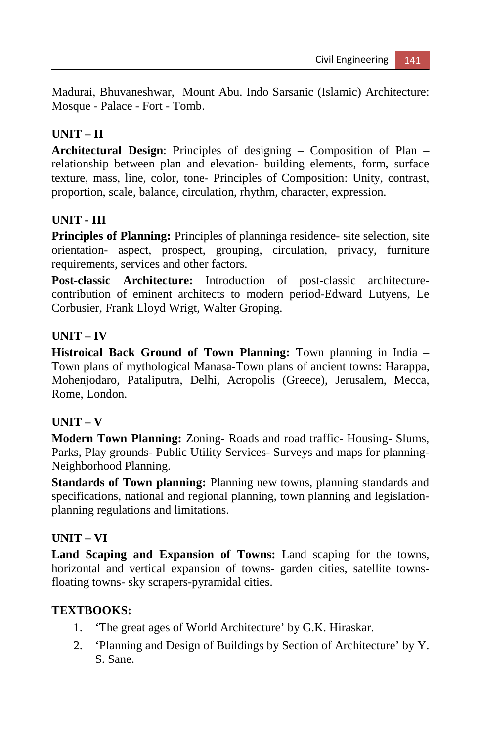Madurai, Bhuvaneshwar, Mount Abu. Indo Sarsanic (Islamic) Architecture: Mosque - Palace - Fort - Tomb.

### UNIT – II

**Architectural Design**: Principles of designing – Composition of Plan – relationship between plan and elevation- building elements, form, surface texture, mass, line, color, tone- Principles of Composition: Unity, contrast, proportion, scale, balance, circulation, rhythm, character, expression.

### UNIT - III

**Principles of Planning:** Principles of planninga residence- site selection, site orientation- aspect, prospect, grouping, circulation, privacy, furniture requirements, services and other factors.

**Post-classic Architecture:** Introduction of post-classic architecture- contribution of eminent architects to modern period-Edward Lutyens, Le Corbusier, Frank Lloyd Wrigt, Walter Groping.

### UNIT – IV

**Histroical Back Ground of Town Planning:** Town planning in India – Town plans of mythological Manasa-Town plans of ancient towns: Harappa, Mohenjodaro, Pataliputra, Delhi, Acropolis (Greece), Jerusalem, Mecca, Rome, London.

### UNIT – V

**Modern Town Planning:** Zoning- Roads and road traffic- Housing- Slums, Parks, Play grounds- Public Utility Services- Surveys and maps for planning- Neighborhood Planning.

**Standards of Town planning:** Planning new towns, planning standards and specifications, national and regional planning, town planning and legislation- planning regulations and limitations.

### UNIT – VI

**Land Scaping and Expansion of Towns:** Land scaping for the towns, horizontal and vertical expansion of towns- garden cities, satellite towns- floating towns- sky scrapers-pyramidal cities.

### TEXTBOOKS:

1. 'The great ages of World Architecture' by G.K. Hiraskar.
2. 'Planning and Design of Buildings by Section of Architecture' by Y. S. Sane.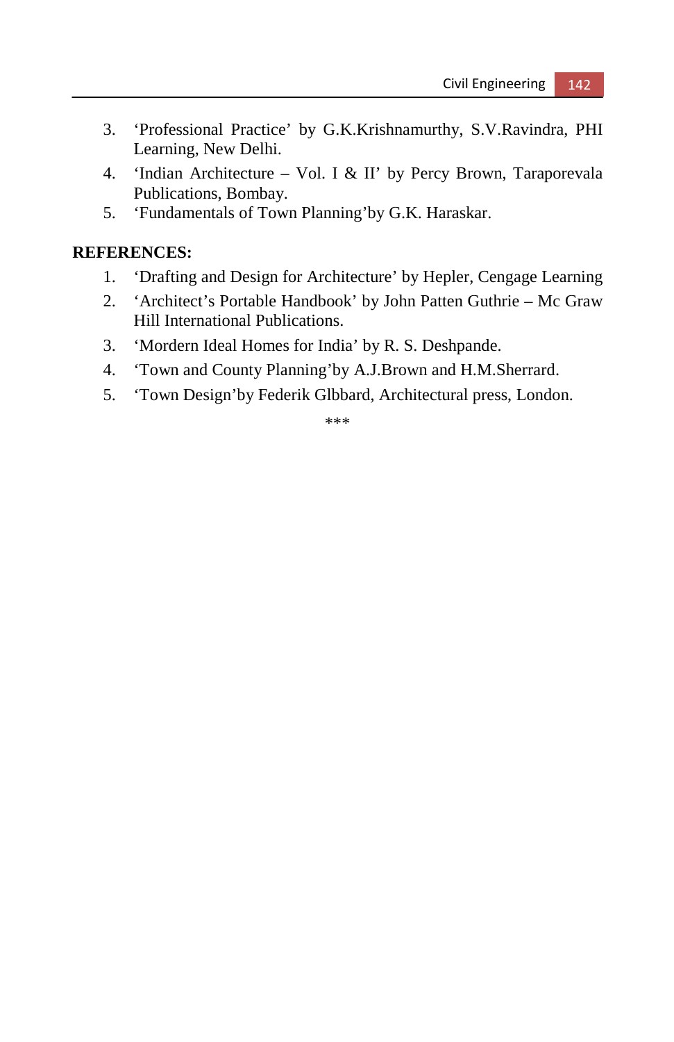3. 'Professional Practice' by G.K.Krishnamurthy, S.V.Ravindra, PHI Learning, New Delhi.
4. 'Indian Architecture – Vol. I & II' by Percy Brown, Taraporevala Publications, Bombay.
5. 'Fundamentals of Town Planning'by G.K. Haraskar.

**REFERENCES:**

1. 'Drafting and Design for Architecture' by Hepler, Cengage Learning
2. 'Architect's Portable Handbook' by John Patten Guthrie – Mc Graw Hill International Publications.
3. 'Mordern Ideal Homes for India' by R. S. Deshpande.
4. 'Town and County Planning'by A.J.Brown and H.M.Sherrard.
5. 'Town Design'by Federik Glbbard, Architectural press, London.

***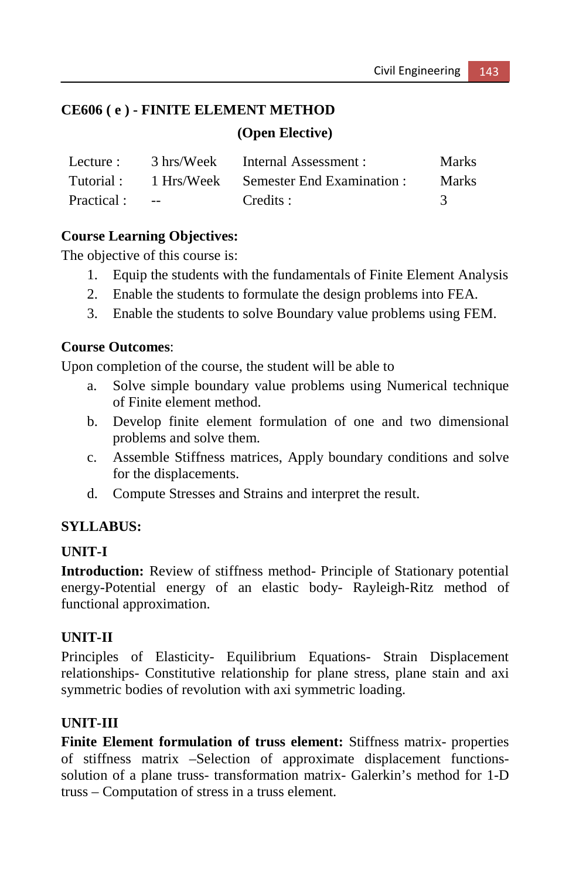## CE606 ( e ) - FINITE ELEMENT METHOD

**(Open Elective)**

| | | | |
|---|---|---|---|
| Lecture : | 3 hrs/Week | Internal Assessment : | Marks |
| Tutorial : | 1 Hrs/Week | Semester End Examination : | Marks |
| Practical : | -- | Credits : | 3 |

**Course Learning Objectives:**

The objective of this course is:

1. Equip the students with the fundamentals of Finite Element Analysis
2. Enable the students to formulate the design problems into FEA.
3. Enable the students to solve Boundary value problems using FEM.

**Course Outcomes**:

Upon completion of the course, the student will be able to

a. Solve simple boundary value problems using Numerical technique of Finite element method.

b. Develop finite element formulation of one and two dimensional problems and solve them.

c. Assemble Stiffness matrices, Apply boundary conditions and solve for the displacements.

d. Compute Stresses and Strains and interpret the result.

**SYLLABUS:**

**UNIT-I**

**Introduction:** Review of stiffness method- Principle of Stationary potential energy-Potential energy of an elastic body- Rayleigh-Ritz method of functional approximation.

**UNIT-II**

Principles of Elasticity- Equilibrium Equations- Strain Displacement relationships- Constitutive relationship for plane stress, plane stain and axi symmetric bodies of revolution with axi symmetric loading.

**UNIT-III**

**Finite Element formulation of truss element:** Stiffness matrix- properties of stiffness matrix –Selection of approximate displacement functions- solution of a plane truss- transformation matrix- Galerkin's method for 1-D truss – Computation of stress in a truss element.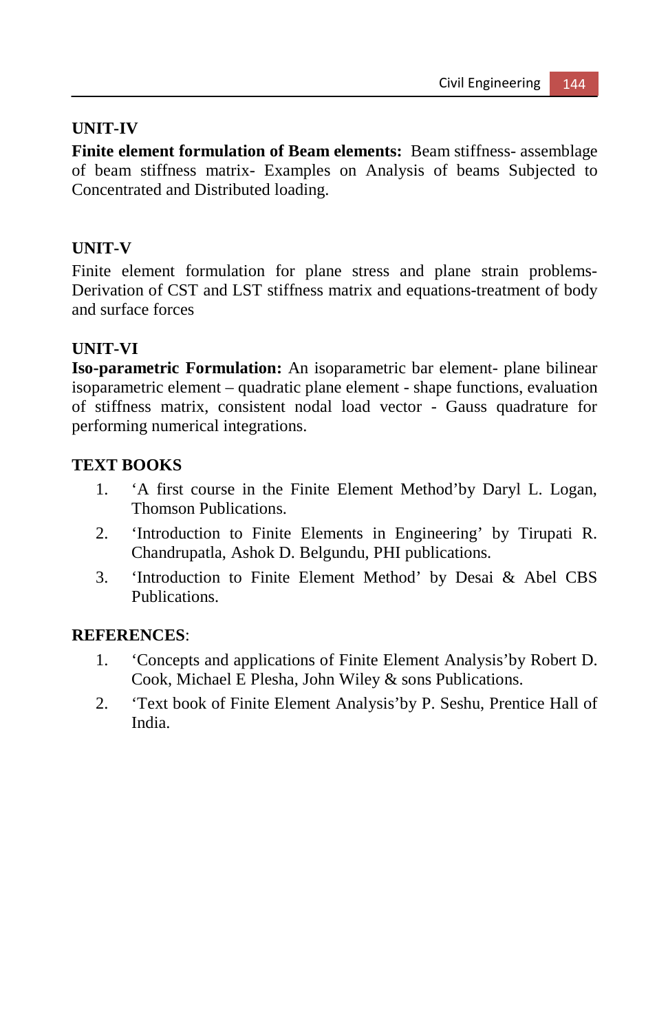## UNIT-IV

**Finite element formulation of Beam elements:** Beam stiffness- assemblage of beam stiffness matrix- Examples on Analysis of beams Subjected to Concentrated and Distributed loading.

## UNIT-V

Finite element formulation for plane stress and plane strain problems-Derivation of CST and LST stiffness matrix and equations-treatment of body and surface forces

## UNIT-VI

**Iso-parametric Formulation:** An isoparametric bar element- plane bilinear isoparametric element – quadratic plane element - shape functions, evaluation of stiffness matrix, consistent nodal load vector - Gauss quadrature for performing numerical integrations.

## TEXT BOOKS

1. 'A first course in the Finite Element Method'by Daryl L. Logan, Thomson Publications.
2. 'Introduction to Finite Elements in Engineering' by Tirupati R. Chandrupatla, Ashok D. Belgundu, PHI publications.
3. 'Introduction to Finite Element Method' by Desai & Abel CBS Publications.

## REFERENCES:

1. 'Concepts and applications of Finite Element Analysis'by Robert D. Cook, Michael E Plesha, John Wiley & sons Publications.
2. 'Text book of Finite Element Analysis'by P. Seshu, Prentice Hall of India.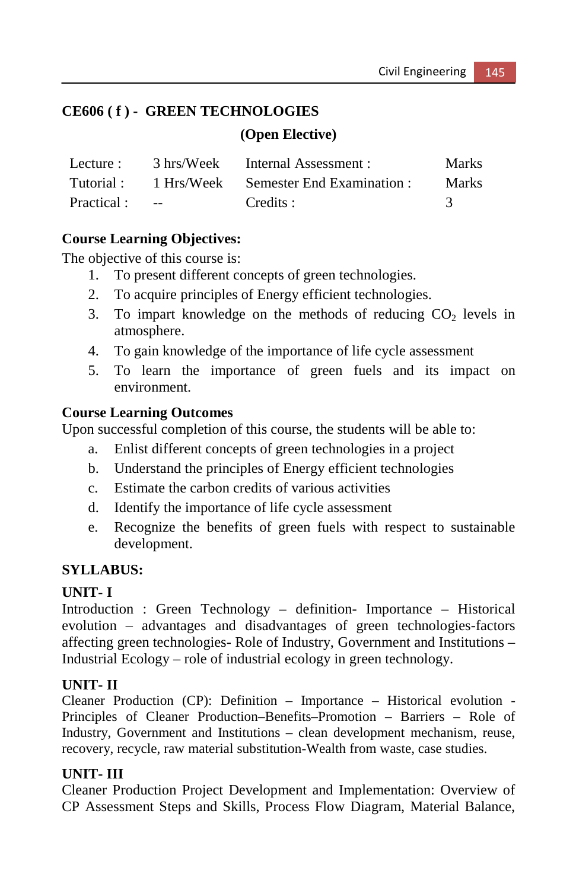## CE606 ( f ) - GREEN TECHNOLOGIES

**(Open Elective)**

| | | | |
|---|---|---|---|
| Lecture : | 3 hrs/Week | Internal Assessment : | Marks |
| Tutorial : | 1 Hrs/Week | Semester End Examination : | Marks |
| Practical : | -- | Credits : | 3 |

### Course Learning Objectives:

The objective of this course is:

1. To present different concepts of green technologies.
2. To acquire principles of Energy efficient technologies.
3. To impart knowledge on the methods of reducing $CO_2$ levels in atmosphere.
4. To gain knowledge of the importance of life cycle assessment
5. To learn the importance of green fuels and its impact on environment.

### Course Learning Outcomes

Upon successful completion of this course, the students will be able to:

a. Enlist different concepts of green technologies in a project
b. Understand the principles of Energy efficient technologies
c. Estimate the carbon credits of various activities
d. Identify the importance of life cycle assessment
e. Recognize the benefits of green fuels with respect to sustainable development.

### SYLLABUS:

**UNIT- I**

Introduction : Green Technology – definition- Importance – Historical evolution – advantages and disadvantages of green technologies-factors affecting green technologies- Role of Industry, Government and Institutions – Industrial Ecology – role of industrial ecology in green technology.

**UNIT- II**

Cleaner Production (CP): Definition – Importance – Historical evolution - Principles of Cleaner Production–Benefits–Promotion – Barriers – Role of Industry, Government and Institutions – clean development mechanism, reuse, recovery, recycle, raw material substitution-Wealth from waste, case studies.

**UNIT- III**

Cleaner Production Project Development and Implementation: Overview of CP Assessment Steps and Skills, Process Flow Diagram, Material Balance,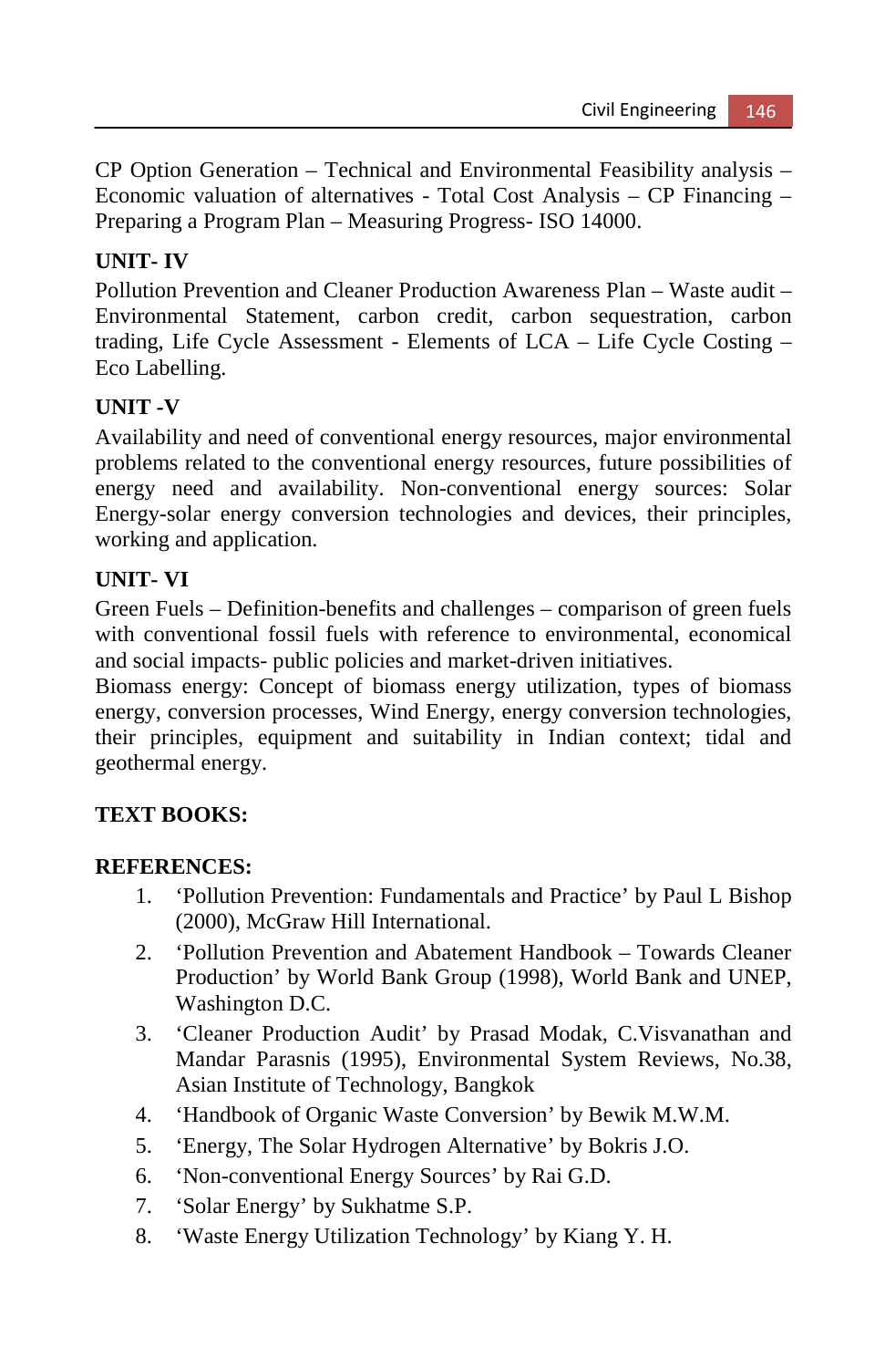CP Option Generation – Technical and Environmental Feasibility analysis – Economic valuation of alternatives - Total Cost Analysis – CP Financing – Preparing a Program Plan – Measuring Progress- ISO 14000.

**UNIT- IV**

Pollution Prevention and Cleaner Production Awareness Plan – Waste audit – Environmental Statement, carbon credit, carbon sequestration, carbon trading, Life Cycle Assessment - Elements of LCA – Life Cycle Costing – Eco Labelling.

**UNIT -V**

Availability and need of conventional energy resources, major environmental problems related to the conventional energy resources, future possibilities of energy need and availability. Non-conventional energy sources: Solar Energy-solar energy conversion technologies and devices, their principles, working and application.

**UNIT- VI**

Green Fuels – Definition-benefits and challenges – comparison of green fuels with conventional fossil fuels with reference to environmental, economical and social impacts- public policies and market-driven initiatives.

Biomass energy: Concept of biomass energy utilization, types of biomass energy, conversion processes, Wind Energy, energy conversion technologies, their principles, equipment and suitability in Indian context; tidal and geothermal energy.

**TEXT BOOKS:**

**REFERENCES:**

1. 'Pollution Prevention: Fundamentals and Practice' by Paul L Bishop (2000), McGraw Hill International.
2. 'Pollution Prevention and Abatement Handbook – Towards Cleaner Production' by World Bank Group (1998), World Bank and UNEP, Washington D.C.
3. 'Cleaner Production Audit' by Prasad Modak, C.Visvanathan and Mandar Parasnis (1995), Environmental System Reviews, No.38, Asian Institute of Technology, Bangkok
4. 'Handbook of Organic Waste Conversion' by Bewik M.W.M.
5. 'Energy, The Solar Hydrogen Alternative' by Bokris J.O.
6. 'Non-conventional Energy Sources' by Rai G.D.
7. 'Solar Energy' by Sukhatme S.P.
8. 'Waste Energy Utilization Technology' by Kiang Y. H.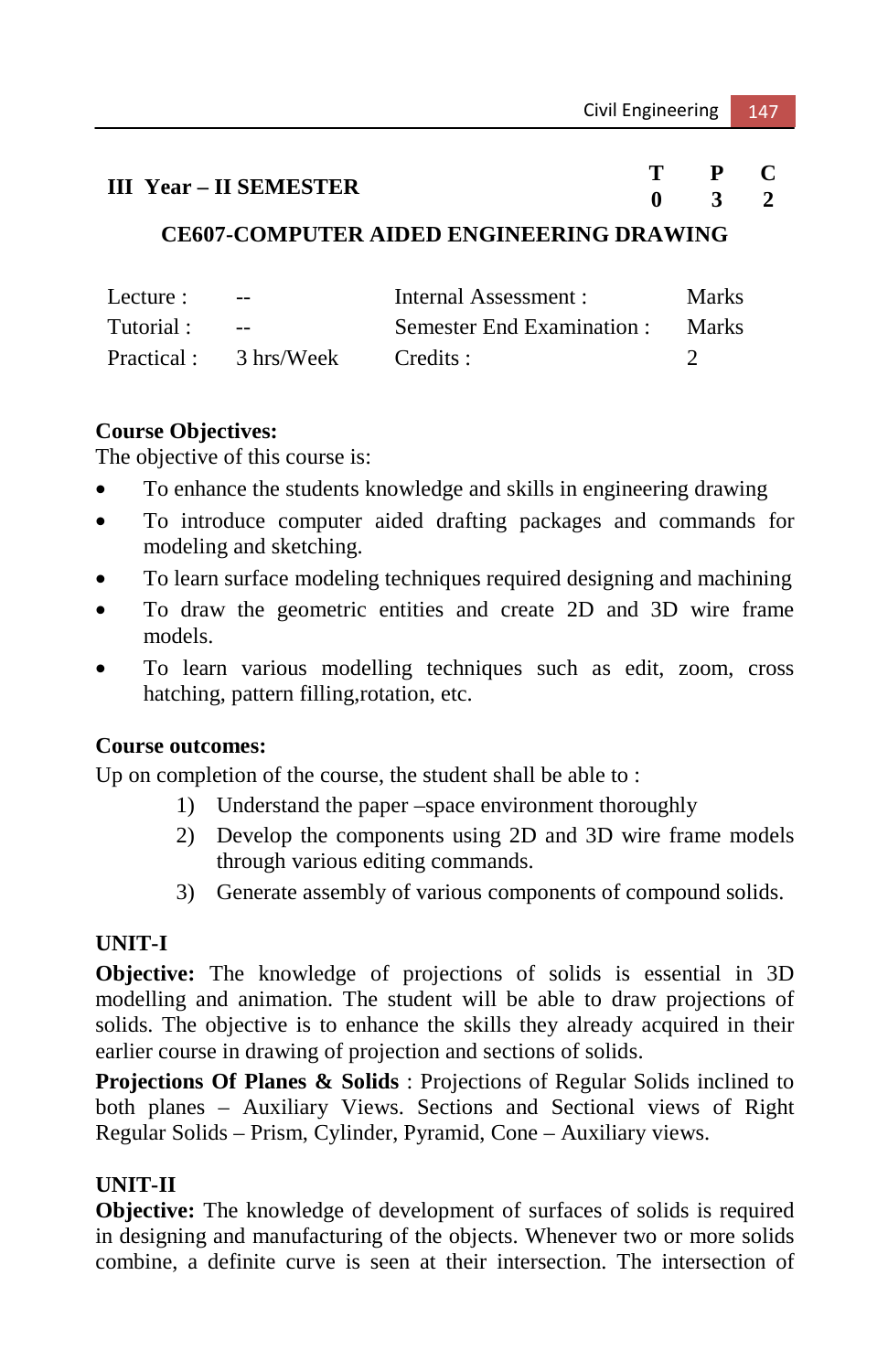**III Year – II SEMESTER**

| T | P | C |
|---|---|---|
| 0 | 3 | 2 |

## CE607-COMPUTER AIDED ENGINEERING DRAWING

| | | | |
|---|---|---|---|
| Lecture : | -- | Internal Assessment : | Marks |
| Tutorial : | -- | Semester End Examination : | Marks |
| Practical : | 3 hrs/Week | Credits : | 2 |

**Course Objectives:**

The objective of this course is:

- To enhance the students knowledge and skills in engineering drawing
- To introduce computer aided drafting packages and commands for modeling and sketching.
- To learn surface modeling techniques required designing and machining
- To draw the geometric entities and create 2D and 3D wire frame models.
- To learn various modelling techniques such as edit, zoom, cross hatching, pattern filling,rotation, etc.

**Course outcomes:**

Up on completion of the course, the student shall be able to :

1) Understand the paper –space environment thoroughly
2) Develop the components using 2D and 3D wire frame models through various editing commands.
3) Generate assembly of various components of compound solids.

**UNIT-I**

**Objective:** The knowledge of projections of solids is essential in 3D modelling and animation. The student will be able to draw projections of solids. The objective is to enhance the skills they already acquired in their earlier course in drawing of projection and sections of solids.

**Projections Of Planes & Solids** : Projections of Regular Solids inclined to both planes – Auxiliary Views. Sections and Sectional views of Right Regular Solids – Prism, Cylinder, Pyramid, Cone – Auxiliary views.

**UNIT-II**

**Objective:** The knowledge of development of surfaces of solids is required in designing and manufacturing of the objects. Whenever two or more solids combine, a definite curve is seen at their intersection. The intersection of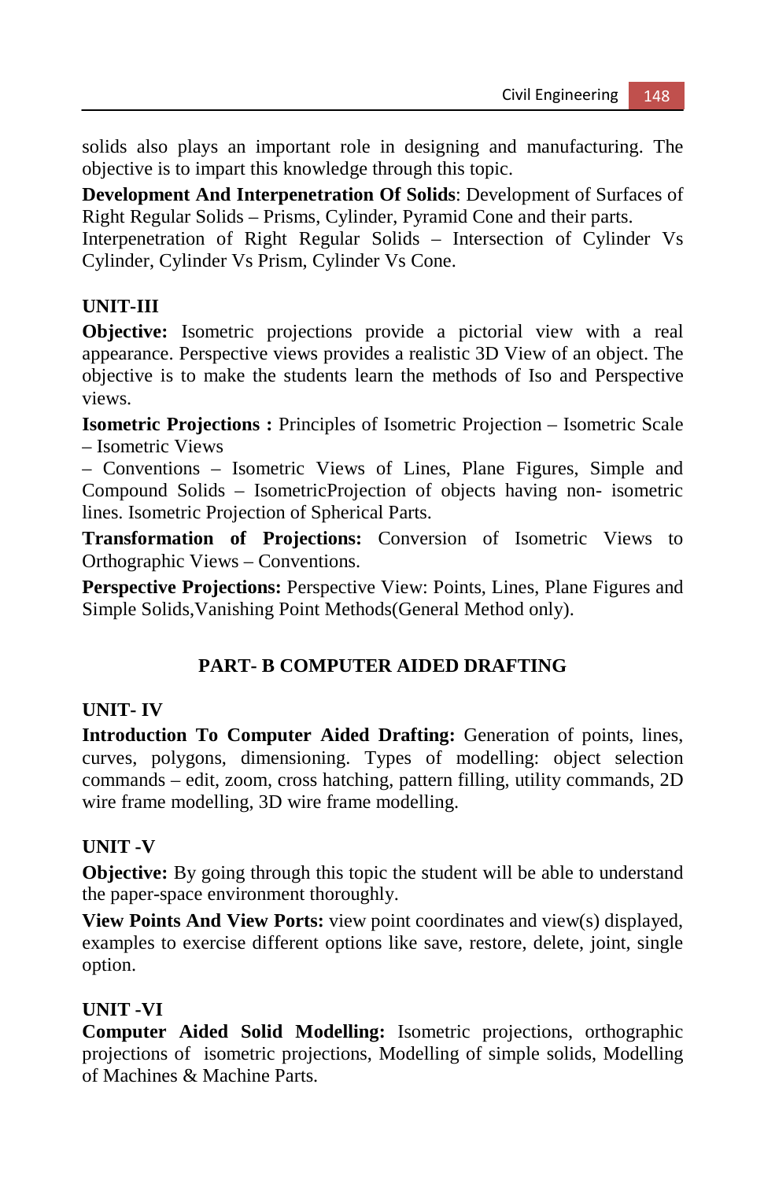solids also plays an important role in designing and manufacturing. The objective is to impart this knowledge through this topic.

**Development And Interpenetration Of Solids**: Development of Surfaces of Right Regular Solids – Prisms, Cylinder, Pyramid Cone and their parts.
Interpenetration of Right Regular Solids – Intersection of Cylinder Vs Cylinder, Cylinder Vs Prism, Cylinder Vs Cone.

**UNIT-III**

**Objective:** Isometric projections provide a pictorial view with a real appearance. Perspective views provides a realistic 3D View of an object. The objective is to make the students learn the methods of Iso and Perspective views.

**Isometric Projections :** Principles of Isometric Projection – Isometric Scale – Isometric Views
– Conventions – Isometric Views of Lines, Plane Figures, Simple and Compound Solids – IsometricProjection of objects having non- isometric lines. Isometric Projection of Spherical Parts.

**Transformation of Projections:** Conversion of Isometric Views to Orthographic Views – Conventions.

**Perspective Projections:** Perspective View: Points, Lines, Plane Figures and Simple Solids,Vanishing Point Methods(General Method only).

## PART- B COMPUTER AIDED DRAFTING

**UNIT- IV**

**Introduction To Computer Aided Drafting:** Generation of points, lines, curves, polygons, dimensioning. Types of modelling: object selection commands – edit, zoom, cross hatching, pattern filling, utility commands, 2D wire frame modelling, 3D wire frame modelling.

**UNIT -V**

**Objective:** By going through this topic the student will be able to understand the paper-space environment thoroughly.

**View Points And View Ports:** view point coordinates and view(s) displayed, examples to exercise different options like save, restore, delete, joint, single option.

**UNIT -VI**

**Computer Aided Solid Modelling:** Isometric projections, orthographic projections of isometric projections, Modelling of simple solids, Modelling of Machines & Machine Parts.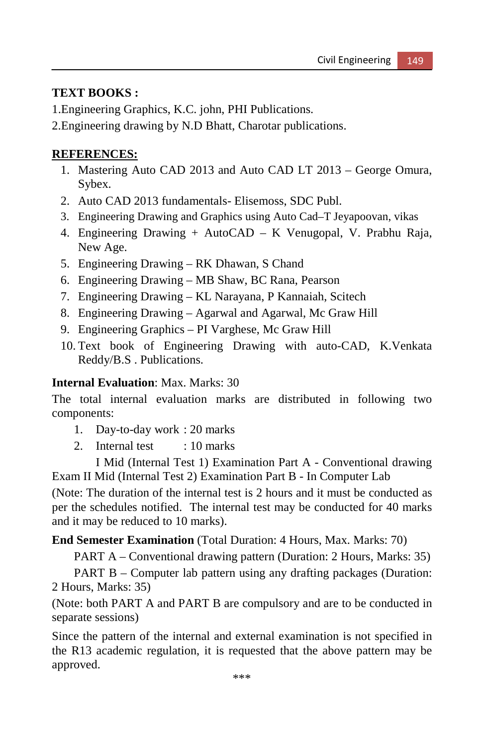**TEXT BOOKS :**

1.Engineering Graphics, K.C. john, PHI Publications.

2.Engineering drawing by N.D Bhatt, Charotar publications.

**REFERENCES:**

1. Mastering Auto CAD 2013 and Auto CAD LT 2013 – George Omura, Sybex.
2. Auto CAD 2013 fundamentals- Elisemoss, SDC Publ.
3. Engineering Drawing and Graphics using Auto Cad–T Jeyapoovan, vikas
4. Engineering Drawing + AutoCAD – K Venugopal, V. Prabhu Raja, New Age.
5. Engineering Drawing – RK Dhawan, S Chand
6. Engineering Drawing – MB Shaw, BC Rana, Pearson
7. Engineering Drawing – KL Narayana, P Kannaiah, Scitech
8. Engineering Drawing – Agarwal and Agarwal, Mc Graw Hill
9. Engineering Graphics – PI Varghese, Mc Graw Hill
10. Text book of Engineering Drawing with auto-CAD, K.Venkata Reddy/B.S . Publications.

**Internal Evaluation**: Max. Marks: 30

The total internal evaluation marks are distributed in following two components:

1. Day-to-day work : 20 marks
2. Internal test : 10 marks

I Mid (Internal Test 1) Examination Part A - Conventional drawing Exam II Mid (Internal Test 2) Examination Part B - In Computer Lab

(Note: The duration of the internal test is 2 hours and it must be conducted as per the schedules notified. The internal test may be conducted for 40 marks and it may be reduced to 10 marks).

**End Semester Examination** (Total Duration: 4 Hours, Max. Marks: 70)

PART A – Conventional drawing pattern (Duration: 2 Hours, Marks: 35)

PART B – Computer lab pattern using any drafting packages (Duration: 2 Hours, Marks: 35)

(Note: both PART A and PART B are compulsory and are to be conducted in separate sessions)

Since the pattern of the internal and external examination is not specified in the R13 academic regulation, it is requested that the above pattern may be approved.

***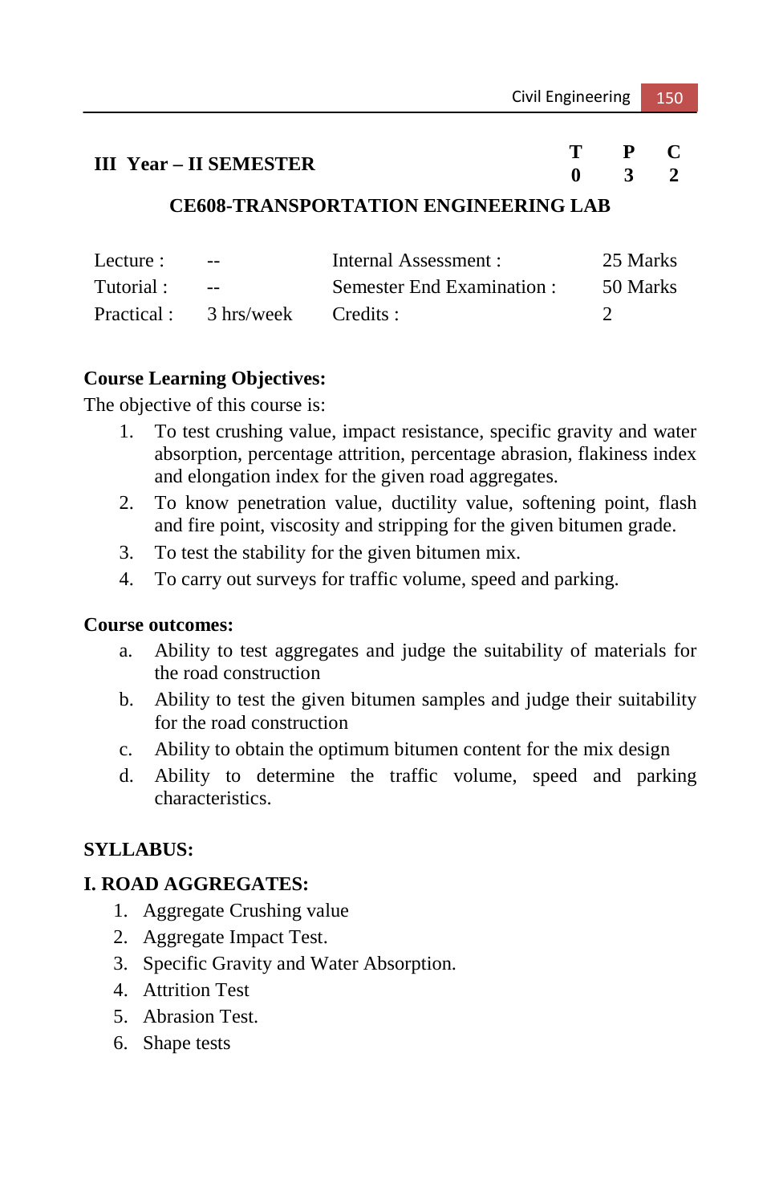**III Year – II SEMESTER**

| T | P | C |
|---|---|---|
| 0 | 3 | 2 |

## CE608-TRANSPORTATION ENGINEERING LAB

| | | | |
|---|---|---|---|
| Lecture : | -- | Internal Assessment : | 25 Marks |
| Tutorial : | -- | Semester End Examination : | 50 Marks |
| Practical : | 3 hrs/week | Credits : | 2 |

**Course Learning Objectives:**

The objective of this course is:

1. To test crushing value, impact resistance, specific gravity and water absorption, percentage attrition, percentage abrasion, flakiness index and elongation index for the given road aggregates.
2. To know penetration value, ductility value, softening point, flash and fire point, viscosity and stripping for the given bitumen grade.
3. To test the stability for the given bitumen mix.
4. To carry out surveys for traffic volume, speed and parking.

**Course outcomes:**

a. Ability to test aggregates and judge the suitability of materials for the road construction
b. Ability to test the given bitumen samples and judge their suitability for the road construction
c. Ability to obtain the optimum bitumen content for the mix design
d. Ability to determine the traffic volume, speed and parking characteristics.

**SYLLABUS:**

**I. ROAD AGGREGATES:**

1. Aggregate Crushing value
2. Aggregate Impact Test.
3. Specific Gravity and Water Absorption.
4. Attrition Test
5. Abrasion Test.
6. Shape tests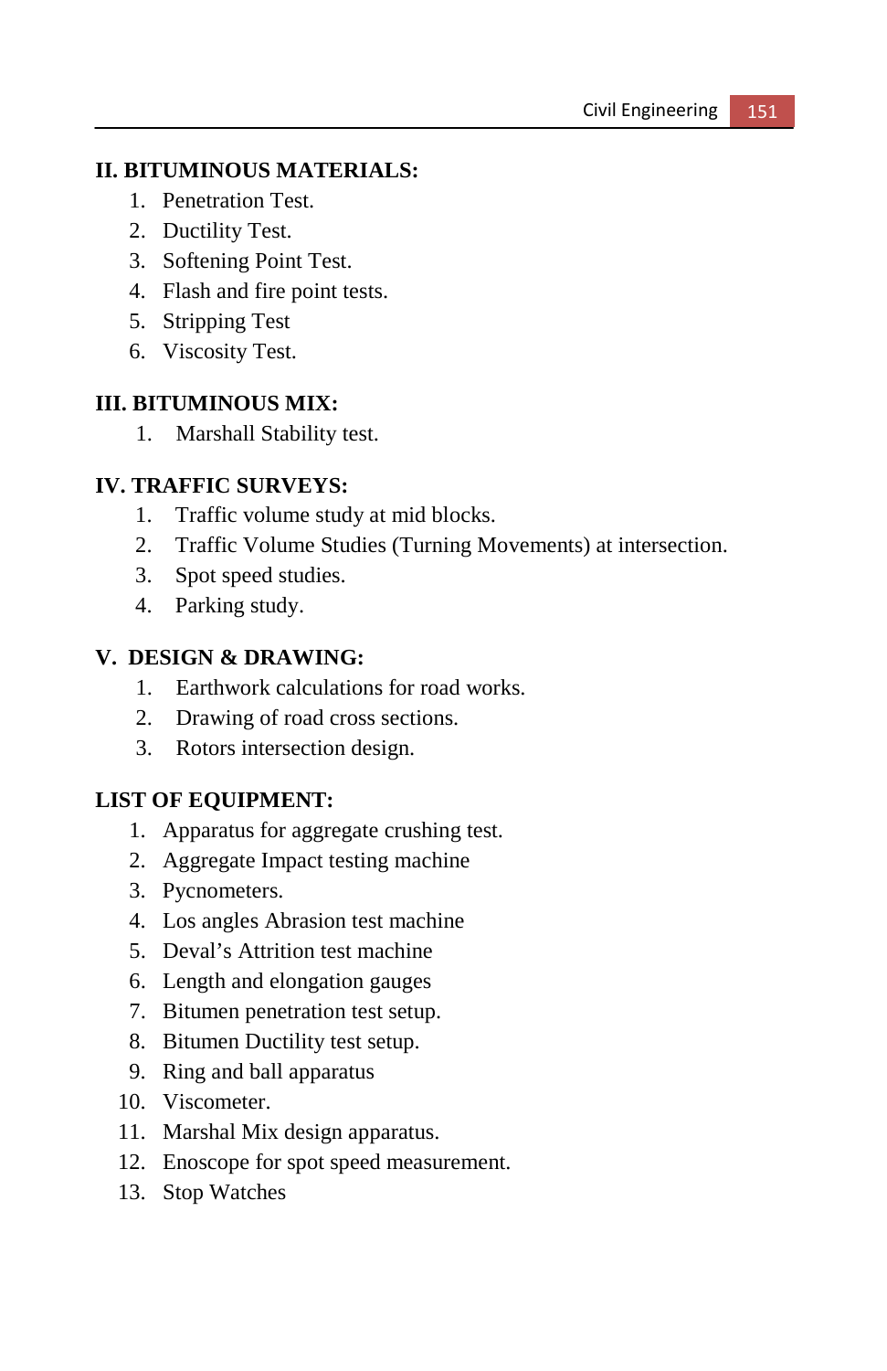**II. BITUMINOUS MATERIALS:**

1. Penetration Test.
2. Ductility Test.
3. Softening Point Test.
4. Flash and fire point tests.
5. Stripping Test
6. Viscosity Test.

**III. BITUMINOUS MIX:**

1. Marshall Stability test.

**IV. TRAFFIC SURVEYS:**

1. Traffic volume study at mid blocks.
2. Traffic Volume Studies (Turning Movements) at intersection.
3. Spot speed studies.
4. Parking study.

**V. DESIGN & DRAWING:**

1. Earthwork calculations for road works.
2. Drawing of road cross sections.
3. Rotors intersection design.

**LIST OF EQUIPMENT:**

1. Apparatus for aggregate crushing test.
2. Aggregate Impact testing machine
3. Pycnometers.
4. Los angles Abrasion test machine
5. Deval's Attrition test machine
6. Length and elongation gauges
7. Bitumen penetration test setup.
8. Bitumen Ductility test setup.
9. Ring and ball apparatus
10. Viscometer.
11. Marshal Mix design apparatus.
12. Enoscope for spot speed measurement.
13. Stop Watches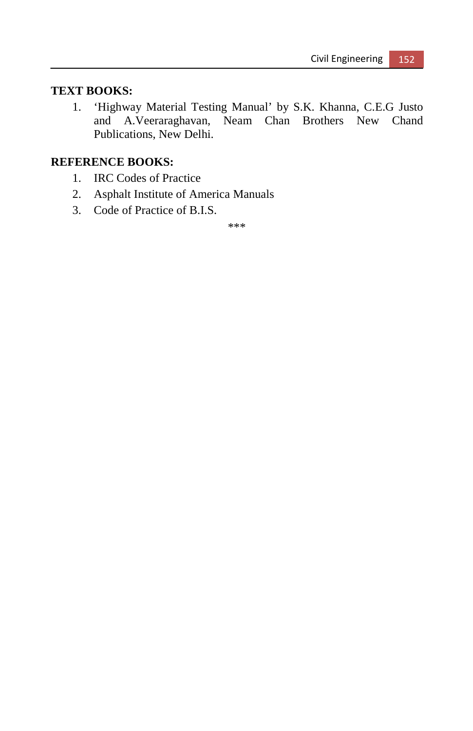**TEXT BOOKS:**

1. 'Highway Material Testing Manual' by S.K. Khanna, C.E.G Justo and A.Veeraraghavan, Neam Chan Brothers New Chand Publications, New Delhi.

**REFERENCE BOOKS:**

1. IRC Codes of Practice
2. Asphalt Institute of America Manuals
3. Code of Practice of B.I.S.

***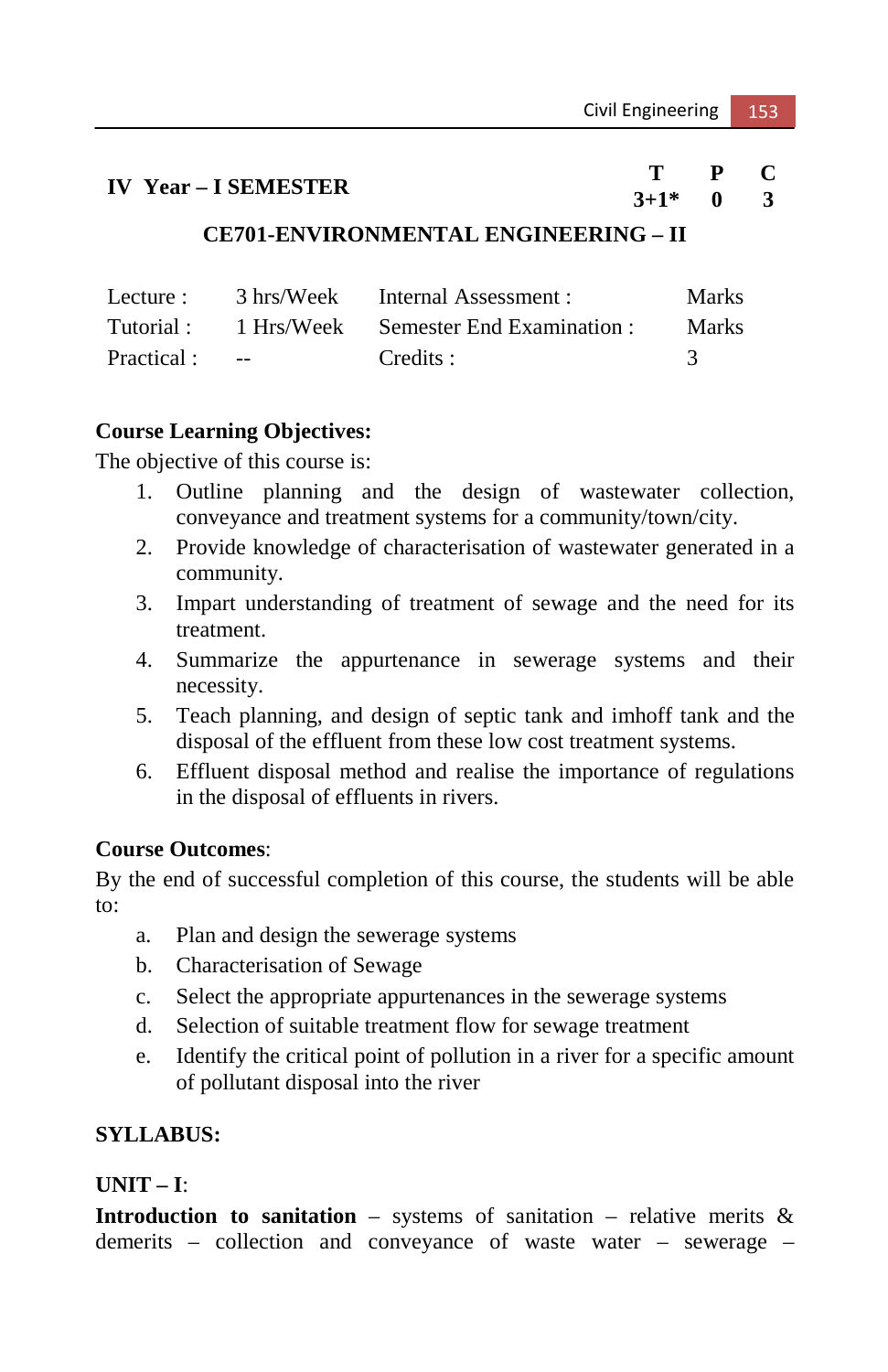**IV Year – I SEMESTER**

| T | P | C |
|---|---|---|
| 3+1* | 0 | 3 |

## CE701-ENVIRONMENTAL ENGINEERING – II

| | | | |
|---|---|---|---|
| Lecture : | 3 hrs/Week | Internal Assessment : | Marks |
| Tutorial : | 1 Hrs/Week | Semester End Examination : | Marks |
| Practical : | -- | Credits : | 3 |

**Course Learning Objectives:**

The objective of this course is:

1. Outline planning and the design of wastewater collection, conveyance and treatment systems for a community/town/city.
2. Provide knowledge of characterisation of wastewater generated in a community.
3. Impart understanding of treatment of sewage and the need for its treatment.
4. Summarize the appurtenance in sewerage systems and their necessity.
5. Teach planning, and design of septic tank and imhoff tank and the disposal of the effluent from these low cost treatment systems.
6. Effluent disposal method and realise the importance of regulations in the disposal of effluents in rivers.

**Course Outcomes**:

By the end of successful completion of this course, the students will be able to:

a. Plan and design the sewerage systems
b. Characterisation of Sewage
c. Select the appropriate appurtenances in the sewerage systems
d. Selection of suitable treatment flow for sewage treatment
e. Identify the critical point of pollution in a river for a specific amount of pollutant disposal into the river

**SYLLABUS:**

**UNIT – I**:

**Introduction to sanitation** – systems of sanitation – relative merits & demerits – collection and conveyance of waste water – sewerage –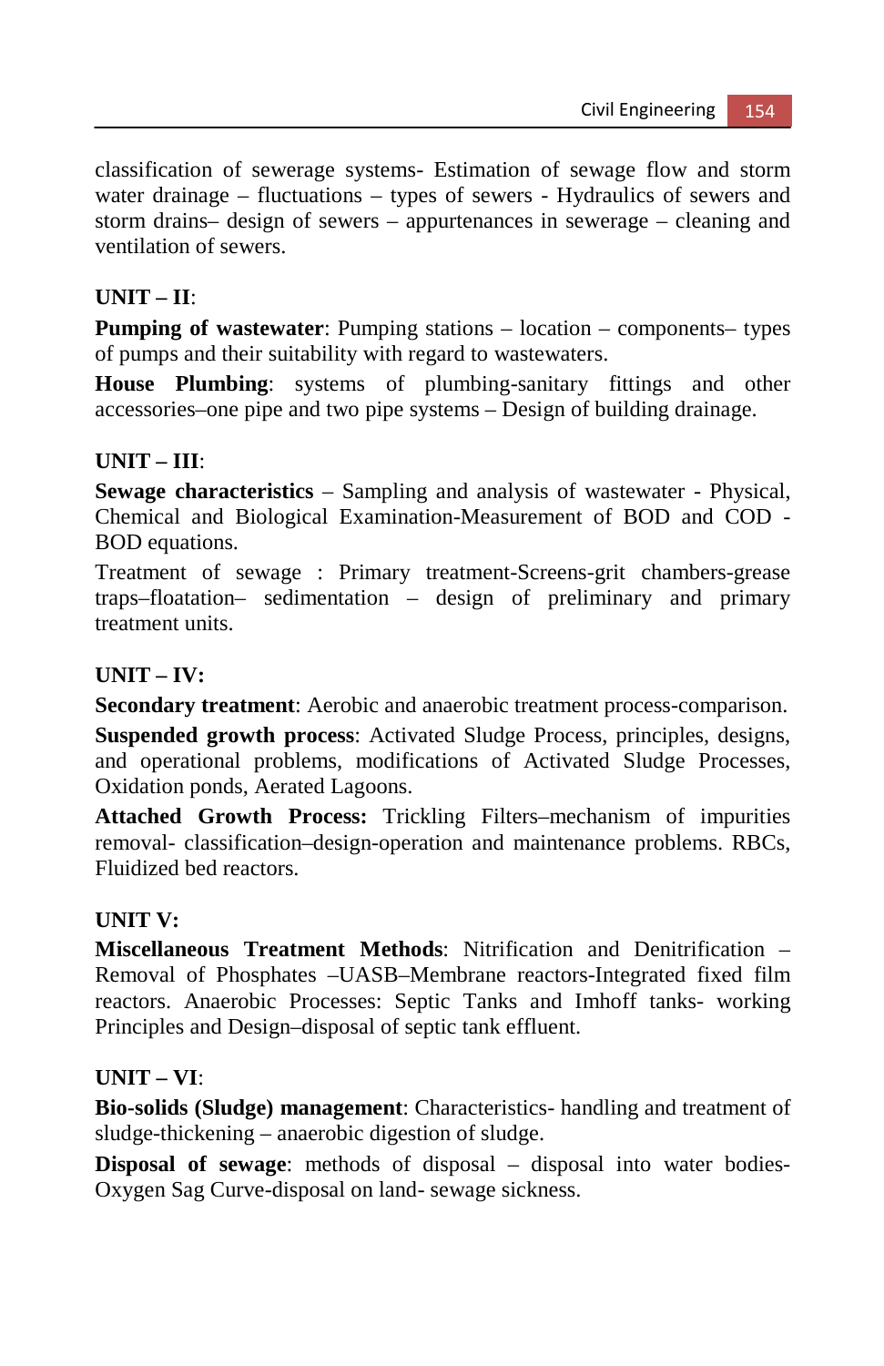classification of sewerage systems- Estimation of sewage flow and storm water drainage – fluctuations – types of sewers - Hydraulics of sewers and storm drains– design of sewers – appurtenances in sewerage – cleaning and ventilation of sewers.

**UNIT – II**:

**Pumping of wastewater**: Pumping stations – location – components– types of pumps and their suitability with regard to wastewaters.

**House Plumbing**: systems of plumbing-sanitary fittings and other accessories–one pipe and two pipe systems – Design of building drainage.

**UNIT – III**:

**Sewage characteristics** – Sampling and analysis of wastewater - Physical, Chemical and Biological Examination-Measurement of BOD and COD - BOD equations.

Treatment of sewage : Primary treatment-Screens-grit chambers-grease traps–floatation– sedimentation – design of preliminary and primary treatment units.

**UNIT – IV:**

**Secondary treatment**: Aerobic and anaerobic treatment process-comparison.

**Suspended growth process**: Activated Sludge Process, principles, designs, and operational problems, modifications of Activated Sludge Processes, Oxidation ponds, Aerated Lagoons.

**Attached Growth Process:** Trickling Filters–mechanism of impurities removal- classification–design-operation and maintenance problems. RBCs, Fluidized bed reactors.

**UNIT V:**

**Miscellaneous Treatment Methods**: Nitrification and Denitrification – Removal of Phosphates –UASB–Membrane reactors-Integrated fixed film reactors. Anaerobic Processes: Septic Tanks and Imhoff tanks- working Principles and Design–disposal of septic tank effluent.

**UNIT – VI**:

**Bio-solids (Sludge) management**: Characteristics- handling and treatment of sludge-thickening – anaerobic digestion of sludge.

**Disposal of sewage**: methods of disposal – disposal into water bodies-Oxygen Sag Curve-disposal on land- sewage sickness.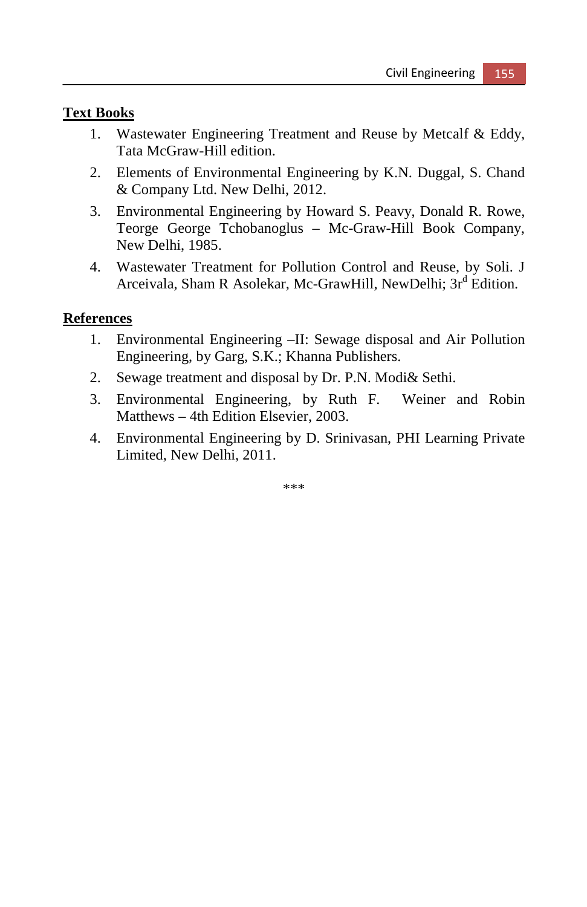**Text Books**

1. Wastewater Engineering Treatment and Reuse by Metcalf & Eddy, Tata McGraw-Hill edition.
2. Elements of Environmental Engineering by K.N. Duggal, S. Chand & Company Ltd. New Delhi, 2012.
3. Environmental Engineering by Howard S. Peavy, Donald R. Rowe, Teorge George Tchobanoglus – Mc-Graw-Hill Book Company, New Delhi, 1985.
4. Wastewater Treatment for Pollution Control and Reuse, by Soli. J Arceivala, Sham R Asolekar, Mc-GrawHill, NewDelhi; 3rd Edition.

**References**

1. Environmental Engineering –II: Sewage disposal and Air Pollution Engineering, by Garg, S.K.; Khanna Publishers.
2. Sewage treatment and disposal by Dr. P.N. Modi& Sethi.
3. Environmental Engineering, by Ruth F. Weiner and Robin Matthews – 4th Edition Elsevier, 2003.
4. Environmental Engineering by D. Srinivasan, PHI Learning Private Limited, New Delhi, 2011.

***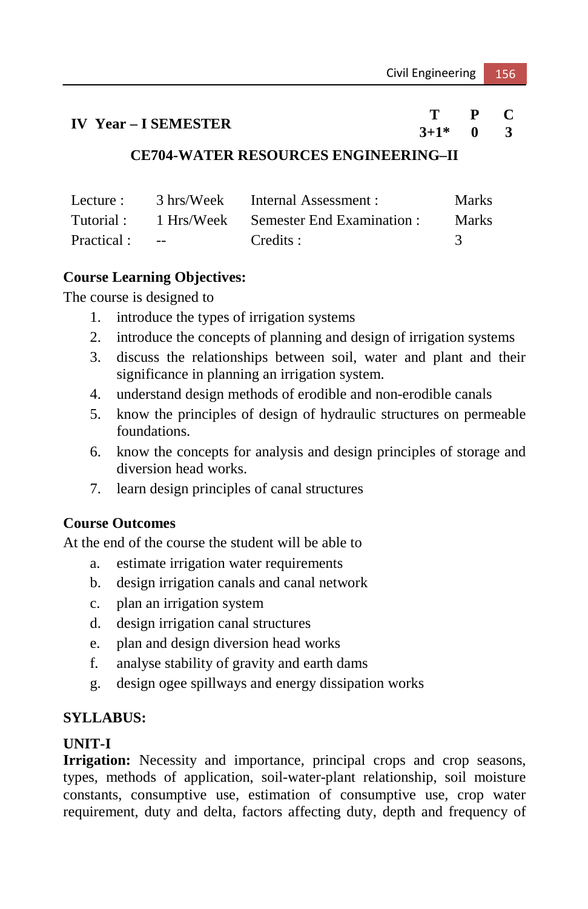**IV Year – I SEMESTER**

| | T | P | C |
|---|---|---|---|
| | 3+1* | 0 | 3 |

## CE704-WATER RESOURCES ENGINEERING–II

| | | | |
|---|---|---|---|
| Lecture : | 3 hrs/Week | Internal Assessment : | Marks |
| Tutorial : | 1 Hrs/Week | Semester End Examination : | Marks |
| Practical : | -- | Credits : | 3 |

**Course Learning Objectives:**

The course is designed to

1. introduce the types of irrigation systems
2. introduce the concepts of planning and design of irrigation systems
3. discuss the relationships between soil, water and plant and their significance in planning an irrigation system.
4. understand design methods of erodible and non-erodible canals
5. know the principles of design of hydraulic structures on permeable foundations.
6. know the concepts for analysis and design principles of storage and diversion head works.
7. learn design principles of canal structures

**Course Outcomes**

At the end of the course the student will be able to

a. estimate irrigation water requirements
b. design irrigation canals and canal network
c. plan an irrigation system
d. design irrigation canal structures
e. plan and design diversion head works
f. analyse stability of gravity and earth dams
g. design ogee spillways and energy dissipation works

**SYLLABUS:**

**UNIT-I**

**Irrigation:** Necessity and importance, principal crops and crop seasons, types, methods of application, soil-water-plant relationship, soil moisture constants, consumptive use, estimation of consumptive use, crop water requirement, duty and delta, factors affecting duty, depth and frequency of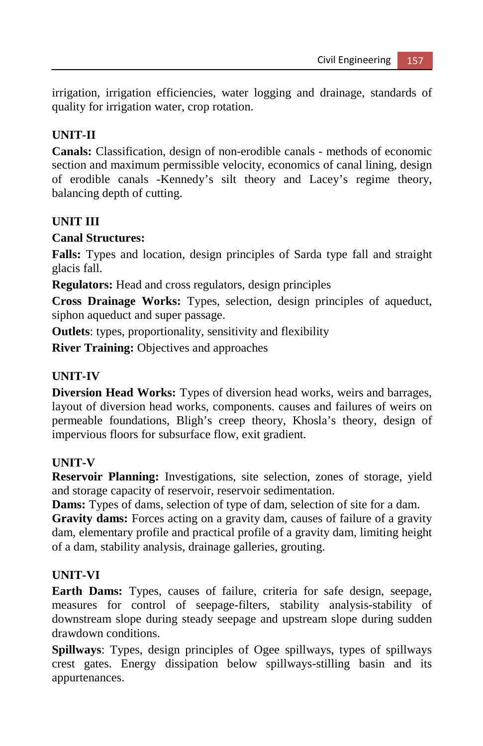irrigation, irrigation efficiencies, water logging and drainage, standards of quality for irrigation water, crop rotation.

### UNIT-II

**Canals:** Classification, design of non-erodible canals - methods of economic section and maximum permissible velocity, economics of canal lining, design of erodible canals -Kennedy's silt theory and Lacey's regime theory, balancing depth of cutting.

### UNIT III

**Canal Structures:**

**Falls:** Types and location, design principles of Sarda type fall and straight glacis fall.

**Regulators:** Head and cross regulators, design principles

**Cross Drainage Works:** Types, selection, design principles of aqueduct, siphon aqueduct and super passage.

**Outlets**: types, proportionality, sensitivity and flexibility

**River Training:** Objectives and approaches

### UNIT-IV

**Diversion Head Works:** Types of diversion head works, weirs and barrages, layout of diversion head works, components. causes and failures of weirs on permeable foundations, Bligh's creep theory, Khosla's theory, design of impervious floors for subsurface flow, exit gradient.

### UNIT-V

**Reservoir Planning:** Investigations, site selection, zones of storage, yield and storage capacity of reservoir, reservoir sedimentation.

**Dams:** Types of dams, selection of type of dam, selection of site for a dam.

**Gravity dams:** Forces acting on a gravity dam, causes of failure of a gravity dam, elementary profile and practical profile of a gravity dam, limiting height of a dam, stability analysis, drainage galleries, grouting.

### UNIT-VI

**Earth Dams:** Types, causes of failure, criteria for safe design, seepage, measures for control of seepage-filters, stability analysis-stability of downstream slope during steady seepage and upstream slope during sudden drawdown conditions.

**Spillways**: Types, design principles of Ogee spillways, types of spillways crest gates. Energy dissipation below spillways-stilling basin and its appurtenances.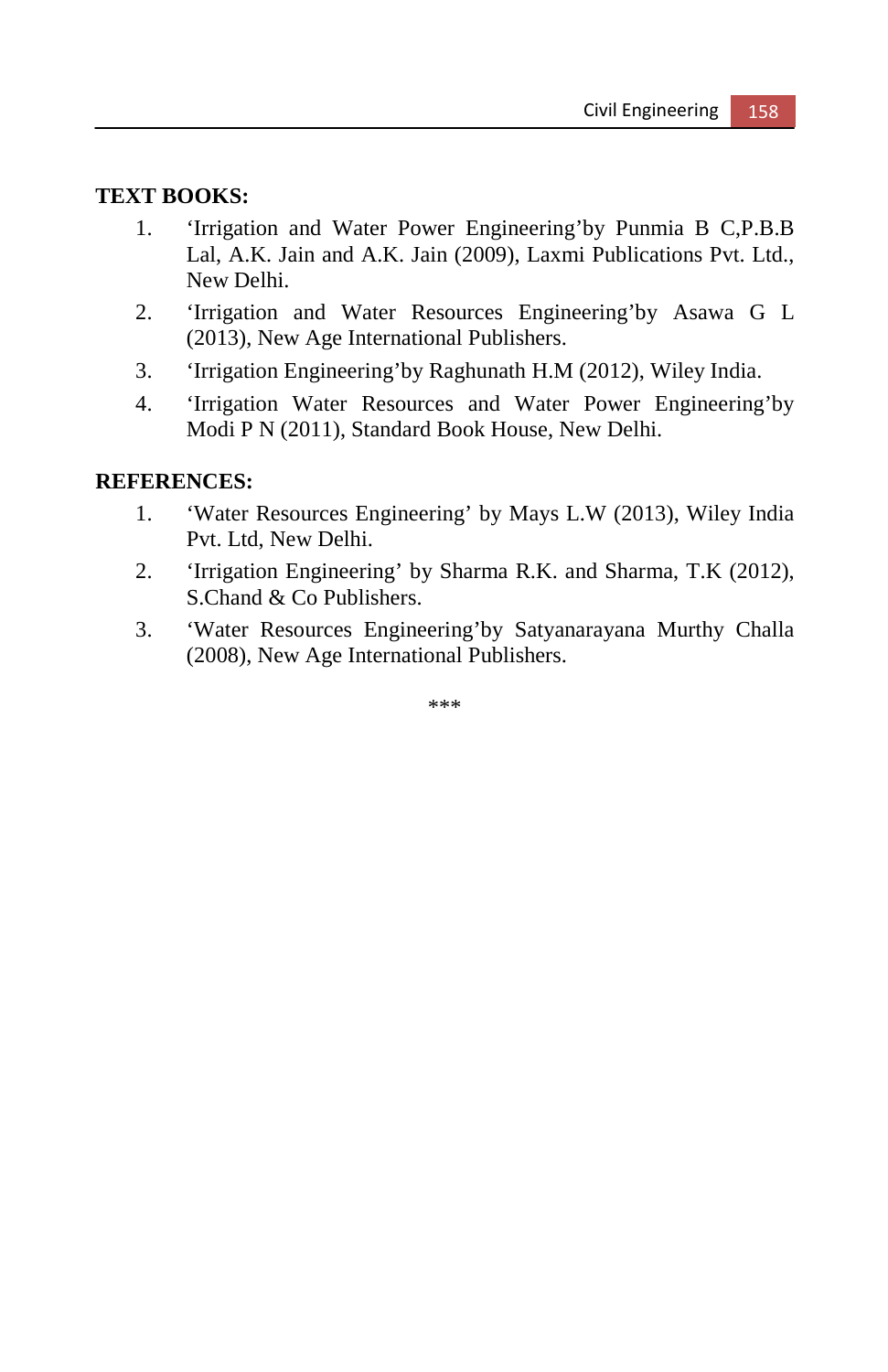**TEXT BOOKS:**

1. 'Irrigation and Water Power Engineering'by Punmia B C,P.B.B Lal, A.K. Jain and A.K. Jain (2009), Laxmi Publications Pvt. Ltd., New Delhi.
2. 'Irrigation and Water Resources Engineering'by Asawa G L (2013), New Age International Publishers.
3. 'Irrigation Engineering'by Raghunath H.M (2012), Wiley India.
4. 'Irrigation Water Resources and Water Power Engineering'by Modi P N (2011), Standard Book House, New Delhi.

**REFERENCES:**

1. 'Water Resources Engineering' by Mays L.W (2013), Wiley India Pvt. Ltd, New Delhi.
2. 'Irrigation Engineering' by Sharma R.K. and Sharma, T.K (2012), S.Chand & Co Publishers.
3. 'Water Resources Engineering'by Satyanarayana Murthy Challa (2008), New Age International Publishers.

***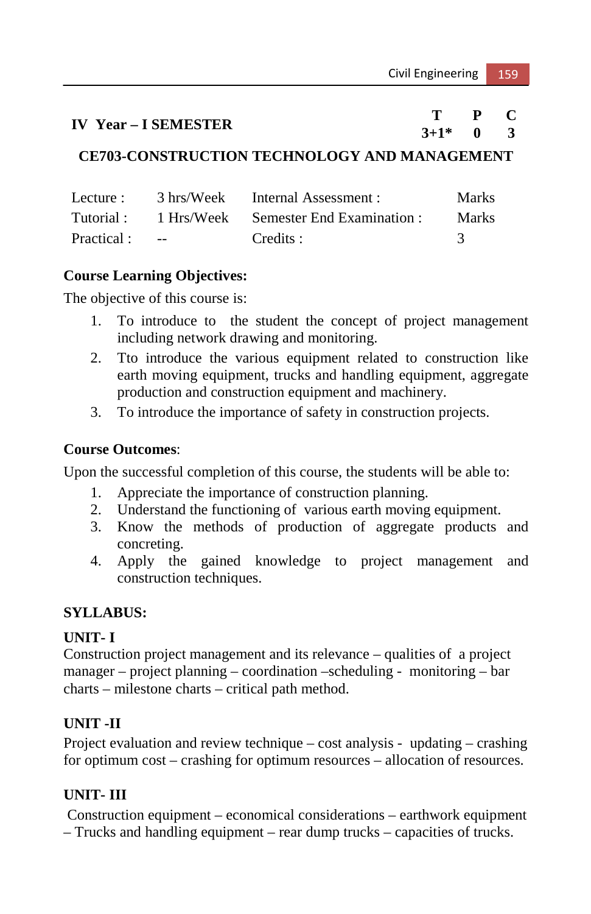**IV Year – I SEMESTER**

| T | P | C |
|---|---|---|
| 3+1* | 0 | 3 |

## CE703-CONSTRUCTION TECHNOLOGY AND MANAGEMENT

| | | | |
|---|---|---|---|
| Lecture : | 3 hrs/Week | Internal Assessment : | Marks |
| Tutorial : | 1 Hrs/Week | Semester End Examination : | Marks |
| Practical : | -- | Credits : | 3 |

**Course Learning Objectives:**

The objective of this course is:

1. To introduce to the student the concept of project management including network drawing and monitoring.
2. Tto introduce the various equipment related to construction like earth moving equipment, trucks and handling equipment, aggregate production and construction equipment and machinery.
3. To introduce the importance of safety in construction projects.

**Course Outcomes**:

Upon the successful completion of this course, the students will be able to:

1. Appreciate the importance of construction planning.
2. Understand the functioning of various earth moving equipment.
3. Know the methods of production of aggregate products and concreting.
4. Apply the gained knowledge to project management and construction techniques.

**SYLLABUS:**

**UNIT- I**

Construction project management and its relevance – qualities of a project manager – project planning – coordination –scheduling - monitoring – bar charts – milestone charts – critical path method.

**UNIT -II**

Project evaluation and review technique – cost analysis - updating – crashing for optimum cost – crashing for optimum resources – allocation of resources.

**UNIT- III**

Construction equipment – economical considerations – earthwork equipment – Trucks and handling equipment – rear dump trucks – capacities of trucks.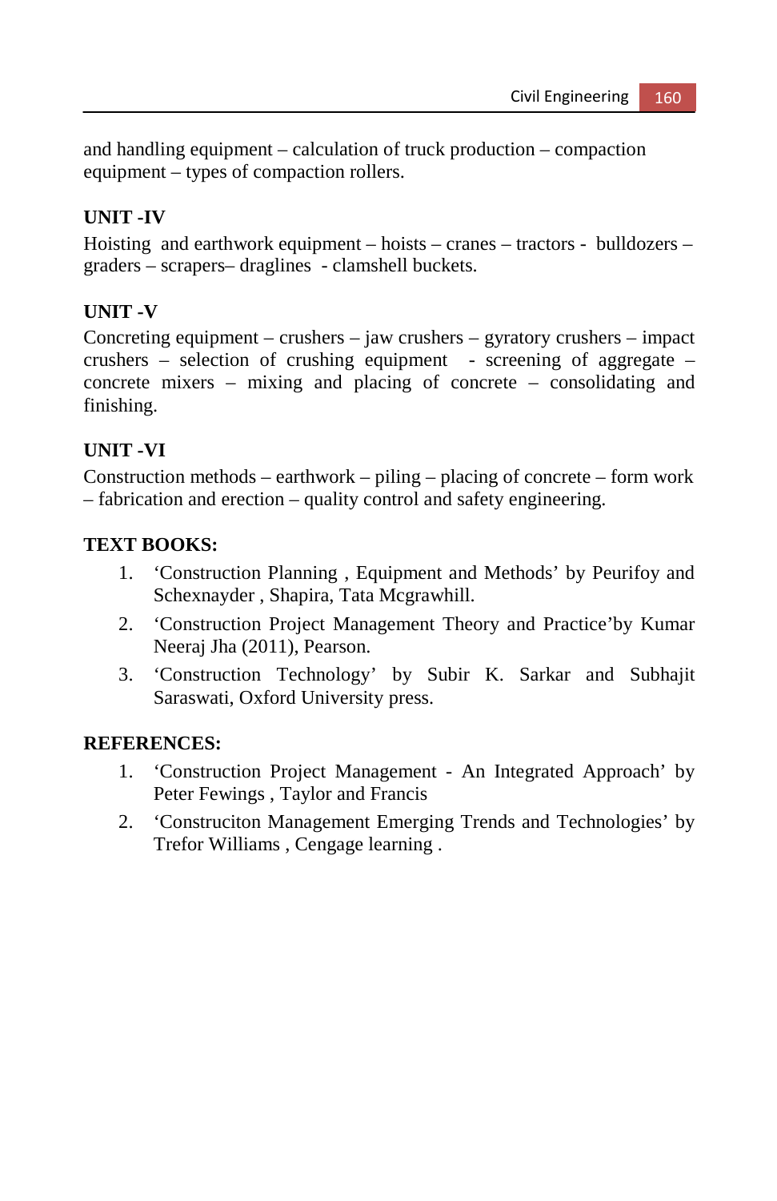and handling equipment – calculation of truck production – compaction equipment – types of compaction rollers.

**UNIT -IV**

Hoisting and earthwork equipment – hoists – cranes – tractors - bulldozers – graders – scrapers– draglines - clamshell buckets.

**UNIT -V**

Concreting equipment – crushers – jaw crushers – gyratory crushers – impact crushers – selection of crushing equipment - screening of aggregate – concrete mixers – mixing and placing of concrete – consolidating and finishing.

**UNIT -VI**

Construction methods – earthwork – piling – placing of concrete – form work – fabrication and erection – quality control and safety engineering.

**TEXT BOOKS:**

1. 'Construction Planning , Equipment and Methods' by Peurifoy and Schexnayder , Shapira, Tata Mcgrawhill.
2. 'Construction Project Management Theory and Practice'by Kumar Neeraj Jha (2011), Pearson.
3. 'Construction Technology' by Subir K. Sarkar and Subhajit Saraswati, Oxford University press.

**REFERENCES:**

1. 'Construction Project Management - An Integrated Approach' by Peter Fewings , Taylor and Francis
2. 'Construciton Management Emerging Trends and Technologies' by Trefor Williams , Cengage learning .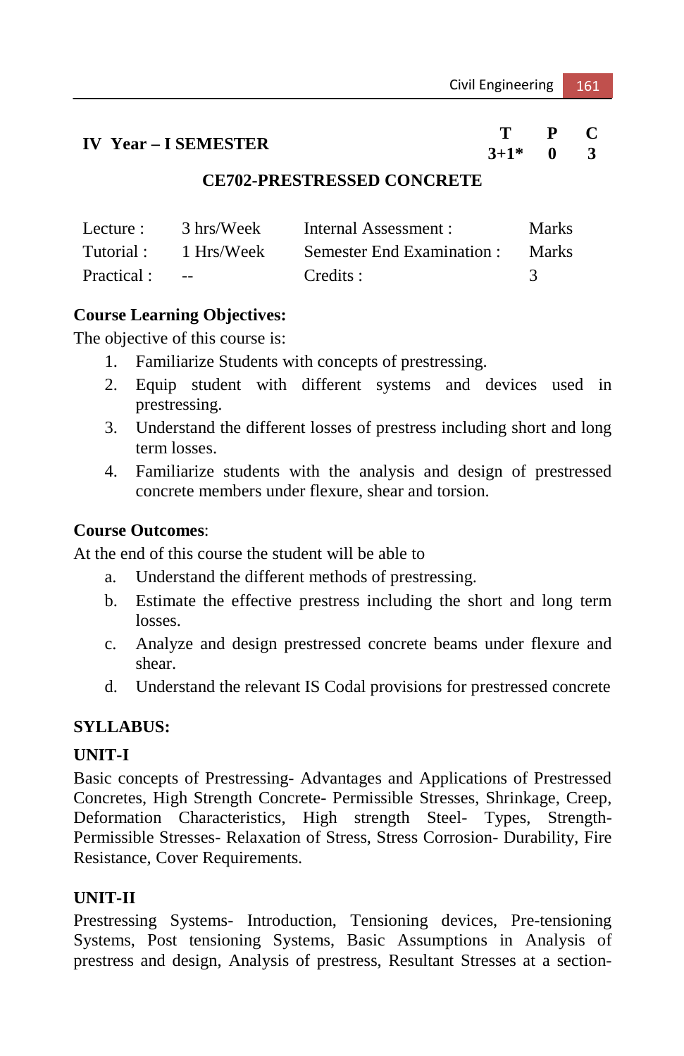| IV Year – I SEMESTER | T | P | C |
| --- | --- | --- | --- |
| | 3+1* | 0 | 3 |

## CE702-PRESTRESSED CONCRETE

| | | | |
| --- | --- | --- | --- |
| Lecture : | 3 hrs/Week | Internal Assessment : | Marks |
| Tutorial : | 1 Hrs/Week | Semester End Examination : | Marks |
| Practical : | -- | Credits : | 3 |

**Course Learning Objectives:**

The objective of this course is:

1. Familiarize Students with concepts of prestressing.
2. Equip student with different systems and devices used in prestressing.
3. Understand the different losses of prestress including short and long term losses.
4. Familiarize students with the analysis and design of prestressed concrete members under flexure, shear and torsion.

**Course Outcomes**:

At the end of this course the student will be able to

a. Understand the different methods of prestressing.
b. Estimate the effective prestress including the short and long term losses.
c. Analyze and design prestressed concrete beams under flexure and shear.
d. Understand the relevant IS Codal provisions for prestressed concrete

**SYLLABUS:**

**UNIT-I**

Basic concepts of Prestressing- Advantages and Applications of Prestressed Concretes, High Strength Concrete- Permissible Stresses, Shrinkage, Creep, Deformation Characteristics, High strength Steel- Types, Strength-Permissible Stresses- Relaxation of Stress, Stress Corrosion- Durability, Fire Resistance, Cover Requirements.

**UNIT-II**

Prestressing Systems- Introduction, Tensioning devices, Pre-tensioning Systems, Post tensioning Systems, Basic Assumptions in Analysis of prestress and design, Analysis of prestress, Resultant Stresses at a section-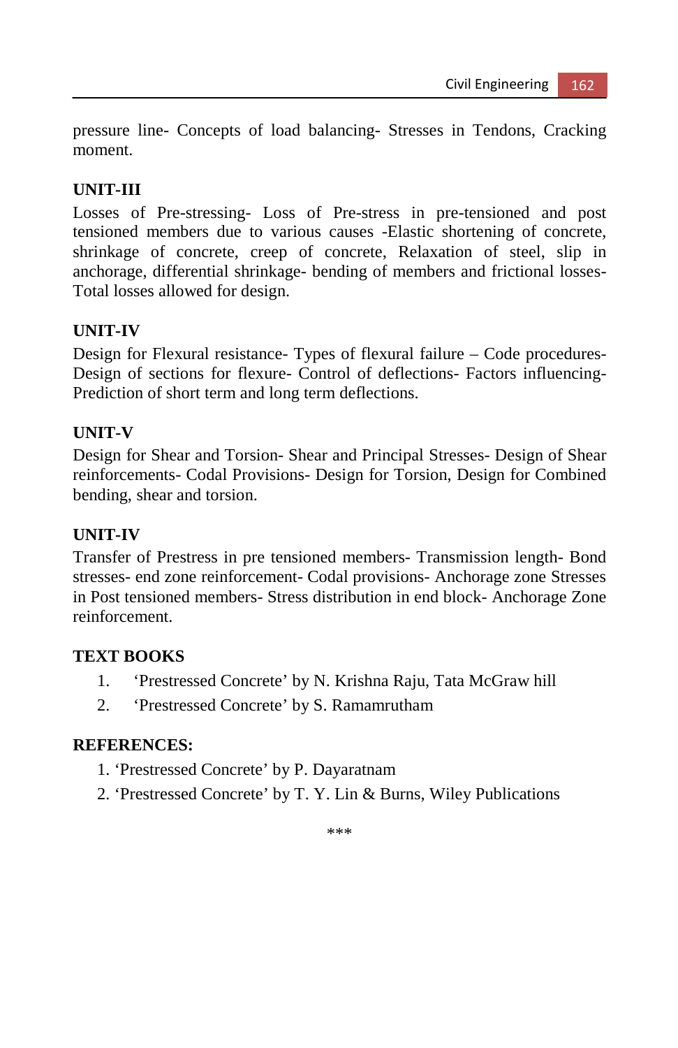pressure line- Concepts of load balancing- Stresses in Tendons, Cracking moment.

**UNIT-III**

Losses of Pre-stressing- Loss of Pre-stress in pre-tensioned and post tensioned members due to various causes -Elastic shortening of concrete, shrinkage of concrete, creep of concrete, Relaxation of steel, slip in anchorage, differential shrinkage- bending of members and frictional losses- Total losses allowed for design.

**UNIT-IV**

Design for Flexural resistance- Types of flexural failure – Code procedures- Design of sections for flexure- Control of deflections- Factors influencing- Prediction of short term and long term deflections.

**UNIT-V**

Design for Shear and Torsion- Shear and Principal Stresses- Design of Shear reinforcements- Codal Provisions- Design for Torsion, Design for Combined bending, shear and torsion.

**UNIT-IV**

Transfer of Prestress in pre tensioned members- Transmission length- Bond stresses- end zone reinforcement- Codal provisions- Anchorage zone Stresses in Post tensioned members- Stress distribution in end block- Anchorage Zone reinforcement.

**TEXT BOOKS**

1. 'Prestressed Concrete' by N. Krishna Raju, Tata McGraw hill
2. 'Prestressed Concrete' by S. Ramamrutham

**REFERENCES:**

1. 'Prestressed Concrete' by P. Dayaratnam
2. 'Prestressed Concrete' by T. Y. Lin & Burns, Wiley Publications

***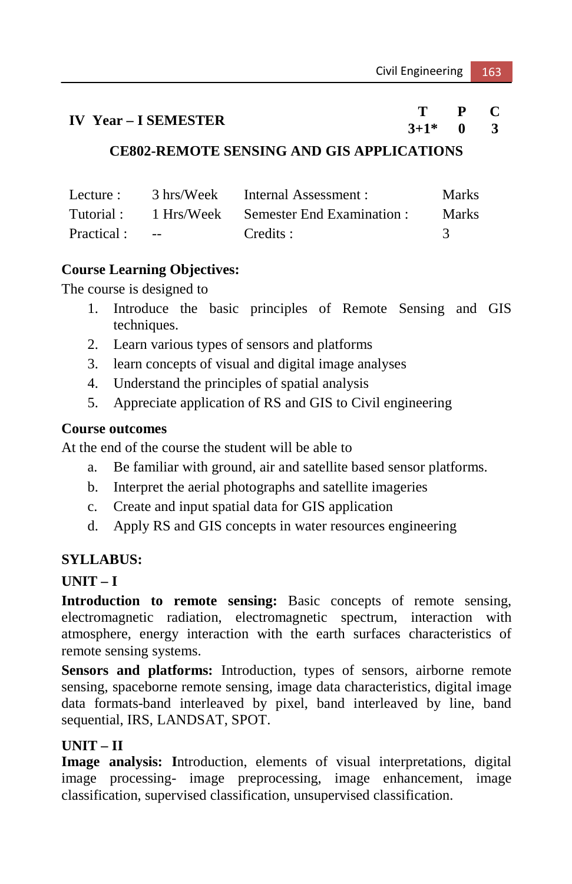**IV Year – I SEMESTER**

| T | P | C |
|---|---|---|
| 3+1* | 0 | 3 |

## CE802-REMOTE SENSING AND GIS APPLICATIONS

| | | | |
|---|---|---|---|
| Lecture : | 3 hrs/Week | Internal Assessment : | Marks |
| Tutorial : | 1 Hrs/Week | Semester End Examination : | Marks |
| Practical : | -- | Credits : | 3 |

### Course Learning Objectives:

The course is designed to

1. Introduce the basic principles of Remote Sensing and GIS techniques.
2. Learn various types of sensors and platforms
3. learn concepts of visual and digital image analyses
4. Understand the principles of spatial analysis
5. Appreciate application of RS and GIS to Civil engineering

### Course outcomes

At the end of the course the student will be able to

a. Be familiar with ground, air and satellite based sensor platforms.
b. Interpret the aerial photographs and satellite imageries
c. Create and input spatial data for GIS application
d. Apply RS and GIS concepts in water resources engineering

### SYLLABUS:

#### UNIT – I

**Introduction to remote sensing:** Basic concepts of remote sensing, electromagnetic radiation, electromagnetic spectrum, interaction with atmosphere, energy interaction with the earth surfaces characteristics of remote sensing systems.

**Sensors and platforms:** Introduction, types of sensors, airborne remote sensing, spaceborne remote sensing, image data characteristics, digital image data formats-band interleaved by pixel, band interleaved by line, band sequential, IRS, LANDSAT, SPOT.

#### UNIT – II

**Image analysis: I**ntroduction, elements of visual interpretations, digital image processing- image preprocessing, image enhancement, image classification, supervised classification, unsupervised classification.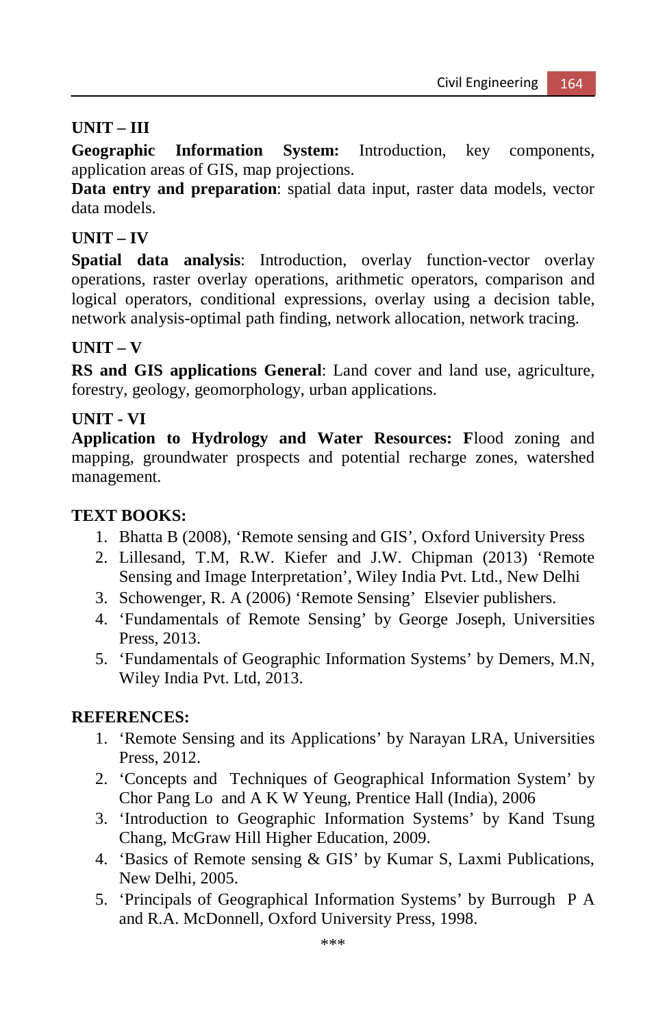## UNIT – III

**Geographic Information System:** Introduction, key components, application areas of GIS, map projections.

**Data entry and preparation**: spatial data input, raster data models, vector data models.

## UNIT – IV

**Spatial data analysis**: Introduction, overlay function-vector overlay operations, raster overlay operations, arithmetic operators, comparison and logical operators, conditional expressions, overlay using a decision table, network analysis-optimal path finding, network allocation, network tracing.

## UNIT – V

**RS and GIS applications General**: Land cover and land use, agriculture, forestry, geology, geomorphology, urban applications.

## UNIT - VI

**Application to Hydrology and Water Resources: F**lood zoning and mapping, groundwater prospects and potential recharge zones, watershed management.

## TEXT BOOKS:

1. Bhatta B (2008), 'Remote sensing and GIS', Oxford University Press
2. Lillesand, T.M, R.W. Kiefer and J.W. Chipman (2013) 'Remote Sensing and Image Interpretation', Wiley India Pvt. Ltd., New Delhi
3. Schowenger, R. A (2006) 'Remote Sensing' Elsevier publishers.
4. 'Fundamentals of Remote Sensing' by George Joseph, Universities Press, 2013.
5. 'Fundamentals of Geographic Information Systems' by Demers, M.N, Wiley India Pvt. Ltd, 2013.

## REFERENCES:

1. 'Remote Sensing and its Applications' by Narayan LRA, Universities Press, 2012.
2. 'Concepts and Techniques of Geographical Information System' by Chor Pang Lo and A K W Yeung, Prentice Hall (India), 2006
3. 'Introduction to Geographic Information Systems' by Kand Tsung Chang, McGraw Hill Higher Education, 2009.
4. 'Basics of Remote sensing & GIS' by Kumar S, Laxmi Publications, New Delhi, 2005.
5. 'Principals of Geographical Information Systems' by Burrough P A and R.A. McDonnell, Oxford University Press, 1998.

***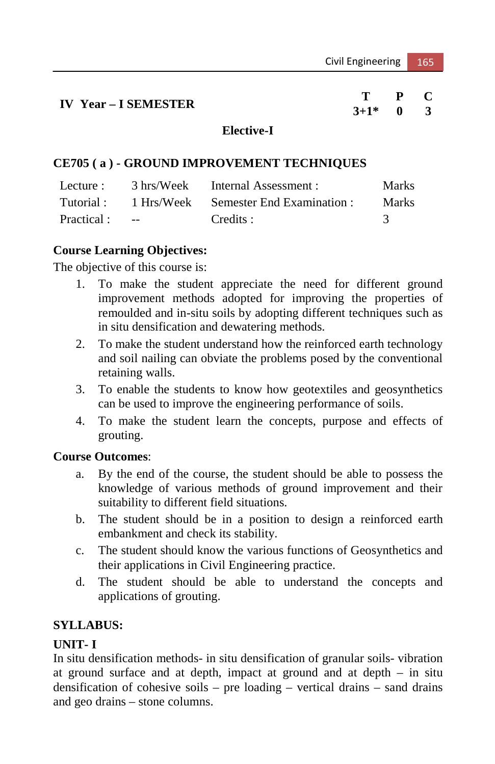**IV Year – I SEMESTER**

| T | P | C |
|---|---|---|
| 3+1* | 0 | 3 |

**Elective-I**

## CE705 ( a ) - GROUND IMPROVEMENT TECHNIQUES

| | | | |
|---|---|---|---|
| Lecture : | 3 hrs/Week | Internal Assessment : | Marks |
| Tutorial : | 1 Hrs/Week | Semester End Examination : | Marks |
| Practical : | -- | Credits : | 3 |

### Course Learning Objectives:

The objective of this course is:

1. To make the student appreciate the need for different ground improvement methods adopted for improving the properties of remoulded and in-situ soils by adopting different techniques such as in situ densification and dewatering methods.
2. To make the student understand how the reinforced earth technology and soil nailing can obviate the problems posed by the conventional retaining walls.
3. To enable the students to know how geotextiles and geosynthetics can be used to improve the engineering performance of soils.
4. To make the student learn the concepts, purpose and effects of grouting.

### Course Outcomes:

a. By the end of the course, the student should be able to possess the knowledge of various methods of ground improvement and their suitability to different field situations.

b. The student should be in a position to design a reinforced earth embankment and check its stability.

c. The student should know the various functions of Geosynthetics and their applications in Civil Engineering practice.

d. The student should be able to understand the concepts and applications of grouting.

### SYLLABUS:

**UNIT- I**

In situ densification methods- in situ densification of granular soils- vibration at ground surface and at depth, impact at ground and at depth – in situ densification of cohesive soils – pre loading – vertical drains – sand drains and geo drains – stone columns.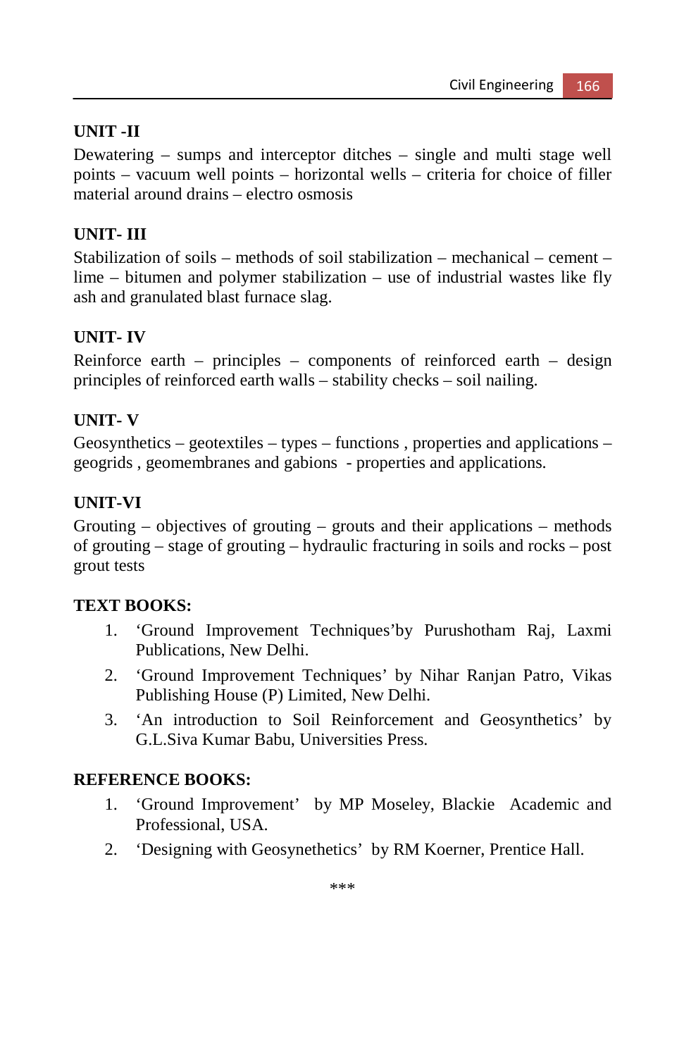**UNIT -II**

Dewatering – sumps and interceptor ditches – single and multi stage well points – vacuum well points – horizontal wells – criteria for choice of filler material around drains – electro osmosis

**UNIT- III**

Stabilization of soils – methods of soil stabilization – mechanical – cement – lime – bitumen and polymer stabilization – use of industrial wastes like fly ash and granulated blast furnace slag.

**UNIT- IV**

Reinforce earth – principles – components of reinforced earth – design principles of reinforced earth walls – stability checks – soil nailing.

**UNIT- V**

Geosynthetics – geotextiles – types – functions , properties and applications – geogrids , geomembranes and gabions - properties and applications.

**UNIT-VI**

Grouting – objectives of grouting – grouts and their applications – methods of grouting – stage of grouting – hydraulic fracturing in soils and rocks – post grout tests

**TEXT BOOKS:**

1. 'Ground Improvement Techniques'by Purushotham Raj, Laxmi Publications, New Delhi.
2. 'Ground Improvement Techniques' by Nihar Ranjan Patro, Vikas Publishing House (P) Limited, New Delhi.
3. 'An introduction to Soil Reinforcement and Geosynthetics' by G.L.Siva Kumar Babu, Universities Press.

**REFERENCE BOOKS:**

1. 'Ground Improvement' by MP Moseley, Blackie Academic and Professional, USA.
2. 'Designing with Geosynethetics' by RM Koerner, Prentice Hall.

***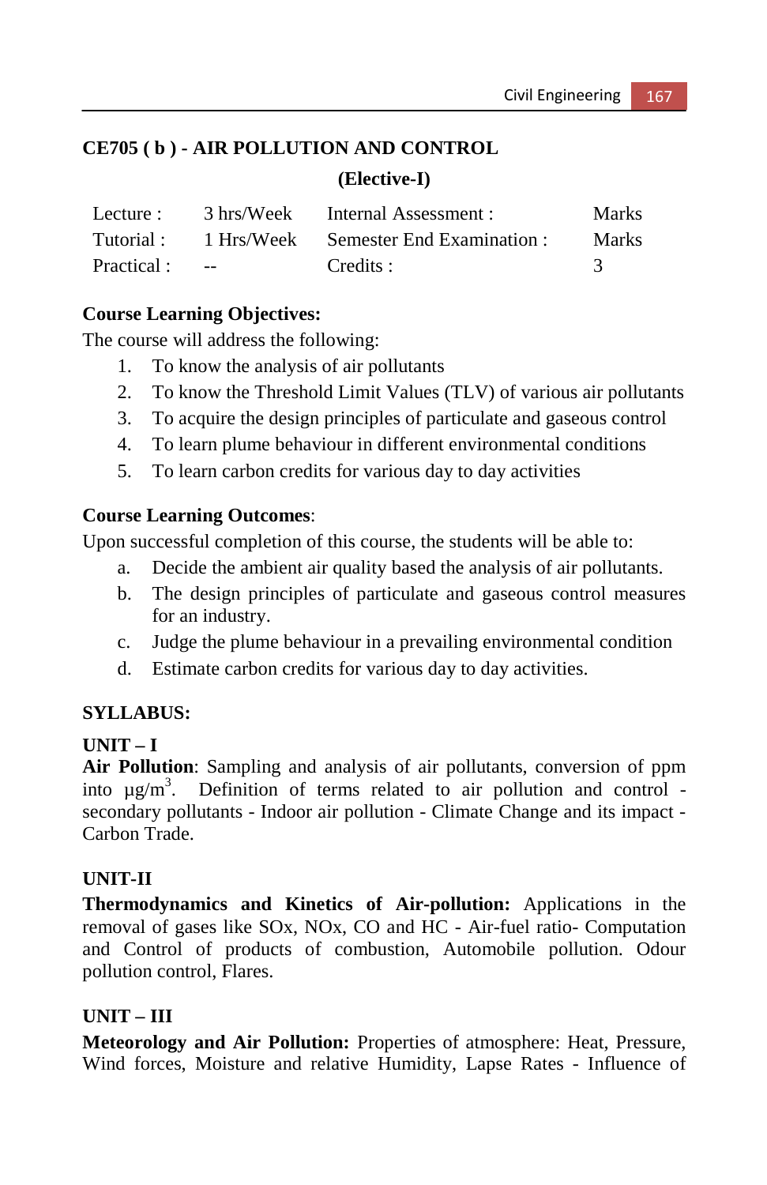## CE705 ( b ) - AIR POLLUTION AND CONTROL

**(Elective-I)**

| | | | |
|---|---|---|---|
| Lecture : | 3 hrs/Week | Internal Assessment : | Marks |
| Tutorial : | 1 Hrs/Week | Semester End Examination : | Marks |
| Practical : | -- | Credits : | 3 |

### Course Learning Objectives:

The course will address the following:

1. To know the analysis of air pollutants
2. To know the Threshold Limit Values (TLV) of various air pollutants
3. To acquire the design principles of particulate and gaseous control
4. To learn plume behaviour in different environmental conditions
5. To learn carbon credits for various day to day activities

### Course Learning Outcomes:

Upon successful completion of this course, the students will be able to:

a. Decide the ambient air quality based the analysis of air pollutants.
b. The design principles of particulate and gaseous control measures for an industry.
c. Judge the plume behaviour in a prevailing environmental condition
d. Estimate carbon credits for various day to day activities.

### SYLLABUS:

#### UNIT – I

**Air Pollution**: Sampling and analysis of air pollutants, conversion of ppm into $\mu g/m^3$. Definition of terms related to air pollution and control - secondary pollutants - Indoor air pollution - Climate Change and its impact - Carbon Trade.

#### UNIT-II

**Thermodynamics and Kinetics of Air-pollution:** Applications in the removal of gases like SOx, NOx, CO and HC - Air-fuel ratio- Computation and Control of products of combustion, Automobile pollution. Odour pollution control, Flares.

#### UNIT – III

**Meteorology and Air Pollution:** Properties of atmosphere: Heat, Pressure, Wind forces, Moisture and relative Humidity, Lapse Rates - Influence of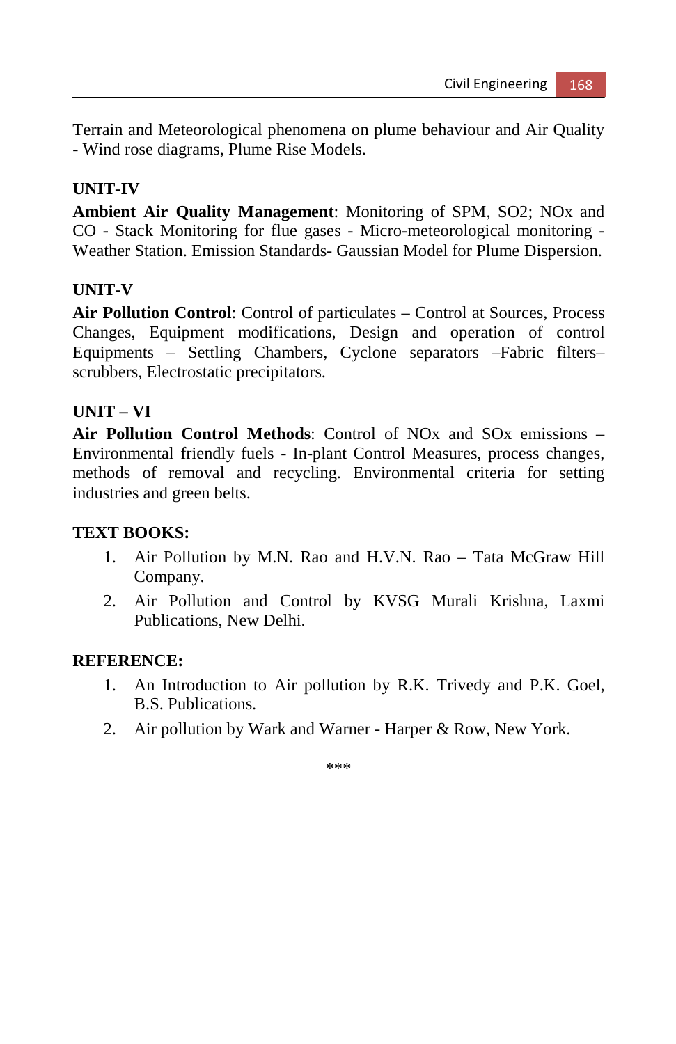Terrain and Meteorological phenomena on plume behaviour and Air Quality - Wind rose diagrams, Plume Rise Models.

**UNIT-IV**

**Ambient Air Quality Management**: Monitoring of SPM, $SO_2$; NOx and CO - Stack Monitoring for flue gases - Micro-meteorological monitoring - Weather Station. Emission Standards- Gaussian Model for Plume Dispersion.

**UNIT-V**

**Air Pollution Control**: Control of particulates – Control at Sources, Process Changes, Equipment modifications, Design and operation of control Equipments – Settling Chambers, Cyclone separators –Fabric filters– scrubbers, Electrostatic precipitators.

**UNIT – VI**

**Air Pollution Control Methods**: Control of NOx and SOx emissions – Environmental friendly fuels - In-plant Control Measures, process changes, methods of removal and recycling. Environmental criteria for setting industries and green belts.

**TEXT BOOKS:**

1. Air Pollution by M.N. Rao and H.V.N. Rao – Tata McGraw Hill Company.
2. Air Pollution and Control by KVSG Murali Krishna, Laxmi Publications, New Delhi.

**REFERENCE:**

1. An Introduction to Air pollution by R.K. Trivedy and P.K. Goel, B.S. Publications.
2. Air pollution by Wark and Warner - Harper & Row, New York.

***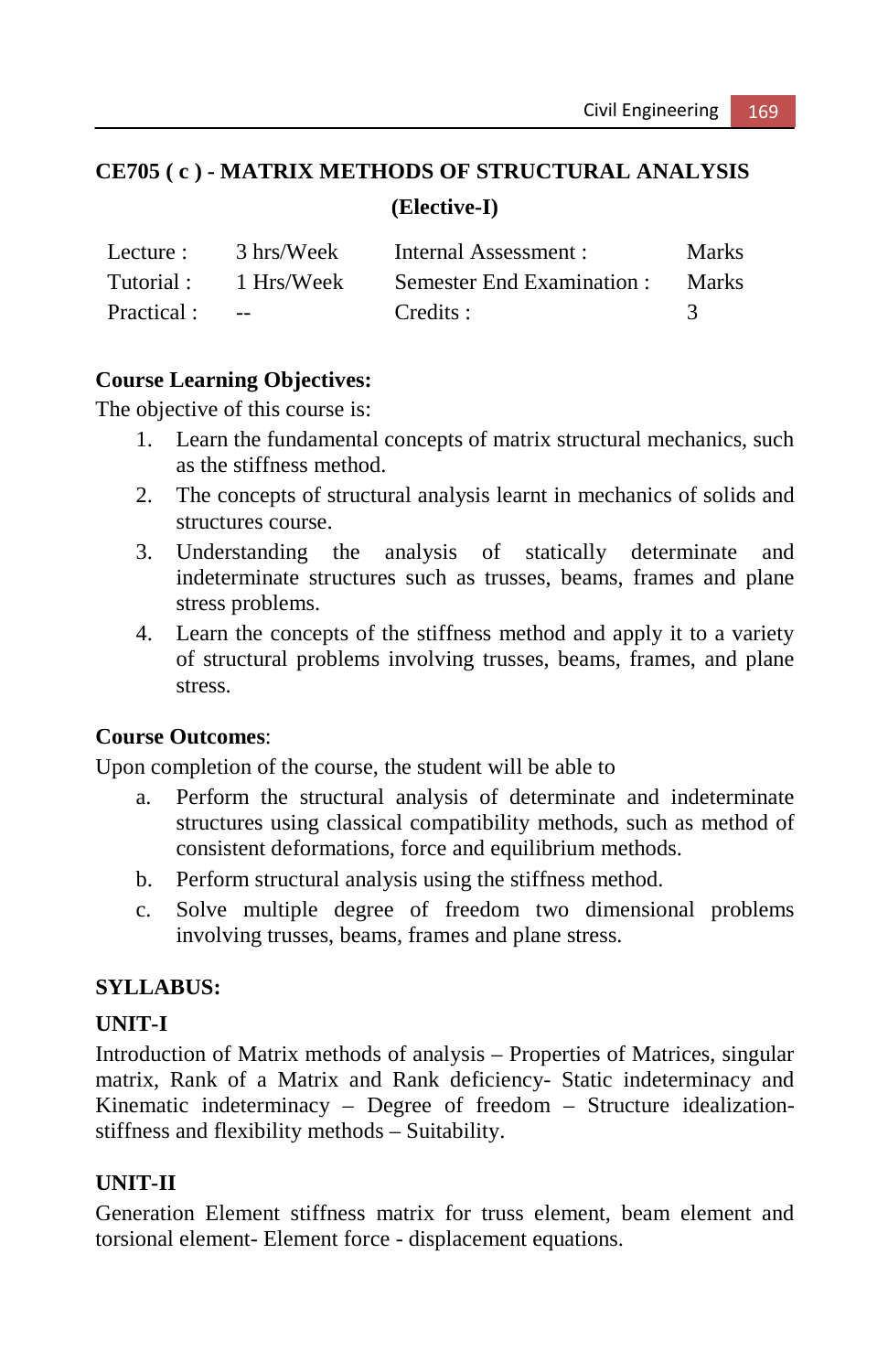## CE705 ( c ) - MATRIX METHODS OF STRUCTURAL ANALYSIS

**(Elective-I)**

| | | | |
|---|---|---|---|
| Lecture : | 3 hrs/Week | Internal Assessment : | Marks |
| Tutorial : | 1 Hrs/Week | Semester End Examination : | Marks |
| Practical : | -- | Credits : | 3 |

**Course Learning Objectives:**

The objective of this course is:

1. Learn the fundamental concepts of matrix structural mechanics, such as the stiffness method.
2. The concepts of structural analysis learnt in mechanics of solids and structures course.
3. Understanding the analysis of statically determinate and indeterminate structures such as trusses, beams, frames and plane stress problems.
4. Learn the concepts of the stiffness method and apply it to a variety of structural problems involving trusses, beams, frames, and plane stress.

**Course Outcomes**:

Upon completion of the course, the student will be able to

a. Perform the structural analysis of determinate and indeterminate structures using classical compatibility methods, such as method of consistent deformations, force and equilibrium methods.
b. Perform structural analysis using the stiffness method.
c. Solve multiple degree of freedom two dimensional problems involving trusses, beams, frames and plane stress.

**SYLLABUS:**

**UNIT-I**

Introduction of Matrix methods of analysis – Properties of Matrices, singular matrix, Rank of a Matrix and Rank deficiency- Static indeterminacy and Kinematic indeterminacy – Degree of freedom – Structure idealization-stiffness and flexibility methods – Suitability.

**UNIT-II**

Generation Element stiffness matrix for truss element, beam element and torsional element- Element force - displacement equations.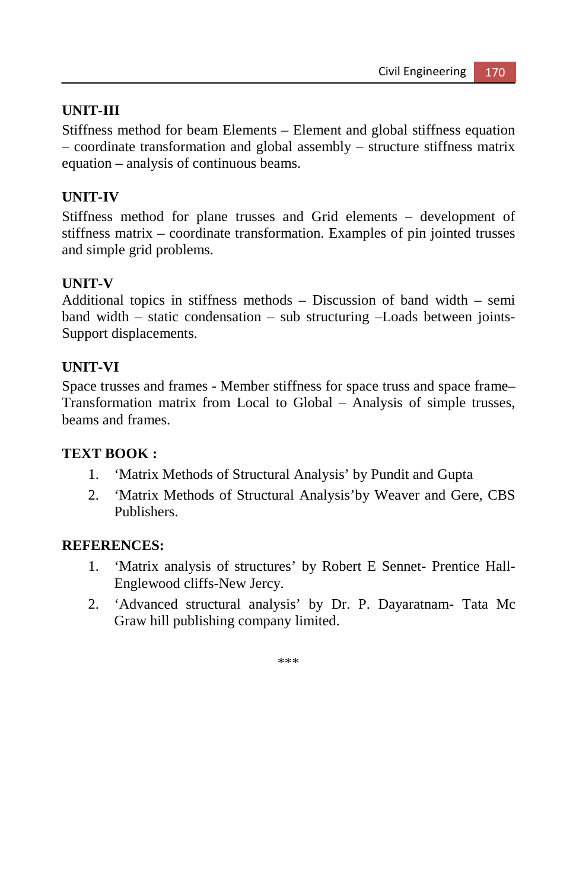## UNIT-III

Stiffness method for beam Elements – Element and global stiffness equation – coordinate transformation and global assembly – structure stiffness matrix equation – analysis of continuous beams.

## UNIT-IV

Stiffness method for plane trusses and Grid elements – development of stiffness matrix – coordinate transformation. Examples of pin jointed trusses and simple grid problems.

## UNIT-V

Additional topics in stiffness methods – Discussion of band width – semi band width – static condensation – sub structuring –Loads between joints-Support displacements.

## UNIT-VI

Space trusses and frames - Member stiffness for space truss and space frame– Transformation matrix from Local to Global – Analysis of simple trusses, beams and frames.

## TEXT BOOK :

1. 'Matrix Methods of Structural Analysis' by Pundit and Gupta
2. 'Matrix Methods of Structural Analysis'by Weaver and Gere, CBS Publishers.

## REFERENCES:

1. 'Matrix analysis of structures' by Robert E Sennet- Prentice Hall-Englewood cliffs-New Jercy.
2. 'Advanced structural analysis' by Dr. P. Dayaratnam- Tata Mc Graw hill publishing company limited.

***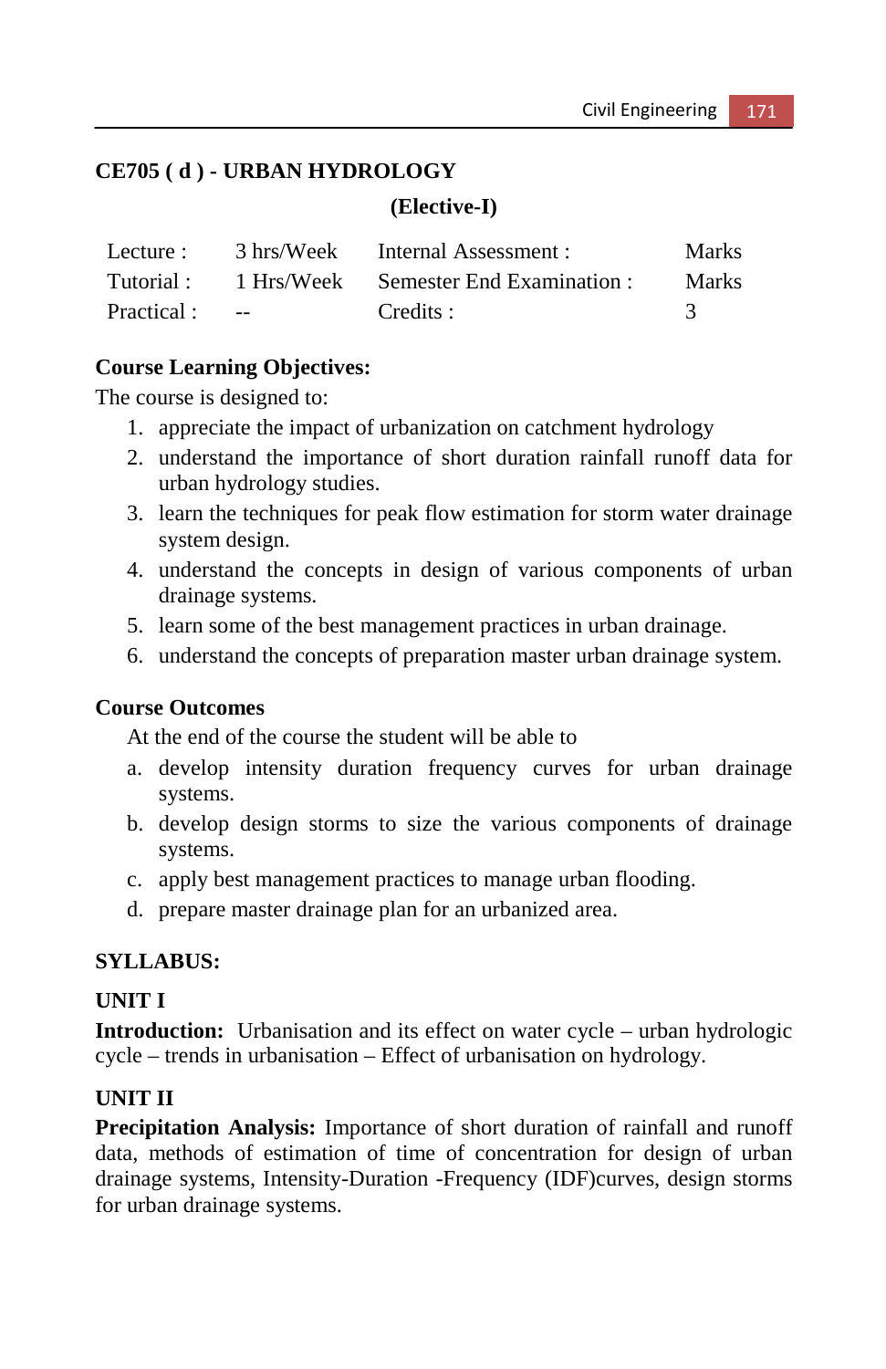## CE705 ( d ) - URBAN HYDROLOGY

**(Elective-I)**

| | | | |
|---|---|---|---|
| Lecture : | 3 hrs/Week | Internal Assessment : | Marks |
| Tutorial : | 1 Hrs/Week | Semester End Examination : | Marks |
| Practical : | -- | Credits : | 3 |

### Course Learning Objectives:

The course is designed to:

1. appreciate the impact of urbanization on catchment hydrology
2. understand the importance of short duration rainfall runoff data for urban hydrology studies.
3. learn the techniques for peak flow estimation for storm water drainage system design.
4. understand the concepts in design of various components of urban drainage systems.
5. learn some of the best management practices in urban drainage.
6. understand the concepts of preparation master urban drainage system.

### Course Outcomes

At the end of the course the student will be able to

a. develop intensity duration frequency curves for urban drainage systems.
b. develop design storms to size the various components of drainage systems.
c. apply best management practices to manage urban flooding.
d. prepare master drainage plan for an urbanized area.

### SYLLABUS:

### UNIT I

**Introduction:** Urbanisation and its effect on water cycle – urban hydrologic cycle – trends in urbanisation – Effect of urbanisation on hydrology.

### UNIT II

**Precipitation Analysis:** Importance of short duration of rainfall and runoff data, methods of estimation of time of concentration for design of urban drainage systems, Intensity-Duration -Frequency (IDF)curves, design storms for urban drainage systems.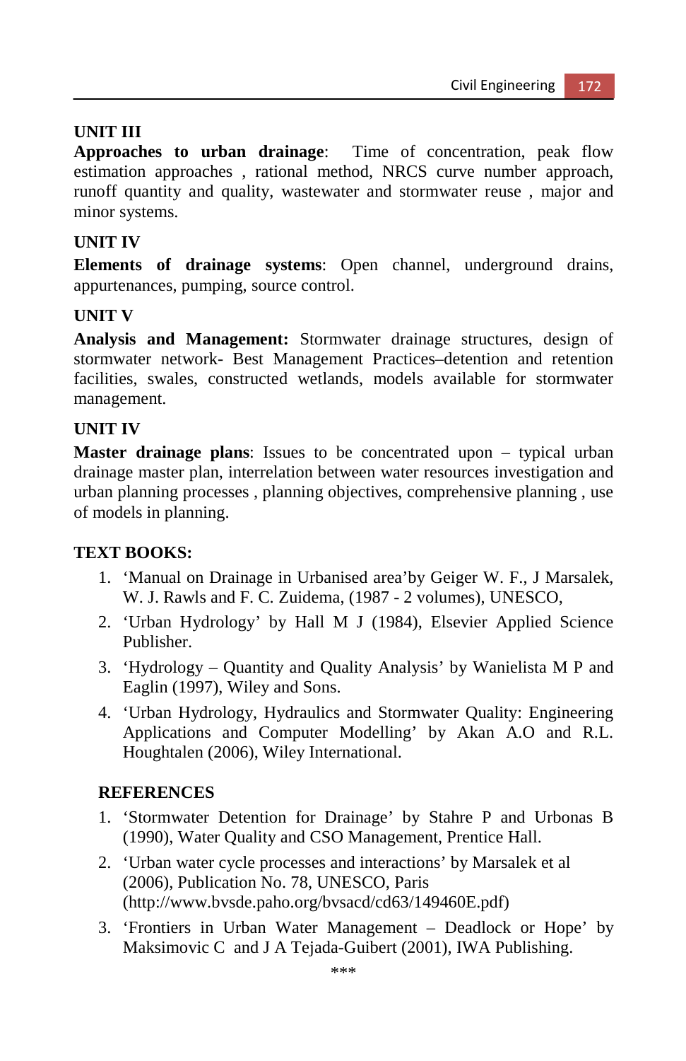## UNIT III

**Approaches to urban drainage**: Time of concentration, peak flow estimation approaches , rational method, NRCS curve number approach, runoff quantity and quality, wastewater and stormwater reuse , major and minor systems.

## UNIT IV

**Elements of drainage systems**: Open channel, underground drains, appurtenances, pumping, source control.

## UNIT V

**Analysis and Management:** Stormwater drainage structures, design of stormwater network- Best Management Practices–detention and retention facilities, swales, constructed wetlands, models available for stormwater management.

## UNIT IV

**Master drainage plans**: Issues to be concentrated upon – typical urban drainage master plan, interrelation between water resources investigation and urban planning processes , planning objectives, comprehensive planning , use of models in planning.

## TEXT BOOKS:

1. 'Manual on Drainage in Urbanised area'by Geiger W. F., J Marsalek, W. J. Rawls and F. C. Zuidema, (1987 - 2 volumes), UNESCO,
2. 'Urban Hydrology' by Hall M J (1984), Elsevier Applied Science Publisher.
3. 'Hydrology – Quantity and Quality Analysis' by Wanielista M P and Eaglin (1997), Wiley and Sons.
4. 'Urban Hydrology, Hydraulics and Stormwater Quality: Engineering Applications and Computer Modelling' by Akan A.O and R.L. Houghtalen (2006), Wiley International.

## REFERENCES

1. 'Stormwater Detention for Drainage' by Stahre P and Urbonas B (1990), Water Quality and CSO Management, Prentice Hall.
2. 'Urban water cycle processes and interactions' by Marsalek et al (2006), Publication No. 78, UNESCO, Paris (http://www.bvsde.paho.org/bvsacd/cd63/149460E.pdf)
3. 'Frontiers in Urban Water Management – Deadlock or Hope' by Maksimovic C and J A Tejada-Guibert (2001), IWA Publishing.

***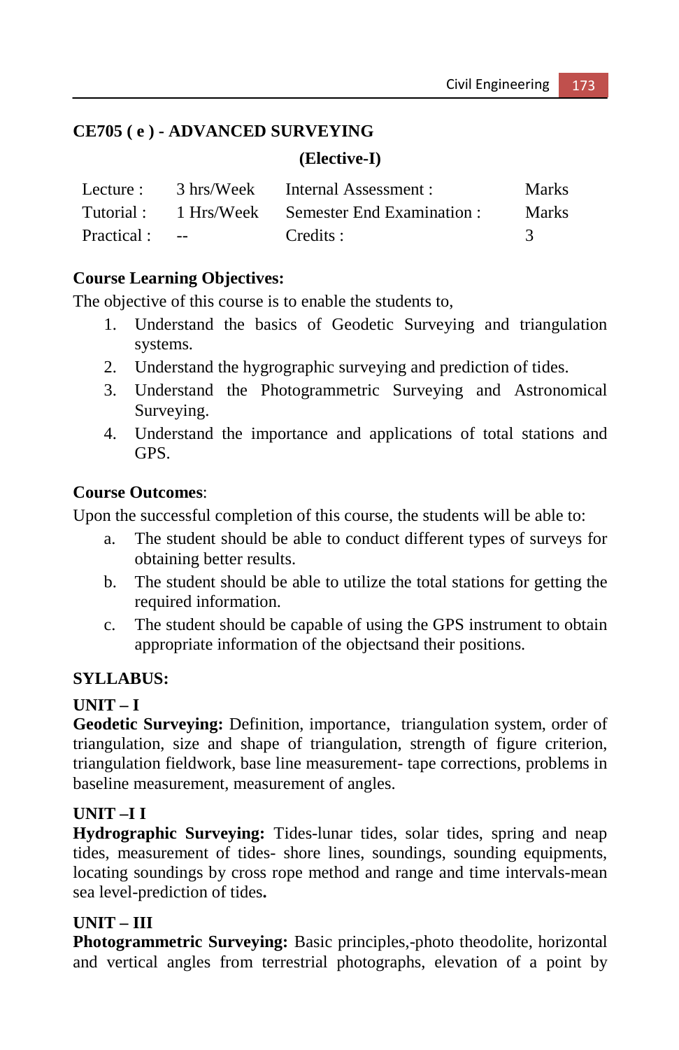## CE705 ( e ) - ADVANCED SURVEYING

**(Elective-I)**

| | | | |
|---|---|---|---|
| Lecture : | 3 hrs/Week | Internal Assessment : | Marks |
| Tutorial : | 1 Hrs/Week | Semester End Examination : | Marks |
| Practical : | -- | Credits : | 3 |

**Course Learning Objectives:**

The objective of this course is to enable the students to,

1. Understand the basics of Geodetic Surveying and triangulation systems.
2. Understand the hygrographic surveying and prediction of tides.
3. Understand the Photogrammetric Surveying and Astronomical Surveying.
4. Understand the importance and applications of total stations and GPS.

**Course Outcomes**:

Upon the successful completion of this course, the students will be able to:

a. The student should be able to conduct different types of surveys for obtaining better results.
b. The student should be able to utilize the total stations for getting the required information.
c. The student should be capable of using the GPS instrument to obtain appropriate information of the objectsand their positions.

**SYLLABUS:**

**UNIT – I**

**Geodetic Surveying:** Definition, importance, triangulation system, order of triangulation, size and shape of triangulation, strength of figure criterion, triangulation fieldwork, base line measurement- tape corrections, problems in baseline measurement, measurement of angles.

**UNIT –I I**

**Hydrographic Surveying:** Tides-lunar tides, solar tides, spring and neap tides, measurement of tides- shore lines, soundings, sounding equipments, locating soundings by cross rope method and range and time intervals-mean sea level-prediction of tides**.**

**UNIT – III**

**Photogrammetric Surveying:** Basic principles,-photo theodolite, horizontal and vertical angles from terrestrial photographs, elevation of a point by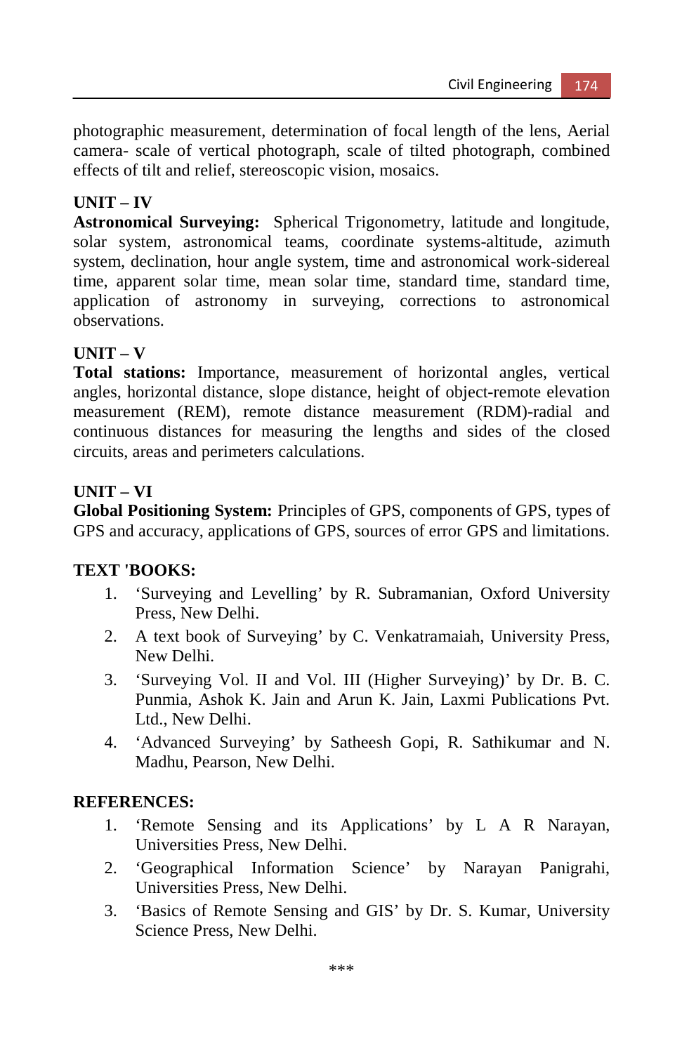photographic measurement, determination of focal length of the lens, Aerial camera- scale of vertical photograph, scale of tilted photograph, combined effects of tilt and relief, stereoscopic vision, mosaics.

**UNIT – IV**

**Astronomical Surveying:** Spherical Trigonometry, latitude and longitude, solar system, astronomical teams, coordinate systems-altitude, azimuth system, declination, hour angle system, time and astronomical work-sidereal time, apparent solar time, mean solar time, standard time, standard time, application of astronomy in surveying, corrections to astronomical observations.

**UNIT – V**

**Total stations:** Importance, measurement of horizontal angles, vertical angles, horizontal distance, slope distance, height of object-remote elevation measurement (REM), remote distance measurement (RDM)-radial and continuous distances for measuring the lengths and sides of the closed circuits, areas and perimeters calculations.

**UNIT – VI**

**Global Positioning System:** Principles of GPS, components of GPS, types of GPS and accuracy, applications of GPS, sources of error GPS and limitations.

**TEXT 'BOOKS:**

1. 'Surveying and Levelling' by R. Subramanian, Oxford University Press, New Delhi.
2. A text book of Surveying' by C. Venkatramaiah, University Press, New Delhi.
3. 'Surveying Vol. II and Vol. III (Higher Surveying)' by Dr. B. C. Punmia, Ashok K. Jain and Arun K. Jain, Laxmi Publications Pvt. Ltd., New Delhi.
4. 'Advanced Surveying' by Satheesh Gopi, R. Sathikumar and N. Madhu, Pearson, New Delhi.

**REFERENCES:**

1. 'Remote Sensing and its Applications' by L A R Narayan, Universities Press, New Delhi.
2. 'Geographical Information Science' by Narayan Panigrahi, Universities Press, New Delhi.
3. 'Basics of Remote Sensing and GIS' by Dr. S. Kumar, University Science Press, New Delhi.

***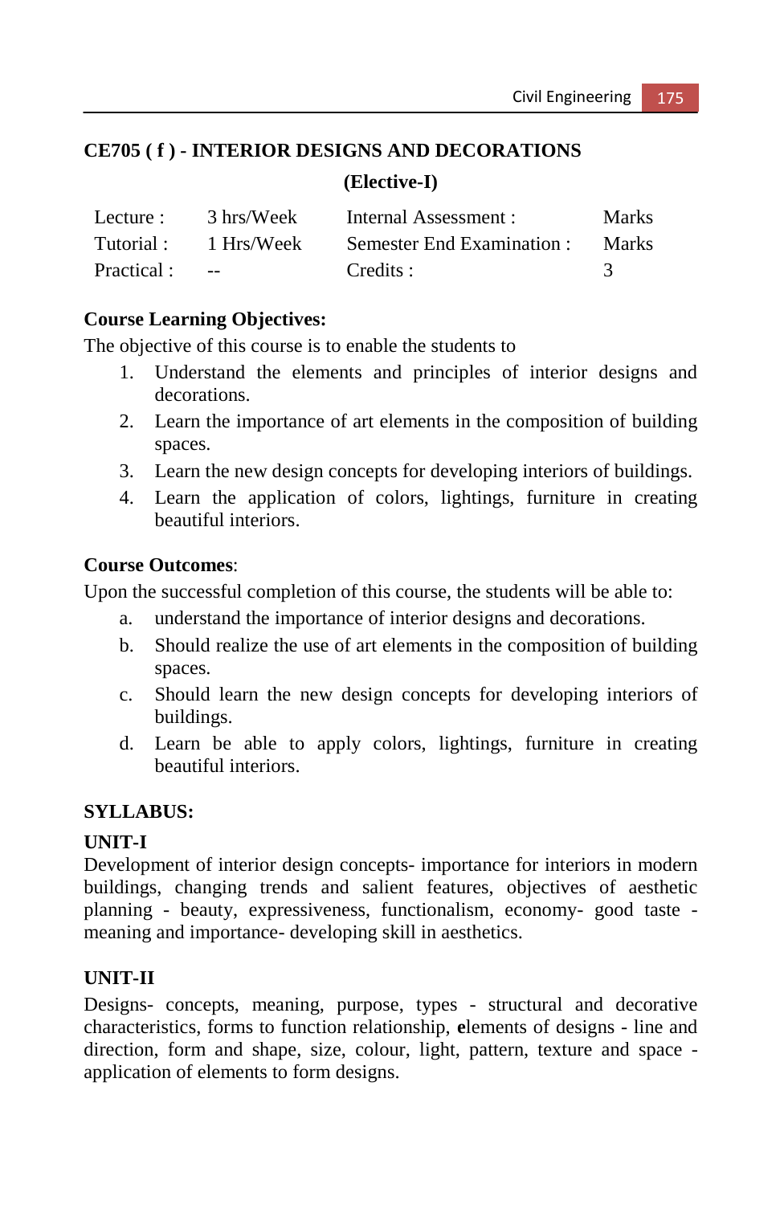## CE705 ( f ) - INTERIOR DESIGNS AND DECORATIONS

**(Elective-I)**

| | | | |
|---|---|---|---|
| Lecture : | 3 hrs/Week | Internal Assessment : | Marks |
| Tutorial : | 1 Hrs/Week | Semester End Examination : | Marks |
| Practical : | -- | Credits : | 3 |

**Course Learning Objectives:**

The objective of this course is to enable the students to

1. Understand the elements and principles of interior designs and decorations.
2. Learn the importance of art elements in the composition of building spaces.
3. Learn the new design concepts for developing interiors of buildings.
4. Learn the application of colors, lightings, furniture in creating beautiful interiors.

**Course Outcomes**:

Upon the successful completion of this course, the students will be able to:

a. understand the importance of interior designs and decorations.
b. Should realize the use of art elements in the composition of building spaces.
c. Should learn the new design concepts for developing interiors of buildings.
d. Learn be able to apply colors, lightings, furniture in creating beautiful interiors.

**SYLLABUS:**

**UNIT-I**

Development of interior design concepts- importance for interiors in modern buildings, changing trends and salient features, objectives of aesthetic planning - beauty, expressiveness, functionalism, economy- good taste - meaning and importance- developing skill in aesthetics.

**UNIT-II**

Designs- concepts, meaning, purpose, types - structural and decorative characteristics, forms to function relationship, **e**lements of designs - line and direction, form and shape, size, colour, light, pattern, texture and space - application of elements to form designs.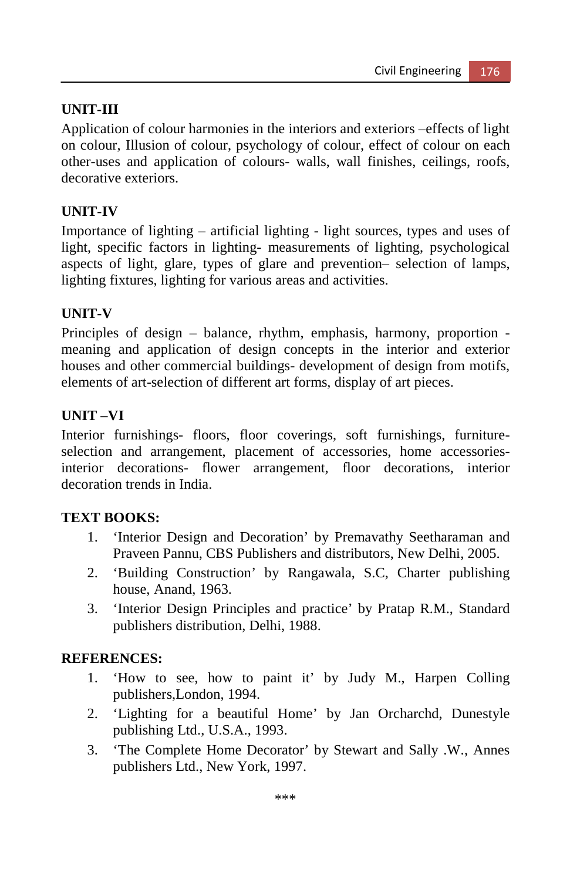### UNIT-III

Application of colour harmonies in the interiors and exteriors –effects of light on colour, Illusion of colour, psychology of colour, effect of colour on each other-uses and application of colours- walls, wall finishes, ceilings, roofs, decorative exteriors.

### UNIT-IV

Importance of lighting – artificial lighting - light sources, types and uses of light, specific factors in lighting- measurements of lighting, psychological aspects of light, glare, types of glare and prevention– selection of lamps, lighting fixtures, lighting for various areas and activities.

### UNIT-V

Principles of design – balance, rhythm, emphasis, harmony, proportion - meaning and application of design concepts in the interior and exterior houses and other commercial buildings- development of design from motifs, elements of art-selection of different art forms, display of art pieces.

### UNIT –VI

Interior furnishings- floors, floor coverings, soft furnishings, furniture-selection and arrangement, placement of accessories, home accessories-interior decorations- flower arrangement, floor decorations, interior decoration trends in India.

### TEXT BOOKS:

1. 'Interior Design and Decoration' by Premavathy Seetharaman and Praveen Pannu, CBS Publishers and distributors, New Delhi, 2005.
2. 'Building Construction' by Rangawala, S.C, Charter publishing house, Anand, 1963.
3. 'Interior Design Principles and practice' by Pratap R.M., Standard publishers distribution, Delhi, 1988.

### REFERENCES:

1. 'How to see, how to paint it' by Judy M., Harpen Colling publishers,London, 1994.
2. 'Lighting for a beautiful Home' by Jan Orcharchd, Dunestyle publishing Ltd., U.S.A., 1993.
3. 'The Complete Home Decorator' by Stewart and Sally .W., Annes publishers Ltd., New York, 1997.

***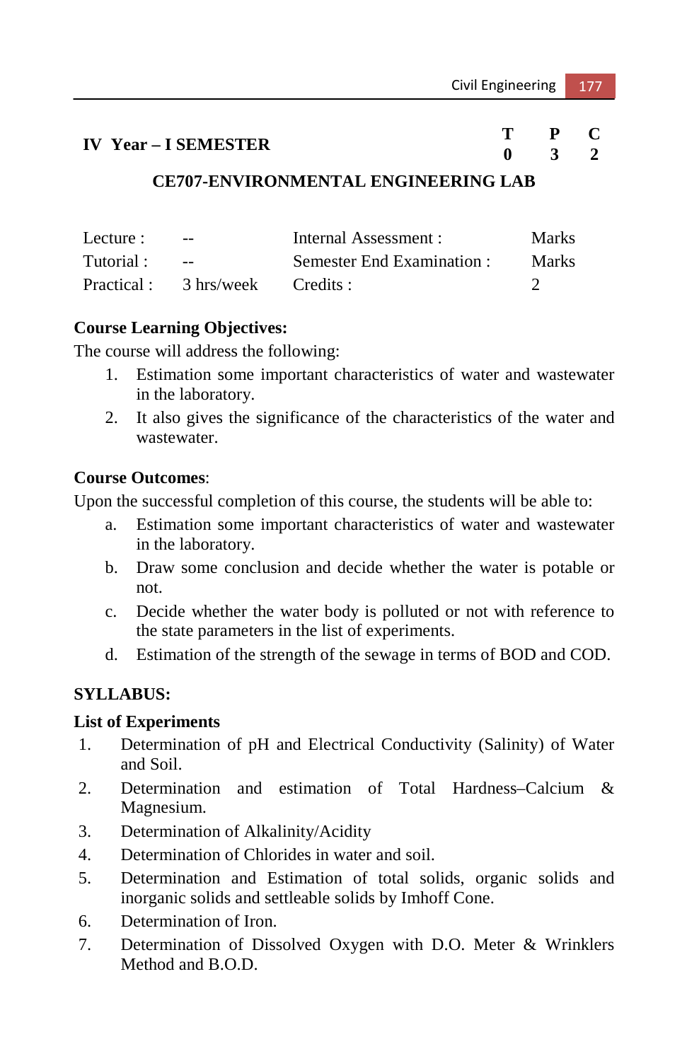| | T | P | C |
|---|---|---|---|
| **IV Year – I SEMESTER** | **0** | **3** | **2** |

## CE707-ENVIRONMENTAL ENGINEERING LAB

| | | | |
|---|---|---|---|
| Lecture : | -- | Internal Assessment : | Marks |
| Tutorial : | -- | Semester End Examination : | Marks |
| Practical : | 3 hrs/week | Credits : | 2 |

**Course Learning Objectives:**

The course will address the following:

1. Estimation some important characteristics of water and wastewater in the laboratory.
2. It also gives the significance of the characteristics of the water and wastewater.

**Course Outcomes**:

Upon the successful completion of this course, the students will be able to:

a. Estimation some important characteristics of water and wastewater in the laboratory.
b. Draw some conclusion and decide whether the water is potable or not.
c. Decide whether the water body is polluted or not with reference to the state parameters in the list of experiments.
d. Estimation of the strength of the sewage in terms of BOD and COD.

**SYLLABUS:**

**List of Experiments**

1. Determination of pH and Electrical Conductivity (Salinity) of Water and Soil.
2. Determination and estimation of Total Hardness–Calcium & Magnesium.
3. Determination of Alkalinity/Acidity
4. Determination of Chlorides in water and soil.
5. Determination and Estimation of total solids, organic solids and inorganic solids and settleable solids by Imhoff Cone.
6. Determination of Iron.
7. Determination of Dissolved Oxygen with D.O. Meter & Wrinklers Method and B.O.D.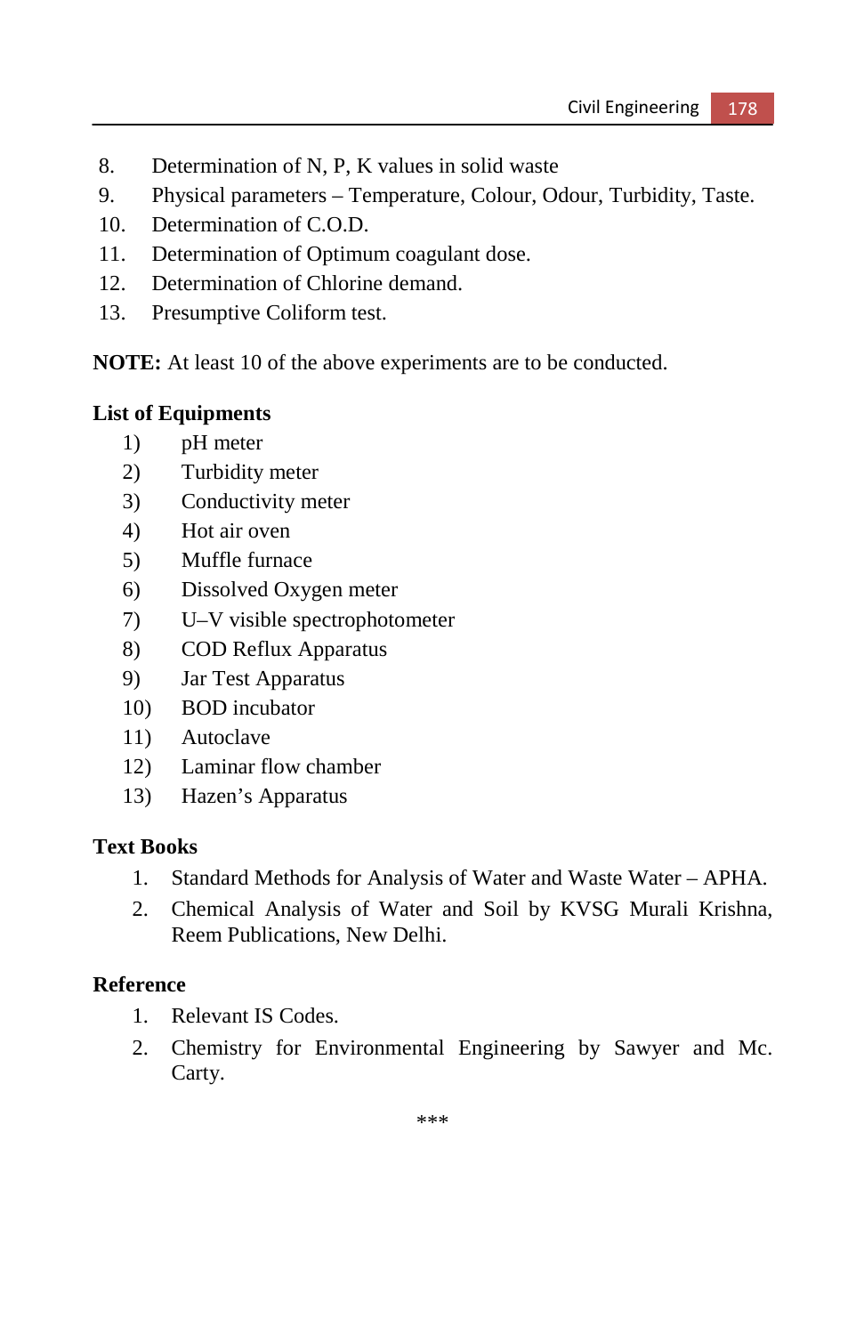8. Determination of N, P, K values in solid waste
9. Physical parameters – Temperature, Colour, Odour, Turbidity, Taste.
10. Determination of C.O.D.
11. Determination of Optimum coagulant dose.
12. Determination of Chlorine demand.
13. Presumptive Coliform test.

**NOTE:** At least 10 of the above experiments are to be conducted.

**List of Equipments**

1) pH meter
2) Turbidity meter
3) Conductivity meter
4) Hot air oven
5) Muffle furnace
6) Dissolved Oxygen meter
7) U–V visible spectrophotometer
8) COD Reflux Apparatus
9) Jar Test Apparatus
10) BOD incubator
11) Autoclave
12) Laminar flow chamber
13) Hazen's Apparatus

**Text Books**

1. Standard Methods for Analysis of Water and Waste Water – APHA.
2. Chemical Analysis of Water and Soil by KVSG Murali Krishna, Reem Publications, New Delhi.

**Reference**

1. Relevant IS Codes.
2. Chemistry for Environmental Engineering by Sawyer and Mc. Carty.

***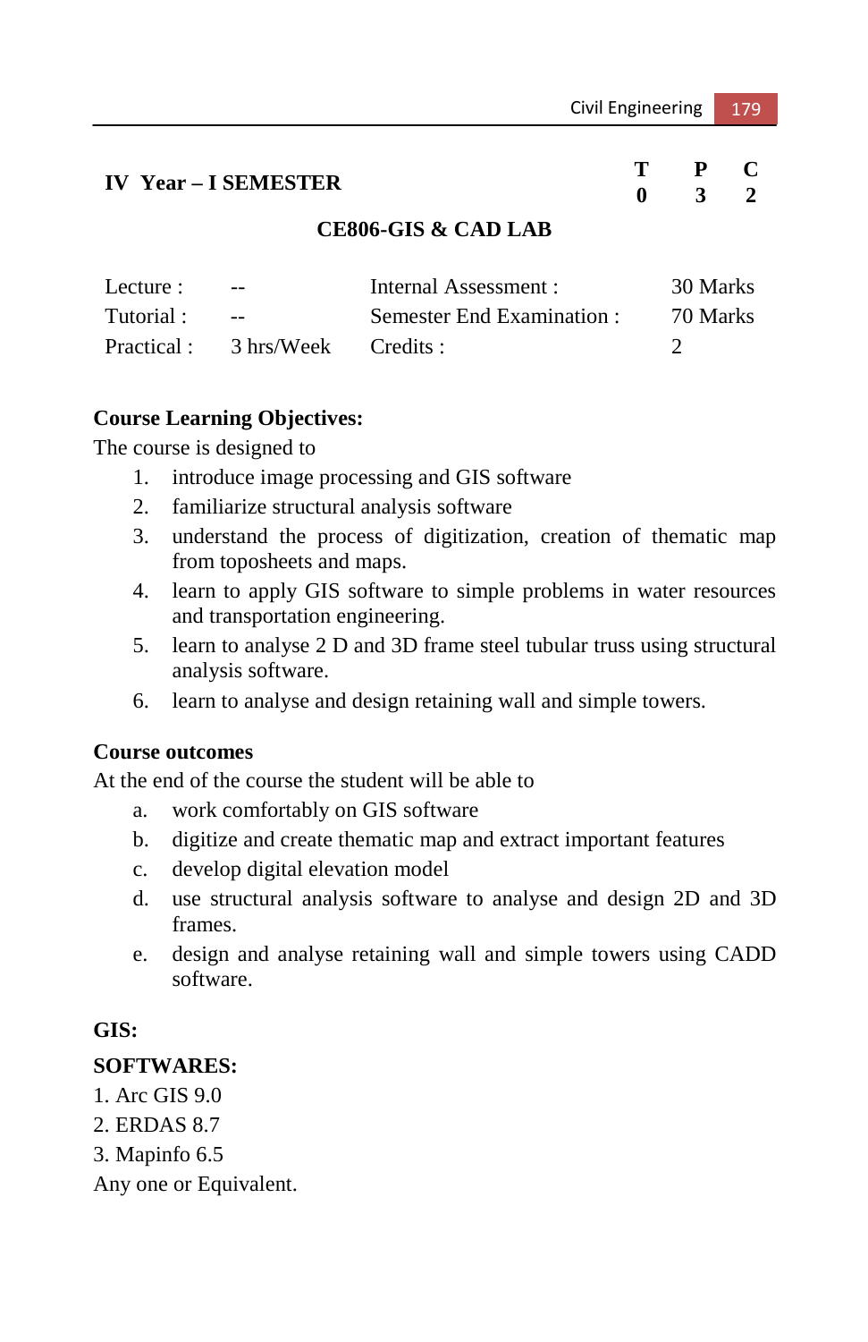**IV Year – I SEMESTER**

| T | P | C |
|---|---|---|
| 0 | 3 | 2 |

## CE806-GIS & CAD LAB

| | | | |
|---|---|---|---|
| Lecture : | -- | Internal Assessment : | 30 Marks |
| Tutorial : | -- | Semester End Examination : | 70 Marks |
| Practical : | 3 hrs/Week | Credits : | 2 |

**Course Learning Objectives:**

The course is designed to

1. introduce image processing and GIS software
2. familiarize structural analysis software
3. understand the process of digitization, creation of thematic map from toposheets and maps.
4. learn to apply GIS software to simple problems in water resources and transportation engineering.
5. learn to analyse 2 D and 3D frame steel tubular truss using structural analysis software.
6. learn to analyse and design retaining wall and simple towers.

**Course outcomes**

At the end of the course the student will be able to

a. work comfortably on GIS software
b. digitize and create thematic map and extract important features
c. develop digital elevation model
d. use structural analysis software to analyse and design 2D and 3D frames.
e. design and analyse retaining wall and simple towers using CADD software.

**GIS:**

**SOFTWARES:**

1. Arc GIS 9.0
2. ERDAS 8.7
3. Mapinfo 6.5

Any one or Equivalent.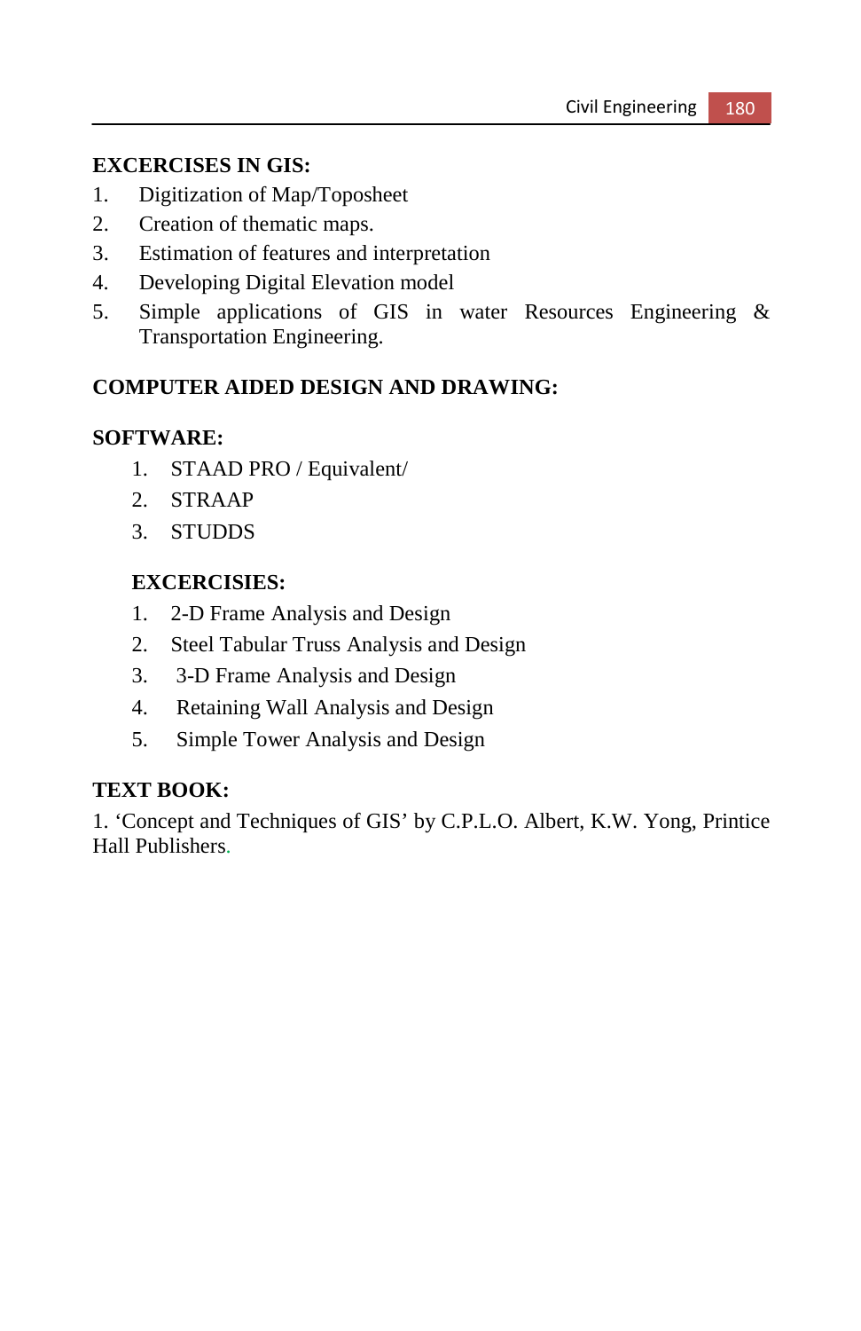**EXCERCISES IN GIS:**

1. Digitization of Map/Toposheet
2. Creation of thematic maps.
3. Estimation of features and interpretation
4. Developing Digital Elevation model
5. Simple applications of GIS in water Resources Engineering & Transportation Engineering.

**COMPUTER AIDED DESIGN AND DRAWING:**

**SOFTWARE:**

1. STAAD PRO / Equivalent/
2. STRAAP
3. STUDDS

**EXCERCISIES:**

1. 2-D Frame Analysis and Design
2. Steel Tabular Truss Analysis and Design
3. 3-D Frame Analysis and Design
4. Retaining Wall Analysis and Design
5. Simple Tower Analysis and Design

**TEXT BOOK:**

1. 'Concept and Techniques of GIS' by C.P.L.O. Albert, K.W. Yong, Printice Hall Publishers.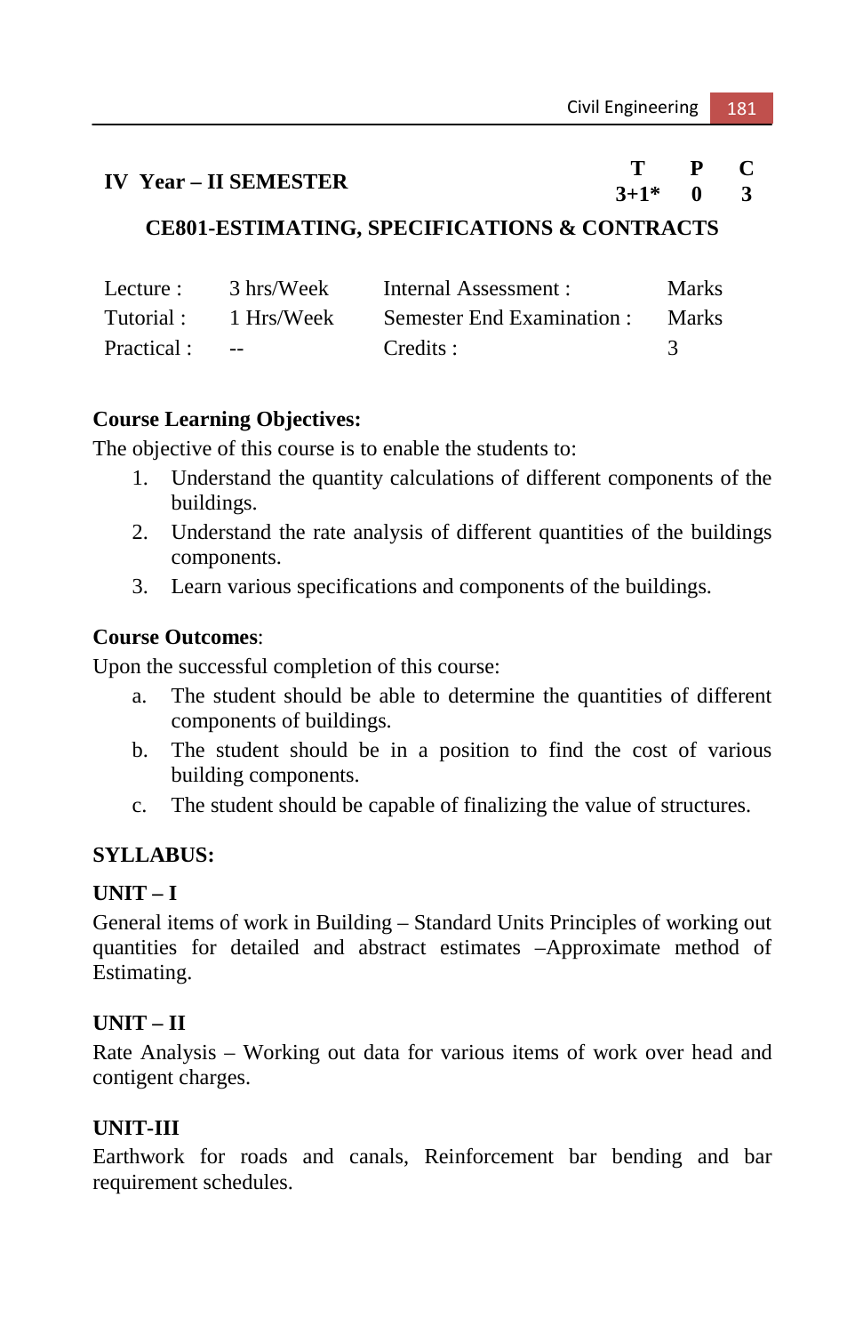**IV Year – II SEMESTER**

| | T | P | C |
|---|---|---|---|
| | 3+1* | 0 | 3 |

## CE801-ESTIMATING, SPECIFICATIONS & CONTRACTS

| | | | |
|---|---|---|---|
| Lecture : | 3 hrs/Week | Internal Assessment : | Marks |
| Tutorial : | 1 Hrs/Week | Semester End Examination : | Marks |
| Practical : | -- | Credits : | 3 |

**Course Learning Objectives:**

The objective of this course is to enable the students to:

1. Understand the quantity calculations of different components of the buildings.
2. Understand the rate analysis of different quantities of the buildings components.
3. Learn various specifications and components of the buildings.

**Course Outcomes**:

Upon the successful completion of this course:

a. The student should be able to determine the quantities of different components of buildings.
b. The student should be in a position to find the cost of various building components.
c. The student should be capable of finalizing the value of structures.

**SYLLABUS:**

**UNIT – I**

General items of work in Building – Standard Units Principles of working out quantities for detailed and abstract estimates –Approximate method of Estimating.

**UNIT – II**

Rate Analysis – Working out data for various items of work over head and contigent charges.

**UNIT-III**

Earthwork for roads and canals, Reinforcement bar bending and bar requirement schedules.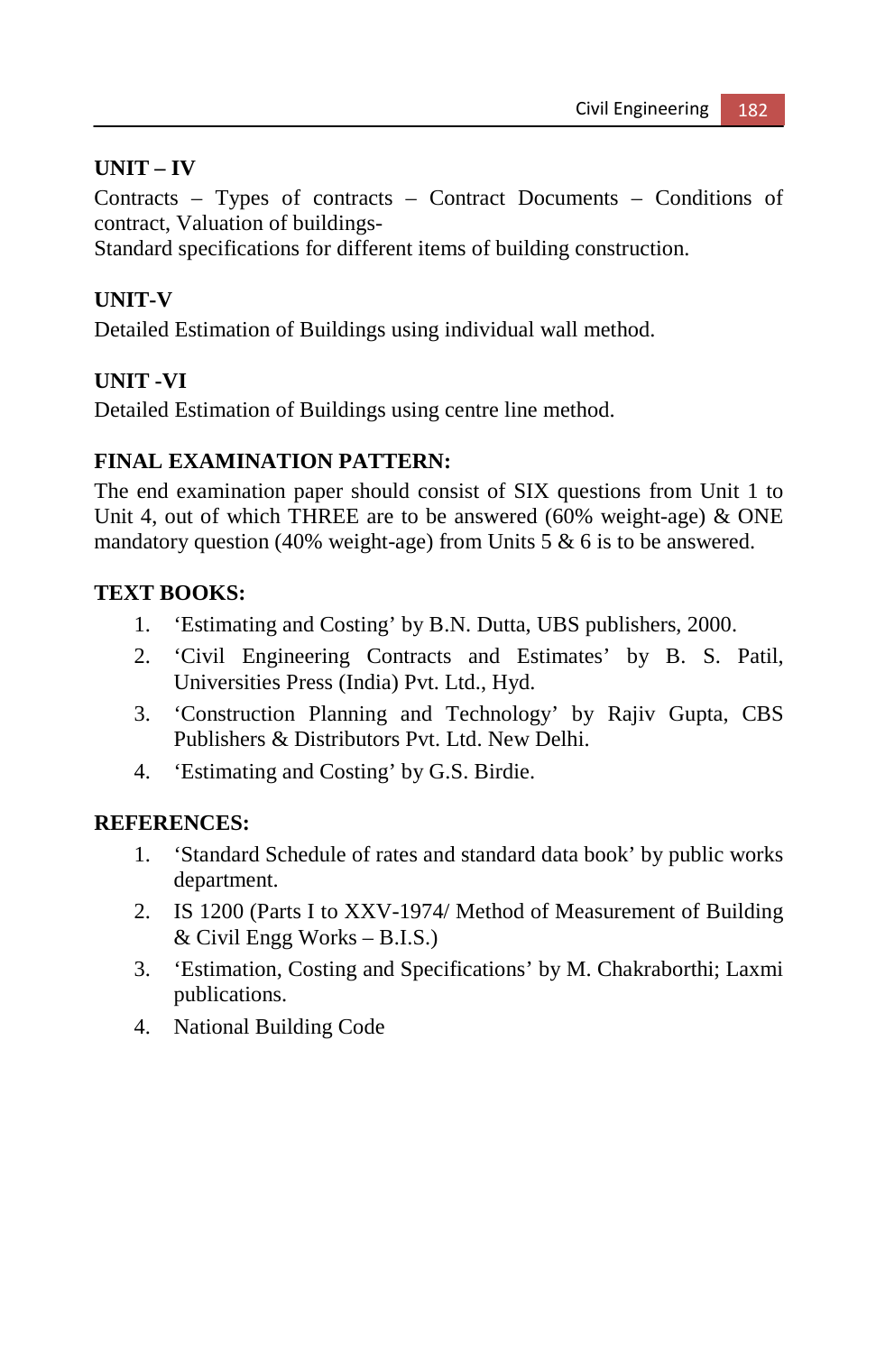**UNIT – IV**

Contracts – Types of contracts – Contract Documents – Conditions of contract, Valuation of buildings-
Standard specifications for different items of building construction.

**UNIT-V**

Detailed Estimation of Buildings using individual wall method.

**UNIT -VI**

Detailed Estimation of Buildings using centre line method.

**FINAL EXAMINATION PATTERN:**

The end examination paper should consist of SIX questions from Unit 1 to Unit 4, out of which THREE are to be answered (60% weight-age) & ONE mandatory question (40% weight-age) from Units 5 & 6 is to be answered.

**TEXT BOOKS:**

1. 'Estimating and Costing' by B.N. Dutta, UBS publishers, 2000.
2. 'Civil Engineering Contracts and Estimates' by B. S. Patil, Universities Press (India) Pvt. Ltd., Hyd.
3. 'Construction Planning and Technology' by Rajiv Gupta, CBS Publishers & Distributors Pvt. Ltd. New Delhi.
4. 'Estimating and Costing' by G.S. Birdie.

**REFERENCES:**

1. 'Standard Schedule of rates and standard data book' by public works department.
2. IS 1200 (Parts I to XXV-1974/ Method of Measurement of Building & Civil Engg Works – B.I.S.)
3. 'Estimation, Costing and Specifications' by M. Chakraborthi; Laxmi publications.
4. National Building Code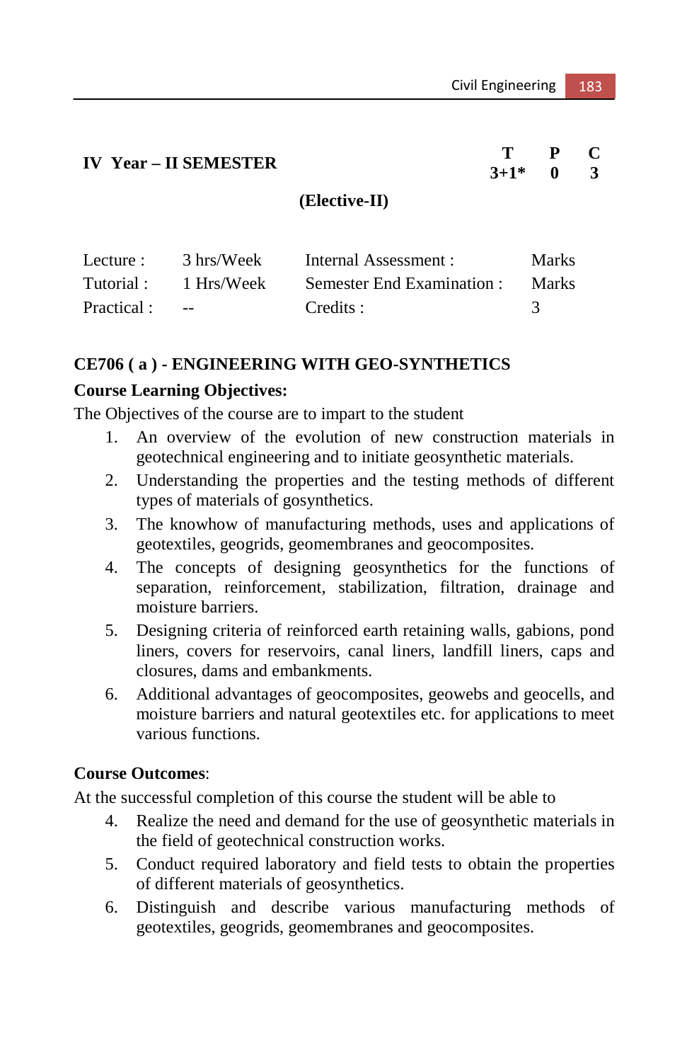**IV Year – II SEMESTER**

| | T | P | C |
|---|---|---|---|
| | 3+1* | 0 | 3 |

**(Elective-II)**

| | | | |
|---|---|---|---|
| Lecture : | 3 hrs/Week | Internal Assessment : | Marks |
| Tutorial : | 1 Hrs/Week | Semester End Examination : | Marks |
| Practical : | -- | Credits : | 3 |

## CE706 ( a ) - ENGINEERING WITH GEO-SYNTHETICS

**Course Learning Objectives:**

The Objectives of the course are to impart to the student

1. An overview of the evolution of new construction materials in geotechnical engineering and to initiate geosynthetic materials.
2. Understanding the properties and the testing methods of different types of materials of gosynthetics.
3. The knowhow of manufacturing methods, uses and applications of geotextiles, geogrids, geomembranes and geocomposites.
4. The concepts of designing geosynthetics for the functions of separation, reinforcement, stabilization, filtration, drainage and moisture barriers.
5. Designing criteria of reinforced earth retaining walls, gabions, pond liners, covers for reservoirs, canal liners, landfill liners, caps and closures, dams and embankments.
6. Additional advantages of geocomposites, geowebs and geocells, and moisture barriers and natural geotextiles etc. for applications to meet various functions.

**Course Outcomes**:

At the successful completion of this course the student will be able to

4. Realize the need and demand for the use of geosynthetic materials in the field of geotechnical construction works.
5. Conduct required laboratory and field tests to obtain the properties of different materials of geosynthetics.
6. Distinguish and describe various manufacturing methods of geotextiles, geogrids, geomembranes and geocomposites.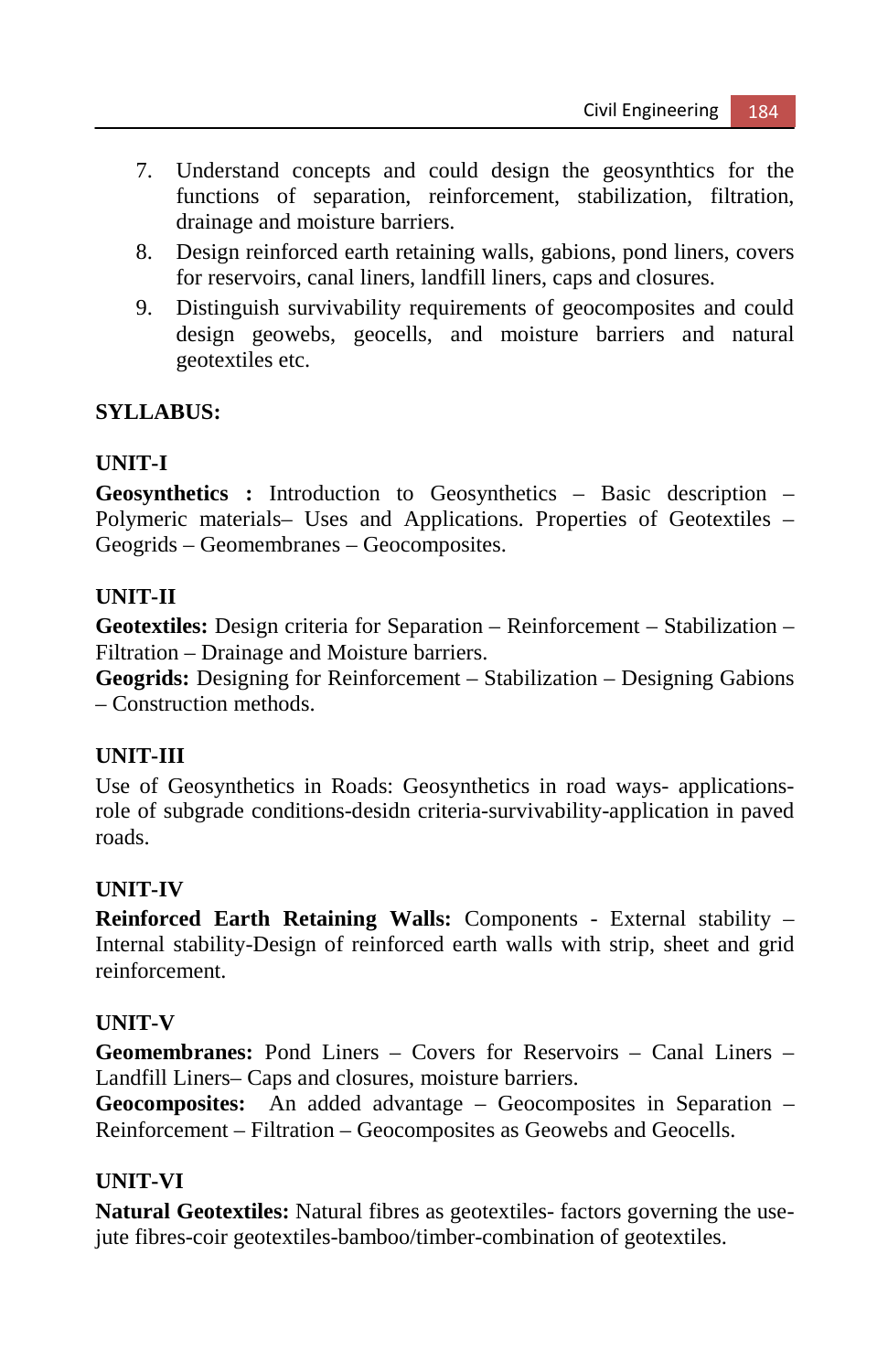7. Understand concepts and could design the geosynthtics for the functions of separation, reinforcement, stabilization, filtration, drainage and moisture barriers.
8. Design reinforced earth retaining walls, gabions, pond liners, covers for reservoirs, canal liners, landfill liners, caps and closures.
9. Distinguish survivability requirements of geocomposites and could design geowebs, geocells, and moisture barriers and natural geotextiles etc.

**SYLLABUS:**

**UNIT-I**

**Geosynthetics :** Introduction to Geosynthetics – Basic description – Polymeric materials– Uses and Applications. Properties of Geotextiles – Geogrids – Geomembranes – Geocomposites.

**UNIT-II**

**Geotextiles:** Design criteria for Separation – Reinforcement – Stabilization – Filtration – Drainage and Moisture barriers.

**Geogrids:** Designing for Reinforcement – Stabilization – Designing Gabions – Construction methods.

**UNIT-III**

Use of Geosynthetics in Roads: Geosynthetics in road ways- applications-role of subgrade conditions-desidn criteria-survivability-application in paved roads.

**UNIT-IV**

**Reinforced Earth Retaining Walls:** Components - External stability – Internal stability-Design of reinforced earth walls with strip, sheet and grid reinforcement.

**UNIT-V**

**Geomembranes:** Pond Liners – Covers for Reservoirs – Canal Liners – Landfill Liners– Caps and closures, moisture barriers.

**Geocomposites:** An added advantage – Geocomposites in Separation – Reinforcement – Filtration – Geocomposites as Geowebs and Geocells.

**UNIT-VI**

**Natural Geotextiles:** Natural fibres as geotextiles- factors governing the use-jute fibres-coir geotextiles-bamboo/timber-combination of geotextiles.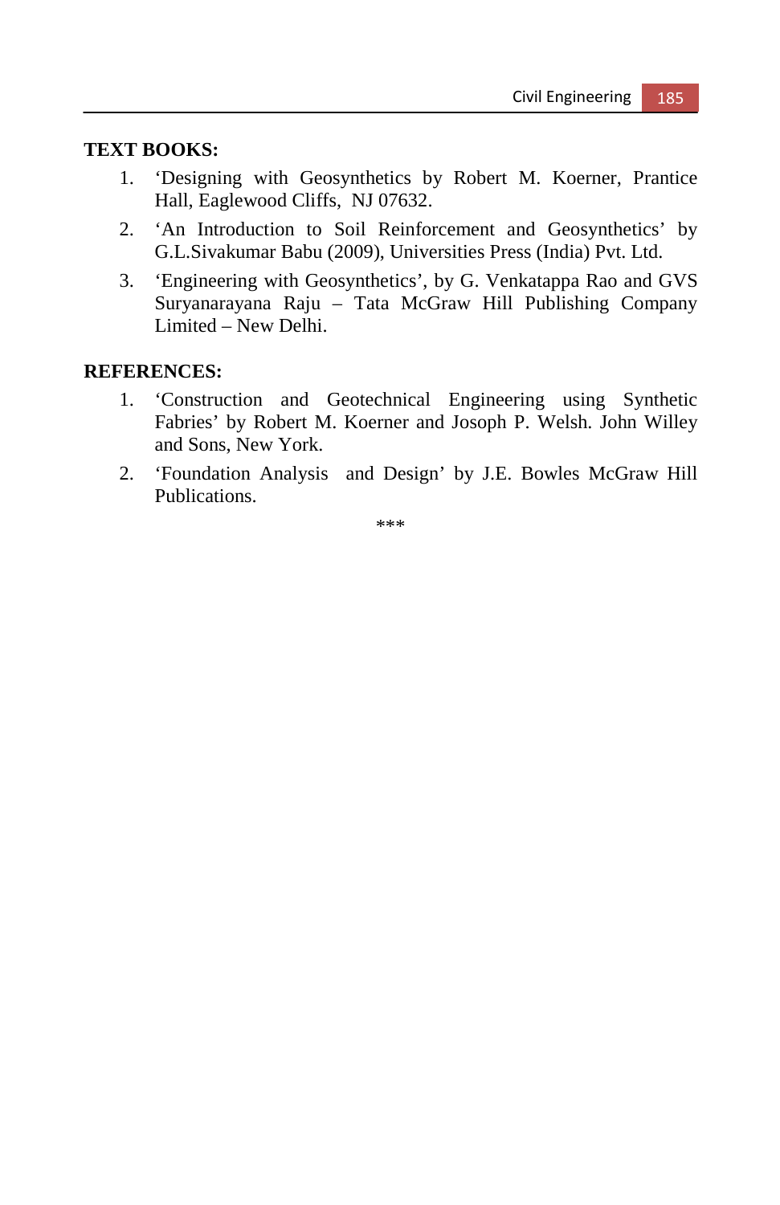**TEXT BOOKS:**

1. 'Designing with Geosynthetics by Robert M. Koerner, Prantice Hall, Eaglewood Cliffs, NJ 07632.
2. 'An Introduction to Soil Reinforcement and Geosynthetics' by G.L.Sivakumar Babu (2009), Universities Press (India) Pvt. Ltd.
3. 'Engineering with Geosynthetics', by G. Venkatappa Rao and GVS Suryanarayana Raju – Tata McGraw Hill Publishing Company Limited – New Delhi.

**REFERENCES:**

1. 'Construction and Geotechnical Engineering using Synthetic Fabries' by Robert M. Koerner and Josoph P. Welsh. John Willey and Sons, New York.
2. 'Foundation Analysis and Design' by J.E. Bowles McGraw Hill Publications.

***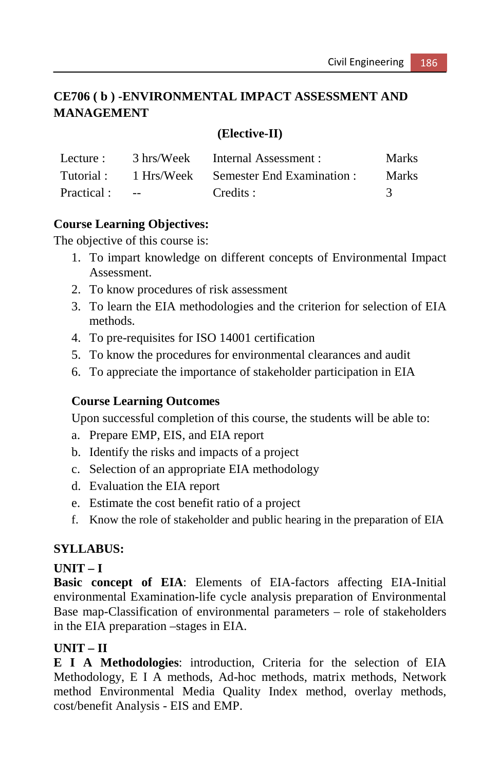## CE706 ( b ) -ENVIRONMENTAL IMPACT ASSESSMENT AND MANAGEMENT

**(Elective-II)**

| | | | |
|---|---|---|---|
| Lecture : | 3 hrs/Week | Internal Assessment : | Marks |
| Tutorial : | 1 Hrs/Week | Semester End Examination : | Marks |
| Practical : | -- | Credits : | 3 |

**Course Learning Objectives:**

The objective of this course is:

1. To impart knowledge on different concepts of Environmental Impact Assessment.
2. To know procedures of risk assessment
3. To learn the EIA methodologies and the criterion for selection of EIA methods.
4. To pre-requisites for ISO 14001 certification
5. To know the procedures for environmental clearances and audit
6. To appreciate the importance of stakeholder participation in EIA

**Course Learning Outcomes**

Upon successful completion of this course, the students will be able to:

a. Prepare EMP, EIS, and EIA report
b. Identify the risks and impacts of a project
c. Selection of an appropriate EIA methodology
d. Evaluation the EIA report
e. Estimate the cost benefit ratio of a project
f. Know the role of stakeholder and public hearing in the preparation of EIA

**SYLLABUS:**

**UNIT – I**

**Basic concept of EIA**: Elements of EIA-factors affecting EIA-Initial environmental Examination-life cycle analysis preparation of Environmental Base map-Classification of environmental parameters – role of stakeholders in the EIA preparation –stages in EIA.

**UNIT – II**

**E I A Methodologies**: introduction, Criteria for the selection of EIA Methodology, E I A methods, Ad-hoc methods, matrix methods, Network method Environmental Media Quality Index method, overlay methods, cost/benefit Analysis - EIS and EMP.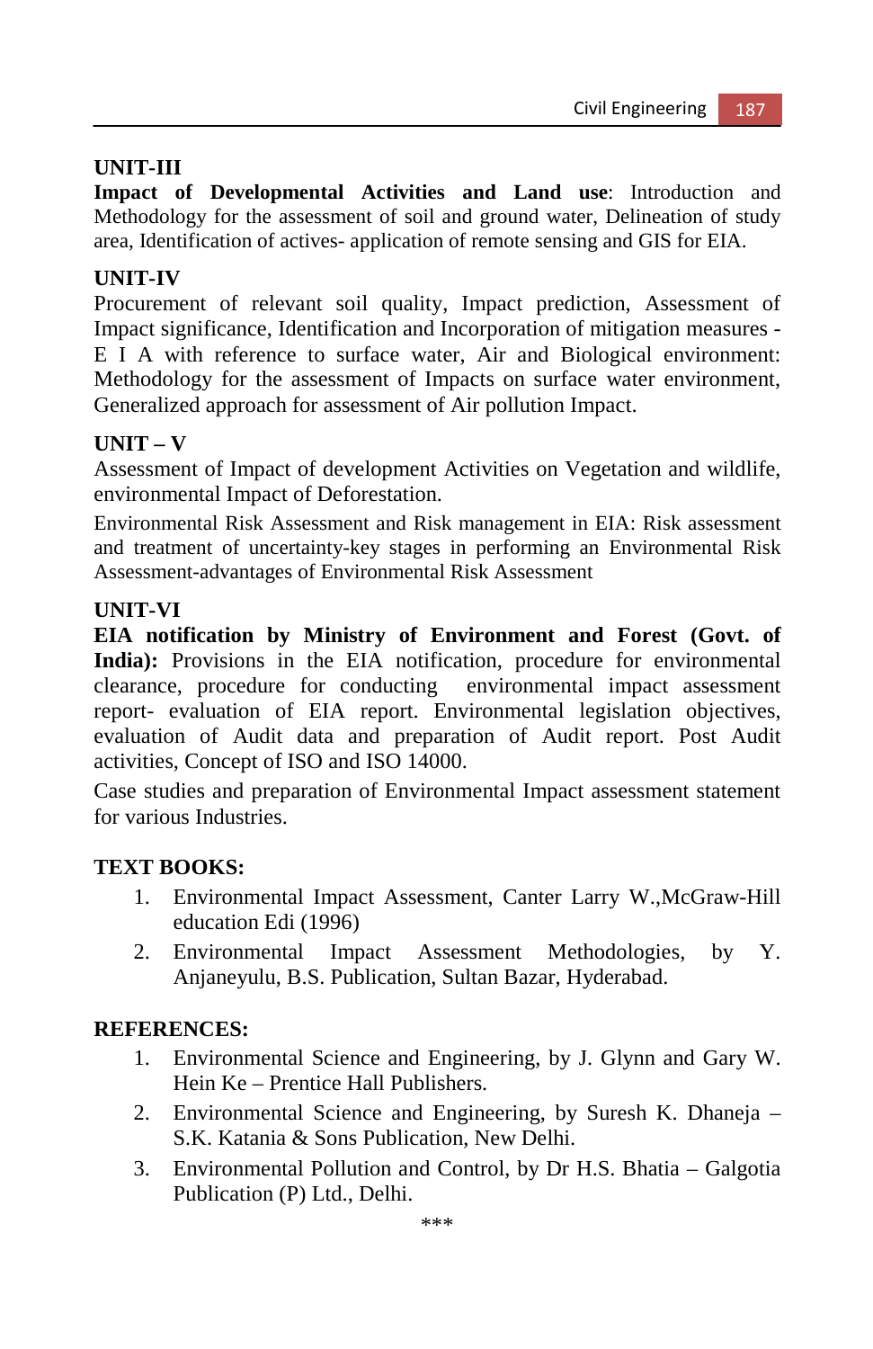## UNIT-III

**Impact of Developmental Activities and Land use**: Introduction and Methodology for the assessment of soil and ground water, Delineation of study area, Identification of actives- application of remote sensing and GIS for EIA.

## UNIT-IV

Procurement of relevant soil quality, Impact prediction, Assessment of Impact significance, Identification and Incorporation of mitigation measures - E I A with reference to surface water, Air and Biological environment: Methodology for the assessment of Impacts on surface water environment, Generalized approach for assessment of Air pollution Impact.

## UNIT – V

Assessment of Impact of development Activities on Vegetation and wildlife, environmental Impact of Deforestation.

Environmental Risk Assessment and Risk management in EIA: Risk assessment and treatment of uncertainty-key stages in performing an Environmental Risk Assessment-advantages of Environmental Risk Assessment

## UNIT-VI

**EIA notification by Ministry of Environment and Forest (Govt. of India):** Provisions in the EIA notification, procedure for environmental clearance, procedure for conducting environmental impact assessment report- evaluation of EIA report. Environmental legislation objectives, evaluation of Audit data and preparation of Audit report. Post Audit activities, Concept of ISO and ISO 14000.

Case studies and preparation of Environmental Impact assessment statement for various Industries.

## TEXT BOOKS:

1. Environmental Impact Assessment, Canter Larry W.,McGraw-Hill education Edi (1996)
2. Environmental Impact Assessment Methodologies, by Y. Anjaneyulu, B.S. Publication, Sultan Bazar, Hyderabad.

## REFERENCES:

1. Environmental Science and Engineering, by J. Glynn and Gary W. Hein Ke – Prentice Hall Publishers.
2. Environmental Science and Engineering, by Suresh K. Dhaneja – S.K. Katania & Sons Publication, New Delhi.
3. Environmental Pollution and Control, by Dr H.S. Bhatia – Galgotia Publication (P) Ltd., Delhi.

***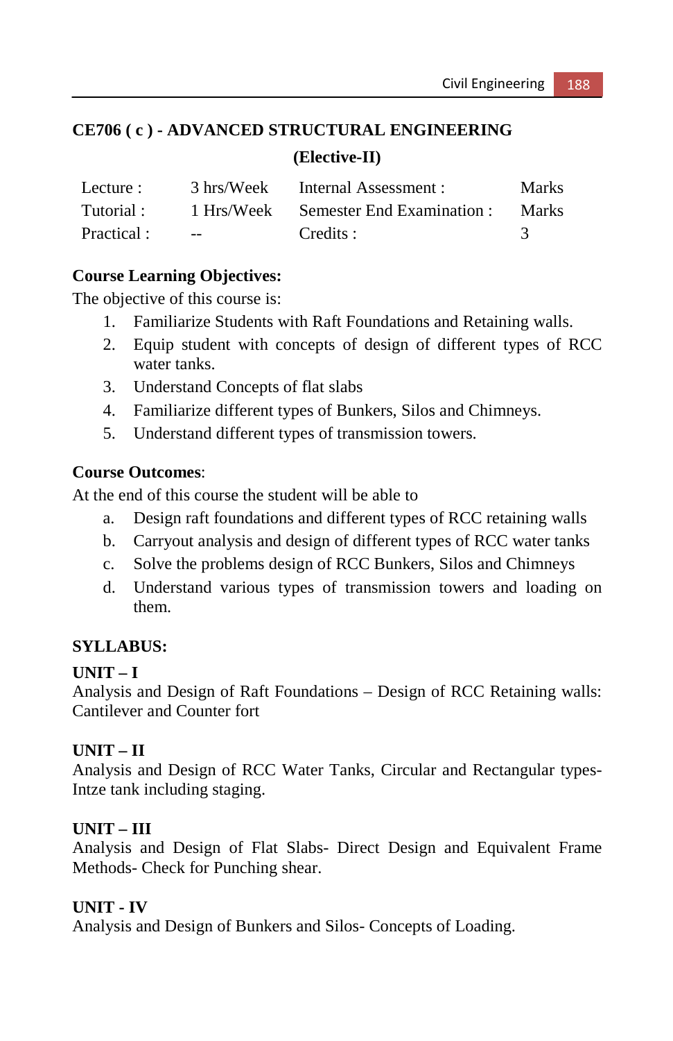## CE706 ( c ) - ADVANCED STRUCTURAL ENGINEERING

**(Elective-II)**

| | | | |
|---|---|---|---|
| Lecture : | 3 hrs/Week | Internal Assessment : | Marks |
| Tutorial : | 1 Hrs/Week | Semester End Examination : | Marks |
| Practical : | -- | Credits : | 3 |

**Course Learning Objectives:**

The objective of this course is:

1. Familiarize Students with Raft Foundations and Retaining walls.
2. Equip student with concepts of design of different types of RCC water tanks.
3. Understand Concepts of flat slabs
4. Familiarize different types of Bunkers, Silos and Chimneys.
5. Understand different types of transmission towers.

**Course Outcomes**:

At the end of this course the student will be able to

a. Design raft foundations and different types of RCC retaining walls
b. Carryout analysis and design of different types of RCC water tanks
c. Solve the problems design of RCC Bunkers, Silos and Chimneys
d. Understand various types of transmission towers and loading on them.

**SYLLABUS:**

**UNIT – I**

Analysis and Design of Raft Foundations – Design of RCC Retaining walls: Cantilever and Counter fort

**UNIT – II**

Analysis and Design of RCC Water Tanks, Circular and Rectangular types-Intze tank including staging.

**UNIT – III**

Analysis and Design of Flat Slabs- Direct Design and Equivalent Frame Methods- Check for Punching shear.

**UNIT - IV**

Analysis and Design of Bunkers and Silos- Concepts of Loading.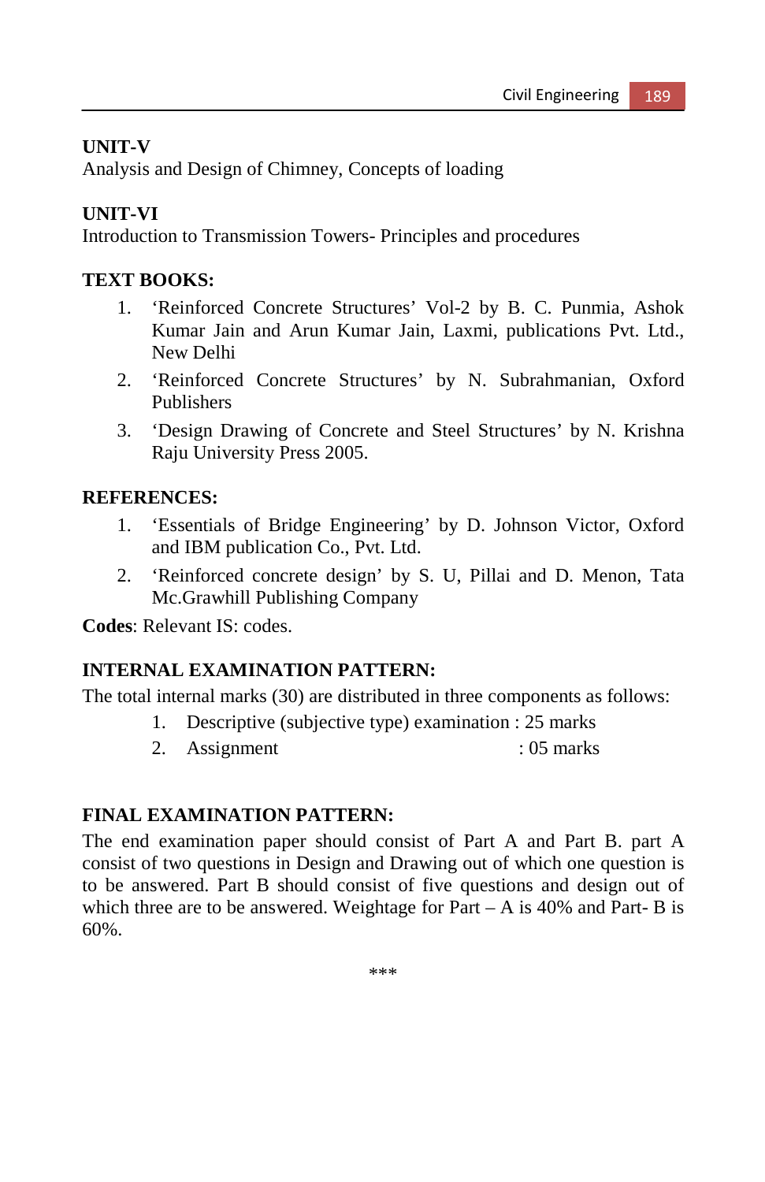**UNIT-V**

Analysis and Design of Chimney, Concepts of loading

**UNIT-VI**

Introduction to Transmission Towers- Principles and procedures

**TEXT BOOKS:**

1. 'Reinforced Concrete Structures' Vol-2 by B. C. Punmia, Ashok Kumar Jain and Arun Kumar Jain, Laxmi, publications Pvt. Ltd., New Delhi
2. 'Reinforced Concrete Structures' by N. Subrahmanian, Oxford Publishers
3. 'Design Drawing of Concrete and Steel Structures' by N. Krishna Raju University Press 2005.

**REFERENCES:**

1. 'Essentials of Bridge Engineering' by D. Johnson Victor, Oxford and IBM publication Co., Pvt. Ltd.
2. 'Reinforced concrete design' by S. U, Pillai and D. Menon, Tata Mc.Grawhill Publishing Company

**Codes**: Relevant IS: codes.

**INTERNAL EXAMINATION PATTERN:**

The total internal marks (30) are distributed in three components as follows:

1. Descriptive (subjective type) examination : 25 marks
2. Assignment : 05 marks

**FINAL EXAMINATION PATTERN:**

The end examination paper should consist of Part A and Part B. part A consist of two questions in Design and Drawing out of which one question is to be answered. Part B should consist of five questions and design out of which three are to be answered. Weightage for Part – A is 40% and Part- B is 60%.

***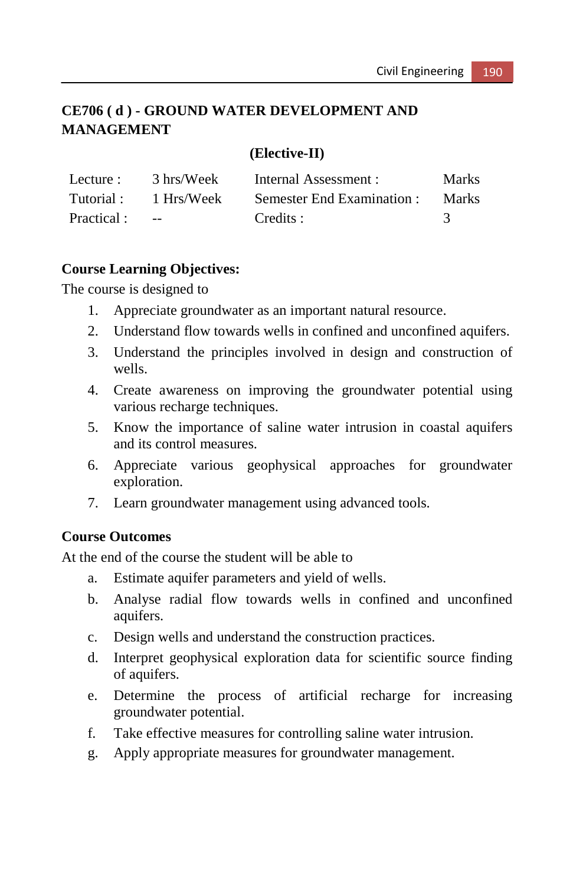## CE706 ( d ) - GROUND WATER DEVELOPMENT AND MANAGEMENT

**(Elective-II)**

| | | | |
|---|---|---|---|
| Lecture : | 3 hrs/Week | Internal Assessment : | Marks |
| Tutorial : | 1 Hrs/Week | Semester End Examination : | Marks |
| Practical : | -- | Credits : | 3 |

**Course Learning Objectives:**

The course is designed to

1. Appreciate groundwater as an important natural resource.
2. Understand flow towards wells in confined and unconfined aquifers.
3. Understand the principles involved in design and construction of wells.
4. Create awareness on improving the groundwater potential using various recharge techniques.
5. Know the importance of saline water intrusion in coastal aquifers and its control measures.
6. Appreciate various geophysical approaches for groundwater exploration.
7. Learn groundwater management using advanced tools.

**Course Outcomes**

At the end of the course the student will be able to

a. Estimate aquifer parameters and yield of wells.

b. Analyse radial flow towards wells in confined and unconfined aquifers.

c. Design wells and understand the construction practices.

d. Interpret geophysical exploration data for scientific source finding of aquifers.

e. Determine the process of artificial recharge for increasing groundwater potential.

f. Take effective measures for controlling saline water intrusion.

g. Apply appropriate measures for groundwater management.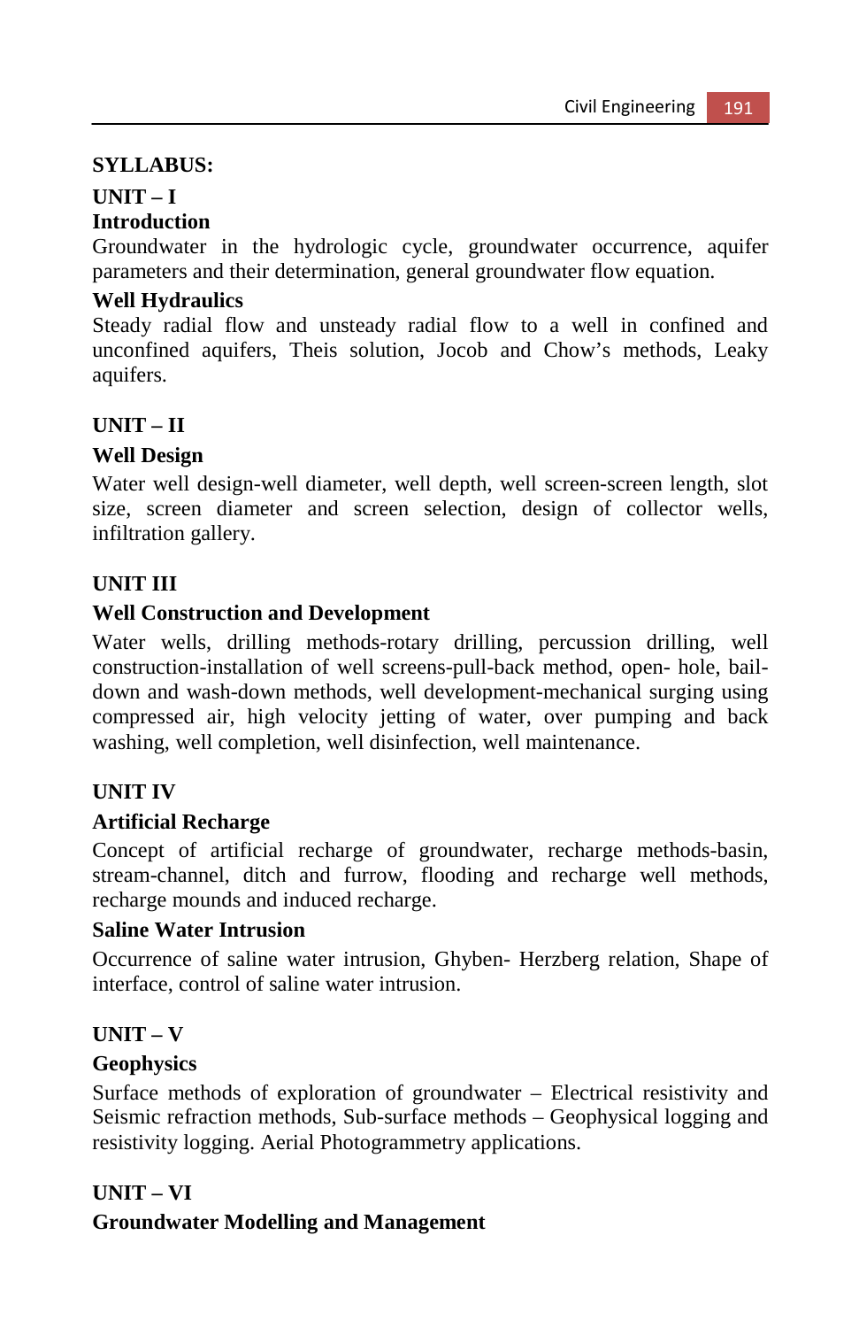**SYLLABUS:**

**UNIT – I**

**Introduction**

Groundwater in the hydrologic cycle, groundwater occurrence, aquifer parameters and their determination, general groundwater flow equation.

**Well Hydraulics**

Steady radial flow and unsteady radial flow to a well in confined and unconfined aquifers, Theis solution, Jocob and Chow's methods, Leaky aquifers.

**UNIT – II**

**Well Design**

Water well design-well diameter, well depth, well screen-screen length, slot size, screen diameter and screen selection, design of collector wells, infiltration gallery.

**UNIT III**

**Well Construction and Development**

Water wells, drilling methods-rotary drilling, percussion drilling, well construction-installation of well screens-pull-back method, open- hole, bail-down and wash-down methods, well development-mechanical surging using compressed air, high velocity jetting of water, over pumping and back washing, well completion, well disinfection, well maintenance.

**UNIT IV**

**Artificial Recharge**

Concept of artificial recharge of groundwater, recharge methods-basin, stream-channel, ditch and furrow, flooding and recharge well methods, recharge mounds and induced recharge.

**Saline Water Intrusion**

Occurrence of saline water intrusion, Ghyben- Herzberg relation, Shape of interface, control of saline water intrusion.

**UNIT – V**

**Geophysics**

Surface methods of exploration of groundwater – Electrical resistivity and Seismic refraction methods, Sub-surface methods – Geophysical logging and resistivity logging. Aerial Photogrammetry applications.

**UNIT – VI**

**Groundwater Modelling and Management**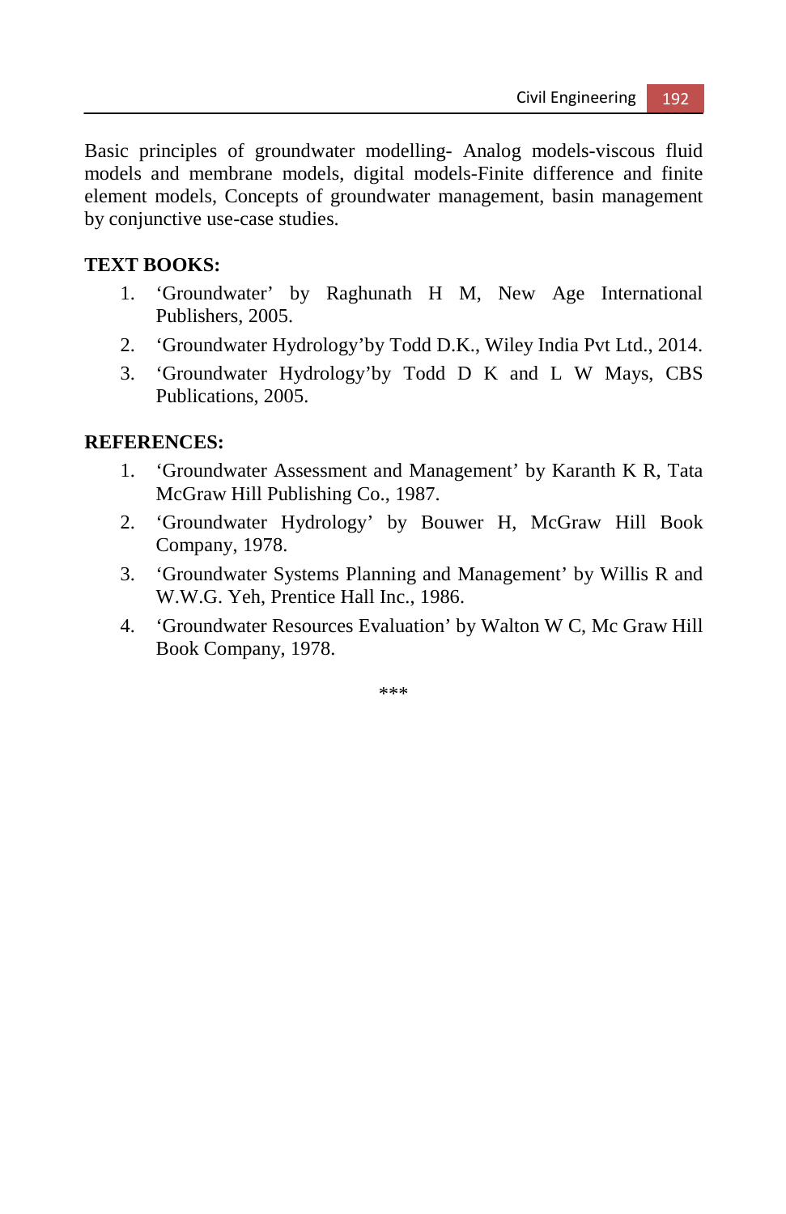Basic principles of groundwater modelling- Analog models-viscous fluid models and membrane models, digital models-Finite difference and finite element models, Concepts of groundwater management, basin management by conjunctive use-case studies.

**TEXT BOOKS:**

1. 'Groundwater' by Raghunath H M, New Age International Publishers, 2005.
2. 'Groundwater Hydrology'by Todd D.K., Wiley India Pvt Ltd., 2014.
3. 'Groundwater Hydrology'by Todd D K and L W Mays, CBS Publications, 2005.

**REFERENCES:**

1. 'Groundwater Assessment and Management' by Karanth K R, Tata McGraw Hill Publishing Co., 1987.
2. 'Groundwater Hydrology' by Bouwer H, McGraw Hill Book Company, 1978.
3. 'Groundwater Systems Planning and Management' by Willis R and W.W.G. Yeh, Prentice Hall Inc., 1986.
4. 'Groundwater Resources Evaluation' by Walton W C, Mc Graw Hill Book Company, 1978.

***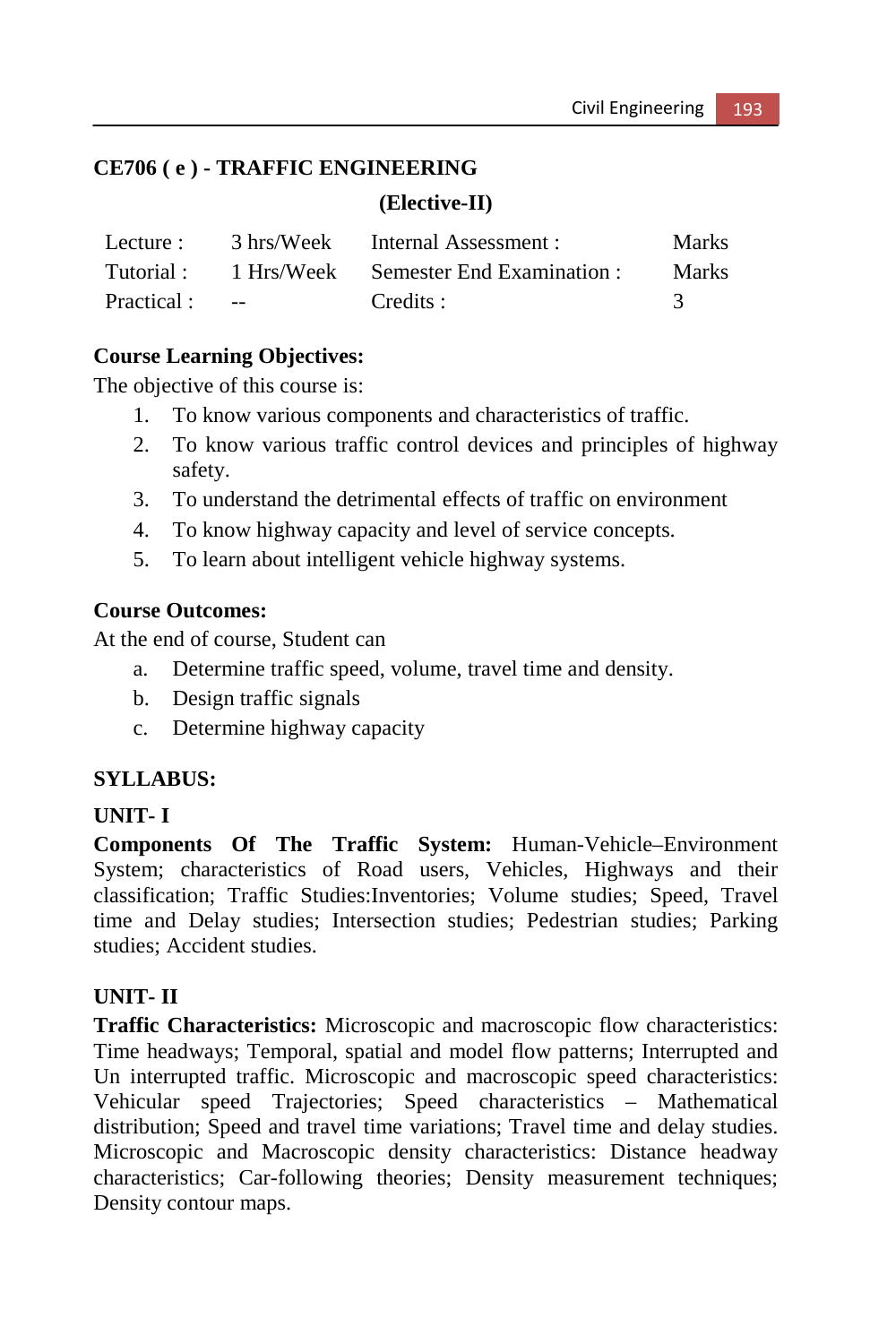## CE706 ( e ) - TRAFFIC ENGINEERING

**(Elective-II)**

| | | | |
|---|---|---|---|
| Lecture : | 3 hrs/Week | Internal Assessment : | Marks |
| Tutorial : | 1 Hrs/Week | Semester End Examination : | Marks |
| Practical : | -- | Credits : | 3 |

### Course Learning Objectives:

The objective of this course is:

1. To know various components and characteristics of traffic.
2. To know various traffic control devices and principles of highway safety.
3. To understand the detrimental effects of traffic on environment
4. To know highway capacity and level of service concepts.
5. To learn about intelligent vehicle highway systems.

### Course Outcomes:

At the end of course, Student can

a. Determine traffic speed, volume, travel time and density.
b. Design traffic signals
c. Determine highway capacity

### SYLLABUS:

#### UNIT- I

**Components Of The Traffic System:** Human-Vehicle–Environment System; characteristics of Road users, Vehicles, Highways and their classification; Traffic Studies:Inventories; Volume studies; Speed, Travel time and Delay studies; Intersection studies; Pedestrian studies; Parking studies; Accident studies.

#### UNIT- II

**Traffic Characteristics:** Microscopic and macroscopic flow characteristics: Time headways; Temporal, spatial and model flow patterns; Interrupted and Un interrupted traffic. Microscopic and macroscopic speed characteristics: Vehicular speed Trajectories; Speed characteristics – Mathematical distribution; Speed and travel time variations; Travel time and delay studies. Microscopic and Macroscopic density characteristics: Distance headway characteristics; Car-following theories; Density measurement techniques; Density contour maps.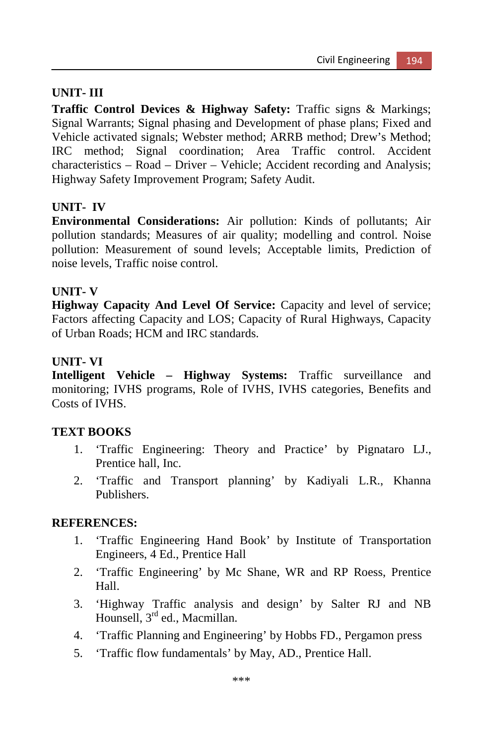**UNIT- III**

**Traffic Control Devices & Highway Safety:** Traffic signs & Markings; Signal Warrants; Signal phasing and Development of phase plans; Fixed and Vehicle activated signals; Webster method; ARRB method; Drew's Method; IRC method; Signal coordination; Area Traffic control. Accident characteristics – Road – Driver – Vehicle; Accident recording and Analysis; Highway Safety Improvement Program; Safety Audit.

**UNIT- IV**

**Environmental Considerations:** Air pollution: Kinds of pollutants; Air pollution standards; Measures of air quality; modelling and control. Noise pollution: Measurement of sound levels; Acceptable limits, Prediction of noise levels, Traffic noise control.

**UNIT- V**

**Highway Capacity And Level Of Service:** Capacity and level of service; Factors affecting Capacity and LOS; Capacity of Rural Highways, Capacity of Urban Roads; HCM and IRC standards.

**UNIT- VI**

**Intelligent Vehicle – Highway Systems:** Traffic surveillance and monitoring; IVHS programs, Role of IVHS, IVHS categories, Benefits and Costs of IVHS.

**TEXT BOOKS**

1. 'Traffic Engineering: Theory and Practice' by Pignataro LJ., Prentice hall, Inc.
2. 'Traffic and Transport planning' by Kadiyali L.R., Khanna Publishers.

**REFERENCES:**

1. 'Traffic Engineering Hand Book' by Institute of Transportation Engineers, 4 Ed., Prentice Hall
2. 'Traffic Engineering' by Mc Shane, WR and RP Roess, Prentice Hall.
3. 'Highway Traffic analysis and design' by Salter RJ and NB Hounsell, 3rd ed., Macmillan.
4. 'Traffic Planning and Engineering' by Hobbs FD., Pergamon press
5. 'Traffic flow fundamentals' by May, AD., Prentice Hall.

\*\*\*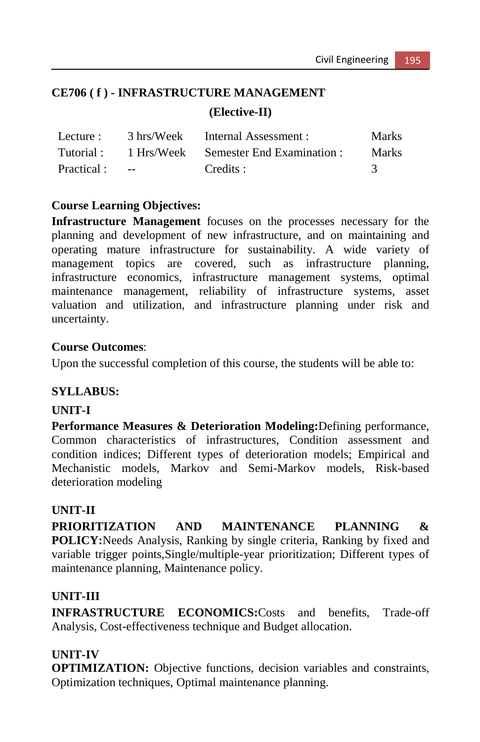## CE706 ( f ) - INFRASTRUCTURE MANAGEMENT

**(Elective-II)**

| | | | |
|---|---|---|---|
| Lecture : | 3 hrs/Week | Internal Assessment : | Marks |
| Tutorial : | 1 Hrs/Week | Semester End Examination : | Marks |
| Practical : | -- | Credits : | 3 |

**Course Learning Objectives:**

**Infrastructure Management** focuses on the processes necessary for the planning and development of new infrastructure, and on maintaining and operating mature infrastructure for sustainability. A wide variety of management topics are covered, such as infrastructure planning, infrastructure economics, infrastructure management systems, optimal maintenance management, reliability of infrastructure systems, asset valuation and utilization, and infrastructure planning under risk and uncertainty.

**Course Outcomes**:

Upon the successful completion of this course, the students will be able to:

**SYLLABUS:**

**UNIT-I**

**Performance Measures & Deterioration Modeling:**Defining performance, Common characteristics of infrastructures, Condition assessment and condition indices; Different types of deterioration models; Empirical and Mechanistic models, Markov and Semi-Markov models, Risk-based deterioration modeling

**UNIT-II**

**PRIORITIZATION AND MAINTENANCE PLANNING & POLICY:**Needs Analysis, Ranking by single criteria, Ranking by fixed and variable trigger points,Single/multiple-year prioritization; Different types of maintenance planning, Maintenance policy.

**UNIT-III**

**INFRASTRUCTURE ECONOMICS:**Costs and benefits, Trade-off Analysis, Cost-effectiveness technique and Budget allocation.

**UNIT-IV**

**OPTIMIZATION:** Objective functions, decision variables and constraints, Optimization techniques, Optimal maintenance planning.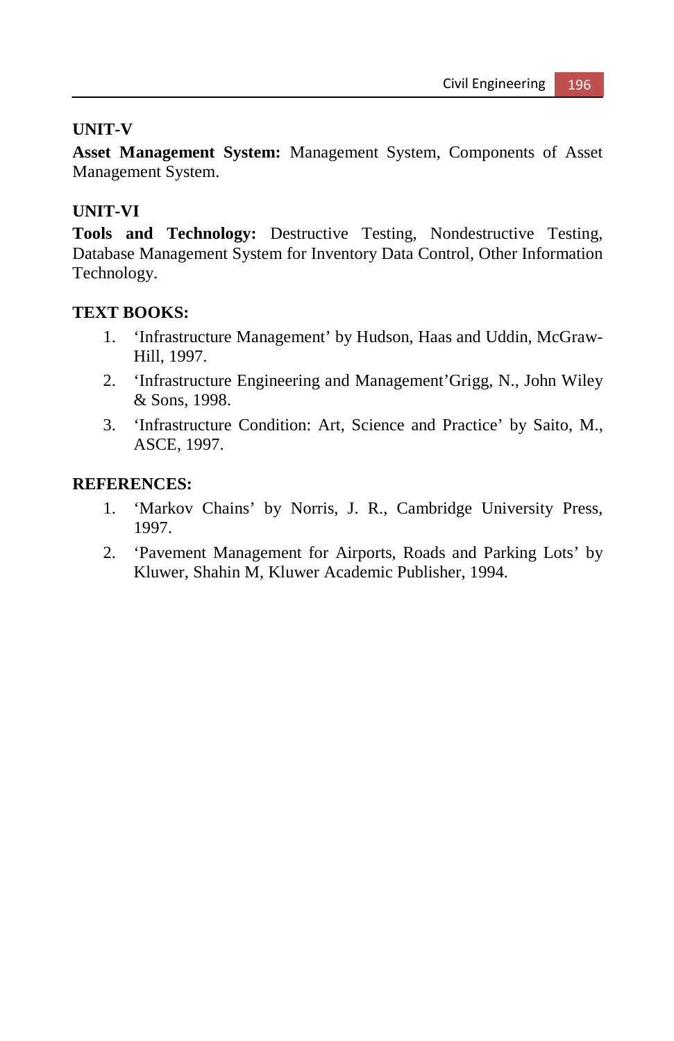### UNIT-V

**Asset Management System:** Management System, Components of Asset Management System.

### UNIT-VI

**Tools and Technology:** Destructive Testing, Nondestructive Testing, Database Management System for Inventory Data Control, Other Information Technology.

### TEXT BOOKS:

1. 'Infrastructure Management' by Hudson, Haas and Uddin, McGraw-Hill, 1997.
2. 'Infrastructure Engineering and Management'Grigg, N., John Wiley & Sons, 1998.
3. 'Infrastructure Condition: Art, Science and Practice' by Saito, M., ASCE, 1997.

### REFERENCES:

1. 'Markov Chains' by Norris, J. R., Cambridge University Press, 1997.
2. 'Pavement Management for Airports, Roads and Parking Lots' by Kluwer, Shahin M, Kluwer Academic Publisher, 1994.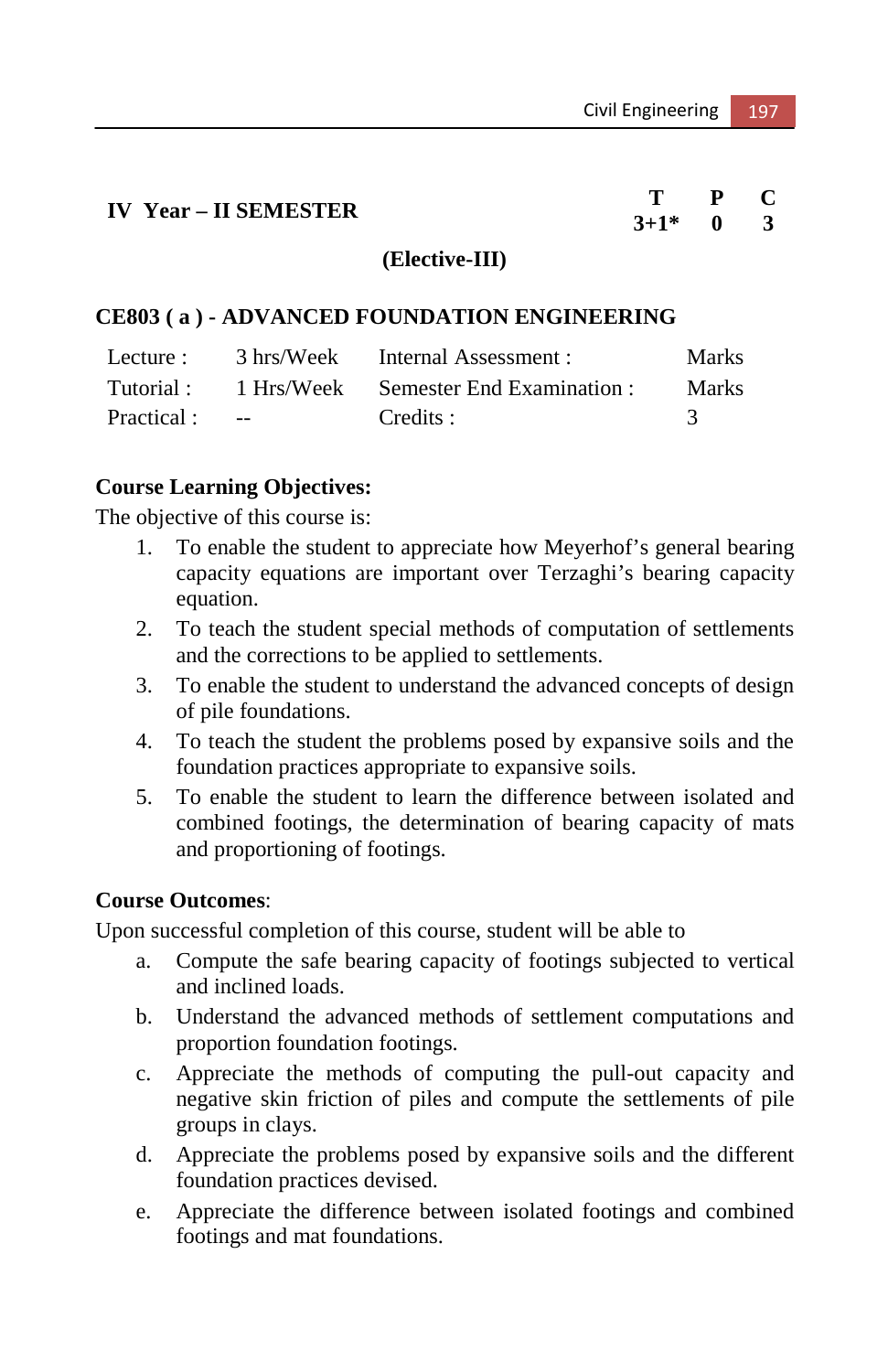**IV Year – II SEMESTER**

| | T | P | C |
|---|---|---|---|
| | 3+1* | 0 | 3 |

**(Elective-III)**

## CE803 ( a ) - ADVANCED FOUNDATION ENGINEERING

| | | | |
|---|---|---|---|
| Lecture : | 3 hrs/Week | Internal Assessment : | Marks |
| Tutorial : | 1 Hrs/Week | Semester End Examination : | Marks |
| Practical : | -- | Credits : | 3 |

**Course Learning Objectives:**

The objective of this course is:

1. To enable the student to appreciate how Meyerhof's general bearing capacity equations are important over Terzaghi's bearing capacity equation.
2. To teach the student special methods of computation of settlements and the corrections to be applied to settlements.
3. To enable the student to understand the advanced concepts of design of pile foundations.
4. To teach the student the problems posed by expansive soils and the foundation practices appropriate to expansive soils.
5. To enable the student to learn the difference between isolated and combined footings, the determination of bearing capacity of mats and proportioning of footings.

**Course Outcomes**:

Upon successful completion of this course, student will be able to

a. Compute the safe bearing capacity of footings subjected to vertical and inclined loads.

b. Understand the advanced methods of settlement computations and proportion foundation footings.

c. Appreciate the methods of computing the pull-out capacity and negative skin friction of piles and compute the settlements of pile groups in clays.

d. Appreciate the problems posed by expansive soils and the different foundation practices devised.

e. Appreciate the difference between isolated footings and combined footings and mat foundations.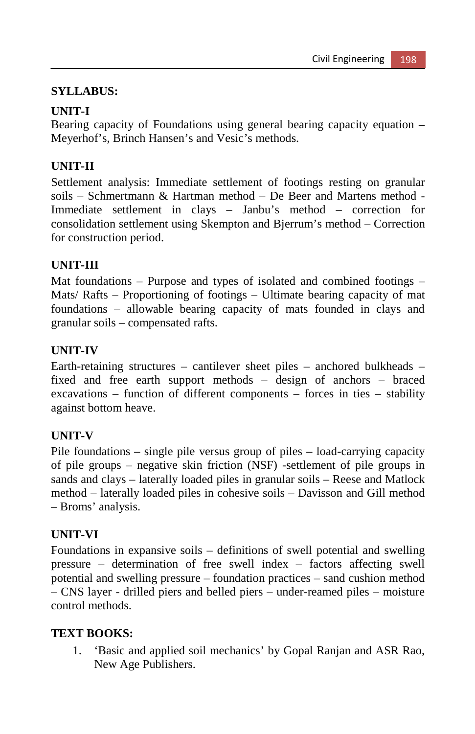**SYLLABUS:**

**UNIT-I**

Bearing capacity of Foundations using general bearing capacity equation – Meyerhof's, Brinch Hansen's and Vesic's methods.

**UNIT-II**

Settlement analysis: Immediate settlement of footings resting on granular soils – Schmertmann & Hartman method – De Beer and Martens method - Immediate settlement in clays – Janbu's method – correction for consolidation settlement using Skempton and Bjerrum's method – Correction for construction period.

**UNIT-III**

Mat foundations – Purpose and types of isolated and combined footings – Mats/ Rafts – Proportioning of footings – Ultimate bearing capacity of mat foundations – allowable bearing capacity of mats founded in clays and granular soils – compensated rafts.

**UNIT-IV**

Earth-retaining structures – cantilever sheet piles – anchored bulkheads – fixed and free earth support methods – design of anchors – braced excavations – function of different components – forces in ties – stability against bottom heave.

**UNIT-V**

Pile foundations – single pile versus group of piles – load-carrying capacity of pile groups – negative skin friction (NSF) -settlement of pile groups in sands and clays – laterally loaded piles in granular soils – Reese and Matlock method – laterally loaded piles in cohesive soils – Davisson and Gill method – Broms' analysis.

**UNIT-VI**

Foundations in expansive soils – definitions of swell potential and swelling pressure – determination of free swell index – factors affecting swell potential and swelling pressure – foundation practices – sand cushion method – CNS layer - drilled piers and belled piers – under-reamed piles – moisture control methods.

**TEXT BOOKS:**

1. 'Basic and applied soil mechanics' by Gopal Ranjan and ASR Rao, New Age Publishers.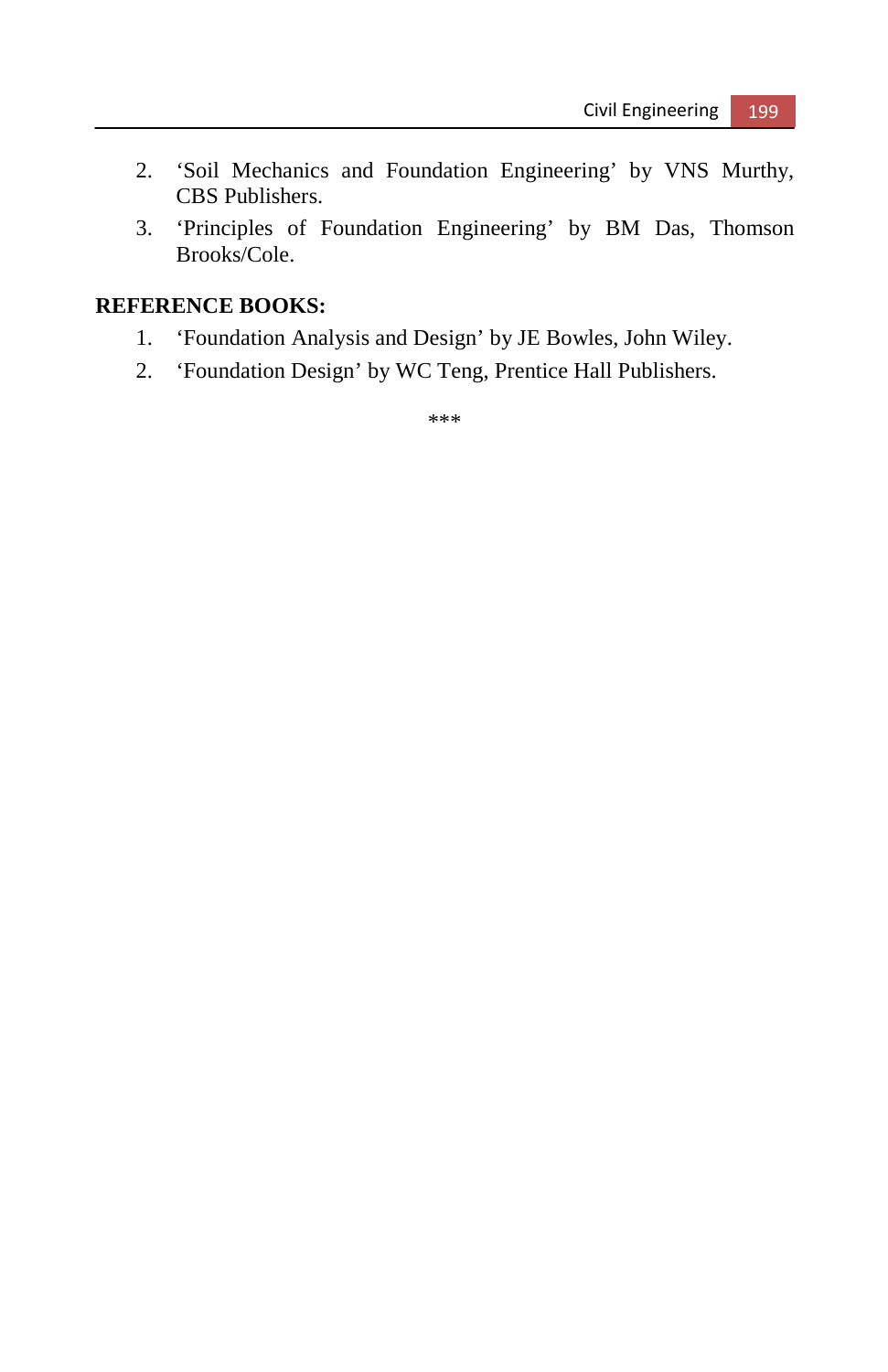2. 'Soil Mechanics and Foundation Engineering' by VNS Murthy, CBS Publishers.
3. 'Principles of Foundation Engineering' by BM Das, Thomson Brooks/Cole.

**REFERENCE BOOKS:**

1. 'Foundation Analysis and Design' by JE Bowles, John Wiley.
2. 'Foundation Design' by WC Teng, Prentice Hall Publishers.

***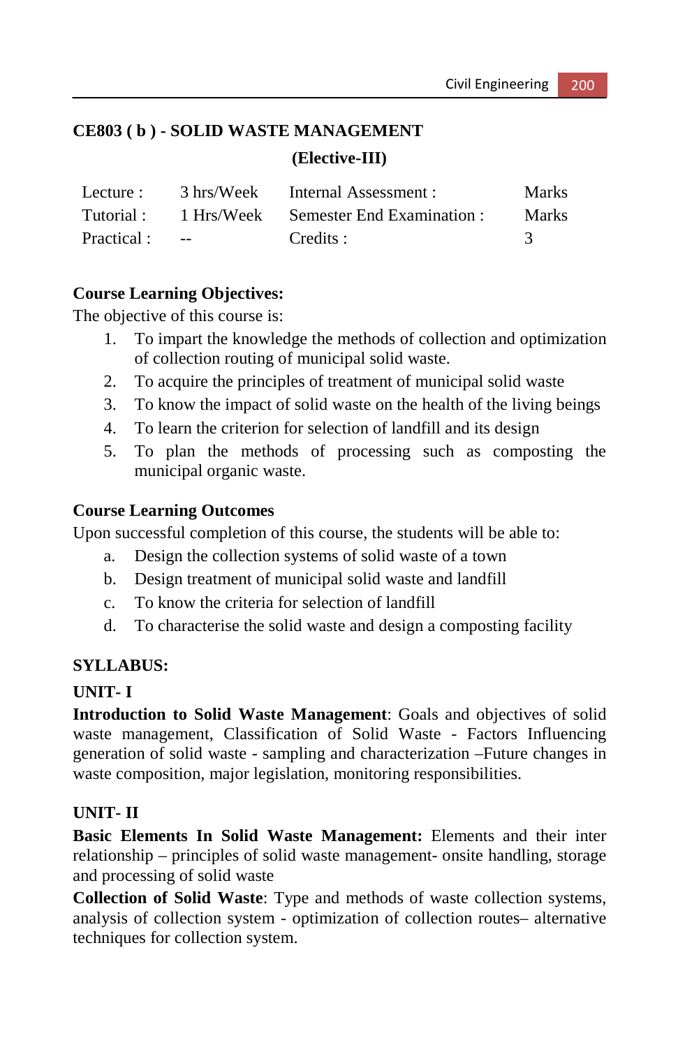## CE803 ( b ) - SOLID WASTE MANAGEMENT

**(Elective-III)**

| | | | |
|---|---|---|---|
| Lecture : | 3 hrs/Week | Internal Assessment : | Marks |
| Tutorial : | 1 Hrs/Week | Semester End Examination : | Marks |
| Practical : | -- | Credits : | 3 |

### Course Learning Objectives:

The objective of this course is:

1. To impart the knowledge the methods of collection and optimization of collection routing of municipal solid waste.
2. To acquire the principles of treatment of municipal solid waste
3. To know the impact of solid waste on the health of the living beings
4. To learn the criterion for selection of landfill and its design
5. To plan the methods of processing such as composting the municipal organic waste.

### Course Learning Outcomes

Upon successful completion of this course, the students will be able to:

a. Design the collection systems of solid waste of a town
b. Design treatment of municipal solid waste and landfill
c. To know the criteria for selection of landfill
d. To characterise the solid waste and design a composting facility

### SYLLABUS:

#### UNIT- I

**Introduction to Solid Waste Management**: Goals and objectives of solid waste management, Classification of Solid Waste - Factors Influencing generation of solid waste - sampling and characterization –Future changes in waste composition, major legislation, monitoring responsibilities.

#### UNIT- II

**Basic Elements In Solid Waste Management:** Elements and their inter relationship – principles of solid waste management- onsite handling, storage and processing of solid waste

**Collection of Solid Waste**: Type and methods of waste collection systems, analysis of collection system - optimization of collection routes– alternative techniques for collection system.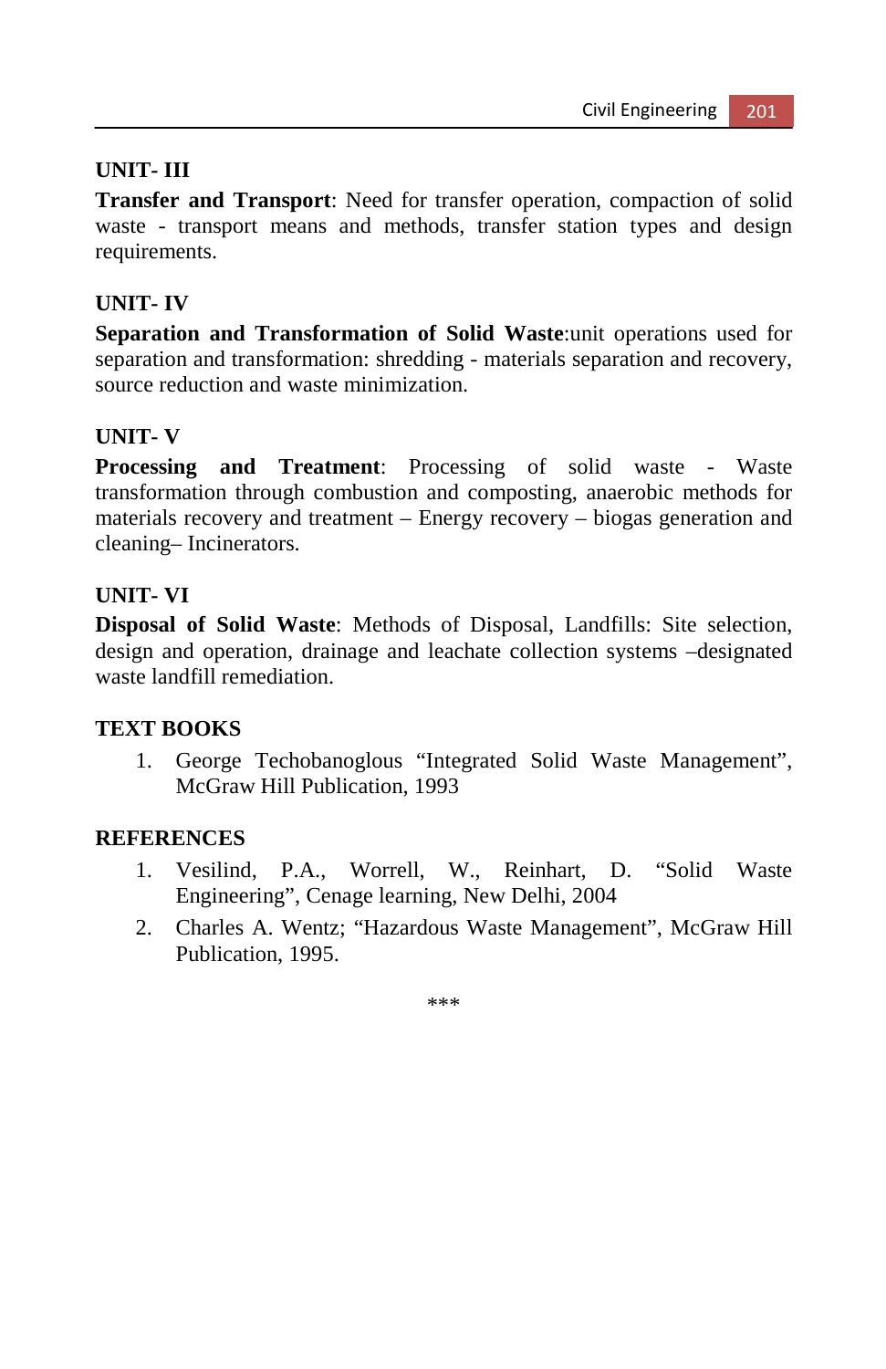## UNIT- III

**Transfer and Transport**: Need for transfer operation, compaction of solid waste - transport means and methods, transfer station types and design requirements.

## UNIT- IV

**Separation and Transformation of Solid Waste**:unit operations used for separation and transformation: shredding - materials separation and recovery, source reduction and waste minimization.

## UNIT- V

**Processing and Treatment**: Processing of solid waste - Waste transformation through combustion and composting, anaerobic methods for materials recovery and treatment – Energy recovery – biogas generation and cleaning– Incinerators.

## UNIT- VI

**Disposal of Solid Waste**: Methods of Disposal, Landfills: Site selection, design and operation, drainage and leachate collection systems –designated waste landfill remediation.

## TEXT BOOKS

1. George Techobanoglous "Integrated Solid Waste Management", McGraw Hill Publication, 1993

## REFERENCES

1. Vesilind, P.A., Worrell, W., Reinhart, D. "Solid Waste Engineering", Cenage learning, New Delhi, 2004
2. Charles A. Wentz; "Hazardous Waste Management", McGraw Hill Publication, 1995.

***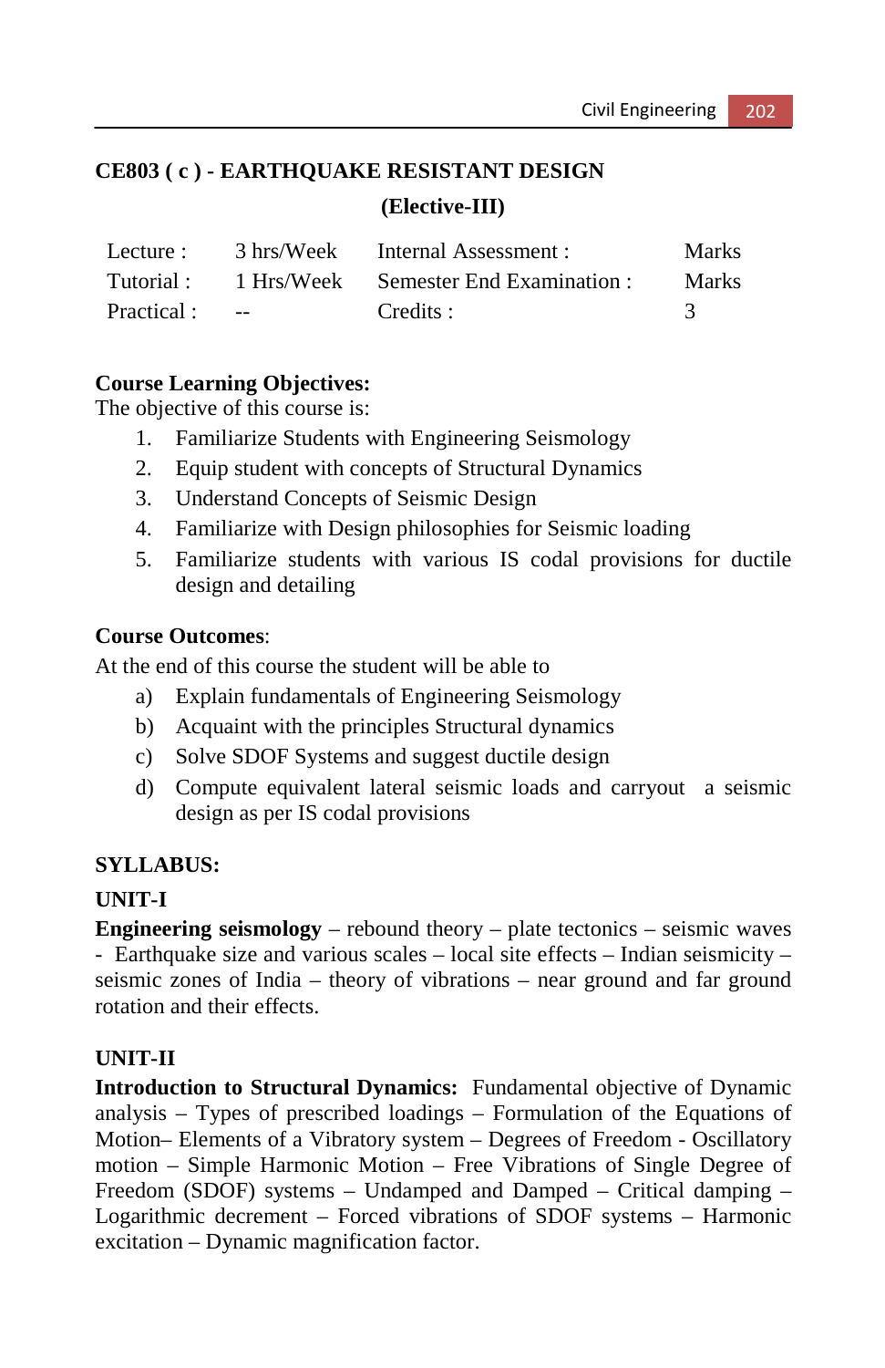## CE803 ( c ) - EARTHQUAKE RESISTANT DESIGN

**(Elective-III)**

| | | | |
|---|---|---|---|
| Lecture : | 3 hrs/Week | Internal Assessment : | Marks |
| Tutorial : | 1 Hrs/Week | Semester End Examination : | Marks |
| Practical : | -- | Credits : | 3 |

**Course Learning Objectives:**

The objective of this course is:

1. Familiarize Students with Engineering Seismology
2. Equip student with concepts of Structural Dynamics
3. Understand Concepts of Seismic Design
4. Familiarize with Design philosophies for Seismic loading
5. Familiarize students with various IS codal provisions for ductile design and detailing

**Course Outcomes**:

At the end of this course the student will be able to

a) Explain fundamentals of Engineering Seismology
b) Acquaint with the principles Structural dynamics
c) Solve SDOF Systems and suggest ductile design
d) Compute equivalent lateral seismic loads and carryout a seismic design as per IS codal provisions

**SYLLABUS:**

**UNIT-I**

**Engineering seismology** – rebound theory – plate tectonics – seismic waves - Earthquake size and various scales – local site effects – Indian seismicity – seismic zones of India – theory of vibrations – near ground and far ground rotation and their effects.

**UNIT-II**

**Introduction to Structural Dynamics:** Fundamental objective of Dynamic analysis – Types of prescribed loadings – Formulation of the Equations of Motion– Elements of a Vibratory system – Degrees of Freedom - Oscillatory motion – Simple Harmonic Motion – Free Vibrations of Single Degree of Freedom (SDOF) systems – Undamped and Damped – Critical damping – Logarithmic decrement – Forced vibrations of SDOF systems – Harmonic excitation – Dynamic magnification factor.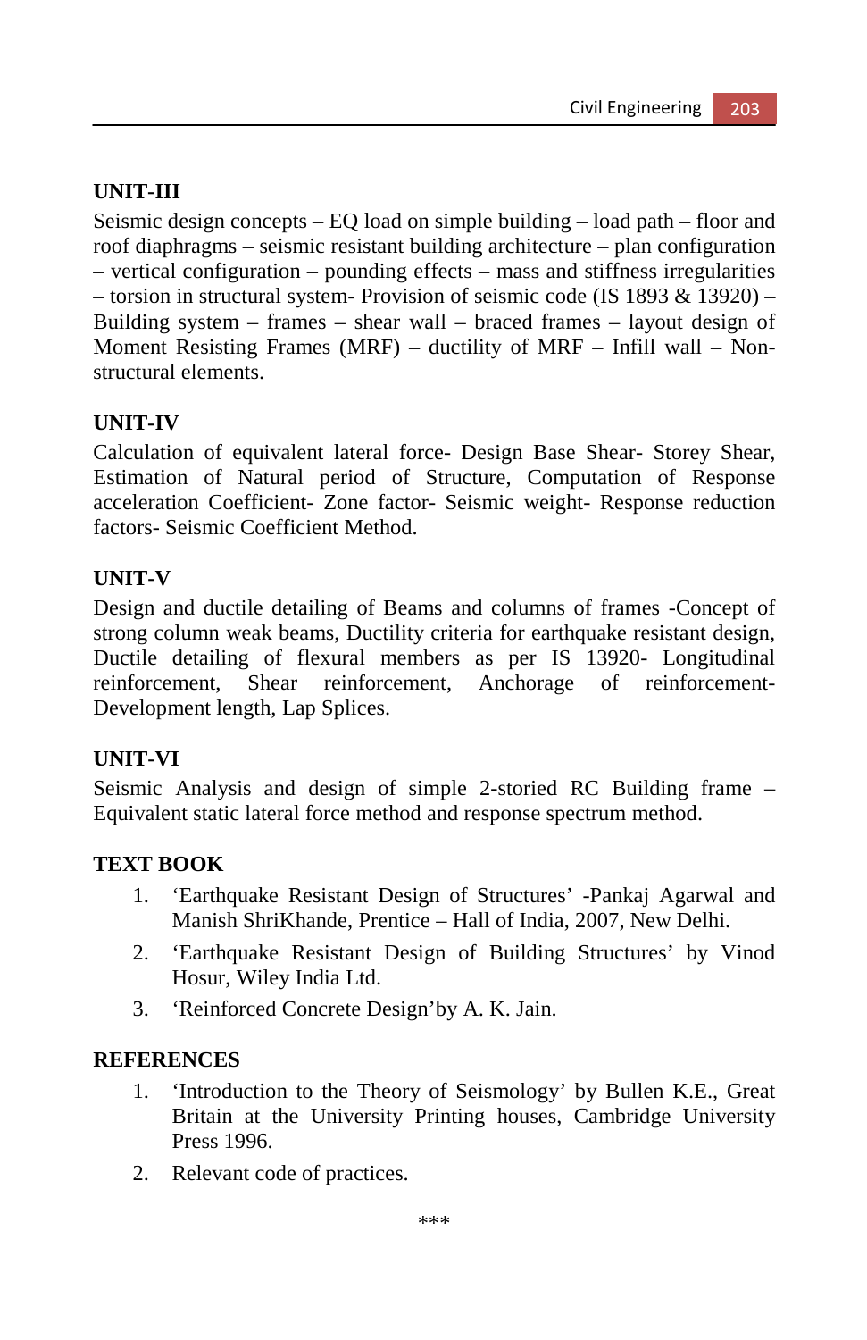**UNIT-III**

Seismic design concepts – EQ load on simple building – load path – floor and roof diaphragms – seismic resistant building architecture – plan configuration – vertical configuration – pounding effects – mass and stiffness irregularities – torsion in structural system- Provision of seismic code (IS 1893 & 13920) – Building system – frames – shear wall – braced frames – layout design of Moment Resisting Frames (MRF) – ductility of MRF – Infill wall – Non-structural elements.

**UNIT-IV**

Calculation of equivalent lateral force- Design Base Shear- Storey Shear, Estimation of Natural period of Structure, Computation of Response acceleration Coefficient- Zone factor- Seismic weight- Response reduction factors- Seismic Coefficient Method.

**UNIT-V**

Design and ductile detailing of Beams and columns of frames -Concept of strong column weak beams, Ductility criteria for earthquake resistant design, Ductile detailing of flexural members as per IS 13920- Longitudinal reinforcement, Shear reinforcement, Anchorage of reinforcement-Development length, Lap Splices.

**UNIT-VI**

Seismic Analysis and design of simple 2-storied RC Building frame – Equivalent static lateral force method and response spectrum method.

**TEXT BOOK**

1. 'Earthquake Resistant Design of Structures' -Pankaj Agarwal and Manish ShriKhande, Prentice – Hall of India, 2007, New Delhi.
2. 'Earthquake Resistant Design of Building Structures' by Vinod Hosur, Wiley India Ltd.
3. 'Reinforced Concrete Design'by A. K. Jain.

**REFERENCES**

1. 'Introduction to the Theory of Seismology' by Bullen K.E., Great Britain at the University Printing houses, Cambridge University Press 1996.
2. Relevant code of practices.

***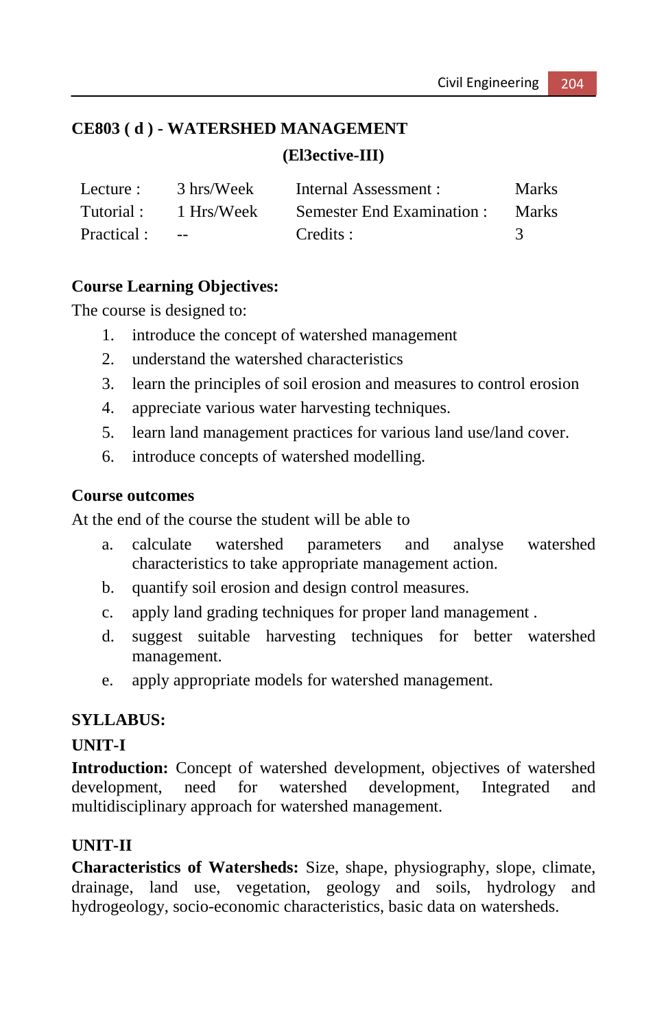## CE803 ( d ) - WATERSHED MANAGEMENT

**(El3ective-III)**

| | | | |
|---|---|---|---|
| Lecture : | 3 hrs/Week | Internal Assessment : | Marks |
| Tutorial : | 1 Hrs/Week | Semester End Examination : | Marks |
| Practical : | -- | Credits : | 3 |

### Course Learning Objectives:

The course is designed to:

1. introduce the concept of watershed management
2. understand the watershed characteristics
3. learn the principles of soil erosion and measures to control erosion
4. appreciate various water harvesting techniques.
5. learn land management practices for various land use/land cover.
6. introduce concepts of watershed modelling.

### Course outcomes

At the end of the course the student will be able to

a. calculate watershed parameters and analyse watershed characteristics to take appropriate management action.
b. quantify soil erosion and design control measures.
c. apply land grading techniques for proper land management .
d. suggest suitable harvesting techniques for better watershed management.
e. apply appropriate models for watershed management.

### SYLLABUS:

#### UNIT-I

**Introduction:** Concept of watershed development, objectives of watershed development, need for watershed development, Integrated and multidisciplinary approach for watershed management.

#### UNIT-II

**Characteristics of Watersheds:** Size, shape, physiography, slope, climate, drainage, land use, vegetation, geology and soils, hydrology and hydrogeology, socio-economic characteristics, basic data on watersheds.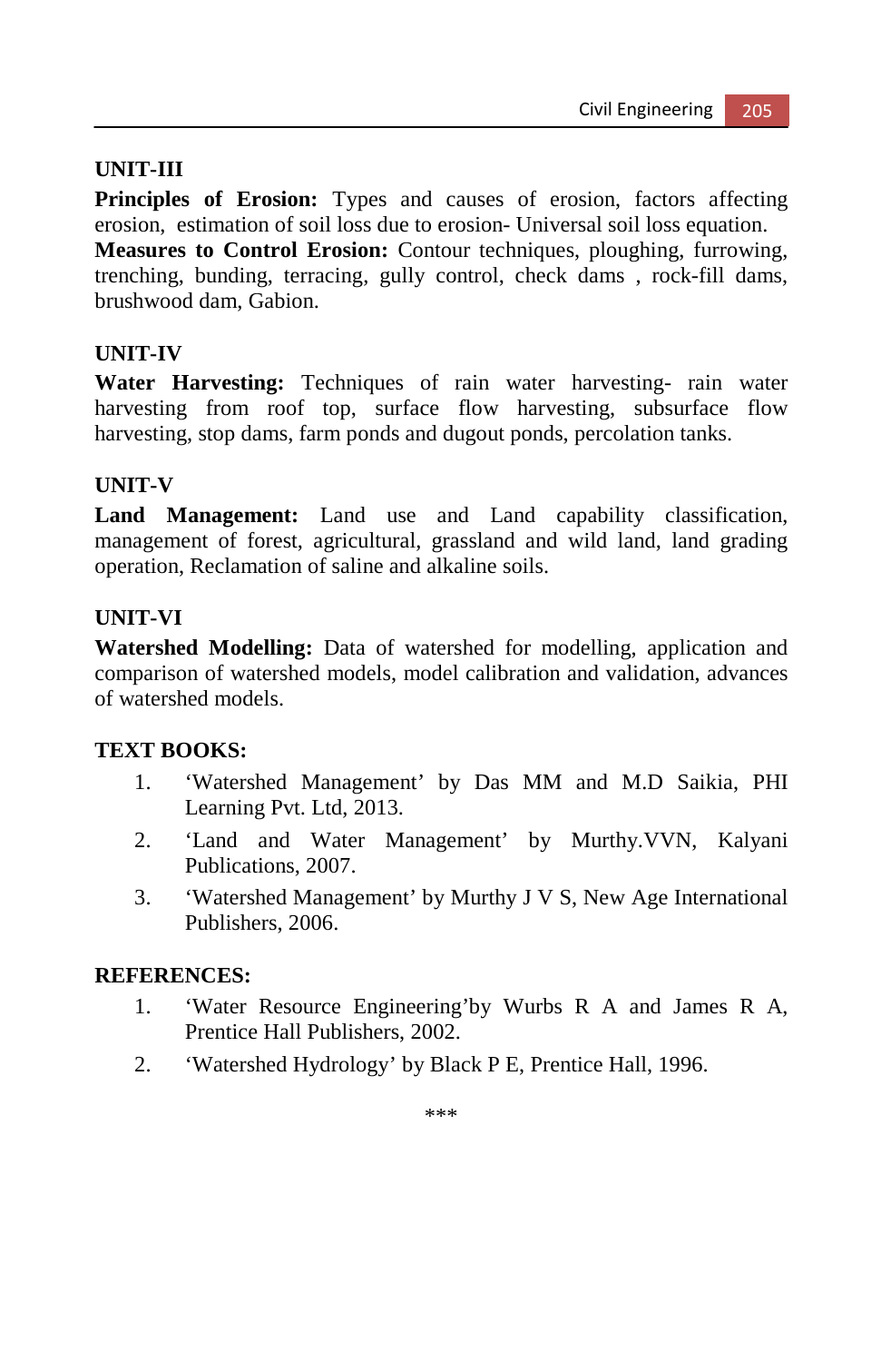## UNIT-III

**Principles of Erosion:** Types and causes of erosion, factors affecting erosion, estimation of soil loss due to erosion- Universal soil loss equation.

**Measures to Control Erosion:** Contour techniques, ploughing, furrowing, trenching, bunding, terracing, gully control, check dams , rock-fill dams, brushwood dam, Gabion.

## UNIT-IV

**Water Harvesting:** Techniques of rain water harvesting- rain water harvesting from roof top, surface flow harvesting, subsurface flow harvesting, stop dams, farm ponds and dugout ponds, percolation tanks.

## UNIT-V

**Land Management:** Land use and Land capability classification, management of forest, agricultural, grassland and wild land, land grading operation, Reclamation of saline and alkaline soils.

## UNIT-VI

**Watershed Modelling:** Data of watershed for modelling, application and comparison of watershed models, model calibration and validation, advances of watershed models.

## TEXT BOOKS:

1. 'Watershed Management' by Das MM and M.D Saikia, PHI Learning Pvt. Ltd, 2013.
2. 'Land and Water Management' by Murthy.VVN, Kalyani Publications, 2007.
3. 'Watershed Management' by Murthy J V S, New Age International Publishers, 2006.

## REFERENCES:

1. 'Water Resource Engineering'by Wurbs R A and James R A, Prentice Hall Publishers, 2002.
2. 'Watershed Hydrology' by Black P E, Prentice Hall, 1996.

***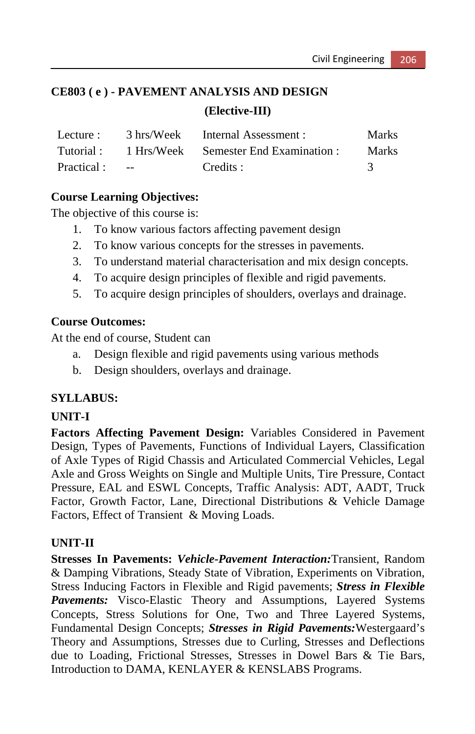## CE803 ( e ) - PAVEMENT ANALYSIS AND DESIGN

**(Elective-III)**

| | | | |
|---|---|---|---|
| Lecture : | 3 hrs/Week | Internal Assessment : | Marks |
| Tutorial : | 1 Hrs/Week | Semester End Examination : | Marks |
| Practical : | -- | Credits : | 3 |

**Course Learning Objectives:**

The objective of this course is:

1. To know various factors affecting pavement design
2. To know various concepts for the stresses in pavements.
3. To understand material characterisation and mix design concepts.
4. To acquire design principles of flexible and rigid pavements.
5. To acquire design principles of shoulders, overlays and drainage.

**Course Outcomes:**

At the end of course, Student can

a. Design flexible and rigid pavements using various methods
b. Design shoulders, overlays and drainage.

**SYLLABUS:**

**UNIT-I**

**Factors Affecting Pavement Design:** Variables Considered in Pavement Design, Types of Pavements, Functions of Individual Layers, Classification of Axle Types of Rigid Chassis and Articulated Commercial Vehicles, Legal Axle and Gross Weights on Single and Multiple Units, Tire Pressure, Contact Pressure, EAL and ESWL Concepts, Traffic Analysis: ADT, AADT, Truck Factor, Growth Factor, Lane, Directional Distributions & Vehicle Damage Factors, Effect of Transient & Moving Loads.

**UNIT-II**

**Stresses In Pavements:** ***Vehicle-Pavement Interaction:***Transient, Random & Damping Vibrations, Steady State of Vibration, Experiments on Vibration, Stress Inducing Factors in Flexible and Rigid pavements; ***Stress in Flexible Pavements:*** Visco-Elastic Theory and Assumptions, Layered Systems Concepts, Stress Solutions for One, Two and Three Layered Systems, Fundamental Design Concepts; ***Stresses in Rigid Pavements:***Westergaard's Theory and Assumptions, Stresses due to Curling, Stresses and Deflections due to Loading, Frictional Stresses, Stresses in Dowel Bars & Tie Bars, Introduction to DAMA, KENLAYER & KENSLABS Programs.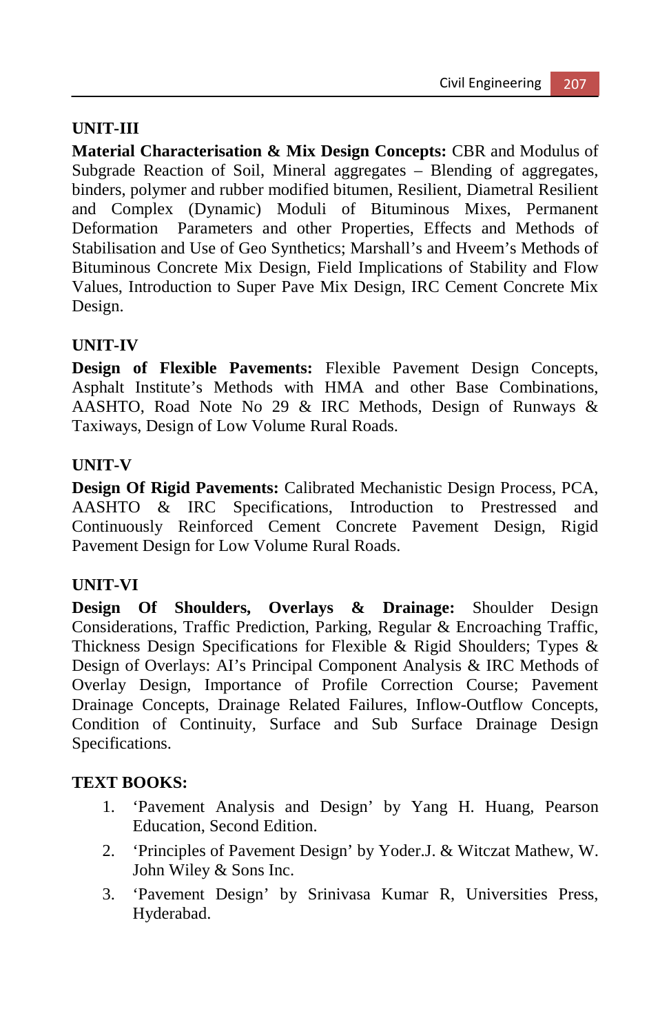## UNIT-III

**Material Characterisation & Mix Design Concepts:** CBR and Modulus of Subgrade Reaction of Soil, Mineral aggregates – Blending of aggregates, binders, polymer and rubber modified bitumen, Resilient, Diametral Resilient and Complex (Dynamic) Moduli of Bituminous Mixes, Permanent Deformation Parameters and other Properties, Effects and Methods of Stabilisation and Use of Geo Synthetics; Marshall's and Hveem's Methods of Bituminous Concrete Mix Design, Field Implications of Stability and Flow Values, Introduction to Super Pave Mix Design, IRC Cement Concrete Mix Design.

## UNIT-IV

**Design of Flexible Pavements:** Flexible Pavement Design Concepts, Asphalt Institute's Methods with HMA and other Base Combinations, AASHTO, Road Note No 29 & IRC Methods, Design of Runways & Taxiways, Design of Low Volume Rural Roads.

## UNIT-V

**Design Of Rigid Pavements:** Calibrated Mechanistic Design Process, PCA, AASHTO & IRC Specifications, Introduction to Prestressed and Continuously Reinforced Cement Concrete Pavement Design, Rigid Pavement Design for Low Volume Rural Roads.

## UNIT-VI

**Design Of Shoulders, Overlays & Drainage:** Shoulder Design Considerations, Traffic Prediction, Parking, Regular & Encroaching Traffic, Thickness Design Specifications for Flexible & Rigid Shoulders; Types & Design of Overlays: AI's Principal Component Analysis & IRC Methods of Overlay Design, Importance of Profile Correction Course; Pavement Drainage Concepts, Drainage Related Failures, Inflow-Outflow Concepts, Condition of Continuity, Surface and Sub Surface Drainage Design Specifications.

## TEXT BOOKS:

1. 'Pavement Analysis and Design' by Yang H. Huang, Pearson Education, Second Edition.
2. 'Principles of Pavement Design' by Yoder.J. & Witczat Mathew, W. John Wiley & Sons Inc.
3. 'Pavement Design' by Srinivasa Kumar R, Universities Press, Hyderabad.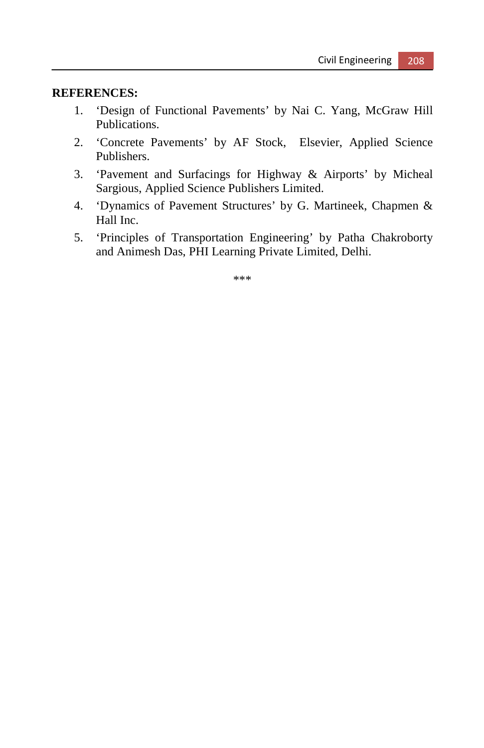**REFERENCES:**

1. 'Design of Functional Pavements' by Nai C. Yang, McGraw Hill Publications.
2. 'Concrete Pavements' by AF Stock, Elsevier, Applied Science Publishers.
3. 'Pavement and Surfacings for Highway & Airports' by Micheal Sargious, Applied Science Publishers Limited.
4. 'Dynamics of Pavement Structures' by G. Martineek, Chapmen & Hall Inc.
5. 'Principles of Transportation Engineering' by Patha Chakroborty and Animesh Das, PHI Learning Private Limited, Delhi.

***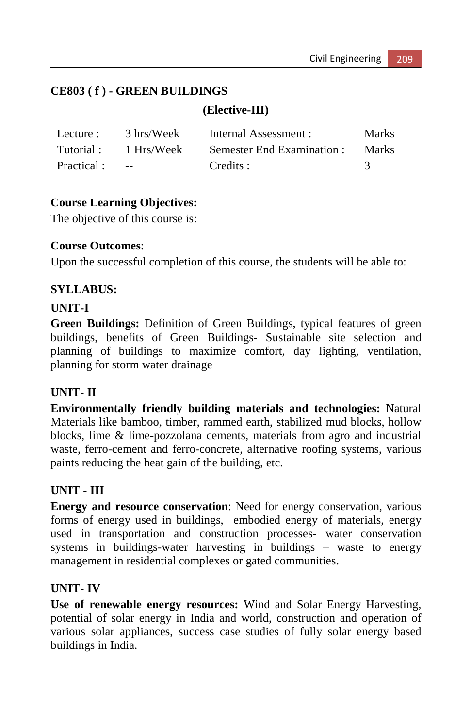## CE803 ( f ) - GREEN BUILDINGS

**(Elective-III)**

| | | | |
|---|---|---|---|
| Lecture : | 3 hrs/Week | Internal Assessment : | Marks |
| Tutorial : | 1 Hrs/Week | Semester End Examination : | Marks |
| Practical : | -- | Credits : | 3 |

**Course Learning Objectives:**

The objective of this course is:

**Course Outcomes**:

Upon the successful completion of this course, the students will be able to:

**SYLLABUS:**

**UNIT-I**

**Green Buildings:** Definition of Green Buildings, typical features of green buildings, benefits of Green Buildings- Sustainable site selection and planning of buildings to maximize comfort, day lighting, ventilation, planning for storm water drainage

**UNIT- II**

**Environmentally friendly building materials and technologies:** Natural Materials like bamboo, timber, rammed earth, stabilized mud blocks, hollow blocks, lime & lime-pozzolana cements, materials from agro and industrial waste, ferro-cement and ferro-concrete, alternative roofing systems, various paints reducing the heat gain of the building, etc.

**UNIT - III**

**Energy and resource conservation**: Need for energy conservation, various forms of energy used in buildings, embodied energy of materials, energy used in transportation and construction processes- water conservation systems in buildings-water harvesting in buildings – waste to energy management in residential complexes or gated communities.

**UNIT- IV**

**Use of renewable energy resources:** Wind and Solar Energy Harvesting, potential of solar energy in India and world, construction and operation of various solar appliances, success case studies of fully solar energy based buildings in India.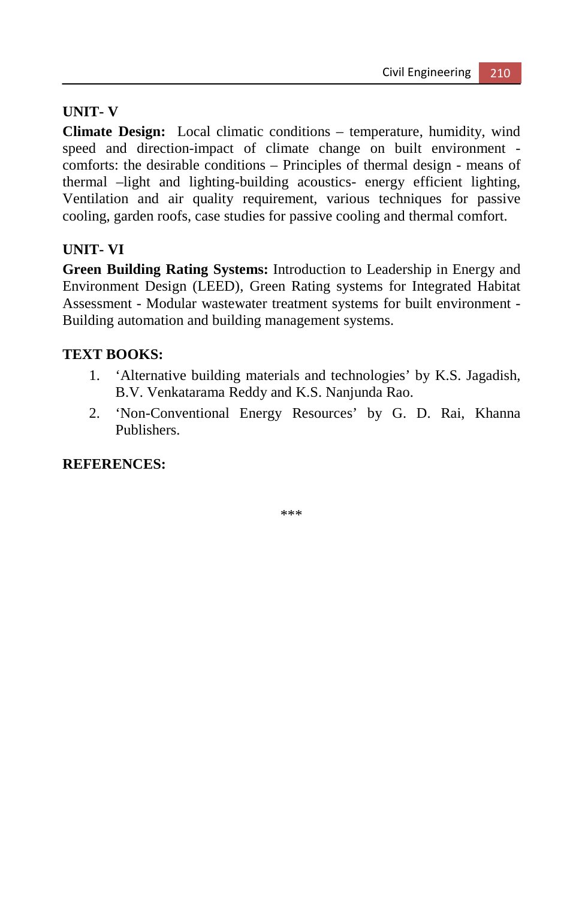**UNIT- V**

**Climate Design:** Local climatic conditions – temperature, humidity, wind speed and direction-impact of climate change on built environment - comforts: the desirable conditions – Principles of thermal design - means of thermal –light and lighting-building acoustics- energy efficient lighting, Ventilation and air quality requirement, various techniques for passive cooling, garden roofs, case studies for passive cooling and thermal comfort.

**UNIT- VI**

**Green Building Rating Systems:** Introduction to Leadership in Energy and Environment Design (LEED), Green Rating systems for Integrated Habitat Assessment - Modular wastewater treatment systems for built environment - Building automation and building management systems.

**TEXT BOOKS:**

1. 'Alternative building materials and technologies' by K.S. Jagadish, B.V. Venkatarama Reddy and K.S. Nanjunda Rao.
2. 'Non-Conventional Energy Resources' by G. D. Rai, Khanna Publishers.

**REFERENCES:**

***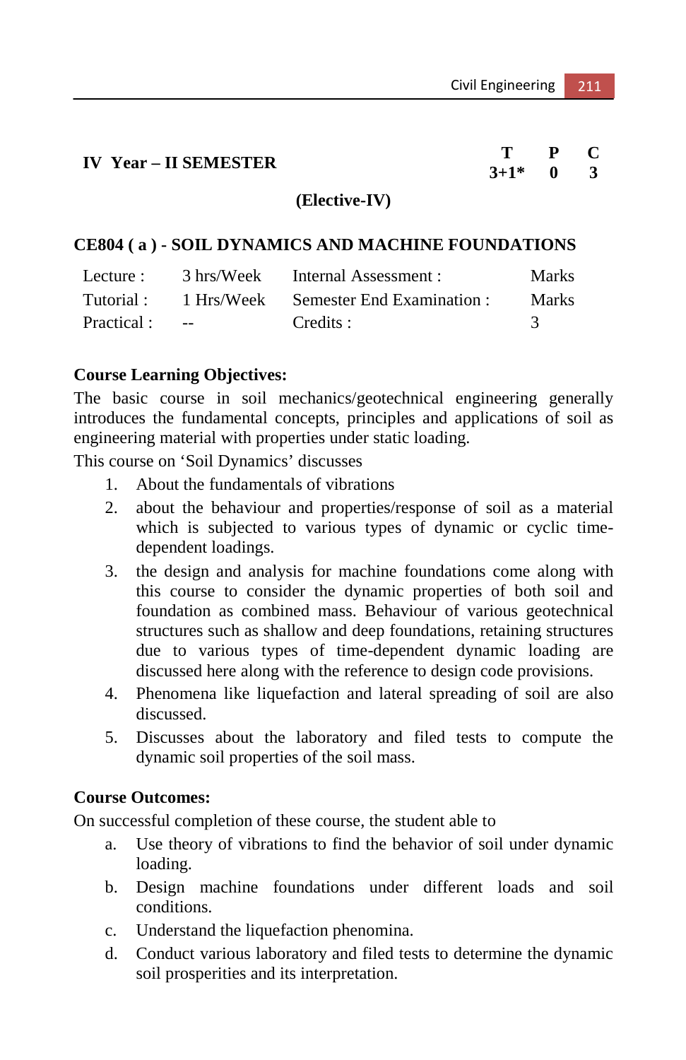**IV Year – II SEMESTER**

| T | P | C |
|---|---|---|
| 3+1* | 0 | 3 |

**(Elective-IV)**

## CE804 ( a ) - SOIL DYNAMICS AND MACHINE FOUNDATIONS

| | | | |
|---|---|---|---|
| Lecture : | 3 hrs/Week | Internal Assessment : | Marks |
| Tutorial : | 1 Hrs/Week | Semester End Examination : | Marks |
| Practical : | -- | Credits : | 3 |

### Course Learning Objectives:

The basic course in soil mechanics/geotechnical engineering generally introduces the fundamental concepts, principles and applications of soil as engineering material with properties under static loading.

This course on 'Soil Dynamics' discusses

1. About the fundamentals of vibrations
2. about the behaviour and properties/response of soil as a material which is subjected to various types of dynamic or cyclic time-dependent loadings.
3. the design and analysis for machine foundations come along with this course to consider the dynamic properties of both soil and foundation as combined mass. Behaviour of various geotechnical structures such as shallow and deep foundations, retaining structures due to various types of time-dependent dynamic loading are discussed here along with the reference to design code provisions.
4. Phenomena like liquefaction and lateral spreading of soil are also discussed.
5. Discusses about the laboratory and filed tests to compute the dynamic soil properties of the soil mass.

### Course Outcomes:

On successful completion of these course, the student able to

a. Use theory of vibrations to find the behavior of soil under dynamic loading.
b. Design machine foundations under different loads and soil conditions.
c. Understand the liquefaction phenomina.
d. Conduct various laboratory and filed tests to determine the dynamic soil prosperities and its interpretation.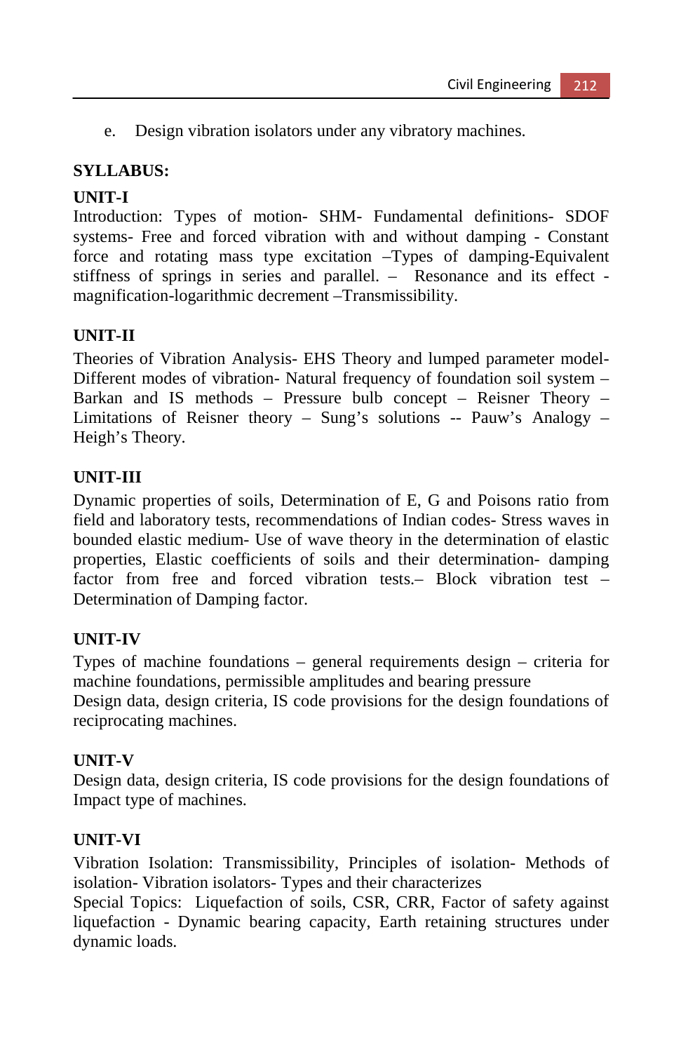e. Design vibration isolators under any vibratory machines.

**SYLLABUS:**

**UNIT-I**

Introduction: Types of motion- SHM- Fundamental definitions- SDOF systems- Free and forced vibration with and without damping - Constant force and rotating mass type excitation –Types of damping-Equivalent stiffness of springs in series and parallel. – Resonance and its effect - magnification-logarithmic decrement –Transmissibility.

**UNIT-II**

Theories of Vibration Analysis- EHS Theory and lumped parameter model- Different modes of vibration- Natural frequency of foundation soil system – Barkan and IS methods – Pressure bulb concept – Reisner Theory – Limitations of Reisner theory – Sung's solutions -- Pauw's Analogy – Heigh's Theory.

**UNIT-III**

Dynamic properties of soils, Determination of E, G and Poisons ratio from field and laboratory tests, recommendations of Indian codes- Stress waves in bounded elastic medium- Use of wave theory in the determination of elastic properties, Elastic coefficients of soils and their determination- damping factor from free and forced vibration tests.– Block vibration test – Determination of Damping factor.

**UNIT-IV**

Types of machine foundations – general requirements design – criteria for machine foundations, permissible amplitudes and bearing pressure

Design data, design criteria, IS code provisions for the design foundations of reciprocating machines.

**UNIT-V**

Design data, design criteria, IS code provisions for the design foundations of Impact type of machines.

**UNIT-VI**

Vibration Isolation: Transmissibility, Principles of isolation- Methods of isolation- Vibration isolators- Types and their characterizes

Special Topics: Liquefaction of soils, CSR, CRR, Factor of safety against liquefaction - Dynamic bearing capacity, Earth retaining structures under dynamic loads.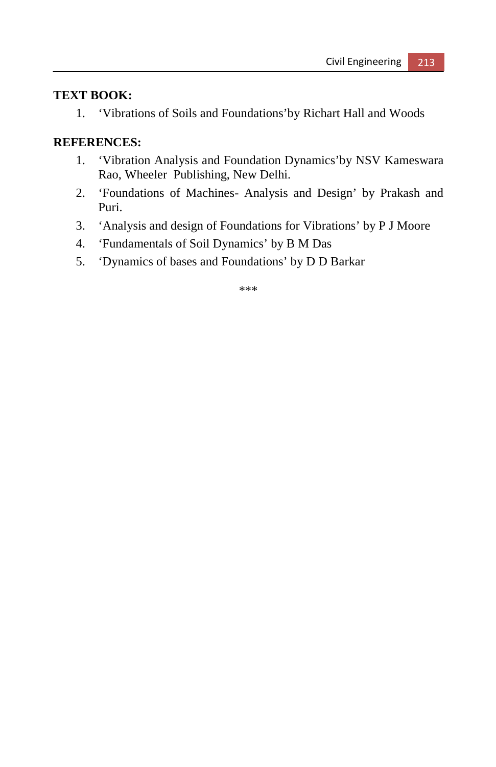**TEXT BOOK:**

1. 'Vibrations of Soils and Foundations'by Richart Hall and Woods

**REFERENCES:**

1. 'Vibration Analysis and Foundation Dynamics'by NSV Kameswara Rao, Wheeler Publishing, New Delhi.
2. 'Foundations of Machines- Analysis and Design' by Prakash and Puri.
3. 'Analysis and design of Foundations for Vibrations' by P J Moore
4. 'Fundamentals of Soil Dynamics' by B M Das
5. 'Dynamics of bases and Foundations' by D D Barkar

***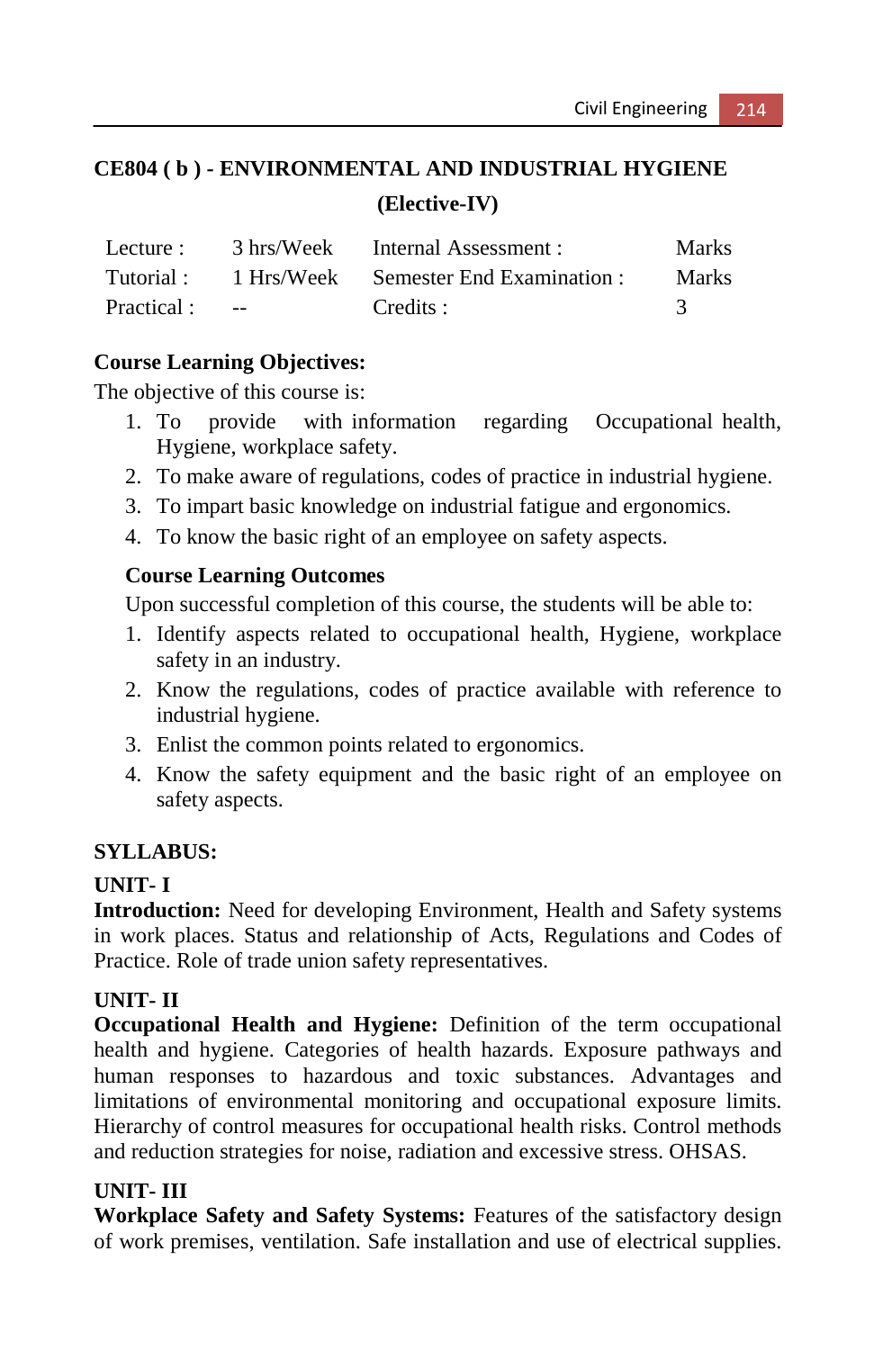## CE804 ( b ) - ENVIRONMENTAL AND INDUSTRIAL HYGIENE

### (Elective-IV)

| | | | |
|---|---|---|---|
| Lecture : | 3 hrs/Week | Internal Assessment : | Marks |
| Tutorial : | 1 Hrs/Week | Semester End Examination : | Marks |
| Practical : | -- | Credits : | 3 |

**Course Learning Objectives:**

The objective of this course is:

1. To provide with information regarding Occupational health, Hygiene, workplace safety.
2. To make aware of regulations, codes of practice in industrial hygiene.
3. To impart basic knowledge on industrial fatigue and ergonomics.
4. To know the basic right of an employee on safety aspects.

**Course Learning Outcomes**

Upon successful completion of this course, the students will be able to:

1. Identify aspects related to occupational health, Hygiene, workplace safety in an industry.
2. Know the regulations, codes of practice available with reference to industrial hygiene.
3. Enlist the common points related to ergonomics.
4. Know the safety equipment and the basic right of an employee on safety aspects.

**SYLLABUS:**

**UNIT- I**

**Introduction:** Need for developing Environment, Health and Safety systems in work places. Status and relationship of Acts, Regulations and Codes of Practice. Role of trade union safety representatives.

**UNIT- II**

**Occupational Health and Hygiene:** Definition of the term occupational health and hygiene. Categories of health hazards. Exposure pathways and human responses to hazardous and toxic substances. Advantages and limitations of environmental monitoring and occupational exposure limits. Hierarchy of control measures for occupational health risks. Control methods and reduction strategies for noise, radiation and excessive stress. OHSAS.

**UNIT- III**

**Workplace Safety and Safety Systems:** Features of the satisfactory design of work premises, ventilation. Safe installation and use of electrical supplies.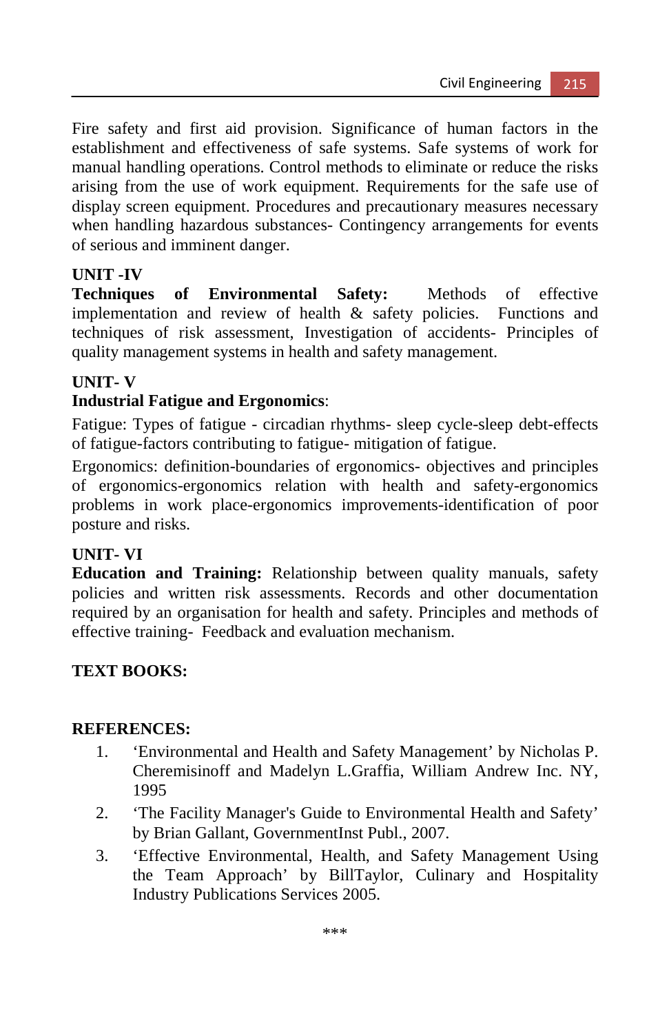Fire safety and first aid provision. Significance of human factors in the establishment and effectiveness of safe systems. Safe systems of work for manual handling operations. Control methods to eliminate or reduce the risks arising from the use of work equipment. Requirements for the safe use of display screen equipment. Procedures and precautionary measures necessary when handling hazardous substances- Contingency arrangements for events of serious and imminent danger.

**UNIT -IV**

**Techniques of Environmental Safety:** Methods of effective implementation and review of health & safety policies. Functions and techniques of risk assessment, Investigation of accidents- Principles of quality management systems in health and safety management.

**UNIT- V**

**Industrial Fatigue and Ergonomics**:

Fatigue: Types of fatigue - circadian rhythms- sleep cycle-sleep debt-effects of fatigue-factors contributing to fatigue- mitigation of fatigue.

Ergonomics: definition-boundaries of ergonomics- objectives and principles of ergonomics-ergonomics relation with health and safety-ergonomics problems in work place-ergonomics improvements-identification of poor posture and risks.

**UNIT- VI**

**Education and Training:** Relationship between quality manuals, safety policies and written risk assessments. Records and other documentation required by an organisation for health and safety. Principles and methods of effective training- Feedback and evaluation mechanism.

**TEXT BOOKS:**

**REFERENCES:**

1. 'Environmental and Health and Safety Management' by Nicholas P. Cheremisinoff and Madelyn L.Graffia, William Andrew Inc. NY, 1995
2. 'The Facility Manager's Guide to Environmental Health and Safety' by Brian Gallant, GovernmentInst Publ., 2007.
3. 'Effective Environmental, Health, and Safety Management Using the Team Approach' by BillTaylor, Culinary and Hospitality Industry Publications Services 2005.

***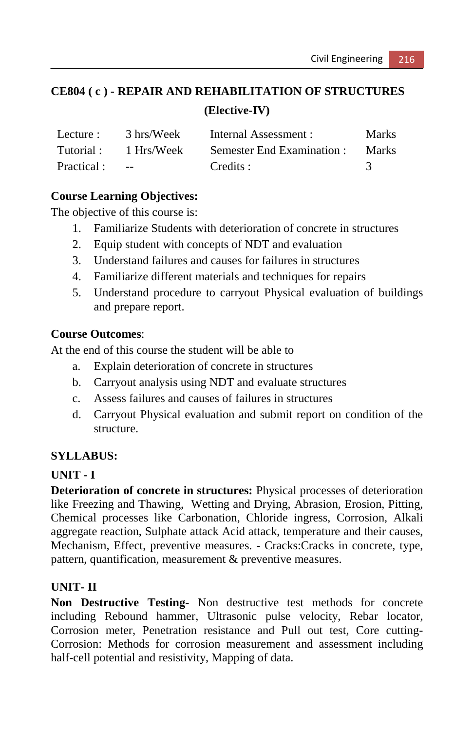## CE804 ( c ) - REPAIR AND REHABILITATION OF STRUCTURES

### (Elective-IV)

| | | | |
|---|---|---|---|
| Lecture : | 3 hrs/Week | Internal Assessment : | Marks |
| Tutorial : | 1 Hrs/Week | Semester End Examination : | Marks |
| Practical : | -- | Credits : | 3 |

**Course Learning Objectives:**

The objective of this course is:

1. Familiarize Students with deterioration of concrete in structures
2. Equip student with concepts of NDT and evaluation
3. Understand failures and causes for failures in structures
4. Familiarize different materials and techniques for repairs
5. Understand procedure to carryout Physical evaluation of buildings and prepare report.

**Course Outcomes**:

At the end of this course the student will be able to

a. Explain deterioration of concrete in structures
b. Carryout analysis using NDT and evaluate structures
c. Assess failures and causes of failures in structures
d. Carryout Physical evaluation and submit report on condition of the structure.

**SYLLABUS:**

**UNIT - I**

**Deterioration of concrete in structures:** Physical processes of deterioration like Freezing and Thawing, Wetting and Drying, Abrasion, Erosion, Pitting, Chemical processes like Carbonation, Chloride ingress, Corrosion, Alkali aggregate reaction, Sulphate attack Acid attack, temperature and their causes, Mechanism, Effect, preventive measures. - Cracks:Cracks in concrete, type, pattern, quantification, measurement & preventive measures.

**UNIT- II**

**Non Destructive Testing-** Non destructive test methods for concrete including Rebound hammer, Ultrasonic pulse velocity, Rebar locator, Corrosion meter, Penetration resistance and Pull out test, Core cutting-Corrosion: Methods for corrosion measurement and assessment including half-cell potential and resistivity, Mapping of data.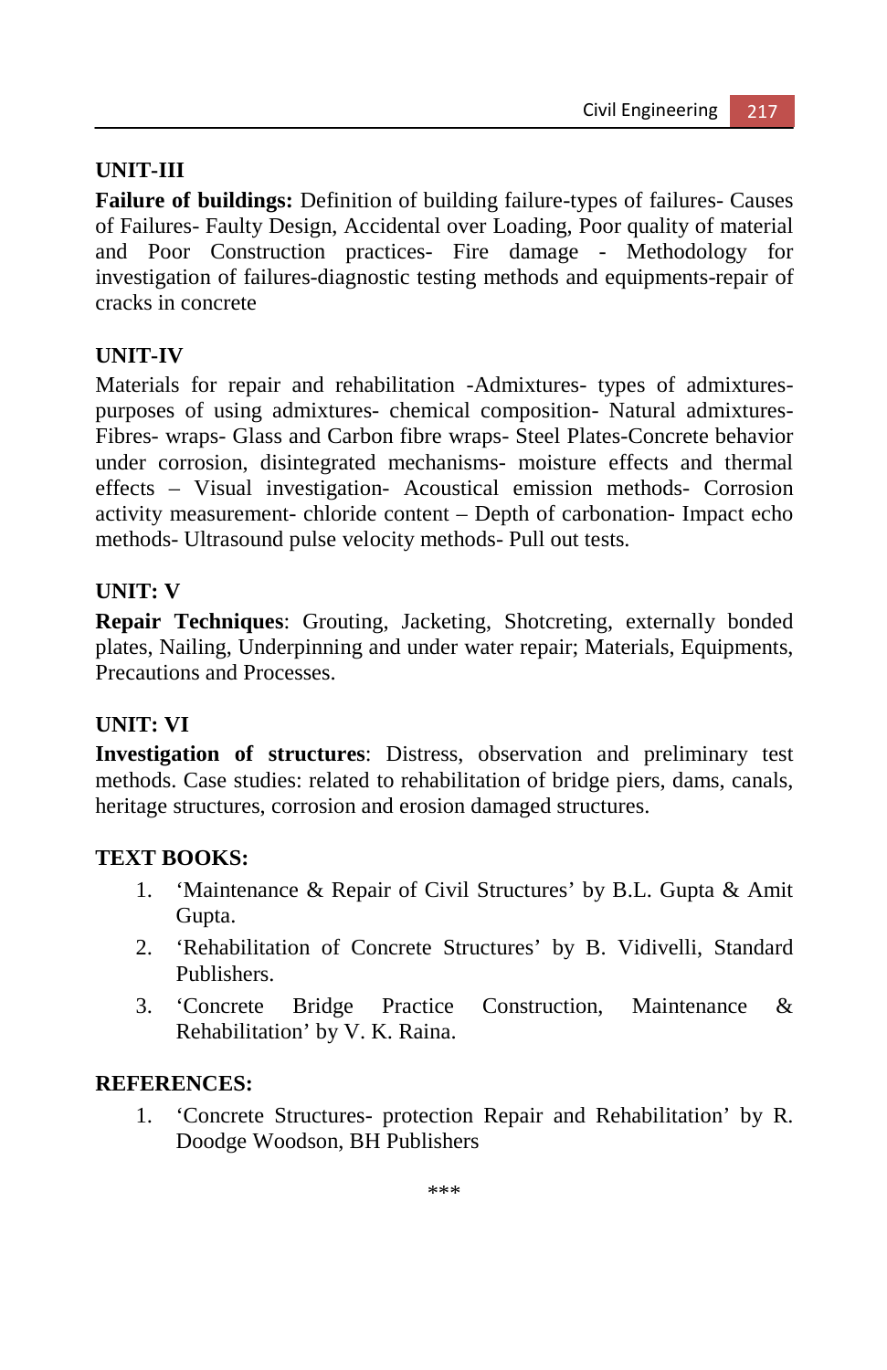## UNIT-III

**Failure of buildings:** Definition of building failure-types of failures- Causes of Failures- Faulty Design, Accidental over Loading, Poor quality of material and Poor Construction practices- Fire damage - Methodology for investigation of failures-diagnostic testing methods and equipments-repair of cracks in concrete

## UNIT-IV

Materials for repair and rehabilitation -Admixtures- types of admixtures-purposes of using admixtures- chemical composition- Natural admixtures-Fibres- wraps- Glass and Carbon fibre wraps- Steel Plates-Concrete behavior under corrosion, disintegrated mechanisms- moisture effects and thermal effects – Visual investigation- Acoustical emission methods- Corrosion activity measurement- chloride content – Depth of carbonation- Impact echo methods- Ultrasound pulse velocity methods- Pull out tests.

## UNIT: V

**Repair Techniques**: Grouting, Jacketing, Shotcreting, externally bonded plates, Nailing, Underpinning and under water repair; Materials, Equipments, Precautions and Processes.

## UNIT: VI

**Investigation of structures**: Distress, observation and preliminary test methods. Case studies: related to rehabilitation of bridge piers, dams, canals, heritage structures, corrosion and erosion damaged structures.

## TEXT BOOKS:

1. 'Maintenance & Repair of Civil Structures' by B.L. Gupta & Amit Gupta.
2. 'Rehabilitation of Concrete Structures' by B. Vidivelli, Standard Publishers.
3. 'Concrete Bridge Practice Construction, Maintenance & Rehabilitation' by V. K. Raina.

## REFERENCES:

1. 'Concrete Structures- protection Repair and Rehabilitation' by R. Doodge Woodson, BH Publishers

***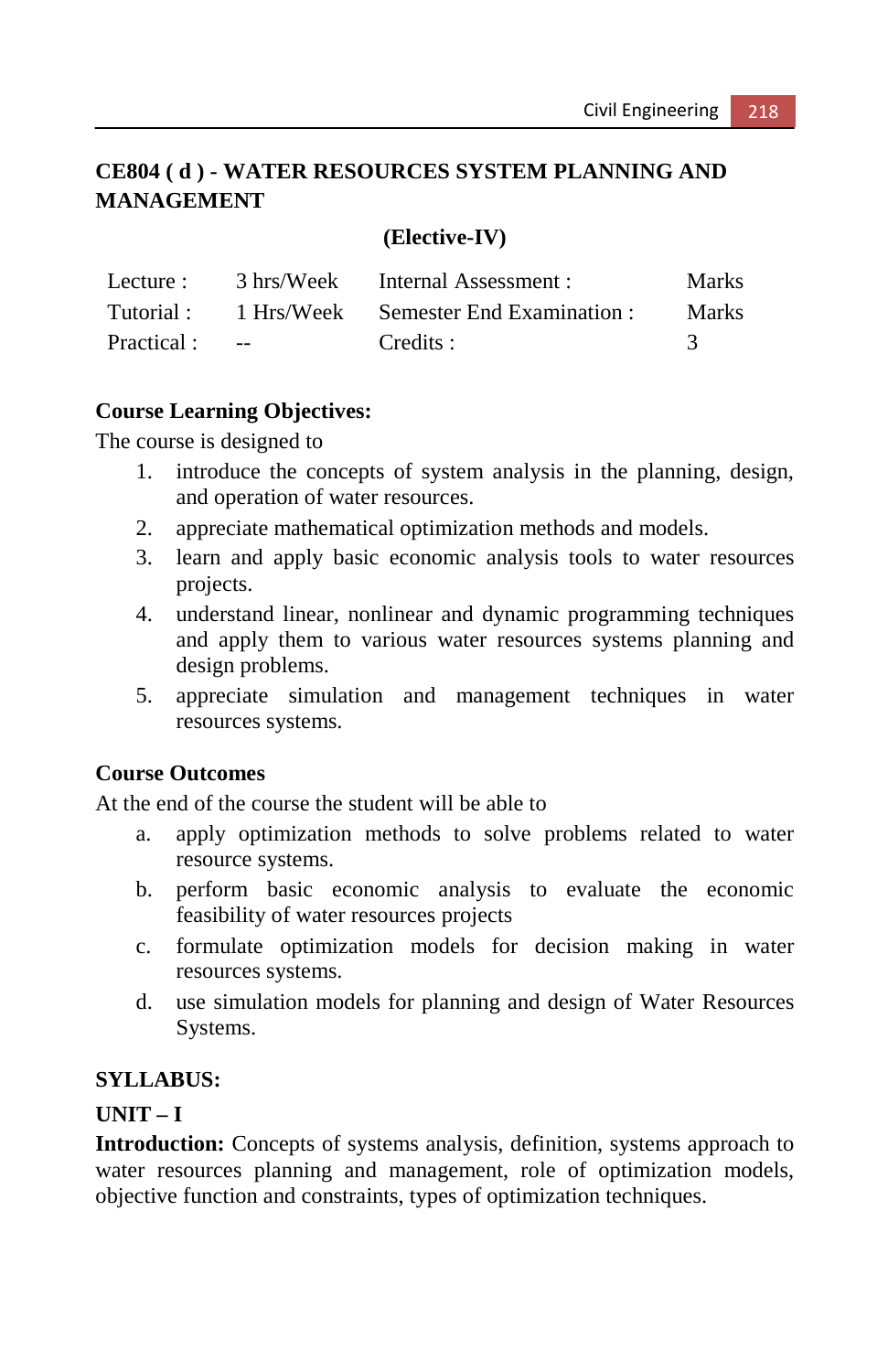## CE804 ( d ) - WATER RESOURCES SYSTEM PLANNING AND MANAGEMENT

**(Elective-IV)**

| | | | |
|---|---|---|---|
| Lecture : | 3 hrs/Week | Internal Assessment : | Marks |
| Tutorial : | 1 Hrs/Week | Semester End Examination : | Marks |
| Practical : | -- | Credits : | 3 |

**Course Learning Objectives:**

The course is designed to

1. introduce the concepts of system analysis in the planning, design, and operation of water resources.
2. appreciate mathematical optimization methods and models.
3. learn and apply basic economic analysis tools to water resources projects.
4. understand linear, nonlinear and dynamic programming techniques and apply them to various water resources systems planning and design problems.
5. appreciate simulation and management techniques in water resources systems.

**Course Outcomes**

At the end of the course the student will be able to

a. apply optimization methods to solve problems related to water resource systems.

b. perform basic economic analysis to evaluate the economic feasibility of water resources projects

c. formulate optimization models for decision making in water resources systems.

d. use simulation models for planning and design of Water Resources Systems.

**SYLLABUS:**

**UNIT – I**

**Introduction:** Concepts of systems analysis, definition, systems approach to water resources planning and management, role of optimization models, objective function and constraints, types of optimization techniques.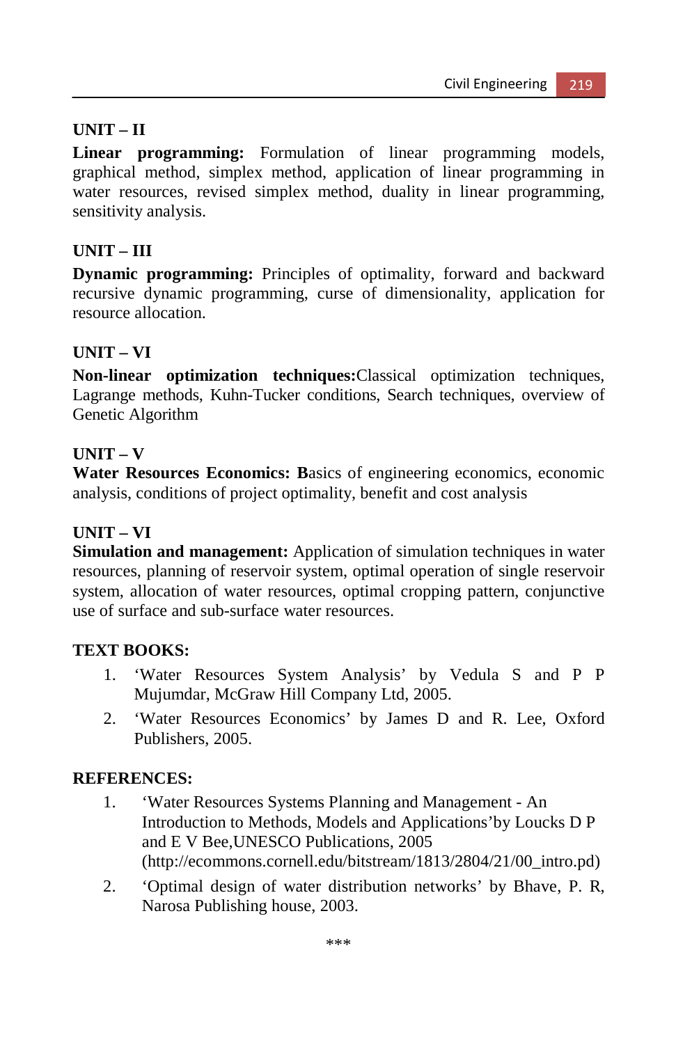**UNIT – II**

**Linear programming:** Formulation of linear programming models, graphical method, simplex method, application of linear programming in water resources, revised simplex method, duality in linear programming, sensitivity analysis.

**UNIT – III**

**Dynamic programming:** Principles of optimality, forward and backward recursive dynamic programming, curse of dimensionality, application for resource allocation.

**UNIT – VI**

**Non-linear optimization techniques:**Classical optimization techniques, Lagrange methods, Kuhn-Tucker conditions, Search techniques, overview of Genetic Algorithm

**UNIT – V**

**Water Resources Economics: B**asics of engineering economics, economic analysis, conditions of project optimality, benefit and cost analysis

**UNIT – VI**

**Simulation and management:** Application of simulation techniques in water resources, planning of reservoir system, optimal operation of single reservoir system, allocation of water resources, optimal cropping pattern, conjunctive use of surface and sub-surface water resources.

**TEXT BOOKS:**

1. 'Water Resources System Analysis' by Vedula S and P P Mujumdar, McGraw Hill Company Ltd, 2005.
2. 'Water Resources Economics' by James D and R. Lee, Oxford Publishers, 2005.

**REFERENCES:**

1. 'Water Resources Systems Planning and Management - An Introduction to Methods, Models and Applications'by Loucks D P and E V Bee,UNESCO Publications, 2005 (http://ecommons.cornell.edu/bitstream/1813/2804/21/00_intro.pd)
2. 'Optimal design of water distribution networks' by Bhave, P. R, Narosa Publishing house, 2003.

***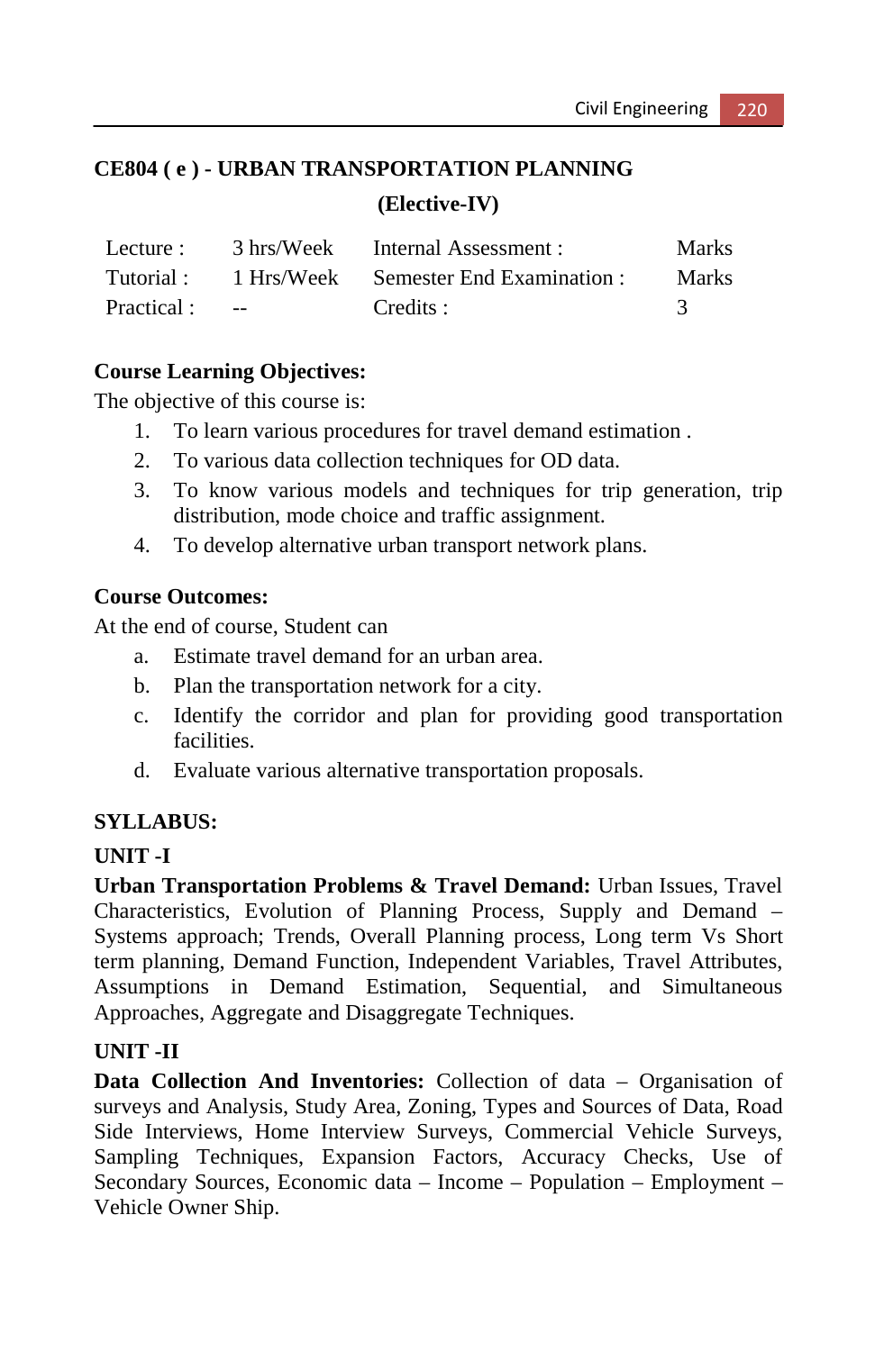## CE804 ( e ) - URBAN TRANSPORTATION PLANNING

**(Elective-IV)**

| | | | |
|---|---|---|---|
| Lecture : | 3 hrs/Week | Internal Assessment : | Marks |
| Tutorial : | 1 Hrs/Week | Semester End Examination : | Marks |
| Practical : | -- | Credits : | 3 |

**Course Learning Objectives:**

The objective of this course is:

1. To learn various procedures for travel demand estimation .
2. To various data collection techniques for OD data.
3. To know various models and techniques for trip generation, trip distribution, mode choice and traffic assignment.
4. To develop alternative urban transport network plans.

**Course Outcomes:**

At the end of course, Student can

a. Estimate travel demand for an urban area.
b. Plan the transportation network for a city.
c. Identify the corridor and plan for providing good transportation facilities.
d. Evaluate various alternative transportation proposals.

**SYLLABUS:**

**UNIT -I**

**Urban Transportation Problems & Travel Demand:** Urban Issues, Travel Characteristics, Evolution of Planning Process, Supply and Demand – Systems approach; Trends, Overall Planning process, Long term Vs Short term planning, Demand Function, Independent Variables, Travel Attributes, Assumptions in Demand Estimation, Sequential, and Simultaneous Approaches, Aggregate and Disaggregate Techniques.

**UNIT -II**

**Data Collection And Inventories:** Collection of data – Organisation of surveys and Analysis, Study Area, Zoning, Types and Sources of Data, Road Side Interviews, Home Interview Surveys, Commercial Vehicle Surveys, Sampling Techniques, Expansion Factors, Accuracy Checks, Use of Secondary Sources, Economic data – Income – Population – Employment – Vehicle Owner Ship.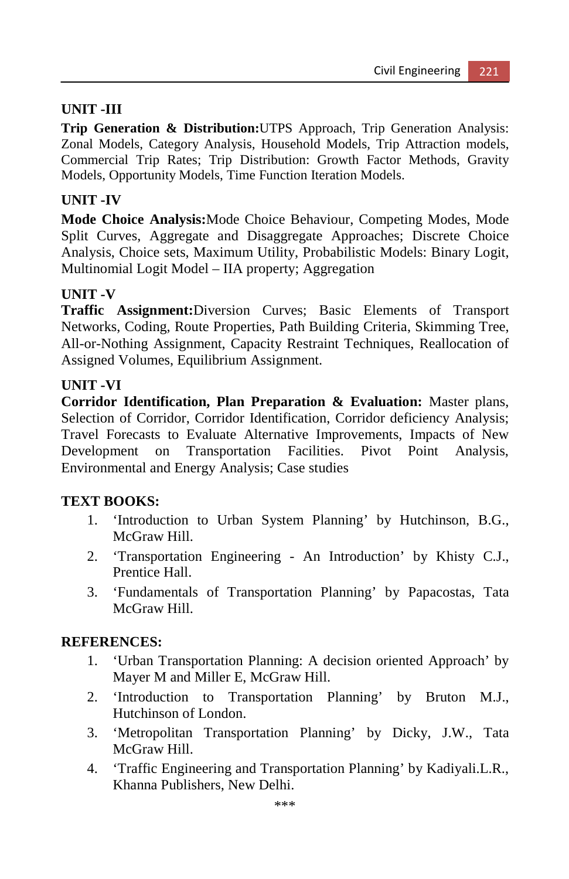## UNIT -III

**Trip Generation & Distribution:**UTPS Approach, Trip Generation Analysis: Zonal Models, Category Analysis, Household Models, Trip Attraction models, Commercial Trip Rates; Trip Distribution: Growth Factor Methods, Gravity Models, Opportunity Models, Time Function Iteration Models.

## UNIT -IV

**Mode Choice Analysis:**Mode Choice Behaviour, Competing Modes, Mode Split Curves, Aggregate and Disaggregate Approaches; Discrete Choice Analysis, Choice sets, Maximum Utility, Probabilistic Models: Binary Logit, Multinomial Logit Model – IIA property; Aggregation

## UNIT -V

**Traffic Assignment:**Diversion Curves; Basic Elements of Transport Networks, Coding, Route Properties, Path Building Criteria, Skimming Tree, All-or-Nothing Assignment, Capacity Restraint Techniques, Reallocation of Assigned Volumes, Equilibrium Assignment.

## UNIT -VI

**Corridor Identification, Plan Preparation & Evaluation:** Master plans, Selection of Corridor, Corridor Identification, Corridor deficiency Analysis; Travel Forecasts to Evaluate Alternative Improvements, Impacts of New Development on Transportation Facilities. Pivot Point Analysis, Environmental and Energy Analysis; Case studies

## TEXT BOOKS:

1. 'Introduction to Urban System Planning' by Hutchinson, B.G., McGraw Hill.
2. 'Transportation Engineering - An Introduction' by Khisty C.J., Prentice Hall.
3. 'Fundamentals of Transportation Planning' by Papacostas, Tata McGraw Hill.

## REFERENCES:

1. 'Urban Transportation Planning: A decision oriented Approach' by Mayer M and Miller E, McGraw Hill.
2. 'Introduction to Transportation Planning' by Bruton M.J., Hutchinson of London.
3. 'Metropolitan Transportation Planning' by Dicky, J.W., Tata McGraw Hill.
4. 'Traffic Engineering and Transportation Planning' by Kadiyali.L.R., Khanna Publishers, New Delhi.

***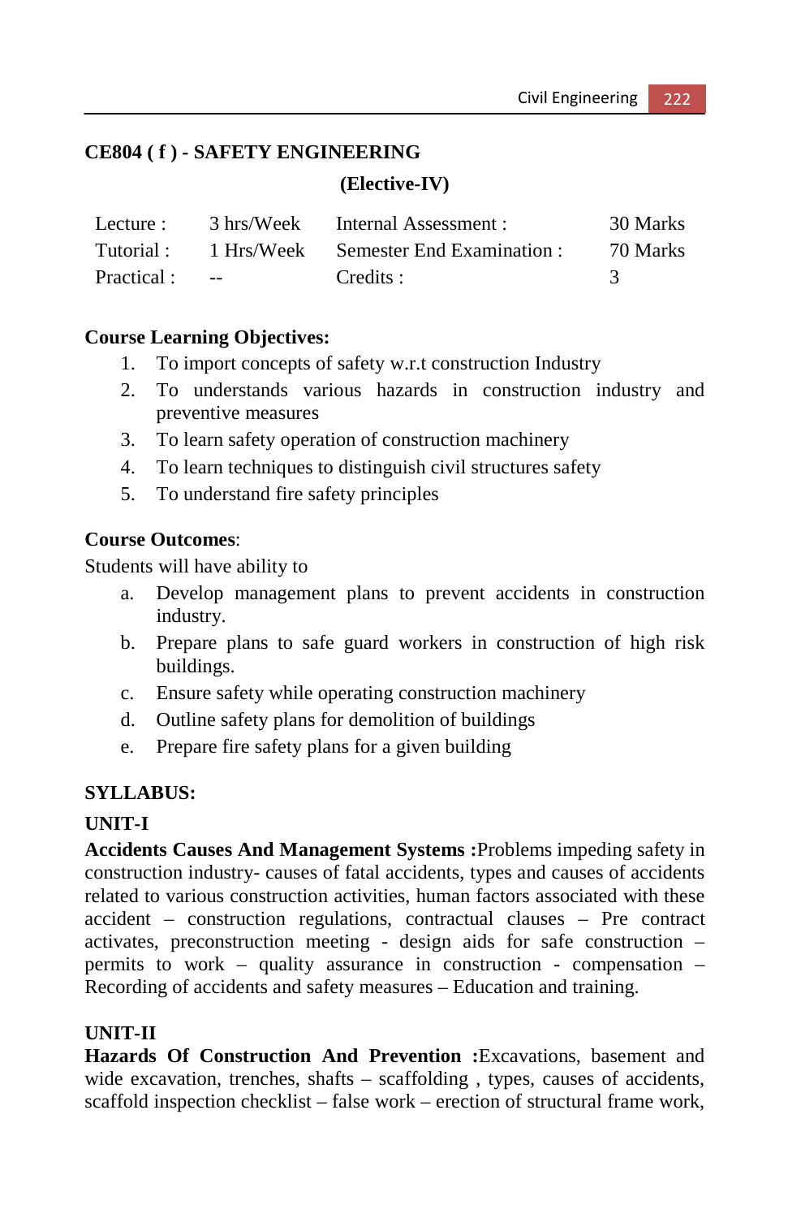## CE804 ( f ) - SAFETY ENGINEERING

**(Elective-IV)**

| | | | |
|---|---|---|---|
| Lecture : | 3 hrs/Week | Internal Assessment : | 30 Marks |
| Tutorial : | 1 Hrs/Week | Semester End Examination : | 70 Marks |
| Practical : | -- | Credits : | 3 |

**Course Learning Objectives:**

1. To import concepts of safety w.r.t construction Industry
2. To understands various hazards in construction industry and preventive measures
3. To learn safety operation of construction machinery
4. To learn techniques to distinguish civil structures safety
5. To understand fire safety principles

**Course Outcomes**:

Students will have ability to

a. Develop management plans to prevent accidents in construction industry.
b. Prepare plans to safe guard workers in construction of high risk buildings.
c. Ensure safety while operating construction machinery
d. Outline safety plans for demolition of buildings
e. Prepare fire safety plans for a given building

**SYLLABUS:**

**UNIT-I**

**Accidents Causes And Management Systems :**Problems impeding safety in construction industry- causes of fatal accidents, types and causes of accidents related to various construction activities, human factors associated with these accident – construction regulations, contractual clauses – Pre contract activates, preconstruction meeting - design aids for safe construction – permits to work – quality assurance in construction - compensation – Recording of accidents and safety measures – Education and training.

**UNIT-II**

**Hazards Of Construction And Prevention :**Excavations, basement and wide excavation, trenches, shafts – scaffolding , types, causes of accidents, scaffold inspection checklist – false work – erection of structural frame work,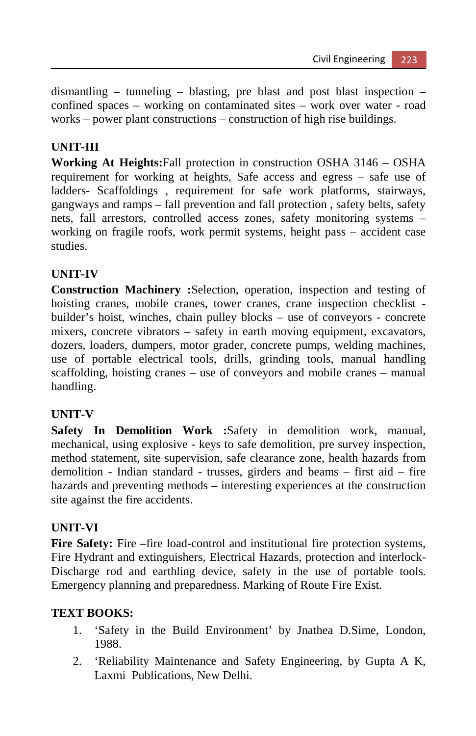dismantling – tunneling – blasting, pre blast and post blast inspection – confined spaces – working on contaminated sites – work over water - road works – power plant constructions – construction of high rise buildings.

## UNIT-III

**Working At Heights:**Fall protection in construction OSHA 3146 – OSHA requirement for working at heights, Safe access and egress – safe use of ladders- Scaffoldings , requirement for safe work platforms, stairways, gangways and ramps – fall prevention and fall protection , safety belts, safety nets, fall arrestors, controlled access zones, safety monitoring systems – working on fragile roofs, work permit systems, height pass – accident case studies.

## UNIT-IV

**Construction Machinery :**Selection, operation, inspection and testing of hoisting cranes, mobile cranes, tower cranes, crane inspection checklist - builder's hoist, winches, chain pulley blocks – use of conveyors - concrete mixers, concrete vibrators – safety in earth moving equipment, excavators, dozers, loaders, dumpers, motor grader, concrete pumps, welding machines, use of portable electrical tools, drills, grinding tools, manual handling scaffolding, hoisting cranes – use of conveyors and mobile cranes – manual handling.

## UNIT-V

**Safety In Demolition Work :**Safety in demolition work, manual, mechanical, using explosive - keys to safe demolition, pre survey inspection, method statement, site supervision, safe clearance zone, health hazards from demolition - Indian standard - trusses, girders and beams – first aid – fire hazards and preventing methods – interesting experiences at the construction site against the fire accidents.

## UNIT-VI

**Fire Safety:** Fire –fire load-control and institutional fire protection systems, Fire Hydrant and extinguishers, Electrical Hazards, protection and interlock-Discharge rod and earthling device, safety in the use of portable tools. Emergency planning and preparedness. Marking of Route Fire Exist.

## TEXT BOOKS:

1. 'Safety in the Build Environment' by Jnathea D.Sime, London, 1988.
2. 'Reliability Maintenance and Safety Engineering, by Gupta A K, Laxmi Publications, New Delhi.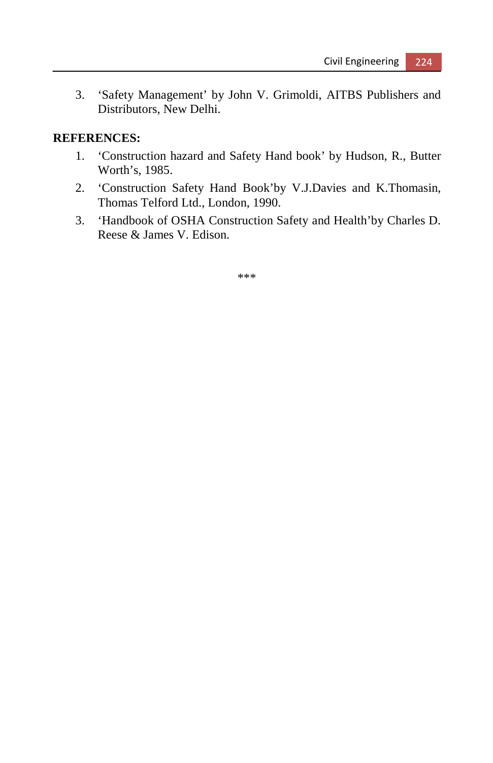3. 'Safety Management' by John V. Grimoldi, AITBS Publishers and Distributors, New Delhi.

**REFERENCES:**

1. 'Construction hazard and Safety Hand book' by Hudson, R., Butter Worth's, 1985.
2. 'Construction Safety Hand Book'by V.J.Davies and K.Thomasin, Thomas Telford Ltd., London, 1990.
3. 'Handbook of OSHA Construction Safety and Health'by Charles D. Reese & James V. Edison.

***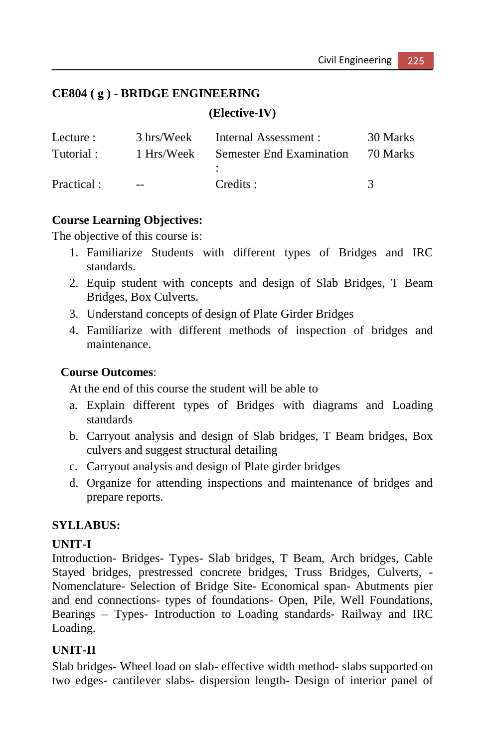## CE804 ( g ) - BRIDGE ENGINEERING

**(Elective-IV)**

| | | | |
|---|---|---|---|
| Lecture : | 3 hrs/Week | Internal Assessment : | 30 Marks |
| Tutorial : | 1 Hrs/Week | Semester End Examination : | 70 Marks |
| Practical : | -- | Credits : | 3 |

**Course Learning Objectives:**

The objective of this course is:

1. Familiarize Students with different types of Bridges and IRC standards.
2. Equip student with concepts and design of Slab Bridges, T Beam Bridges, Box Culverts.
3. Understand concepts of design of Plate Girder Bridges
4. Familiarize with different methods of inspection of bridges and maintenance.

**Course Outcomes**:

At the end of this course the student will be able to

a. Explain different types of Bridges with diagrams and Loading standards
b. Carryout analysis and design of Slab bridges, T Beam bridges, Box culvers and suggest structural detailing
c. Carryout analysis and design of Plate girder bridges
d. Organize for attending inspections and maintenance of bridges and prepare reports.

**SYLLABUS:**

**UNIT-I**

Introduction- Bridges- Types- Slab bridges, T Beam, Arch bridges, Cable Stayed bridges, prestressed concrete bridges, Truss Bridges, Culverts, -Nomenclature- Selection of Bridge Site- Economical span- Abutments pier and end connections- types of foundations- Open, Pile, Well Foundations, Bearings – Types- Introduction to Loading standards- Railway and IRC Loading.

**UNIT-II**

Slab bridges- Wheel load on slab- effective width method- slabs supported on two edges- cantilever slabs- dispersion length- Design of interior panel of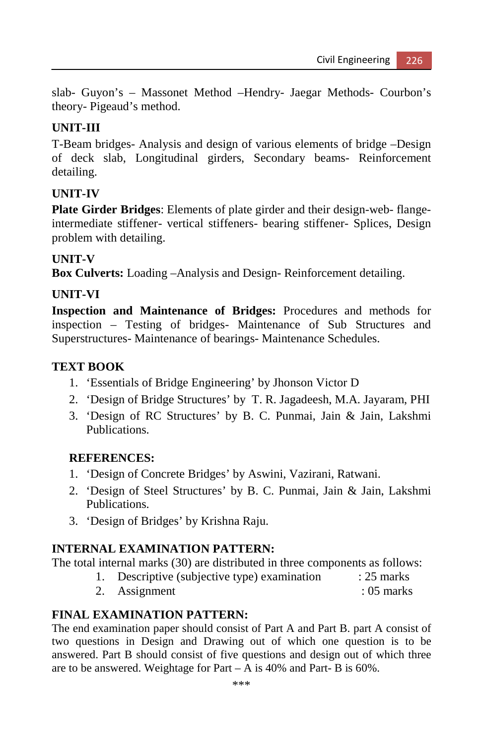slab- Guyon's – Massonet Method –Hendry- Jaegar Methods- Courbon's theory- Pigeaud's method.

**UNIT-III**

T-Beam bridges- Analysis and design of various elements of bridge –Design of deck slab, Longitudinal girders, Secondary beams- Reinforcement detailing.

**UNIT-IV**

**Plate Girder Bridges**: Elements of plate girder and their design-web- flange- intermediate stiffener- vertical stiffeners- bearing stiffener- Splices, Design problem with detailing.

**UNIT-V**

**Box Culverts:** Loading –Analysis and Design- Reinforcement detailing.

**UNIT-VI**

**Inspection and Maintenance of Bridges:** Procedures and methods for inspection – Testing of bridges- Maintenance of Sub Structures and Superstructures- Maintenance of bearings- Maintenance Schedules.

**TEXT BOOK**

1. 'Essentials of Bridge Engineering' by Jhonson Victor D
2. 'Design of Bridge Structures' by T. R. Jagadeesh, M.A. Jayaram, PHI
3. 'Design of RC Structures' by B. C. Punmai, Jain & Jain, Lakshmi Publications.

**REFERENCES:**

1. 'Design of Concrete Bridges' by Aswini, Vazirani, Ratwani.
2. 'Design of Steel Structures' by B. C. Punmai, Jain & Jain, Lakshmi Publications.
3. 'Design of Bridges' by Krishna Raju.

**INTERNAL EXAMINATION PATTERN:**

The total internal marks (30) are distributed in three components as follows:

1. Descriptive (subjective type) examination : 25 marks
2. Assignment : 05 marks

**FINAL EXAMINATION PATTERN:**

The end examination paper should consist of Part A and Part B. part A consist of two questions in Design and Drawing out of which one question is to be answered. Part B should consist of five questions and design out of which three are to be answered. Weightage for Part – A is 40% and Part- B is 60%.

\*\*\*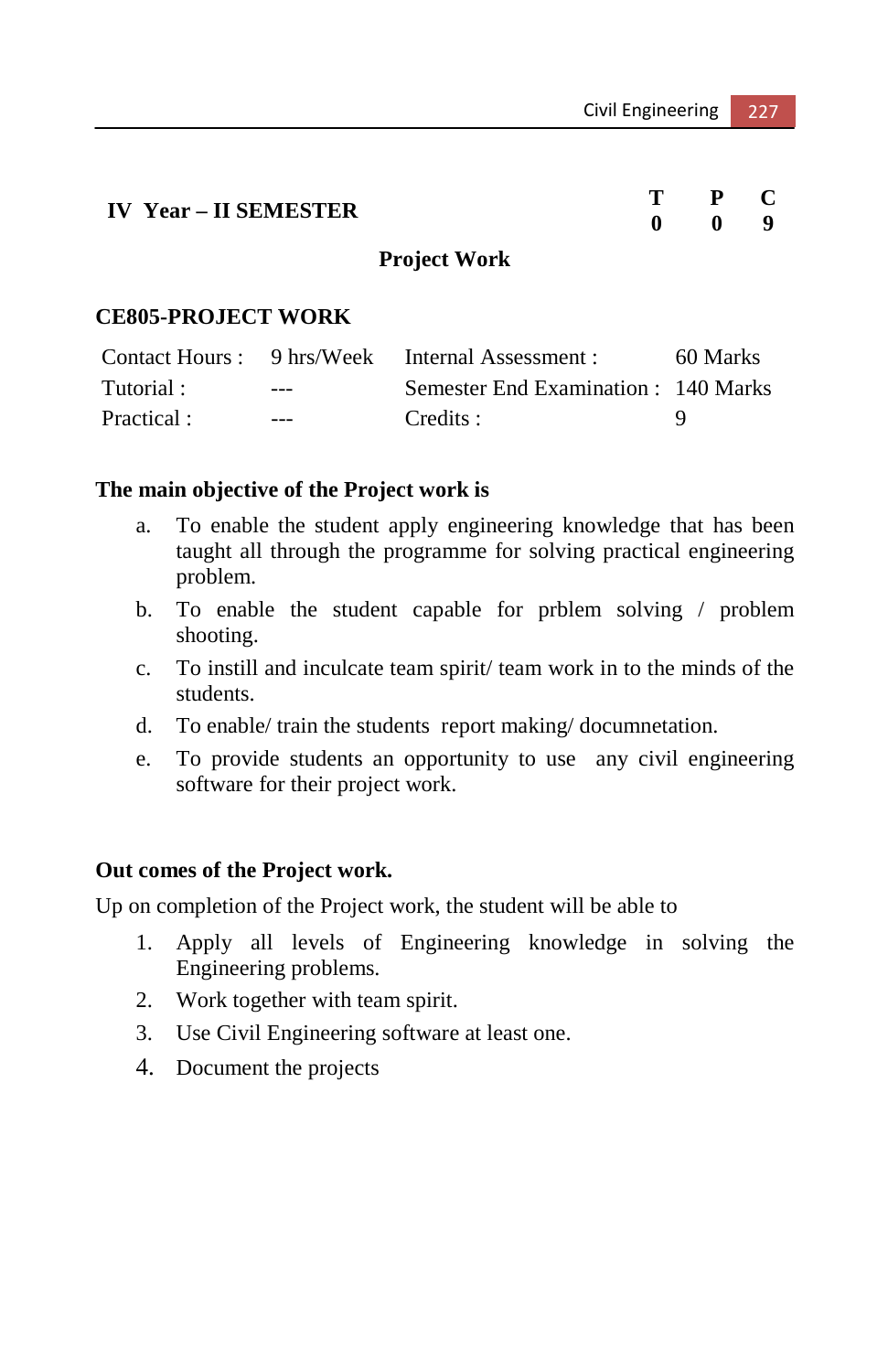**IV Year – II SEMESTER**

| T | P | C |
|---|---|---|
| 0 | 0 | 9 |

**Project Work**

## CE805-PROJECT WORK

| | | | |
|---|---|---|---|
| Contact Hours : | 9 hrs/Week | Internal Assessment : | 60 Marks |
| Tutorial : | --- | Semester End Examination : | 140 Marks |
| Practical : | --- | Credits : | 9 |

**The main objective of the Project work is**

a. To enable the student apply engineering knowledge that has been taught all through the programme for solving practical engineering problem.

b. To enable the student capable for prblem solving / problem shooting.

c. To instill and inculcate team spirit/ team work in to the minds of the students.

d. To enable/ train the students report making/ documnetation.

e. To provide students an opportunity to use any civil engineering software for their project work.

**Out comes of the Project work.**

Up on completion of the Project work, the student will be able to

1. Apply all levels of Engineering knowledge in solving the Engineering problems.
2. Work together with team spirit.
3. Use Civil Engineering software at least one.
4. Document the projects